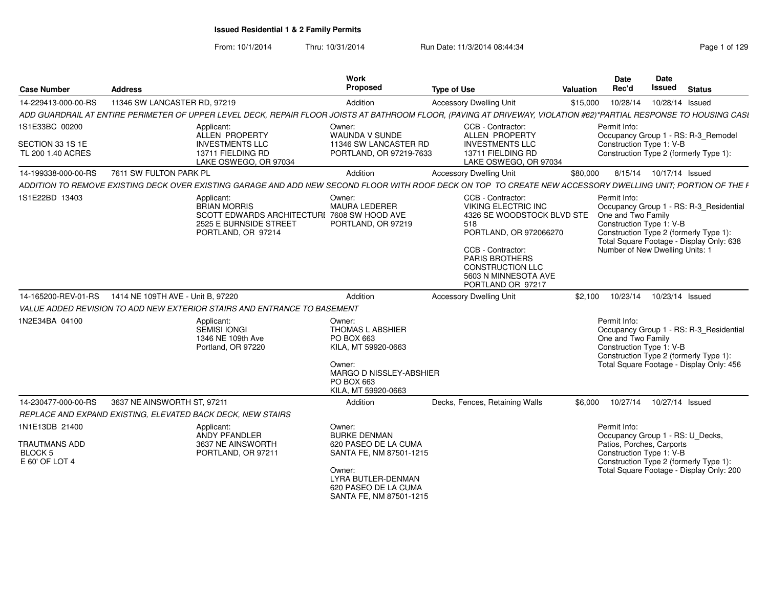# Issued Residential 1 & 2 Family Permits

From: 10/1/2014 Thru: 10/31/2014 Run Date: 11/3/2014 08:44:34

| Case Number | Address | Work Proposed | Type of Use | Valuation | Date Rec'd | Date Issued | Status |
|---|---|---|---|---|---|---|---|
| 14-229413-000-00-RS | 11346 SW LANCASTER RD, 97219 | Addition | Accessory Dwelling Unit | $15,000 | 10/28/14 | 10/28/14 | Issued |

*ADD GUARDRAIL AT ENTIRE PERIMETER OF UPPER LEVEL DECK, REPAIR FLOOR JOISTS AT BATHROOM FLOOR, (PAVING AT DRIVEWAY, VIOLATION #62)*PARTIAL RESPONSE TO HOUSING CASI*

1S1E33BC 00200
SECTION 33 1S 1E
TL 200 1.40 ACRES

Applicant:
ALLEN PROPERTY INVESTMENTS LLC
13711 FIELDING RD
LAKE OSWEGO, OR 97034

Owner:
WAUNDA V SUNDE
11346 SW LANCASTER RD
PORTLAND, OR 97219-7633

CCB - Contractor:
ALLEN PROPERTY INVESTMENTS LLC
13711 FIELDING RD
LAKE OSWEGO, OR 97034

Permit Info:
Occupancy Group 1 - RS: R-3_Remodel
Construction Type 1: V-B
Construction Type 2 (formerly Type 1):

| Case Number | Address | Work Proposed | Type of Use | Valuation | Date Rec'd | Date Issued | Status |
|---|---|---|---|---|---|---|---|
| 14-199338-000-00-RS | 7611 SW FULTON PARK PL | Addition | Accessory Dwelling Unit | $80,000 | 8/15/14 | 10/17/14 | Issued |

*ADDITION TO REMOVE EXISTING DECK OVER EXISTING GARAGE AND ADD NEW SECOND FLOOR WITH ROOF DECK ON TOP TO CREATE NEW ACCESSORY DWELLING UNIT; PORTION OF THE F*

1S1E22BD 13403

Applicant:
BRIAN MORRIS
SCOTT EDWARDS ARCHITECTURE
2525 E BURNSIDE STREET
PORTLAND, OR 97214

Owner:
MAURA LEDERER
7608 SW HOOD AVE
PORTLAND, OR 97219

CCB - Contractor:
VIKING ELECTRIC INC
4326 SE WOODSTOCK BLVD STE 518
PORTLAND, OR 972066270

CCB - Contractor:
PARIS BROTHERS CONSTRUCTION LLC
5603 N MINNESOTA AVE
PORTLAND OR 97217

Permit Info:
Occupancy Group 1 - RS: R-3_Residential One and Two Family
Construction Type 1: V-B
Construction Type 2 (formerly Type 1):
Total Square Footage - Display Only: 638
Number of New Dwelling Units: 1

| Case Number | Address | Work Proposed | Type of Use | Valuation | Date Rec'd | Date Issued | Status |
|---|---|---|---|---|---|---|---|
| 14-165200-REV-01-RS | 1414 NE 109TH AVE - Unit B, 97220 | Addition | Accessory Dwelling Unit | $2,100 | 10/23/14 | 10/23/14 | Issued |

*VALUE ADDED REVISION TO ADD NEW EXTERIOR STAIRS AND ENTRANCE TO BASEMENT*

1N2E34BA 04100

Applicant:
SEMISI IONGI
1346 NE 109th Ave
Portland, OR 97220

Owner:
THOMAS L ABSHIER
PO BOX 663
KILA, MT 59920-0663

Owner:
MARGO D NISSLEY-ABSHIER
PO BOX 663
KILA, MT 59920-0663

Permit Info:
Occupancy Group 1 - RS: R-3_Residential One and Two Family
Construction Type 1: V-B
Construction Type 2 (formerly Type 1):
Total Square Footage - Display Only: 456

| Case Number | Address | Work Proposed | Type of Use | Valuation | Date Rec'd | Date Issued | Status |
|---|---|---|---|---|---|---|---|
| 14-230477-000-00-RS | 3637 NE AINSWORTH ST, 97211 | Addition | Decks, Fences, Retaining Walls | $6,000 | 10/27/14 | 10/27/14 | Issued |

*REPLACE AND EXPAND EXISTING, ELEVATED BACK DECK, NEW STAIRS*

1N1E13DB 21400
TRAUTMANS ADD
BLOCK 5
E 60' OF LOT 4

Applicant:
ANDY PFANDLER
3637 NE AINSWORTH
PORTLAND, OR 97211

Owner:
BURKE DENMAN
620 PASEO DE LA CUMA
SANTA FE, NM 87501-1215

Owner:
LYRA BUTLER-DENMAN
620 PASEO DE LA CUMA
SANTA FE, NM 87501-1215

Permit Info:
Occupancy Group 1 - RS: U_Decks, Patios, Porches, Carports
Construction Type 1: V-B
Construction Type 2 (formerly Type 1):
Total Square Footage - Display Only: 200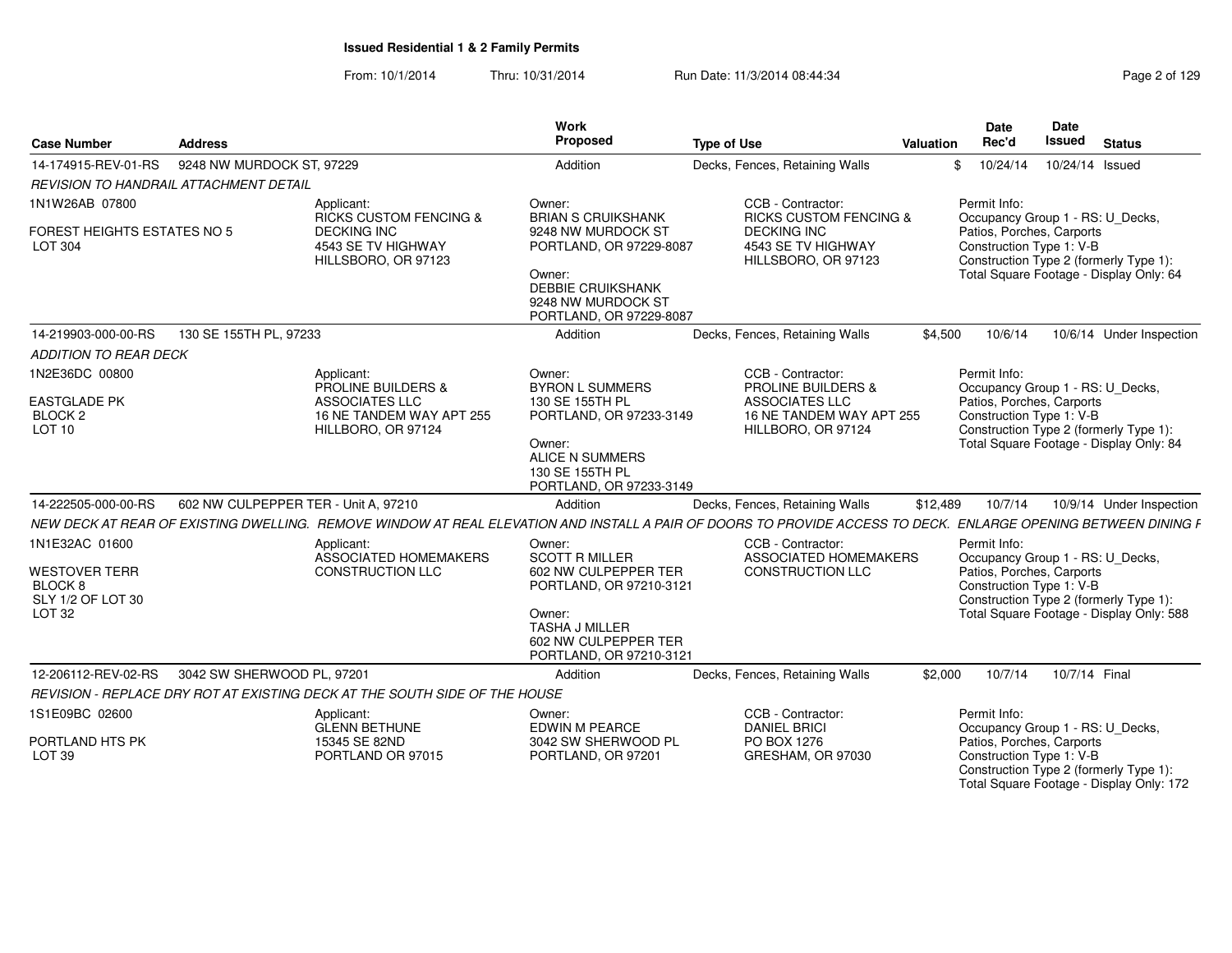**Issued Residential 1 & 2 Family Permits**

From: 10/1/2014 Thru: 10/31/2014 Run Date: 11/3/2014 08:44:34

| Case Number | Address | Work Proposed | Type of Use | Valuation | Date Rec'd | Date Issued | Status |
|---|---|---|---|---|---|---|---|
| 14-174915-REV-01-RS | 9248 NW MURDOCK ST, 97229 | Addition | Decks, Fences, Retaining Walls | $ | 10/24/14 | 10/24/14 | Issued |

*REVISION TO HANDRAIL ATTACHMENT DETAIL*

1N1W26AB 07800
FOREST HEIGHTS ESTATES NO 5
LOT 304

Applicant: RICKS CUSTOM FENCING & DECKING INC, 4543 SE TV HIGHWAY, HILLSBORO, OR 97123

Owner: BRIAN S CRUIKSHANK, 9248 NW MURDOCK ST, PORTLAND, OR 97229-8087
Owner: DEBBIE CRUIKSHANK, 9248 NW MURDOCK ST, PORTLAND, OR 97229-8087

CCB - Contractor: RICKS CUSTOM FENCING & DECKING INC, 4543 SE TV HIGHWAY, HILLSBORO, OR 97123

Permit Info: Occupancy Group 1 - RS: U_Decks, Patios, Porches, Carports; Construction Type 1: V-B; Construction Type 2 (formerly Type 1): ; Total Square Footage - Display Only: 64

| Case Number | Address | Work Proposed | Type of Use | Valuation | Date Rec'd | Date Issued | Status |
|---|---|---|---|---|---|---|---|
| 14-219903-000-00-RS | 130 SE 155TH PL, 97233 | Addition | Decks, Fences, Retaining Walls | $4,500 | 10/6/14 | 10/6/14 | Under Inspection |

*ADDITION TO REAR DECK*

1N2E36DC 00800
EASTGLADE PK
BLOCK 2
LOT 10

Applicant: PROLINE BUILDERS & ASSOCIATES LLC, 16 NE TANDEM WAY APT 255, HILLBORO, OR 97124

Owner: BYRON L SUMMERS, 130 SE 155TH PL, PORTLAND, OR 97233-3149
Owner: ALICE N SUMMERS, 130 SE 155TH PL, PORTLAND, OR 97233-3149

CCB - Contractor: PROLINE BUILDERS & ASSOCIATES LLC, 16 NE TANDEM WAY APT 255, HILLBORO, OR 97124

Permit Info: Occupancy Group 1 - RS: U_Decks, Patios, Porches, Carports; Construction Type 1: V-B; Construction Type 2 (formerly Type 1): ; Total Square Footage - Display Only: 84

| Case Number | Address | Work Proposed | Type of Use | Valuation | Date Rec'd | Date Issued | Status |
|---|---|---|---|---|---|---|---|
| 14-222505-000-00-RS | 602 NW CULPEPPER TER - Unit A, 97210 | Addition | Decks, Fences, Retaining Walls | $12,489 | 10/7/14 | 10/9/14 | Under Inspection |

*NEW DECK AT REAR OF EXISTING DWELLING. REMOVE WINDOW AT REAL ELEVATION AND INSTALL A PAIR OF DOORS TO PROVIDE ACCESS TO DECK. ENLARGE OPENING BETWEEN DINING F*

1N1E32AC 01600
WESTOVER TERR
BLOCK 8
SLY 1/2 OF LOT 30
LOT 32

Applicant: ASSOCIATED HOMEMAKERS CONSTRUCTION LLC

Owner: SCOTT R MILLER, 602 NW CULPEPPER TER, PORTLAND, OR 97210-3121
Owner: TASHA J MILLER, 602 NW CULPEPPER TER, PORTLAND, OR 97210-3121

CCB - Contractor: ASSOCIATED HOMEMAKERS CONSTRUCTION LLC

Permit Info: Occupancy Group 1 - RS: U_Decks, Patios, Porches, Carports; Construction Type 1: V-B; Construction Type 2 (formerly Type 1): ; Total Square Footage - Display Only: 588

| Case Number | Address | Work Proposed | Type of Use | Valuation | Date Rec'd | Date Issued | Status |
|---|---|---|---|---|---|---|---|
| 12-206112-REV-02-RS | 3042 SW SHERWOOD PL, 97201 | Addition | Decks, Fences, Retaining Walls | $2,000 | 10/7/14 | 10/7/14 | Final |

*REVISION - REPLACE DRY ROT AT EXISTING DECK AT THE SOUTH SIDE OF THE HOUSE*

1S1E09BC 02600
PORTLAND HTS PK
LOT 39

Applicant: GLENN BETHUNE, 15345 SE 82ND, PORTLAND OR 97015

Owner: EDWIN M PEARCE, 3042 SW SHERWOOD PL, PORTLAND, OR 97201

CCB - Contractor: DANIEL BRICI, PO BOX 1276, GRESHAM, OR 97030

Permit Info: Occupancy Group 1 - RS: U_Decks, Patios, Porches, Carports; Construction Type 1: V-B; Construction Type 2 (formerly Type 1): ; Total Square Footage - Display Only: 172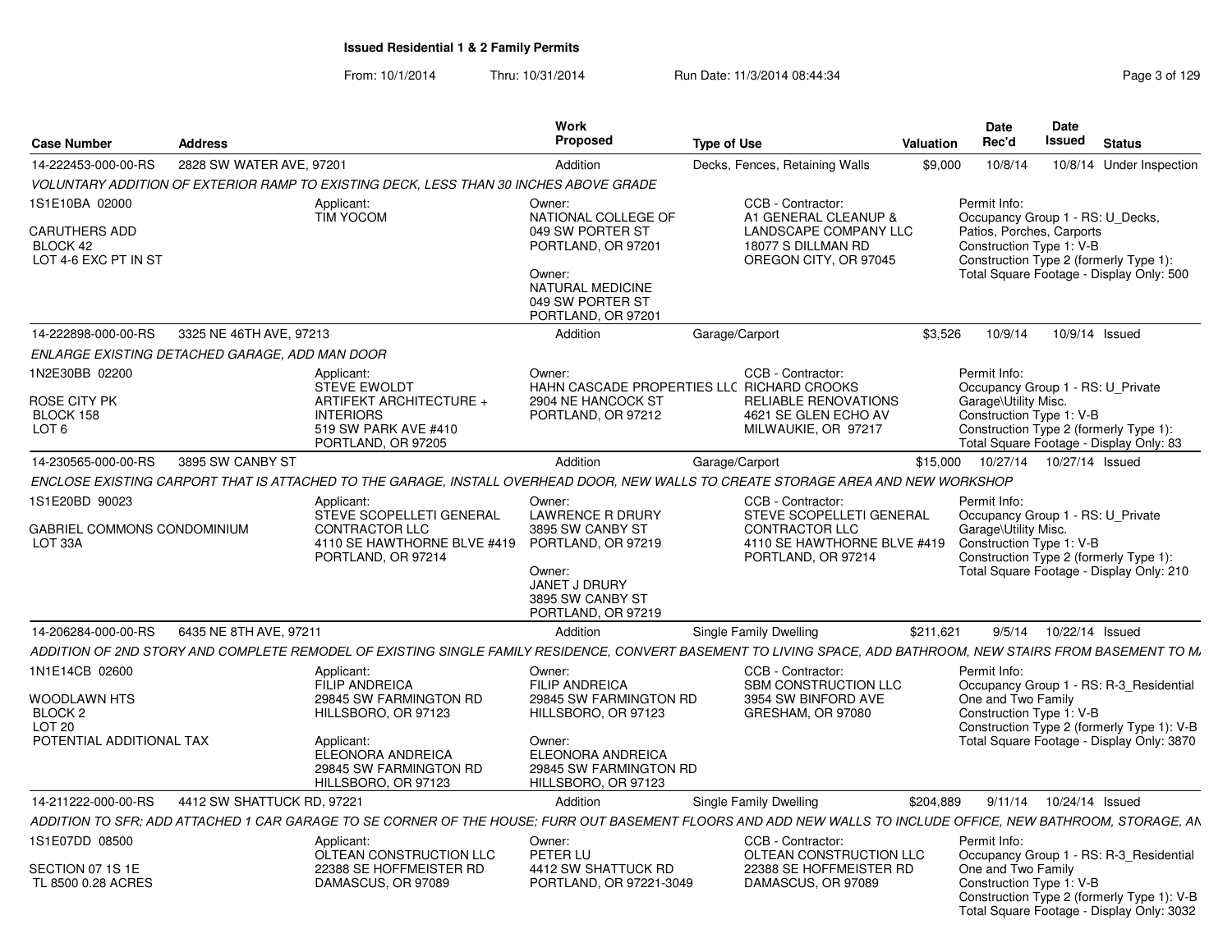**Issued Residential 1 & 2 Family Permits**

From: 10/1/2014 Thru: 10/31/2014 Run Date: 11/3/2014 08:44:34

| Case Number | Address | Work Proposed | Type of Use | Valuation | Date Rec'd | Date Issued | Status |
|---|---|---|---|---|---|---|---|
| 14-222453-000-00-RS | 2828 SW WATER AVE, 97201 | Addition | Decks, Fences, Retaining Walls | $9,000 | 10/8/14 | 10/8/14 | Under Inspection |

VOLUNTARY ADDITION OF EXTERIOR RAMP TO EXISTING DECK, LESS THAN 30 INCHES ABOVE GRADE

1S1E10BA 02000
CARUTHERS ADD
BLOCK 42
LOT 4-6 EXC PT IN ST

Applicant:
TIM YOCOM

Owner:
NATIONAL COLLEGE OF
049 SW PORTER ST
PORTLAND, OR 97201

Owner:
NATURAL MEDICINE
049 SW PORTER ST
PORTLAND, OR 97201

CCB - Contractor:
A1 GENERAL CLEANUP &
LANDSCAPE COMPANY LLC
18077 S DILLMAN RD
OREGON CITY, OR 97045

Permit Info:
Occupancy Group 1 - RS: U_Decks, Patios, Porches, Carports
Construction Type 1: V-B
Construction Type 2 (formerly Type 1):
Total Square Footage - Display Only: 500

| Case Number | Address | Work Proposed | Type of Use | Valuation | Date Rec'd | Date Issued | Status |
|---|---|---|---|---|---|---|---|
| 14-222898-000-00-RS | 3325 NE 46TH AVE, 97213 | Addition | Garage/Carport | $3,526 | 10/9/14 | 10/9/14 | Issued |

ENLARGE EXISTING DETACHED GARAGE, ADD MAN DOOR

1N2E30BB 02200
ROSE CITY PK
BLOCK 158
LOT 6

Applicant:
STEVE EWOLDT
ARTIFEKT ARCHITECTURE +
INTERIORS
519 SW PARK AVE #410
PORTLAND, OR 97205

Owner:
HAHN CASCADE PROPERTIES LLC
2904 NE HANCOCK ST
PORTLAND, OR 97212

CCB - Contractor:
RICHARD CROOKS
RELIABLE RENOVATIONS
4621 SE GLEN ECHO AV
MILWAUKIE, OR 97217

Permit Info:
Occupancy Group 1 - RS: U_Private Garage\Utility Misc.
Construction Type 1: V-B
Construction Type 2 (formerly Type 1):
Total Square Footage - Display Only: 83

| Case Number | Address | Work Proposed | Type of Use | Valuation | Date Rec'd | Date Issued | Status |
|---|---|---|---|---|---|---|---|
| 14-230565-000-00-RS | 3895 SW CANBY ST | Addition | Garage/Carport | $15,000 | 10/27/14 | 10/27/14 | Issued |

ENCLOSE EXISTING CARPORT THAT IS ATTACHED TO THE GARAGE, INSTALL OVERHEAD DOOR, NEW WALLS TO CREATE STORAGE AREA AND NEW WORKSHOP

1S1E20BD 90023
GABRIEL COMMONS CONDOMINIUM
LOT 33A

Applicant:
STEVE SCOPELLETI GENERAL
CONTRACTOR LLC
4110 SE HAWTHORNE BLVE #419
PORTLAND, OR 97214

Owner:
LAWRENCE R DRURY
3895 SW CANBY ST
PORTLAND, OR 97219

Owner:
JANET J DRURY
3895 SW CANBY ST
PORTLAND, OR 97219

CCB - Contractor:
STEVE SCOPELLETI GENERAL
CONTRACTOR LLC
4110 SE HAWTHORNE BLVE #419
PORTLAND, OR 97214

Permit Info:
Occupancy Group 1 - RS: U_Private Garage\Utility Misc.
Construction Type 1: V-B
Construction Type 2 (formerly Type 1):
Total Square Footage - Display Only: 210

| Case Number | Address | Work Proposed | Type of Use | Valuation | Date Rec'd | Date Issued | Status |
|---|---|---|---|---|---|---|---|
| 14-206284-000-00-RS | 6435 NE 8TH AVE, 97211 | Addition | Single Family Dwelling | $211,621 | 9/5/14 | 10/22/14 | Issued |

ADDITION OF 2ND STORY AND COMPLETE REMODEL OF EXISTING SINGLE FAMILY RESIDENCE, CONVERT BASEMENT TO LIVING SPACE, ADD BATHROOM, NEW STAIRS FROM BASEMENT TO M...

1N1E14CB 02600
WOODLAWN HTS
BLOCK 2
LOT 20
POTENTIAL ADDITIONAL TAX

Applicant:
FILIP ANDREICA
29845 SW FARMINGTON RD
HILLSBORO, OR 97123

Applicant:
ELEONORA ANDREICA
29845 SW FARMINGTON RD
HILLSBORO, OR 97123

Owner:
FILIP ANDREICA
29845 SW FARMINGTON RD
HILLSBORO, OR 97123

Owner:
ELEONORA ANDREICA
29845 SW FARMINGTON RD
HILLSBORO, OR 97123

CCB - Contractor:
SBM CONSTRUCTION LLC
3954 SW BINFORD AVE
GRESHAM, OR 97080

Permit Info:
Occupancy Group 1 - RS: R-3_Residential One and Two Family
Construction Type 1: V-B
Construction Type 2 (formerly Type 1): V-B
Total Square Footage - Display Only: 3870

| Case Number | Address | Work Proposed | Type of Use | Valuation | Date Rec'd | Date Issued | Status |
|---|---|---|---|---|---|---|---|
| 14-211222-000-00-RS | 4412 SW SHATTUCK RD, 97221 | Addition | Single Family Dwelling | $204,889 | 9/11/14 | 10/24/14 | Issued |

ADDITION TO SFR; ADD ATTACHED 1 CAR GARAGE TO SE CORNER OF THE HOUSE; FURR OUT BASEMENT FLOORS AND ADD NEW WALLS TO INCLUDE OFFICE, NEW BATHROOM, STORAGE, AN...

1S1E07DD 08500
SECTION 07 1S 1E
TL 8500 0.28 ACRES

Applicant:
OLTEAN CONSTRUCTION LLC
22388 SE HOFFMEISTER RD
DAMASCUS, OR 97089

Owner:
PETER LU
4412 SW SHATTUCK RD
PORTLAND, OR 97221-3049

CCB - Contractor:
OLTEAN CONSTRUCTION LLC
22388 SE HOFFMEISTER RD
DAMASCUS, OR 97089

Permit Info:
Occupancy Group 1 - RS: R-3_Residential One and Two Family
Construction Type 1: V-B
Construction Type 2 (formerly Type 1): V-B
Total Square Footage - Display Only: 3032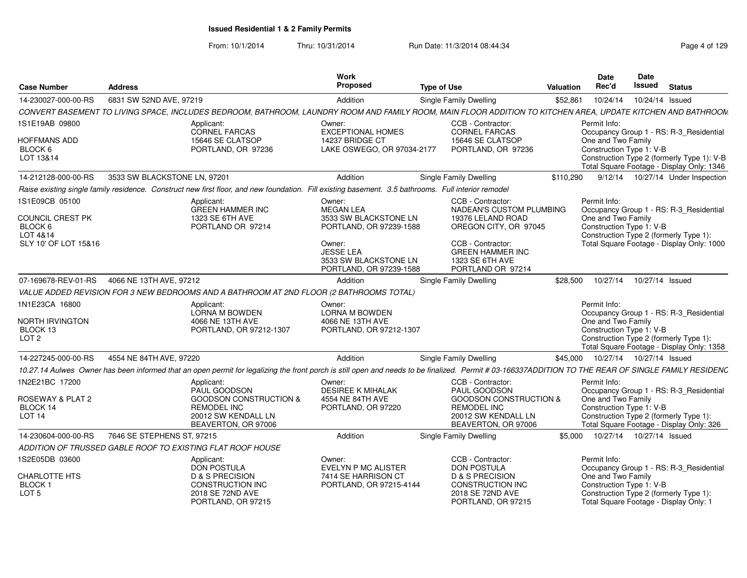**Issued Residential 1 & 2 Family Permits**

From: 10/1/2014 Thru: 10/31/2014 Run Date: 11/3/2014 08:44:34

| Case Number | Address | Work Proposed | Type of Use | Valuation | Date Rec'd | Date Issued | Status |
|---|---|---|---|---|---|---|---|
| 14-230027-000-00-RS | 6831 SW 52ND AVE, 97219 | Addition | Single Family Dwelling | $52,861 | 10/24/14 | 10/24/14 | Issued |

*CONVERT BASEMENT TO LIVING SPACE, INCLUDES BEDROOM, BATHROOM, LAUNDRY ROOM AND FAMILY ROOM, MAIN FLOOR ADDITION TO KITCHEN AREA, UPDATE KITCHEN AND BATHROOM*

1S1E19AB 09800
HOFFMANS ADD
BLOCK 6
LOT 13&14

Applicant: CORNEL FARCAS, 15646 SE CLATSOP, PORTLAND, OR 97236

Owner: EXCEPTIONAL HOMES, 14237 BRIDGE CT, LAKE OSWEGO, OR 97034-2177

CCB - Contractor: CORNEL FARCAS, 15646 SE CLATSOP, PORTLAND, OR 97236

Permit Info: Occupancy Group 1 - RS: R-3_Residential One and Two Family; Construction Type 1: V-B; Construction Type 2 (formerly Type 1): V-B; Total Square Footage - Display Only: 1346

| Case Number | Address | Work Proposed | Type of Use | Valuation | Date Rec'd | Date Issued | Status |
|---|---|---|---|---|---|---|---|
| 14-212128-000-00-RS | 3533 SW BLACKSTONE LN, 97201 | Addition | Single Family Dwelling | $110,290 | 9/12/14 | 10/27/14 | Under Inspection |

*Raise existing single family residence. Construct new first floor, and new foundation. Fill existing basement. 3.5 bathrooms. Full interior remodel*

1S1E09CB 05100
COUNCIL CREST PK
BLOCK 6
LOT 4&14
SLY 10' OF LOT 15&16

Applicant: GREEN HAMMER INC, 1323 SE 6TH AVE, PORTLAND OR 97214

Owner: MEGAN LEA, 3533 SW BLACKSTONE LN, PORTLAND, OR 97239-1588

Owner: JESSE LEA, 3533 SW BLACKSTONE LN, PORTLAND, OR 97239-1588

CCB - Contractor: NADEAN'S CUSTOM PLUMBING, 19376 LELAND ROAD, OREGON CITY, OR 97045

CCB - Contractor: GREEN HAMMER INC, 1323 SE 6TH AVE, PORTLAND OR 97214

Permit Info: Occupancy Group 1 - RS: R-3_Residential One and Two Family; Construction Type 1: V-B; Construction Type 2 (formerly Type 1):; Total Square Footage - Display Only: 1000

| Case Number | Address | Work Proposed | Type of Use | Valuation | Date Rec'd | Date Issued | Status |
|---|---|---|---|---|---|---|---|
| 07-169678-REV-01-RS | 4066 NE 13TH AVE, 97212 | Addition | Single Family Dwelling | $28,500 | 10/27/14 | 10/27/14 | Issued |

*VALUE ADDED REVISION FOR 3 NEW BEDROOMS AND A BATHROOM AT 2ND FLOOR (2 BATHROOMS TOTAL)*

1N1E23CA 16800
NORTH IRVINGTON
BLOCK 13
LOT 2

Applicant: LORNA M BOWDEN, 4066 NE 13TH AVE, PORTLAND, OR 97212-1307

Owner: LORNA M BOWDEN, 4066 NE 13TH AVE, PORTLAND, OR 97212-1307

Permit Info: Occupancy Group 1 - RS: R-3_Residential One and Two Family; Construction Type 1: V-B; Construction Type 2 (formerly Type 1):; Total Square Footage - Display Only: 1358

| Case Number | Address | Work Proposed | Type of Use | Valuation | Date Rec'd | Date Issued | Status |
|---|---|---|---|---|---|---|---|
| 14-227245-000-00-RS | 4554 NE 84TH AVE, 97220 | Addition | Single Family Dwelling | $45,000 | 10/27/14 | 10/27/14 | Issued |

*10.27.14 Aulwes Owner has been informed that an open permit for legalizing the front porch is still open and needs to be finalized. Permit # 03-166337ADDITION TO THE REAR OF SINGLE FAMILY RESIDENC*

1N2E21BC 17200
ROSEWAY & PLAT 2
BLOCK 14
LOT 14

Applicant: PAUL GOODSON, GOODSON CONSTRUCTION & REMODEL INC, 20012 SW KENDALL LN, BEAVERTON, OR 97006

Owner: DESIREE K MIHALAK, 4554 NE 84TH AVE, PORTLAND, OR 97220

CCB - Contractor: PAUL GOODSON, GOODSON CONSTRUCTION & REMODEL INC, 20012 SW KENDALL LN, BEAVERTON, OR 97006

Permit Info: Occupancy Group 1 - RS: R-3_Residential One and Two Family; Construction Type 1: V-B; Construction Type 2 (formerly Type 1):; Total Square Footage - Display Only: 326

| Case Number | Address | Work Proposed | Type of Use | Valuation | Date Rec'd | Date Issued | Status |
|---|---|---|---|---|---|---|---|
| 14-230604-000-00-RS | 7646 SE STEPHENS ST, 97215 | Addition | Single Family Dwelling | $5,000 | 10/27/14 | 10/27/14 | Issued |

*ADDITION OF TRUSSED GABLE ROOF TO EXISTING FLAT ROOF HOUSE*

1S2E05DB 03600
CHARLOTTE HTS
BLOCK 1
LOT 5

Applicant: DON POSTULA, D & S PRECISION CONSTRUCTION INC, 2018 SE 72ND AVE, PORTLAND, OR 97215

Owner: EVELYN P MC ALISTER, 7414 SE HARRISON CT, PORTLAND, OR 97215-4144

CCB - Contractor: DON POSTULA, D & S PRECISION CONSTRUCTION INC, 2018 SE 72ND AVE, PORTLAND, OR 97215

Permit Info: Occupancy Group 1 - RS: R-3_Residential One and Two Family; Construction Type 1: V-B; Construction Type 2 (formerly Type 1):; Total Square Footage - Display Only: 1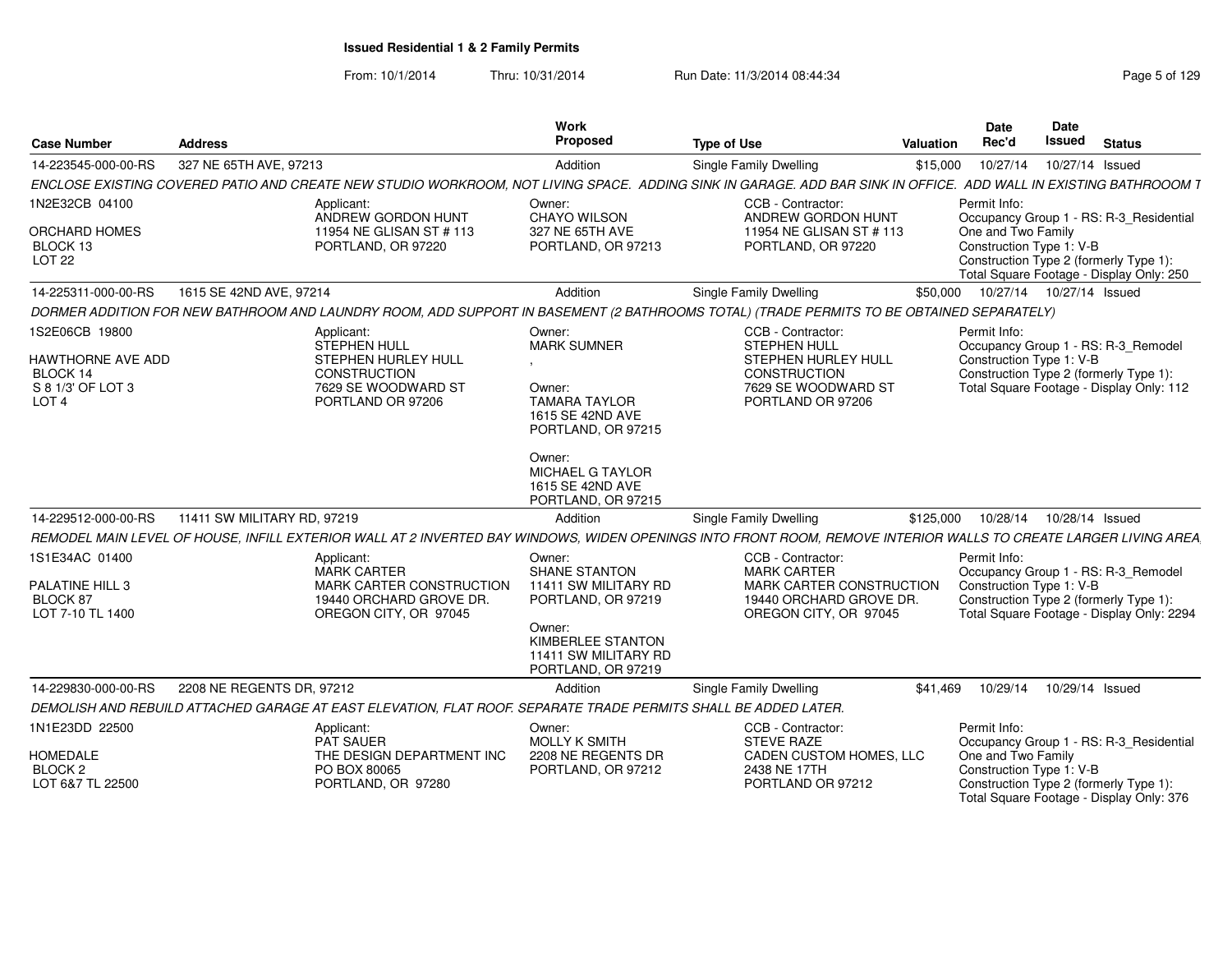**Issued Residential 1 & 2 Family Permits**

From: 10/1/2014 Thru: 10/31/2014 Run Date: 11/3/2014 08:44:34

| Case Number | Address | Work Proposed | Type of Use | Valuation | Date Rec'd | Date Issued | Status |
|---|---|---|---|---|---|---|---|
| 14-223545-000-00-RS | 327 NE 65TH AVE, 97213 | Addition | Single Family Dwelling | $15,000 | 10/27/14 | 10/27/14 | Issued |

*ENCLOSE EXISTING COVERED PATIO AND CREATE NEW STUDIO WORKROOM, NOT LIVING SPACE. ADDING SINK IN GARAGE. ADD BAR SINK IN OFFICE. ADD WALL IN EXISTING BATHROOOM T*

1N2E32CB 04100
ORCHARD HOMES
BLOCK 13
LOT 22

Applicant: ANDREW GORDON HUNT, 11954 NE GLISAN ST # 113, PORTLAND, OR 97220

Owner: CHAYO WILSON, 327 NE 65TH AVE, PORTLAND, OR 97213

CCB - Contractor: ANDREW GORDON HUNT, 11954 NE GLISAN ST # 113, PORTLAND, OR 97220

Permit Info: Occupancy Group 1 - RS: R-3_Residential One and Two Family; Construction Type 1: V-B; Construction Type 2 (formerly Type 1): ; Total Square Footage - Display Only: 250

| Case Number | Address | Work Proposed | Type of Use | Valuation | Date Rec'd | Date Issued | Status |
|---|---|---|---|---|---|---|---|
| 14-225311-000-00-RS | 1615 SE 42ND AVE, 97214 | Addition | Single Family Dwelling | $50,000 | 10/27/14 | 10/27/14 | Issued |

*DORMER ADDITION FOR NEW BATHROOM AND LAUNDRY ROOM, ADD SUPPORT IN BASEMENT (2 BATHROOMS TOTAL) (TRADE PERMITS TO BE OBTAINED SEPARATELY)*

1S2E06CB 19800
HAWTHORNE AVE ADD
BLOCK 14
S 8 1/3' OF LOT 3
LOT 4

Applicant: STEPHEN HULL, STEPHEN HURLEY HULL CONSTRUCTION, 7629 SE WOODWARD ST, PORTLAND OR 97206

Owner: MARK SUMNER ,

Owner: TAMARA TAYLOR, 1615 SE 42ND AVE, PORTLAND, OR 97215

Owner: MICHAEL G TAYLOR, 1615 SE 42ND AVE, PORTLAND, OR 97215

CCB - Contractor: STEPHEN HULL, STEPHEN HURLEY HULL CONSTRUCTION, 7629 SE WOODWARD ST, PORTLAND OR 97206

Permit Info: Occupancy Group 1 - RS: R-3_Remodel; Construction Type 1: V-B; Construction Type 2 (formerly Type 1): ; Total Square Footage - Display Only: 112

| Case Number | Address | Work Proposed | Type of Use | Valuation | Date Rec'd | Date Issued | Status |
|---|---|---|---|---|---|---|---|
| 14-229512-000-00-RS | 11411 SW MILITARY RD, 97219 | Addition | Single Family Dwelling | $125,000 | 10/28/14 | 10/28/14 | Issued |

*REMODEL MAIN LEVEL OF HOUSE, INFILL EXTERIOR WALL AT 2 INVERTED BAY WINDOWS, WIDEN OPENINGS INTO FRONT ROOM, REMOVE INTERIOR WALLS TO CREATE LARGER LIVING AREA,*

1S1E34AC 01400
PALATINE HILL 3
BLOCK 87
LOT 7-10 TL 1400

Applicant: MARK CARTER, MARK CARTER CONSTRUCTION, 19440 ORCHARD GROVE DR., OREGON CITY, OR 97045

Owner: SHANE STANTON, 11411 SW MILITARY RD, PORTLAND, OR 97219

Owner: KIMBERLEE STANTON, 11411 SW MILITARY RD, PORTLAND, OR 97219

CCB - Contractor: MARK CARTER, MARK CARTER CONSTRUCTION, 19440 ORCHARD GROVE DR., OREGON CITY, OR 97045

Permit Info: Occupancy Group 1 - RS: R-3_Remodel; Construction Type 1: V-B; Construction Type 2 (formerly Type 1): ; Total Square Footage - Display Only: 2294

| Case Number | Address | Work Proposed | Type of Use | Valuation | Date Rec'd | Date Issued | Status |
|---|---|---|---|---|---|---|---|
| 14-229830-000-00-RS | 2208 NE REGENTS DR, 97212 | Addition | Single Family Dwelling | $41,469 | 10/29/14 | 10/29/14 | Issued |

*DEMOLISH AND REBUILD ATTACHED GARAGE AT EAST ELEVATION, FLAT ROOF. SEPARATE TRADE PERMITS SHALL BE ADDED LATER.*

1N1E23DD 22500
HOMEDALE
BLOCK 2
LOT 6&7 TL 22500

Applicant: PAT SAUER, THE DESIGN DEPARTMENT INC, PO BOX 80065, PORTLAND, OR 97280

Owner: MOLLY K SMITH, 2208 NE REGENTS DR, PORTLAND, OR 97212

CCB - Contractor: STEVE RAZE, CADEN CUSTOM HOMES, LLC, 2438 NE 17TH, PORTLAND OR 97212

Permit Info: Occupancy Group 1 - RS: R-3_Residential One and Two Family; Construction Type 1: V-B; Construction Type 2 (formerly Type 1): ; Total Square Footage - Display Only: 376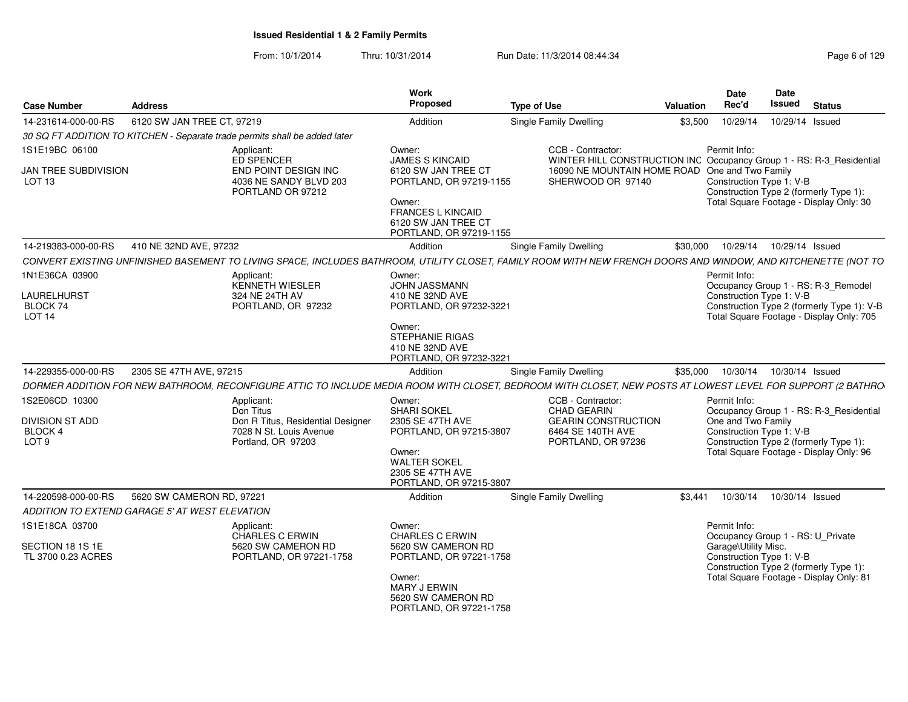# Issued Residential 1 & 2 Family Permits

From: 10/1/2014 Thru: 10/31/2014 Run Date: 11/3/2014 08:44:34

| Case Number | Address | Work Proposed | Type of Use | Valuation | Date Rec'd | Date Issued | Status |
|---|---|---|---|---|---|---|---|
| 14-231614-000-00-RS | 6120 SW JAN TREE CT, 97219 | Addition | Single Family Dwelling | $3,500 | 10/29/14 | 10/29/14 | Issued |

*30 SQ FT ADDITION TO KITCHEN - Separate trade permits shall be added later*

- 1S1E19BC 06100
- JAN TREE SUBDIVISION
- LOT 13

Applicant: ED SPENCER, END POINT DESIGN INC, 4036 NE SANDY BLVD 203, PORTLAND OR 97212

Owner: JAMES S KINCAID, 6120 SW JAN TREE CT, PORTLAND, OR 97219-1155

Owner: FRANCES L KINCAID, 6120 SW JAN TREE CT, PORTLAND, OR 97219-1155

CCB - Contractor: WINTER HILL CONSTRUCTION INC, 16090 NE MOUNTAIN HOME ROAD, SHERWOOD OR 97140

Permit Info: Occupancy Group 1 - RS: R-3_Residential One and Two Family; Construction Type 1: V-B; Construction Type 2 (formerly Type 1):; Total Square Footage - Display Only: 30

| Case Number | Address | Work Proposed | Type of Use | Valuation | Date Rec'd | Date Issued | Status |
|---|---|---|---|---|---|---|---|
| 14-219383-000-00-RS | 410 NE 32ND AVE, 97232 | Addition | Single Family Dwelling | $30,000 | 10/29/14 | 10/29/14 | Issued |

*CONVERT EXISTING UNFINISHED BASEMENT TO LIVING SPACE, INCLUDES BATHROOM, UTILITY CLOSET, FAMILY ROOM WITH NEW FRENCH DOORS AND WINDOW, AND KITCHENETTE (NOT TO*

- 1N1E36CA 03900
- LAURELHURST
- BLOCK 74
- LOT 14

Applicant: KENNETH WIESLER, 324 NE 24TH AV, PORTLAND, OR 97232

Owner: JOHN JASSMANN, 410 NE 32ND AVE, PORTLAND, OR 97232-3221

Owner: STEPHANIE RIGAS, 410 NE 32ND AVE, PORTLAND, OR 97232-3221

Permit Info: Occupancy Group 1 - RS: R-3_Remodel; Construction Type 1: V-B; Construction Type 2 (formerly Type 1): V-B; Total Square Footage - Display Only: 705

| Case Number | Address | Work Proposed | Type of Use | Valuation | Date Rec'd | Date Issued | Status |
|---|---|---|---|---|---|---|---|
| 14-229355-000-00-RS | 2305 SE 47TH AVE, 97215 | Addition | Single Family Dwelling | $35,000 | 10/30/14 | 10/30/14 | Issued |

*DORMER ADDITION FOR NEW BATHROOM, RECONFIGURE ATTIC TO INCLUDE MEDIA ROOM WITH CLOSET, BEDROOM WITH CLOSET, NEW POSTS AT LOWEST LEVEL FOR SUPPORT (2 BATHRO*

- 1S2E06CD 10300
- DIVISION ST ADD
- BLOCK 4
- LOT 9

Applicant: Don Titus, Don R Titus, Residential Designer, 7028 N St. Louis Avenue, Portland, OR 97203

Owner: SHARI SOKEL, 2305 SE 47TH AVE, PORTLAND, OR 97215-3807

Owner: WALTER SOKEL, 2305 SE 47TH AVE, PORTLAND, OR 97215-3807

CCB - Contractor: CHAD GEARIN, GEARIN CONSTRUCTION, 6464 SE 140TH AVE, PORTLAND, OR 97236

Permit Info: Occupancy Group 1 - RS: R-3_Residential One and Two Family; Construction Type 1: V-B; Construction Type 2 (formerly Type 1):; Total Square Footage - Display Only: 96

| Case Number | Address | Work Proposed | Type of Use | Valuation | Date Rec'd | Date Issued | Status |
|---|---|---|---|---|---|---|---|
| 14-220598-000-00-RS | 5620 SW CAMERON RD, 97221 | Addition | Single Family Dwelling | $3,441 | 10/30/14 | 10/30/14 | Issued |

*ADDITION TO EXTEND GARAGE 5' AT WEST ELEVATION*

- 1S1E18CA 03700
- SECTION 18 1S 1E
- TL 3700 0.23 ACRES

Applicant: CHARLES C ERWIN, 5620 SW CAMERON RD, PORTLAND, OR 97221-1758

Owner: CHARLES C ERWIN, 5620 SW CAMERON RD, PORTLAND, OR 97221-1758

Owner: MARY J ERWIN, 5620 SW CAMERON RD, PORTLAND, OR 97221-1758

Permit Info: Occupancy Group 1 - RS: U_Private Garage\Utility Misc.; Construction Type 1: V-B; Construction Type 2 (formerly Type 1):; Total Square Footage - Display Only: 81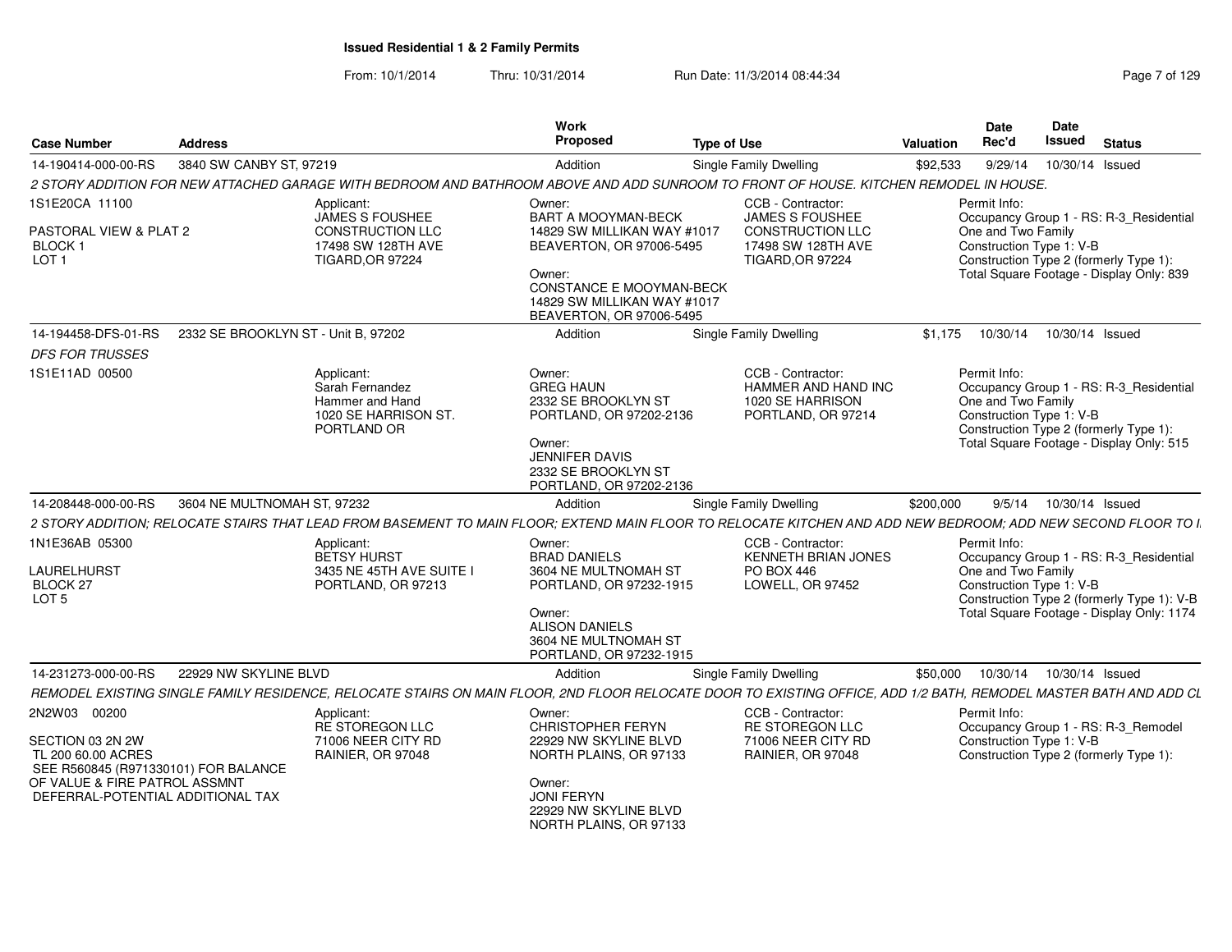# Issued Residential 1 & 2 Family Permits

From: 10/1/2014 Thru: 10/31/2014 Run Date: 11/3/2014 08:44:34

| Case Number | Address | Work Proposed | Type of Use | Valuation | Date Rec'd | Date Issued | Status |
|---|---|---|---|---|---|---|---|
| 14-190414-000-00-RS | 3840 SW CANBY ST, 97219 | Addition | Single Family Dwelling | $92,533 | 9/29/14 | 10/30/14 | Issued |

*2 STORY ADDITION FOR NEW ATTACHED GARAGE WITH BEDROOM AND BATHROOM ABOVE AND ADD SUNROOM TO FRONT OF HOUSE. KITCHEN REMODEL IN HOUSE.*

1S1E20CA 11100
PASTORAL VIEW & PLAT 2
BLOCK 1
LOT 1

Applicant:
JAMES S FOUSHEE
CONSTRUCTION LLC
17498 SW 128TH AVE
TIGARD,OR 97224

Owner:
BART A MOOYMAN-BECK
14829 SW MILLIKAN WAY #1017
BEAVERTON, OR 97006-5495

Owner:
CONSTANCE E MOOYMAN-BECK
14829 SW MILLIKAN WAY #1017
BEAVERTON, OR 97006-5495

CCB - Contractor:
JAMES S FOUSHEE
CONSTRUCTION LLC
17498 SW 128TH AVE
TIGARD,OR 97224

Permit Info:
Occupancy Group 1 - RS: R-3_Residential One and Two Family
Construction Type 1: V-B
Construction Type 2 (formerly Type 1):
Total Square Footage - Display Only: 839

| Case Number | Address | Work Proposed | Type of Use | Valuation | Date Rec'd | Date Issued | Status |
|---|---|---|---|---|---|---|---|
| 14-194458-DFS-01-RS | 2332 SE BROOKLYN ST - Unit B, 97202 | Addition | Single Family Dwelling | $1,175 | 10/30/14 | 10/30/14 | Issued |

*DFS FOR TRUSSES*

1S1E11AD 00500

Applicant:
Sarah Fernandez
Hammer and Hand
1020 SE HARRISON ST.
PORTLAND OR

Owner:
GREG HAUN
2332 SE BROOKLYN ST
PORTLAND, OR 97202-2136

Owner:
JENNIFER DAVIS
2332 SE BROOKLYN ST
PORTLAND, OR 97202-2136

CCB - Contractor:
HAMMER AND HAND INC
1020 SE HARRISON
PORTLAND, OR 97214

Permit Info:
Occupancy Group 1 - RS: R-3_Residential One and Two Family
Construction Type 1: V-B
Construction Type 2 (formerly Type 1):
Total Square Footage - Display Only: 515

| Case Number | Address | Work Proposed | Type of Use | Valuation | Date Rec'd | Date Issued | Status |
|---|---|---|---|---|---|---|---|
| 14-208448-000-00-RS | 3604 NE MULTNOMAH ST, 97232 | Addition | Single Family Dwelling | $200,000 | 9/5/14 | 10/30/14 | Issued |

*2 STORY ADDITION; RELOCATE STAIRS THAT LEAD FROM BASEMENT TO MAIN FLOOR; EXTEND MAIN FLOOR TO RELOCATE KITCHEN AND ADD NEW BEDROOM; ADD NEW SECOND FLOOR TO I*

1N1E36AB 05300
LAURELHURST
BLOCK 27
LOT 5

Applicant:
BETSY HURST
3435 NE 45TH AVE SUITE I
PORTLAND, OR 97213

Owner:
BRAD DANIELS
3604 NE MULTNOMAH ST
PORTLAND, OR 97232-1915

Owner:
ALISON DANIELS
3604 NE MULTNOMAH ST
PORTLAND, OR 97232-1915

CCB - Contractor:
KENNETH BRIAN JONES
PO BOX 446
LOWELL, OR 97452

Permit Info:
Occupancy Group 1 - RS: R-3_Residential One and Two Family
Construction Type 1: V-B
Construction Type 2 (formerly Type 1): V-B
Total Square Footage - Display Only: 1174

| Case Number | Address | Work Proposed | Type of Use | Valuation | Date Rec'd | Date Issued | Status |
|---|---|---|---|---|---|---|---|
| 14-231273-000-00-RS | 22929 NW SKYLINE BLVD | Addition | Single Family Dwelling | $50,000 | 10/30/14 | 10/30/14 | Issued |

*REMODEL EXISTING SINGLE FAMILY RESIDENCE, RELOCATE STAIRS ON MAIN FLOOR, 2ND FLOOR RELOCATE DOOR TO EXISTING OFFICE, ADD 1/2 BATH, REMODEL MASTER BATH AND ADD CL*

2N2W03 00200
SECTION 03 2N 2W
TL 200 60.00 ACRES
SEE R560845 (R971330101) FOR BALANCE OF VALUE & FIRE PATROL ASSMNT
DEFERRAL-POTENTIAL ADDITIONAL TAX

Applicant:
RE STOREGON LLC
71006 NEER CITY RD
RAINIER, OR 97048

Owner:
CHRISTOPHER FERYN
22929 NW SKYLINE BLVD
NORTH PLAINS, OR 97133

Owner:
JONI FERYN
22929 NW SKYLINE BLVD
NORTH PLAINS, OR 97133

CCB - Contractor:
RE STOREGON LLC
71006 NEER CITY RD
RAINIER, OR 97048

Permit Info:
Occupancy Group 1 - RS: R-3_Remodel
Construction Type 1: V-B
Construction Type 2 (formerly Type 1):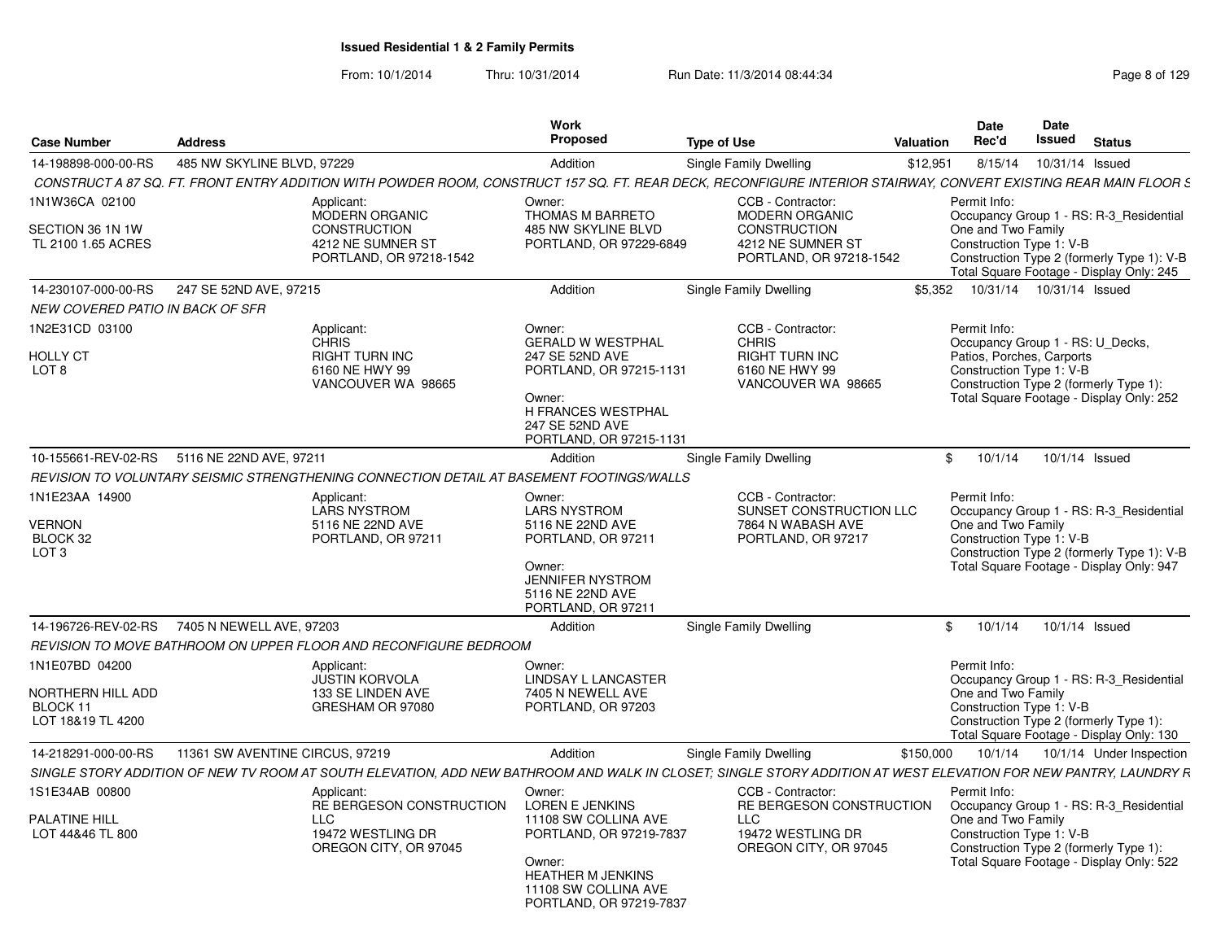# Issued Residential 1 & 2 Family Permits

From: 10/1/2014 Thru: 10/31/2014 Run Date: 11/3/2014 08:44:34

| Case Number | Address | Work Proposed | Type of Use | Valuation | Date Rec'd | Date Issued | Status |
|---|---|---|---|---|---|---|---|
| 14-198898-000-00-RS | 485 NW SKYLINE BLVD, 97229 | Addition | Single Family Dwelling | $12,951 | 8/15/14 | 10/31/14 | Issued |

*CONSTRUCT A 87 SQ. FT. FRONT ENTRY ADDITION WITH POWDER ROOM, CONSTRUCT 157 SQ. FT. REAR DECK, RECONFIGURE INTERIOR STAIRWAY, CONVERT EXISTING REAR MAIN FLOOR S*

1N1W36CA 02100
SECTION 36 1N 1W
TL 2100 1.65 ACRES

Applicant:
MODERN ORGANIC CONSTRUCTION
4212 NE SUMNER ST
PORTLAND, OR 97218-1542

Owner:
THOMAS M BARRETO
485 NW SKYLINE BLVD
PORTLAND, OR 97229-6849

CCB - Contractor:
MODERN ORGANIC CONSTRUCTION
4212 NE SUMNER ST
PORTLAND, OR 97218-1542

Permit Info:
Occupancy Group 1 - RS: R-3_Residential One and Two Family
Construction Type 1: V-B
Construction Type 2 (formerly Type 1): V-B
Total Square Footage - Display Only: 245

| Case Number | Address | Work Proposed | Type of Use | Valuation | Date Rec'd | Date Issued | Status |
|---|---|---|---|---|---|---|---|
| 14-230107-000-00-RS | 247 SE 52ND AVE, 97215 | Addition | Single Family Dwelling | $5,352 | 10/31/14 | 10/31/14 | Issued |

*NEW COVERED PATIO IN BACK OF SFR*

1N2E31CD 03100
HOLLY CT
LOT 8

Applicant:
CHRIS
RIGHT TURN INC
6160 NE HWY 99
VANCOUVER WA 98665

Owner:
GERALD W WESTPHAL
247 SE 52ND AVE
PORTLAND, OR 97215-1131

Owner:
H FRANCES WESTPHAL
247 SE 52ND AVE
PORTLAND, OR 97215-1131

CCB - Contractor:
CHRIS
RIGHT TURN INC
6160 NE HWY 99
VANCOUVER WA 98665

Permit Info:
Occupancy Group 1 - RS: U_Decks, Patios, Porches, Carports
Construction Type 1: V-B
Construction Type 2 (formerly Type 1):
Total Square Footage - Display Only: 252

| Case Number | Address | Work Proposed | Type of Use | Valuation | Date Rec'd | Date Issued | Status |
|---|---|---|---|---|---|---|---|
| 10-155661-REV-02-RS | 5116 NE 22ND AVE, 97211 | Addition | Single Family Dwelling | $ | 10/1/14 | 10/1/14 | Issued |

*REVISION TO VOLUNTARY SEISMIC STRENGTHENING CONNECTION DETAIL AT BASEMENT FOOTINGS/WALLS*

1N1E23AA 14900
VERNON
BLOCK 32
LOT 3

Applicant:
LARS NYSTROM
5116 NE 22ND AVE
PORTLAND, OR 97211

Owner:
LARS NYSTROM
5116 NE 22ND AVE
PORTLAND, OR 97211

Owner:
JENNIFER NYSTROM
5116 NE 22ND AVE
PORTLAND, OR 97211

CCB - Contractor:
SUNSET CONSTRUCTION LLC
7864 N WABASH AVE
PORTLAND, OR 97217

Permit Info:
Occupancy Group 1 - RS: R-3_Residential One and Two Family
Construction Type 1: V-B
Construction Type 2 (formerly Type 1): V-B
Total Square Footage - Display Only: 947

| Case Number | Address | Work Proposed | Type of Use | Valuation | Date Rec'd | Date Issued | Status |
|---|---|---|---|---|---|---|---|
| 14-196726-REV-02-RS | 7405 N NEWELL AVE, 97203 | Addition | Single Family Dwelling | $ | 10/1/14 | 10/1/14 | Issued |

*REVISION TO MOVE BATHROOM ON UPPER FLOOR AND RECONFIGURE BEDROOM*

1N1E07BD 04200
NORTHERN HILL ADD
BLOCK 11
LOT 18&19 TL 4200

Applicant:
JUSTIN KORVOLA
133 SE LINDEN AVE
GRESHAM OR 97080

Owner:
LINDSAY L LANCASTER
7405 N NEWELL AVE
PORTLAND, OR 97203

Permit Info:
Occupancy Group 1 - RS: R-3_Residential One and Two Family
Construction Type 1: V-B
Construction Type 2 (formerly Type 1):
Total Square Footage - Display Only: 130

| Case Number | Address | Work Proposed | Type of Use | Valuation | Date Rec'd | Date Issued | Status |
|---|---|---|---|---|---|---|---|
| 14-218291-000-00-RS | 11361 SW AVENTINE CIRCUS, 97219 | Addition | Single Family Dwelling | $150,000 | 10/1/14 | 10/1/14 | Under Inspection |

*SINGLE STORY ADDITION OF NEW TV ROOM AT SOUTH ELEVATION, ADD NEW BATHROOM AND WALK IN CLOSET; SINGLE STORY ADDITION AT WEST ELEVATION FOR NEW PANTRY, LAUNDRY R*

1S1E34AB 00800
PALATINE HILL
LOT 44&46 TL 800

Applicant:
RE BERGESON CONSTRUCTION LLC
19472 WESTLING DR
OREGON CITY, OR 97045

Owner:
LOREN E JENKINS
11108 SW COLLINA AVE
PORTLAND, OR 97219-7837

Owner:
HEATHER M JENKINS
11108 SW COLLINA AVE
PORTLAND, OR 97219-7837

CCB - Contractor:
RE BERGESON CONSTRUCTION LLC
19472 WESTLING DR
OREGON CITY, OR 97045

Permit Info:
Occupancy Group 1 - RS: R-3_Residential One and Two Family
Construction Type 1: V-B
Construction Type 2 (formerly Type 1):
Total Square Footage - Display Only: 522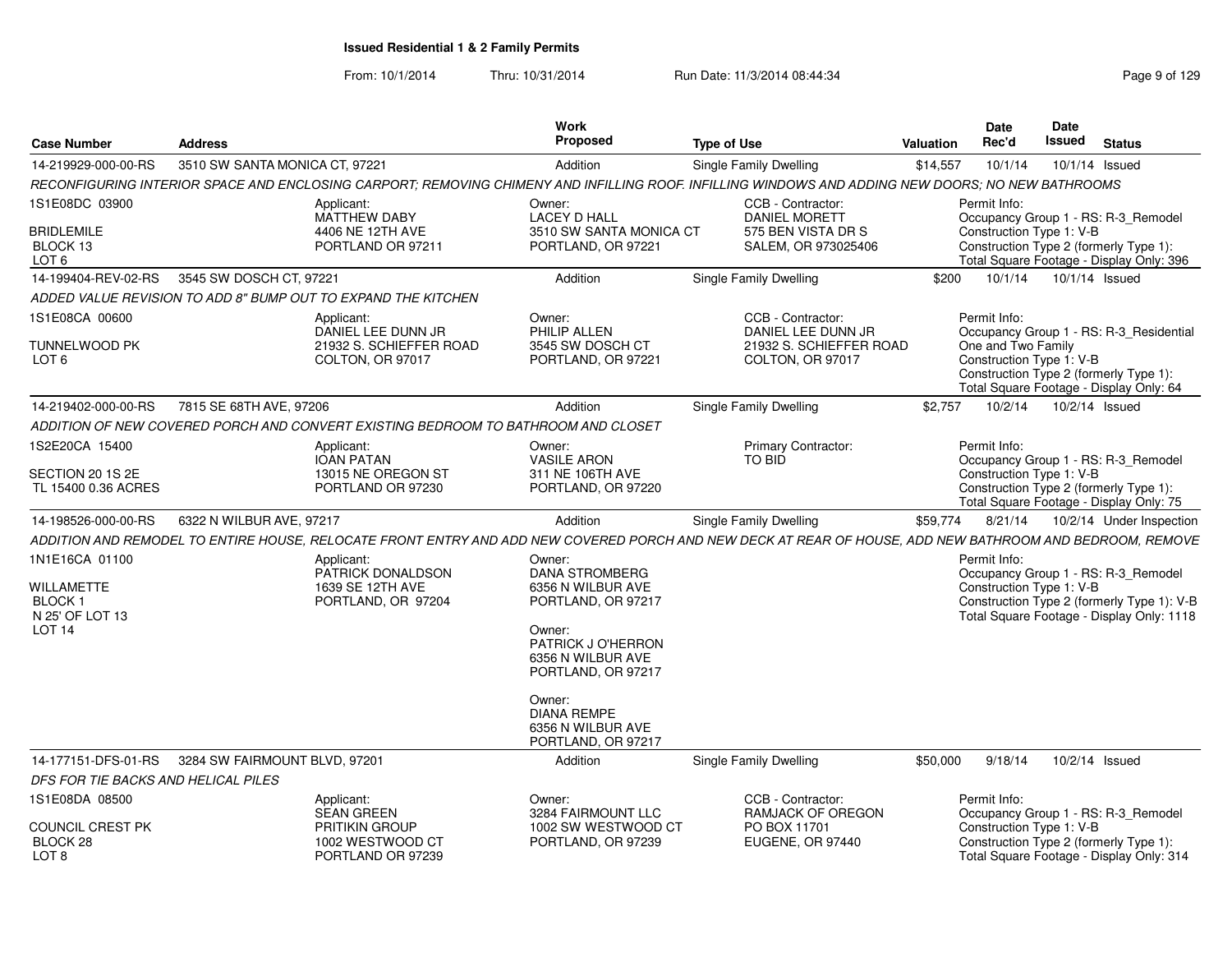**Issued Residential 1 & 2 Family Permits**

From: 10/1/2014 Thru: 10/31/2014 Run Date: 11/3/2014 08:44:34

| Case Number | Address | Work Proposed | Type of Use | Valuation | Date Rec'd | Date Issued | Status |
|---|---|---|---|---|---|---|---|
| 14-219929-000-00-RS | 3510 SW SANTA MONICA CT, 97221 | Addition | Single Family Dwelling | $14,557 | 10/1/14 | 10/1/14 | Issued |

*RECONFIGURING INTERIOR SPACE AND ENCLOSING CARPORT; REMOVING CHIMENY AND INFILLING ROOF. INFILLING WINDOWS AND ADDING NEW DOORS; NO NEW BATHROOMS*

1S1E08DC 03900
BRIDLEMILE
BLOCK 13
LOT 6

Applicant: MATTHEW DABY, 4406 NE 12TH AVE, PORTLAND OR 97211

Owner: LACEY D HALL, 3510 SW SANTA MONICA CT, PORTLAND, OR 97221

CCB - Contractor: DANIEL MORETT, 575 BEN VISTA DR S, SALEM, OR 973025406

Permit Info:
Occupancy Group 1 - RS: R-3_Remodel
Construction Type 1: V-B
Construction Type 2 (formerly Type 1):
Total Square Footage - Display Only: 396

| Case Number | Address | Work Proposed | Type of Use | Valuation | Date Rec'd | Date Issued | Status |
|---|---|---|---|---|---|---|---|
| 14-199404-REV-02-RS | 3545 SW DOSCH CT, 97221 | Addition | Single Family Dwelling | $200 | 10/1/14 | 10/1/14 | Issued |

*ADDED VALUE REVISION TO ADD 8" BUMP OUT TO EXPAND THE KITCHEN*

1S1E08CA 00600
TUNNELWOOD PK
LOT 6

Applicant: DANIEL LEE DUNN JR, 21932 S. SCHIEFFER ROAD, COLTON, OR 97017

Owner: PHILIP ALLEN, 3545 SW DOSCH CT, PORTLAND, OR 97221

CCB - Contractor: DANIEL LEE DUNN JR, 21932 S. SCHIEFFER ROAD, COLTON, OR 97017

Permit Info:
Occupancy Group 1 - RS: R-3_Residential One and Two Family
Construction Type 1: V-B
Construction Type 2 (formerly Type 1):
Total Square Footage - Display Only: 64

| Case Number | Address | Work Proposed | Type of Use | Valuation | Date Rec'd | Date Issued | Status |
|---|---|---|---|---|---|---|---|
| 14-219402-000-00-RS | 7815 SE 68TH AVE, 97206 | Addition | Single Family Dwelling | $2,757 | 10/2/14 | 10/2/14 | Issued |

*ADDITION OF NEW COVERED PORCH AND CONVERT EXISTING BEDROOM TO BATHROOM AND CLOSET*

1S2E20CA 15400
SECTION 20 1S 2E
TL 15400 0.36 ACRES

Applicant: IOAN PATAN, 13015 NE OREGON ST, PORTLAND OR 97230

Owner: VASILE ARON, 311 NE 106TH AVE, PORTLAND, OR 97220

Primary Contractor: TO BID

Permit Info:
Occupancy Group 1 - RS: R-3_Remodel
Construction Type 1: V-B
Construction Type 2 (formerly Type 1):
Total Square Footage - Display Only: 75

| Case Number | Address | Work Proposed | Type of Use | Valuation | Date Rec'd | Date Issued | Status |
|---|---|---|---|---|---|---|---|
| 14-198526-000-00-RS | 6322 N WILBUR AVE, 97217 | Addition | Single Family Dwelling | $59,774 | 8/21/14 | 10/2/14 | Under Inspection |

*ADDITION AND REMODEL TO ENTIRE HOUSE, RELOCATE FRONT ENTRY AND ADD NEW COVERED PORCH AND NEW DECK AT REAR OF HOUSE, ADD NEW BATHROOM AND BEDROOM, REMOVE*

1N1E16CA 01100
WILLAMETTE
BLOCK 1
N 25' OF LOT 13
LOT 14

Applicant: PATRICK DONALDSON, 1639 SE 12TH AVE, PORTLAND, OR 97204

Owner: DANA STROMBERG, 6356 N WILBUR AVE, PORTLAND, OR 97217

Owner: PATRICK J O'HERRON, 6356 N WILBUR AVE, PORTLAND, OR 97217

Owner: DIANA REMPE, 6356 N WILBUR AVE, PORTLAND, OR 97217

Permit Info:
Occupancy Group 1 - RS: R-3_Remodel
Construction Type 1: V-B
Construction Type 2 (formerly Type 1): V-B
Total Square Footage - Display Only: 1118

| Case Number | Address | Work Proposed | Type of Use | Valuation | Date Rec'd | Date Issued | Status |
|---|---|---|---|---|---|---|---|
| 14-177151-DFS-01-RS | 3284 SW FAIRMOUNT BLVD, 97201 | Addition | Single Family Dwelling | $50,000 | 9/18/14 | 10/2/14 | Issued |

*DFS FOR TIE BACKS AND HELICAL PILES*

1S1E08DA 08500
COUNCIL CREST PK
BLOCK 28
LOT 8

Applicant: SEAN GREEN, PRITIKIN GROUP, 1002 WESTWOOD CT, PORTLAND OR 97239

Owner: 3284 FAIRMOUNT LLC, 1002 SW WESTWOOD CT, PORTLAND, OR 97239

CCB - Contractor: RAMJACK OF OREGON, PO BOX 11701, EUGENE, OR 97440

Permit Info:
Occupancy Group 1 - RS: R-3_Remodel
Construction Type 1: V-B
Construction Type 2 (formerly Type 1):
Total Square Footage - Display Only: 314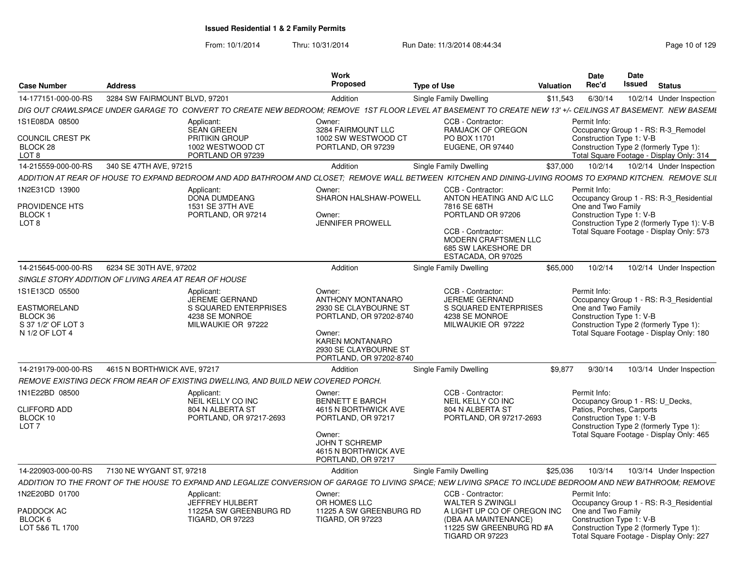# Issued Residential 1 & 2 Family Permits

From: 10/1/2014 Thru: 10/31/2014 Run Date: 11/3/2014 08:44:34

| Case Number | Address | Work Proposed | Type of Use | Valuation | Date Rec'd | Date Issued | Status |
|---|---|---|---|---|---|---|---|
| 14-177151-000-00-RS | 3284 SW FAIRMOUNT BLVD, 97201 | Addition | Single Family Dwelling | $11,543 | 6/30/14 | 10/2/14 | Under Inspection |
| 14-215559-000-00-RS | 340 SE 47TH AVE, 97215 | Addition | Single Family Dwelling | $37,000 | 10/2/14 | 10/2/14 | Under Inspection |
| 14-215645-000-00-RS | 6234 SE 30TH AVE, 97202 | Addition | Single Family Dwelling | $65,000 | 10/2/14 | 10/2/14 | Under Inspection |
| 14-219179-000-00-RS | 4615 N BORTHWICK AVE, 97217 | Addition | Single Family Dwelling | $9,877 | 9/30/14 | 10/3/14 | Under Inspection |
| 14-220903-000-00-RS | 7130 NE WYGANT ST, 97218 | Addition | Single Family Dwelling | $25,036 | 10/3/14 | 10/3/14 | Under Inspection |

**14-177151-000-00-RS** — 3284 SW FAIRMOUNT BLVD, 97201

DIG OUT CRAWLSPACE UNDER GARAGE TO CONVERT TO CREATE NEW BEDROOM; REMOVE 1ST FLOOR LEVEL AT BASEMENT TO CREATE NEW 13' +/- CEILINGS AT BASEMENT. NEW BASEMI

1S1E08DA 08500
COUNCIL CREST PK
BLOCK 28
LOT 8

Applicant: SEAN GREEN, PRITIKIN GROUP, 1002 WESTWOOD CT, PORTLAND OR 97239

Owner: 3284 FAIRMOUNT LLC, 1002 SW WESTWOOD CT, PORTLAND, OR 97239

CCB - Contractor: RAMJACK OF OREGON, PO BOX 11701, EUGENE, OR 97440

Permit Info:
Occupancy Group 1 - RS: R-3_Remodel
Construction Type 1: V-B
Construction Type 2 (formerly Type 1):
Total Square Footage - Display Only: 314

**14-215559-000-00-RS** — 340 SE 47TH AVE, 97215

ADDITION AT REAR OF HOUSE TO EXPAND BEDROOM AND ADD BATHROOM AND CLOSET; REMOVE WALL BETWEEN KITCHEN AND DINING-LIVING ROOMS TO EXPAND KITCHEN. REMOVE SLII

1N2E31CD 13900
PROVIDENCE HTS
BLOCK 1
LOT 8

Applicant: DONA DUMDEANG, 1531 SE 37TH AVE, PORTLAND, OR 97214

Owner: SHARON HALSHAW-POWELL

Owner: JENNIFER PROWELL

CCB - Contractor: ANTON HEATING AND A/C LLC, 7816 SE 68TH, PORTLAND OR 97206

CCB - Contractor: MODERN CRAFTSMEN LLC, 685 SW LAKESHORE DR, ESTACADA, OR 97025

Permit Info:
Occupancy Group 1 - RS: R-3_Residential One and Two Family
Construction Type 1: V-B
Construction Type 2 (formerly Type 1): V-B
Total Square Footage - Display Only: 573

**14-215645-000-00-RS** — 6234 SE 30TH AVE, 97202

SINGLE STORY ADDITION OF LIVING AREA AT REAR OF HOUSE

1S1E13CD 05500
EASTMORELAND
BLOCK 36
S 37 1/2' OF LOT 3
N 1/2 OF LOT 4

Applicant: JEREME GERNAND, S SQUARED ENTERPRISES, 4238 SE MONROE, MILWAUKIE OR 97222

Owner: ANTHONY MONTANARO, 2930 SE CLAYBOURNE ST, PORTLAND, OR 97202-8740

Owner: KAREN MONTANARO, 2930 SE CLAYBOURNE ST, PORTLAND, OR 97202-8740

CCB - Contractor: JEREME GERNAND, S SQUARED ENTERPRISES, 4238 SE MONROE, MILWAUKIE OR 97222

Permit Info:
Occupancy Group 1 - RS: R-3_Residential One and Two Family
Construction Type 1: V-B
Construction Type 2 (formerly Type 1):
Total Square Footage - Display Only: 180

**14-219179-000-00-RS** — 4615 N BORTHWICK AVE, 97217

REMOVE EXISTING DECK FROM REAR OF EXISTING DWELLING, AND BUILD NEW COVERED PORCH.

1N1E22BD 08500
CLIFFORD ADD
BLOCK 10
LOT 7

Applicant: NEIL KELLY CO INC, 804 N ALBERTA ST, PORTLAND, OR 97217-2693

Owner: BENNETT E BARCH, 4615 N BORTHWICK AVE, PORTLAND, OR 97217

Owner: JOHN T SCHREMP, 4615 N BORTHWICK AVE, PORTLAND, OR 97217

CCB - Contractor: NEIL KELLY CO INC, 804 N ALBERTA ST, PORTLAND, OR 97217-2693

Permit Info:
Occupancy Group 1 - RS: U_Decks, Patios, Porches, Carports
Construction Type 1: V-B
Construction Type 2 (formerly Type 1):
Total Square Footage - Display Only: 465

**14-220903-000-00-RS** — 7130 NE WYGANT ST, 97218

ADDITION TO THE FRONT OF THE HOUSE TO EXPAND AND LEGALIZE CONVERSION OF GARAGE TO LIVING SPACE; NEW LIVING SPACE TO INCLUDE BEDROOM AND NEW BATHROOM; REMOVE

1N2E20BD 01700
PADDOCK AC
BLOCK 6
LOT 5&6 TL 1700

Applicant: JEFFREY HULBERT, 11225A SW GREENBURG RD, TIGARD, OR 97223

Owner: OR HOMES LLC, 11225 A SW GREENBURG RD, TIGARD, OR 97223

CCB - Contractor: WALTER S ZWINGLI, A LIGHT UP CO OF OREGON INC (DBA AA MAINTENANCE), 11225 SW GREENBURG RD #A, TIGARD OR 97223

Permit Info:
Occupancy Group 1 - RS: R-3_Residential One and Two Family
Construction Type 1: V-B
Construction Type 2 (formerly Type 1):
Total Square Footage - Display Only: 227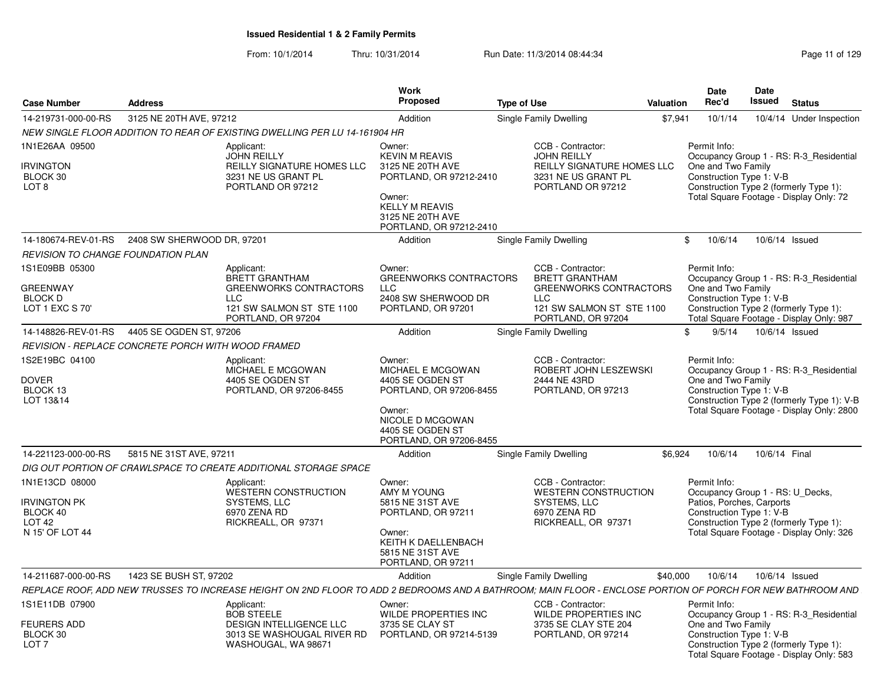# Issued Residential 1 & 2 Family Permits

From: 10/1/2014 Thru: 10/31/2014 Run Date: 11/3/2014 08:44:34

| Case Number | Address | Work Proposed | Type of Use | Valuation | Date Rec'd | Date Issued | Status |
|---|---|---|---|---|---|---|---|
| 14-219731-000-00-RS | 3125 NE 20TH AVE, 97212 | Addition | Single Family Dwelling | $7,941 | 10/1/14 | 10/4/14 | Under Inspection |

*NEW SINGLE FLOOR ADDITION TO REAR OF EXISTING DWELLING PER LU 14-161904 HR*

1N1E26AA 09500
IRVINGTON
BLOCK 30
LOT 8

Applicant:
JOHN REILLY
REILLY SIGNATURE HOMES LLC
3231 NE US GRANT PL
PORTLAND OR 97212

Owner:
KEVIN M REAVIS
3125 NE 20TH AVE
PORTLAND, OR 97212-2410

Owner:
KELLY M REAVIS
3125 NE 20TH AVE
PORTLAND, OR 97212-2410

CCB - Contractor:
JOHN REILLY
REILLY SIGNATURE HOMES LLC
3231 NE US GRANT PL
PORTLAND OR 97212

Permit Info:
Occupancy Group 1 - RS: R-3_Residential One and Two Family
Construction Type 1: V-B
Construction Type 2 (formerly Type 1):
Total Square Footage - Display Only: 72

| Case Number | Address | Work Proposed | Type of Use | Valuation | Date Rec'd | Date Issued | Status |
|---|---|---|---|---|---|---|---|
| 14-180674-REV-01-RS | 2408 SW SHERWOOD DR, 97201 | Addition | Single Family Dwelling | $ | 10/6/14 | 10/6/14 | Issued |

*REVISION TO CHANGE FOUNDATION PLAN*

1S1E09BB 05300
GREENWAY
BLOCK D
LOT 1 EXC S 70'

Applicant:
BRETT GRANTHAM
GREENWORKS CONTRACTORS LLC
121 SW SALMON ST STE 1100
PORTLAND, OR 97204

Owner:
GREENWORKS CONTRACTORS LLC
2408 SW SHERWOOD DR
PORTLAND, OR 97201

CCB - Contractor:
BRETT GRANTHAM
GREENWORKS CONTRACTORS LLC
121 SW SALMON ST STE 1100
PORTLAND, OR 97204

Permit Info:
Occupancy Group 1 - RS: R-3_Residential One and Two Family
Construction Type 1: V-B
Construction Type 2 (formerly Type 1):
Total Square Footage - Display Only: 987

| Case Number | Address | Work Proposed | Type of Use | Valuation | Date Rec'd | Date Issued | Status |
|---|---|---|---|---|---|---|---|
| 14-148826-REV-01-RS | 4405 SE OGDEN ST, 97206 | Addition | Single Family Dwelling | $ | 9/5/14 | 10/6/14 | Issued |

*REVISION - REPLACE CONCRETE PORCH WITH WOOD FRAMED*

1S2E19BC 04100
DOVER
BLOCK 13
LOT 13&14

Applicant:
MICHAEL E MCGOWAN
4405 SE OGDEN ST
PORTLAND, OR 97206-8455

Owner:
MICHAEL E MCGOWAN
4405 SE OGDEN ST
PORTLAND, OR 97206-8455

Owner:
NICOLE D MCGOWAN
4405 SE OGDEN ST
PORTLAND, OR 97206-8455

CCB - Contractor:
ROBERT JOHN LESZEWSKI
2444 NE 43RD
PORTLAND, OR 97213

Permit Info:
Occupancy Group 1 - RS: R-3_Residential One and Two Family
Construction Type 1: V-B
Construction Type 2 (formerly Type 1): V-B
Total Square Footage - Display Only: 2800

| Case Number | Address | Work Proposed | Type of Use | Valuation | Date Rec'd | Date Issued | Status |
|---|---|---|---|---|---|---|---|
| 14-221123-000-00-RS | 5815 NE 31ST AVE, 97211 | Addition | Single Family Dwelling | $6,924 | 10/6/14 | 10/6/14 | Final |

*DIG OUT PORTION OF CRAWLSPACE TO CREATE ADDITIONAL STORAGE SPACE*

1N1E13CD 08000
IRVINGTON PK
BLOCK 40
LOT 42
N 15' OF LOT 44

Applicant:
WESTERN CONSTRUCTION SYSTEMS, LLC
6970 ZENA RD
RICKREALL, OR 97371

Owner:
AMY M YOUNG
5815 NE 31ST AVE
PORTLAND, OR 97211

Owner:
KEITH K DAELLENBACH
5815 NE 31ST AVE
PORTLAND, OR 97211

CCB - Contractor:
WESTERN CONSTRUCTION SYSTEMS, LLC
6970 ZENA RD
RICKREALL, OR 97371

Permit Info:
Occupancy Group 1 - RS: U_Decks, Patios, Porches, Carports
Construction Type 1: V-B
Construction Type 2 (formerly Type 1):
Total Square Footage - Display Only: 326

| Case Number | Address | Work Proposed | Type of Use | Valuation | Date Rec'd | Date Issued | Status |
|---|---|---|---|---|---|---|---|
| 14-211687-000-00-RS | 1423 SE BUSH ST, 97202 | Addition | Single Family Dwelling | $40,000 | 10/6/14 | 10/6/14 | Issued |

*REPLACE ROOF, ADD NEW TRUSSES TO INCREASE HEIGHT ON 2ND FLOOR TO ADD 2 BEDROOMS AND A BATHROOM; MAIN FLOOR - ENCLOSE PORTION OF PORCH FOR NEW BATHROOM AND*

1S1E11DB 07900
FEURERS ADD
BLOCK 30
LOT 7

Applicant:
BOB STEELE
DESIGN INTELLIGENCE LLC
3013 SE WASHOUGAL RIVER RD
WASHOUGAL, WA 98671

Owner:
WILDE PROPERTIES INC
3735 SE CLAY ST
PORTLAND, OR 97214-5139

CCB - Contractor:
WILDE PROPERTIES INC
3735 SE CLAY STE 204
PORTLAND, OR 97214

Permit Info:
Occupancy Group 1 - RS: R-3_Residential One and Two Family
Construction Type 1: V-B
Construction Type 2 (formerly Type 1):
Total Square Footage - Display Only: 583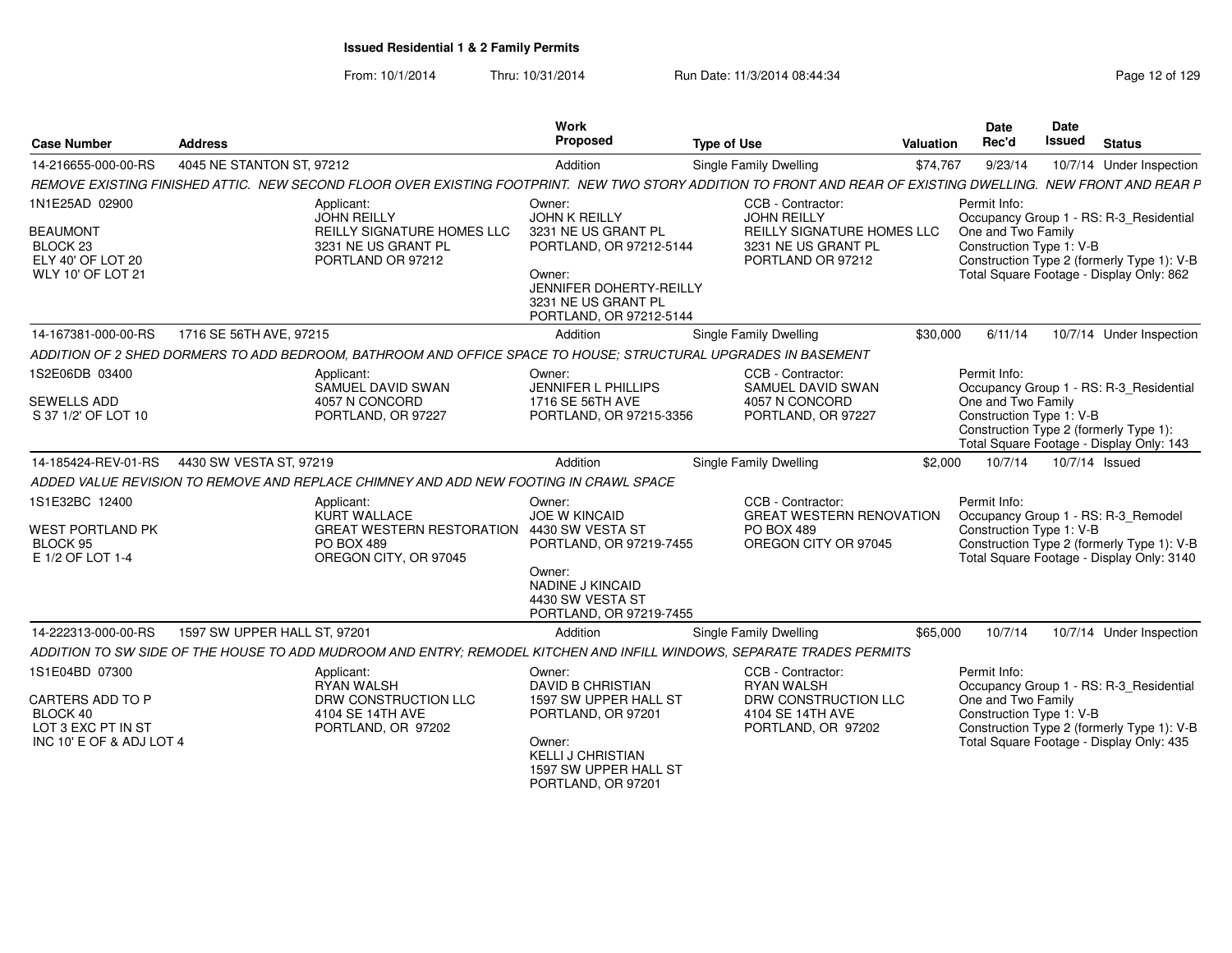**Issued Residential 1 & 2 Family Permits**

From: 10/1/2014 Thru: 10/31/2014 Run Date: 11/3/2014 08:44:34

| Case Number | Address | Work Proposed | Type of Use | Valuation | Date Rec'd | Date Issued | Status |
|---|---|---|---|---|---|---|---|
| 14-216655-000-00-RS | 4045 NE STANTON ST, 97212 | Addition | Single Family Dwelling | $74,767 | 9/23/14 | 10/7/14 | Under Inspection |

REMOVE EXISTING FINISHED ATTIC. NEW SECOND FLOOR OVER EXISTING FOOTPRINT. NEW TWO STORY ADDITION TO FRONT AND REAR OF EXISTING DWELLING. NEW FRONT AND REAR P

1N1E25AD 02900
BEAUMONT
BLOCK 23
ELY 40' OF LOT 20
WLY 10' OF LOT 21

Applicant: JOHN REILLY, REILLY SIGNATURE HOMES LLC, 3231 NE US GRANT PL, PORTLAND OR 97212

Owner: JOHN K REILLY, 3231 NE US GRANT PL, PORTLAND, OR 97212-5144

Owner: JENNIFER DOHERTY-REILLY, 3231 NE US GRANT PL, PORTLAND, OR 97212-5144

CCB - Contractor: JOHN REILLY, REILLY SIGNATURE HOMES LLC, 3231 NE US GRANT PL, PORTLAND OR 97212

Permit Info:
Occupancy Group 1 - RS: R-3_Residential One and Two Family
Construction Type 1: V-B
Construction Type 2 (formerly Type 1): V-B
Total Square Footage - Display Only: 862

| Case Number | Address | Work Proposed | Type of Use | Valuation | Date Rec'd | Date Issued | Status |
|---|---|---|---|---|---|---|---|
| 14-167381-000-00-RS | 1716 SE 56TH AVE, 97215 | Addition | Single Family Dwelling | $30,000 | 6/11/14 | 10/7/14 | Under Inspection |

ADDITION OF 2 SHED DORMERS TO ADD BEDROOM, BATHROOM AND OFFICE SPACE TO HOUSE; STRUCTURAL UPGRADES IN BASEMENT

1S2E06DB 03400
SEWELLS ADD
S 37 1/2' OF LOT 10

Applicant: SAMUEL DAVID SWAN, 4057 N CONCORD, PORTLAND, OR 97227

Owner: JENNIFER L PHILLIPS, 1716 SE 56TH AVE, PORTLAND, OR 97215-3356

CCB - Contractor: SAMUEL DAVID SWAN, 4057 N CONCORD, PORTLAND, OR 97227

Permit Info:
Occupancy Group 1 - RS: R-3_Residential One and Two Family
Construction Type 1: V-B
Construction Type 2 (formerly Type 1):
Total Square Footage - Display Only: 143

| Case Number | Address | Work Proposed | Type of Use | Valuation | Date Rec'd | Date Issued | Status |
|---|---|---|---|---|---|---|---|
| 14-185424-REV-01-RS | 4430 SW VESTA ST, 97219 | Addition | Single Family Dwelling | $2,000 | 10/7/14 | 10/7/14 | Issued |

ADDED VALUE REVISION TO REMOVE AND REPLACE CHIMNEY AND ADD NEW FOOTING IN CRAWL SPACE

1S1E32BC 12400
WEST PORTLAND PK
BLOCK 95
E 1/2 OF LOT 1-4

Applicant: KURT WALLACE, GREAT WESTERN RESTORATION, PO BOX 489, OREGON CITY, OR 97045

Owner: JOE W KINCAID, 4430 SW VESTA ST, PORTLAND, OR 97219-7455

Owner: NADINE J KINCAID, 4430 SW VESTA ST, PORTLAND, OR 97219-7455

CCB - Contractor: GREAT WESTERN RENOVATION, PO BOX 489, OREGON CITY OR 97045

Permit Info:
Occupancy Group 1 - RS: R-3_Remodel
Construction Type 1: V-B
Construction Type 2 (formerly Type 1): V-B
Total Square Footage - Display Only: 3140

| Case Number | Address | Work Proposed | Type of Use | Valuation | Date Rec'd | Date Issued | Status |
|---|---|---|---|---|---|---|---|
| 14-222313-000-00-RS | 1597 SW UPPER HALL ST, 97201 | Addition | Single Family Dwelling | $65,000 | 10/7/14 | 10/7/14 | Under Inspection |

ADDITION TO SW SIDE OF THE HOUSE TO ADD MUDROOM AND ENTRY; REMODEL KITCHEN AND INFILL WINDOWS, SEPARATE TRADES PERMITS

1S1E04BD 07300
CARTERS ADD TO P
BLOCK 40
LOT 3 EXC PT IN ST
INC 10' E OF & ADJ LOT 4

Applicant: RYAN WALSH, DRW CONSTRUCTION LLC, 4104 SE 14TH AVE, PORTLAND, OR 97202

Owner: DAVID B CHRISTIAN, 1597 SW UPPER HALL ST, PORTLAND, OR 97201

Owner: KELLI J CHRISTIAN, 1597 SW UPPER HALL ST, PORTLAND, OR 97201

CCB - Contractor: RYAN WALSH, DRW CONSTRUCTION LLC, 4104 SE 14TH AVE, PORTLAND, OR 97202

Permit Info:
Occupancy Group 1 - RS: R-3_Residential One and Two Family
Construction Type 1: V-B
Construction Type 2 (formerly Type 1): V-B
Total Square Footage - Display Only: 435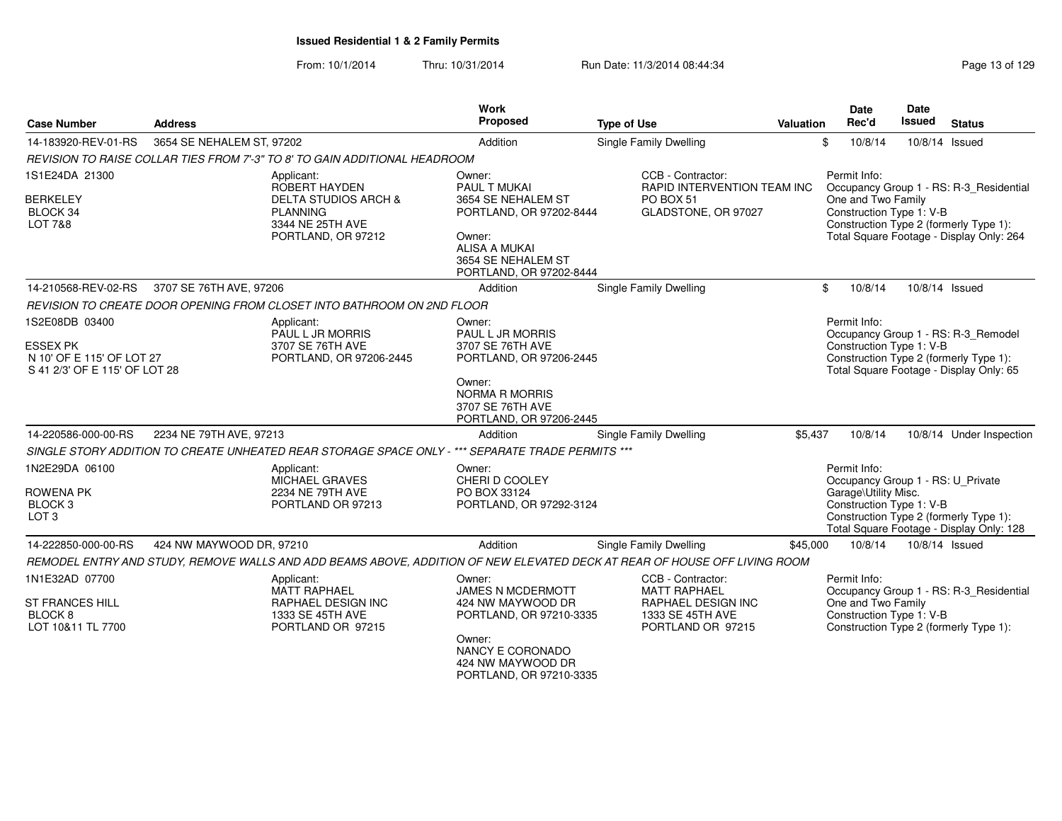**Issued Residential 1 & 2 Family Permits**

From: 10/1/2014 Thru: 10/31/2014 Run Date: 11/3/2014 08:44:34

| Case Number | Address | Work Proposed | Type of Use | Valuation | Date Rec'd | Date Issued | Status |
|---|---|---|---|---|---|---|---|
| 14-183920-REV-01-RS | 3654 SE NEHALEM ST, 97202 | Addition | Single Family Dwelling | $ | 10/8/14 | 10/8/14 | Issued |

*REVISION TO RAISE COLLAR TIES FROM 7'-3" TO 8' TO GAIN ADDITIONAL HEADROOM*

1S1E24DA 21300
BERKELEY
BLOCK 34
LOT 7&8

Applicant:
ROBERT HAYDEN
DELTA STUDIOS ARCH & PLANNING
3344 NE 25TH AVE
PORTLAND, OR 97212

Owner:
PAUL T MUKAI
3654 SE NEHALEM ST
PORTLAND, OR 97202-8444

Owner:
ALISA A MUKAI
3654 SE NEHALEM ST
PORTLAND, OR 97202-8444

CCB - Contractor:
RAPID INTERVENTION TEAM INC
PO BOX 51
GLADSTONE, OR 97027

Permit Info:
Occupancy Group 1 - RS: R-3_Residential One and Two Family
Construction Type 1: V-B
Construction Type 2 (formerly Type 1):
Total Square Footage - Display Only: 264

| Case Number | Address | Work Proposed | Type of Use | Valuation | Date Rec'd | Date Issued | Status |
|---|---|---|---|---|---|---|---|
| 14-210568-REV-02-RS | 3707 SE 76TH AVE, 97206 | Addition | Single Family Dwelling | $ | 10/8/14 | 10/8/14 | Issued |

*REVISION TO CREATE DOOR OPENING FROM CLOSET INTO BATHROOM ON 2ND FLOOR*

1S2E08DB 03400
ESSEX PK
N 10' OF E 115' OF LOT 27
S 41 2/3' OF E 115' OF LOT 28

Applicant:
PAUL L JR MORRIS
3707 SE 76TH AVE
PORTLAND, OR 97206-2445

Owner:
PAUL L JR MORRIS
3707 SE 76TH AVE
PORTLAND, OR 97206-2445

Owner:
NORMA R MORRIS
3707 SE 76TH AVE
PORTLAND, OR 97206-2445

Permit Info:
Occupancy Group 1 - RS: R-3_Remodel
Construction Type 1: V-B
Construction Type 2 (formerly Type 1):
Total Square Footage - Display Only: 65

| Case Number | Address | Work Proposed | Type of Use | Valuation | Date Rec'd | Date Issued | Status |
|---|---|---|---|---|---|---|---|
| 14-220586-000-00-RS | 2234 NE 79TH AVE, 97213 | Addition | Single Family Dwelling | $5,437 | 10/8/14 | 10/8/14 | Under Inspection |

*SINGLE STORY ADDITION TO CREATE UNHEATED REAR STORAGE SPACE ONLY - *** SEPARATE TRADE PERMITS ****

1N2E29DA 06100
ROWENA PK
BLOCK 3
LOT 3

Applicant:
MICHAEL GRAVES
2234 NE 79TH AVE
PORTLAND OR 97213

Owner:
CHERI D COOLEY
PO BOX 33124
PORTLAND, OR 97292-3124

Permit Info:
Occupancy Group 1 - RS: U_Private Garage\Utility Misc.
Construction Type 1: V-B
Construction Type 2 (formerly Type 1):
Total Square Footage - Display Only: 128

| Case Number | Address | Work Proposed | Type of Use | Valuation | Date Rec'd | Date Issued | Status |
|---|---|---|---|---|---|---|---|
| 14-222850-000-00-RS | 424 NW MAYWOOD DR, 97210 | Addition | Single Family Dwelling | $45,000 | 10/8/14 | 10/8/14 | Issued |

*REMODEL ENTRY AND STUDY, REMOVE WALLS AND ADD BEAMS ABOVE, ADDITION OF NEW ELEVATED DECK AT REAR OF HOUSE OFF LIVING ROOM*

1N1E32AD 07700
ST FRANCES HILL
BLOCK 8
LOT 10&11 TL 7700

Applicant:
MATT RAPHAEL
RAPHAEL DESIGN INC
1333 SE 45TH AVE
PORTLAND OR 97215

Owner:
JAMES N MCDERMOTT
424 NW MAYWOOD DR
PORTLAND, OR 97210-3335

Owner:
NANCY E CORONADO
424 NW MAYWOOD DR
PORTLAND, OR 97210-3335

CCB - Contractor:
MATT RAPHAEL
RAPHAEL DESIGN INC
1333 SE 45TH AVE
PORTLAND OR 97215

Permit Info:
Occupancy Group 1 - RS: R-3_Residential One and Two Family
Construction Type 1: V-B
Construction Type 2 (formerly Type 1):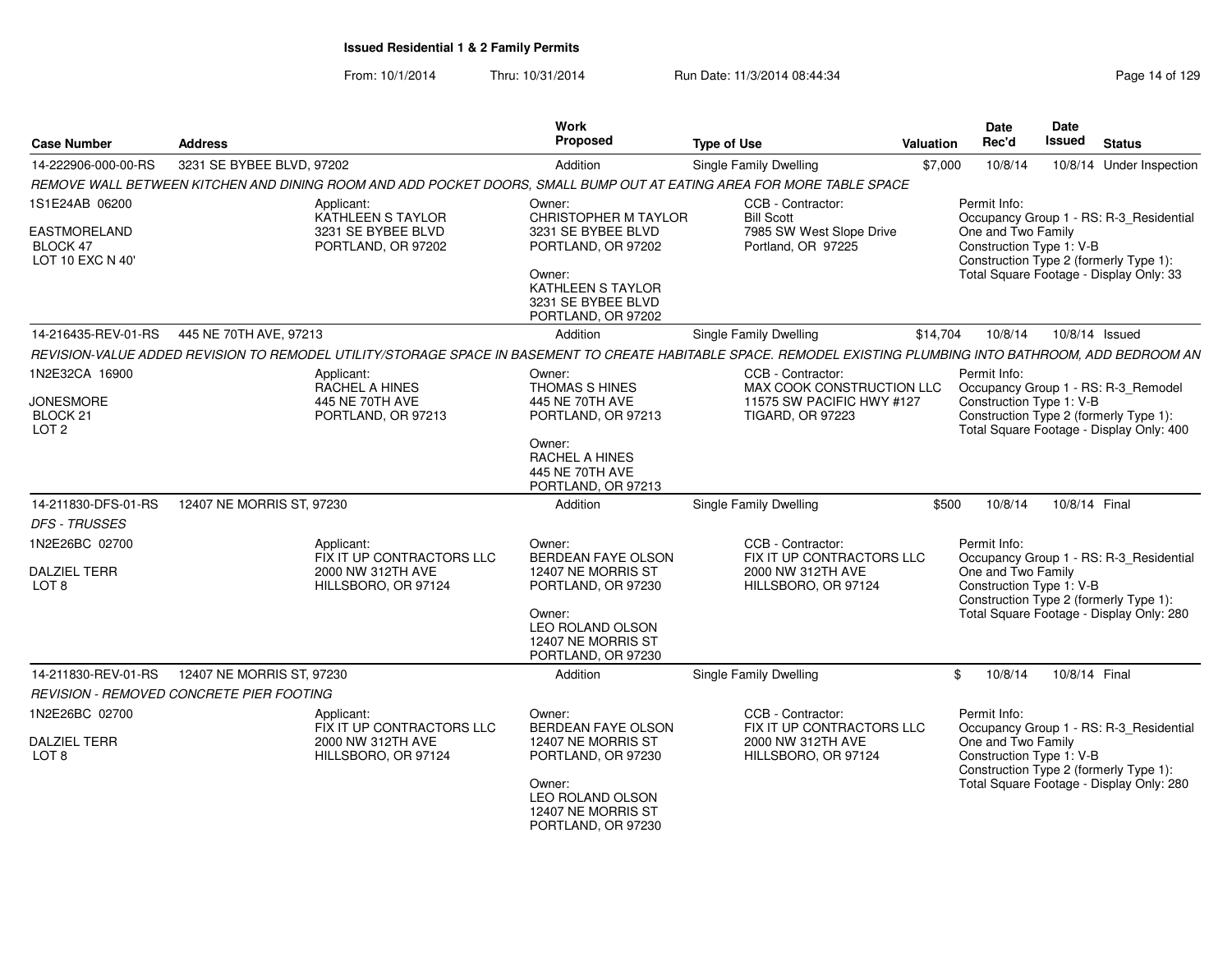# Issued Residential 1 & 2 Family Permits

From: 10/1/2014 Thru: 10/31/2014 Run Date: 11/3/2014 08:44:34

| Case Number | Address | Work Proposed | Type of Use | Valuation | Date Rec'd | Date Issued | Status |
|---|---|---|---|---|---|---|---|
| 14-222906-000-00-RS | 3231 SE BYBEE BLVD, 97202 | Addition | Single Family Dwelling | $7,000 | 10/8/14 | 10/8/14 | Under Inspection |

*REMOVE WALL BETWEEN KITCHEN AND DINING ROOM AND ADD POCKET DOORS, SMALL BUMP OUT AT EATING AREA FOR MORE TABLE SPACE*

1S1E24AB 06200
EASTMORELAND
BLOCK 47
LOT 10 EXC N 40'

Applicant:
KATHLEEN S TAYLOR
3231 SE BYBEE BLVD
PORTLAND, OR 97202

Owner:
CHRISTOPHER M TAYLOR
3231 SE BYBEE BLVD
PORTLAND, OR 97202

Owner:
KATHLEEN S TAYLOR
3231 SE BYBEE BLVD
PORTLAND, OR 97202

CCB - Contractor:
Bill Scott
7985 SW West Slope Drive
Portland, OR 97225

Permit Info:
Occupancy Group 1 - RS: R-3_Residential One and Two Family
Construction Type 1: V-B
Construction Type 2 (formerly Type 1):
Total Square Footage - Display Only: 33

| Case Number | Address | Work Proposed | Type of Use | Valuation | Date Rec'd | Date Issued | Status |
|---|---|---|---|---|---|---|---|
| 14-216435-REV-01-RS | 445 NE 70TH AVE, 97213 | Addition | Single Family Dwelling | $14,704 | 10/8/14 | 10/8/14 | Issued |

*REVISION-VALUE ADDED REVISION TO REMODEL UTILITY/STORAGE SPACE IN BASEMENT TO CREATE HABITABLE SPACE. REMODEL EXISTING PLUMBING INTO BATHROOM, ADD BEDROOM AN*

1N2E32CA 16900
JONESMORE
BLOCK 21
LOT 2

Applicant:
RACHEL A HINES
445 NE 70TH AVE
PORTLAND, OR 97213

Owner:
THOMAS S HINES
445 NE 70TH AVE
PORTLAND, OR 97213

Owner:
RACHEL A HINES
445 NE 70TH AVE
PORTLAND, OR 97213

CCB - Contractor:
MAX COOK CONSTRUCTION LLC
11575 SW PACIFIC HWY #127
TIGARD, OR 97223

Permit Info:
Occupancy Group 1 - RS: R-3_Remodel
Construction Type 1: V-B
Construction Type 2 (formerly Type 1):
Total Square Footage - Display Only: 400

| Case Number | Address | Work Proposed | Type of Use | Valuation | Date Rec'd | Date Issued | Status |
|---|---|---|---|---|---|---|---|
| 14-211830-DFS-01-RS | 12407 NE MORRIS ST, 97230 | Addition | Single Family Dwelling | $500 | 10/8/14 | 10/8/14 | Final |

*DFS - TRUSSES*

1N2E26BC 02700
DALZIEL TERR
LOT 8

Applicant:
FIX IT UP CONTRACTORS LLC
2000 NW 312TH AVE
HILLSBORO, OR 97124

Owner:
BERDEAN FAYE OLSON
12407 NE MORRIS ST
PORTLAND, OR 97230

Owner:
LEO ROLAND OLSON
12407 NE MORRIS ST
PORTLAND, OR 97230

CCB - Contractor:
FIX IT UP CONTRACTORS LLC
2000 NW 312TH AVE
HILLSBORO, OR 97124

Permit Info:
Occupancy Group 1 - RS: R-3_Residential One and Two Family
Construction Type 1: V-B
Construction Type 2 (formerly Type 1):
Total Square Footage - Display Only: 280

| Case Number | Address | Work Proposed | Type of Use | Valuation | Date Rec'd | Date Issued | Status |
|---|---|---|---|---|---|---|---|
| 14-211830-REV-01-RS | 12407 NE MORRIS ST, 97230 | Addition | Single Family Dwelling | $ | 10/8/14 | 10/8/14 | Final |

*REVISION - REMOVED CONCRETE PIER FOOTING*

1N2E26BC 02700
DALZIEL TERR
LOT 8

Applicant:
FIX IT UP CONTRACTORS LLC
2000 NW 312TH AVE
HILLSBORO, OR 97124

Owner:
BERDEAN FAYE OLSON
12407 NE MORRIS ST
PORTLAND, OR 97230

Owner:
LEO ROLAND OLSON
12407 NE MORRIS ST
PORTLAND, OR 97230

CCB - Contractor:
FIX IT UP CONTRACTORS LLC
2000 NW 312TH AVE
HILLSBORO, OR 97124

Permit Info:
Occupancy Group 1 - RS: R-3_Residential One and Two Family
Construction Type 1: V-B
Construction Type 2 (formerly Type 1):
Total Square Footage - Display Only: 280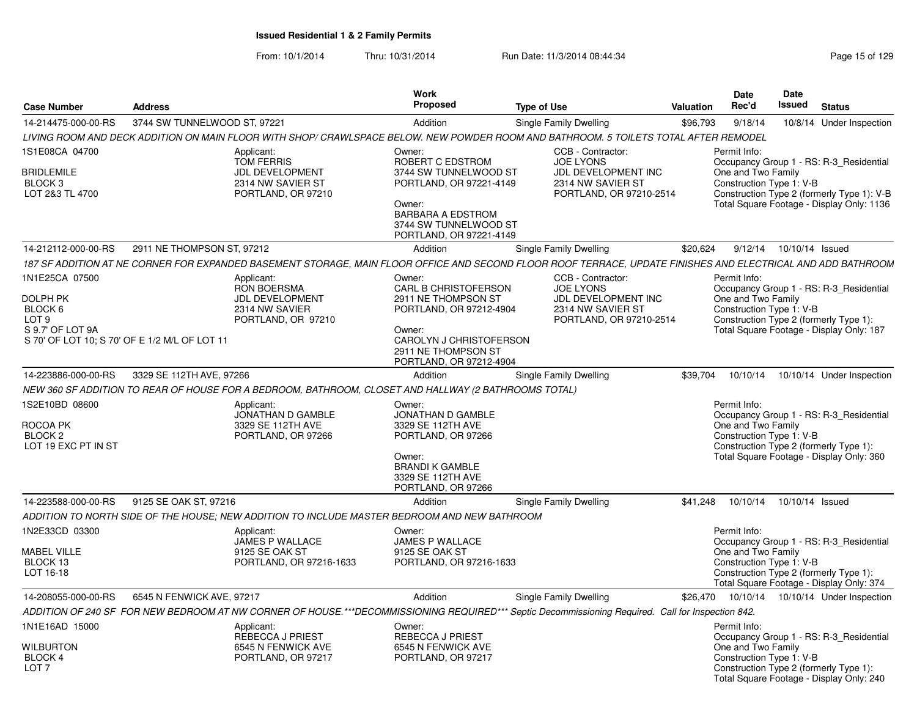## Issued Residential 1 & 2 Family Permits

From: 10/1/2014 Thru: 10/31/2014 Run Date: 11/3/2014 08:44:34

| Case Number | Address | Work Proposed | Type of Use | Valuation | Date Rec'd | Date Issued | Status |
|---|---|---|---|---|---|---|---|
| 14-214475-000-00-RS | 3744 SW TUNNELWOOD ST, 97221 | Addition | Single Family Dwelling | $96,793 | 9/18/14 | 10/8/14 | Under Inspection |

*LIVING ROOM AND DECK ADDITION ON MAIN FLOOR WITH SHOP/ CRAWLSPACE BELOW. NEW POWDER ROOM AND BATHROOM. 5 TOILETS TOTAL AFTER REMODEL*

1S1E08CA 04700
BRIDLEMILE
BLOCK 3
LOT 2&3 TL 4700

Applicant:
TOM FERRIS
JDL DEVELOPMENT
2314 NW SAVIER ST
PORTLAND, OR 97210

Owner:
ROBERT C EDSTROM
3744 SW TUNNELWOOD ST
PORTLAND, OR 97221-4149

Owner:
BARBARA A EDSTROM
3744 SW TUNNELWOOD ST
PORTLAND, OR 97221-4149

CCB - Contractor:
JOE LYONS
JDL DEVELOPMENT INC
2314 NW SAVIER ST
PORTLAND, OR 97210-2514

Permit Info:
Occupancy Group 1 - RS: R-3_Residential One and Two Family
Construction Type 1: V-B
Construction Type 2 (formerly Type 1): V-B
Total Square Footage - Display Only: 1136

---

| Case Number | Address | Work Proposed | Type of Use | Valuation | Date Rec'd | Date Issued | Status |
|---|---|---|---|---|---|---|---|
| 14-212112-000-00-RS | 2911 NE THOMPSON ST, 97212 | Addition | Single Family Dwelling | $20,624 | 9/12/14 | 10/10/14 | Issued |

*187 SF ADDITION AT NE CORNER FOR EXPANDED BASEMENT STORAGE, MAIN FLOOR OFFICE AND SECOND FLOOR ROOF TERRACE, UPDATE FINISHES AND ELECTRICAL AND ADD BATHROOM*

1N1E25CA 07500
DOLPH PK
BLOCK 6
LOT 9
S 9.7' OF LOT 9A
S 70' OF LOT 10; S 70' OF E 1/2 M/L OF LOT 11

Applicant:
RON BOERSMA
JDL DEVELOPMENT
2314 NW SAVIER
PORTLAND, OR 97210

Owner:
CARL B CHRISTOFERSON
2911 NE THOMPSON ST
PORTLAND, OR 97212-4904

Owner:
CAROLYN J CHRISTOFERSON
2911 NE THOMPSON ST
PORTLAND, OR 97212-4904

CCB - Contractor:
JOE LYONS
JDL DEVELOPMENT INC
2314 NW SAVIER ST
PORTLAND, OR 97210-2514

Permit Info:
Occupancy Group 1 - RS: R-3_Residential One and Two Family
Construction Type 1: V-B
Construction Type 2 (formerly Type 1):
Total Square Footage - Display Only: 187

---

| Case Number | Address | Work Proposed | Type of Use | Valuation | Date Rec'd | Date Issued | Status |
|---|---|---|---|---|---|---|---|
| 14-223886-000-00-RS | 3329 SE 112TH AVE, 97266 | Addition | Single Family Dwelling | $39,704 | 10/10/14 | 10/10/14 | Under Inspection |

*NEW 360 SF ADDITION TO REAR OF HOUSE FOR A BEDROOM, BATHROOM, CLOSET AND HALLWAY (2 BATHROOMS TOTAL)*

1S2E10BD 08600
ROCOA PK
BLOCK 2
LOT 19 EXC PT IN ST

Applicant:
JONATHAN D GAMBLE
3329 SE 112TH AVE
PORTLAND, OR 97266

Owner:
JONATHAN D GAMBLE
3329 SE 112TH AVE
PORTLAND, OR 97266

Owner:
BRANDI K GAMBLE
3329 SE 112TH AVE
PORTLAND, OR 97266

Permit Info:
Occupancy Group 1 - RS: R-3_Residential One and Two Family
Construction Type 1: V-B
Construction Type 2 (formerly Type 1):
Total Square Footage - Display Only: 360

---

| Case Number | Address | Work Proposed | Type of Use | Valuation | Date Rec'd | Date Issued | Status |
|---|---|---|---|---|---|---|---|
| 14-223588-000-00-RS | 9125 SE OAK ST, 97216 | Addition | Single Family Dwelling | $41,248 | 10/10/14 | 10/10/14 | Issued |

*ADDITION TO NORTH SIDE OF THE HOUSE; NEW ADDITION TO INCLUDE MASTER BEDROOM AND NEW BATHROOM*

1N2E33CD 03300
MABEL VILLE
BLOCK 13
LOT 16-18

Applicant:
JAMES P WALLACE
9125 SE OAK ST
PORTLAND, OR 97216-1633

Owner:
JAMES P WALLACE
9125 SE OAK ST
PORTLAND, OR 97216-1633

Permit Info:
Occupancy Group 1 - RS: R-3_Residential One and Two Family
Construction Type 1: V-B
Construction Type 2 (formerly Type 1):
Total Square Footage - Display Only: 374

---

| Case Number | Address | Work Proposed | Type of Use | Valuation | Date Rec'd | Date Issued | Status |
|---|---|---|---|---|---|---|---|
| 14-208055-000-00-RS | 6545 N FENWICK AVE, 97217 | Addition | Single Family Dwelling | $26,470 | 10/10/14 | 10/10/14 | Under Inspection |

*ADDITION OF 240 SF FOR NEW BEDROOM AT NW CORNER OF HOUSE.***DECOMMISSIONING REQUIRED*** Septic Decommissioning Required. Call for Inspection 842.*

1N1E16AD 15000
WILBURTON
BLOCK 4
LOT 7

Applicant:
REBECCA J PRIEST
6545 N FENWICK AVE
PORTLAND, OR 97217

Owner:
REBECCA J PRIEST
6545 N FENWICK AVE
PORTLAND, OR 97217

Permit Info:
Occupancy Group 1 - RS: R-3_Residential One and Two Family
Construction Type 1: V-B
Construction Type 2 (formerly Type 1):
Total Square Footage - Display Only: 240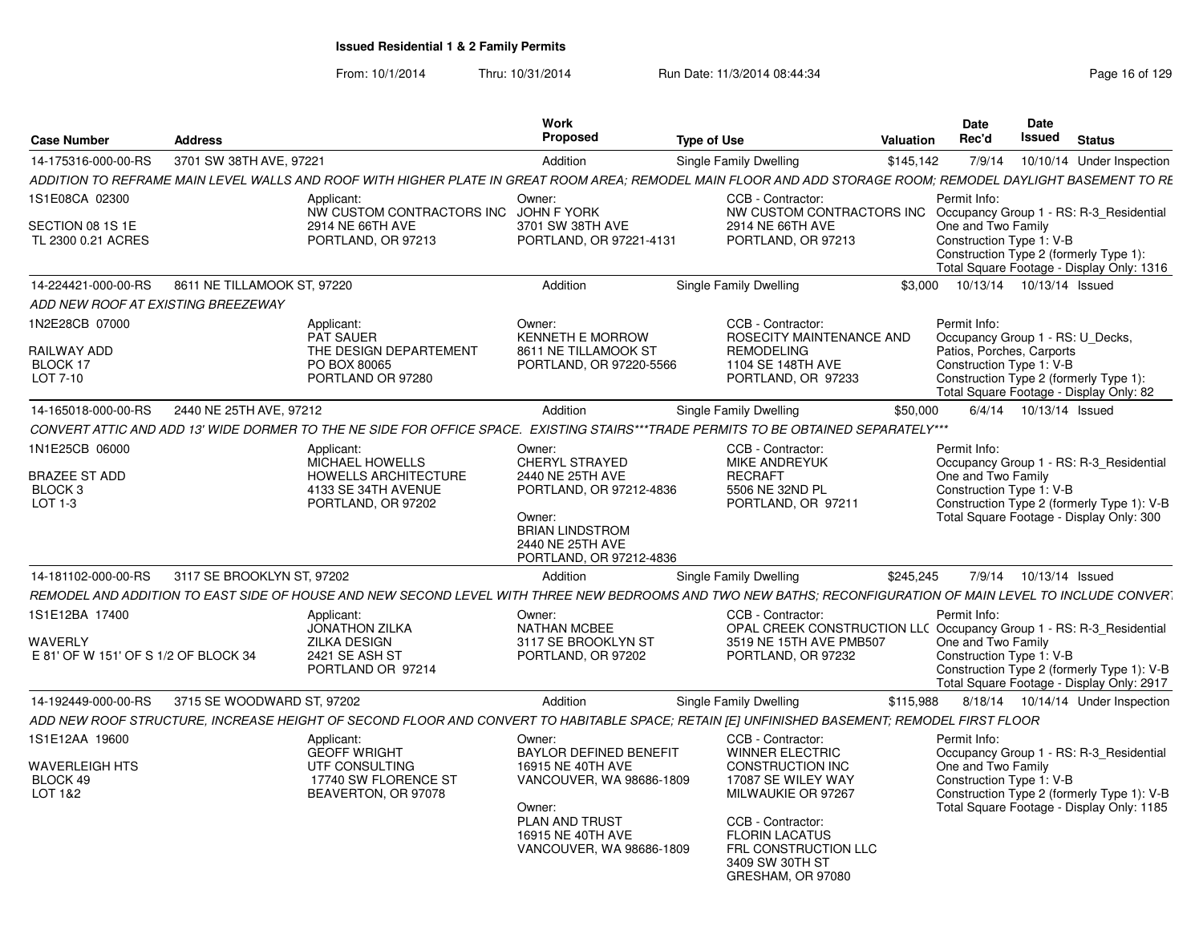# Issued Residential 1 & 2 Family Permits

From: 10/1/2014 Thru: 10/31/2014 Run Date: 11/3/2014 08:44:34

| Case Number | Address | Work Proposed | Type of Use | Valuation | Date Rec'd | Date Issued | Status |
|---|---|---|---|---|---|---|---|
| 14-175316-000-00-RS | 3701 SW 38TH AVE, 97221 | Addition | Single Family Dwelling | $145,142 | 7/9/14 | 10/10/14 | Under Inspection |

ADDITION TO REFRAME MAIN LEVEL WALLS AND ROOF WITH HIGHER PLATE IN GREAT ROOM AREA; REMODEL MAIN FLOOR AND ADD STORAGE ROOM; REMODEL DAYLIGHT BASEMENT TO RE

1S1E08CA 02300
SECTION 08 1S 1E
TL 2300 0.21 ACRES

Applicant: NW CUSTOM CONTRACTORS INC, 2914 NE 66TH AVE, PORTLAND, OR 97213

Owner: JOHN F YORK, 3701 SW 38TH AVE, PORTLAND, OR 97221-4131

CCB - Contractor: NW CUSTOM CONTRACTORS INC, 2914 NE 66TH AVE, PORTLAND, OR 97213

Permit Info: Occupancy Group 1 - RS: R-3_Residential One and Two Family; Construction Type 1: V-B; Construction Type 2 (formerly Type 1):; Total Square Footage - Display Only: 1316

| Case Number | Address | Work Proposed | Type of Use | Valuation | Date Rec'd | Date Issued | Status |
|---|---|---|---|---|---|---|---|
| 14-224421-000-00-RS | 8611 NE TILLAMOOK ST, 97220 | Addition | Single Family Dwelling | $3,000 | 10/13/14 | 10/13/14 | Issued |

ADD NEW ROOF AT EXISTING BREEZEWAY

1N2E28CB 07000
RAILWAY ADD
BLOCK 17
LOT 7-10

Applicant: PAT SAUER, THE DESIGN DEPARTEMENT, PO BOX 80065, PORTLAND OR 97280

Owner: KENNETH E MORROW, 8611 NE TILLAMOOK ST, PORTLAND, OR 97220-5566

CCB - Contractor: ROSECITY MAINTENANCE AND REMODELING, 1104 SE 148TH AVE, PORTLAND, OR 97233

Permit Info: Occupancy Group 1 - RS: U_Decks, Patios, Porches, Carports; Construction Type 1: V-B; Construction Type 2 (formerly Type 1):; Total Square Footage - Display Only: 82

| Case Number | Address | Work Proposed | Type of Use | Valuation | Date Rec'd | Date Issued | Status |
|---|---|---|---|---|---|---|---|
| 14-165018-000-00-RS | 2440 NE 25TH AVE, 97212 | Addition | Single Family Dwelling | $50,000 | 6/4/14 | 10/13/14 | Issued |

CONVERT ATTIC AND ADD 13' WIDE DORMER TO THE NE SIDE FOR OFFICE SPACE. EXISTING STAIRS***TRADE PERMITS TO BE OBTAINED SEPARATELY***

1N1E25CB 06000
BRAZEE ST ADD
BLOCK 3
LOT 1-3

Applicant: MICHAEL HOWELLS, HOWELLS ARCHITECTURE, 4133 SE 34TH AVENUE, PORTLAND, OR 97202

Owner: CHERYL STRAYED, 2440 NE 25TH AVE, PORTLAND, OR 97212-4836

Owner: BRIAN LINDSTROM, 2440 NE 25TH AVE, PORTLAND, OR 97212-4836

CCB - Contractor: MIKE ANDREYUK, RECRAFT, 5506 NE 32ND PL, PORTLAND, OR 97211

Permit Info: Occupancy Group 1 - RS: R-3_Residential One and Two Family; Construction Type 1: V-B; Construction Type 2 (formerly Type 1): V-B; Total Square Footage - Display Only: 300

| Case Number | Address | Work Proposed | Type of Use | Valuation | Date Rec'd | Date Issued | Status |
|---|---|---|---|---|---|---|---|
| 14-181102-000-00-RS | 3117 SE BROOKLYN ST, 97202 | Addition | Single Family Dwelling | $245,245 | 7/9/14 | 10/13/14 | Issued |

REMODEL AND ADDITION TO EAST SIDE OF HOUSE AND NEW SECOND LEVEL WITH THREE NEW BEDROOMS AND TWO NEW BATHS; RECONFIGURATION OF MAIN LEVEL TO INCLUDE CONVERT

1S1E12BA 17400
WAVERLY
E 81' OF W 151' OF S 1/2 OF BLOCK 34

Applicant: JONATHON ZILKA, ZILKA DESIGN, 2421 SE ASH ST, PORTLAND OR 97214

Owner: NATHAN MCBEE, 3117 SE BROOKLYN ST, PORTLAND, OR 97202

CCB - Contractor: OPAL CREEK CONSTRUCTION LLC, 3519 NE 15TH AVE PMB507, PORTLAND, OR 97232

Permit Info: Occupancy Group 1 - RS: R-3_Residential One and Two Family; Construction Type 1: V-B; Construction Type 2 (formerly Type 1): V-B; Total Square Footage - Display Only: 2917

| Case Number | Address | Work Proposed | Type of Use | Valuation | Date Rec'd | Date Issued | Status |
|---|---|---|---|---|---|---|---|
| 14-192449-000-00-RS | 3715 SE WOODWARD ST, 97202 | Addition | Single Family Dwelling | $115,988 | 8/18/14 | 10/14/14 | Under Inspection |

ADD NEW ROOF STRUCTURE, INCREASE HEIGHT OF SECOND FLOOR AND CONVERT TO HABITABLE SPACE; RETAIN [E] UNFINISHED BASEMENT; REMODEL FIRST FLOOR

1S1E12AA 19600
WAVERLEIGH HTS
BLOCK 49
LOT 1&2

Applicant: GEOFF WRIGHT, UTF CONSULTING, 17740 SW FLORENCE ST, BEAVERTON, OR 97078

Owner: BAYLOR DEFINED BENEFIT, 16915 NE 40TH AVE, VANCOUVER, WA 98686-1809

Owner: PLAN AND TRUST, 16915 NE 40TH AVE, VANCOUVER, WA 98686-1809

CCB - Contractor: WINNER ELECTRIC CONSTRUCTION INC, 17087 SE WILEY WAY, MILWAUKIE OR 97267

CCB - Contractor: FLORIN LACATUS, FRL CONSTRUCTION LLC, 3409 SW 30TH ST, GRESHAM, OR 97080

Permit Info: Occupancy Group 1 - RS: R-3_Residential One and Two Family; Construction Type 1: V-B; Construction Type 2 (formerly Type 1): V-B; Total Square Footage - Display Only: 1185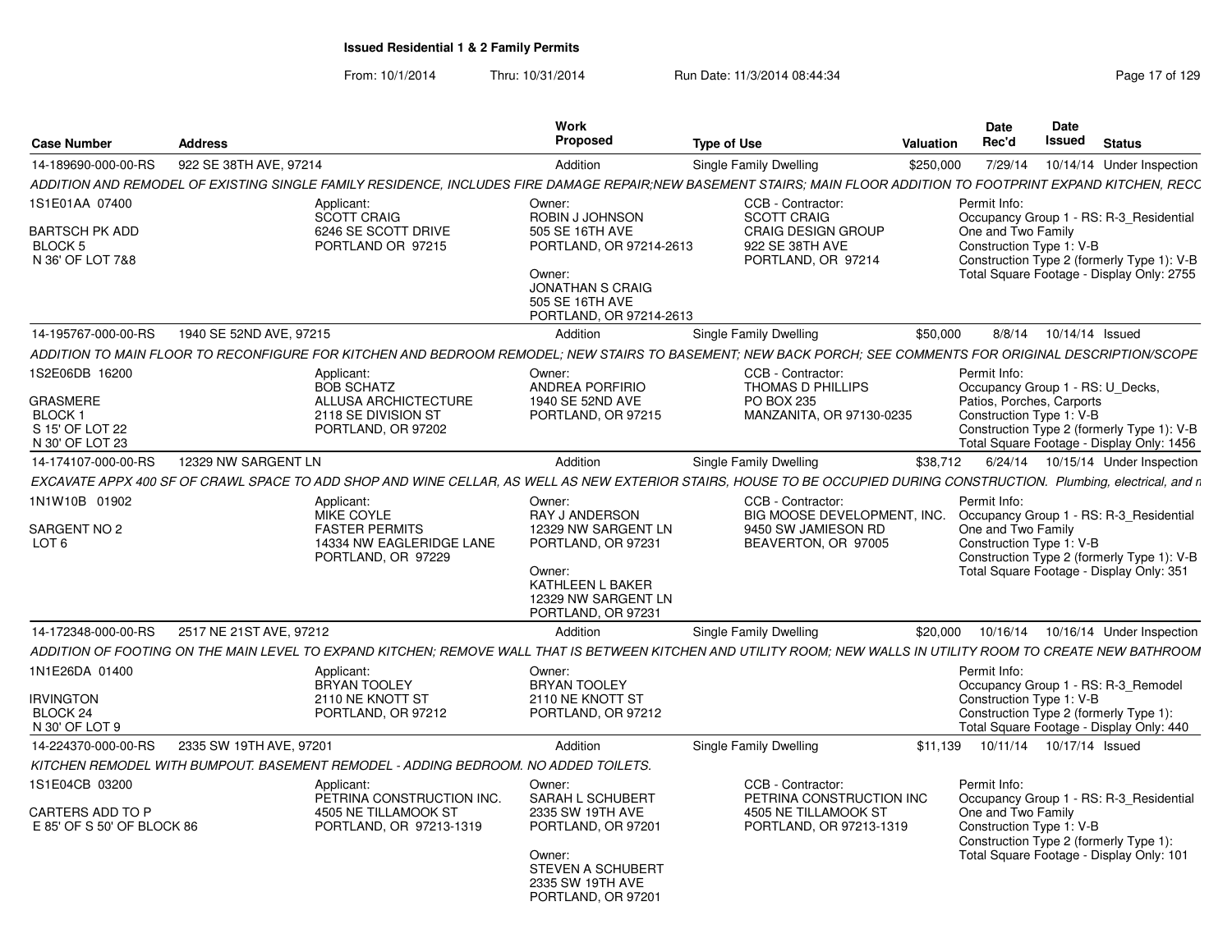## Issued Residential 1 & 2 Family Permits

From: 10/1/2014 Thru: 10/31/2014 Run Date: 11/3/2014 08:44:34

| Case Number | Address | Work Proposed | Type of Use | Valuation | Date Rec'd | Date Issued | Status |
|---|---|---|---|---|---|---|---|
| 14-189690-000-00-RS | 922 SE 38TH AVE, 97214 | Addition | Single Family Dwelling | $250,000 | 7/29/14 | 10/14/14 | Under Inspection |

*ADDITION AND REMODEL OF EXISTING SINGLE FAMILY RESIDENCE, INCLUDES FIRE DAMAGE REPAIR;NEW BASEMENT STAIRS; MAIN FLOOR ADDITION TO FOOTPRINT EXPAND KITCHEN, RECC*

1S1E01AA 07400
BARTSCH PK ADD
BLOCK 5
N 36' OF LOT 7&8

Applicant:
SCOTT CRAIG
6246 SE SCOTT DRIVE
PORTLAND OR 97215

Owner:
ROBIN J JOHNSON
505 SE 16TH AVE
PORTLAND, OR 97214-2613

Owner:
JONATHAN S CRAIG
505 SE 16TH AVE
PORTLAND, OR 97214-2613

CCB - Contractor:
SCOTT CRAIG
CRAIG DESIGN GROUP
922 SE 38TH AVE
PORTLAND, OR 97214

Permit Info:
Occupancy Group 1 - RS: R-3_Residential One and Two Family
Construction Type 1: V-B
Construction Type 2 (formerly Type 1): V-B
Total Square Footage - Display Only: 2755

| Case Number | Address | Work Proposed | Type of Use | Valuation | Date Rec'd | Date Issued | Status |
|---|---|---|---|---|---|---|---|
| 14-195767-000-00-RS | 1940 SE 52ND AVE, 97215 | Addition | Single Family Dwelling | $50,000 | 8/8/14 | 10/14/14 | Issued |

*ADDITION TO MAIN FLOOR TO RECONFIGURE FOR KITCHEN AND BEDROOM REMODEL; NEW STAIRS TO BASEMENT; NEW BACK PORCH; SEE COMMENTS FOR ORIGINAL DESCRIPTION/SCOPE*

1S2E06DB 16200
GRASMERE
BLOCK 1
S 15' OF LOT 22
N 30' OF LOT 23

Applicant:
BOB SCHATZ
ALLUSA ARCHICTECTURE
2118 SE DIVISION ST
PORTLAND, OR 97202

Owner:
ANDREA PORFIRIO
1940 SE 52ND AVE
PORTLAND, OR 97215

CCB - Contractor:
THOMAS D PHILLIPS
PO BOX 235
MANZANITA, OR 97130-0235

Permit Info:
Occupancy Group 1 - RS: U_Decks, Patios, Porches, Carports
Construction Type 1: V-B
Construction Type 2 (formerly Type 1): V-B
Total Square Footage - Display Only: 1456

| Case Number | Address | Work Proposed | Type of Use | Valuation | Date Rec'd | Date Issued | Status |
|---|---|---|---|---|---|---|---|
| 14-174107-000-00-RS | 12329 NW SARGENT LN | Addition | Single Family Dwelling | $38,712 | 6/24/14 | 10/15/14 | Under Inspection |

*EXCAVATE APPX 400 SF OF CRAWL SPACE TO ADD SHOP AND WINE CELLAR, AS WELL AS NEW EXTERIOR STAIRS, HOUSE TO BE OCCUPIED DURING CONSTRUCTION. Plumbing, electrical, and n*

1N1W10B 01902
SARGENT NO 2
LOT 6

Applicant:
MIKE COYLE
FASTER PERMITS
14334 NW EAGLERIDGE LANE
PORTLAND, OR 97229

Owner:
RAY J ANDERSON
12329 NW SARGENT LN
PORTLAND, OR 97231

Owner:
KATHLEEN L BAKER
12329 NW SARGENT LN
PORTLAND, OR 97231

CCB - Contractor:
BIG MOOSE DEVELOPMENT, INC.
9450 SW JAMIESON RD
BEAVERTON, OR 97005

Permit Info:
Occupancy Group 1 - RS: R-3_Residential One and Two Family
Construction Type 1: V-B
Construction Type 2 (formerly Type 1): V-B
Total Square Footage - Display Only: 351

| Case Number | Address | Work Proposed | Type of Use | Valuation | Date Rec'd | Date Issued | Status |
|---|---|---|---|---|---|---|---|
| 14-172348-000-00-RS | 2517 NE 21ST AVE, 97212 | Addition | Single Family Dwelling | $20,000 | 10/16/14 | 10/16/14 | Under Inspection |

*ADDITION OF FOOTING ON THE MAIN LEVEL TO EXPAND KITCHEN; REMOVE WALL THAT IS BETWEEN KITCHEN AND UTILITY ROOM; NEW WALLS IN UTILITY ROOM TO CREATE NEW BATHROOM*

1N1E26DA 01400
IRVINGTON
BLOCK 24
N 30' OF LOT 9

Applicant:
BRYAN TOOLEY
2110 NE KNOTT ST
PORTLAND, OR 97212

Owner:
BRYAN TOOLEY
2110 NE KNOTT ST
PORTLAND, OR 97212

Permit Info:
Occupancy Group 1 - RS: R-3_Remodel
Construction Type 1: V-B
Construction Type 2 (formerly Type 1):
Total Square Footage - Display Only: 440

| Case Number | Address | Work Proposed | Type of Use | Valuation | Date Rec'd | Date Issued | Status |
|---|---|---|---|---|---|---|---|
| 14-224370-000-00-RS | 2335 SW 19TH AVE, 97201 | Addition | Single Family Dwelling | $11,139 | 10/11/14 | 10/17/14 | Issued |

*KITCHEN REMODEL WITH BUMPOUT. BASEMENT REMODEL - ADDING BEDROOM. NO ADDED TOILETS.*

1S1E04CB 03200
CARTERS ADD TO P
E 85' OF S 50' OF BLOCK 86

Applicant:
PETRINA CONSTRUCTION INC.
4505 NE TILLAMOOK ST
PORTLAND, OR 97213-1319

Owner:
SARAH L SCHUBERT
2335 SW 19TH AVE
PORTLAND, OR 97201

Owner:
STEVEN A SCHUBERT
2335 SW 19TH AVE
PORTLAND, OR 97201

CCB - Contractor:
PETRINA CONSTRUCTION INC
4505 NE TILLAMOOK ST
PORTLAND, OR 97213-1319

Permit Info:
Occupancy Group 1 - RS: R-3_Residential One and Two Family
Construction Type 1: V-B
Construction Type 2 (formerly Type 1):
Total Square Footage - Display Only: 101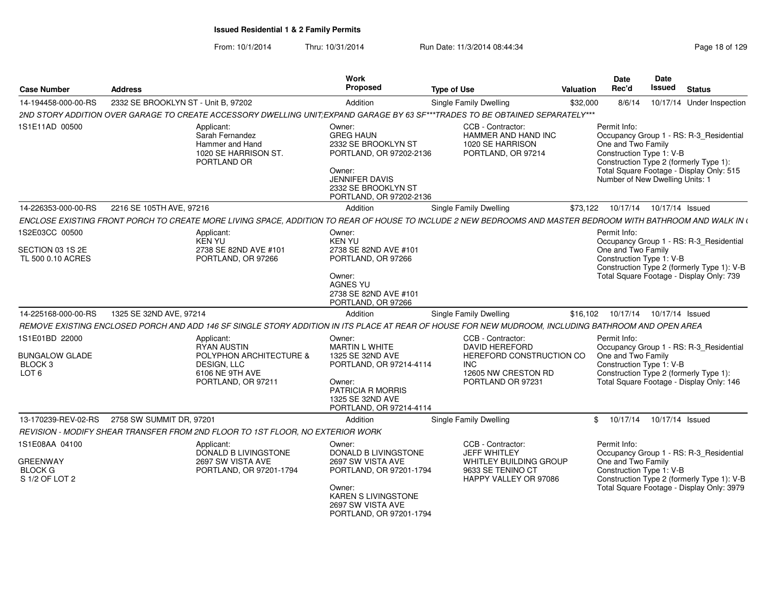**Issued Residential 1 & 2 Family Permits**

From: 10/1/2014 Thru: 10/31/2014 Run Date: 11/3/2014 08:44:34

| Case Number | Address | Work Proposed | Type of Use | Valuation | Date Rec'd | Date Issued | Status |
|---|---|---|---|---|---|---|---|
| 14-194458-000-00-RS | 2332 SE BROOKLYN ST - Unit B, 97202 | Addition | Single Family Dwelling | $32,000 | 8/6/14 | 10/17/14 | Under Inspection |

2ND STORY ADDITION OVER GARAGE TO CREATE ACCESSORY DWELLING UNIT;EXPAND GARAGE BY 63 SF***TRADES TO BE OBTAINED SEPARATELY***

1S1E11AD 00500

Applicant: Sarah Fernandez, Hammer and Hand, 1020 SE HARRISON ST., PORTLAND OR

Owner: GREG HAUN, 2332 SE BROOKLYN ST, PORTLAND, OR 97202-2136

Owner: JENNIFER DAVIS, 2332 SE BROOKLYN ST, PORTLAND, OR 97202-2136

CCB - Contractor: HAMMER AND HAND INC, 1020 SE HARRISON, PORTLAND, OR 97214

Permit Info: Occupancy Group 1 - RS: R-3_Residential One and Two Family; Construction Type 1: V-B; Construction Type 2 (formerly Type 1):; Total Square Footage - Display Only: 515; Number of New Dwelling Units: 1

| Case Number | Address | Work Proposed | Type of Use | Valuation | Date Rec'd | Date Issued | Status |
|---|---|---|---|---|---|---|---|
| 14-226353-000-00-RS | 2216 SE 105TH AVE, 97216 | Addition | Single Family Dwelling | $73,122 | 10/17/14 | 10/17/14 | Issued |

ENCLOSE EXISTING FRONT PORCH TO CREATE MORE LIVING SPACE, ADDITION TO REAR OF HOUSE TO INCLUDE 2 NEW BEDROOMS AND MASTER BEDROOM WITH BATHROOM AND WALK IN (

1S2E03CC 00500, SECTION 03 1S 2E, TL 500 0.10 ACRES

Applicant: KEN YU, 2738 SE 82ND AVE #101, PORTLAND, OR 97266

Owner: KEN YU, 2738 SE 82ND AVE #101, PORTLAND, OR 97266

Owner: AGNES YU, 2738 SE 82ND AVE #101, PORTLAND, OR 97266

Permit Info: Occupancy Group 1 - RS: R-3_Residential One and Two Family; Construction Type 1: V-B; Construction Type 2 (formerly Type 1): V-B; Total Square Footage - Display Only: 739

| Case Number | Address | Work Proposed | Type of Use | Valuation | Date Rec'd | Date Issued | Status |
|---|---|---|---|---|---|---|---|
| 14-225168-000-00-RS | 1325 SE 32ND AVE, 97214 | Addition | Single Family Dwelling | $16,102 | 10/17/14 | 10/17/14 | Issued |

REMOVE EXISTING ENCLOSED PORCH AND ADD 146 SF SINGLE STORY ADDITION IN ITS PLACE AT REAR OF HOUSE FOR NEW MUDROOM, INCLUDING BATHROOM AND OPEN AREA

1S1E01BD 22000, BUNGALOW GLADE, BLOCK 3, LOT 6

Applicant: RYAN AUSTIN, POLYPHON ARCHITECTURE & DESIGN, LLC, 6106 NE 9TH AVE, PORTLAND, OR 97211

Owner: MARTIN L WHITE, 1325 SE 32ND AVE, PORTLAND, OR 97214-4114

Owner: PATRICIA R MORRIS, 1325 SE 32ND AVE, PORTLAND, OR 97214-4114

CCB - Contractor: DAVID HEREFORD, HEREFORD CONSTRUCTION CO INC, 12605 NW CRESTON RD, PORTLAND OR 97231

Permit Info: Occupancy Group 1 - RS: R-3_Residential One and Two Family; Construction Type 1: V-B; Construction Type 2 (formerly Type 1):; Total Square Footage - Display Only: 146

| Case Number | Address | Work Proposed | Type of Use | Valuation | Date Rec'd | Date Issued | Status |
|---|---|---|---|---|---|---|---|
| 13-170239-REV-02-RS | 2758 SW SUMMIT DR, 97201 | Addition | Single Family Dwelling | $ | 10/17/14 | 10/17/14 | Issued |

REVISION - MODIFY SHEAR TRANSFER FROM 2ND FLOOR TO 1ST FLOOR, NO EXTERIOR WORK

1S1E08AA 04100, GREENWAY, BLOCK G, S 1/2 OF LOT 2

Applicant: DONALD B LIVINGSTONE, 2697 SW VISTA AVE, PORTLAND, OR 97201-1794

Owner: DONALD B LIVINGSTONE, 2697 SW VISTA AVE, PORTLAND, OR 97201-1794

Owner: KAREN S LIVINGSTONE, 2697 SW VISTA AVE, PORTLAND, OR 97201-1794

CCB - Contractor: JEFF WHITLEY, WHITLEY BUILDING GROUP, 9633 SE TENINO CT, HAPPY VALLEY OR 97086

Permit Info: Occupancy Group 1 - RS: R-3_Residential One and Two Family; Construction Type 1: V-B; Construction Type 2 (formerly Type 1): V-B; Total Square Footage - Display Only: 3979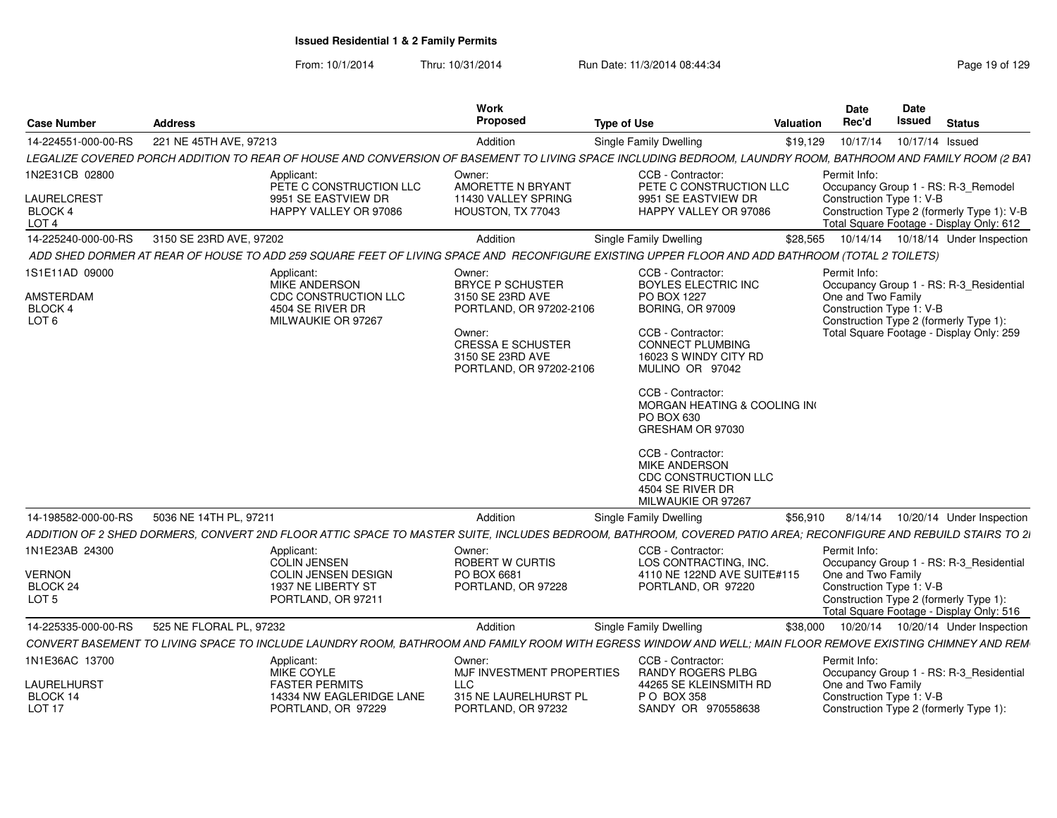## Issued Residential 1 & 2 Family Permits

From: 10/1/2014 Thru: 10/31/2014 Run Date: 11/3/2014 08:44:34

| Case Number | Address | Work Proposed | Type of Use | Valuation | Date Rec'd | Date Issued | Status |
|---|---|---|---|---|---|---|---|
| 14-224551-000-00-RS | 221 NE 45TH AVE, 97213 | Addition | Single Family Dwelling | $19,129 | 10/17/14 | 10/17/14 | Issued |

LEGALIZE COVERED PORCH ADDITION TO REAR OF HOUSE AND CONVERSION OF BASEMENT TO LIVING SPACE INCLUDING BEDROOM, LAUNDRY ROOM, BATHROOM AND FAMILY ROOM (2 BAT

1N2E31CB 02800
LAURELCREST
BLOCK 4
LOT 4

Applicant:
PETE C CONSTRUCTION LLC
9951 SE EASTVIEW DR
HAPPY VALLEY OR 97086

Owner:
AMORETTE N BRYANT
11430 VALLEY SPRING
HOUSTON, TX 77043

CCB - Contractor:
PETE C CONSTRUCTION LLC
9951 SE EASTVIEW DR
HAPPY VALLEY OR 97086

Permit Info:
Occupancy Group 1 - RS: R-3_Remodel
Construction Type 1: V-B
Construction Type 2 (formerly Type 1): V-B
Total Square Footage - Display Only: 612

| Case Number | Address | Work Proposed | Type of Use | Valuation | Date Rec'd | Date Issued | Status |
|---|---|---|---|---|---|---|---|
| 14-225240-000-00-RS | 3150 SE 23RD AVE, 97202 | Addition | Single Family Dwelling | $28,565 | 10/14/14 | 10/18/14 | Under Inspection |

ADD SHED DORMER AT REAR OF HOUSE TO ADD 259 SQUARE FEET OF LIVING SPACE AND RECONFIGURE EXISTING UPPER FLOOR AND ADD BATHROOM (TOTAL 2 TOILETS)

1S1E11AD 09000
AMSTERDAM
BLOCK 4
LOT 6

Applicant:
MIKE ANDERSON
CDC CONSTRUCTION LLC
4504 SE RIVER DR
MILWAUKIE OR 97267

Owner:
BRYCE P SCHUSTER
3150 SE 23RD AVE
PORTLAND, OR 97202-2106

Owner:
CRESSA E SCHUSTER
3150 SE 23RD AVE
PORTLAND, OR 97202-2106

CCB - Contractor:
BOYLES ELECTRIC INC
PO BOX 1227
BORING, OR 97009

CCB - Contractor:
CONNECT PLUMBING
16023 S WINDY CITY RD
MULINO OR 97042

CCB - Contractor:
MORGAN HEATING & COOLING IN(
PO BOX 630
GRESHAM OR 97030

CCB - Contractor:
MIKE ANDERSON
CDC CONSTRUCTION LLC
4504 SE RIVER DR
MILWAUKIE OR 97267

Permit Info:
Occupancy Group 1 - RS: R-3_Residential One and Two Family
Construction Type 1: V-B
Construction Type 2 (formerly Type 1):
Total Square Footage - Display Only: 259

| Case Number | Address | Work Proposed | Type of Use | Valuation | Date Rec'd | Date Issued | Status |
|---|---|---|---|---|---|---|---|
| 14-198582-000-00-RS | 5036 NE 14TH PL, 97211 | Addition | Single Family Dwelling | $56,910 | 8/14/14 | 10/20/14 | Under Inspection |

ADDITION OF 2 SHED DORMERS, CONVERT 2ND FLOOR ATTIC SPACE TO MASTER SUITE, INCLUDES BEDROOM, BATHROOM, COVERED PATIO AREA; RECONFIGURE AND REBUILD STAIRS TO 2I

1N1E23AB 24300
VERNON
BLOCK 24
LOT 5

Applicant:
COLIN JENSEN
COLIN JENSEN DESIGN
1937 NE LIBERTY ST
PORTLAND, OR 97211

Owner:
ROBERT W CURTIS
PO BOX 6681
PORTLAND, OR 97228

CCB - Contractor:
LOS CONTRACTING, INC.
4110 NE 122ND AVE SUITE#115
PORTLAND, OR 97220

Permit Info:
Occupancy Group 1 - RS: R-3_Residential One and Two Family
Construction Type 1: V-B
Construction Type 2 (formerly Type 1):
Total Square Footage - Display Only: 516

| Case Number | Address | Work Proposed | Type of Use | Valuation | Date Rec'd | Date Issued | Status |
|---|---|---|---|---|---|---|---|
| 14-225335-000-00-RS | 525 NE FLORAL PL, 97232 | Addition | Single Family Dwelling | $38,000 | 10/20/14 | 10/20/14 | Under Inspection |

CONVERT BASEMENT TO LIVING SPACE TO INCLUDE LAUNDRY ROOM, BATHROOM AND FAMILY ROOM WITH EGRESS WINDOW AND WELL; MAIN FLOOR REMOVE EXISTING CHIMNEY AND REM

1N1E36AC 13700
LAURELHURST
BLOCK 14
LOT 17

Applicant:
MIKE COYLE
FASTER PERMITS
14334 NW EAGLERIDGE LANE
PORTLAND, OR 97229

Owner:
MJF INVESTMENT PROPERTIES LLC
315 NE LAURELHURST PL
PORTLAND, OR 97232

CCB - Contractor:
RANDY ROGERS PLBG
44265 SE KLEINSMITH RD
P O BOX 358
SANDY OR 970558638

Permit Info:
Occupancy Group 1 - RS: R-3_Residential One and Two Family
Construction Type 1: V-B
Construction Type 2 (formerly Type 1):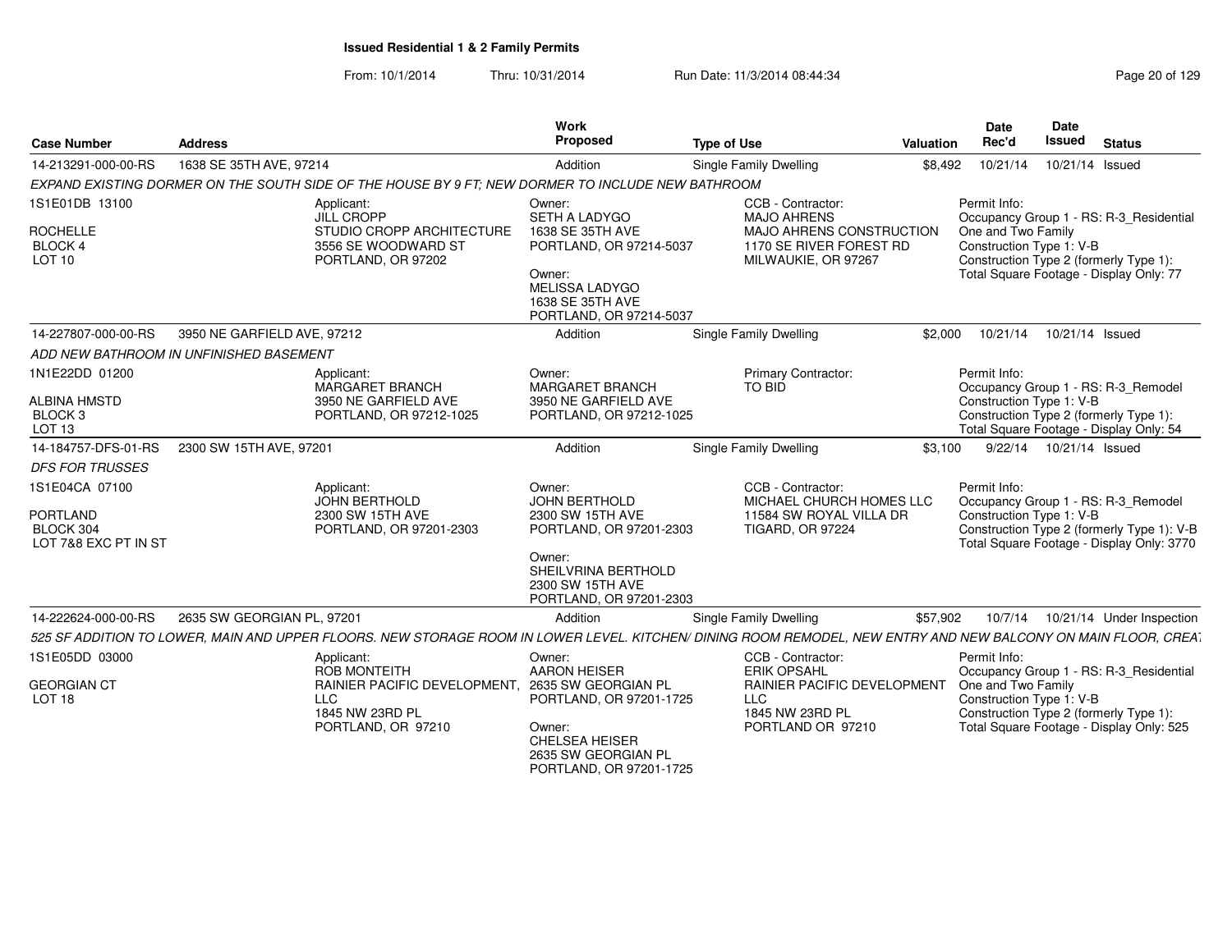**Issued Residential 1 & 2 Family Permits**

From: 10/1/2014 Thru: 10/31/2014 Run Date: 11/3/2014 08:44:34

| Case Number | Address | | Work Proposed | Type of Use | Valuation | Date Rec'd | Date Issued | Status |
|---|---|---|---|---|---|---|---|---|
| 14-213291-000-00-RS | 1638 SE 35TH AVE, 97214 | | Addition | Single Family Dwelling | $8,492 | 10/21/14 | 10/21/14 | Issued |
| *EXPAND EXISTING DORMER ON THE SOUTH SIDE OF THE HOUSE BY 9 FT; NEW DORMER TO INCLUDE NEW BATHROOM* | | | | | | | | |
| 1S1E01DB 13100<br><br>ROCHELLE<br>BLOCK 4<br>LOT 10 | | Applicant:<br>JILL CROPP<br>STUDIO CROPP ARCHITECTURE<br>3556 SE WOODWARD ST<br>PORTLAND, OR 97202 | Owner:<br>SETH A LADYGO<br>1638 SE 35TH AVE<br>PORTLAND, OR 97214-5037<br><br>Owner:<br>MELISSA LADYGO<br>1638 SE 35TH AVE<br>PORTLAND, OR 97214-5037 | CCB - Contractor:<br>MAJO AHRENS<br>MAJO AHRENS CONSTRUCTION<br>1170 SE RIVER FOREST RD<br>MILWAUKIE, OR 97267 | | Permit Info:<br>Occupancy Group 1 - RS: R-3_Residential One and Two Family<br>Construction Type 1: V-B<br>Construction Type 2 (formerly Type 1):<br>Total Square Footage - Display Only: 77 | | |
| 14-227807-000-00-RS | 3950 NE GARFIELD AVE, 97212 | | Addition | Single Family Dwelling | $2,000 | 10/21/14 | 10/21/14 | Issued |
| *ADD NEW BATHROOM IN UNFINISHED BASEMENT* | | | | | | | | |
| 1N1E22DD 01200<br><br>ALBINA HMSTD<br>BLOCK 3<br>LOT 13 | | Applicant:<br>MARGARET BRANCH<br>3950 NE GARFIELD AVE<br>PORTLAND, OR 97212-1025 | Owner:<br>MARGARET BRANCH<br>3950 NE GARFIELD AVE<br>PORTLAND, OR 97212-1025 | Primary Contractor:<br>TO BID | | Permit Info:<br>Occupancy Group 1 - RS: R-3_Remodel<br>Construction Type 1: V-B<br>Construction Type 2 (formerly Type 1):<br>Total Square Footage - Display Only: 54 | | |
| 14-184757-DFS-01-RS | 2300 SW 15TH AVE, 97201 | | Addition | Single Family Dwelling | $3,100 | 9/22/14 | 10/21/14 | Issued |
| *DFS FOR TRUSSES* | | | | | | | | |
| 1S1E04CA 07100<br><br>PORTLAND<br>BLOCK 304<br>LOT 7&8 EXC PT IN ST | | Applicant:<br>JOHN BERTHOLD<br>2300 SW 15TH AVE<br>PORTLAND, OR 97201-2303 | Owner:<br>JOHN BERTHOLD<br>2300 SW 15TH AVE<br>PORTLAND, OR 97201-2303<br><br>Owner:<br>SHEILVRINA BERTHOLD<br>2300 SW 15TH AVE<br>PORTLAND, OR 97201-2303 | CCB - Contractor:<br>MICHAEL CHURCH HOMES LLC<br>11584 SW ROYAL VILLA DR<br>TIGARD, OR 97224 | | Permit Info:<br>Occupancy Group 1 - RS: R-3_Remodel<br>Construction Type 1: V-B<br>Construction Type 2 (formerly Type 1): V-B<br>Total Square Footage - Display Only: 3770 | | |
| 14-222624-000-00-RS | 2635 SW GEORGIAN PL, 97201 | | Addition | Single Family Dwelling | $57,902 | 10/7/14 | 10/21/14 | Under Inspection |
| *525 SF ADDITION TO LOWER, MAIN AND UPPER FLOORS. NEW STORAGE ROOM IN LOWER LEVEL. KITCHEN/ DINING ROOM REMODEL, NEW ENTRY AND NEW BALCONY ON MAIN FLOOR, CREA* | | | | | | | | |
| 1S1E05DD 03000<br><br>GEORGIAN CT<br>LOT 18 | | Applicant:<br>ROB MONTEITH<br>RAINIER PACIFIC DEVELOPMENT, LLC<br>1845 NW 23RD PL<br>PORTLAND, OR 97210 | Owner:<br>AARON HEISER<br>2635 SW GEORGIAN PL<br>PORTLAND, OR 97201-1725<br><br>Owner:<br>CHELSEA HEISER<br>2635 SW GEORGIAN PL<br>PORTLAND, OR 97201-1725 | CCB - Contractor:<br>ERIK OPSAHL<br>RAINIER PACIFIC DEVELOPMENT LLC<br>1845 NW 23RD PL<br>PORTLAND OR 97210 | | Permit Info:<br>Occupancy Group 1 - RS: R-3_Residential One and Two Family<br>Construction Type 1: V-B<br>Construction Type 2 (formerly Type 1):<br>Total Square Footage - Display Only: 525 | | |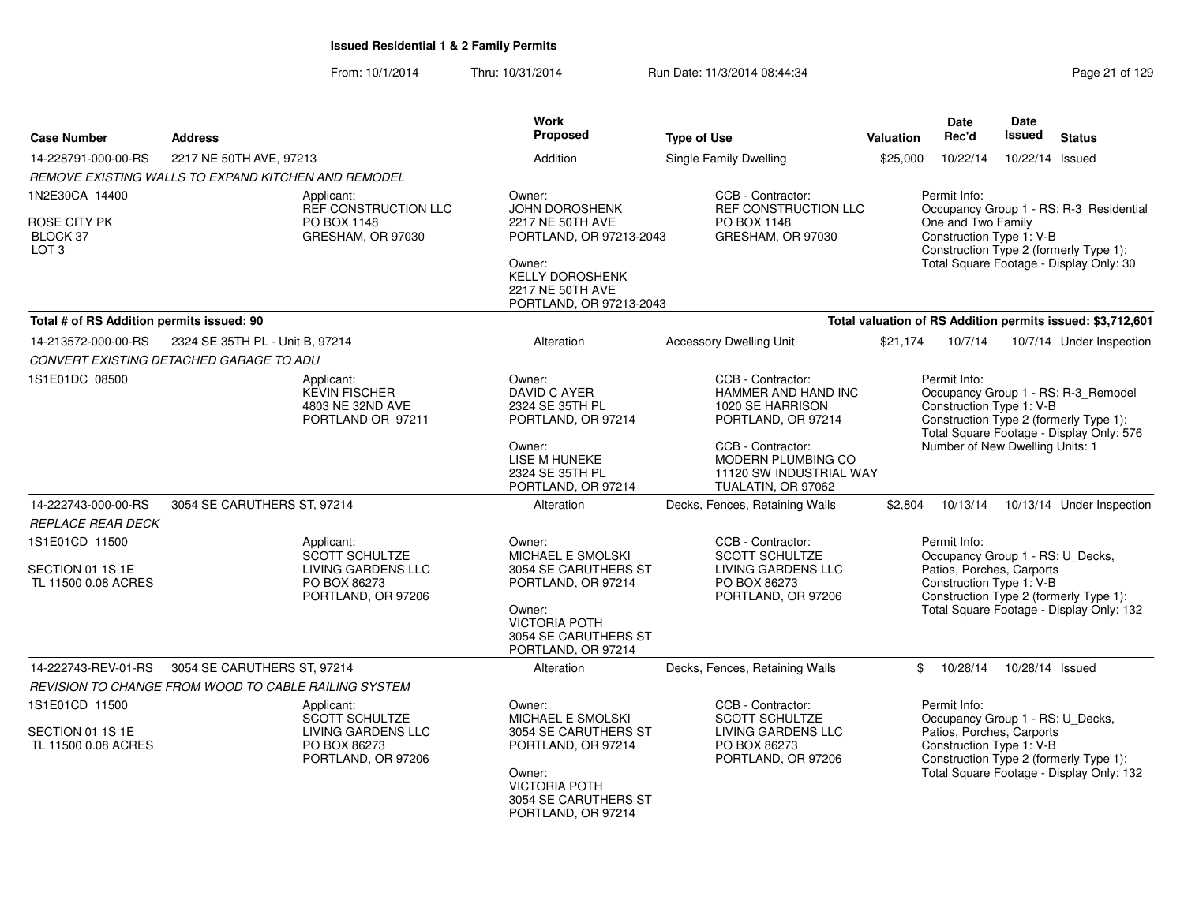## Issued Residential 1 & 2 Family Permits

From: 10/1/2014 Thru: 10/31/2014 Run Date: 11/3/2014 08:44:34

| Case Number | Address | Work Proposed | Type of Use | Valuation | Date Rec'd | Date Issued | Status |
|---|---|---|---|---|---|---|---|
| 14-228791-000-00-RS | 2217 NE 50TH AVE, 97213 | Addition | Single Family Dwelling | $25,000 | 10/22/14 | 10/22/14 | Issued |

*REMOVE EXISTING WALLS TO EXPAND KITCHEN AND REMODEL*

1N2E30CA 14400
ROSE CITY PK
BLOCK 37
LOT 3

Applicant: REF CONSTRUCTION LLC, PO BOX 1148, GRESHAM, OR 97030

Owner: JOHN DOROSHENK, 2217 NE 50TH AVE, PORTLAND, OR 97213-2043

Owner: KELLY DOROSHENK, 2217 NE 50TH AVE, PORTLAND, OR 97213-2043

CCB - Contractor: REF CONSTRUCTION LLC, PO BOX 1148, GRESHAM, OR 97030

Permit Info:
Occupancy Group 1 - RS: R-3_Residential One and Two Family
Construction Type 1: V-B
Construction Type 2 (formerly Type 1):
Total Square Footage - Display Only: 30

**Total # of RS Addition permits issued: 90** — **Total valuation of RS Addition permits issued: $3,712,601**

| Case Number | Address | Work Proposed | Type of Use | Valuation | Date Rec'd | Date Issued | Status |
|---|---|---|---|---|---|---|---|
| 14-213572-000-00-RS | 2324 SE 35TH PL - Unit B, 97214 | Alteration | Accessory Dwelling Unit | $21,174 | 10/7/14 | 10/7/14 | Under Inspection |

*CONVERT EXISTING DETACHED GARAGE TO ADU*

1S1E01DC 08500

Applicant: KEVIN FISCHER, 4803 NE 32ND AVE, PORTLAND OR 97211

Owner: DAVID C AYER, 2324 SE 35TH PL, PORTLAND, OR 97214

Owner: LISE M HUNEKE, 2324 SE 35TH PL, PORTLAND, OR 97214

CCB - Contractor: HAMMER AND HAND INC, 1020 SE HARRISON, PORTLAND, OR 97214

CCB - Contractor: MODERN PLUMBING CO, 11120 SW INDUSTRIAL WAY, TUALATIN, OR 97062

Permit Info:
Occupancy Group 1 - RS: R-3_Remodel
Construction Type 1: V-B
Construction Type 2 (formerly Type 1):
Total Square Footage - Display Only: 576
Number of New Dwelling Units: 1

| Case Number | Address | Work Proposed | Type of Use | Valuation | Date Rec'd | Date Issued | Status |
|---|---|---|---|---|---|---|---|
| 14-222743-000-00-RS | 3054 SE CARUTHERS ST, 97214 | Alteration | Decks, Fences, Retaining Walls | $2,804 | 10/13/14 | 10/13/14 | Under Inspection |

*REPLACE REAR DECK*

1S1E01CD 11500
SECTION 01 1S 1E
TL 11500 0.08 ACRES

Applicant: SCOTT SCHULTZE, LIVING GARDENS LLC, PO BOX 86273, PORTLAND, OR 97206

Owner: MICHAEL E SMOLSKI, 3054 SE CARUTHERS ST, PORTLAND, OR 97214

Owner: VICTORIA POTH, 3054 SE CARUTHERS ST, PORTLAND, OR 97214

CCB - Contractor: SCOTT SCHULTZE, LIVING GARDENS LLC, PO BOX 86273, PORTLAND, OR 97206

Permit Info:
Occupancy Group 1 - RS: U_Decks, Patios, Porches, Carports
Construction Type 1: V-B
Construction Type 2 (formerly Type 1):
Total Square Footage - Display Only: 132

| Case Number | Address | Work Proposed | Type of Use | Valuation | Date Rec'd | Date Issued | Status |
|---|---|---|---|---|---|---|---|
| 14-222743-REV-01-RS | 3054 SE CARUTHERS ST, 97214 | Alteration | Decks, Fences, Retaining Walls | $ | 10/28/14 | 10/28/14 | Issued |

*REVISION TO CHANGE FROM WOOD TO CABLE RAILING SYSTEM*

1S1E01CD 11500
SECTION 01 1S 1E
TL 11500 0.08 ACRES

Applicant: SCOTT SCHULTZE, LIVING GARDENS LLC, PO BOX 86273, PORTLAND, OR 97206

Owner: MICHAEL E SMOLSKI, 3054 SE CARUTHERS ST, PORTLAND, OR 97214

Owner: VICTORIA POTH, 3054 SE CARUTHERS ST, PORTLAND, OR 97214

CCB - Contractor: SCOTT SCHULTZE, LIVING GARDENS LLC, PO BOX 86273, PORTLAND, OR 97206

Permit Info:
Occupancy Group 1 - RS: U_Decks, Patios, Porches, Carports
Construction Type 1: V-B
Construction Type 2 (formerly Type 1):
Total Square Footage - Display Only: 132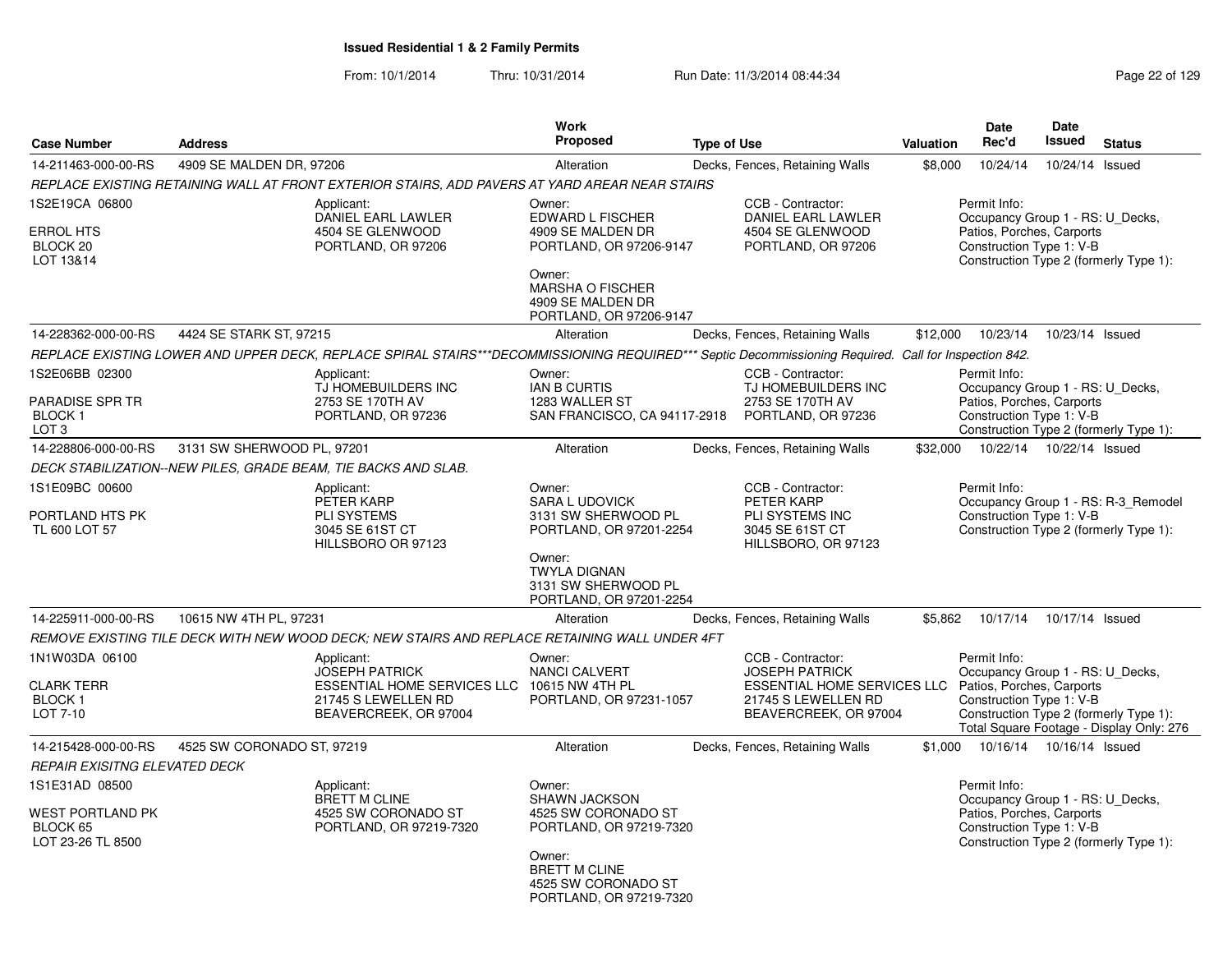# Issued Residential 1 & 2 Family Permits

From: 10/1/2014 Thru: 10/31/2014 Run Date: 11/3/2014 08:44:34

| Case Number | Address | Work Proposed | Type of Use | Valuation | Date Rec'd | Date Issued | Status |
|---|---|---|---|---|---|---|---|
| 14-211463-000-00-RS | 4909 SE MALDEN DR, 97206 | Alteration | Decks, Fences, Retaining Walls | $8,000 | 10/24/14 | 10/24/14 | Issued |

*REPLACE EXISTING RETAINING WALL AT FRONT EXTERIOR STAIRS, ADD PAVERS AT YARD AREAR NEAR STAIRS*

1S2E19CA 06800
ERROL HTS
BLOCK 20
LOT 13&14

Applicant:
DANIEL EARL LAWLER
4504 SE GLENWOOD
PORTLAND, OR 97206

Owner:
EDWARD L FISCHER
4909 SE MALDEN DR
PORTLAND, OR 97206-9147

Owner:
MARSHA O FISCHER
4909 SE MALDEN DR
PORTLAND, OR 97206-9147

CCB - Contractor:
DANIEL EARL LAWLER
4504 SE GLENWOOD
PORTLAND, OR 97206

Permit Info:
Occupancy Group 1 - RS: U_Decks, Patios, Porches, Carports
Construction Type 1: V-B
Construction Type 2 (formerly Type 1):

| Case Number | Address | Work Proposed | Type of Use | Valuation | Date Rec'd | Date Issued | Status |
|---|---|---|---|---|---|---|---|
| 14-228362-000-00-RS | 4424 SE STARK ST, 97215 | Alteration | Decks, Fences, Retaining Walls | $12,000 | 10/23/14 | 10/23/14 | Issued |

*REPLACE EXISTING LOWER AND UPPER DECK, REPLACE SPIRAL STAIRS***DECOMMISSIONING REQUIRED*** Septic Decommissioning Required. Call for Inspection 842.*

1S2E06BB 02300
PARADISE SPR TR
BLOCK 1
LOT 3

Applicant:
TJ HOMEBUILDERS INC
2753 SE 170TH AV
PORTLAND, OR 97236

Owner:
IAN B CURTIS
1283 WALLER ST
SAN FRANCISCO, CA 94117-2918

CCB - Contractor:
TJ HOMEBUILDERS INC
2753 SE 170TH AV
PORTLAND, OR 97236

Permit Info:
Occupancy Group 1 - RS: U_Decks, Patios, Porches, Carports
Construction Type 1: V-B
Construction Type 2 (formerly Type 1):

| Case Number | Address | Work Proposed | Type of Use | Valuation | Date Rec'd | Date Issued | Status |
|---|---|---|---|---|---|---|---|
| 14-228806-000-00-RS | 3131 SW SHERWOOD PL, 97201 | Alteration | Decks, Fences, Retaining Walls | $32,000 | 10/22/14 | 10/22/14 | Issued |

*DECK STABILIZATION--NEW PILES, GRADE BEAM, TIE BACKS AND SLAB.*

1S1E09BC 00600
PORTLAND HTS PK
TL 600 LOT 57

Applicant:
PETER KARP
PLI SYSTEMS
3045 SE 61ST CT
HILLSBORO OR 97123

Owner:
SARA L UDOVICK
3131 SW SHERWOOD PL
PORTLAND, OR 97201-2254

Owner:
TWYLA DIGNAN
3131 SW SHERWOOD PL
PORTLAND, OR 97201-2254

CCB - Contractor:
PETER KARP
PLI SYSTEMS INC
3045 SE 61ST CT
HILLSBORO, OR 97123

Permit Info:
Occupancy Group 1 - RS: R-3_Remodel
Construction Type 1: V-B
Construction Type 2 (formerly Type 1):

| Case Number | Address | Work Proposed | Type of Use | Valuation | Date Rec'd | Date Issued | Status |
|---|---|---|---|---|---|---|---|
| 14-225911-000-00-RS | 10615 NW 4TH PL, 97231 | Alteration | Decks, Fences, Retaining Walls | $5,862 | 10/17/14 | 10/17/14 | Issued |

*REMOVE EXISTING TILE DECK WITH NEW WOOD DECK; NEW STAIRS AND REPLACE RETAINING WALL UNDER 4FT*

1N1W03DA 06100
CLARK TERR
BLOCK 1
LOT 7-10

Applicant:
JOSEPH PATRICK
ESSENTIAL HOME SERVICES LLC
21745 S LEWELLEN RD
BEAVERCREEK, OR 97004

Owner:
NANCI CALVERT
10615 NW 4TH PL
PORTLAND, OR 97231-1057

CCB - Contractor:
JOSEPH PATRICK
ESSENTIAL HOME SERVICES LLC
21745 S LEWELLEN RD
BEAVERCREEK, OR 97004

Permit Info:
Occupancy Group 1 - RS: U_Decks, Patios, Porches, Carports
Construction Type 1: V-B
Construction Type 2 (formerly Type 1):
Total Square Footage - Display Only: 276

| Case Number | Address | Work Proposed | Type of Use | Valuation | Date Rec'd | Date Issued | Status |
|---|---|---|---|---|---|---|---|
| 14-215428-000-00-RS | 4525 SW CORONADO ST, 97219 | Alteration | Decks, Fences, Retaining Walls | $1,000 | 10/16/14 | 10/16/14 | Issued |

*REPAIR EXISITNG ELEVATED DECK*

1S1E31AD 08500
WEST PORTLAND PK
BLOCK 65
LOT 23-26 TL 8500

Applicant:
BRETT M CLINE
4525 SW CORONADO ST
PORTLAND, OR 97219-7320

Owner:
SHAWN JACKSON
4525 SW CORONADO ST
PORTLAND, OR 97219-7320

Owner:
BRETT M CLINE
4525 SW CORONADO ST
PORTLAND, OR 97219-7320

Permit Info:
Occupancy Group 1 - RS: U_Decks, Patios, Porches, Carports
Construction Type 1: V-B
Construction Type 2 (formerly Type 1):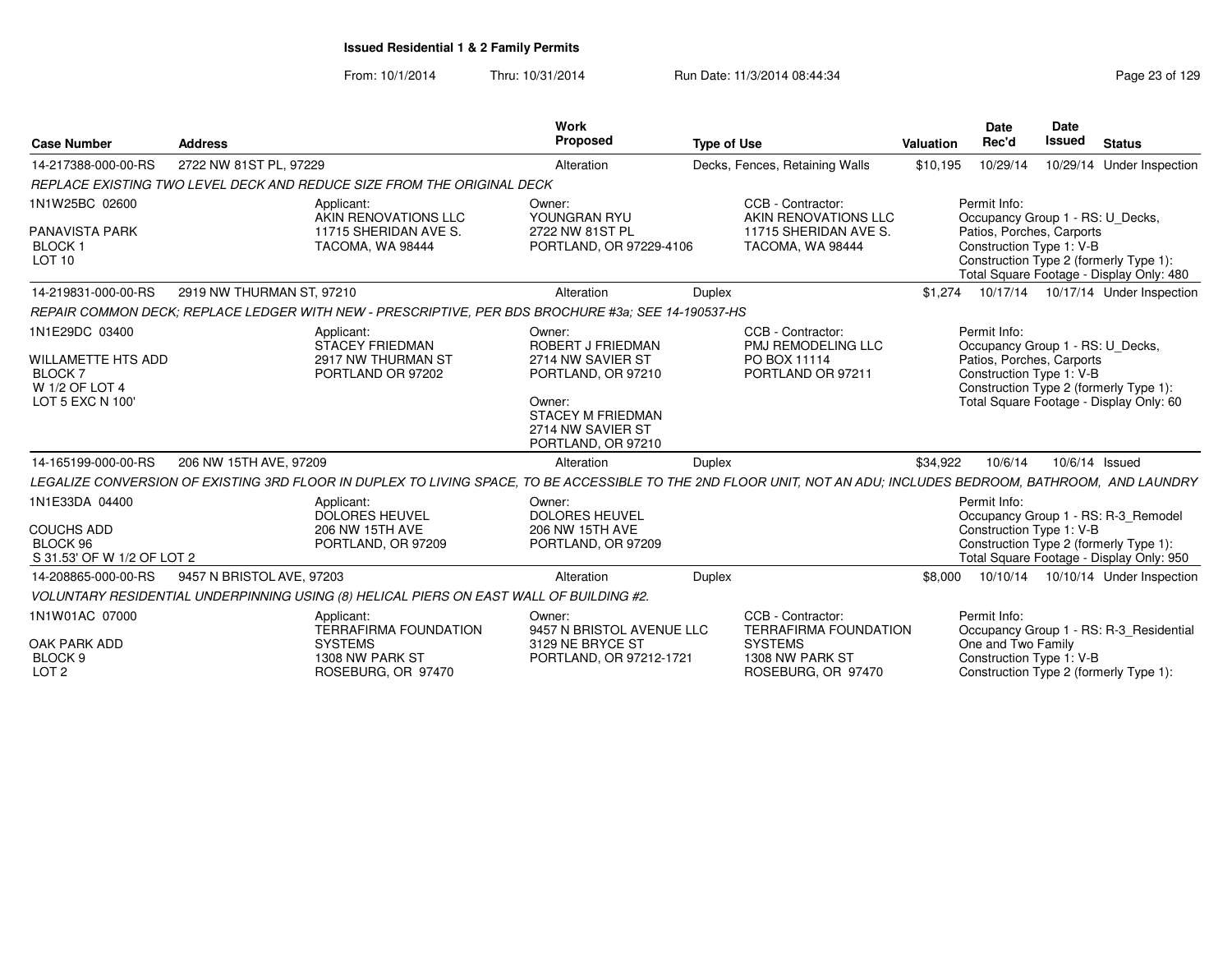**Issued Residential 1 & 2 Family Permits**

From: 10/1/2014 Thru: 10/31/2014 Run Date: 11/3/2014 08:44:34

| Case Number | Address | Work Proposed | Type of Use | Valuation | Date Rec'd | Date Issued | Status |
|---|---|---|---|---|---|---|---|
| 14-217388-000-00-RS | 2722 NW 81ST PL, 97229 | Alteration | Decks, Fences, Retaining Walls | $10,195 | 10/29/14 | 10/29/14 | Under Inspection |

*REPLACE EXISTING TWO LEVEL DECK AND REDUCE SIZE FROM THE ORIGINAL DECK*

1N1W25BC 02600
PANAVISTA PARK
BLOCK 1
LOT 10

Applicant: AKIN RENOVATIONS LLC, 11715 SHERIDAN AVE S., TACOMA, WA 98444

Owner: YOUNGRAN RYU, 2722 NW 81ST PL, PORTLAND, OR 97229-4106

CCB - Contractor: AKIN RENOVATIONS LLC, 11715 SHERIDAN AVE S., TACOMA, WA 98444

Permit Info: Occupancy Group 1 - RS: U_Decks, Patios, Porches, Carports; Construction Type 1: V-B; Construction Type 2 (formerly Type 1):; Total Square Footage - Display Only: 480

| Case Number | Address | Work Proposed | Type of Use | Valuation | Date Rec'd | Date Issued | Status |
|---|---|---|---|---|---|---|---|
| 14-219831-000-00-RS | 2919 NW THURMAN ST, 97210 | Alteration | Duplex | $1,274 | 10/17/14 | 10/17/14 | Under Inspection |

*REPAIR COMMON DECK; REPLACE LEDGER WITH NEW - PRESCRIPTIVE, PER BDS BROCHURE #3a; SEE 14-190537-HS*

1N1E29DC 03400
WILLAMETTE HTS ADD
BLOCK 7
W 1/2 OF LOT 4
LOT 5 EXC N 100'

Applicant: STACEY FRIEDMAN, 2917 NW THURMAN ST, PORTLAND OR 97202

Owner: ROBERT J FRIEDMAN, 2714 NW SAVIER ST, PORTLAND, OR 97210

Owner: STACEY M FRIEDMAN, 2714 NW SAVIER ST, PORTLAND, OR 97210

CCB - Contractor: PMJ REMODELING LLC, PO BOX 11114, PORTLAND OR 97211

Permit Info: Occupancy Group 1 - RS: U_Decks, Patios, Porches, Carports; Construction Type 1: V-B; Construction Type 2 (formerly Type 1):; Total Square Footage - Display Only: 60

| Case Number | Address | Work Proposed | Type of Use | Valuation | Date Rec'd | Date Issued | Status |
|---|---|---|---|---|---|---|---|
| 14-165199-000-00-RS | 206 NW 15TH AVE, 97209 | Alteration | Duplex | $34,922 | 10/6/14 | 10/6/14 | Issued |

*LEGALIZE CONVERSION OF EXISTING 3RD FLOOR IN DUPLEX TO LIVING SPACE, TO BE ACCESSIBLE TO THE 2ND FLOOR UNIT, NOT AN ADU; INCLUDES BEDROOM, BATHROOM, AND LAUNDRY*

1N1E33DA 04400
COUCHS ADD
BLOCK 96
S 31.53' OF W 1/2 OF LOT 2

Applicant: DOLORES HEUVEL, 206 NW 15TH AVE, PORTLAND, OR 97209

Owner: DOLORES HEUVEL, 206 NW 15TH AVE, PORTLAND, OR 97209

Permit Info: Occupancy Group 1 - RS: R-3_Remodel; Construction Type 1: V-B; Construction Type 2 (formerly Type 1):; Total Square Footage - Display Only: 950

| Case Number | Address | Work Proposed | Type of Use | Valuation | Date Rec'd | Date Issued | Status |
|---|---|---|---|---|---|---|---|
| 14-208865-000-00-RS | 9457 N BRISTOL AVE, 97203 | Alteration | Duplex | $8,000 | 10/10/14 | 10/10/14 | Under Inspection |

*VOLUNTARY RESIDENTIAL UNDERPINNING USING (8) HELICAL PIERS ON EAST WALL OF BUILDING #2.*

1N1W01AC 07000
OAK PARK ADD
BLOCK 9
LOT 2

Applicant: TERRAFIRMA FOUNDATION SYSTEMS, 1308 NW PARK ST, ROSEBURG, OR 97470

Owner: 9457 N BRISTOL AVENUE LLC, 3129 NE BRYCE ST, PORTLAND, OR 97212-1721

CCB - Contractor: TERRAFIRMA FOUNDATION SYSTEMS, 1308 NW PARK ST, ROSEBURG, OR 97470

Permit Info: Occupancy Group 1 - RS: R-3_Residential One and Two Family; Construction Type 1: V-B; Construction Type 2 (formerly Type 1):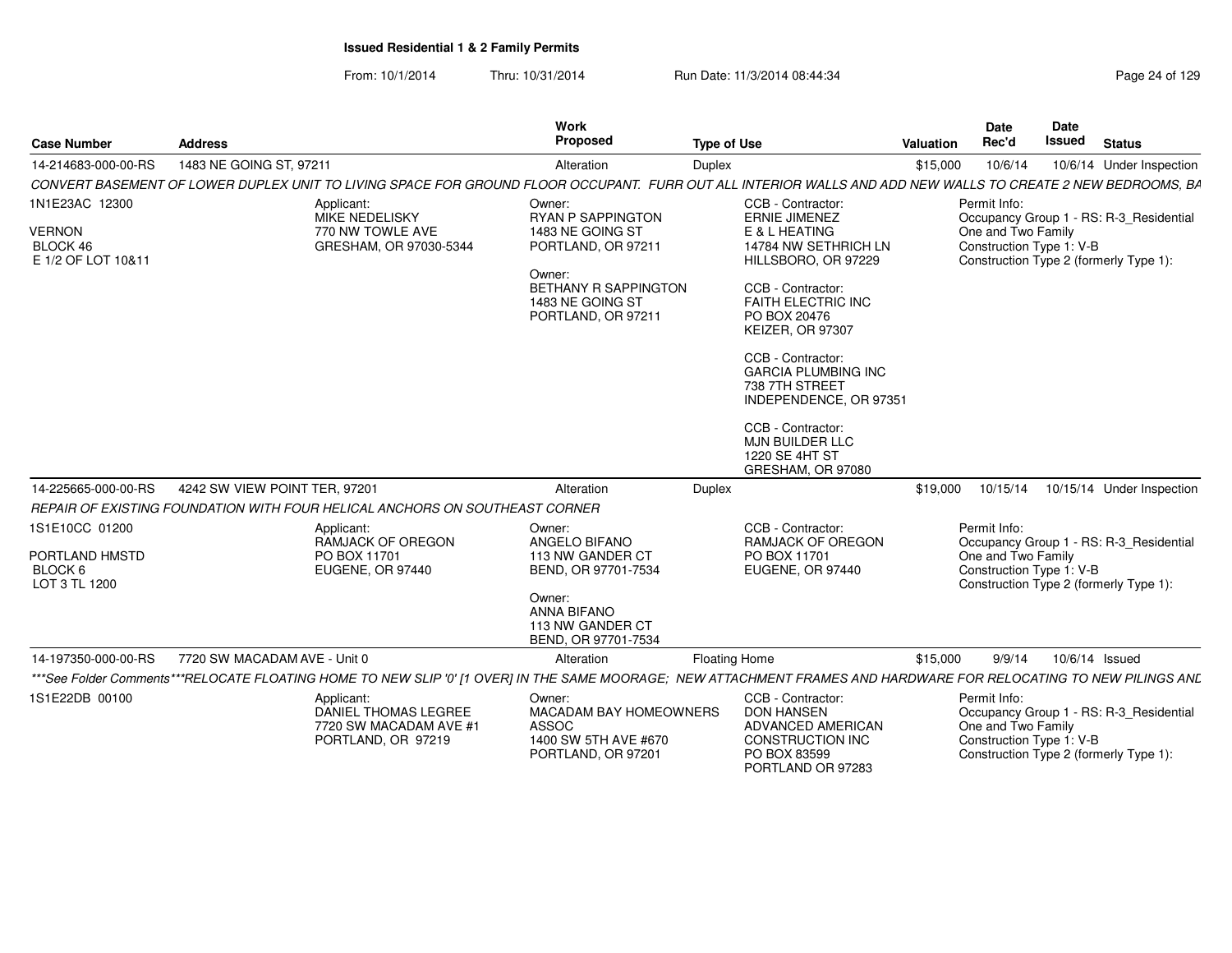**Issued Residential 1 & 2 Family Permits**

From: 10/1/2014 Thru: 10/31/2014 Run Date: 11/3/2014 08:44:34

| Case Number | Address | Work Proposed | Type of Use | Valuation | Date Rec'd | Date Issued | Status |
|---|---|---|---|---|---|---|---|
| 14-214683-000-00-RS | 1483 NE GOING ST, 97211 | Alteration | Duplex | $15,000 | 10/6/14 | 10/6/14 | Under Inspection |

*CONVERT BASEMENT OF LOWER DUPLEX UNIT TO LIVING SPACE FOR GROUND FLOOR OCCUPANT. FURR OUT ALL INTERIOR WALLS AND ADD NEW WALLS TO CREATE 2 NEW BEDROOMS, BA*

1N1E23AC 12300
VERNON
BLOCK 46
E 1/2 OF LOT 10&11

Applicant:
MIKE NEDELISKY
770 NW TOWLE AVE
GRESHAM, OR 97030-5344

Owner:
RYAN P SAPPINGTON
1483 NE GOING ST
PORTLAND, OR 97211

Owner:
BETHANY R SAPPINGTON
1483 NE GOING ST
PORTLAND, OR 97211

CCB - Contractor:
ERNIE JIMENEZ
E & L HEATING
14784 NW SETHRICH LN
HILLSBORO, OR 97229

CCB - Contractor:
FAITH ELECTRIC INC
PO BOX 20476
KEIZER, OR 97307

CCB - Contractor:
GARCIA PLUMBING INC
738 7TH STREET
INDEPENDENCE, OR 97351

CCB - Contractor:
MJN BUILDER LLC
1220 SE 4HT ST
GRESHAM, OR 97080

Permit Info:
Occupancy Group 1 - RS: R-3_Residential One and Two Family
Construction Type 1: V-B
Construction Type 2 (formerly Type 1):

| Case Number | Address | Work Proposed | Type of Use | Valuation | Date Rec'd | Date Issued | Status |
|---|---|---|---|---|---|---|---|
| 14-225665-000-00-RS | 4242 SW VIEW POINT TER, 97201 | Alteration | Duplex | $19,000 | 10/15/14 | 10/15/14 | Under Inspection |

*REPAIR OF EXISTING FOUNDATION WITH FOUR HELICAL ANCHORS ON SOUTHEAST CORNER*

1S1E10CC 01200
PORTLAND HMSTD
BLOCK 6
LOT 3 TL 1200

Applicant:
RAMJACK OF OREGON
PO BOX 11701
EUGENE, OR 97440

Owner:
ANGELO BIFANO
113 NW GANDER CT
BEND, OR 97701-7534

Owner:
ANNA BIFANO
113 NW GANDER CT
BEND, OR 97701-7534

CCB - Contractor:
RAMJACK OF OREGON
PO BOX 11701
EUGENE, OR 97440

Permit Info:
Occupancy Group 1 - RS: R-3_Residential One and Two Family
Construction Type 1: V-B
Construction Type 2 (formerly Type 1):

| Case Number | Address | Work Proposed | Type of Use | Valuation | Date Rec'd | Date Issued | Status |
|---|---|---|---|---|---|---|---|
| 14-197350-000-00-RS | 7720 SW MACADAM AVE - Unit 0 | Alteration | Floating Home | $15,000 | 9/9/14 | 10/6/14 | Issued |

****See Folder Comments***RELOCATE FLOATING HOME TO NEW SLIP '0' [1 OVER] IN THE SAME MOORAGE; NEW ATTACHMENT FRAMES AND HARDWARE FOR RELOCATING TO NEW PILINGS AND*

1S1E22DB 00100

Applicant:
DANIEL THOMAS LEGREE
7720 SW MACADAM AVE #1
PORTLAND, OR 97219

Owner:
MACADAM BAY HOMEOWNERS ASSOC
1400 SW 5TH AVE #670
PORTLAND, OR 97201

CCB - Contractor:
DON HANSEN
ADVANCED AMERICAN CONSTRUCTION INC
PO BOX 83599
PORTLAND OR 97283

Permit Info:
Occupancy Group 1 - RS: R-3_Residential One and Two Family
Construction Type 1: V-B
Construction Type 2 (formerly Type 1):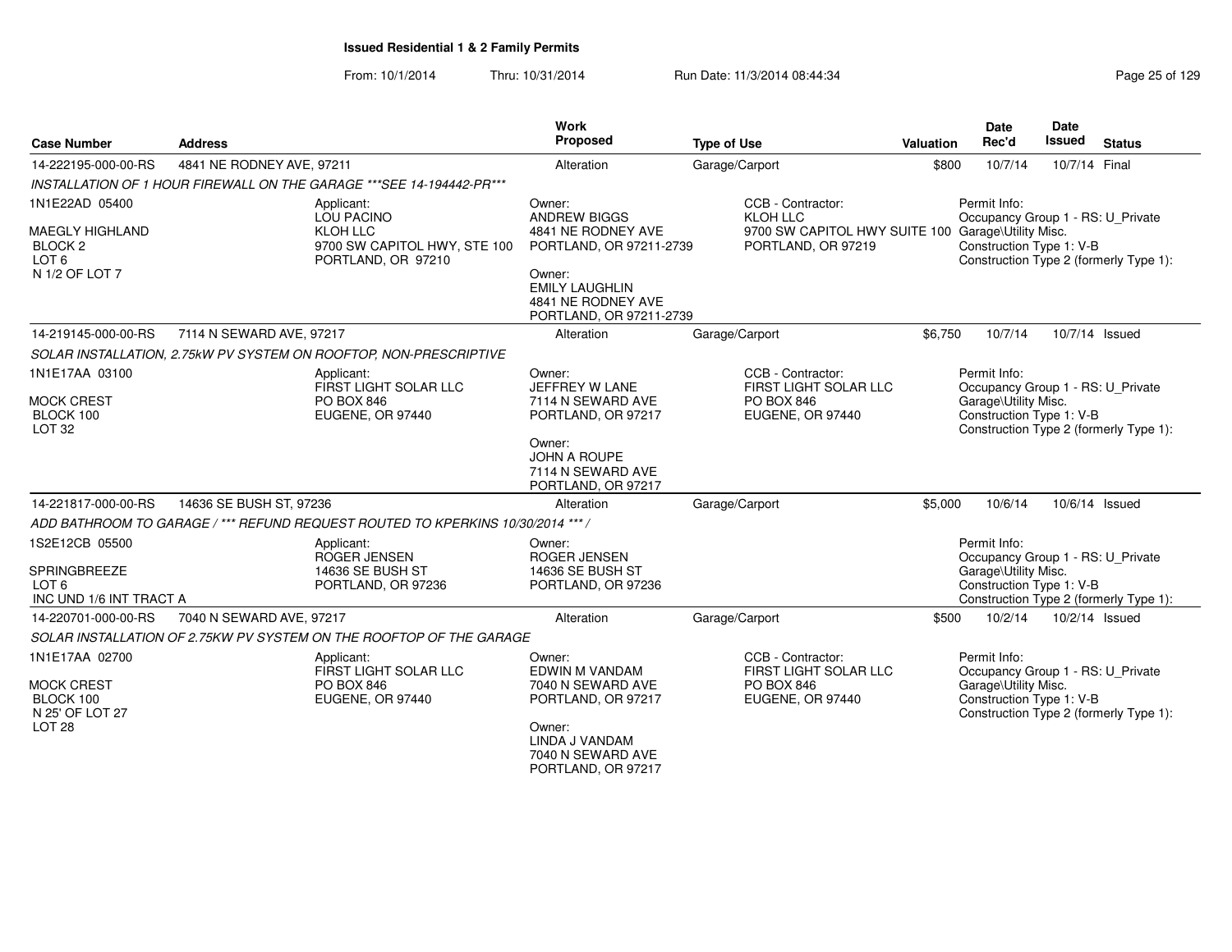# Issued Residential 1 & 2 Family Permits

From: 10/1/2014 Thru: 10/31/2014 Run Date: 11/3/2014 08:44:34

| Case Number | Address | Work Proposed | Type of Use | Valuation | Date Rec'd | Date Issued | Status |
|---|---|---|---|---|---|---|---|
| 14-222195-000-00-RS | 4841 NE RODNEY AVE, 97211 | Alteration | Garage/Carport | $800 | 10/7/14 | 10/7/14 | Final |

*INSTALLATION OF 1 HOUR FIREWALL ON THE GARAGE ***SEE 14-194442-PR****

1N1E22AD 05400

MAEGLY HIGHLAND
BLOCK 2
LOT 6
N 1/2 OF LOT 7

Applicant:
LOU PACINO
KLOH LLC
9700 SW CAPITOL HWY, STE 100
PORTLAND, OR 97210

Owner:
ANDREW BIGGS
4841 NE RODNEY AVE
PORTLAND, OR 97211-2739

Owner:
EMILY LAUGHLIN
4841 NE RODNEY AVE
PORTLAND, OR 97211-2739

CCB - Contractor:
KLOH LLC
9700 SW CAPITOL HWY SUITE 100
PORTLAND, OR 97219

Permit Info:
Occupancy Group 1 - RS: U_Private Garage\Utility Misc.
Construction Type 1: V-B
Construction Type 2 (formerly Type 1):

| Case Number | Address | Work Proposed | Type of Use | Valuation | Date Rec'd | Date Issued | Status |
|---|---|---|---|---|---|---|---|
| 14-219145-000-00-RS | 7114 N SEWARD AVE, 97217 | Alteration | Garage/Carport | $6,750 | 10/7/14 | 10/7/14 | Issued |

*SOLAR INSTALLATION, 2.75kW PV SYSTEM ON ROOFTOP, NON-PRESCRIPTIVE*

1N1E17AA 03100

MOCK CREST
BLOCK 100
LOT 32

Applicant:
FIRST LIGHT SOLAR LLC
PO BOX 846
EUGENE, OR 97440

Owner:
JEFFREY W LANE
7114 N SEWARD AVE
PORTLAND, OR 97217

Owner:
JOHN A ROUPE
7114 N SEWARD AVE
PORTLAND, OR 97217

CCB - Contractor:
FIRST LIGHT SOLAR LLC
PO BOX 846
EUGENE, OR 97440

Permit Info:
Occupancy Group 1 - RS: U_Private Garage\Utility Misc.
Construction Type 1: V-B
Construction Type 2 (formerly Type 1):

| Case Number | Address | Work Proposed | Type of Use | Valuation | Date Rec'd | Date Issued | Status |
|---|---|---|---|---|---|---|---|
| 14-221817-000-00-RS | 14636 SE BUSH ST, 97236 | Alteration | Garage/Carport | $5,000 | 10/6/14 | 10/6/14 | Issued |

*ADD BATHROOM TO GARAGE / *** REFUND REQUEST ROUTED TO KPERKINS 10/30/2014 *** /*

1S2E12CB 05500

SPRINGBREEZE
LOT 6
INC UND 1/6 INT TRACT A

Applicant:
ROGER JENSEN
14636 SE BUSH ST
PORTLAND, OR 97236

Owner:
ROGER JENSEN
14636 SE BUSH ST
PORTLAND, OR 97236

Permit Info:
Occupancy Group 1 - RS: U_Private Garage\Utility Misc.
Construction Type 1: V-B
Construction Type 2 (formerly Type 1):

| Case Number | Address | Work Proposed | Type of Use | Valuation | Date Rec'd | Date Issued | Status |
|---|---|---|---|---|---|---|---|
| 14-220701-000-00-RS | 7040 N SEWARD AVE, 97217 | Alteration | Garage/Carport | $500 | 10/2/14 | 10/2/14 | Issued |

*SOLAR INSTALLATION OF 2.75KW PV SYSTEM ON THE ROOFTOP OF THE GARAGE*

1N1E17AA 02700

MOCK CREST
BLOCK 100
N 25' OF LOT 27
LOT 28

Applicant:
FIRST LIGHT SOLAR LLC
PO BOX 846
EUGENE, OR 97440

Owner:
EDWIN M VANDAM
7040 N SEWARD AVE
PORTLAND, OR 97217

Owner:
LINDA J VANDAM
7040 N SEWARD AVE
PORTLAND, OR 97217

CCB - Contractor:
FIRST LIGHT SOLAR LLC
PO BOX 846
EUGENE, OR 97440

Permit Info:
Occupancy Group 1 - RS: U_Private Garage\Utility Misc.
Construction Type 1: V-B
Construction Type 2 (formerly Type 1):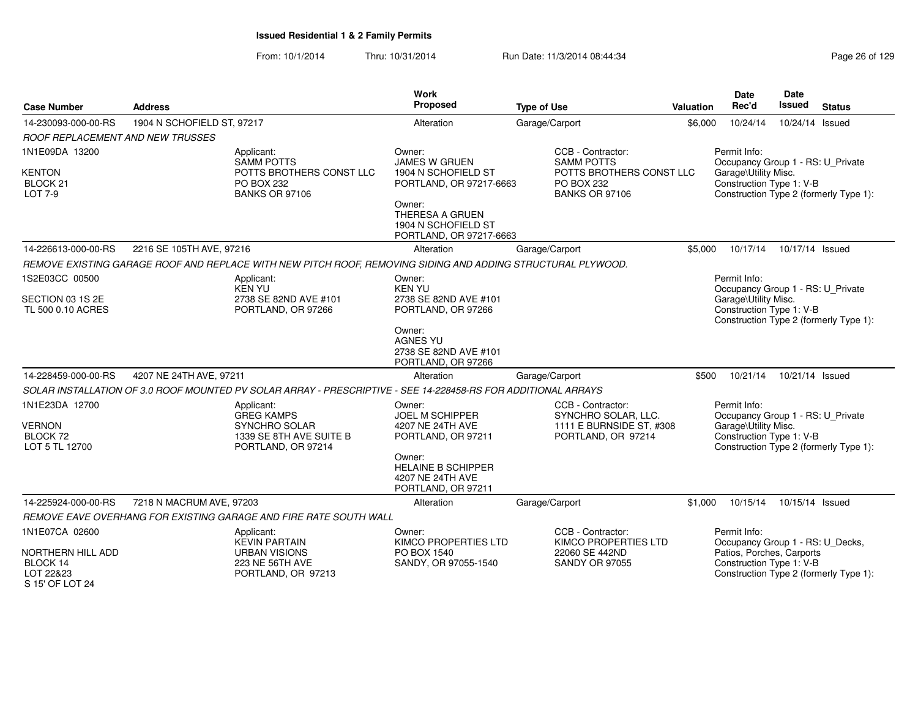**Issued Residential 1 & 2 Family Permits**

From: 10/1/2014 Thru: 10/31/2014 Run Date: 11/3/2014 08:44:34

| Case Number | Address | Work Proposed | Type of Use | Valuation | Date Rec'd | Date Issued | Status |
|---|---|---|---|---|---|---|---|
| 14-230093-000-00-RS | 1904 N SCHOFIELD ST, 97217 | Alteration | Garage/Carport | $6,000 | 10/24/14 | 10/24/14 | Issued |

*ROOF REPLACEMENT AND NEW TRUSSES*

1N1E09DA 13200
KENTON
BLOCK 21
LOT 7-9

Applicant:
SAMM POTTS
POTTS BROTHERS CONST LLC
PO BOX 232
BANKS OR 97106

Owner:
JAMES W GRUEN
1904 N SCHOFIELD ST
PORTLAND, OR 97217-6663

Owner:
THERESA A GRUEN
1904 N SCHOFIELD ST
PORTLAND, OR 97217-6663

CCB - Contractor:
SAMM POTTS
POTTS BROTHERS CONST LLC
PO BOX 232
BANKS OR 97106

Permit Info:
Occupancy Group 1 - RS: U_Private Garage\Utility Misc.
Construction Type 1: V-B
Construction Type 2 (formerly Type 1):

| Case Number | Address | Work Proposed | Type of Use | Valuation | Date Rec'd | Date Issued | Status |
|---|---|---|---|---|---|---|---|
| 14-226613-000-00-RS | 2216 SE 105TH AVE, 97216 | Alteration | Garage/Carport | $5,000 | 10/17/14 | 10/17/14 | Issued |

*REMOVE EXISTING GARAGE ROOF AND REPLACE WITH NEW PITCH ROOF, REMOVING SIDING AND ADDING STRUCTURAL PLYWOOD.*

1S2E03CC 00500
SECTION 03 1S 2E
TL 500 0.10 ACRES

Applicant:
KEN YU
2738 SE 82ND AVE #101
PORTLAND, OR 97266

Owner:
KEN YU
2738 SE 82ND AVE #101
PORTLAND, OR 97266

Owner:
AGNES YU
2738 SE 82ND AVE #101
PORTLAND, OR 97266

Permit Info:
Occupancy Group 1 - RS: U_Private Garage\Utility Misc.
Construction Type 1: V-B
Construction Type 2 (formerly Type 1):

| Case Number | Address | Work Proposed | Type of Use | Valuation | Date Rec'd | Date Issued | Status |
|---|---|---|---|---|---|---|---|
| 14-228459-000-00-RS | 4207 NE 24TH AVE, 97211 | Alteration | Garage/Carport | $500 | 10/21/14 | 10/21/14 | Issued |

*SOLAR INSTALLATION OF 3.0 ROOF MOUNTED PV SOLAR ARRAY - PRESCRIPTIVE - SEE 14-228458-RS FOR ADDITIONAL ARRAYS*

1N1E23DA 12700
VERNON
BLOCK 72
LOT 5 TL 12700

Applicant:
GREG KAMPS
SYNCHRO SOLAR
1339 SE 8TH AVE SUITE B
PORTLAND, OR 97214

Owner:
JOEL M SCHIPPER
4207 NE 24TH AVE
PORTLAND, OR 97211

Owner:
HELAINE B SCHIPPER
4207 NE 24TH AVE
PORTLAND, OR 97211

CCB - Contractor:
SYNCHRO SOLAR, LLC.
1111 E BURNSIDE ST, #308
PORTLAND, OR 97214

Permit Info:
Occupancy Group 1 - RS: U_Private Garage\Utility Misc.
Construction Type 1: V-B
Construction Type 2 (formerly Type 1):

| Case Number | Address | Work Proposed | Type of Use | Valuation | Date Rec'd | Date Issued | Status |
|---|---|---|---|---|---|---|---|
| 14-225924-000-00-RS | 7218 N MACRUM AVE, 97203 | Alteration | Garage/Carport | $1,000 | 10/15/14 | 10/15/14 | Issued |

*REMOVE EAVE OVERHANG FOR EXISTING GARAGE AND FIRE RATE SOUTH WALL*

1N1E07CA 02600
NORTHERN HILL ADD
BLOCK 14
LOT 22&23
S 15' OF LOT 24

Applicant:
KEVIN PARTAIN
URBAN VISIONS
223 NE 56TH AVE
PORTLAND, OR 97213

Owner:
KIMCO PROPERTIES LTD
PO BOX 1540
SANDY, OR 97055-1540

CCB - Contractor:
KIMCO PROPERTIES LTD
22060 SE 442ND
SANDY OR 97055

Permit Info:
Occupancy Group 1 - RS: U_Decks, Patios, Porches, Carports
Construction Type 1: V-B
Construction Type 2 (formerly Type 1):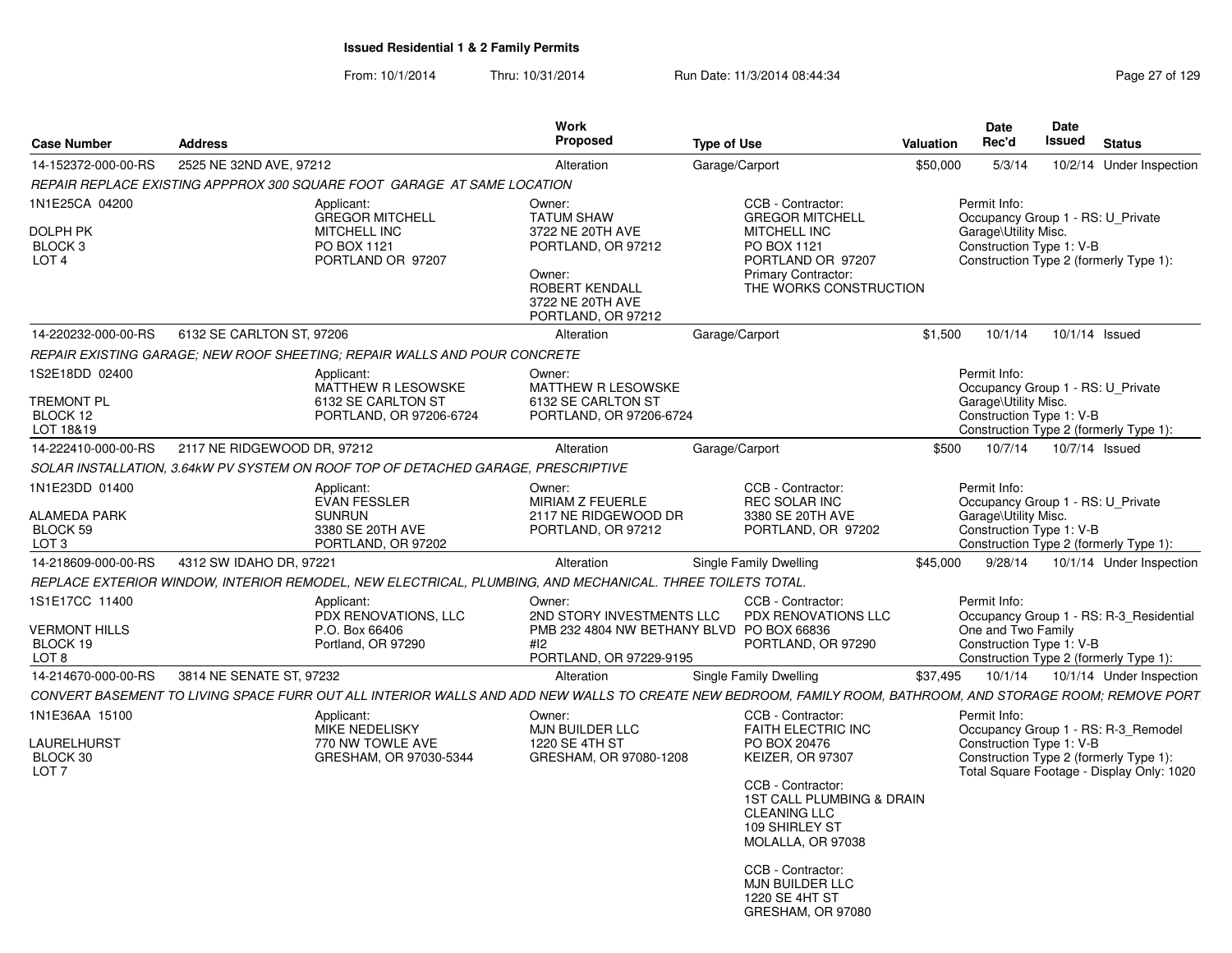# Issued Residential 1 & 2 Family Permits

From: 10/1/2014 Thru: 10/31/2014 Run Date: 11/3/2014 08:44:34

| Case Number | Address | Work Proposed | Type of Use | Valuation | Date Rec'd | Date Issued | Status |
|---|---|---|---|---|---|---|---|
| 14-152372-000-00-RS | 2525 NE 32ND AVE, 97212 | Alteration | Garage/Carport | $50,000 | 5/3/14 | 10/2/14 | Under Inspection |

REPAIR REPLACE EXISTING APPPROX 300 SQUARE FOOT GARAGE AT SAME LOCATION

1N1E25CA 04200
DOLPH PK
BLOCK 3
LOT 4

Applicant:
GREGOR MITCHELL
MITCHELL INC
PO BOX 1121
PORTLAND OR 97207

Owner:
TATUM SHAW
3722 NE 20TH AVE
PORTLAND, OR 97212

Owner:
ROBERT KENDALL
3722 NE 20TH AVE
PORTLAND, OR 97212

CCB - Contractor:
GREGOR MITCHELL
MITCHELL INC
PO BOX 1121
PORTLAND OR 97207
Primary Contractor:
THE WORKS CONSTRUCTION

Permit Info:
Occupancy Group 1 - RS: U_Private Garage\Utility Misc.
Construction Type 1: V-B
Construction Type 2 (formerly Type 1):

| Case Number | Address | Work Proposed | Type of Use | Valuation | Date Rec'd | Date Issued | Status |
|---|---|---|---|---|---|---|---|
| 14-220232-000-00-RS | 6132 SE CARLTON ST, 97206 | Alteration | Garage/Carport | $1,500 | 10/1/14 | 10/1/14 | Issued |

REPAIR EXISTING GARAGE; NEW ROOF SHEETING; REPAIR WALLS AND POUR CONCRETE

1S2E18DD 02400
TREMONT PL
BLOCK 12
LOT 18&19

Applicant:
MATTHEW R LESOWSKE
6132 SE CARLTON ST
PORTLAND, OR 97206-6724

Owner:
MATTHEW R LESOWSKE
6132 SE CARLTON ST
PORTLAND, OR 97206-6724

Permit Info:
Occupancy Group 1 - RS: U_Private Garage\Utility Misc.
Construction Type 1: V-B
Construction Type 2 (formerly Type 1):

| Case Number | Address | Work Proposed | Type of Use | Valuation | Date Rec'd | Date Issued | Status |
|---|---|---|---|---|---|---|---|
| 14-222410-000-00-RS | 2117 NE RIDGEWOOD DR, 97212 | Alteration | Garage/Carport | $500 | 10/7/14 | 10/7/14 | Issued |

SOLAR INSTALLATION, 3.64kW PV SYSTEM ON ROOF TOP OF DETACHED GARAGE, PRESCRIPTIVE

1N1E23DD 01400
ALAMEDA PARK
BLOCK 59
LOT 3

Applicant:
EVAN FESSLER
SUNRUN
3380 SE 20TH AVE
PORTLAND, OR 97202

Owner:
MIRIAM Z FEUERLE
2117 NE RIDGEWOOD DR
PORTLAND, OR 97212

CCB - Contractor:
REC SOLAR INC
3380 SE 20TH AVE
PORTLAND, OR 97202

Permit Info:
Occupancy Group 1 - RS: U_Private Garage\Utility Misc.
Construction Type 1: V-B
Construction Type 2 (formerly Type 1):

| Case Number | Address | Work Proposed | Type of Use | Valuation | Date Rec'd | Date Issued | Status |
|---|---|---|---|---|---|---|---|
| 14-218609-000-00-RS | 4312 SW IDAHO DR, 97221 | Alteration | Single Family Dwelling | $45,000 | 9/28/14 | 10/1/14 | Under Inspection |

REPLACE EXTERIOR WINDOW, INTERIOR REMODEL, NEW ELECTRICAL, PLUMBING, AND MECHANICAL. THREE TOILETS TOTAL.

1S1E17CC 11400
VERMONT HILLS
BLOCK 19
LOT 8

Applicant:
PDX RENOVATIONS, LLC
P.O. Box 66406
Portland, OR 97290

Owner:
2ND STORY INVESTMENTS LLC
PMB 232 4804 NW BETHANY BLVD #I2
PORTLAND, OR 97229-9195

CCB - Contractor:
PDX RENOVATIONS LLC
PO BOX 66836
PORTLAND, OR 97290

Permit Info:
Occupancy Group 1 - RS: R-3_Residential One and Two Family
Construction Type 1: V-B
Construction Type 2 (formerly Type 1):

| Case Number | Address | Work Proposed | Type of Use | Valuation | Date Rec'd | Date Issued | Status |
|---|---|---|---|---|---|---|---|
| 14-214670-000-00-RS | 3814 NE SENATE ST, 97232 | Alteration | Single Family Dwelling | $37,495 | 10/1/14 | 10/1/14 | Under Inspection |

CONVERT BASEMENT TO LIVING SPACE FURR OUT ALL INTERIOR WALLS AND ADD NEW WALLS TO CREATE NEW BEDROOM, FAMILY ROOM, BATHROOM, AND STORAGE ROOM; REMOVE PORT

1N1E36AA 15100
LAURELHURST
BLOCK 30
LOT 7

Applicant:
MIKE NEDELISKY
770 NW TOWLE AVE
GRESHAM, OR 97030-5344

Owner:
MJN BUILDER LLC
1220 SE 4TH ST
GRESHAM, OR 97080-1208

CCB - Contractor:
FAITH ELECTRIC INC
PO BOX 20476
KEIZER, OR 97307

CCB - Contractor:
1ST CALL PLUMBING & DRAIN CLEANING LLC
109 SHIRLEY ST
MOLALLA, OR 97038

CCB - Contractor:
MJN BUILDER LLC
1220 SE 4HT ST
GRESHAM, OR 97080

Permit Info:
Occupancy Group 1 - RS: R-3_Remodel
Construction Type 1: V-B
Construction Type 2 (formerly Type 1):
Total Square Footage - Display Only: 1020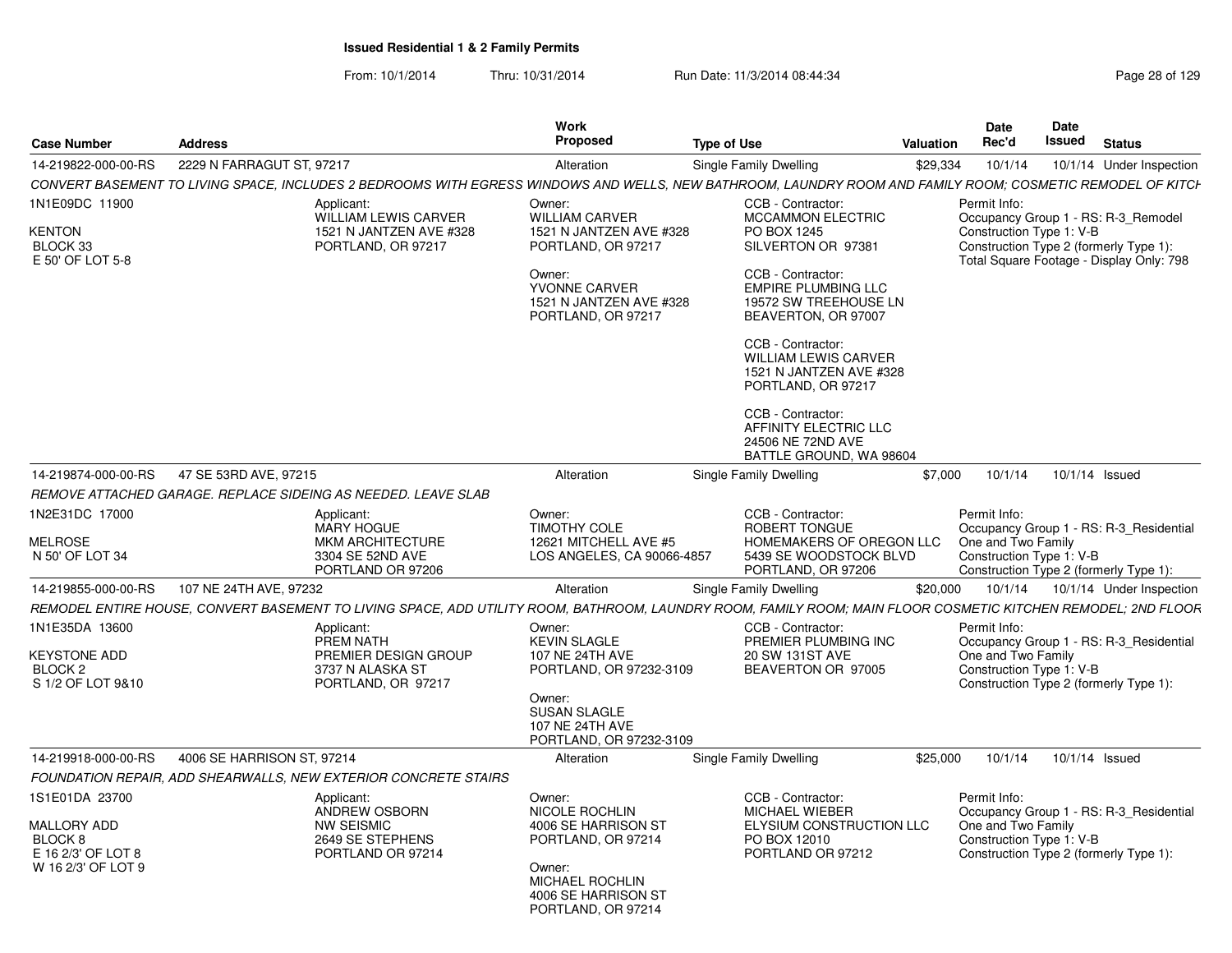# Issued Residential 1 & 2 Family Permits

From: 10/1/2014 Thru: 10/31/2014 Run Date: 11/3/2014 08:44:34

| Case Number | Address | Work Proposed | Type of Use | Valuation | Date Rec'd | Date Issued | Status |
|---|---|---|---|---|---|---|---|
| 14-219822-000-00-RS | 2229 N FARRAGUT ST, 97217 | Alteration | Single Family Dwelling | $29,334 | 10/1/14 | 10/1/14 | Under Inspection |

*CONVERT BASEMENT TO LIVING SPACE, INCLUDES 2 BEDROOMS WITH EGRESS WINDOWS AND WELLS, NEW BATHROOM, LAUNDRY ROOM AND FAMILY ROOM; COSMETIC REMODEL OF KITCH*

1N1E09DC 11900
KENTON
BLOCK 33
E 50' OF LOT 5-8

Applicant:
WILLIAM LEWIS CARVER
1521 N JANTZEN AVE #328
PORTLAND, OR 97217

Owner:
WILLIAM CARVER
1521 N JANTZEN AVE #328
PORTLAND, OR 97217

Owner:
YVONNE CARVER
1521 N JANTZEN AVE #328
PORTLAND, OR 97217

CCB - Contractor:
MCCAMMON ELECTRIC
PO BOX 1245
SILVERTON OR 97381

CCB - Contractor:
EMPIRE PLUMBING LLC
19572 SW TREEHOUSE LN
BEAVERTON, OR 97007

CCB - Contractor:
WILLIAM LEWIS CARVER
1521 N JANTZEN AVE #328
PORTLAND, OR 97217

CCB - Contractor:
AFFINITY ELECTRIC LLC
24506 NE 72ND AVE
BATTLE GROUND, WA 98604

Permit Info:
Occupancy Group 1 - RS: R-3_Remodel
Construction Type 1: V-B
Construction Type 2 (formerly Type 1):
Total Square Footage - Display Only: 798

| Case Number | Address | Work Proposed | Type of Use | Valuation | Date Rec'd | Date Issued | Status |
|---|---|---|---|---|---|---|---|
| 14-219874-000-00-RS | 47 SE 53RD AVE, 97215 | Alteration | Single Family Dwelling | $7,000 | 10/1/14 | 10/1/14 | Issued |

*REMOVE ATTACHED GARAGE. REPLACE SIDEING AS NEEDED. LEAVE SLAB*

1N2E31DC 17000
MELROSE
N 50' OF LOT 34

Applicant:
MARY HOGUE
MKM ARCHITECTURE
3304 SE 52ND AVE
PORTLAND OR 97206

Owner:
TIMOTHY COLE
12621 MITCHELL AVE #5
LOS ANGELES, CA 90066-4857

CCB - Contractor:
ROBERT TONGUE
HOMEMAKERS OF OREGON LLC
5439 SE WOODSTOCK BLVD
PORTLAND, OR 97206

Permit Info:
Occupancy Group 1 - RS: R-3_Residential One and Two Family
Construction Type 1: V-B
Construction Type 2 (formerly Type 1):

| Case Number | Address | Work Proposed | Type of Use | Valuation | Date Rec'd | Date Issued | Status |
|---|---|---|---|---|---|---|---|
| 14-219855-000-00-RS | 107 NE 24TH AVE, 97232 | Alteration | Single Family Dwelling | $20,000 | 10/1/14 | 10/1/14 | Under Inspection |

*REMODEL ENTIRE HOUSE, CONVERT BASEMENT TO LIVING SPACE, ADD UTILITY ROOM, BATHROOM, LAUNDRY ROOM, FAMILY ROOM; MAIN FLOOR COSMETIC KITCHEN REMODEL; 2ND FLOOR*

1N1E35DA 13600
KEYSTONE ADD
BLOCK 2
S 1/2 OF LOT 9&10

Applicant:
PREM NATH
PREMIER DESIGN GROUP
3737 N ALASKA ST
PORTLAND, OR 97217

Owner:
KEVIN SLAGLE
107 NE 24TH AVE
PORTLAND, OR 97232-3109

Owner:
SUSAN SLAGLE
107 NE 24TH AVE
PORTLAND, OR 97232-3109

CCB - Contractor:
PREMIER PLUMBING INC
20 SW 131ST AVE
BEAVERTON OR 97005

Permit Info:
Occupancy Group 1 - RS: R-3_Residential One and Two Family
Construction Type 1: V-B
Construction Type 2 (formerly Type 1):

| Case Number | Address | Work Proposed | Type of Use | Valuation | Date Rec'd | Date Issued | Status |
|---|---|---|---|---|---|---|---|
| 14-219918-000-00-RS | 4006 SE HARRISON ST, 97214 | Alteration | Single Family Dwelling | $25,000 | 10/1/14 | 10/1/14 | Issued |

*FOUNDATION REPAIR, ADD SHEARWALLS, NEW EXTERIOR CONCRETE STAIRS*

1S1E01DA 23700
MALLORY ADD
BLOCK 8
E 16 2/3' OF LOT 8
W 16 2/3' OF LOT 9

Applicant:
ANDREW OSBORN
NW SEISMIC
2649 SE STEPHENS
PORTLAND OR 97214

Owner:
NICOLE ROCHLIN
4006 SE HARRISON ST
PORTLAND, OR 97214

Owner:
MICHAEL ROCHLIN
4006 SE HARRISON ST
PORTLAND, OR 97214

CCB - Contractor:
MICHAEL WIEBER
ELYSIUM CONSTRUCTION LLC
PO BOX 12010
PORTLAND OR 97212

Permit Info:
Occupancy Group 1 - RS: R-3_Residential One and Two Family
Construction Type 1: V-B
Construction Type 2 (formerly Type 1):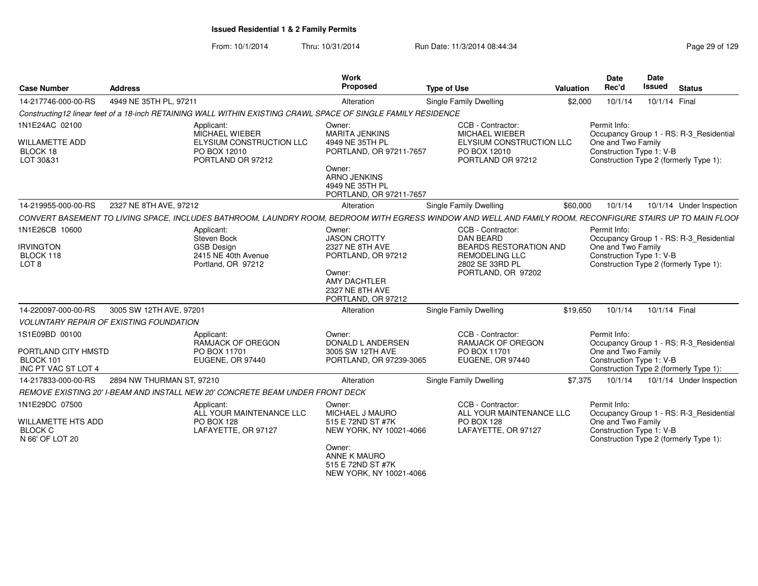# Issued Residential 1 & 2 Family Permits

From: 10/1/2014 Thru: 10/31/2014 Run Date: 11/3/2014 08:44:34

| Case Number | Address | Work Proposed | Type of Use | Valuation | Date Rec'd | Date Issued | Status |
|---|---|---|---|---|---|---|---|
| 14-217746-000-00-RS | 4949 NE 35TH PL, 97211 | Alteration | Single Family Dwelling | $2,000 | 10/1/14 | 10/1/14 | Final |

*Constructing12 linear feet of a 18-inch RETAINING WALL WITHIN EXISTING CRAWL SPACE OF SINGLE FAMILY RESIDENCE*

1N1E24AC 02100
WILLAMETTE ADD
BLOCK 18
LOT 30&31

Applicant:
MICHAEL WIEBER
ELYSIUM CONSTRUCTION LLC
PO BOX 12010
PORTLAND OR 97212

Owner:
MARITA JENKINS
4949 NE 35TH PL
PORTLAND, OR 97211-7657

Owner:
ARNO JENKINS
4949 NE 35TH PL
PORTLAND, OR 97211-7657

CCB - Contractor:
MICHAEL WIEBER
ELYSIUM CONSTRUCTION LLC
PO BOX 12010
PORTLAND OR 97212

Permit Info:
Occupancy Group 1 - RS: R-3_Residential One and Two Family
Construction Type 1: V-B
Construction Type 2 (formerly Type 1):

| Case Number | Address | Work Proposed | Type of Use | Valuation | Date Rec'd | Date Issued | Status |
|---|---|---|---|---|---|---|---|
| 14-219955-000-00-RS | 2327 NE 8TH AVE, 97212 | Alteration | Single Family Dwelling | $60,000 | 10/1/14 | 10/1/14 | Under Inspection |

*CONVERT BASEMENT TO LIVING SPACE, INCLUDES BATHROOM, LAUNDRY ROOM, BEDROOM WITH EGRESS WINDOW AND WELL AND FAMILY ROOM, RECONFIGURE STAIRS UP TO MAIN FLOOI*

1N1E26CB 10600
IRVINGTON
BLOCK 118
LOT 8

Applicant:
Steven Bock
GSB Design
2415 NE 40th Avenue
Portland, OR 97212

Owner:
JASON CROTTY
2327 NE 8TH AVE
PORTLAND, OR 97212

Owner:
AMY DACHTLER
2327 NE 8TH AVE
PORTLAND, OR 97212

CCB - Contractor:
DAN BEARD
BEARDS RESTORATION AND REMODELING LLC
2802 SE 33RD PL
PORTLAND, OR 97202

Permit Info:
Occupancy Group 1 - RS: R-3_Residential One and Two Family
Construction Type 1: V-B
Construction Type 2 (formerly Type 1):

| Case Number | Address | Work Proposed | Type of Use | Valuation | Date Rec'd | Date Issued | Status |
|---|---|---|---|---|---|---|---|
| 14-220097-000-00-RS | 3005 SW 12TH AVE, 97201 | Alteration | Single Family Dwelling | $19,650 | 10/1/14 | 10/1/14 | Final |

*VOLUNTARY REPAIR OF EXISTING FOUNDATION*

1S1E09BD 00100
PORTLAND CITY HMSTD
BLOCK 101
INC PT VAC ST LOT 4

Applicant:
RAMJACK OF OREGON
PO BOX 11701
EUGENE, OR 97440

Owner:
DONALD L ANDERSEN
3005 SW 12TH AVE
PORTLAND, OR 97239-3065

CCB - Contractor:
RAMJACK OF OREGON
PO BOX 11701
EUGENE, OR 97440

Permit Info:
Occupancy Group 1 - RS: R-3_Residential One and Two Family
Construction Type 1: V-B
Construction Type 2 (formerly Type 1):

| Case Number | Address | Work Proposed | Type of Use | Valuation | Date Rec'd | Date Issued | Status |
|---|---|---|---|---|---|---|---|
| 14-217833-000-00-RS | 2894 NW THURMAN ST, 97210 | Alteration | Single Family Dwelling | $7,375 | 10/1/14 | 10/1/14 | Under Inspection |

*REMOVE EXISTING 20' I-BEAM AND INSTALL NEW 20' CONCRETE BEAM UNDER FRONT DECK*

1N1E29DC 07500
WILLAMETTE HTS ADD
BLOCK C
N 66' OF LOT 20

Applicant:
ALL YOUR MAINTENANCE LLC
PO BOX 128
LAFAYETTE, OR 97127

Owner:
MICHAEL J MAURO
515 E 72ND ST #7K
NEW YORK, NY 10021-4066

Owner:
ANNE K MAURO
515 E 72ND ST #7K
NEW YORK, NY 10021-4066

CCB - Contractor:
ALL YOUR MAINTENANCE LLC
PO BOX 128
LAFAYETTE, OR 97127

Permit Info:
Occupancy Group 1 - RS: R-3_Residential One and Two Family
Construction Type 1: V-B
Construction Type 2 (formerly Type 1):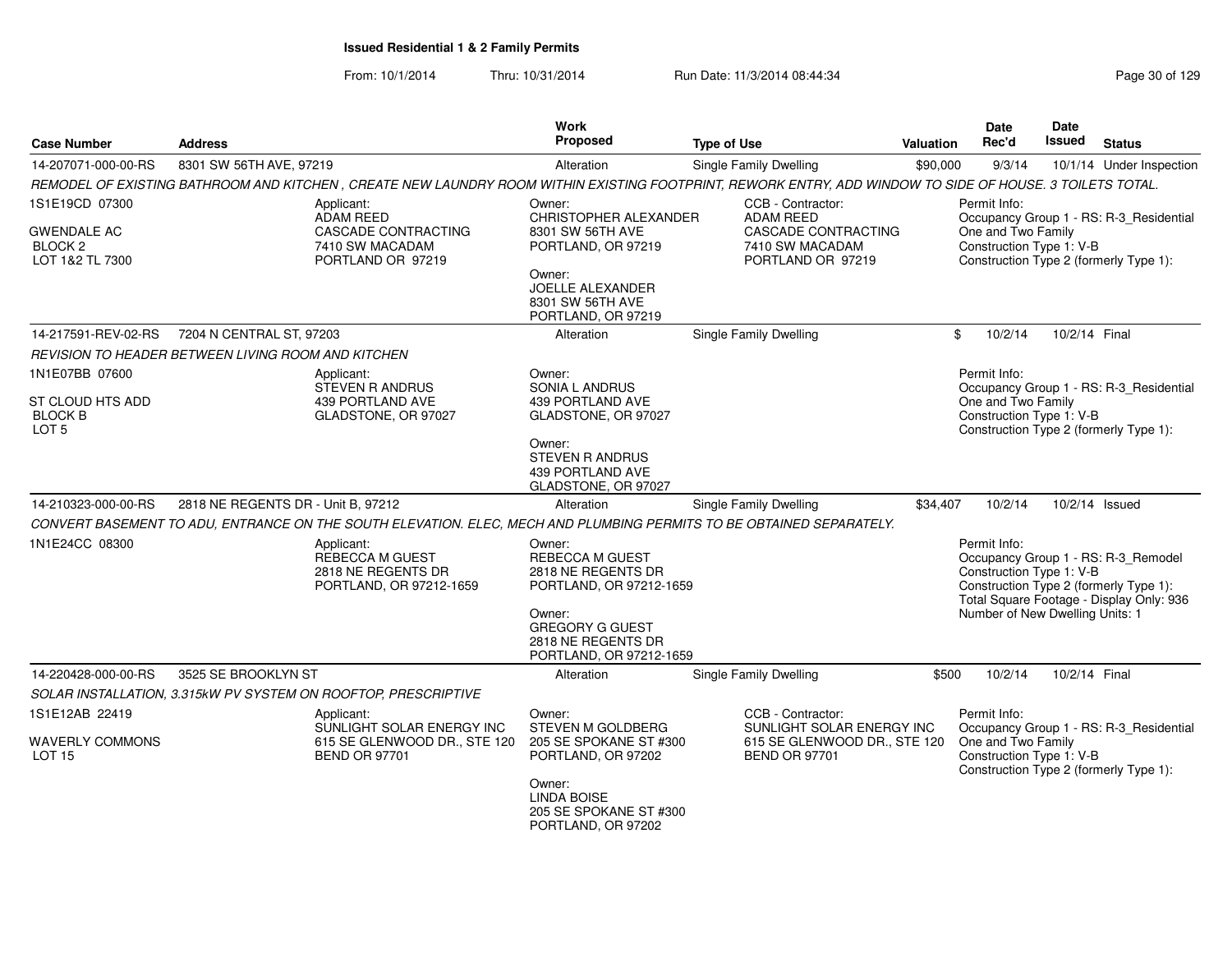**Issued Residential 1 & 2 Family Permits**

From: 10/1/2014 Thru: 10/31/2014 Run Date: 11/3/2014 08:44:34

| Case Number | Address | Work Proposed | Type of Use | Valuation | Date Rec'd | Date Issued | Status |
|---|---|---|---|---|---|---|---|
| 14-207071-000-00-RS | 8301 SW 56TH AVE, 97219 | Alteration | Single Family Dwelling | $90,000 | 9/3/14 | 10/1/14 | Under Inspection |

REMODEL OF EXISTING BATHROOM AND KITCHEN , CREATE NEW LAUNDRY ROOM WITHIN EXISTING FOOTPRINT, REWORK ENTRY, ADD WINDOW TO SIDE OF HOUSE. 3 TOILETS TOTAL.

1S1E19CD 07300
GWENDALE AC
BLOCK 2
LOT 1&2 TL 7300

Applicant:
ADAM REED
CASCADE CONTRACTING
7410 SW MACADAM
PORTLAND OR 97219

Owner:
CHRISTOPHER ALEXANDER
8301 SW 56TH AVE
PORTLAND, OR 97219

Owner:
JOELLE ALEXANDER
8301 SW 56TH AVE
PORTLAND, OR 97219

CCB - Contractor:
ADAM REED
CASCADE CONTRACTING
7410 SW MACADAM
PORTLAND OR 97219

Permit Info:
Occupancy Group 1 - RS: R-3_Residential One and Two Family
Construction Type 1: V-B
Construction Type 2 (formerly Type 1):

| Case Number | Address | Work Proposed | Type of Use | Valuation | Date Rec'd | Date Issued | Status |
|---|---|---|---|---|---|---|---|
| 14-217591-REV-02-RS | 7204 N CENTRAL ST, 97203 | Alteration | Single Family Dwelling | $ | 10/2/14 | 10/2/14 | Final |

REVISION TO HEADER BETWEEN LIVING ROOM AND KITCHEN

1N1E07BB 07600
ST CLOUD HTS ADD
BLOCK B
LOT 5

Applicant:
STEVEN R ANDRUS
439 PORTLAND AVE
GLADSTONE, OR 97027

Owner:
SONIA L ANDRUS
439 PORTLAND AVE
GLADSTONE, OR 97027

Owner:
STEVEN R ANDRUS
439 PORTLAND AVE
GLADSTONE, OR 97027

Permit Info:
Occupancy Group 1 - RS: R-3_Residential One and Two Family
Construction Type 1: V-B
Construction Type 2 (formerly Type 1):

| Case Number | Address | Work Proposed | Type of Use | Valuation | Date Rec'd | Date Issued | Status |
|---|---|---|---|---|---|---|---|
| 14-210323-000-00-RS | 2818 NE REGENTS DR - Unit B, 97212 | Alteration | Single Family Dwelling | $34,407 | 10/2/14 | 10/2/14 | Issued |

CONVERT BASEMENT TO ADU, ENTRANCE ON THE SOUTH ELEVATION. ELEC, MECH AND PLUMBING PERMITS TO BE OBTAINED SEPARATELY.

1N1E24CC 08300

Applicant:
REBECCA M GUEST
2818 NE REGENTS DR
PORTLAND, OR 97212-1659

Owner:
REBECCA M GUEST
2818 NE REGENTS DR
PORTLAND, OR 97212-1659

Owner:
GREGORY G GUEST
2818 NE REGENTS DR
PORTLAND, OR 97212-1659

Permit Info:
Occupancy Group 1 - RS: R-3_Remodel
Construction Type 1: V-B
Construction Type 2 (formerly Type 1):
Total Square Footage - Display Only: 936
Number of New Dwelling Units: 1

| Case Number | Address | Work Proposed | Type of Use | Valuation | Date Rec'd | Date Issued | Status |
|---|---|---|---|---|---|---|---|
| 14-220428-000-00-RS | 3525 SE BROOKLYN ST | Alteration | Single Family Dwelling | $500 | 10/2/14 | 10/2/14 | Final |

SOLAR INSTALLATION, 3.315kW PV SYSTEM ON ROOFTOP, PRESCRIPTIVE

1S1E12AB 22419
WAVERLY COMMONS
LOT 15

Applicant:
SUNLIGHT SOLAR ENERGY INC
615 SE GLENWOOD DR., STE 120
BEND OR 97701

Owner:
STEVEN M GOLDBERG
205 SE SPOKANE ST #300
PORTLAND, OR 97202

Owner:
LINDA BOISE
205 SE SPOKANE ST #300
PORTLAND, OR 97202

CCB - Contractor:
SUNLIGHT SOLAR ENERGY INC
615 SE GLENWOOD DR., STE 120
BEND OR 97701

Permit Info:
Occupancy Group 1 - RS: R-3_Residential One and Two Family
Construction Type 1: V-B
Construction Type 2 (formerly Type 1):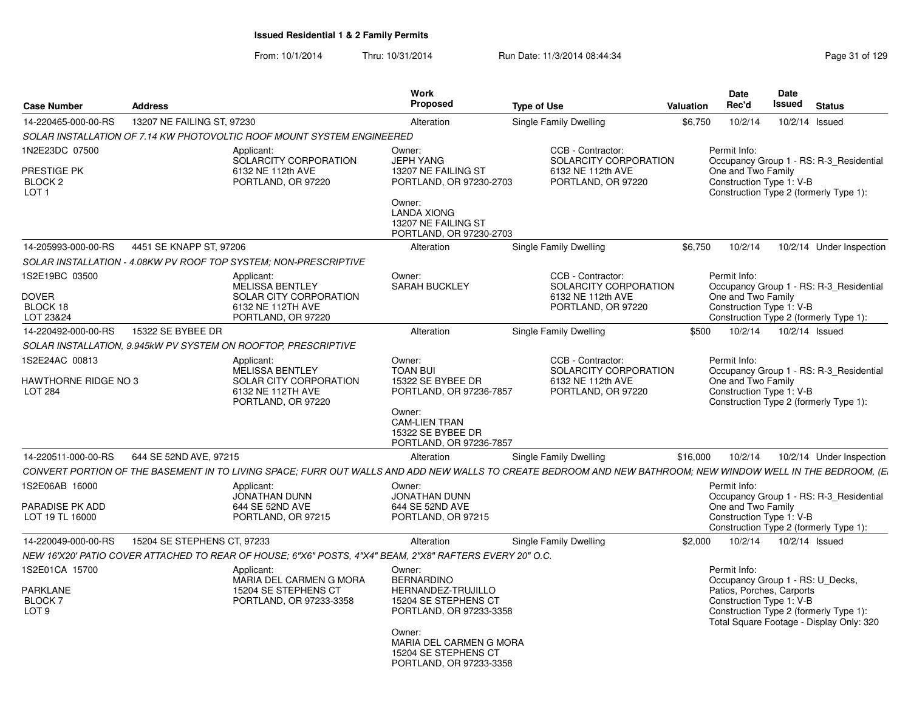# Issued Residential 1 & 2 Family Permits

From: 10/1/2014 Thru: 10/31/2014 Run Date: 11/3/2014 08:44:34

| Case Number | Address | Work Proposed | Type of Use | Valuation | Date Rec'd | Date Issued | Status |
|---|---|---|---|---|---|---|---|
| 14-220465-000-00-RS | 13207 NE FAILING ST, 97230 | Alteration | Single Family Dwelling | $6,750 | 10/2/14 | 10/2/14 | Issued |

*SOLAR INSTALLATION OF 7.14 KW PHOTOVOLTIC ROOF MOUNT SYSTEM ENGINEERED*

1N2E23DC 07500
PRESTIGE PK
BLOCK 2
LOT 1

Applicant:
SOLARCITY CORPORATION
6132 NE 112th AVE
PORTLAND, OR 97220

Owner:
JEPH YANG
13207 NE FAILING ST
PORTLAND, OR 97230-2703

Owner:
LANDA XIONG
13207 NE FAILING ST
PORTLAND, OR 97230-2703

CCB - Contractor:
SOLARCITY CORPORATION
6132 NE 112th AVE
PORTLAND, OR 97220

Permit Info:
Occupancy Group 1 - RS: R-3_Residential One and Two Family
Construction Type 1: V-B
Construction Type 2 (formerly Type 1):

| Case Number | Address | Work Proposed | Type of Use | Valuation | Date Rec'd | Date Issued | Status |
|---|---|---|---|---|---|---|---|
| 14-205993-000-00-RS | 4451 SE KNAPP ST, 97206 | Alteration | Single Family Dwelling | $6,750 | 10/2/14 | 10/2/14 | Under Inspection |

*SOLAR INSTALLATION - 4.08KW PV ROOF TOP SYSTEM; NON-PRESCRIPTIVE*

1S2E19BC 03500
DOVER
BLOCK 18
LOT 23&24

Applicant:
MELISSA BENTLEY
SOLAR CITY CORPORATION
6132 NE 112TH AVE
PORTLAND, OR 97220

Owner:
SARAH BUCKLEY

CCB - Contractor:
SOLARCITY CORPORATION
6132 NE 112th AVE
PORTLAND, OR 97220

Permit Info:
Occupancy Group 1 - RS: R-3_Residential One and Two Family
Construction Type 1: V-B
Construction Type 2 (formerly Type 1):

| Case Number | Address | Work Proposed | Type of Use | Valuation | Date Rec'd | Date Issued | Status |
|---|---|---|---|---|---|---|---|
| 14-220492-000-00-RS | 15322 SE BYBEE DR | Alteration | Single Family Dwelling | $500 | 10/2/14 | 10/2/14 | Issued |

*SOLAR INSTALLATION, 9.945kW PV SYSTEM ON ROOFTOP, PRESCRIPTIVE*

1S2E24AC 00813
HAWTHORNE RIDGE NO 3
LOT 284

Applicant:
MELISSA BENTLEY
SOLAR CITY CORPORATION
6132 NE 112TH AVE
PORTLAND, OR 97220

Owner:
TOAN BUI
15322 SE BYBEE DR
PORTLAND, OR 97236-7857

Owner:
CAM-LIEN TRAN
15322 SE BYBEE DR
PORTLAND, OR 97236-7857

CCB - Contractor:
SOLARCITY CORPORATION
6132 NE 112th AVE
PORTLAND, OR 97220

Permit Info:
Occupancy Group 1 - RS: R-3_Residential One and Two Family
Construction Type 1: V-B
Construction Type 2 (formerly Type 1):

| Case Number | Address | Work Proposed | Type of Use | Valuation | Date Rec'd | Date Issued | Status |
|---|---|---|---|---|---|---|---|
| 14-220511-000-00-RS | 644 SE 52ND AVE, 97215 | Alteration | Single Family Dwelling | $16,000 | 10/2/14 | 10/2/14 | Under Inspection |

*CONVERT PORTION OF THE BASEMENT IN TO LIVING SPACE; FURR OUT WALLS AND ADD NEW WALLS TO CREATE BEDROOM AND NEW BATHROOM; NEW WINDOW WELL IN THE BEDROOM, (E*

1S2E06AB 16000
PARADISE PK ADD
LOT 19 TL 16000

Applicant:
JONATHAN DUNN
644 SE 52ND AVE
PORTLAND, OR 97215

Owner:
JONATHAN DUNN
644 SE 52ND AVE
PORTLAND, OR 97215

Permit Info:
Occupancy Group 1 - RS: R-3_Residential One and Two Family
Construction Type 1: V-B
Construction Type 2 (formerly Type 1):

| Case Number | Address | Work Proposed | Type of Use | Valuation | Date Rec'd | Date Issued | Status |
|---|---|---|---|---|---|---|---|
| 14-220049-000-00-RS | 15204 SE STEPHENS CT, 97233 | Alteration | Single Family Dwelling | $2,000 | 10/2/14 | 10/2/14 | Issued |

*NEW 16'X20' PATIO COVER ATTACHED TO REAR OF HOUSE; 6"X6" POSTS, 4"X4" BEAM, 2"X8" RAFTERS EVERY 20" O.C.*

1S2E01CA 15700
PARKLANE
BLOCK 7
LOT 9

Applicant:
MARIA DEL CARMEN G MORA
15204 SE STEPHENS CT
PORTLAND, OR 97233-3358

Owner:
BERNARDINO HERNANDEZ-TRUJILLO
15204 SE STEPHENS CT
PORTLAND, OR 97233-3358

Owner:
MARIA DEL CARMEN G MORA
15204 SE STEPHENS CT
PORTLAND, OR 97233-3358

Permit Info:
Occupancy Group 1 - RS: U_Decks, Patios, Porches, Carports
Construction Type 1: V-B
Construction Type 2 (formerly Type 1):
Total Square Footage - Display Only: 320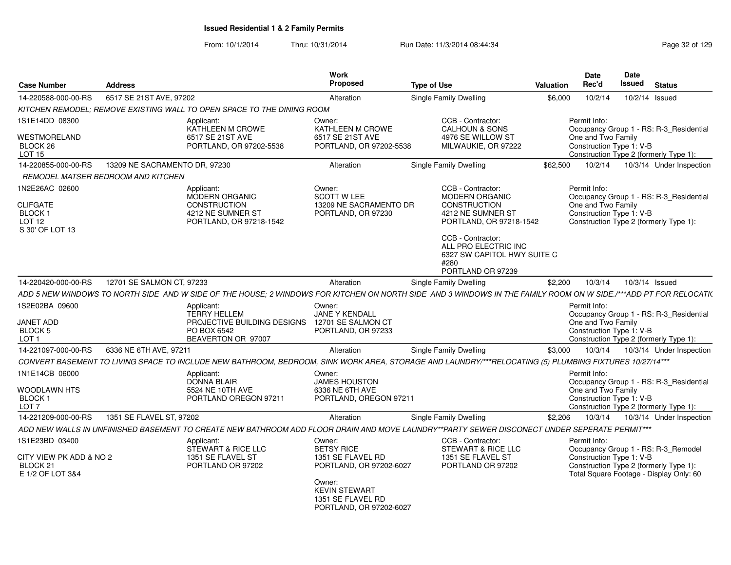# Issued Residential 1 & 2 Family Permits

From: 10/1/2014 Thru: 10/31/2014 Run Date: 11/3/2014 08:44:34

| Case Number | Address | Work Proposed | Type of Use | Valuation | Date Rec'd | Date Issued | Status |
|---|---|---|---|---|---|---|---|
| 14-220588-000-00-RS | 6517 SE 21ST AVE, 97202 | Alteration | Single Family Dwelling | $6,000 | 10/2/14 | 10/2/14 | Issued |

KITCHEN REMODEL; REMOVE EXISTING WALL TO OPEN SPACE TO THE DINING ROOM

1S1E14DD 08300
WESTMORELAND
BLOCK 26
LOT 15

Applicant: KATHLEEN M CROWE, 6517 SE 21ST AVE, PORTLAND, OR 97202-5538

Owner: KATHLEEN M CROWE, 6517 SE 21ST AVE, PORTLAND, OR 97202-5538

CCB - Contractor: CALHOUN & SONS, 4976 SE WILLOW ST, MILWAUKIE, OR 97222

Permit Info: Occupancy Group 1 - RS: R-3_Residential One and Two Family; Construction Type 1: V-B; Construction Type 2 (formerly Type 1):

| Case Number | Address | Work Proposed | Type of Use | Valuation | Date Rec'd | Date Issued | Status |
|---|---|---|---|---|---|---|---|
| 14-220855-000-00-RS | 13209 NE SACRAMENTO DR, 97230 | Alteration | Single Family Dwelling | $62,500 | 10/2/14 | 10/3/14 | Under Inspection |

REMODEL MATSER BEDROOM AND KITCHEN

1N2E26AC 02600
CLIFGATE
BLOCK 1
LOT 12
S 30' OF LOT 13

Applicant: MODERN ORGANIC CONSTRUCTION, 4212 NE SUMNER ST, PORTLAND, OR 97218-1542

Owner: SCOTT W LEE, 13209 NE SACRAMENTO DR, PORTLAND, OR 97230

CCB - Contractor: MODERN ORGANIC CONSTRUCTION, 4212 NE SUMNER ST, PORTLAND, OR 97218-1542

CCB - Contractor: ALL PRO ELECTRIC INC, 6327 SW CAPITOL HWY SUITE C #280, PORTLAND OR 97239

Permit Info: Occupancy Group 1 - RS: R-3_Residential One and Two Family; Construction Type 1: V-B; Construction Type 2 (formerly Type 1):

| Case Number | Address | Work Proposed | Type of Use | Valuation | Date Rec'd | Date Issued | Status |
|---|---|---|---|---|---|---|---|
| 14-220420-000-00-RS | 12701 SE SALMON CT, 97233 | Alteration | Single Family Dwelling | $2,200 | 10/3/14 | 10/3/14 | Issued |

ADD 5 NEW WINDOWS TO NORTH SIDE AND W SIDE OF THE HOUSE; 2 WINDOWS FOR KITCHEN ON NORTH SIDE AND 3 WINDOWS IN THE FAMILY ROOM ON W SIDE./***ADD PT FOR RELOCATI

1S2E02BA 09600
JANET ADD
BLOCK 5
LOT 1

Applicant: TERRY HELLEM, PROJECTIVE BUILDING DESIGNS, PO BOX 6542, BEAVERTON OR 97007

Owner: JANE Y KENDALL, 12701 SE SALMON CT, PORTLAND, OR 97233

Permit Info: Occupancy Group 1 - RS: R-3_Residential One and Two Family; Construction Type 1: V-B; Construction Type 2 (formerly Type 1):

| Case Number | Address | Work Proposed | Type of Use | Valuation | Date Rec'd | Date Issued | Status |
|---|---|---|---|---|---|---|---|
| 14-221097-000-00-RS | 6336 NE 6TH AVE, 97211 | Alteration | Single Family Dwelling | $3,000 | 10/3/14 | 10/3/14 | Under Inspection |

CONVERT BASEMENT TO LIVING SPACE TO INCLUDE NEW BATHROOM, BEDROOM, SINK WORK AREA, STORAGE AND LAUNDRY/***RELOCATING (5) PLUMBING FIXTURES 10/27/14***

1N1E14CB 06000
WOODLAWN HTS
BLOCK 1
LOT 7

Applicant: DONNA BLAIR, 5524 NE 10TH AVE, PORTLAND OREGON 97211

Owner: JAMES HOUSTON, 6336 NE 6TH AVE, PORTLAND, OREGON 97211

Permit Info: Occupancy Group 1 - RS: R-3_Residential One and Two Family; Construction Type 1: V-B; Construction Type 2 (formerly Type 1):

| Case Number | Address | Work Proposed | Type of Use | Valuation | Date Rec'd | Date Issued | Status |
|---|---|---|---|---|---|---|---|
| 14-221209-000-00-RS | 1351 SE FLAVEL ST, 97202 | Alteration | Single Family Dwelling | $2,206 | 10/3/14 | 10/3/14 | Under Inspection |

ADD NEW WALLS IN UNFINISHED BASEMENT TO CREATE NEW BATHROOM ADD FLOOR DRAIN AND MOVE LAUNDRY**PARTY SEWER DISCONECT UNDER SEPERATE PERMIT***

1S1E23BD 03400
CITY VIEW PK ADD & NO 2
BLOCK 21
E 1/2 OF LOT 3&4

Applicant: STEWART & RICE LLC, 1351 SE FLAVEL ST, PORTLAND OR 97202

Owner: BETSY RICE, 1351 SE FLAVEL RD, PORTLAND, OR 97202-6027

Owner: KEVIN STEWART, 1351 SE FLAVEL RD, PORTLAND, OR 97202-6027

CCB - Contractor: STEWART & RICE LLC, 1351 SE FLAVEL ST, PORTLAND OR 97202

Permit Info: Occupancy Group 1 - RS: R-3_Remodel; Construction Type 1: V-B; Construction Type 2 (formerly Type 1):; Total Square Footage - Display Only: 60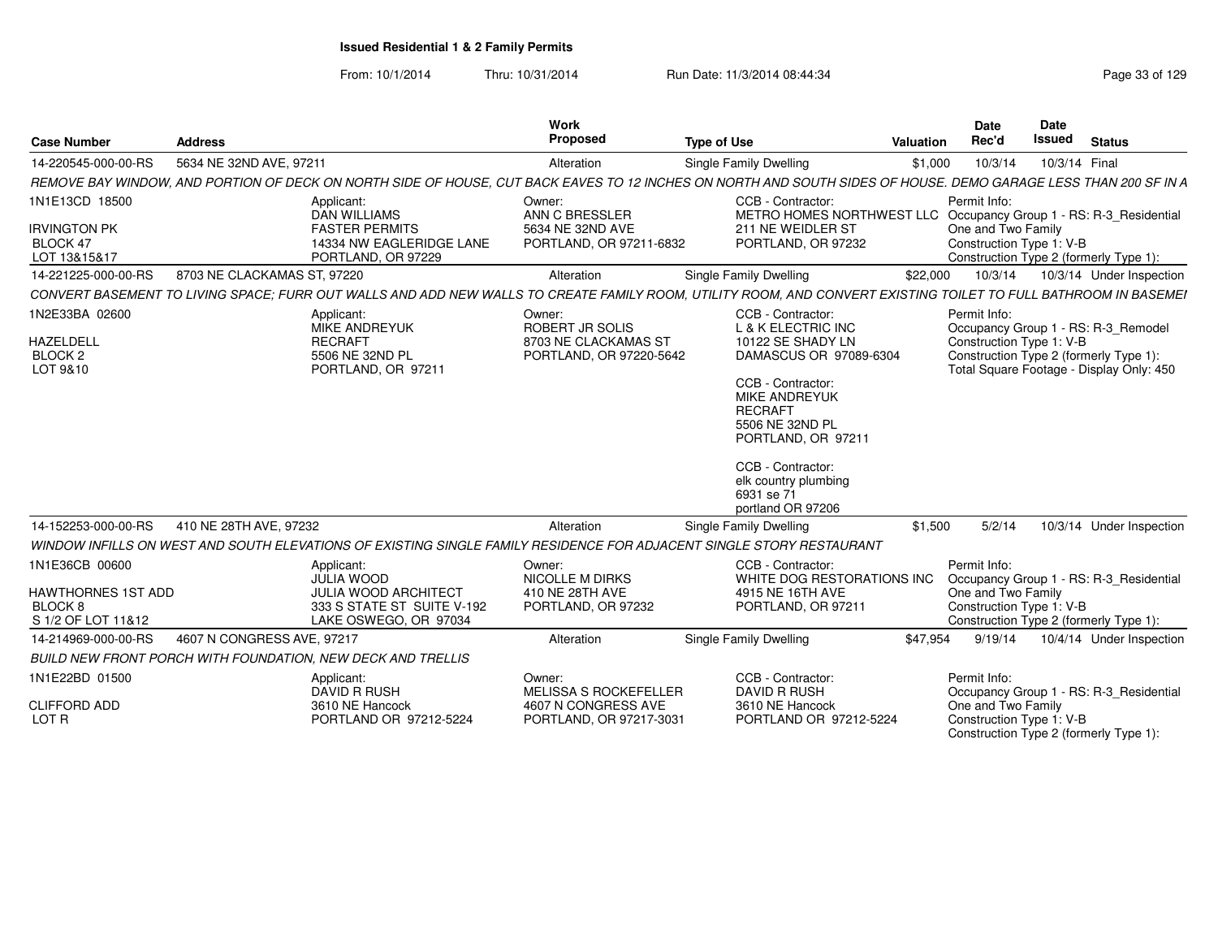**Issued Residential 1 & 2 Family Permits**

From: 10/1/2014 Thru: 10/31/2014 Run Date: 11/3/2014 08:44:34

| Case Number | Address | Work Proposed | Type of Use | Valuation | Date Rec'd | Date Issued | Status |
|---|---|---|---|---|---|---|---|
| 14-220545-000-00-RS | 5634 NE 32ND AVE, 97211 | Alteration | Single Family Dwelling | $1,000 | 10/3/14 | 10/3/14 | Final |

REMOVE BAY WINDOW, AND PORTION OF DECK ON NORTH SIDE OF HOUSE, CUT BACK EAVES TO 12 INCHES ON NORTH AND SOUTH SIDES OF HOUSE. DEMO GARAGE LESS THAN 200 SF IN A

1N1E13CD 18500
IRVINGTON PK
BLOCK 47
LOT 13&15&17

Applicant: DAN WILLIAMS, FASTER PERMITS, 14334 NW EAGLERIDGE LANE, PORTLAND, OR 97229

Owner: ANN C BRESSLER, 5634 NE 32ND AVE, PORTLAND, OR 97211-6832

CCB - Contractor: METRO HOMES NORTHWEST LLC, 211 NE WEIDLER ST, PORTLAND, OR 97232

Permit Info: Occupancy Group 1 - RS: R-3_Residential One and Two Family; Construction Type 1: V-B; Construction Type 2 (formerly Type 1):

| Case Number | Address | Work Proposed | Type of Use | Valuation | Date Rec'd | Date Issued | Status |
|---|---|---|---|---|---|---|---|
| 14-221225-000-00-RS | 8703 NE CLACKAMAS ST, 97220 | Alteration | Single Family Dwelling | $22,000 | 10/3/14 | 10/3/14 | Under Inspection |

CONVERT BASEMENT TO LIVING SPACE; FURR OUT WALLS AND ADD NEW WALLS TO CREATE FAMILY ROOM, UTILITY ROOM, AND CONVERT EXISTING TOILET TO FULL BATHROOM IN BASEMEI

1N2E33BA 02600
HAZELDELL
BLOCK 2
LOT 9&10

Applicant: MIKE ANDREYUK, RECRAFT, 5506 NE 32ND PL, PORTLAND, OR 97211

Owner: ROBERT JR SOLIS, 8703 NE CLACKAMAS ST, PORTLAND, OR 97220-5642

CCB - Contractor: L & K ELECTRIC INC, 10122 SE SHADY LN, DAMASCUS OR 97089-6304

CCB - Contractor: MIKE ANDREYUK, RECRAFT, 5506 NE 32ND PL, PORTLAND, OR 97211

CCB - Contractor: elk country plumbing, 6931 se 71, portland OR 97206

Permit Info: Occupancy Group 1 - RS: R-3_Remodel; Construction Type 1: V-B; Construction Type 2 (formerly Type 1):; Total Square Footage - Display Only: 450

| Case Number | Address | Work Proposed | Type of Use | Valuation | Date Rec'd | Date Issued | Status |
|---|---|---|---|---|---|---|---|
| 14-152253-000-00-RS | 410 NE 28TH AVE, 97232 | Alteration | Single Family Dwelling | $1,500 | 5/2/14 | 10/3/14 | Under Inspection |

WINDOW INFILLS ON WEST AND SOUTH ELEVATIONS OF EXISTING SINGLE FAMILY RESIDENCE FOR ADJACENT SINGLE STORY RESTAURANT

1N1E36CB 00600
HAWTHORNES 1ST ADD
BLOCK 8
S 1/2 OF LOT 11&12

Applicant: JULIA WOOD, JULIA WOOD ARCHITECT, 333 S STATE ST SUITE V-192, LAKE OSWEGO, OR 97034

Owner: NICOLLE M DIRKS, 410 NE 28TH AVE, PORTLAND, OR 97232

CCB - Contractor: WHITE DOG RESTORATIONS INC, 4915 NE 16TH AVE, PORTLAND, OR 97211

Permit Info: Occupancy Group 1 - RS: R-3_Residential One and Two Family; Construction Type 1: V-B; Construction Type 2 (formerly Type 1):

| Case Number | Address | Work Proposed | Type of Use | Valuation | Date Rec'd | Date Issued | Status |
|---|---|---|---|---|---|---|---|
| 14-214969-000-00-RS | 4607 N CONGRESS AVE, 97217 | Alteration | Single Family Dwelling | $47,954 | 9/19/14 | 10/4/14 | Under Inspection |

BUILD NEW FRONT PORCH WITH FOUNDATION, NEW DECK AND TRELLIS

1N1E22BD 01500
CLIFFORD ADD
LOT R

Applicant: DAVID R RUSH, 3610 NE Hancock, PORTLAND OR 97212-5224

Owner: MELISSA S ROCKEFELLER, 4607 N CONGRESS AVE, PORTLAND, OR 97217-3031

CCB - Contractor: DAVID R RUSH, 3610 NE Hancock, PORTLAND OR 97212-5224

Permit Info: Occupancy Group 1 - RS: R-3_Residential One and Two Family; Construction Type 1: V-B; Construction Type 2 (formerly Type 1):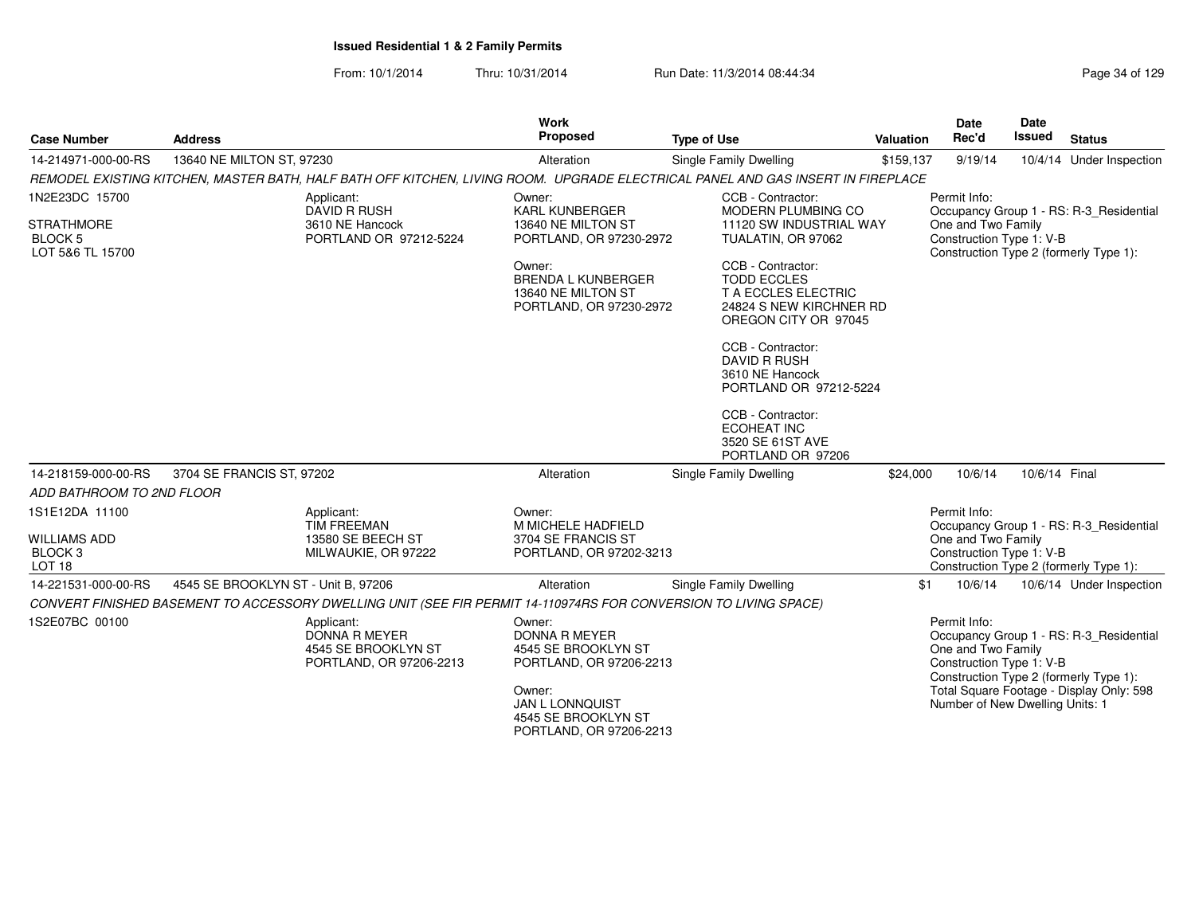**Issued Residential 1 & 2 Family Permits**

From: 10/1/2014 Thru: 10/31/2014 Run Date: 11/3/2014 08:44:34

| Case Number | Address | Work Proposed | Type of Use | Valuation | Date Rec'd | Date Issued | Status |
|---|---|---|---|---|---|---|---|
| 14-214971-000-00-RS | 13640 NE MILTON ST, 97230 | Alteration | Single Family Dwelling | $159,137 | 9/19/14 | 10/4/14 | Under Inspection |

*REMODEL EXISTING KITCHEN, MASTER BATH, HALF BATH OFF KITCHEN, LIVING ROOM. UPGRADE ELECTRICAL PANEL AND GAS INSERT IN FIREPLACE*

1N2E23DC 15700
STRATHMORE
BLOCK 5
LOT 5&6 TL 15700

Applicant:
DAVID R RUSH
3610 NE Hancock
PORTLAND OR 97212-5224

Owner:
KARL KUNBERGER
13640 NE MILTON ST
PORTLAND, OR 97230-2972

Owner:
BRENDA L KUNBERGER
13640 NE MILTON ST
PORTLAND, OR 97230-2972

CCB - Contractor:
MODERN PLUMBING CO
11120 SW INDUSTRIAL WAY
TUALATIN, OR 97062

CCB - Contractor:
TODD ECCLES
T A ECCLES ELECTRIC
24824 S NEW KIRCHNER RD
OREGON CITY OR 97045

CCB - Contractor:
DAVID R RUSH
3610 NE Hancock
PORTLAND OR 97212-5224

CCB - Contractor:
ECOHEAT INC
3520 SE 61ST AVE
PORTLAND OR 97206

Permit Info:
Occupancy Group 1 - RS: R-3_Residential One and Two Family
Construction Type 1: V-B
Construction Type 2 (formerly Type 1):

| Case Number | Address | Work Proposed | Type of Use | Valuation | Date Rec'd | Date Issued | Status |
|---|---|---|---|---|---|---|---|
| 14-218159-000-00-RS | 3704 SE FRANCIS ST, 97202 | Alteration | Single Family Dwelling | $24,000 | 10/6/14 | 10/6/14 | Final |

*ADD BATHROOM TO 2ND FLOOR*

1S1E12DA 11100
WILLIAMS ADD
BLOCK 3
LOT 18

Applicant:
TIM FREEMAN
13580 SE BEECH ST
MILWAUKIE, OR 97222

Owner:
M MICHELE HADFIELD
3704 SE FRANCIS ST
PORTLAND, OR 97202-3213

Permit Info:
Occupancy Group 1 - RS: R-3_Residential One and Two Family
Construction Type 1: V-B
Construction Type 2 (formerly Type 1):

| Case Number | Address | Work Proposed | Type of Use | Valuation | Date Rec'd | Date Issued | Status |
|---|---|---|---|---|---|---|---|
| 14-221531-000-00-RS | 4545 SE BROOKLYN ST - Unit B, 97206 | Alteration | Single Family Dwelling | $1 | 10/6/14 | 10/6/14 | Under Inspection |

*CONVERT FINISHED BASEMENT TO ACCESSORY DWELLING UNIT (SEE FIR PERMIT 14-110974RS FOR CONVERSION TO LIVING SPACE)*

1S2E07BC 00100

Applicant:
DONNA R MEYER
4545 SE BROOKLYN ST
PORTLAND, OR 97206-2213

Owner:
DONNA R MEYER
4545 SE BROOKLYN ST
PORTLAND, OR 97206-2213

Owner:
JAN L LONNQUIST
4545 SE BROOKLYN ST
PORTLAND, OR 97206-2213

Permit Info:
Occupancy Group 1 - RS: R-3_Residential One and Two Family
Construction Type 1: V-B
Construction Type 2 (formerly Type 1):
Total Square Footage - Display Only: 598
Number of New Dwelling Units: 1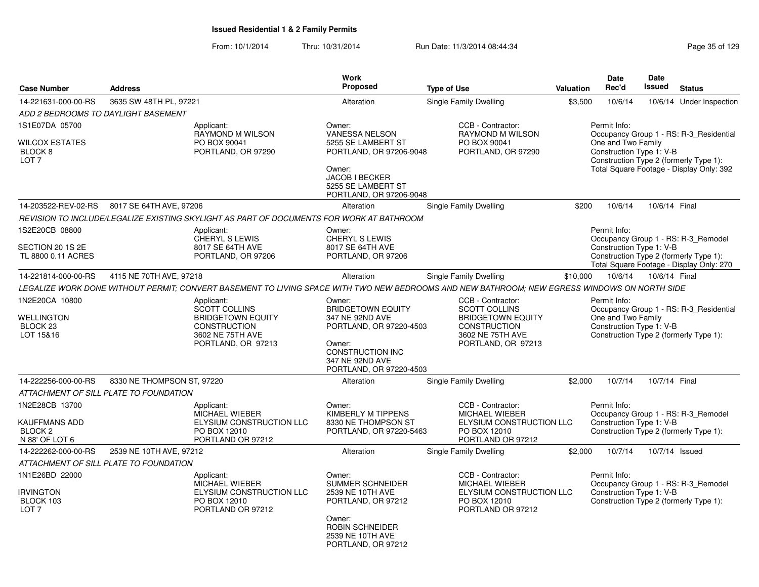## Issued Residential 1 & 2 Family Permits

From: 10/1/2014 Thru: 10/31/2014 Run Date: 11/3/2014 08:44:34

| Case Number | Address | Work Proposed | Type of Use | Valuation | Date Rec'd | Date Issued | Status |
|---|---|---|---|---|---|---|---|
| 14-221631-000-00-RS | 3635 SW 48TH PL, 97221 | Alteration | Single Family Dwelling | $3,500 | 10/6/14 | 10/6/14 | Under Inspection |

*ADD 2 BEDROOMS TO DAYLIGHT BASEMENT*

1S1E07DA 05700

WILCOX ESTATES
BLOCK 8
LOT 7

Applicant:
RAYMOND M WILSON
PO BOX 90041
PORTLAND, OR 97290

Owner:
VANESSA NELSON
5255 SE LAMBERT ST
PORTLAND, OR 97206-9048

Owner:
JACOB I BECKER
5255 SE LAMBERT ST
PORTLAND, OR 97206-9048

CCB - Contractor:
RAYMOND M WILSON
PO BOX 90041
PORTLAND, OR 97290

Permit Info:
Occupancy Group 1 - RS: R-3_Residential One and Two Family
Construction Type 1: V-B
Construction Type 2 (formerly Type 1):
Total Square Footage - Display Only: 392

| Case Number | Address | Work Proposed | Type of Use | Valuation | Date Rec'd | Date Issued | Status |
|---|---|---|---|---|---|---|---|
| 14-203522-REV-02-RS | 8017 SE 64TH AVE, 97206 | Alteration | Single Family Dwelling | $200 | 10/6/14 | 10/6/14 | Final |

*REVISION TO INCLUDE/LEGALIZE EXISTING SKYLIGHT AS PART OF DOCUMENTS FOR WORK AT BATHROOM*

1S2E20CB 08800

SECTION 20 1S 2E
TL 8800 0.11 ACRES

Applicant:
CHERYL S LEWIS
8017 SE 64TH AVE
PORTLAND, OR 97206

Owner:
CHERYL S LEWIS
8017 SE 64TH AVE
PORTLAND, OR 97206

Permit Info:
Occupancy Group 1 - RS: R-3_Remodel
Construction Type 1: V-B
Construction Type 2 (formerly Type 1):
Total Square Footage - Display Only: 270

| Case Number | Address | Work Proposed | Type of Use | Valuation | Date Rec'd | Date Issued | Status |
|---|---|---|---|---|---|---|---|
| 14-221814-000-00-RS | 4115 NE 70TH AVE, 97218 | Alteration | Single Family Dwelling | $10,000 | 10/6/14 | 10/6/14 | Final |

*LEGALIZE WORK DONE WITHOUT PERMIT; CONVERT BASEMENT TO LIVING SPACE WITH TWO NEW BEDROOMS AND NEW BATHROOM; NEW EGRESS WINDOWS ON NORTH SIDE*

1N2E20CA 10800

WELLINGTON
BLOCK 23
LOT 15&16

Applicant:
SCOTT COLLINS
BRIDGETOWN EQUITY CONSTRUCTION
3602 NE 75TH AVE
PORTLAND, OR 97213

Owner:
BRIDGETOWN EQUITY
347 NE 92ND AVE
PORTLAND, OR 97220-4503

Owner:
CONSTRUCTION INC
347 NE 92ND AVE
PORTLAND, OR 97220-4503

CCB - Contractor:
SCOTT COLLINS
BRIDGETOWN EQUITY CONSTRUCTION
3602 NE 75TH AVE
PORTLAND, OR 97213

Permit Info:
Occupancy Group 1 - RS: R-3_Residential One and Two Family
Construction Type 1: V-B
Construction Type 2 (formerly Type 1):

| Case Number | Address | Work Proposed | Type of Use | Valuation | Date Rec'd | Date Issued | Status |
|---|---|---|---|---|---|---|---|
| 14-222256-000-00-RS | 8330 NE THOMPSON ST, 97220 | Alteration | Single Family Dwelling | $2,000 | 10/7/14 | 10/7/14 | Final |

*ATTACHMENT OF SILL PLATE TO FOUNDATION*

1N2E28CB 13700

KAUFFMANS ADD
BLOCK 2
N 88' OF LOT 6

Applicant:
MICHAEL WIEBER
ELYSIUM CONSTRUCTION LLC
PO BOX 12010
PORTLAND OR 97212

Owner:
KIMBERLY M TIPPENS
8330 NE THOMPSON ST
PORTLAND, OR 97220-5463

CCB - Contractor:
MICHAEL WIEBER
ELYSIUM CONSTRUCTION LLC
PO BOX 12010
PORTLAND OR 97212

Permit Info:
Occupancy Group 1 - RS: R-3_Remodel
Construction Type 1: V-B
Construction Type 2 (formerly Type 1):

| Case Number | Address | Work Proposed | Type of Use | Valuation | Date Rec'd | Date Issued | Status |
|---|---|---|---|---|---|---|---|
| 14-222262-000-00-RS | 2539 NE 10TH AVE, 97212 | Alteration | Single Family Dwelling | $2,000 | 10/7/14 | 10/7/14 | Issued |

*ATTACHMENT OF SILL PLATE TO FOUNDATION*

1N1E26BD 22000

IRVINGTON
BLOCK 103
LOT 7

Applicant:
MICHAEL WIEBER
ELYSIUM CONSTRUCTION LLC
PO BOX 12010
PORTLAND OR 97212

Owner:
SUMMER SCHNEIDER
2539 NE 10TH AVE
PORTLAND, OR 97212

Owner:
ROBIN SCHNEIDER
2539 NE 10TH AVE
PORTLAND, OR 97212

CCB - Contractor:
MICHAEL WIEBER
ELYSIUM CONSTRUCTION LLC
PO BOX 12010
PORTLAND OR 97212

Permit Info:
Occupancy Group 1 - RS: R-3_Remodel
Construction Type 1: V-B
Construction Type 2 (formerly Type 1):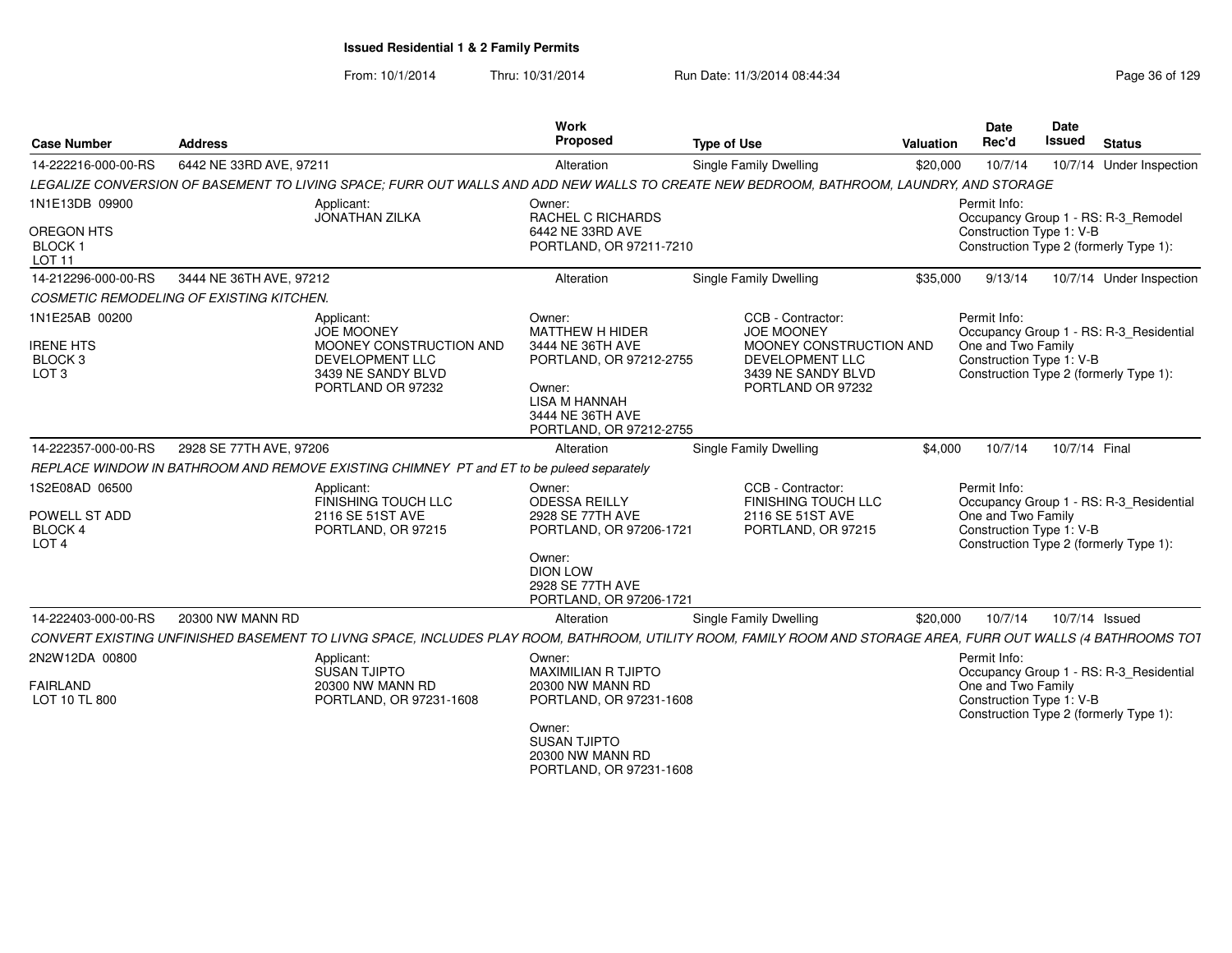**Issued Residential 1 & 2 Family Permits**

From: 10/1/2014 Thru: 10/31/2014 Run Date: 11/3/2014 08:44:34

| Case Number | Address | Work Proposed | Type of Use | Valuation | Date Rec'd | Date Issued | Status |
|---|---|---|---|---|---|---|---|
| 14-222216-000-00-RS | 6442 NE 33RD AVE, 97211 | Alteration | Single Family Dwelling | $20,000 | 10/7/14 | 10/7/14 | Under Inspection |

*LEGALIZE CONVERSION OF BASEMENT TO LIVING SPACE; FURR OUT WALLS AND ADD NEW WALLS TO CREATE NEW BEDROOM, BATHROOM, LAUNDRY, AND STORAGE*

1N1E13DB 09900
OREGON HTS
BLOCK 1
LOT 11

Applicant:
JONATHAN ZILKA

Owner:
RACHEL C RICHARDS
6442 NE 33RD AVE
PORTLAND, OR 97211-7210

Permit Info:
Occupancy Group 1 - RS: R-3_Remodel
Construction Type 1: V-B
Construction Type 2 (formerly Type 1):

| Case Number | Address | Work Proposed | Type of Use | Valuation | Date Rec'd | Date Issued | Status |
|---|---|---|---|---|---|---|---|
| 14-212296-000-00-RS | 3444 NE 36TH AVE, 97212 | Alteration | Single Family Dwelling | $35,000 | 9/13/14 | 10/7/14 | Under Inspection |

*COSMETIC REMODELING OF EXISTING KITCHEN.*

1N1E25AB 00200
IRENE HTS
BLOCK 3
LOT 3

Applicant:
JOE MOONEY
MOONEY CONSTRUCTION AND DEVELOPMENT LLC
3439 NE SANDY BLVD
PORTLAND OR 97232

Owner:
MATTHEW H HIDER
3444 NE 36TH AVE
PORTLAND, OR 97212-2755

Owner:
LISA M HANNAH
3444 NE 36TH AVE
PORTLAND, OR 97212-2755

CCB - Contractor:
JOE MOONEY
MOONEY CONSTRUCTION AND DEVELOPMENT LLC
3439 NE SANDY BLVD
PORTLAND OR 97232

Permit Info:
Occupancy Group 1 - RS: R-3_Residential One and Two Family
Construction Type 1: V-B
Construction Type 2 (formerly Type 1):

| Case Number | Address | Work Proposed | Type of Use | Valuation | Date Rec'd | Date Issued | Status |
|---|---|---|---|---|---|---|---|
| 14-222357-000-00-RS | 2928 SE 77TH AVE, 97206 | Alteration | Single Family Dwelling | $4,000 | 10/7/14 | 10/7/14 | Final |

*REPLACE WINDOW IN BATHROOM AND REMOVE EXISTING CHIMNEY PT and ET to be puleed separately*

1S2E08AD 06500
POWELL ST ADD
BLOCK 4
LOT 4

Applicant:
FINISHING TOUCH LLC
2116 SE 51ST AVE
PORTLAND, OR 97215

Owner:
ODESSA REILLY
2928 SE 77TH AVE
PORTLAND, OR 97206-1721

Owner:
DION LOW
2928 SE 77TH AVE
PORTLAND, OR 97206-1721

CCB - Contractor:
FINISHING TOUCH LLC
2116 SE 51ST AVE
PORTLAND, OR 97215

Permit Info:
Occupancy Group 1 - RS: R-3_Residential One and Two Family
Construction Type 1: V-B
Construction Type 2 (formerly Type 1):

| Case Number | Address | Work Proposed | Type of Use | Valuation | Date Rec'd | Date Issued | Status |
|---|---|---|---|---|---|---|---|
| 14-222403-000-00-RS | 20300 NW MANN RD | Alteration | Single Family Dwelling | $20,000 | 10/7/14 | 10/7/14 | Issued |

*CONVERT EXISTING UNFINISHED BASEMENT TO LIVNG SPACE, INCLUDES PLAY ROOM, BATHROOM, UTILITY ROOM, FAMILY ROOM AND STORAGE AREA, FURR OUT WALLS (4 BATHROOMS TOT*

2N2W12DA 00800
FAIRLAND
LOT 10 TL 800

Applicant:
SUSAN TJIPTO
20300 NW MANN RD
PORTLAND, OR 97231-1608

Owner:
MAXIMILIAN R TJIPTO
20300 NW MANN RD
PORTLAND, OR 97231-1608

Owner:
SUSAN TJIPTO
20300 NW MANN RD
PORTLAND, OR 97231-1608

Permit Info:
Occupancy Group 1 - RS: R-3_Residential One and Two Family
Construction Type 1: V-B
Construction Type 2 (formerly Type 1):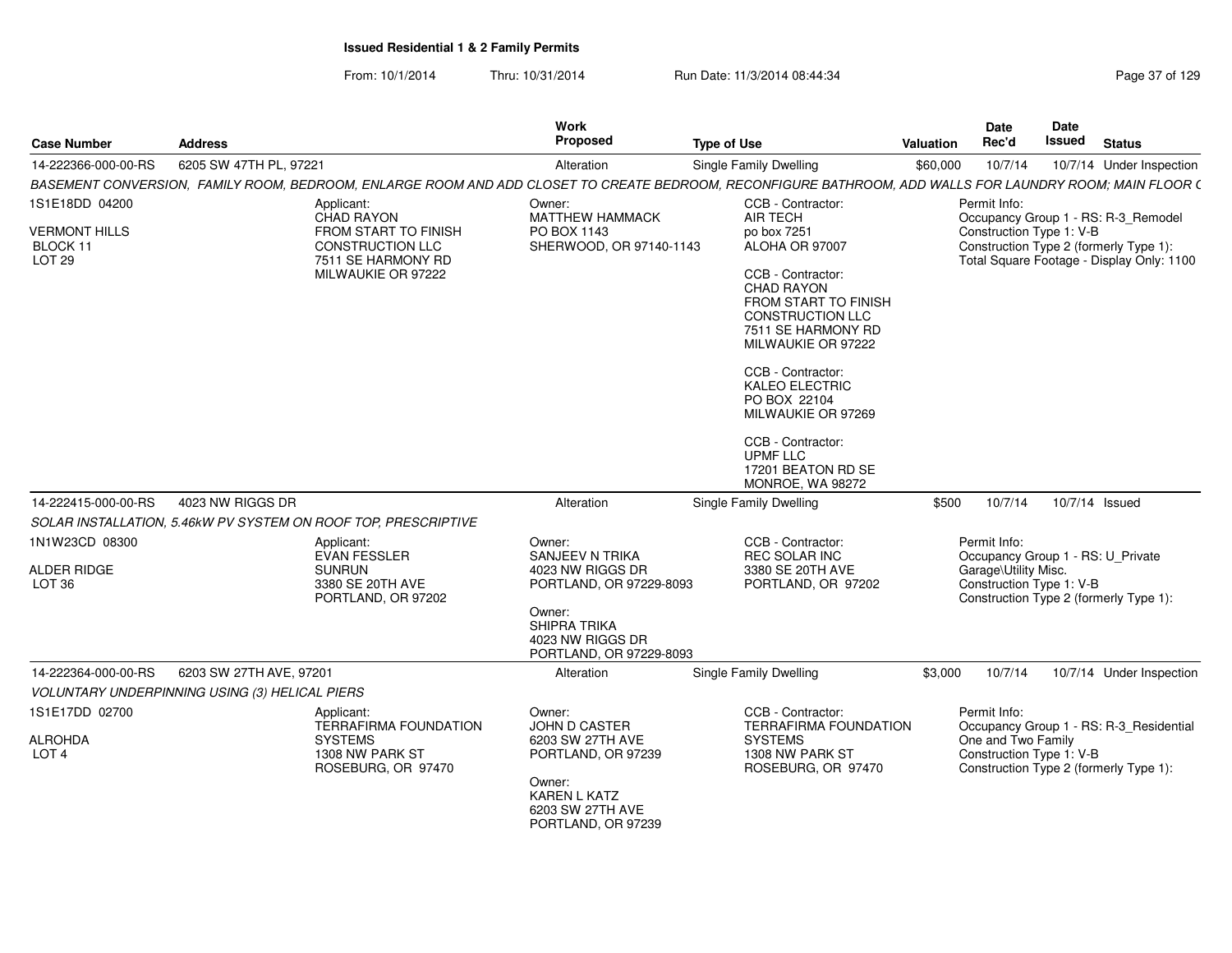# Issued Residential 1 & 2 Family Permits

From: 10/1/2014 Thru: 10/31/2014 Run Date: 11/3/2014 08:44:34

| Case Number | Address | Work Proposed | Type of Use | Valuation | Date Rec'd | Date Issued | Status |
|---|---|---|---|---|---|---|---|
| 14-222366-000-00-RS | 6205 SW 47TH PL, 97221 | Alteration | Single Family Dwelling | $60,000 | 10/7/14 | 10/7/14 | Under Inspection |

*BASEMENT CONVERSION, FAMILY ROOM, BEDROOM, ENLARGE ROOM AND ADD CLOSET TO CREATE BEDROOM, RECONFIGURE BATHROOM, ADD WALLS FOR LAUNDRY ROOM; MAIN FLOOR (*

1S1E18DD 04200
VERMONT HILLS
BLOCK 11
LOT 29

Applicant:
CHAD RAYON
FROM START TO FINISH CONSTRUCTION LLC
7511 SE HARMONY RD
MILWAUKIE OR 97222

Owner:
MATTHEW HAMMACK
PO BOX 1143
SHERWOOD, OR 97140-1143

CCB - Contractor:
AIR TECH
po box 7251
ALOHA OR 97007

CCB - Contractor:
CHAD RAYON
FROM START TO FINISH CONSTRUCTION LLC
7511 SE HARMONY RD
MILWAUKIE OR 97222

CCB - Contractor:
KALEO ELECTRIC
PO BOX 22104
MILWAUKIE OR 97269

CCB - Contractor:
UPMF LLC
17201 BEATON RD SE
MONROE, WA 98272

Permit Info:
Occupancy Group 1 - RS: R-3_Remodel
Construction Type 1: V-B
Construction Type 2 (formerly Type 1):
Total Square Footage - Display Only: 1100

| Case Number | Address | Work Proposed | Type of Use | Valuation | Date Rec'd | Date Issued | Status |
|---|---|---|---|---|---|---|---|
| 14-222415-000-00-RS | 4023 NW RIGGS DR | Alteration | Single Family Dwelling | $500 | 10/7/14 | 10/7/14 | Issued |

*SOLAR INSTALLATION, 5.46kW PV SYSTEM ON ROOF TOP, PRESCRIPTIVE*

1N1W23CD 08300
ALDER RIDGE
LOT 36

Applicant:
EVAN FESSLER
SUNRUN
3380 SE 20TH AVE
PORTLAND, OR 97202

Owner:
SANJEEV N TRIKA
4023 NW RIGGS DR
PORTLAND, OR 97229-8093

Owner:
SHIPRA TRIKA
4023 NW RIGGS DR
PORTLAND, OR 97229-8093

CCB - Contractor:
REC SOLAR INC
3380 SE 20TH AVE
PORTLAND, OR 97202

Permit Info:
Occupancy Group 1 - RS: U_Private Garage\Utility Misc.
Construction Type 1: V-B
Construction Type 2 (formerly Type 1):

| Case Number | Address | Work Proposed | Type of Use | Valuation | Date Rec'd | Date Issued | Status |
|---|---|---|---|---|---|---|---|
| 14-222364-000-00-RS | 6203 SW 27TH AVE, 97201 | Alteration | Single Family Dwelling | $3,000 | 10/7/14 | 10/7/14 | Under Inspection |

*VOLUNTARY UNDERPINNING USING (3) HELICAL PIERS*

1S1E17DD 02700
ALROHDA
LOT 4

Applicant:
TERRAFIRMA FOUNDATION SYSTEMS
1308 NW PARK ST
ROSEBURG, OR 97470

Owner:
JOHN D CASTER
6203 SW 27TH AVE
PORTLAND, OR 97239

Owner:
KAREN L KATZ
6203 SW 27TH AVE
PORTLAND, OR 97239

CCB - Contractor:
TERRAFIRMA FOUNDATION SYSTEMS
1308 NW PARK ST
ROSEBURG, OR 97470

Permit Info:
Occupancy Group 1 - RS: R-3_Residential One and Two Family
Construction Type 1: V-B
Construction Type 2 (formerly Type 1):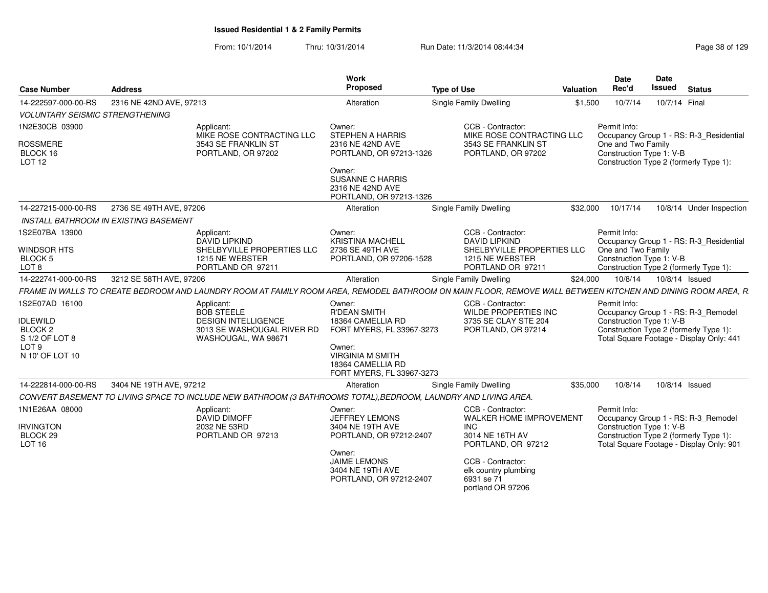# Issued Residential 1 & 2 Family Permits

From: 10/1/2014 Thru: 10/31/2014 Run Date: 11/3/2014 08:44:34

| Case Number | Address | Work Proposed | Type of Use | Valuation | Date Rec'd | Date Issued | Status |
|---|---|---|---|---|---|---|---|
| 14-222597-000-00-RS | 2316 NE 42ND AVE, 97213 | Alteration | Single Family Dwelling | $1,500 | 10/7/14 | 10/7/14 | Final |

*VOLUNTARY SEISMIC STRENGTHENING*

1N2E30CB 03900
ROSSMERE
BLOCK 16
LOT 12

Applicant:
MIKE ROSE CONTRACTING LLC
3543 SE FRANKLIN ST
PORTLAND, OR 97202

Owner:
STEPHEN A HARRIS
2316 NE 42ND AVE
PORTLAND, OR 97213-1326

Owner:
SUSANNE C HARRIS
2316 NE 42ND AVE
PORTLAND, OR 97213-1326

CCB - Contractor:
MIKE ROSE CONTRACTING LLC
3543 SE FRANKLIN ST
PORTLAND, OR 97202

Permit Info:
Occupancy Group 1 - RS: R-3_Residential One and Two Family
Construction Type 1: V-B
Construction Type 2 (formerly Type 1):

---

| Case Number | Address | Work Proposed | Type of Use | Valuation | Date Rec'd | Date Issued | Status |
|---|---|---|---|---|---|---|---|
| 14-227215-000-00-RS | 2736 SE 49TH AVE, 97206 | Alteration | Single Family Dwelling | $32,000 | 10/17/14 | 10/8/14 | Under Inspection |

*INSTALL BATHROOM IN EXISTING BASEMENT*

1S2E07BA 13900
WINDSOR HTS
BLOCK 5
LOT 8

Applicant:
DAVID LIPKIND
SHELBYVILLE PROPERTIES LLC
1215 NE WEBSTER
PORTLAND OR 97211

Owner:
KRISTINA MACHELL
2736 SE 49TH AVE
PORTLAND, OR 97206-1528

CCB - Contractor:
DAVID LIPKIND
SHELBYVILLE PROPERTIES LLC
1215 NE WEBSTER
PORTLAND OR 97211

Permit Info:
Occupancy Group 1 - RS: R-3_Residential One and Two Family
Construction Type 1: V-B
Construction Type 2 (formerly Type 1):

---

| Case Number | Address | Work Proposed | Type of Use | Valuation | Date Rec'd | Date Issued | Status |
|---|---|---|---|---|---|---|---|
| 14-222741-000-00-RS | 3212 SE 58TH AVE, 97206 | Alteration | Single Family Dwelling | $24,000 | 10/8/14 | 10/8/14 | Issued |

*FRAME IN WALLS TO CREATE BEDROOM AND LAUNDRY ROOM AT FAMILY ROOM AREA, REMODEL BATHROOM ON MAIN FLOOR, REMOVE WALL BETWEEN KITCHEN AND DINING ROOM AREA, R*

1S2E07AD 16100
IDLEWILD
BLOCK 2
S 1/2 OF LOT 8
LOT 9
N 10' OF LOT 10

Applicant:
BOB STEELE
DESIGN INTELLIGENCE
3013 SE WASHOUGAL RIVER RD
WASHOUGAL, WA 98671

Owner:
R'DEAN SMITH
18364 CAMELLIA RD
FORT MYERS, FL 33967-3273

Owner:
VIRGINIA M SMITH
18364 CAMELLIA RD
FORT MYERS, FL 33967-3273

CCB - Contractor:
WILDE PROPERTIES INC
3735 SE CLAY STE 204
PORTLAND, OR 97214

Permit Info:
Occupancy Group 1 - RS: R-3_Remodel
Construction Type 1: V-B
Construction Type 2 (formerly Type 1):
Total Square Footage - Display Only: 441

---

| Case Number | Address | Work Proposed | Type of Use | Valuation | Date Rec'd | Date Issued | Status |
|---|---|---|---|---|---|---|---|
| 14-222814-000-00-RS | 3404 NE 19TH AVE, 97212 | Alteration | Single Family Dwelling | $35,000 | 10/8/14 | 10/8/14 | Issued |

*CONVERT BASEMENT TO LIVING SPACE TO INCLUDE NEW BATHROOM (3 BATHROOMS TOTAL),BEDROOM, LAUNDRY AND LIVING AREA.*

1N1E26AA 08000
IRVINGTON
BLOCK 29
LOT 16

Applicant:
DAVID DIMOFF
2032 NE 53RD
PORTLAND OR 97213

Owner:
JEFFREY LEMONS
3404 NE 19TH AVE
PORTLAND, OR 97212-2407

Owner:
JAIME LEMONS
3404 NE 19TH AVE
PORTLAND, OR 97212-2407

CCB - Contractor:
WALKER HOME IMPROVEMENT INC
3014 NE 16TH AV
PORTLAND, OR 97212

CCB - Contractor:
elk country plumbing
6931 se 71
portland OR 97206

Permit Info:
Occupancy Group 1 - RS: R-3_Remodel
Construction Type 1: V-B
Construction Type 2 (formerly Type 1):
Total Square Footage - Display Only: 901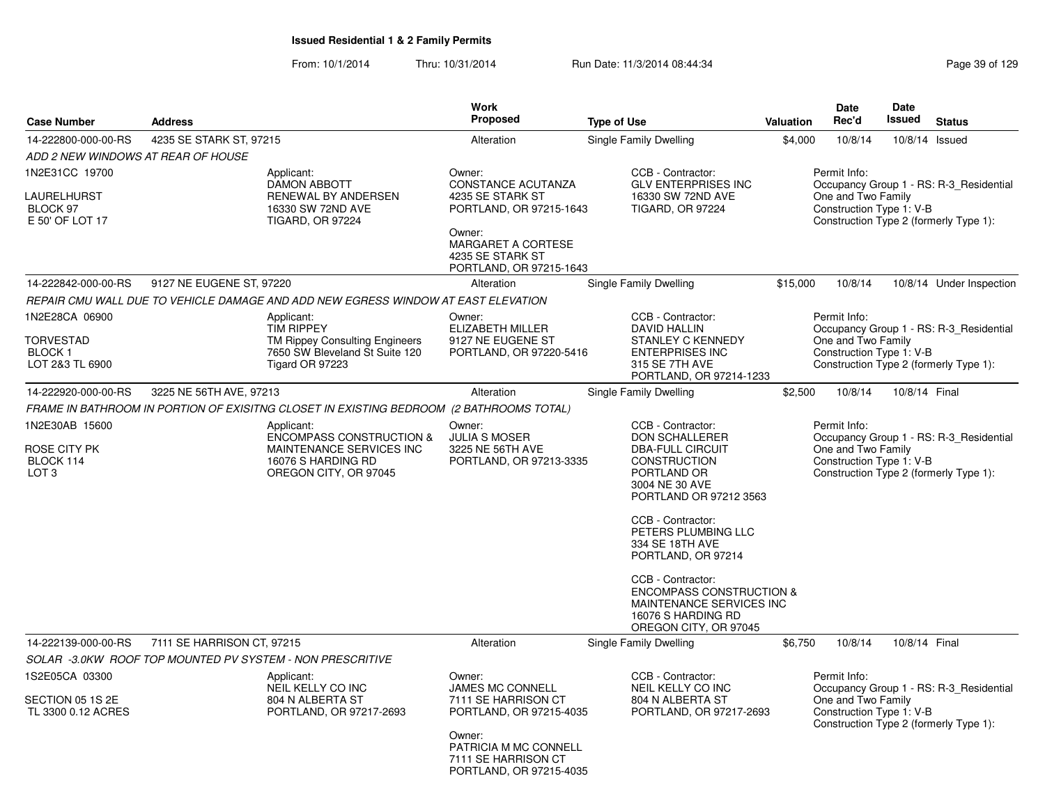# Issued Residential 1 & 2 Family Permits

From: 10/1/2014 Thru: 10/31/2014 Run Date: 11/3/2014 08:44:34

| Case Number | Address | Work Proposed | Type of Use | Valuation | Date Rec'd | Date Issued | Status |
|---|---|---|---|---|---|---|---|
| 14-222800-000-00-RS | 4235 SE STARK ST, 97215 | Alteration | Single Family Dwelling | $4,000 | 10/8/14 | 10/8/14 | Issued |

*ADD 2 NEW WINDOWS AT REAR OF HOUSE*

1N2E31CC 19700
LAURELHURST
BLOCK 97
E 50' OF LOT 17

Applicant:
DAMON ABBOTT
RENEWAL BY ANDERSEN
16330 SW 72ND AVE
TIGARD, OR 97224

Owner:
CONSTANCE ACUTANZA
4235 SE STARK ST
PORTLAND, OR 97215-1643

Owner:
MARGARET A CORTESE
4235 SE STARK ST
PORTLAND, OR 97215-1643

CCB - Contractor:
GLV ENTERPRISES INC
16330 SW 72ND AVE
TIGARD, OR 97224

Permit Info:
Occupancy Group 1 - RS: R-3_Residential One and Two Family
Construction Type 1: V-B
Construction Type 2 (formerly Type 1):

| Case Number | Address | Work Proposed | Type of Use | Valuation | Date Rec'd | Date Issued | Status |
|---|---|---|---|---|---|---|---|
| 14-222842-000-00-RS | 9127 NE EUGENE ST, 97220 | Alteration | Single Family Dwelling | $15,000 | 10/8/14 | 10/8/14 | Under Inspection |

*REPAIR CMU WALL DUE TO VEHICLE DAMAGE AND ADD NEW EGRESS WINDOW AT EAST ELEVATION*

1N2E28CA 06900
TORVESTAD
BLOCK 1
LOT 2&3 TL 6900

Applicant:
TIM RIPPEY
TM Rippey Consulting Engineers
7650 SW Bleveland St Suite 120
Tigard OR 97223

Owner:
ELIZABETH MILLER
9127 NE EUGENE ST
PORTLAND, OR 97220-5416

CCB - Contractor:
DAVID HALLIN
STANLEY C KENNEDY
ENTERPRISES INC
315 SE 7TH AVE
PORTLAND, OR 97214-1233

Permit Info:
Occupancy Group 1 - RS: R-3_Residential One and Two Family
Construction Type 1: V-B
Construction Type 2 (formerly Type 1):

| Case Number | Address | Work Proposed | Type of Use | Valuation | Date Rec'd | Date Issued | Status |
|---|---|---|---|---|---|---|---|
| 14-222920-000-00-RS | 3225 NE 56TH AVE, 97213 | Alteration | Single Family Dwelling | $2,500 | 10/8/14 | 10/8/14 | Final |

*FRAME IN BATHROOM IN PORTION OF EXISITNG CLOSET IN EXISTING BEDROOM (2 BATHROOMS TOTAL)*

1N2E30AB 15600
ROSE CITY PK
BLOCK 114
LOT 3

Applicant:
ENCOMPASS CONSTRUCTION & MAINTENANCE SERVICES INC
16076 S HARDING RD
OREGON CITY, OR 97045

Owner:
JULIA S MOSER
3225 NE 56TH AVE
PORTLAND, OR 97213-3335

CCB - Contractor:
DON SCHALLERER
DBA-FULL CIRCUIT
CONSTRUCTION
PORTLAND OR
3004 NE 30 AVE
PORTLAND OR 97212 3563

CCB - Contractor:
PETERS PLUMBING LLC
334 SE 18TH AVE
PORTLAND, OR 97214

CCB - Contractor:
ENCOMPASS CONSTRUCTION & MAINTENANCE SERVICES INC
16076 S HARDING RD
OREGON CITY, OR 97045

Permit Info:
Occupancy Group 1 - RS: R-3_Residential One and Two Family
Construction Type 1: V-B
Construction Type 2 (formerly Type 1):

| Case Number | Address | Work Proposed | Type of Use | Valuation | Date Rec'd | Date Issued | Status |
|---|---|---|---|---|---|---|---|
| 14-222139-000-00-RS | 7111 SE HARRISON CT, 97215 | Alteration | Single Family Dwelling | $6,750 | 10/8/14 | 10/8/14 | Final |

*SOLAR -3.0KW ROOF TOP MOUNTED PV SYSTEM - NON PRESCRITIVE*

1S2E05CA 03300
SECTION 05 1S 2E
TL 3300 0.12 ACRES

Applicant:
NEIL KELLY CO INC
804 N ALBERTA ST
PORTLAND, OR 97217-2693

Owner:
JAMES MC CONNELL
7111 SE HARRISON CT
PORTLAND, OR 97215-4035

Owner:
PATRICIA M MC CONNELL
7111 SE HARRISON CT
PORTLAND, OR 97215-4035

CCB - Contractor:
NEIL KELLY CO INC
804 N ALBERTA ST
PORTLAND, OR 97217-2693

Permit Info:
Occupancy Group 1 - RS: R-3_Residential One and Two Family
Construction Type 1: V-B
Construction Type 2 (formerly Type 1):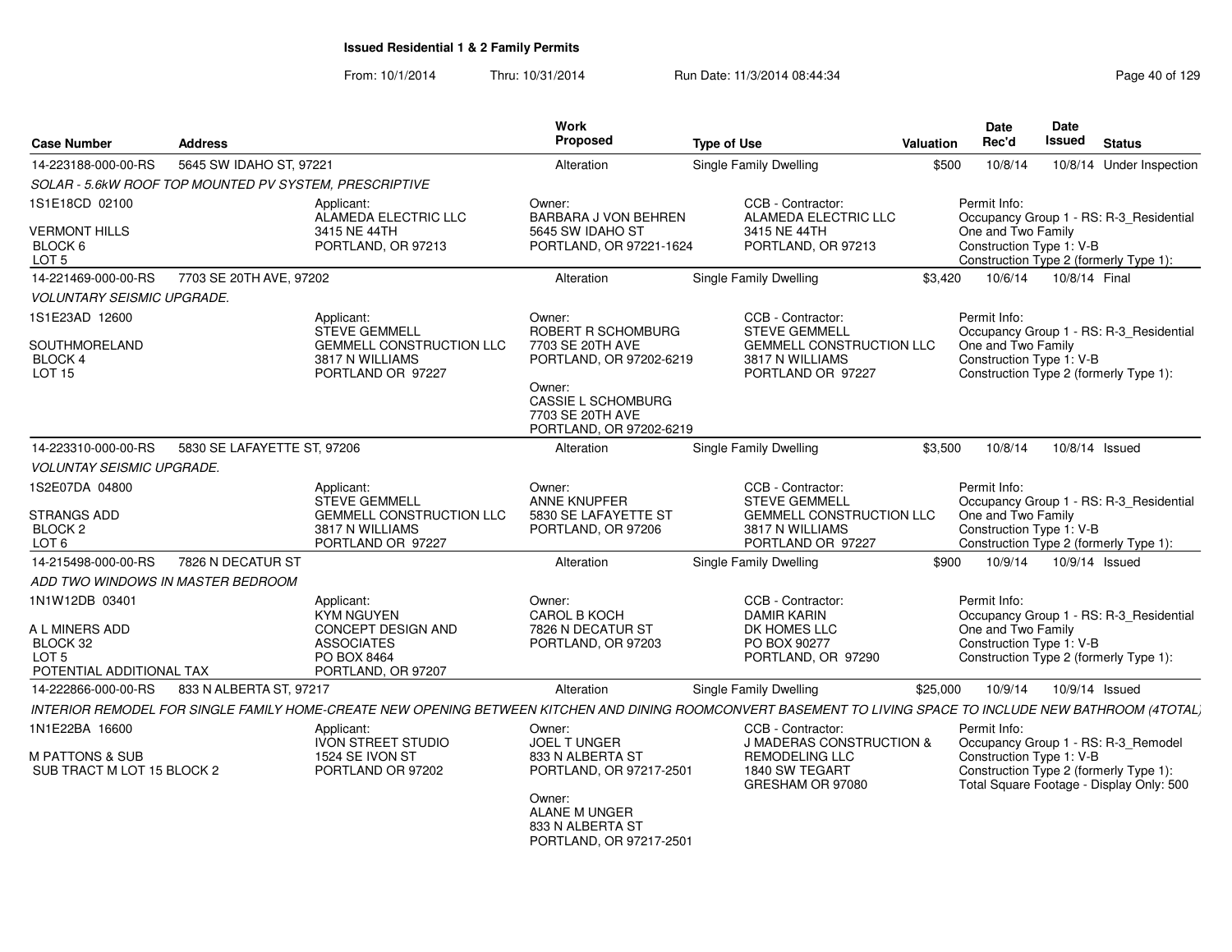## Issued Residential 1 & 2 Family Permits

From: 10/1/2014 Thru: 10/31/2014 Run Date: 11/3/2014 08:44:34

| Case Number | Address | | Work Proposed | Type of Use | Valuation | Date Rec'd | Date Issued | Status |
|---|---|---|---|---|---|---|---|---|
| 14-223188-000-00-RS | 5645 SW IDAHO ST, 97221 | | Alteration | Single Family Dwelling | $500 | 10/8/14 | 10/8/14 | Under Inspection |
| SOLAR - 5.6kW ROOF TOP MOUNTED PV SYSTEM, PRESCRIPTIVE | | | | | | | | |
| 1S1E18CD 02100<br>VERMONT HILLS<br>BLOCK 6<br>LOT 5 | | Applicant:<br>ALAMEDA ELECTRIC LLC<br>3415 NE 44TH<br>PORTLAND, OR 97213 | Owner:<br>BARBARA J VON BEHREN<br>5645 SW IDAHO ST<br>PORTLAND, OR 97221-1624 | CCB - Contractor:<br>ALAMEDA ELECTRIC LLC<br>3415 NE 44TH<br>PORTLAND, OR 97213 | | Permit Info:<br>Occupancy Group 1 - RS: R-3_Residential<br>One and Two Family<br>Construction Type 1: V-B<br>Construction Type 2 (formerly Type 1): | | |
| 14-221469-000-00-RS | 7703 SE 20TH AVE, 97202 | | Alteration | Single Family Dwelling | $3,420 | 10/6/14 | 10/8/14 | Final |
| VOLUNTARY SEISMIC UPGRADE. | | | | | | | | |
| 1S1E23AD 12600<br>SOUTHMORELAND<br>BLOCK 4<br>LOT 15 | | Applicant:<br>STEVE GEMMELL<br>GEMMELL CONSTRUCTION LLC<br>3817 N WILLIAMS<br>PORTLAND OR 97227 | Owner:<br>ROBERT R SCHOMBURG<br>7703 SE 20TH AVE<br>PORTLAND, OR 97202-6219<br>Owner:<br>CASSIE L SCHOMBURG<br>7703 SE 20TH AVE<br>PORTLAND, OR 97202-6219 | CCB - Contractor:<br>STEVE GEMMELL<br>GEMMELL CONSTRUCTION LLC<br>3817 N WILLIAMS<br>PORTLAND OR 97227 | | Permit Info:<br>Occupancy Group 1 - RS: R-3_Residential<br>One and Two Family<br>Construction Type 1: V-B<br>Construction Type 2 (formerly Type 1): | | |
| 14-223310-000-00-RS | 5830 SE LAFAYETTE ST, 97206 | | Alteration | Single Family Dwelling | $3,500 | 10/8/14 | 10/8/14 | Issued |
| VOLUNTAY SEISMIC UPGRADE. | | | | | | | | |
| 1S2E07DA 04800<br>STRANGS ADD<br>BLOCK 2<br>LOT 6 | | Applicant:<br>STEVE GEMMELL<br>GEMMELL CONSTRUCTION LLC<br>3817 N WILLIAMS<br>PORTLAND OR 97227 | Owner:<br>ANNE KNUPFER<br>5830 SE LAFAYETTE ST<br>PORTLAND, OR 97206 | CCB - Contractor:<br>STEVE GEMMELL<br>GEMMELL CONSTRUCTION LLC<br>3817 N WILLIAMS<br>PORTLAND OR 97227 | | Permit Info:<br>Occupancy Group 1 - RS: R-3_Residential<br>One and Two Family<br>Construction Type 1: V-B<br>Construction Type 2 (formerly Type 1): | | |
| 14-215498-000-00-RS | 7826 N DECATUR ST | | Alteration | Single Family Dwelling | $900 | 10/9/14 | 10/9/14 | Issued |
| ADD TWO WINDOWS IN MASTER BEDROOM | | | | | | | | |
| 1N1W12DB 03401<br>A L MINERS ADD<br>BLOCK 32<br>LOT 5<br>POTENTIAL ADDITIONAL TAX | | Applicant:<br>KYM NGUYEN<br>CONCEPT DESIGN AND ASSOCIATES<br>PO BOX 8464<br>PORTLAND, OR 97207 | Owner:<br>CAROL B KOCH<br>7826 N DECATUR ST<br>PORTLAND, OR 97203 | CCB - Contractor:<br>DAMIR KARIN<br>DK HOMES LLC<br>PO BOX 90277<br>PORTLAND, OR 97290 | | Permit Info:<br>Occupancy Group 1 - RS: R-3_Residential<br>One and Two Family<br>Construction Type 1: V-B<br>Construction Type 2 (formerly Type 1): | | |
| 14-222866-000-00-RS | 833 N ALBERTA ST, 97217 | | Alteration | Single Family Dwelling | $25,000 | 10/9/14 | 10/9/14 | Issued |
| INTERIOR REMODEL FOR SINGLE FAMILY HOME-CREATE NEW OPENING BETWEEN KITCHEN AND DINING ROOMCONVERT BASEMENT TO LIVING SPACE TO INCLUDE NEW BATHROOM (4TOTAL) | | | | | | | | |
| 1N1E22BA 16600<br>M PATTONS & SUB<br>SUB TRACT M LOT 15 BLOCK 2 | | Applicant:<br>IVON STREET STUDIO<br>1524 SE IVON ST<br>PORTLAND OR 97202 | Owner:<br>JOEL T UNGER<br>833 N ALBERTA ST<br>PORTLAND, OR 97217-2501<br>Owner:<br>ALANE M UNGER<br>833 N ALBERTA ST<br>PORTLAND, OR 97217-2501 | CCB - Contractor:<br>J MADERAS CONSTRUCTION & REMODELING LLC<br>1840 SW TEGART<br>GRESHAM OR 97080 | | Permit Info:<br>Occupancy Group 1 - RS: R-3_Remodel<br>Construction Type 1: V-B<br>Construction Type 2 (formerly Type 1):<br>Total Square Footage - Display Only: 500 | | |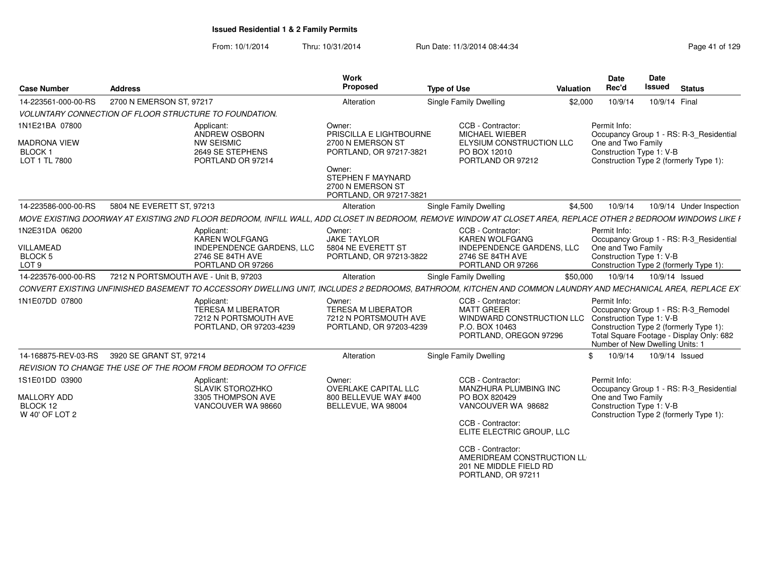**Issued Residential 1 & 2 Family Permits**

From: 10/1/2014 Thru: 10/31/2014 Run Date: 11/3/2014 08:44:34

| Case Number | Address | Work Proposed | Type of Use | Valuation | Date Rec'd | Date Issued | Status |
|---|---|---|---|---|---|---|---|
| 14-223561-000-00-RS | 2700 N EMERSON ST, 97217 | Alteration | Single Family Dwelling | $2,000 | 10/9/14 | 10/9/14 | Final |

*VOLUNTARY CONNECTION OF FLOOR STRUCTURE TO FOUNDATION.*

1N1E21BA 07800
MADRONA VIEW
BLOCK 1
LOT 1 TL 7800

Applicant:
ANDREW OSBORN
NW SEISMIC
2649 SE STEPHENS
PORTLAND OR 97214

Owner:
PRISCILLA E LIGHTBOURNE
2700 N EMERSON ST
PORTLAND, OR 97217-3821

Owner:
STEPHEN F MAYNARD
2700 N EMERSON ST
PORTLAND, OR 97217-3821

CCB - Contractor:
MICHAEL WIEBER
ELYSIUM CONSTRUCTION LLC
PO BOX 12010
PORTLAND OR 97212

Permit Info:
Occupancy Group 1 - RS: R-3_Residential One and Two Family
Construction Type 1: V-B
Construction Type 2 (formerly Type 1):

| Case Number | Address | Work Proposed | Type of Use | Valuation | Date Rec'd | Date Issued | Status |
|---|---|---|---|---|---|---|---|
| 14-223586-000-00-RS | 5804 NE EVERETT ST, 97213 | Alteration | Single Family Dwelling | $4,500 | 10/9/14 | 10/9/14 | Under Inspection |

*MOVE EXISTING DOORWAY AT EXISTING 2ND FLOOR BEDROOM, INFILL WALL, ADD CLOSET IN BEDROOM, REMOVE WINDOW AT CLOSET AREA, REPLACE OTHER 2 BEDROOM WINDOWS LIKE F*

1N2E31DA 06200
VILLAMEAD
BLOCK 5
LOT 9

Applicant:
KAREN WOLFGANG
INDEPENDENCE GARDENS, LLC
2746 SE 84TH AVE
PORTLAND OR 97266

Owner:
JAKE TAYLOR
5804 NE EVERETT ST
PORTLAND, OR 97213-3822

CCB - Contractor:
KAREN WOLFGANG
INDEPENDENCE GARDENS, LLC
2746 SE 84TH AVE
PORTLAND OR 97266

Permit Info:
Occupancy Group 1 - RS: R-3_Residential One and Two Family
Construction Type 1: V-B
Construction Type 2 (formerly Type 1):

| Case Number | Address | Work Proposed | Type of Use | Valuation | Date Rec'd | Date Issued | Status |
|---|---|---|---|---|---|---|---|
| 14-223576-000-00-RS | 7212 N PORTSMOUTH AVE - Unit B, 97203 | Alteration | Single Family Dwelling | $50,000 | 10/9/14 | 10/9/14 | Issued |

*CONVERT EXISTING UNFINISHED BASEMENT TO ACCESSORY DWELLING UNIT, INCLUDES 2 BEDROOMS, BATHROOM, KITCHEN AND COMMON LAUNDRY AND MECHANICAL AREA, REPLACE EX*

1N1E07DD 07800

Applicant:
TERESA M LIBERATOR
7212 N PORTSMOUTH AVE
PORTLAND, OR 97203-4239

Owner:
TERESA M LIBERATOR
7212 N PORTSMOUTH AVE
PORTLAND, OR 97203-4239

CCB - Contractor:
MATT GREER
WINDWARD CONSTRUCTION LLC
P.O. BOX 10463
PORTLAND, OREGON 97296

Permit Info:
Occupancy Group 1 - RS: R-3_Remodel
Construction Type 1: V-B
Construction Type 2 (formerly Type 1):
Total Square Footage - Display Only: 682
Number of New Dwelling Units: 1

| Case Number | Address | Work Proposed | Type of Use | Valuation | Date Rec'd | Date Issued | Status |
|---|---|---|---|---|---|---|---|
| 14-168875-REV-03-RS | 3920 SE GRANT ST, 97214 | Alteration | Single Family Dwelling | $ | 10/9/14 | 10/9/14 | Issued |

*REVISION TO CHANGE THE USE OF THE ROOM FROM BEDROOM TO OFFICE*

1S1E01DD 03900
MALLORY ADD
BLOCK 12
W 40' OF LOT 2

Applicant:
SLAVIK STOROZHKO
3305 THOMPSON AVE
VANCOUVER WA 98660

Owner:
OVERLAKE CAPITAL LLC
800 BELLEVUE WAY #400
BELLEVUE, WA 98004

CCB - Contractor:
MANZHURA PLUMBING INC
PO BOX 820429
VANCOUVER WA 98682

CCB - Contractor:
ELITE ELECTRIC GROUP, LLC

CCB - Contractor:
AMERIDREAM CONSTRUCTION LL
201 NE MIDDLE FIELD RD
PORTLAND, OR 97211

Permit Info:
Occupancy Group 1 - RS: R-3_Residential One and Two Family
Construction Type 1: V-B
Construction Type 2 (formerly Type 1):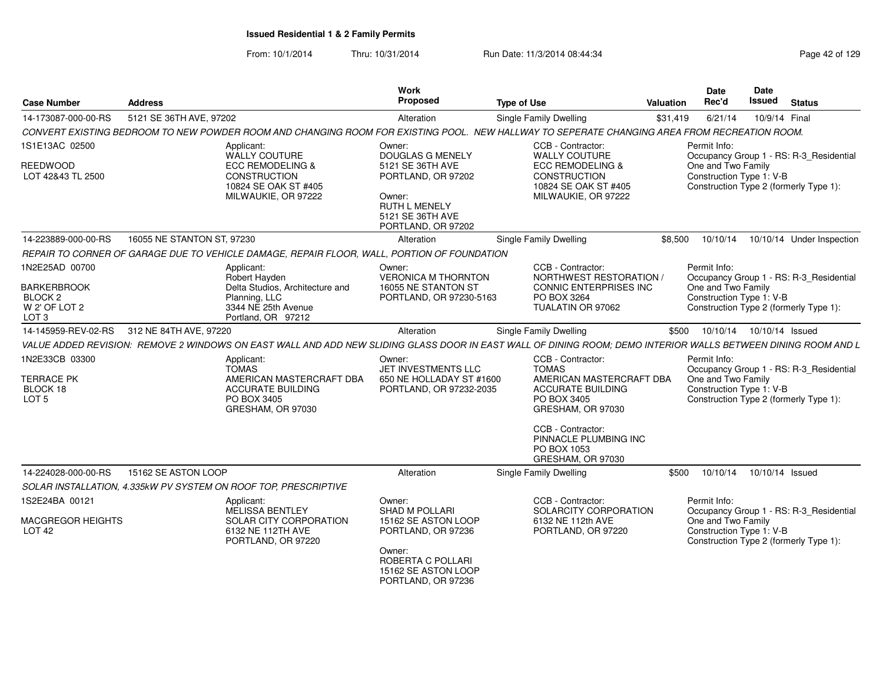# Issued Residential 1 & 2 Family Permits

From: 10/1/2014 Thru: 10/31/2014 Run Date: 11/3/2014 08:44:34

| Case Number | Address | Work Proposed | Type of Use | Valuation | Date Rec'd | Date Issued | Status |
|---|---|---|---|---|---|---|---|
| 14-173087-000-00-RS | 5121 SE 36TH AVE, 97202 | Alteration | Single Family Dwelling | $31,419 | 6/21/14 | 10/9/14 | Final |

*CONVERT EXISTING BEDROOM TO NEW POWDER ROOM AND CHANGING ROOM FOR EXISTING POOL. NEW HALLWAY TO SEPERATE CHANGING AREA FROM RECREATION ROOM.*

1S1E13AC 02500
REEDWOOD
LOT 42&43 TL 2500

Applicant:
WALLY COUTURE
ECC REMODELING &
CONSTRUCTION
10824 SE OAK ST #405
MILWAUKIE, OR 97222

Owner:
DOUGLAS G MENELY
5121 SE 36TH AVE
PORTLAND, OR 97202

Owner:
RUTH L MENELY
5121 SE 36TH AVE
PORTLAND, OR 97202

CCB - Contractor:
WALLY COUTURE
ECC REMODELING &
CONSTRUCTION
10824 SE OAK ST #405
MILWAUKIE, OR 97222

Permit Info:
Occupancy Group 1 - RS: R-3_Residential
One and Two Family
Construction Type 1: V-B
Construction Type 2 (formerly Type 1):

| Case Number | Address | Work Proposed | Type of Use | Valuation | Date Rec'd | Date Issued | Status |
|---|---|---|---|---|---|---|---|
| 14-223889-000-00-RS | 16055 NE STANTON ST, 97230 | Alteration | Single Family Dwelling | $8,500 | 10/10/14 | 10/10/14 | Under Inspection |

*REPAIR TO CORNER OF GARAGE DUE TO VEHICLE DAMAGE, REPAIR FLOOR, WALL, PORTION OF FOUNDATION*

1N2E25AD 00700
BARKERBROOK
BLOCK 2
W 2' OF LOT 2
LOT 3

Applicant:
Robert Hayden
Delta Studios, Architecture and
Planning, LLC
3344 NE 25th Avenue
Portland, OR 97212

Owner:
VERONICA M THORNTON
16055 NE STANTON ST
PORTLAND, OR 97230-5163

CCB - Contractor:
NORTHWEST RESTORATION /
CONNIC ENTERPRISES INC
PO BOX 3264
TUALATIN OR 97062

Permit Info:
Occupancy Group 1 - RS: R-3_Residential
One and Two Family
Construction Type 1: V-B
Construction Type 2 (formerly Type 1):

| Case Number | Address | Work Proposed | Type of Use | Valuation | Date Rec'd | Date Issued | Status |
|---|---|---|---|---|---|---|---|
| 14-145959-REV-02-RS | 312 NE 84TH AVE, 97220 | Alteration | Single Family Dwelling | $500 | 10/10/14 | 10/10/14 | Issued |

*VALUE ADDED REVISION: REMOVE 2 WINDOWS ON EAST WALL AND ADD NEW SLIDING GLASS DOOR IN EAST WALL OF DINING ROOM; DEMO INTERIOR WALLS BETWEEN DINING ROOM AND L*

1N2E33CB 03300
TERRACE PK
BLOCK 18
LOT 5

Applicant:
TOMAS
AMERICAN MASTERCRAFT DBA
ACCURATE BUILDING
PO BOX 3405
GRESHAM, OR 97030

Owner:
JET INVESTMENTS LLC
650 NE HOLLADAY ST #1600
PORTLAND, OR 97232-2035

CCB - Contractor:
TOMAS
AMERICAN MASTERCRAFT DBA
ACCURATE BUILDING
PO BOX 3405
GRESHAM, OR 97030

CCB - Contractor:
PINNACLE PLUMBING INC
PO BOX 1053
GRESHAM, OR 97030

Permit Info:
Occupancy Group 1 - RS: R-3_Residential
One and Two Family
Construction Type 1: V-B
Construction Type 2 (formerly Type 1):

| Case Number | Address | Work Proposed | Type of Use | Valuation | Date Rec'd | Date Issued | Status |
|---|---|---|---|---|---|---|---|
| 14-224028-000-00-RS | 15162 SE ASTON LOOP | Alteration | Single Family Dwelling | $500 | 10/10/14 | 10/10/14 | Issued |

*SOLAR INSTALLATION, 4.335kW PV SYSTEM ON ROOF TOP, PRESCRIPTIVE*

1S2E24BA 00121
MACGREGOR HEIGHTS
LOT 42

Applicant:
MELISSA BENTLEY
SOLAR CITY CORPORATION
6132 NE 112TH AVE
PORTLAND, OR 97220

Owner:
SHAD M POLLARI
15162 SE ASTON LOOP
PORTLAND, OR 97236

Owner:
ROBERTA C POLLARI
15162 SE ASTON LOOP
PORTLAND, OR 97236

CCB - Contractor:
SOLARCITY CORPORATION
6132 NE 112th AVE
PORTLAND, OR 97220

Permit Info:
Occupancy Group 1 - RS: R-3_Residential
One and Two Family
Construction Type 1: V-B
Construction Type 2 (formerly Type 1):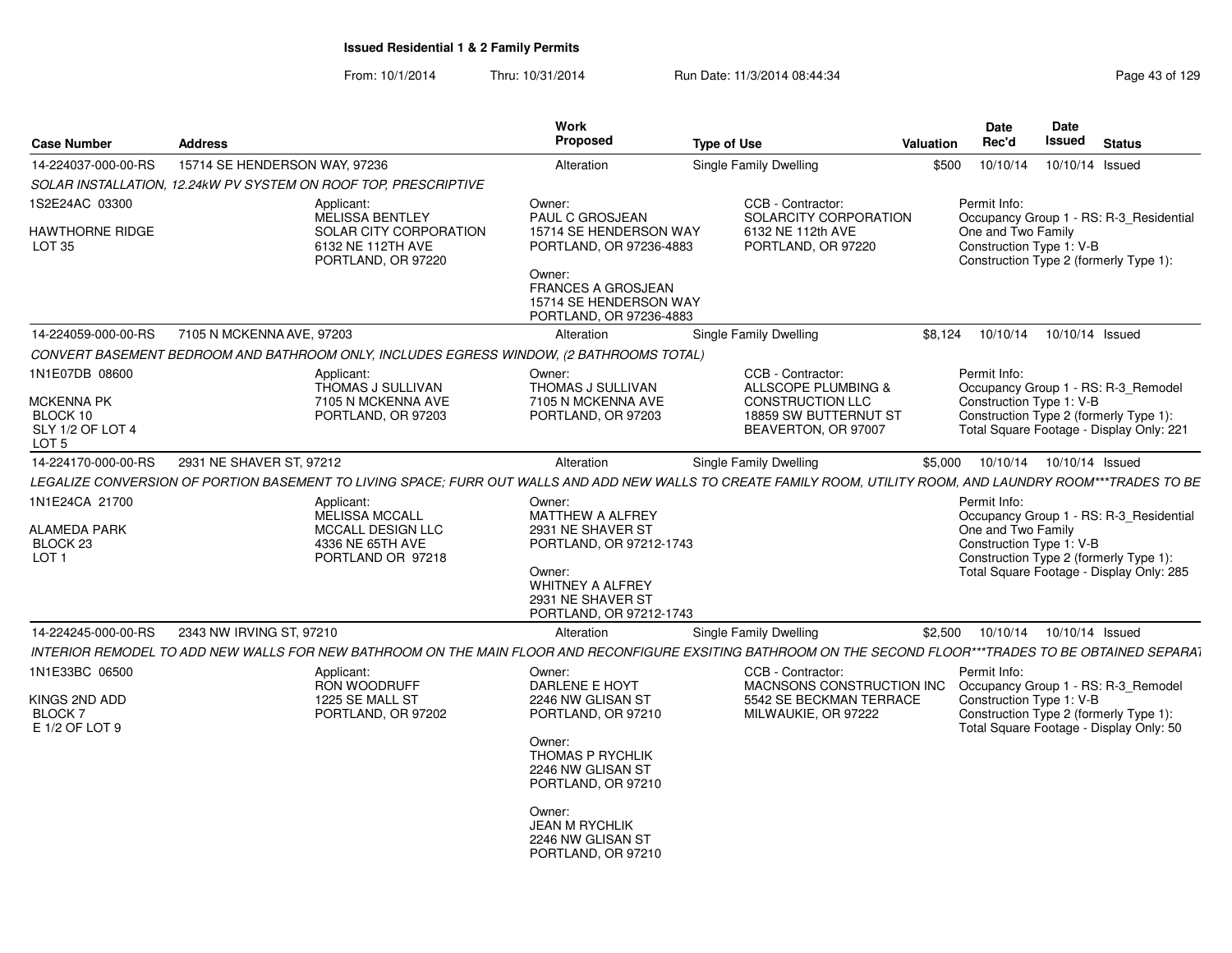# Issued Residential 1 & 2 Family Permits

From: 10/1/2014 Thru: 10/31/2014 Run Date: 11/3/2014 08:44:34

| Case Number | Address | Work Proposed | Type of Use | Valuation | Date Rec'd | Date Issued | Status |
|---|---|---|---|---|---|---|---|
| 14-224037-000-00-RS | 15714 SE HENDERSON WAY, 97236 | Alteration | Single Family Dwelling | $500 | 10/10/14 | 10/10/14 | Issued |

*SOLAR INSTALLATION, 12.24kW PV SYSTEM ON ROOF TOP, PRESCRIPTIVE*

1S2E24AC 03300
HAWTHORNE RIDGE
LOT 35

Applicant:
MELISSA BENTLEY
SOLAR CITY CORPORATION
6132 NE 112TH AVE
PORTLAND, OR 97220

Owner:
PAUL C GROSJEAN
15714 SE HENDERSON WAY
PORTLAND, OR 97236-4883

Owner:
FRANCES A GROSJEAN
15714 SE HENDERSON WAY
PORTLAND, OR 97236-4883

CCB - Contractor:
SOLARCITY CORPORATION
6132 NE 112th AVE
PORTLAND, OR 97220

Permit Info:
Occupancy Group 1 - RS: R-3_Residential One and Two Family
Construction Type 1: V-B
Construction Type 2 (formerly Type 1):

| Case Number | Address | Work Proposed | Type of Use | Valuation | Date Rec'd | Date Issued | Status |
|---|---|---|---|---|---|---|---|
| 14-224059-000-00-RS | 7105 N MCKENNA AVE, 97203 | Alteration | Single Family Dwelling | $8,124 | 10/10/14 | 10/10/14 | Issued |

*CONVERT BASEMENT BEDROOM AND BATHROOM ONLY, INCLUDES EGRESS WINDOW, (2 BATHROOMS TOTAL)*

1N1E07DB 08600
MCKENNA PK
BLOCK 10
SLY 1/2 OF LOT 4
LOT 5

Applicant:
THOMAS J SULLIVAN
7105 N MCKENNA AVE
PORTLAND, OR 97203

Owner:
THOMAS J SULLIVAN
7105 N MCKENNA AVE
PORTLAND, OR 97203

CCB - Contractor:
ALLSCOPE PLUMBING & CONSTRUCTION LLC
18859 SW BUTTERNUT ST
BEAVERTON, OR 97007

Permit Info:
Occupancy Group 1 - RS: R-3_Remodel
Construction Type 1: V-B
Construction Type 2 (formerly Type 1):
Total Square Footage - Display Only: 221

| Case Number | Address | Work Proposed | Type of Use | Valuation | Date Rec'd | Date Issued | Status |
|---|---|---|---|---|---|---|---|
| 14-224170-000-00-RS | 2931 NE SHAVER ST, 97212 | Alteration | Single Family Dwelling | $5,000 | 10/10/14 | 10/10/14 | Issued |

*LEGALIZE CONVERSION OF PORTION BASEMENT TO LIVING SPACE; FURR OUT WALLS AND ADD NEW WALLS TO CREATE FAMILY ROOM, UTILITY ROOM, AND LAUNDRY ROOM***TRADES TO BE*

1N1E24CA 21700
ALAMEDA PARK
BLOCK 23
LOT 1

Applicant:
MELISSA MCCALL
MCCALL DESIGN LLC
4336 NE 65TH AVE
PORTLAND OR 97218

Owner:
MATTHEW A ALFREY
2931 NE SHAVER ST
PORTLAND, OR 97212-1743

Owner:
WHITNEY A ALFREY
2931 NE SHAVER ST
PORTLAND, OR 97212-1743

Permit Info:
Occupancy Group 1 - RS: R-3_Residential One and Two Family
Construction Type 1: V-B
Construction Type 2 (formerly Type 1):
Total Square Footage - Display Only: 285

| Case Number | Address | Work Proposed | Type of Use | Valuation | Date Rec'd | Date Issued | Status |
|---|---|---|---|---|---|---|---|
| 14-224245-000-00-RS | 2343 NW IRVING ST, 97210 | Alteration | Single Family Dwelling | $2,500 | 10/10/14 | 10/10/14 | Issued |

*INTERIOR REMODEL TO ADD NEW WALLS FOR NEW BATHROOM ON THE MAIN FLOOR AND RECONFIGURE EXSITING BATHROOM ON THE SECOND FLOOR***TRADES TO BE OBTAINED SEPARAT*

1N1E33BC 06500
KINGS 2ND ADD
BLOCK 7
E 1/2 OF LOT 9

Applicant:
RON WOODRUFF
1225 SE MALL ST
PORTLAND, OR 97202

Owner:
DARLENE E HOYT
2246 NW GLISAN ST
PORTLAND, OR 97210

Owner:
THOMAS P RYCHLIK
2246 NW GLISAN ST
PORTLAND, OR 97210

Owner:
JEAN M RYCHLIK
2246 NW GLISAN ST
PORTLAND, OR 97210

CCB - Contractor:
MACNSONS CONSTRUCTION INC
5542 SE BECKMAN TERRACE
MILWAUKIE, OR 97222

Permit Info:
Occupancy Group 1 - RS: R-3_Remodel
Construction Type 1: V-B
Construction Type 2 (formerly Type 1):
Total Square Footage - Display Only: 50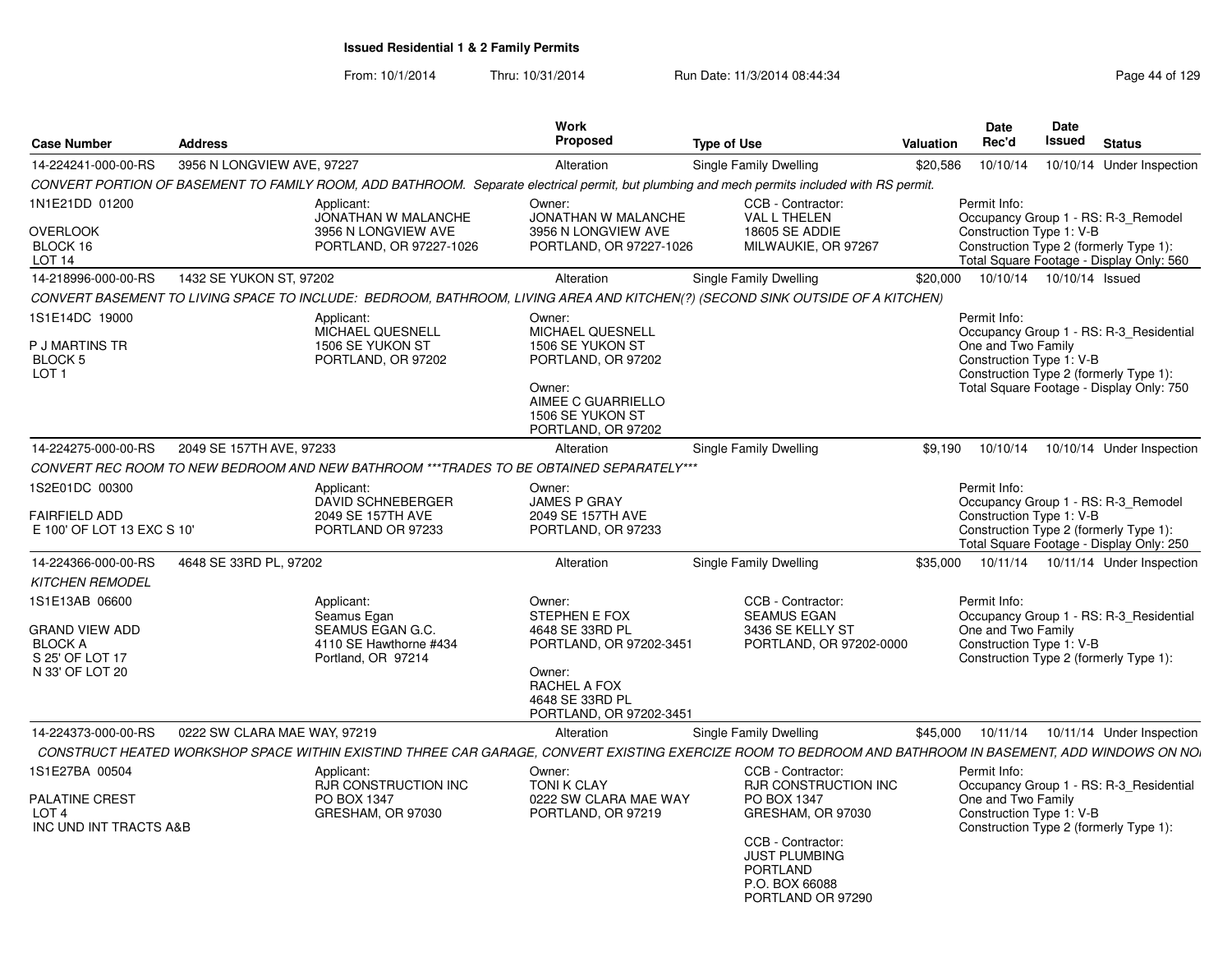# Issued Residential 1 & 2 Family Permits

From: 10/1/2014 Thru: 10/31/2014 Run Date: 11/3/2014 08:44:34

| Case Number | Address | Work Proposed | Type of Use | Valuation | Date Rec'd | Date Issued | Status |
|---|---|---|---|---|---|---|---|
| 14-224241-000-00-RS | 3956 N LONGVIEW AVE, 97227 | Alteration | Single Family Dwelling | $20,586 | 10/10/14 | 10/10/14 | Under Inspection |

*CONVERT PORTION OF BASEMENT TO FAMILY ROOM, ADD BATHROOM. Separate electrical permit, but plumbing and mech permits included with RS permit.*

1N1E21DD 01200
OVERLOOK
BLOCK 16
LOT 14

Applicant:
JONATHAN W MALANCHE
3956 N LONGVIEW AVE
PORTLAND, OR 97227-1026

Owner:
JONATHAN W MALANCHE
3956 N LONGVIEW AVE
PORTLAND, OR 97227-1026

CCB - Contractor:
VAL L THELEN
18605 SE ADDIE
MILWAUKIE, OR 97267

Permit Info:
Occupancy Group 1 - RS: R-3_Remodel
Construction Type 1: V-B
Construction Type 2 (formerly Type 1):
Total Square Footage - Display Only: 560

---

| Case Number | Address | Work Proposed | Type of Use | Valuation | Date Rec'd | Date Issued | Status |
|---|---|---|---|---|---|---|---|
| 14-218996-000-00-RS | 1432 SE YUKON ST, 97202 | Alteration | Single Family Dwelling | $20,000 | 10/10/14 | 10/10/14 | Issued |

*CONVERT BASEMENT TO LIVING SPACE TO INCLUDE: BEDROOM, BATHROOM, LIVING AREA AND KITCHEN(?) (SECOND SINK OUTSIDE OF A KITCHEN)*

1S1E14DC 19000
P J MARTINS TR
BLOCK 5
LOT 1

Applicant:
MICHAEL QUESNELL
1506 SE YUKON ST
PORTLAND, OR 97202

Owner:
MICHAEL QUESNELL
1506 SE YUKON ST
PORTLAND, OR 97202

Owner:
AIMEE C GUARRIELLO
1506 SE YUKON ST
PORTLAND, OR 97202

Permit Info:
Occupancy Group 1 - RS: R-3_Residential One and Two Family
Construction Type 1: V-B
Construction Type 2 (formerly Type 1):
Total Square Footage - Display Only: 750

---

| Case Number | Address | Work Proposed | Type of Use | Valuation | Date Rec'd | Date Issued | Status |
|---|---|---|---|---|---|---|---|
| 14-224275-000-00-RS | 2049 SE 157TH AVE, 97233 | Alteration | Single Family Dwelling | $9,190 | 10/10/14 | 10/10/14 | Under Inspection |

*CONVERT REC ROOM TO NEW BEDROOM AND NEW BATHROOM ***TRADES TO BE OBTAINED SEPARATELY****

1S2E01DC 00300
FAIRFIELD ADD
E 100' OF LOT 13 EXC S 10'

Applicant:
DAVID SCHNEBERGER
2049 SE 157TH AVE
PORTLAND OR 97233

Owner:
JAMES P GRAY
2049 SE 157TH AVE
PORTLAND, OR 97233

Permit Info:
Occupancy Group 1 - RS: R-3_Remodel
Construction Type 1: V-B
Construction Type 2 (formerly Type 1):
Total Square Footage - Display Only: 250

---

| Case Number | Address | Work Proposed | Type of Use | Valuation | Date Rec'd | Date Issued | Status |
|---|---|---|---|---|---|---|---|
| 14-224366-000-00-RS | 4648 SE 33RD PL, 97202 | Alteration | Single Family Dwelling | $35,000 | 10/11/14 | 10/11/14 | Under Inspection |

*KITCHEN REMODEL*

1S1E13AB 06600
GRAND VIEW ADD
BLOCK A
S 25' OF LOT 17
N 33' OF LOT 20

Applicant:
Seamus Egan
SEAMUS EGAN G.C.
4110 SE Hawthorne #434
Portland, OR 97214

Owner:
STEPHEN E FOX
4648 SE 33RD PL
PORTLAND, OR 97202-3451

Owner:
RACHEL A FOX
4648 SE 33RD PL
PORTLAND, OR 97202-3451

CCB - Contractor:
SEAMUS EGAN
3436 SE KELLY ST
PORTLAND, OR 97202-0000

Permit Info:
Occupancy Group 1 - RS: R-3_Residential One and Two Family
Construction Type 1: V-B
Construction Type 2 (formerly Type 1):

---

| Case Number | Address | Work Proposed | Type of Use | Valuation | Date Rec'd | Date Issued | Status |
|---|---|---|---|---|---|---|---|
| 14-224373-000-00-RS | 0222 SW CLARA MAE WAY, 97219 | Alteration | Single Family Dwelling | $45,000 | 10/11/14 | 10/11/14 | Under Inspection |

*CONSTRUCT HEATED WORKSHOP SPACE WITHIN EXISTIND THREE CAR GARAGE, CONVERT EXISTING EXERCIZE ROOM TO BEDROOM AND BATHROOM IN BASEMENT, ADD WINDOWS ON NO*

1S1E27BA 00504
PALATINE CREST
LOT 4
INC UND INT TRACTS A&B

Applicant:
RJR CONSTRUCTION INC
PO BOX 1347
GRESHAM, OR 97030

Owner:
TONI K CLAY
0222 SW CLARA MAE WAY
PORTLAND, OR 97219

CCB - Contractor:
RJR CONSTRUCTION INC
PO BOX 1347
GRESHAM, OR 97030

CCB - Contractor:
JUST PLUMBING PORTLAND
P.O. BOX 66088
PORTLAND OR 97290

Permit Info:
Occupancy Group 1 - RS: R-3_Residential One and Two Family
Construction Type 1: V-B
Construction Type 2 (formerly Type 1):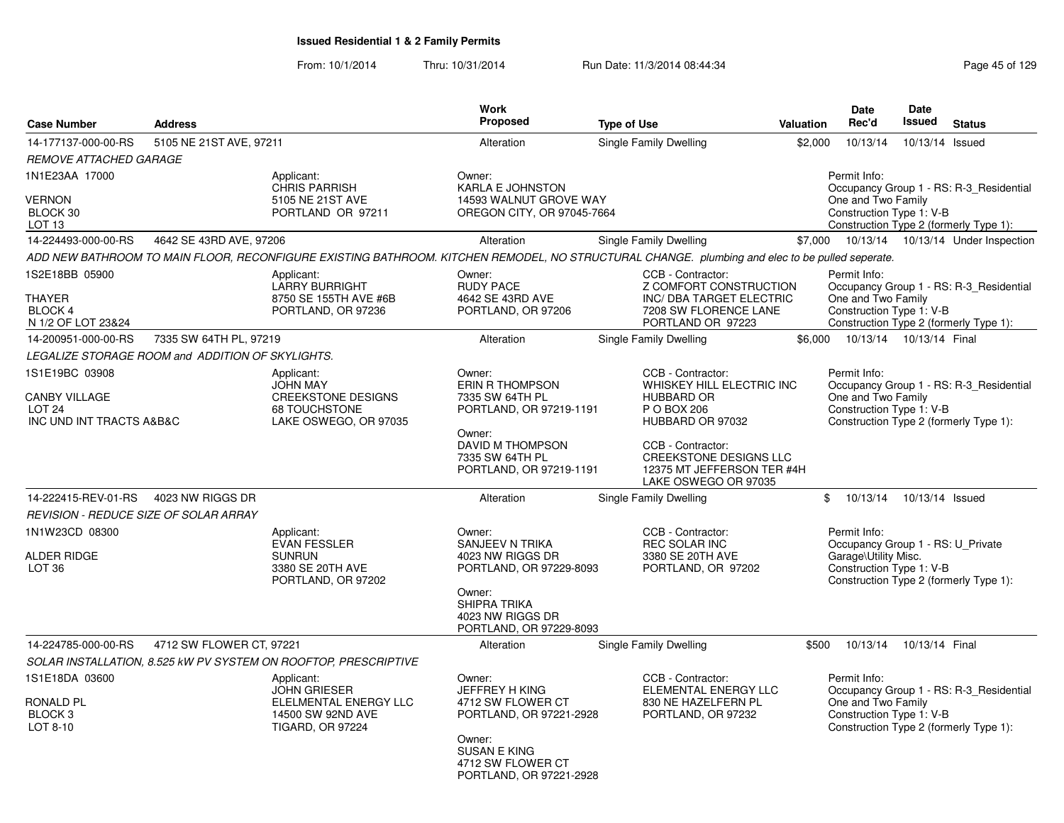# Issued Residential 1 & 2 Family Permits

From: 10/1/2014 Thru: 10/31/2014 Run Date: 11/3/2014 08:44:34

| Case Number | Address | Work Proposed | Type of Use | Valuation | Date Rec'd | Date Issued | Status |
|---|---|---|---|---|---|---|---|
| 14-177137-000-00-RS | 5105 NE 21ST AVE, 97211 | Alteration | Single Family Dwelling | $2,000 | 10/13/14 | 10/13/14 | Issued |

*REMOVE ATTACHED GARAGE*

1N1E23AA 17000
VERNON
BLOCK 30
LOT 13

Applicant: CHRIS PARRISH, 5105 NE 21ST AVE, PORTLAND OR 97211

Owner: KARLA E JOHNSTON, 14593 WALNUT GROVE WAY, OREGON CITY, OR 97045-7664

Permit Info: Occupancy Group 1 - RS: R-3_Residential One and Two Family; Construction Type 1: V-B; Construction Type 2 (formerly Type 1):

| Case Number | Address | Work Proposed | Type of Use | Valuation | Date Rec'd | Date Issued | Status |
|---|---|---|---|---|---|---|---|
| 14-224493-000-00-RS | 4642 SE 43RD AVE, 97206 | Alteration | Single Family Dwelling | $7,000 | 10/13/14 | 10/13/14 | Under Inspection |

*ADD NEW BATHROOM TO MAIN FLOOR, RECONFIGURE EXISTING BATHROOM. KITCHEN REMODEL, NO STRUCTURAL CHANGE. plumbing and elec to be pulled seperate.*

1S2E18BB 05900
THAYER
BLOCK 4
N 1/2 OF LOT 23&24

Applicant: LARRY BURRIGHT, 8750 SE 155TH AVE #6B, PORTLAND, OR 97236

Owner: RUDY PACE, 4642 SE 43RD AVE, PORTLAND, OR 97206

CCB - Contractor: Z COMFORT CONSTRUCTION INC/ DBA TARGET ELECTRIC, 7208 SW FLORENCE LANE, PORTLAND OR 97223

Permit Info: Occupancy Group 1 - RS: R-3_Residential One and Two Family; Construction Type 1: V-B; Construction Type 2 (formerly Type 1):

| Case Number | Address | Work Proposed | Type of Use | Valuation | Date Rec'd | Date Issued | Status |
|---|---|---|---|---|---|---|---|
| 14-200951-000-00-RS | 7335 SW 64TH PL, 97219 | Alteration | Single Family Dwelling | $6,000 | 10/13/14 | 10/13/14 | Final |

*LEGALIZE STORAGE ROOM and ADDITION OF SKYLIGHTS.*

1S1E19BC 03908
CANBY VILLAGE
LOT 24
INC UND INT TRACTS A&B&C

Applicant: JOHN MAY, CREEKSTONE DESIGNS, 68 TOUCHSTONE, LAKE OSWEGO, OR 97035

Owner: ERIN R THOMPSON, 7335 SW 64TH PL, PORTLAND, OR 97219-1191

Owner: DAVID M THOMPSON, 7335 SW 64TH PL, PORTLAND, OR 97219-1191

CCB - Contractor: WHISKEY HILL ELECTRIC INC, HUBBARD OR, P O BOX 206, HUBBARD OR 97032

CCB - Contractor: CREEKSTONE DESIGNS LLC, 12375 MT JEFFERSON TER #4H, LAKE OSWEGO OR 97035

Permit Info: Occupancy Group 1 - RS: R-3_Residential One and Two Family; Construction Type 1: V-B; Construction Type 2 (formerly Type 1):

| Case Number | Address | Work Proposed | Type of Use | Valuation | Date Rec'd | Date Issued | Status |
|---|---|---|---|---|---|---|---|
| 14-222415-REV-01-RS | 4023 NW RIGGS DR | Alteration | Single Family Dwelling | $ | 10/13/14 | 10/13/14 | Issued |

*REVISION - REDUCE SIZE OF SOLAR ARRAY*

1N1W23CD 08300
ALDER RIDGE
LOT 36

Applicant: EVAN FESSLER, SUNRUN, 3380 SE 20TH AVE, PORTLAND, OR 97202

Owner: SANJEEV N TRIKA, 4023 NW RIGGS DR, PORTLAND, OR 97229-8093

Owner: SHIPRA TRIKA, 4023 NW RIGGS DR, PORTLAND, OR 97229-8093

CCB - Contractor: REC SOLAR INC, 3380 SE 20TH AVE, PORTLAND, OR 97202

Permit Info: Occupancy Group 1 - RS: U_Private Garage\Utility Misc.; Construction Type 1: V-B; Construction Type 2 (formerly Type 1):

| Case Number | Address | Work Proposed | Type of Use | Valuation | Date Rec'd | Date Issued | Status |
|---|---|---|---|---|---|---|---|
| 14-224785-000-00-RS | 4712 SW FLOWER CT, 97221 | Alteration | Single Family Dwelling | $500 | 10/13/14 | 10/13/14 | Final |

*SOLAR INSTALLATION, 8.525 kW PV SYSTEM ON ROOFTOP, PRESCRIPTIVE*

1S1E18DA 03600
RONALD PL
BLOCK 3
LOT 8-10

Applicant: JOHN GRIESER, ELELMENTAL ENERGY LLC, 14500 SW 92ND AVE, TIGARD, OR 97224

Owner: JEFFREY H KING, 4712 SW FLOWER CT, PORTLAND, OR 97221-2928

Owner: SUSAN E KING, 4712 SW FLOWER CT, PORTLAND, OR 97221-2928

CCB - Contractor: ELEMENTAL ENERGY LLC, 830 NE HAZELFERN PL, PORTLAND, OR 97232

Permit Info: Occupancy Group 1 - RS: R-3_Residential One and Two Family; Construction Type 1: V-B; Construction Type 2 (formerly Type 1):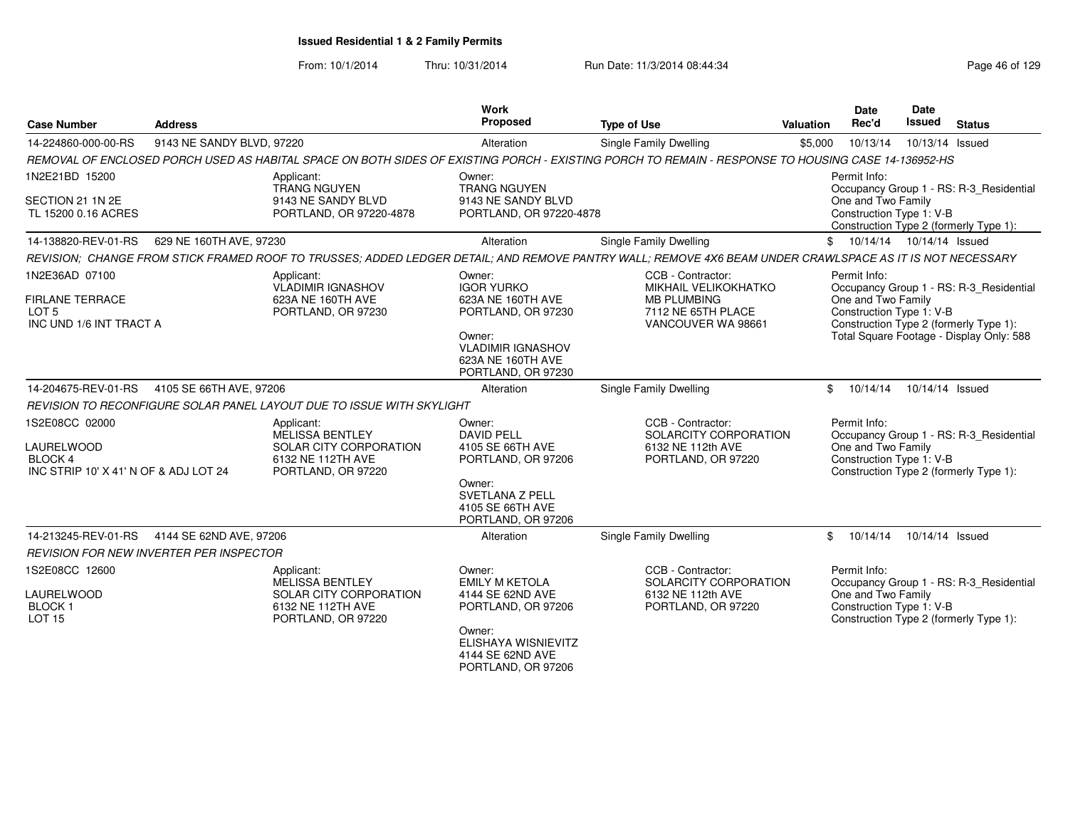# Issued Residential 1 & 2 Family Permits

From: 10/1/2014 Thru: 10/31/2014 Run Date: 11/3/2014 08:44:34

| Case Number | Address | Work Proposed | Type of Use | Valuation | Date Rec'd | Date Issued | Status |
|---|---|---|---|---|---|---|---|
| 14-224860-000-00-RS | 9143 NE SANDY BLVD, 97220 | Alteration | Single Family Dwelling | $5,000 | 10/13/14 | 10/13/14 | Issued |

REMOVAL OF ENCLOSED PORCH USED AS HABITAL SPACE ON BOTH SIDES OF EXISTING PORCH - EXISTING PORCH TO REMAIN - RESPONSE TO HOUSING CASE 14-136952-HS

1N2E21BD 15200
SECTION 21 1N 2E
TL 15200 0.16 ACRES

Applicant:
TRANG NGUYEN
9143 NE SANDY BLVD
PORTLAND, OR 97220-4878

Owner:
TRANG NGUYEN
9143 NE SANDY BLVD
PORTLAND, OR 97220-4878

Permit Info:
Occupancy Group 1 - RS: R-3_Residential One and Two Family
Construction Type 1: V-B
Construction Type 2 (formerly Type 1):

| Case Number | Address | Work Proposed | Type of Use | Valuation | Date Rec'd | Date Issued | Status |
|---|---|---|---|---|---|---|---|
| 14-138820-REV-01-RS | 629 NE 160TH AVE, 97230 | Alteration | Single Family Dwelling | $ | 10/14/14 | 10/14/14 | Issued |

REVISION; CHANGE FROM STICK FRAMED ROOF TO TRUSSES; ADDED LEDGER DETAIL; AND REMOVE PANTRY WALL; REMOVE 4X6 BEAM UNDER CRAWLSPACE AS IT IS NOT NECESSARY

1N2E36AD 07100
FIRLANE TERRACE
LOT 5
INC UND 1/6 INT TRACT A

Applicant:
VLADIMIR IGNASHOV
623A NE 160TH AVE
PORTLAND, OR 97230

Owner:
IGOR YURKO
623A NE 160TH AVE
PORTLAND, OR 97230

Owner:
VLADIMIR IGNASHOV
623A NE 160TH AVE
PORTLAND, OR 97230

CCB - Contractor:
MIKHAIL VELIKOKHATKO
MB PLUMBING
7112 NE 65TH PLACE
VANCOUVER WA 98661

Permit Info:
Occupancy Group 1 - RS: R-3_Residential One and Two Family
Construction Type 1: V-B
Construction Type 2 (formerly Type 1):
Total Square Footage - Display Only: 588

| Case Number | Address | Work Proposed | Type of Use | Valuation | Date Rec'd | Date Issued | Status |
|---|---|---|---|---|---|---|---|
| 14-204675-REV-01-RS | 4105 SE 66TH AVE, 97206 | Alteration | Single Family Dwelling | $ | 10/14/14 | 10/14/14 | Issued |

REVISION TO RECONFIGURE SOLAR PANEL LAYOUT DUE TO ISSUE WITH SKYLIGHT

1S2E08CC 02000
LAURELWOOD
BLOCK 4
INC STRIP 10' X 41' N OF & ADJ LOT 24

Applicant:
MELISSA BENTLEY
SOLAR CITY CORPORATION
6132 NE 112TH AVE
PORTLAND, OR 97220

Owner:
DAVID PELL
4105 SE 66TH AVE
PORTLAND, OR 97206

Owner:
SVETLANA Z PELL
4105 SE 66TH AVE
PORTLAND, OR 97206

CCB - Contractor:
SOLARCITY CORPORATION
6132 NE 112th AVE
PORTLAND, OR 97220

Permit Info:
Occupancy Group 1 - RS: R-3_Residential One and Two Family
Construction Type 1: V-B
Construction Type 2 (formerly Type 1):

| Case Number | Address | Work Proposed | Type of Use | Valuation | Date Rec'd | Date Issued | Status |
|---|---|---|---|---|---|---|---|
| 14-213245-REV-01-RS | 4144 SE 62ND AVE, 97206 | Alteration | Single Family Dwelling | $ | 10/14/14 | 10/14/14 | Issued |

REVISION FOR NEW INVERTER PER INSPECTOR

1S2E08CC 12600
LAURELWOOD
BLOCK 1
LOT 15

Applicant:
MELISSA BENTLEY
SOLAR CITY CORPORATION
6132 NE 112TH AVE
PORTLAND, OR 97220

Owner:
EMILY M KETOLA
4144 SE 62ND AVE
PORTLAND, OR 97206

Owner:
ELISHAYA WISNIEVITZ
4144 SE 62ND AVE
PORTLAND, OR 97206

CCB - Contractor:
SOLARCITY CORPORATION
6132 NE 112th AVE
PORTLAND, OR 97220

Permit Info:
Occupancy Group 1 - RS: R-3_Residential One and Two Family
Construction Type 1: V-B
Construction Type 2 (formerly Type 1):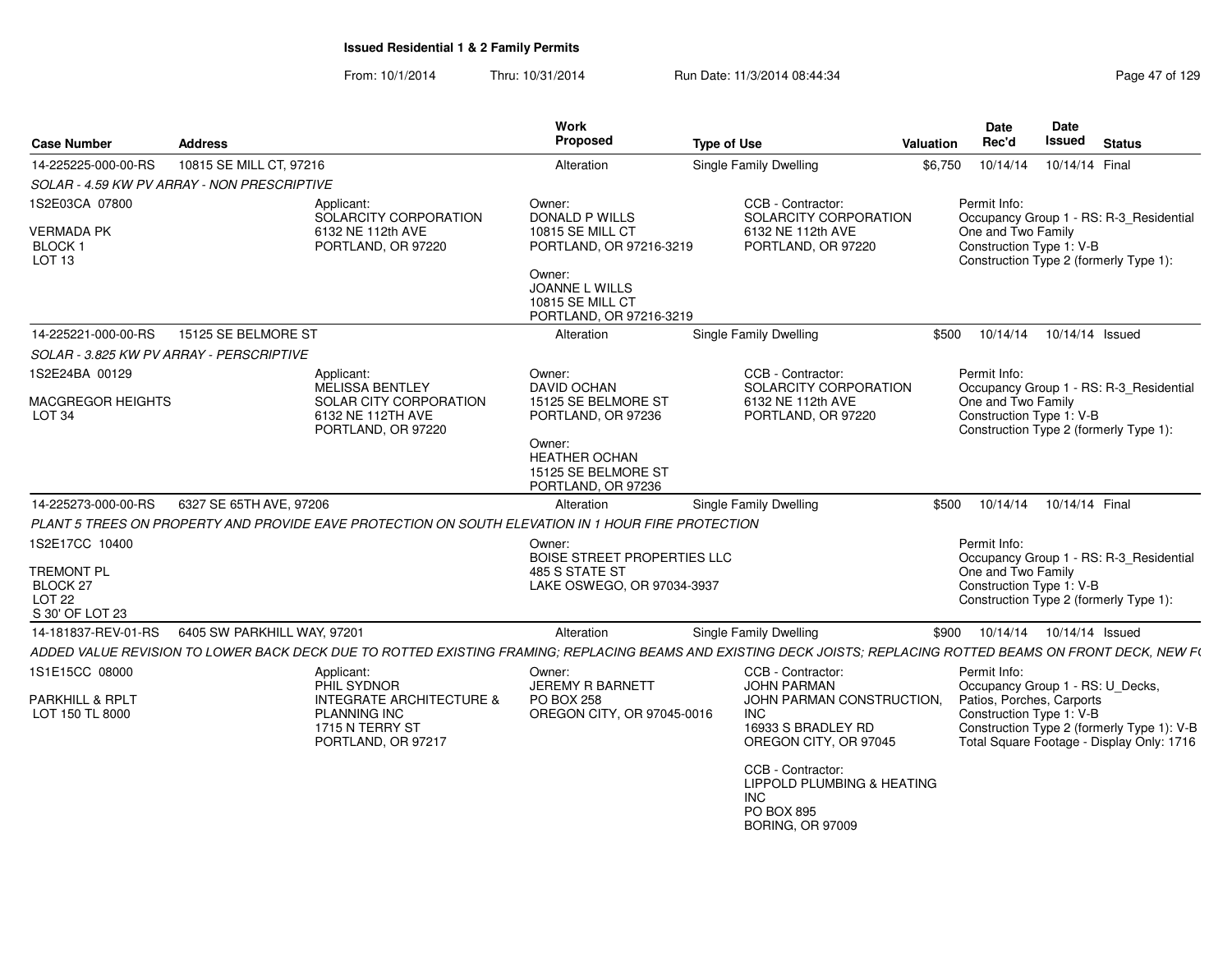## Issued Residential 1 & 2 Family Permits

From: 10/1/2014 Thru: 10/31/2014 Run Date: 11/3/2014 08:44:34

| Case Number | Address | Work Proposed | Type of Use | Valuation | Date Rec'd | Date Issued | Status |
|---|---|---|---|---|---|---|---|
| 14-225225-000-00-RS | 10815 SE MILL CT, 97216 | Alteration | Single Family Dwelling | $6,750 | 10/14/14 | 10/14/14 | Final |

SOLAR - 4.59 KW PV ARRAY - NON PRESCRIPTIVE

1S2E03CA 07800
VERMADA PK
BLOCK 1
LOT 13

Applicant:
SOLARCITY CORPORATION
6132 NE 112th AVE
PORTLAND, OR 97220

Owner:
DONALD P WILLS
10815 SE MILL CT
PORTLAND, OR 97216-3219

Owner:
JOANNE L WILLS
10815 SE MILL CT
PORTLAND, OR 97216-3219

CCB - Contractor:
SOLARCITY CORPORATION
6132 NE 112th AVE
PORTLAND, OR 97220

Permit Info:
Occupancy Group 1 - RS: R-3_Residential One and Two Family
Construction Type 1: V-B
Construction Type 2 (formerly Type 1):

| Case Number | Address | Work Proposed | Type of Use | Valuation | Date Rec'd | Date Issued | Status |
|---|---|---|---|---|---|---|---|
| 14-225221-000-00-RS | 15125 SE BELMORE ST | Alteration | Single Family Dwelling | $500 | 10/14/14 | 10/14/14 | Issued |

SOLAR - 3.825 KW PV ARRAY - PERSCRIPTIVE

1S2E24BA 00129
MACGREGOR HEIGHTS
LOT 34

Applicant:
MELISSA BENTLEY
SOLAR CITY CORPORATION
6132 NE 112TH AVE
PORTLAND, OR 97220

Owner:
DAVID OCHAN
15125 SE BELMORE ST
PORTLAND, OR 97236

Owner:
HEATHER OCHAN
15125 SE BELMORE ST
PORTLAND, OR 97236

CCB - Contractor:
SOLARCITY CORPORATION
6132 NE 112th AVE
PORTLAND, OR 97220

Permit Info:
Occupancy Group 1 - RS: R-3_Residential One and Two Family
Construction Type 1: V-B
Construction Type 2 (formerly Type 1):

| Case Number | Address | Work Proposed | Type of Use | Valuation | Date Rec'd | Date Issued | Status |
|---|---|---|---|---|---|---|---|
| 14-225273-000-00-RS | 6327 SE 65TH AVE, 97206 | Alteration | Single Family Dwelling | $500 | 10/14/14 | 10/14/14 | Final |

PLANT 5 TREES ON PROPERTY AND PROVIDE EAVE PROTECTION ON SOUTH ELEVATION IN 1 HOUR FIRE PROTECTION

1S2E17CC 10400
TREMONT PL
BLOCK 27
LOT 22
S 30' OF LOT 23

Owner:
BOISE STREET PROPERTIES LLC
485 S STATE ST
LAKE OSWEGO, OR 97034-3937

Permit Info:
Occupancy Group 1 - RS: R-3_Residential One and Two Family
Construction Type 1: V-B
Construction Type 2 (formerly Type 1):

| Case Number | Address | Work Proposed | Type of Use | Valuation | Date Rec'd | Date Issued | Status |
|---|---|---|---|---|---|---|---|
| 14-181837-REV-01-RS | 6405 SW PARKHILL WAY, 97201 | Alteration | Single Family Dwelling | $900 | 10/14/14 | 10/14/14 | Issued |

ADDED VALUE REVISION TO LOWER BACK DECK DUE TO ROTTED EXISTING FRAMING; REPLACING BEAMS AND EXISTING DECK JOISTS; REPLACING ROTTED BEAMS ON FRONT DECK, NEW F(

1S1E15CC 08000
PARKHILL & RPLT
LOT 150 TL 8000

Applicant:
PHIL SYDNOR
INTEGRATE ARCHITECTURE & PLANNING INC
1715 N TERRY ST
PORTLAND, OR 97217

Owner:
JEREMY R BARNETT
PO BOX 258
OREGON CITY, OR 97045-0016

CCB - Contractor:
JOHN PARMAN
JOHN PARMAN CONSTRUCTION, INC
16933 S BRADLEY RD
OREGON CITY, OR 97045

CCB - Contractor:
LIPPOLD PLUMBING & HEATING INC
PO BOX 895
BORING, OR 97009

Permit Info:
Occupancy Group 1 - RS: U_Decks, Patios, Porches, Carports
Construction Type 1: V-B
Construction Type 2 (formerly Type 1): V-B
Total Square Footage - Display Only: 1716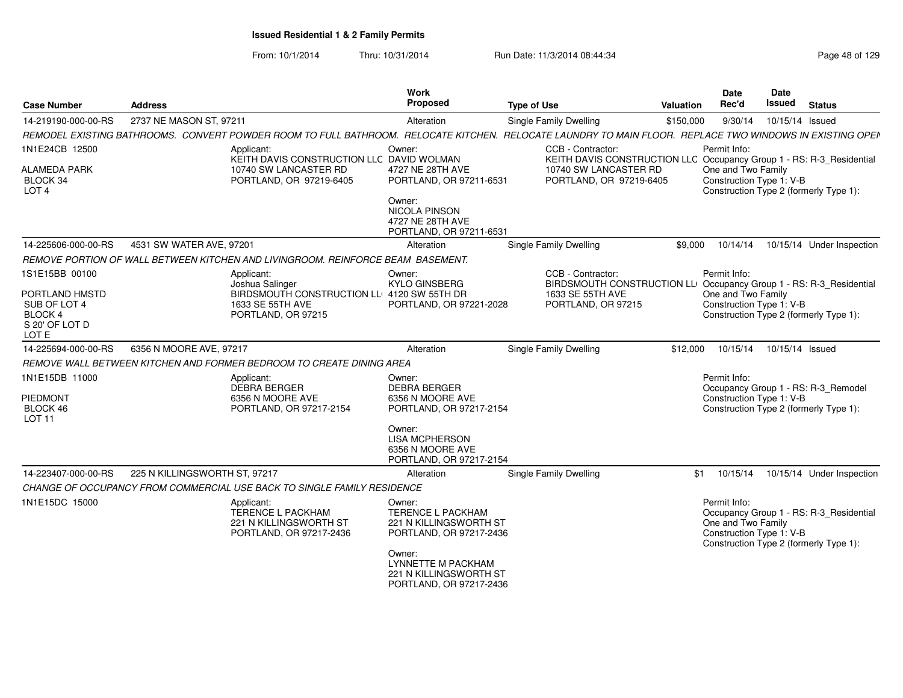## Issued Residential 1 & 2 Family Permits

From: 10/1/2014 Thru: 10/31/2014 Run Date: 11/3/2014 08:44:34

| Case Number | Address | Work Proposed | Type of Use | Valuation | Date Rec'd | Date Issued | Status |
|---|---|---|---|---|---|---|---|
| 14-219190-000-00-RS | 2737 NE MASON ST, 97211 | Alteration | Single Family Dwelling | $150,000 | 9/30/14 | 10/15/14 | Issued |

REMODEL EXISTING BATHROOMS. CONVERT POWDER ROOM TO FULL BATHROOM. RELOCATE KITCHEN. RELOCATE LAUNDRY TO MAIN FLOOR. REPLACE TWO WINDOWS IN EXISTING OPEN

1N1E24CB 12500
ALAMEDA PARK
BLOCK 34
LOT 4

Applicant:
KEITH DAVIS CONSTRUCTION LLC
10740 SW LANCASTER RD
PORTLAND, OR 97219-6405

Owner:
DAVID WOLMAN
4727 NE 28TH AVE
PORTLAND, OR 97211-6531

Owner:
NICOLA PINSON
4727 NE 28TH AVE
PORTLAND, OR 97211-6531

CCB - Contractor:
KEITH DAVIS CONSTRUCTION LLC
10740 SW LANCASTER RD
PORTLAND, OR 97219-6405

Permit Info:
Occupancy Group 1 - RS: R-3_Residential One and Two Family
Construction Type 1: V-B
Construction Type 2 (formerly Type 1):

| Case Number | Address | Work Proposed | Type of Use | Valuation | Date Rec'd | Date Issued | Status |
|---|---|---|---|---|---|---|---|
| 14-225606-000-00-RS | 4531 SW WATER AVE, 97201 | Alteration | Single Family Dwelling | $9,000 | 10/14/14 | 10/15/14 | Under Inspection |

REMOVE PORTION OF WALL BETWEEN KITCHEN AND LIVINGROOM. REINFORCE BEAM BASEMENT.

1S1E15BB 00100
PORTLAND HMSTD
SUB OF LOT 4
BLOCK 4
S 20' OF LOT D
LOT E

Applicant:
Joshua Salinger
BIRDSMOUTH CONSTRUCTION LLC
1633 SE 55TH AVE
PORTLAND, OR 97215

Owner:
KYLO GINSBERG
4120 SW 55TH DR
PORTLAND, OR 97221-2028

CCB - Contractor:
BIRDSMOUTH CONSTRUCTION LLC
1633 SE 55TH AVE
PORTLAND, OR 97215

Permit Info:
Occupancy Group 1 - RS: R-3_Residential One and Two Family
Construction Type 1: V-B
Construction Type 2 (formerly Type 1):

| Case Number | Address | Work Proposed | Type of Use | Valuation | Date Rec'd | Date Issued | Status |
|---|---|---|---|---|---|---|---|
| 14-225694-000-00-RS | 6356 N MOORE AVE, 97217 | Alteration | Single Family Dwelling | $12,000 | 10/15/14 | 10/15/14 | Issued |

REMOVE WALL BETWEEN KITCHEN AND FORMER BEDROOM TO CREATE DINING AREA

1N1E15DB 11000
PIEDMONT
BLOCK 46
LOT 11

Applicant:
DEBRA BERGER
6356 N MOORE AVE
PORTLAND, OR 97217-2154

Owner:
DEBRA BERGER
6356 N MOORE AVE
PORTLAND, OR 97217-2154

Owner:
LISA MCPHERSON
6356 N MOORE AVE
PORTLAND, OR 97217-2154

Permit Info:
Occupancy Group 1 - RS: R-3_Remodel
Construction Type 1: V-B
Construction Type 2 (formerly Type 1):

| Case Number | Address | Work Proposed | Type of Use | Valuation | Date Rec'd | Date Issued | Status |
|---|---|---|---|---|---|---|---|
| 14-223407-000-00-RS | 225 N KILLINGSWORTH ST, 97217 | Alteration | Single Family Dwelling | $1 | 10/15/14 | 10/15/14 | Under Inspection |

CHANGE OF OCCUPANCY FROM COMMERCIAL USE BACK TO SINGLE FAMILY RESIDENCE

1N1E15DC 15000

Applicant:
TERENCE L PACKHAM
221 N KILLINGSWORTH ST
PORTLAND, OR 97217-2436

Owner:
TERENCE L PACKHAM
221 N KILLINGSWORTH ST
PORTLAND, OR 97217-2436

Owner:
LYNNETTE M PACKHAM
221 N KILLINGSWORTH ST
PORTLAND, OR 97217-2436

Permit Info:
Occupancy Group 1 - RS: R-3_Residential One and Two Family
Construction Type 1: V-B
Construction Type 2 (formerly Type 1):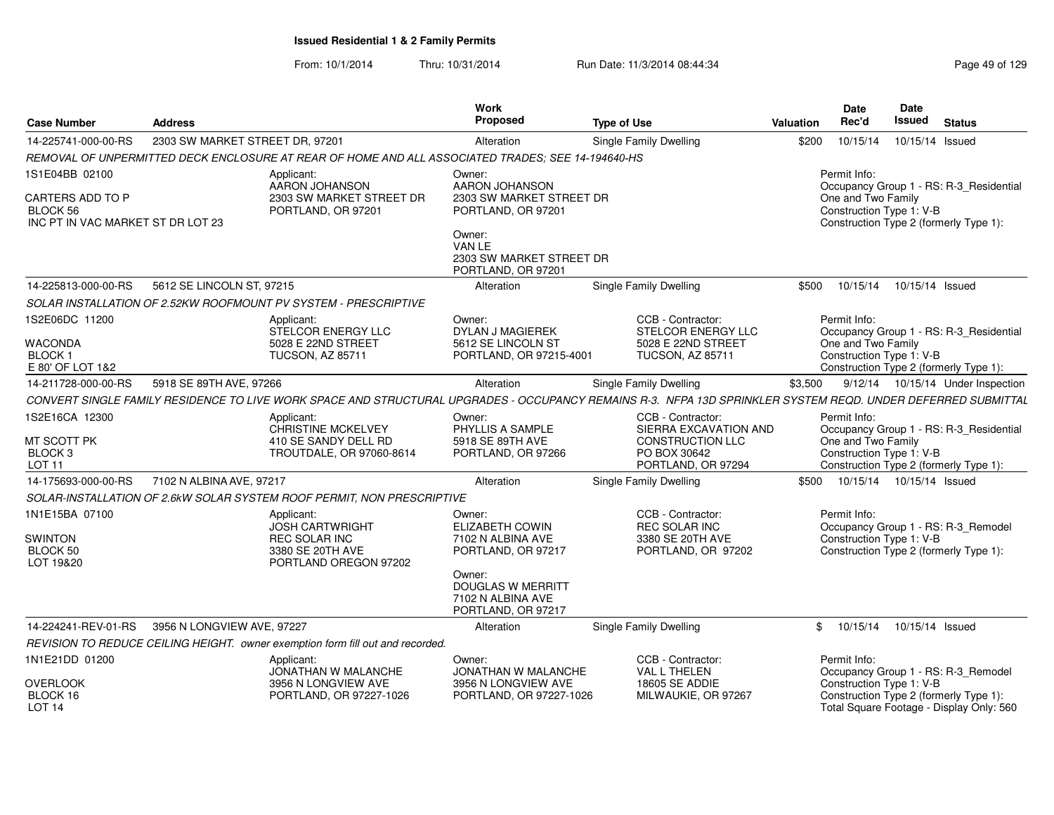# Issued Residential 1 & 2 Family Permits

From: 10/1/2014 Thru: 10/31/2014 Run Date: 11/3/2014 08:44:34

| Case Number | Address | Work Proposed | Type of Use | Valuation | Date Rec'd | Date Issued | Status |
|---|---|---|---|---|---|---|---|
| 14-225741-000-00-RS | 2303 SW MARKET STREET DR, 97201 | Alteration | Single Family Dwelling | $200 | 10/15/14 | 10/15/14 | Issued |

*REMOVAL OF UNPERMITTED DECK ENCLOSURE AT REAR OF HOME AND ALL ASSOCIATED TRADES; SEE 14-194640-HS*

1S1E04BB 02100
CARTERS ADD TO P
BLOCK 56
INC PT IN VAC MARKET ST DR LOT 23

Applicant:
AARON JOHANSON
2303 SW MARKET STREET DR
PORTLAND, OR 97201

Owner:
AARON JOHANSON
2303 SW MARKET STREET DR
PORTLAND, OR 97201

Owner:
VAN LE
2303 SW MARKET STREET DR
PORTLAND, OR 97201

Permit Info:
Occupancy Group 1 - RS: R-3_Residential One and Two Family
Construction Type 1: V-B
Construction Type 2 (formerly Type 1):

---

| Case Number | Address | Work Proposed | Type of Use | Valuation | Date Rec'd | Date Issued | Status |
|---|---|---|---|---|---|---|---|
| 14-225813-000-00-RS | 5612 SE LINCOLN ST, 97215 | Alteration | Single Family Dwelling | $500 | 10/15/14 | 10/15/14 | Issued |

*SOLAR INSTALLATION OF 2.52KW ROOFMOUNT PV SYSTEM - PRESCRIPTIVE*

1S2E06DC 11200
WACONDA
BLOCK 1
E 80' OF LOT 1&2

Applicant:
STELCOR ENERGY LLC
5028 E 22ND STREET
TUCSON, AZ 85711

Owner:
DYLAN J MAGIEREK
5612 SE LINCOLN ST
PORTLAND, OR 97215-4001

CCB - Contractor:
STELCOR ENERGY LLC
5028 E 22ND STREET
TUCSON, AZ 85711

Permit Info:
Occupancy Group 1 - RS: R-3_Residential One and Two Family
Construction Type 1: V-B
Construction Type 2 (formerly Type 1):

---

| Case Number | Address | Work Proposed | Type of Use | Valuation | Date Rec'd | Date Issued | Status |
|---|---|---|---|---|---|---|---|
| 14-211728-000-00-RS | 5918 SE 89TH AVE, 97266 | Alteration | Single Family Dwelling | $3,500 | 9/12/14 | 10/15/14 | Under Inspection |

*CONVERT SINGLE FAMILY RESIDENCE TO LIVE WORK SPACE AND STRUCTURAL UPGRADES - OCCUPANCY REMAINS R-3. NFPA 13D SPRINKLER SYSTEM REQD. UNDER DEFERRED SUBMITTAL*

1S2E16CA 12300
MT SCOTT PK
BLOCK 3
LOT 11

Applicant:
CHRISTINE MCKELVEY
410 SE SANDY DELL RD
TROUTDALE, OR 97060-8614

Owner:
PHYLLIS A SAMPLE
5918 SE 89TH AVE
PORTLAND, OR 97266

CCB - Contractor:
SIERRA EXCAVATION AND CONSTRUCTION LLC
PO BOX 30642
PORTLAND, OR 97294

Permit Info:
Occupancy Group 1 - RS: R-3_Residential One and Two Family
Construction Type 1: V-B
Construction Type 2 (formerly Type 1):

---

| Case Number | Address | Work Proposed | Type of Use | Valuation | Date Rec'd | Date Issued | Status |
|---|---|---|---|---|---|---|---|
| 14-175693-000-00-RS | 7102 N ALBINA AVE, 97217 | Alteration | Single Family Dwelling | $500 | 10/15/14 | 10/15/14 | Issued |

*SOLAR-INSTALLATION OF 2.6kW SOLAR SYSTEM ROOF PERMIT, NON PRESCRIPTIVE*

1N1E15BA 07100
SWINTON
BLOCK 50
LOT 19&20

Applicant:
JOSH CARTWRIGHT
REC SOLAR INC
3380 SE 20TH AVE
PORTLAND OREGON 97202

Owner:
ELIZABETH COWIN
7102 N ALBINA AVE
PORTLAND, OR 97217

Owner:
DOUGLAS W MERRITT
7102 N ALBINA AVE
PORTLAND, OR 97217

CCB - Contractor:
REC SOLAR INC
3380 SE 20TH AVE
PORTLAND, OR 97202

Permit Info:
Occupancy Group 1 - RS: R-3_Remodel
Construction Type 1: V-B
Construction Type 2 (formerly Type 1):

---

| Case Number | Address | Work Proposed | Type of Use | Valuation | Date Rec'd | Date Issued | Status |
|---|---|---|---|---|---|---|---|
| 14-224241-REV-01-RS | 3956 N LONGVIEW AVE, 97227 | Alteration | Single Family Dwelling | $ | 10/15/14 | 10/15/14 | Issued |

*REVISION TO REDUCE CEILING HEIGHT. owner exemption form fill out and recorded.*

1N1E21DD 01200
OVERLOOK
BLOCK 16
LOT 14

Applicant:
JONATHAN W MALANCHE
3956 N LONGVIEW AVE
PORTLAND, OR 97227-1026

Owner:
JONATHAN W MALANCHE
3956 N LONGVIEW AVE
PORTLAND, OR 97227-1026

CCB - Contractor:
VAL L THELEN
18605 SE ADDIE
MILWAUKIE, OR 97267

Permit Info:
Occupancy Group 1 - RS: R-3_Remodel
Construction Type 1: V-B
Construction Type 2 (formerly Type 1):
Total Square Footage - Display Only: 560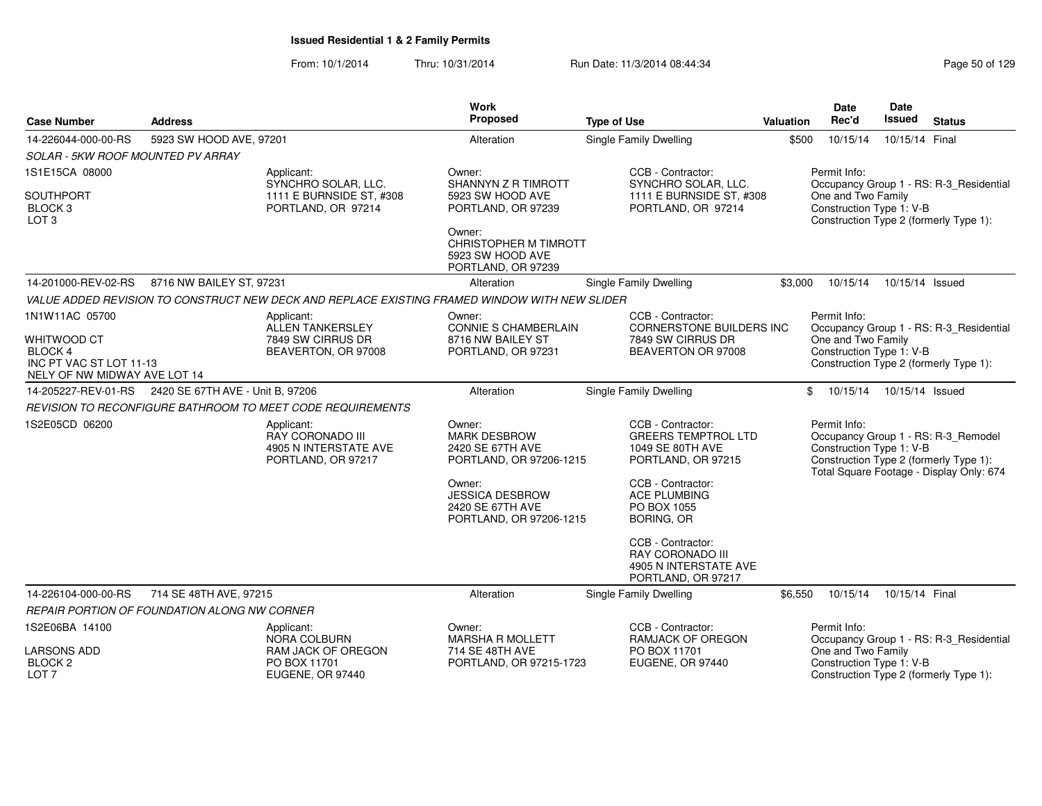**Issued Residential 1 & 2 Family Permits**

From: 10/1/2014 Thru: 10/31/2014 Run Date: 11/3/2014 08:44:34

| Case Number | Address | Work Proposed | Type of Use | Valuation | Date Rec'd | Date Issued | Status |
|---|---|---|---|---|---|---|---|
| 14-226044-000-00-RS | 5923 SW HOOD AVE, 97201 | Alteration | Single Family Dwelling | $500 | 10/15/14 | 10/15/14 | Final |

SOLAR - 5KW ROOF MOUNTED PV ARRAY

1S1E15CA 08000
SOUTHPORT
BLOCK 3
LOT 3

Applicant:
SYNCHRO SOLAR, LLC.
1111 E BURNSIDE ST, #308
PORTLAND, OR 97214

Owner:
SHANNYN Z R TIMROTT
5923 SW HOOD AVE
PORTLAND, OR 97239

Owner:
CHRISTOPHER M TIMROTT
5923 SW HOOD AVE
PORTLAND, OR 97239

CCB - Contractor:
SYNCHRO SOLAR, LLC.
1111 E BURNSIDE ST, #308
PORTLAND, OR 97214

Permit Info:
Occupancy Group 1 - RS: R-3_Residential One and Two Family
Construction Type 1: V-B
Construction Type 2 (formerly Type 1):

| Case Number | Address | Work Proposed | Type of Use | Valuation | Date Rec'd | Date Issued | Status |
|---|---|---|---|---|---|---|---|
| 14-201000-REV-02-RS | 8716 NW BAILEY ST, 97231 | Alteration | Single Family Dwelling | $3,000 | 10/15/14 | 10/15/14 | Issued |

VALUE ADDED REVISION TO CONSTRUCT NEW DECK AND REPLACE EXISTING FRAMED WINDOW WITH NEW SLIDER

1N1W11AC 05700
WHITWOOD CT
BLOCK 4
INC PT VAC ST LOT 11-13
NELY OF NW MIDWAY AVE LOT 14

Applicant:
ALLEN TANKERSLEY
7849 SW CIRRUS DR
BEAVERTON, OR 97008

Owner:
CONNIE S CHAMBERLAIN
8716 NW BAILEY ST
PORTLAND, OR 97231

CCB - Contractor:
CORNERSTONE BUILDERS INC
7849 SW CIRRUS DR
BEAVERTON OR 97008

Permit Info:
Occupancy Group 1 - RS: R-3_Residential One and Two Family
Construction Type 1: V-B
Construction Type 2 (formerly Type 1):

| Case Number | Address | Work Proposed | Type of Use | Valuation | Date Rec'd | Date Issued | Status |
|---|---|---|---|---|---|---|---|
| 14-205227-REV-01-RS | 2420 SE 67TH AVE - Unit B, 97206 | Alteration | Single Family Dwelling | $ | 10/15/14 | 10/15/14 | Issued |

REVISION TO RECONFIGURE BATHROOM TO MEET CODE REQUIREMENTS

1S2E05CD 06200

Applicant:
RAY CORONADO III
4905 N INTERSTATE AVE
PORTLAND, OR 97217

Owner:
MARK DESBROW
2420 SE 67TH AVE
PORTLAND, OR 97206-1215

Owner:
JESSICA DESBROW
2420 SE 67TH AVE
PORTLAND, OR 97206-1215

CCB - Contractor:
GREERS TEMPTROL LTD
1049 SE 80TH AVE
PORTLAND, OR 97215

CCB - Contractor:
ACE PLUMBING
PO BOX 1055
BORING, OR

CCB - Contractor:
RAY CORONADO III
4905 N INTERSTATE AVE
PORTLAND, OR 97217

Permit Info:
Occupancy Group 1 - RS: R-3_Remodel
Construction Type 1: V-B
Construction Type 2 (formerly Type 1):
Total Square Footage - Display Only: 674

| Case Number | Address | Work Proposed | Type of Use | Valuation | Date Rec'd | Date Issued | Status |
|---|---|---|---|---|---|---|---|
| 14-226104-000-00-RS | 714 SE 48TH AVE, 97215 | Alteration | Single Family Dwelling | $6,550 | 10/15/14 | 10/15/14 | Final |

REPAIR PORTION OF FOUNDATION ALONG NW CORNER

1S2E06BA 14100
LARSONS ADD
BLOCK 2
LOT 7

Applicant:
NORA COLBURN
RAM JACK OF OREGON
PO BOX 11701
EUGENE, OR 97440

Owner:
MARSHA R MOLLETT
714 SE 48TH AVE
PORTLAND, OR 97215-1723

CCB - Contractor:
RAMJACK OF OREGON
PO BOX 11701
EUGENE, OR 97440

Permit Info:
Occupancy Group 1 - RS: R-3_Residential One and Two Family
Construction Type 1: V-B
Construction Type 2 (formerly Type 1):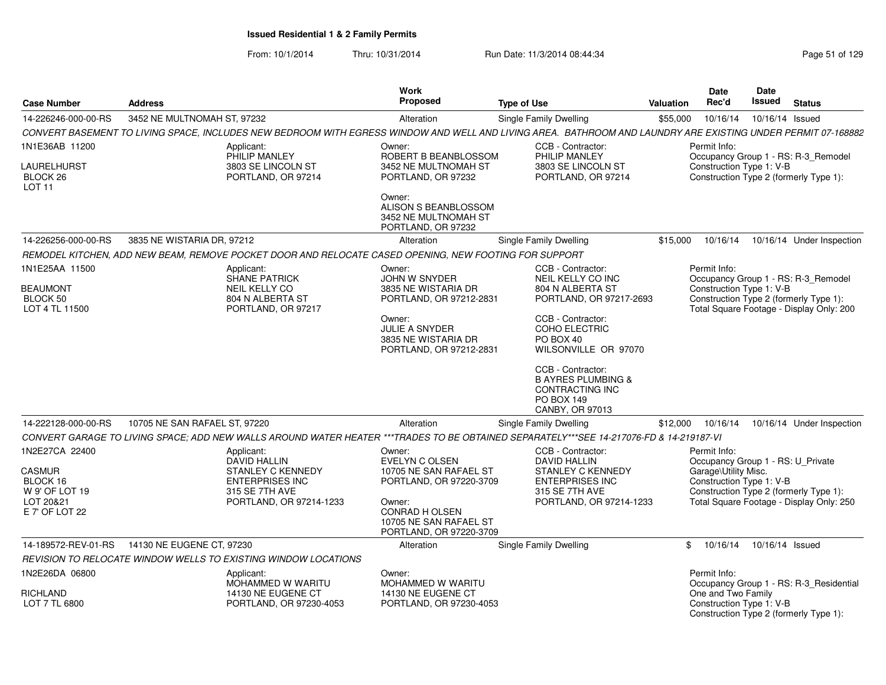**Issued Residential 1 & 2 Family Permits**

From: 10/1/2014 Thru: 10/31/2014 Run Date: 11/3/2014 08:44:34

| Case Number | Address | Work Proposed | Type of Use | Valuation | Date Rec'd | Date Issued | Status |
|---|---|---|---|---|---|---|---|
| 14-226246-000-00-RS | 3452 NE MULTNOMAH ST, 97232 | Alteration | Single Family Dwelling | $55,000 | 10/16/14 | 10/16/14 | Issued |

*CONVERT BASEMENT TO LIVING SPACE, INCLUDES NEW BEDROOM WITH EGRESS WINDOW AND WELL AND LIVING AREA. BATHROOM AND LAUNDRY ARE EXISTING UNDER PERMIT 07-168882*

1N1E36AB 11200
LAURELHURST
BLOCK 26
LOT 11

Applicant:
PHILIP MANLEY
3803 SE LINCOLN ST
PORTLAND, OR 97214

Owner:
ROBERT B BEANBLOSSOM
3452 NE MULTNOMAH ST
PORTLAND, OR 97232

Owner:
ALISON S BEANBLOSSOM
3452 NE MULTNOMAH ST
PORTLAND, OR 97232

CCB - Contractor:
PHILIP MANLEY
3803 SE LINCOLN ST
PORTLAND, OR 97214

Permit Info:
Occupancy Group 1 - RS: R-3_Remodel
Construction Type 1: V-B
Construction Type 2 (formerly Type 1):

| Case Number | Address | Work Proposed | Type of Use | Valuation | Date Rec'd | Date Issued | Status |
|---|---|---|---|---|---|---|---|
| 14-226256-000-00-RS | 3835 NE WISTARIA DR, 97212 | Alteration | Single Family Dwelling | $15,000 | 10/16/14 | 10/16/14 | Under Inspection |

*REMODEL KITCHEN, ADD NEW BEAM, REMOVE POCKET DOOR AND RELOCATE CASED OPENING, NEW FOOTING FOR SUPPORT*

1N1E25AA 11500
BEAUMONT
BLOCK 50
LOT 4 TL 11500

Applicant:
SHANE PATRICK
NEIL KELLY CO
804 N ALBERTA ST
PORTLAND, OR 97217

Owner:
JOHN W SNYDER
3835 NE WISTARIA DR
PORTLAND, OR 97212-2831

Owner:
JULIE A SNYDER
3835 NE WISTARIA DR
PORTLAND, OR 97212-2831

CCB - Contractor:
NEIL KELLY CO INC
804 N ALBERTA ST
PORTLAND, OR 97217-2693

CCB - Contractor:
COHO ELECTRIC
PO BOX 40
WILSONVILLE OR 97070

CCB - Contractor:
B AYRES PLUMBING & CONTRACTING INC
PO BOX 149
CANBY, OR 97013

Permit Info:
Occupancy Group 1 - RS: R-3_Remodel
Construction Type 1: V-B
Construction Type 2 (formerly Type 1):
Total Square Footage - Display Only: 200

| Case Number | Address | Work Proposed | Type of Use | Valuation | Date Rec'd | Date Issued | Status |
|---|---|---|---|---|---|---|---|
| 14-222128-000-00-RS | 10705 NE SAN RAFAEL ST, 97220 | Alteration | Single Family Dwelling | $12,000 | 10/16/14 | 10/16/14 | Under Inspection |

*CONVERT GARAGE TO LIVING SPACE; ADD NEW WALLS AROUND WATER HEATER ***TRADES TO BE OBTAINED SEPARATELY***SEE 14-217076-FD & 14-219187-VI*

1N2E27CA 22400
CASMUR
BLOCK 16
W 9' OF LOT 19
LOT 20&21
E 7' OF LOT 22

Applicant:
DAVID HALLIN
STANLEY C KENNEDY ENTERPRISES INC
315 SE 7TH AVE
PORTLAND, OR 97214-1233

Owner:
EVELYN C OLSEN
10705 NE SAN RAFAEL ST
PORTLAND, OR 97220-3709

Owner:
CONRAD H OLSEN
10705 NE SAN RAFAEL ST
PORTLAND, OR 97220-3709

CCB - Contractor:
DAVID HALLIN
STANLEY C KENNEDY ENTERPRISES INC
315 SE 7TH AVE
PORTLAND, OR 97214-1233

Permit Info:
Occupancy Group 1 - RS: U_Private Garage\Utility Misc.
Construction Type 1: V-B
Construction Type 2 (formerly Type 1):
Total Square Footage - Display Only: 250

| Case Number | Address | Work Proposed | Type of Use | Valuation | Date Rec'd | Date Issued | Status |
|---|---|---|---|---|---|---|---|
| 14-189572-REV-01-RS | 14130 NE EUGENE CT, 97230 | Alteration | Single Family Dwelling | $ | 10/16/14 | 10/16/14 | Issued |

*REVISION TO RELOCATE WINDOW WELLS TO EXISTING WINDOW LOCATIONS*

1N2E26DA 06800
RICHLAND
LOT 7 TL 6800

Applicant:
MOHAMMED W WARITU
14130 NE EUGENE CT
PORTLAND, OR 97230-4053

Owner:
MOHAMMED W WARITU
14130 NE EUGENE CT
PORTLAND, OR 97230-4053

Permit Info:
Occupancy Group 1 - RS: R-3_Residential One and Two Family
Construction Type 1: V-B
Construction Type 2 (formerly Type 1):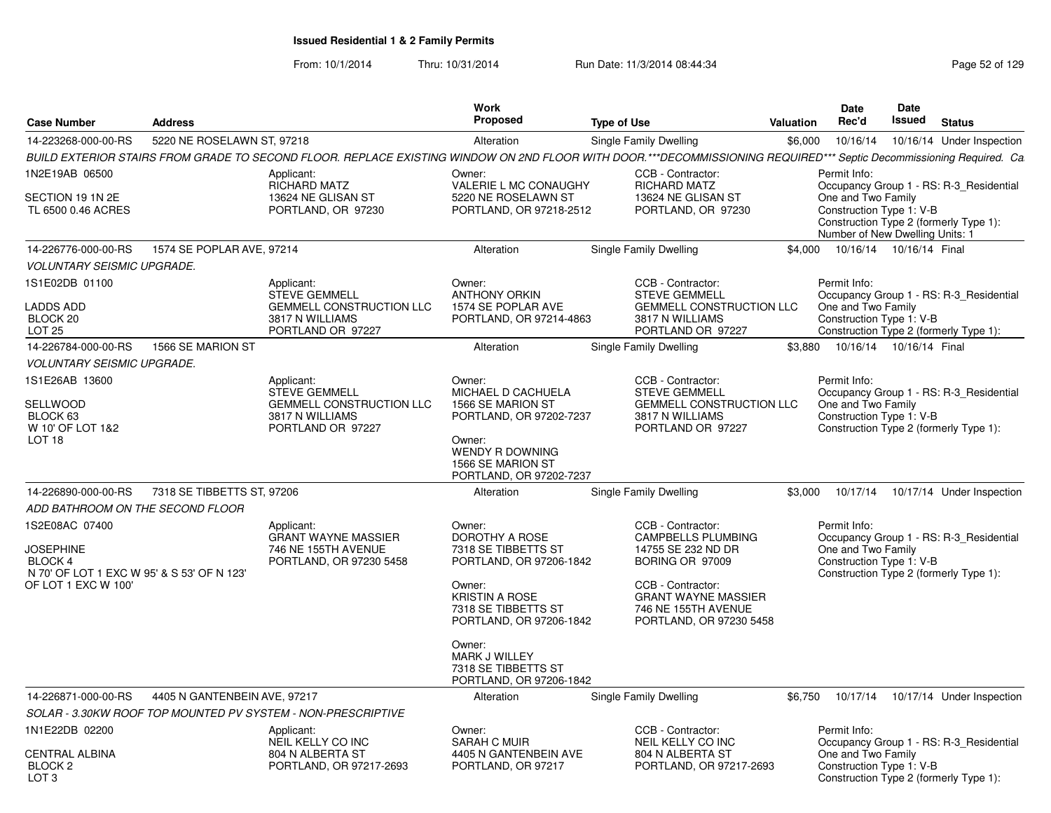## Issued Residential 1 & 2 Family Permits

From: 10/1/2014 Thru: 10/31/2014 Run Date: 11/3/2014 08:44:34

| Case Number | Address | Work Proposed | Type of Use | Valuation | Date Rec'd | Date Issued | Status |
|---|---|---|---|---|---|---|---|
| 14-223268-000-00-RS | 5220 NE ROSELAWN ST, 97218 | Alteration | Single Family Dwelling | $6,000 | 10/16/14 | 10/16/14 | Under Inspection |

*BUILD EXTERIOR STAIRS FROM GRADE TO SECOND FLOOR. REPLACE EXISTING WINDOW ON 2ND FLOOR WITH DOOR.\*\*\*DECOMMISSIONING REQUIRED\*\*\* Septic Decommissioning Required. Ca*

1N2E19AB 06500
SECTION 19 1N 2E
TL 6500 0.46 ACRES

Applicant: RICHARD MATZ, 13624 NE GLISAN ST, PORTLAND, OR 97230

Owner: VALERIE L MC CONAUGHY, 5220 NE ROSELAWN ST, PORTLAND, OR 97218-2512

CCB - Contractor: RICHARD MATZ, 13624 NE GLISAN ST, PORTLAND, OR 97230

Permit Info: Occupancy Group 1 - RS: R-3_Residential One and Two Family; Construction Type 1: V-B; Construction Type 2 (formerly Type 1):; Number of New Dwelling Units: 1

---

| Case Number | Address | Work Proposed | Type of Use | Valuation | Date Rec'd | Date Issued | Status |
|---|---|---|---|---|---|---|---|
| 14-226776-000-00-RS | 1574 SE POPLAR AVE, 97214 | Alteration | Single Family Dwelling | $4,000 | 10/16/14 | 10/16/14 | Final |

*VOLUNTARY SEISMIC UPGRADE.*

1S1E02DB 01100
LADDS ADD
BLOCK 20
LOT 25

Applicant: STEVE GEMMELL, GEMMELL CONSTRUCTION LLC, 3817 N WILLIAMS, PORTLAND OR 97227

Owner: ANTHONY ORKIN, 1574 SE POPLAR AVE, PORTLAND, OR 97214-4863

CCB - Contractor: STEVE GEMMELL, GEMMELL CONSTRUCTION LLC, 3817 N WILLIAMS, PORTLAND OR 97227

Permit Info: Occupancy Group 1 - RS: R-3_Residential One and Two Family; Construction Type 1: V-B; Construction Type 2 (formerly Type 1):

---

| Case Number | Address | Work Proposed | Type of Use | Valuation | Date Rec'd | Date Issued | Status |
|---|---|---|---|---|---|---|---|
| 14-226784-000-00-RS | 1566 SE MARION ST | Alteration | Single Family Dwelling | $3,880 | 10/16/14 | 10/16/14 | Final |

*VOLUNTARY SEISMIC UPGRADE.*

1S1E26AB 13600
SELLWOOD
BLOCK 63
W 10' OF LOT 1&2
LOT 18

Applicant: STEVE GEMMELL, GEMMELL CONSTRUCTION LLC, 3817 N WILLIAMS, PORTLAND OR 97227

Owner: MICHAEL D CACHUELA, 1566 SE MARION ST, PORTLAND, OR 97202-7237

Owner: WENDY R DOWNING, 1566 SE MARION ST, PORTLAND, OR 97202-7237

CCB - Contractor: STEVE GEMMELL, GEMMELL CONSTRUCTION LLC, 3817 N WILLIAMS, PORTLAND OR 97227

Permit Info: Occupancy Group 1 - RS: R-3_Residential One and Two Family; Construction Type 1: V-B; Construction Type 2 (formerly Type 1):

---

| Case Number | Address | Work Proposed | Type of Use | Valuation | Date Rec'd | Date Issued | Status |
|---|---|---|---|---|---|---|---|
| 14-226890-000-00-RS | 7318 SE TIBBETTS ST, 97206 | Alteration | Single Family Dwelling | $3,000 | 10/17/14 | 10/17/14 | Under Inspection |

*ADD BATHROOM ON THE SECOND FLOOR*

1S2E08AC 07400
JOSEPHINE
BLOCK 4
N 70' OF LOT 1 EXC W 95' & S 53' OF N 123' OF LOT 1 EXC W 100'

Applicant: GRANT WAYNE MASSIER, 746 NE 155TH AVENUE, PORTLAND, OR 97230 5458

Owner: DOROTHY A ROSE, 7318 SE TIBBETTS ST, PORTLAND, OR 97206-1842

Owner: KRISTIN A ROSE, 7318 SE TIBBETTS ST, PORTLAND, OR 97206-1842

Owner: MARK J WILLEY, 7318 SE TIBBETTS ST, PORTLAND, OR 97206-1842

CCB - Contractor: CAMPBELLS PLUMBING, 14755 SE 232 ND DR, BORING OR 97009

CCB - Contractor: GRANT WAYNE MASSIER, 746 NE 155TH AVENUE, PORTLAND, OR 97230 5458

Permit Info: Occupancy Group 1 - RS: R-3_Residential One and Two Family; Construction Type 1: V-B; Construction Type 2 (formerly Type 1):

---

| Case Number | Address | Work Proposed | Type of Use | Valuation | Date Rec'd | Date Issued | Status |
|---|---|---|---|---|---|---|---|
| 14-226871-000-00-RS | 4405 N GANTENBEIN AVE, 97217 | Alteration | Single Family Dwelling | $6,750 | 10/17/14 | 10/17/14 | Under Inspection |

*SOLAR - 3.30KW ROOF TOP MOUNTED PV SYSTEM - NON-PRESCRIPTIVE*

1N1E22DB 02200
CENTRAL ALBINA
BLOCK 2
LOT 3

Applicant: NEIL KELLY CO INC, 804 N ALBERTA ST, PORTLAND, OR 97217-2693

Owner: SARAH C MUIR, 4405 N GANTENBEIN AVE, PORTLAND, OR 97217

CCB - Contractor: NEIL KELLY CO INC, 804 N ALBERTA ST, PORTLAND, OR 97217-2693

Permit Info: Occupancy Group 1 - RS: R-3_Residential One and Two Family; Construction Type 1: V-B; Construction Type 2 (formerly Type 1):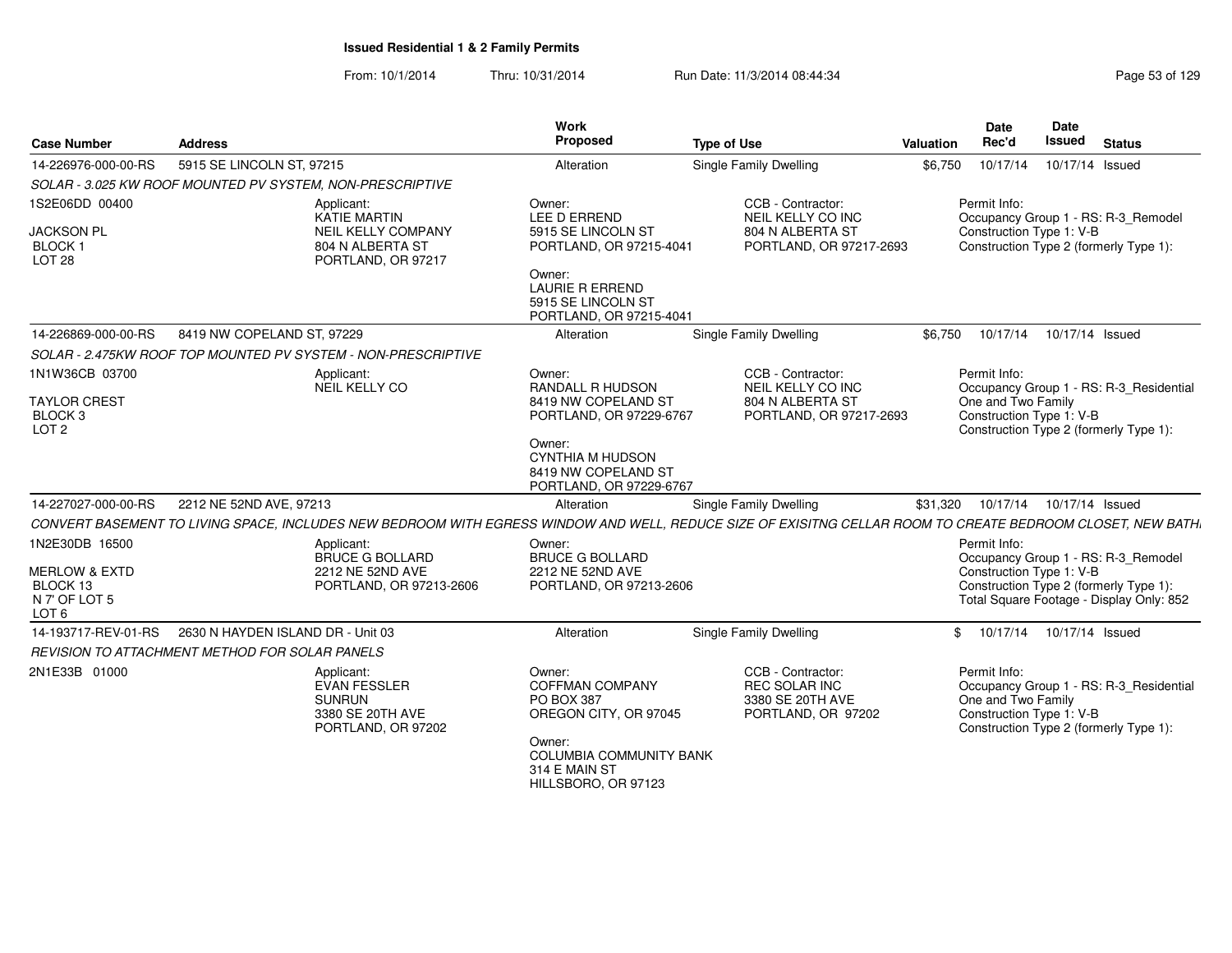# Issued Residential 1 & 2 Family Permits

From: 10/1/2014 Thru: 10/31/2014 Run Date: 11/3/2014 08:44:34

| Case Number | Address | Work Proposed | Type of Use | Valuation | Date Rec'd | Date Issued | Status |
|---|---|---|---|---|---|---|---|
| 14-226976-000-00-RS | 5915 SE LINCOLN ST, 97215 | Alteration | Single Family Dwelling | $6,750 | 10/17/14 | 10/17/14 | Issued |

*SOLAR - 3.025 KW ROOF MOUNTED PV SYSTEM, NON-PRESCRIPTIVE*

1S2E06DD 00400
JACKSON PL
BLOCK 1
LOT 28

Applicant:
KATIE MARTIN
NEIL KELLY COMPANY
804 N ALBERTA ST
PORTLAND, OR 97217

Owner:
LEE D ERREND
5915 SE LINCOLN ST
PORTLAND, OR 97215-4041

Owner:
LAURIE R ERREND
5915 SE LINCOLN ST
PORTLAND, OR 97215-4041

CCB - Contractor:
NEIL KELLY CO INC
804 N ALBERTA ST
PORTLAND, OR 97217-2693

Permit Info:
Occupancy Group 1 - RS: R-3_Remodel
Construction Type 1: V-B
Construction Type 2 (formerly Type 1):

| Case Number | Address | Work Proposed | Type of Use | Valuation | Date Rec'd | Date Issued | Status |
|---|---|---|---|---|---|---|---|
| 14-226869-000-00-RS | 8419 NW COPELAND ST, 97229 | Alteration | Single Family Dwelling | $6,750 | 10/17/14 | 10/17/14 | Issued |

*SOLAR - 2.475KW ROOF TOP MOUNTED PV SYSTEM - NON-PRESCRIPTIVE*

1N1W36CB 03700
TAYLOR CREST
BLOCK 3
LOT 2

Applicant:
NEIL KELLY CO

Owner:
RANDALL R HUDSON
8419 NW COPELAND ST
PORTLAND, OR 97229-6767

Owner:
CYNTHIA M HUDSON
8419 NW COPELAND ST
PORTLAND, OR 97229-6767

CCB - Contractor:
NEIL KELLY CO INC
804 N ALBERTA ST
PORTLAND, OR 97217-2693

Permit Info:
Occupancy Group 1 - RS: R-3_Residential One and Two Family
Construction Type 1: V-B
Construction Type 2 (formerly Type 1):

| Case Number | Address | Work Proposed | Type of Use | Valuation | Date Rec'd | Date Issued | Status |
|---|---|---|---|---|---|---|---|
| 14-227027-000-00-RS | 2212 NE 52ND AVE, 97213 | Alteration | Single Family Dwelling | $31,320 | 10/17/14 | 10/17/14 | Issued |

*CONVERT BASEMENT TO LIVING SPACE, INCLUDES NEW BEDROOM WITH EGRESS WINDOW AND WELL, REDUCE SIZE OF EXISITNG CELLAR ROOM TO CREATE BEDROOM CLOSET, NEW BATH*

1N2E30DB 16500
MERLOW & EXTD
BLOCK 13
N 7' OF LOT 5
LOT 6

Applicant:
BRUCE G BOLLARD
2212 NE 52ND AVE
PORTLAND, OR 97213-2606

Owner:
BRUCE G BOLLARD
2212 NE 52ND AVE
PORTLAND, OR 97213-2606

Permit Info:
Occupancy Group 1 - RS: R-3_Remodel
Construction Type 1: V-B
Construction Type 2 (formerly Type 1):
Total Square Footage - Display Only: 852

| Case Number | Address | Work Proposed | Type of Use | Valuation | Date Rec'd | Date Issued | Status |
|---|---|---|---|---|---|---|---|
| 14-193717-REV-01-RS | 2630 N HAYDEN ISLAND DR - Unit 03 | Alteration | Single Family Dwelling | $ | 10/17/14 | 10/17/14 | Issued |

*REVISION TO ATTACHMENT METHOD FOR SOLAR PANELS*

2N1E33B 01000

Applicant:
EVAN FESSLER
SUNRUN
3380 SE 20TH AVE
PORTLAND, OR 97202

Owner:
COFFMAN COMPANY
PO BOX 387
OREGON CITY, OR 97045

Owner:
COLUMBIA COMMUNITY BANK
314 E MAIN ST
HILLSBORO, OR 97123

CCB - Contractor:
REC SOLAR INC
3380 SE 20TH AVE
PORTLAND, OR 97202

Permit Info:
Occupancy Group 1 - RS: R-3_Residential One and Two Family
Construction Type 1: V-B
Construction Type 2 (formerly Type 1):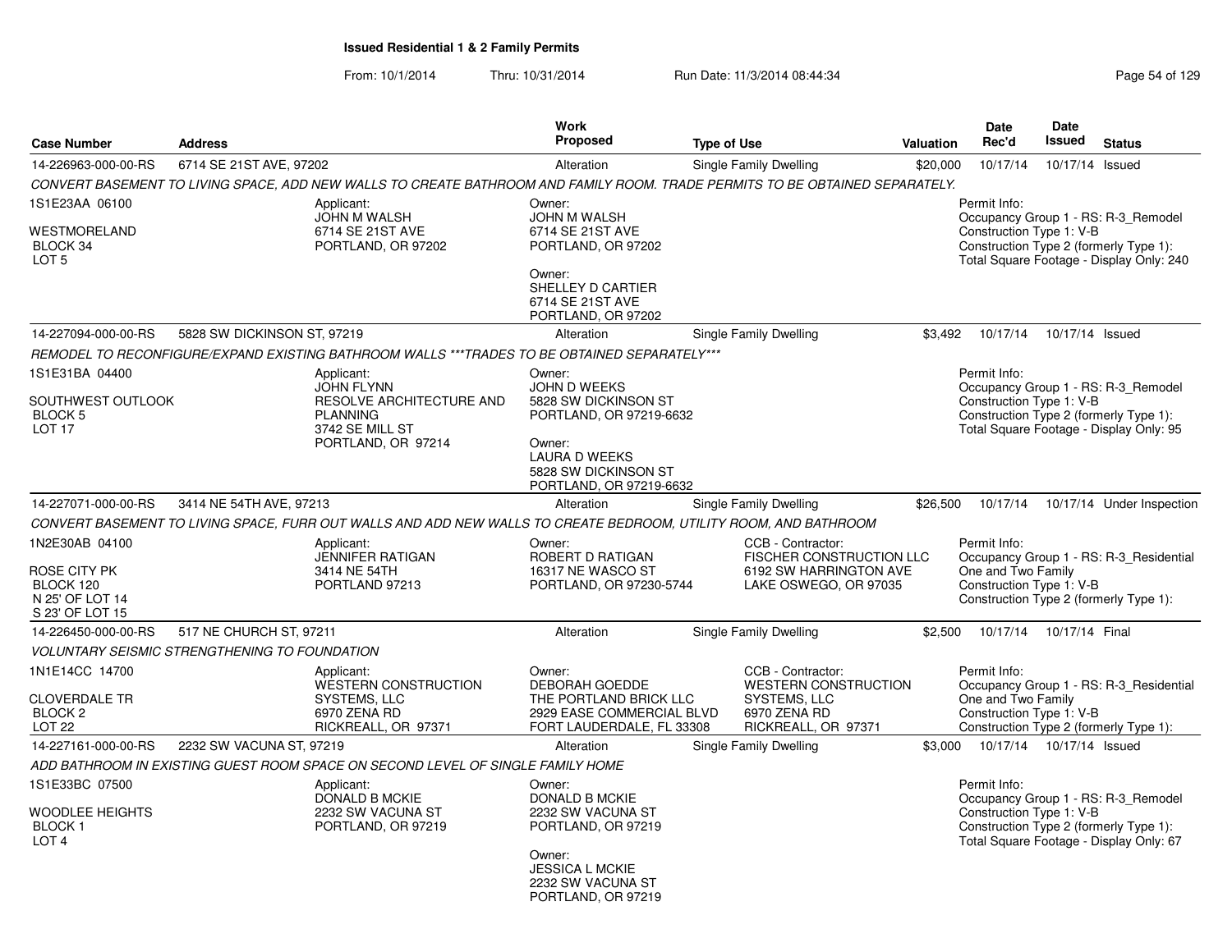# Issued Residential 1 & 2 Family Permits

From: 10/1/2014 Thru: 10/31/2014 Run Date: 11/3/2014 08:44:34

| Case Number | Address | Work Proposed | Type of Use | Valuation | Date Rec'd | Date Issued | Status |
|---|---|---|---|---|---|---|---|
| 14-226963-000-00-RS | 6714 SE 21ST AVE, 97202 | Alteration | Single Family Dwelling | $20,000 | 10/17/14 | 10/17/14 | Issued |

*CONVERT BASEMENT TO LIVING SPACE, ADD NEW WALLS TO CREATE BATHROOM AND FAMILY ROOM. TRADE PERMITS TO BE OBTAINED SEPARATELY.*

1S1E23AA 06100
WESTMORELAND
BLOCK 34
LOT 5

Applicant:
JOHN M WALSH
6714 SE 21ST AVE
PORTLAND, OR 97202

Owner:
JOHN M WALSH
6714 SE 21ST AVE
PORTLAND, OR 97202

Owner:
SHELLEY D CARTIER
6714 SE 21ST AVE
PORTLAND, OR 97202

Permit Info:
Occupancy Group 1 - RS: R-3_Remodel
Construction Type 1: V-B
Construction Type 2 (formerly Type 1):
Total Square Footage - Display Only: 240

| Case Number | Address | Work Proposed | Type of Use | Valuation | Date Rec'd | Date Issued | Status |
|---|---|---|---|---|---|---|---|
| 14-227094-000-00-RS | 5828 SW DICKINSON ST, 97219 | Alteration | Single Family Dwelling | $3,492 | 10/17/14 | 10/17/14 | Issued |

*REMODEL TO RECONFIGURE/EXPAND EXISTING BATHROOM WALLS ***TRADES TO BE OBTAINED SEPARATELY****

1S1E31BA 04400
SOUTHWEST OUTLOOK
BLOCK 5
LOT 17

Applicant:
JOHN FLYNN
RESOLVE ARCHITECTURE AND PLANNING
3742 SE MILL ST
PORTLAND, OR 97214

Owner:
JOHN D WEEKS
5828 SW DICKINSON ST
PORTLAND, OR 97219-6632

Owner:
LAURA D WEEKS
5828 SW DICKINSON ST
PORTLAND, OR 97219-6632

Permit Info:
Occupancy Group 1 - RS: R-3_Remodel
Construction Type 1: V-B
Construction Type 2 (formerly Type 1):
Total Square Footage - Display Only: 95

| Case Number | Address | Work Proposed | Type of Use | Valuation | Date Rec'd | Date Issued | Status |
|---|---|---|---|---|---|---|---|
| 14-227071-000-00-RS | 3414 NE 54TH AVE, 97213 | Alteration | Single Family Dwelling | $26,500 | 10/17/14 | 10/17/14 | Under Inspection |

*CONVERT BASEMENT TO LIVING SPACE, FURR OUT WALLS AND ADD NEW WALLS TO CREATE BEDROOM, UTILITY ROOM, AND BATHROOM*

1N2E30AB 04100
ROSE CITY PK
BLOCK 120
N 25' OF LOT 14
S 23' OF LOT 15

Applicant:
JENNIFER RATIGAN
3414 NE 54TH
PORTLAND 97213

Owner:
ROBERT D RATIGAN
16317 NE WASCO ST
PORTLAND, OR 97230-5744

CCB - Contractor:
FISCHER CONSTRUCTION LLC
6192 SW HARRINGTON AVE
LAKE OSWEGO, OR 97035

Permit Info:
Occupancy Group 1 - RS: R-3_Residential One and Two Family
Construction Type 1: V-B
Construction Type 2 (formerly Type 1):

| Case Number | Address | Work Proposed | Type of Use | Valuation | Date Rec'd | Date Issued | Status |
|---|---|---|---|---|---|---|---|
| 14-226450-000-00-RS | 517 NE CHURCH ST, 97211 | Alteration | Single Family Dwelling | $2,500 | 10/17/14 | 10/17/14 | Final |

*VOLUNTARY SEISMIC STRENGTHENING TO FOUNDATION*

1N1E14CC 14700
CLOVERDALE TR
BLOCK 2
LOT 22

Applicant:
WESTERN CONSTRUCTION SYSTEMS, LLC
6970 ZENA RD
RICKREALL, OR 97371

Owner:
DEBORAH GOEDDE
THE PORTLAND BRICK LLC
2929 EASE COMMERCIAL BLVD
FORT LAUDERDALE, FL 33308

CCB - Contractor:
WESTERN CONSTRUCTION SYSTEMS, LLC
6970 ZENA RD
RICKREALL, OR 97371

Permit Info:
Occupancy Group 1 - RS: R-3_Residential One and Two Family
Construction Type 1: V-B
Construction Type 2 (formerly Type 1):

| Case Number | Address | Work Proposed | Type of Use | Valuation | Date Rec'd | Date Issued | Status |
|---|---|---|---|---|---|---|---|
| 14-227161-000-00-RS | 2232 SW VACUNA ST, 97219 | Alteration | Single Family Dwelling | $3,000 | 10/17/14 | 10/17/14 | Issued |

*ADD BATHROOM IN EXISTING GUEST ROOM SPACE ON SECOND LEVEL OF SINGLE FAMILY HOME*

1S1E33BC 07500
WOODLEE HEIGHTS
BLOCK 1
LOT 4

Applicant:
DONALD B MCKIE
2232 SW VACUNA ST
PORTLAND, OR 97219

Owner:
DONALD B MCKIE
2232 SW VACUNA ST
PORTLAND, OR 97219

Owner:
JESSICA L MCKIE
2232 SW VACUNA ST
PORTLAND, OR 97219

Permit Info:
Occupancy Group 1 - RS: R-3_Remodel
Construction Type 1: V-B
Construction Type 2 (formerly Type 1):
Total Square Footage - Display Only: 67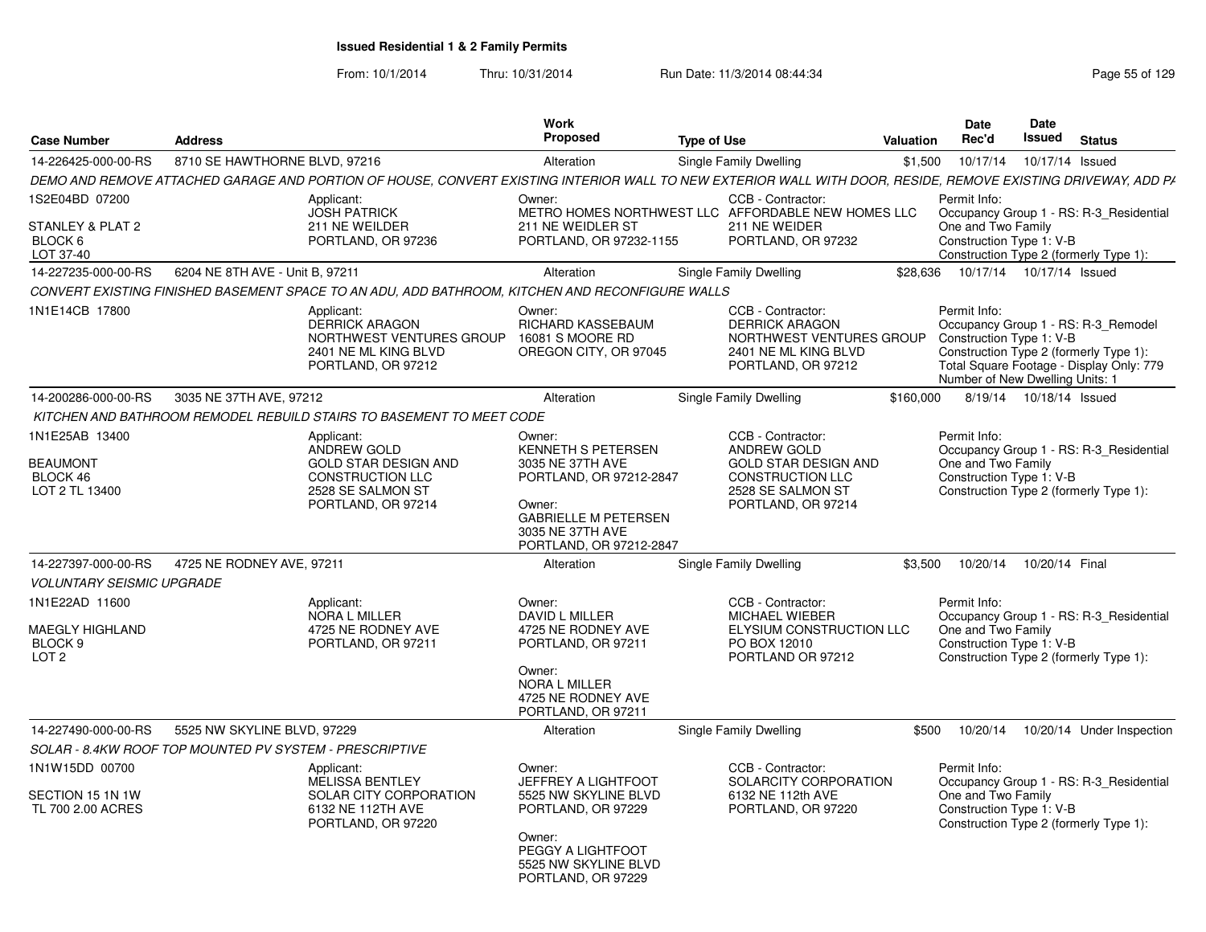# Issued Residential 1 & 2 Family Permits

From: 10/1/2014 Thru: 10/31/2014 Run Date: 11/3/2014 08:44:34

| Case Number | Address | Work Proposed | Type of Use | Valuation | Date Rec'd | Date Issued | Status |
|---|---|---|---|---|---|---|---|
| 14-226425-000-00-RS | 8710 SE HAWTHORNE BLVD, 97216 | Alteration | Single Family Dwelling | $1,500 | 10/17/14 | 10/17/14 | Issued |

DEMO AND REMOVE ATTACHED GARAGE AND PORTION OF HOUSE, CONVERT EXISTING INTERIOR WALL TO NEW EXTERIOR WALL WITH DOOR, RESIDE, REMOVE EXISTING DRIVEWAY, ADD PA

1S2E04BD 07200
STANLEY & PLAT 2
BLOCK 6
LOT 37-40

Applicant:
JOSH PATRICK
211 NE WEILDER
PORTLAND, OR 97236

Owner:
METRO HOMES NORTHWEST LLC
211 NE WEIDLER ST
PORTLAND, OR 97232-1155

CCB - Contractor:
AFFORDABLE NEW HOMES LLC
211 NE WEIDER
PORTLAND, OR 97232

Permit Info:
Occupancy Group 1 - RS: R-3_Residential One and Two Family
Construction Type 1: V-B
Construction Type 2 (formerly Type 1):

| Case Number | Address | Work Proposed | Type of Use | Valuation | Date Rec'd | Date Issued | Status |
|---|---|---|---|---|---|---|---|
| 14-227235-000-00-RS | 6204 NE 8TH AVE - Unit B, 97211 | Alteration | Single Family Dwelling | $28,636 | 10/17/14 | 10/17/14 | Issued |

CONVERT EXISTING FINISHED BASEMENT SPACE TO AN ADU, ADD BATHROOM, KITCHEN AND RECONFIGURE WALLS

1N1E14CB 17800

Applicant:
DERRICK ARAGON
NORTHWEST VENTURES GROUP
2401 NE ML KING BLVD
PORTLAND, OR 97212

Owner:
RICHARD KASSEBAUM
16081 S MOORE RD
OREGON CITY, OR 97045

CCB - Contractor:
DERRICK ARAGON
NORTHWEST VENTURES GROUP
2401 NE ML KING BLVD
PORTLAND, OR 97212

Permit Info:
Occupancy Group 1 - RS: R-3_Remodel
Construction Type 1: V-B
Construction Type 2 (formerly Type 1):
Total Square Footage - Display Only: 779
Number of New Dwelling Units: 1

| Case Number | Address | Work Proposed | Type of Use | Valuation | Date Rec'd | Date Issued | Status |
|---|---|---|---|---|---|---|---|
| 14-200286-000-00-RS | 3035 NE 37TH AVE, 97212 | Alteration | Single Family Dwelling | $160,000 | 8/19/14 | 10/18/14 | Issued |

KITCHEN AND BATHROOM REMODEL REBUILD STAIRS TO BASEMENT TO MEET CODE

1N1E25AB 13400
BEAUMONT
BLOCK 46
LOT 2 TL 13400

Applicant:
ANDREW GOLD
GOLD STAR DESIGN AND CONSTRUCTION LLC
2528 SE SALMON ST
PORTLAND, OR 97214

Owner:
KENNETH S PETERSEN
3035 NE 37TH AVE
PORTLAND, OR 97212-2847

Owner:
GABRIELLE M PETERSEN
3035 NE 37TH AVE
PORTLAND, OR 97212-2847

CCB - Contractor:
ANDREW GOLD
GOLD STAR DESIGN AND CONSTRUCTION LLC
2528 SE SALMON ST
PORTLAND, OR 97214

Permit Info:
Occupancy Group 1 - RS: R-3_Residential One and Two Family
Construction Type 1: V-B
Construction Type 2 (formerly Type 1):

| Case Number | Address | Work Proposed | Type of Use | Valuation | Date Rec'd | Date Issued | Status |
|---|---|---|---|---|---|---|---|
| 14-227397-000-00-RS | 4725 NE RODNEY AVE, 97211 | Alteration | Single Family Dwelling | $3,500 | 10/20/14 | 10/20/14 | Final |

VOLUNTARY SEISMIC UPGRADE

1N1E22AD 11600
MAEGLY HIGHLAND
BLOCK 9
LOT 2

Applicant:
NORA L MILLER
4725 NE RODNEY AVE
PORTLAND, OR 97211

Owner:
DAVID L MILLER
4725 NE RODNEY AVE
PORTLAND, OR 97211

Owner:
NORA L MILLER
4725 NE RODNEY AVE
PORTLAND, OR 97211

CCB - Contractor:
MICHAEL WIEBER
ELYSIUM CONSTRUCTION LLC
PO BOX 12010
PORTLAND OR 97212

Permit Info:
Occupancy Group 1 - RS: R-3_Residential One and Two Family
Construction Type 1: V-B
Construction Type 2 (formerly Type 1):

| Case Number | Address | Work Proposed | Type of Use | Valuation | Date Rec'd | Date Issued | Status |
|---|---|---|---|---|---|---|---|
| 14-227490-000-00-RS | 5525 NW SKYLINE BLVD, 97229 | Alteration | Single Family Dwelling | $500 | 10/20/14 | 10/20/14 | Under Inspection |

SOLAR - 8.4KW ROOF TOP MOUNTED PV SYSTEM - PRESCRIPTIVE

1N1W15DD 00700
SECTION 15 1N 1W
TL 700 2.00 ACRES

Applicant:
MELISSA BENTLEY
SOLAR CITY CORPORATION
6132 NE 112TH AVE
PORTLAND, OR 97220

Owner:
JEFFREY A LIGHTFOOT
5525 NW SKYLINE BLVD
PORTLAND, OR 97229

Owner:
PEGGY A LIGHTFOOT
5525 NW SKYLINE BLVD
PORTLAND, OR 97229

CCB - Contractor:
SOLARCITY CORPORATION
6132 NE 112th AVE
PORTLAND, OR 97220

Permit Info:
Occupancy Group 1 - RS: R-3_Residential One and Two Family
Construction Type 1: V-B
Construction Type 2 (formerly Type 1):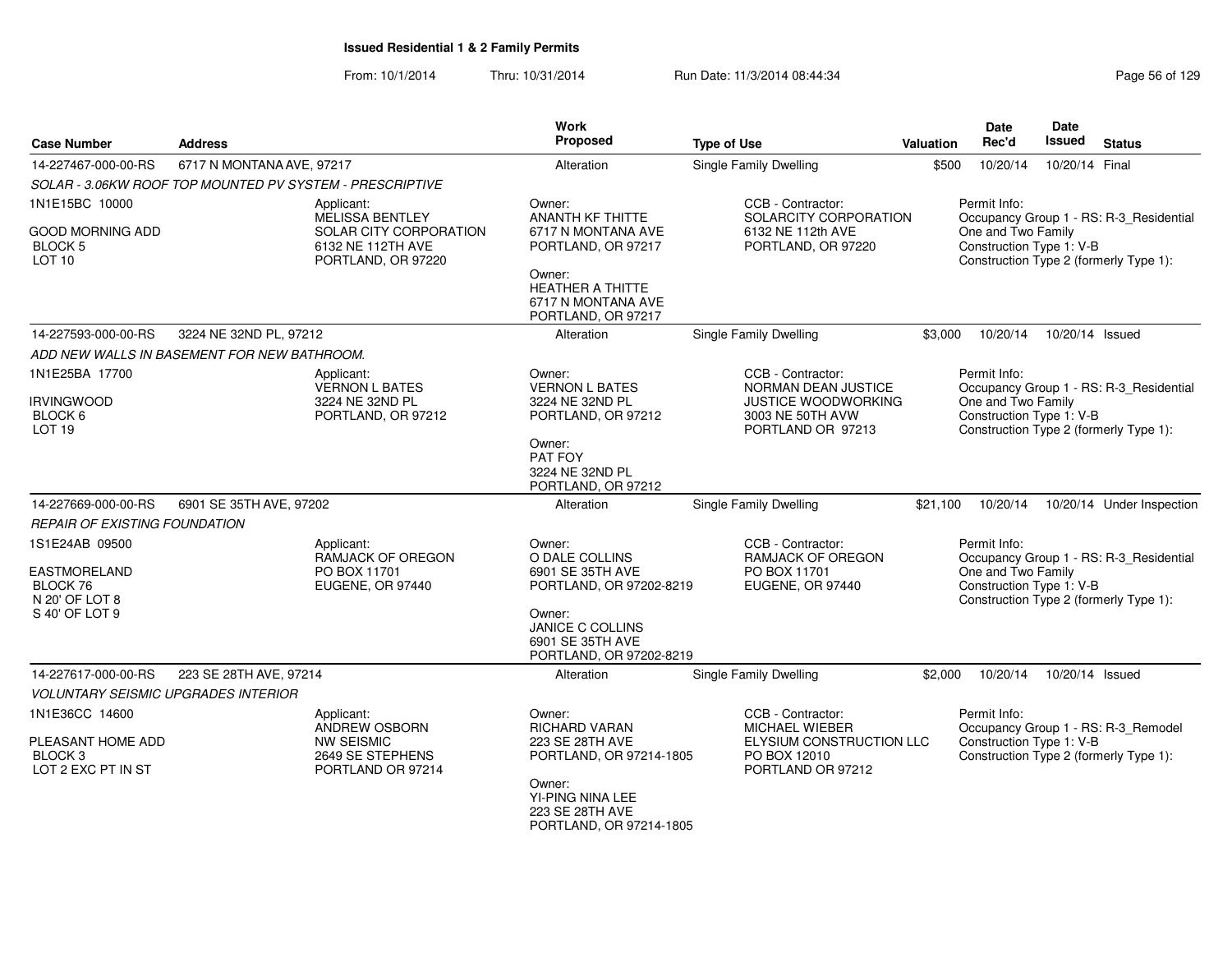# Issued Residential 1 & 2 Family Permits

From: 10/1/2014 Thru: 10/31/2014 Run Date: 11/3/2014 08:44:34

| Case Number | Address | Work Proposed | Type of Use | Valuation | Date Rec'd | Date Issued | Status |
|---|---|---|---|---|---|---|---|
| 14-227467-000-00-RS | 6717 N MONTANA AVE, 97217 | Alteration | Single Family Dwelling | $500 | 10/20/14 | 10/20/14 | Final |

SOLAR - 3.06KW ROOF TOP MOUNTED PV SYSTEM - PRESCRIPTIVE

1N1E15BC 10000
GOOD MORNING ADD
BLOCK 5
LOT 10

Applicant:
MELISSA BENTLEY
SOLAR CITY CORPORATION
6132 NE 112TH AVE
PORTLAND, OR 97220

Owner:
ANANTH KF THITTE
6717 N MONTANA AVE
PORTLAND, OR 97217

Owner:
HEATHER A THITTE
6717 N MONTANA AVE
PORTLAND, OR 97217

CCB - Contractor:
SOLARCITY CORPORATION
6132 NE 112th AVE
PORTLAND, OR 97220

Permit Info:
Occupancy Group 1 - RS: R-3_Residential One and Two Family
Construction Type 1: V-B
Construction Type 2 (formerly Type 1):

| Case Number | Address | Work Proposed | Type of Use | Valuation | Date Rec'd | Date Issued | Status |
|---|---|---|---|---|---|---|---|
| 14-227593-000-00-RS | 3224 NE 32ND PL, 97212 | Alteration | Single Family Dwelling | $3,000 | 10/20/14 | 10/20/14 | Issued |

ADD NEW WALLS IN BASEMENT FOR NEW BATHROOM.

1N1E25BA 17700
IRVINGWOOD
BLOCK 6
LOT 19

Applicant:
VERNON L BATES
3224 NE 32ND PL
PORTLAND, OR 97212

Owner:
VERNON L BATES
3224 NE 32ND PL
PORTLAND, OR 97212

Owner:
PAT FOY
3224 NE 32ND PL
PORTLAND, OR 97212

CCB - Contractor:
NORMAN DEAN JUSTICE
JUSTICE WOODWORKING
3003 NE 50TH AVW
PORTLAND OR 97213

Permit Info:
Occupancy Group 1 - RS: R-3_Residential One and Two Family
Construction Type 1: V-B
Construction Type 2 (formerly Type 1):

| Case Number | Address | Work Proposed | Type of Use | Valuation | Date Rec'd | Date Issued | Status |
|---|---|---|---|---|---|---|---|
| 14-227669-000-00-RS | 6901 SE 35TH AVE, 97202 | Alteration | Single Family Dwelling | $21,100 | 10/20/14 | 10/20/14 | Under Inspection |

REPAIR OF EXISTING FOUNDATION

1S1E24AB 09500
EASTMORELAND
BLOCK 76
N 20' OF LOT 8
S 40' OF LOT 9

Applicant:
RAMJACK OF OREGON
PO BOX 11701
EUGENE, OR 97440

Owner:
O DALE COLLINS
6901 SE 35TH AVE
PORTLAND, OR 97202-8219

Owner:
JANICE C COLLINS
6901 SE 35TH AVE
PORTLAND, OR 97202-8219

CCB - Contractor:
RAMJACK OF OREGON
PO BOX 11701
EUGENE, OR 97440

Permit Info:
Occupancy Group 1 - RS: R-3_Residential One and Two Family
Construction Type 1: V-B
Construction Type 2 (formerly Type 1):

| Case Number | Address | Work Proposed | Type of Use | Valuation | Date Rec'd | Date Issued | Status |
|---|---|---|---|---|---|---|---|
| 14-227617-000-00-RS | 223 SE 28TH AVE, 97214 | Alteration | Single Family Dwelling | $2,000 | 10/20/14 | 10/20/14 | Issued |

VOLUNTARY SEISMIC UPGRADES INTERIOR

1N1E36CC 14600
PLEASANT HOME ADD
BLOCK 3
LOT 2 EXC PT IN ST

Applicant:
ANDREW OSBORN
NW SEISMIC
2649 SE STEPHENS
PORTLAND OR 97214

Owner:
RICHARD VARAN
223 SE 28TH AVE
PORTLAND, OR 97214-1805

Owner:
YI-PING NINA LEE
223 SE 28TH AVE
PORTLAND, OR 97214-1805

CCB - Contractor:
MICHAEL WIEBER
ELYSIUM CONSTRUCTION LLC
PO BOX 12010
PORTLAND OR 97212

Permit Info:
Occupancy Group 1 - RS: R-3_Remodel
Construction Type 1: V-B
Construction Type 2 (formerly Type 1):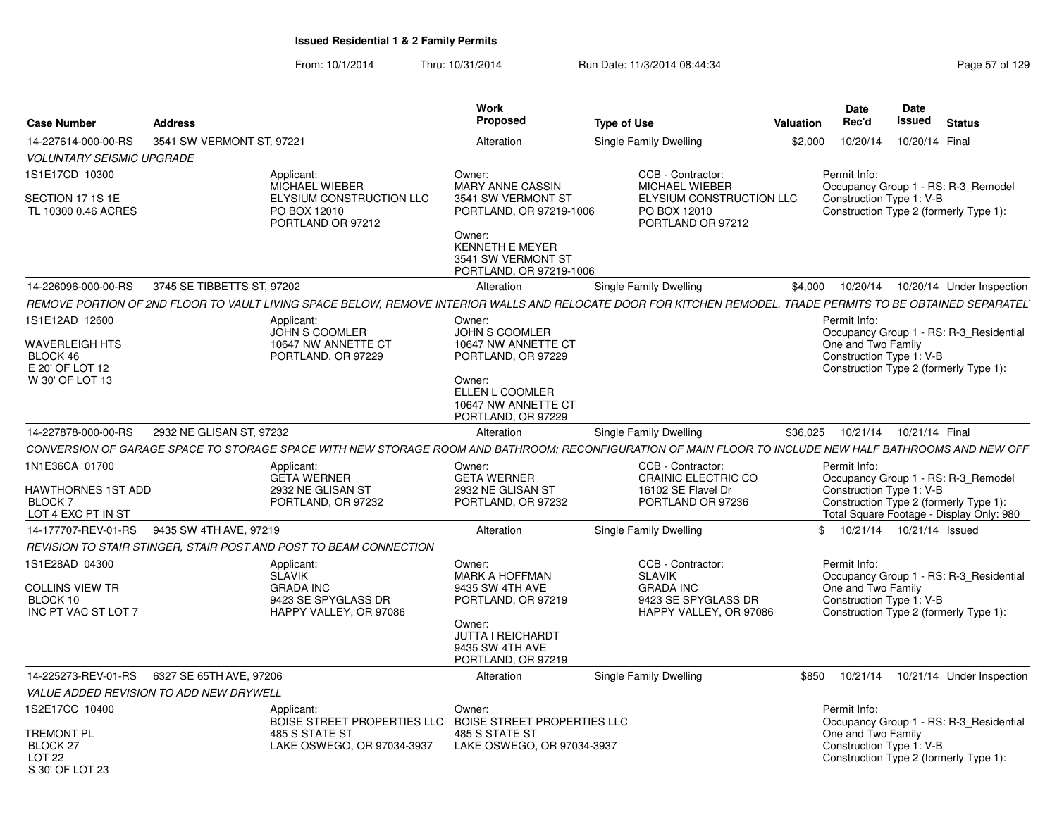# Issued Residential 1 & 2 Family Permits

From: 10/1/2014 Thru: 10/31/2014 Run Date: 11/3/2014 08:44:34

| Case Number | Address | Work Proposed | Type of Use | Valuation | Date Rec'd | Date Issued | Status |
|---|---|---|---|---|---|---|---|
| 14-227614-000-00-RS | 3541 SW VERMONT ST, 97221 | Alteration | Single Family Dwelling | $2,000 | 10/20/14 | 10/20/14 | Final |

*VOLUNTARY SEISMIC UPGRADE*

1S1E17CD 10300
SECTION 17 1S 1E
TL 10300 0.46 ACRES

Applicant:
MICHAEL WIEBER
ELYSIUM CONSTRUCTION LLC
PO BOX 12010
PORTLAND OR 97212

Owner:
MARY ANNE CASSIN
3541 SW VERMONT ST
PORTLAND, OR 97219-1006

Owner:
KENNETH E MEYER
3541 SW VERMONT ST
PORTLAND, OR 97219-1006

CCB - Contractor:
MICHAEL WIEBER
ELYSIUM CONSTRUCTION LLC
PO BOX 12010
PORTLAND OR 97212

Permit Info:
Occupancy Group 1 - RS: R-3_Remodel
Construction Type 1: V-B
Construction Type 2 (formerly Type 1):

---

| Case Number | Address | Work Proposed | Type of Use | Valuation | Date Rec'd | Date Issued | Status |
|---|---|---|---|---|---|---|---|
| 14-226096-000-00-RS | 3745 SE TIBBETTS ST, 97202 | Alteration | Single Family Dwelling | $4,000 | 10/20/14 | 10/20/14 | Under Inspection |

*REMOVE PORTION OF 2ND FLOOR TO VAULT LIVING SPACE BELOW, REMOVE INTERIOR WALLS AND RELOCATE DOOR FOR KITCHEN REMODEL. TRADE PERMITS TO BE OBTAINED SEPARATEL*

1S1E12AD 12600
WAVERLEIGH HTS
BLOCK 46
E 20' OF LOT 12
W 30' OF LOT 13

Applicant:
JOHN S COOMLER
10647 NW ANNETTE CT
PORTLAND, OR 97229

Owner:
JOHN S COOMLER
10647 NW ANNETTE CT
PORTLAND, OR 97229

Owner:
ELLEN L COOMLER
10647 NW ANNETTE CT
PORTLAND, OR 97229

Permit Info:
Occupancy Group 1 - RS: R-3_Residential One and Two Family
Construction Type 1: V-B
Construction Type 2 (formerly Type 1):

---

| Case Number | Address | Work Proposed | Type of Use | Valuation | Date Rec'd | Date Issued | Status |
|---|---|---|---|---|---|---|---|
| 14-227878-000-00-RS | 2932 NE GLISAN ST, 97232 | Alteration | Single Family Dwelling | $36,025 | 10/21/14 | 10/21/14 | Final |

*CONVERSION OF GARAGE SPACE TO STORAGE SPACE WITH NEW STORAGE ROOM AND BATHROOM; RECONFIGURATION OF MAIN FLOOR TO INCLUDE NEW HALF BATHROOMS AND NEW OFF*

1N1E36CA 01700
HAWTHORNES 1ST ADD
BLOCK 7
LOT 4 EXC PT IN ST

Applicant:
GETA WERNER
2932 NE GLISAN ST
PORTLAND, OR 97232

Owner:
GETA WERNER
2932 NE GLISAN ST
PORTLAND, OR 97232

CCB - Contractor:
CRAINIC ELECTRIC CO
16102 SE Flavel Dr
PORTLAND OR 97236

Permit Info:
Occupancy Group 1 - RS: R-3_Remodel
Construction Type 1: V-B
Construction Type 2 (formerly Type 1):
Total Square Footage - Display Only: 980

---

| Case Number | Address | Work Proposed | Type of Use | Valuation | Date Rec'd | Date Issued | Status |
|---|---|---|---|---|---|---|---|
| 14-177707-REV-01-RS | 9435 SW 4TH AVE, 97219 | Alteration | Single Family Dwelling | $ | 10/21/14 | 10/21/14 | Issued |

*REVISION TO STAIR STINGER, STAIR POST AND POST TO BEAM CONNECTION*

1S1E28AD 04300
COLLINS VIEW TR
BLOCK 10
INC PT VAC ST LOT 7

Applicant:
SLAVIK
GRADA INC
9423 SE SPYGLASS DR
HAPPY VALLEY, OR 97086

Owner:
MARK A HOFFMAN
9435 SW 4TH AVE
PORTLAND, OR 97219

Owner:
JUTTA I REICHARDT
9435 SW 4TH AVE
PORTLAND, OR 97219

CCB - Contractor:
SLAVIK
GRADA INC
9423 SE SPYGLASS DR
HAPPY VALLEY, OR 97086

Permit Info:
Occupancy Group 1 - RS: R-3_Residential One and Two Family
Construction Type 1: V-B
Construction Type 2 (formerly Type 1):

---

| Case Number | Address | Work Proposed | Type of Use | Valuation | Date Rec'd | Date Issued | Status |
|---|---|---|---|---|---|---|---|
| 14-225273-REV-01-RS | 6327 SE 65TH AVE, 97206 | Alteration | Single Family Dwelling | $850 | 10/21/14 | 10/21/14 | Under Inspection |

*VALUE ADDED REVISION TO ADD NEW DRYWELL*

1S2E17CC 10400
TREMONT PL
BLOCK 27
LOT 22
S 30' OF LOT 23

Applicant:
BOISE STREET PROPERTIES LLC
485 S STATE ST
LAKE OSWEGO, OR 97034-3937

Owner:
BOISE STREET PROPERTIES LLC
485 S STATE ST
LAKE OSWEGO, OR 97034-3937

Permit Info:
Occupancy Group 1 - RS: R-3_Residential One and Two Family
Construction Type 1: V-B
Construction Type 2 (formerly Type 1):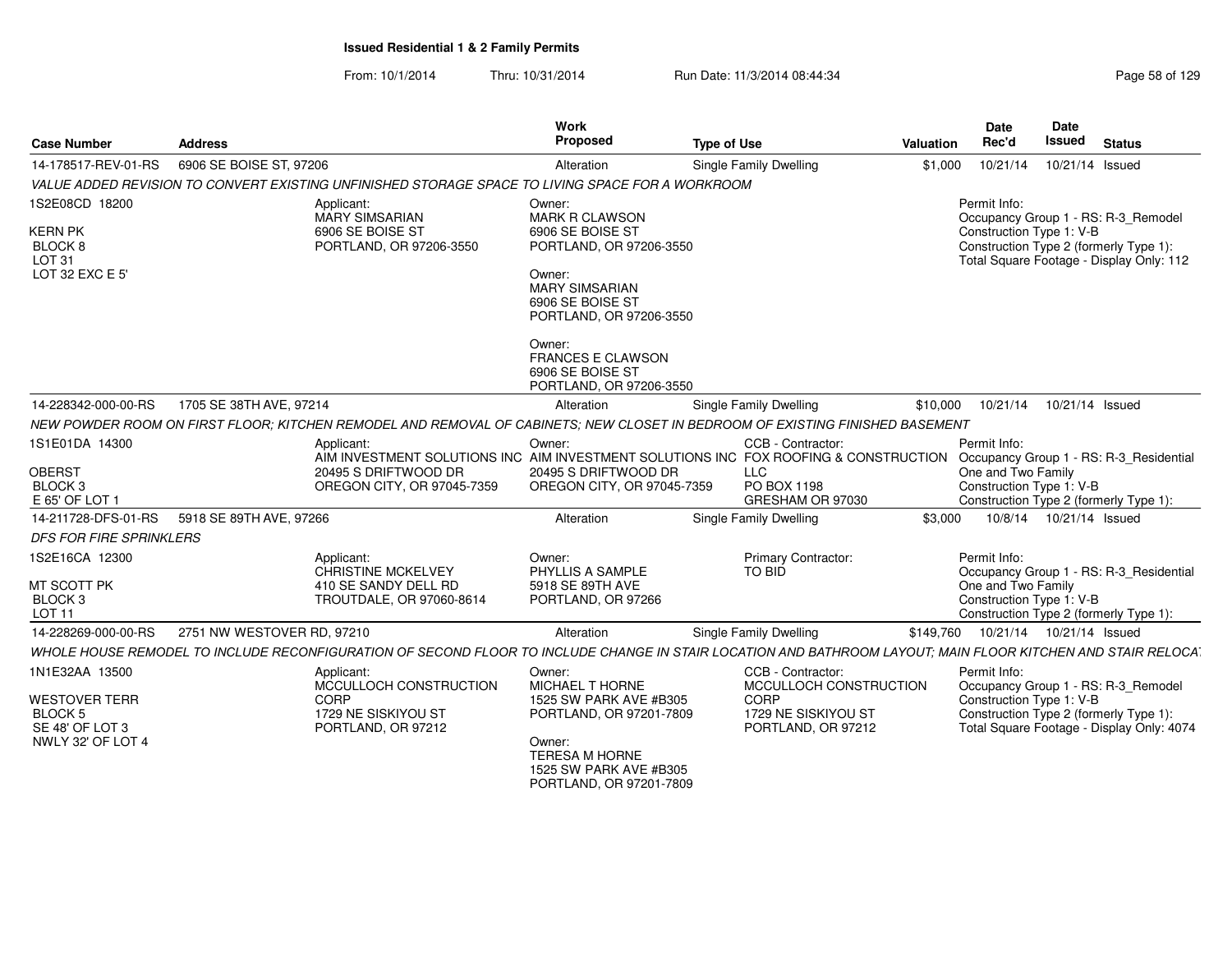## Issued Residential 1 & 2 Family Permits

From: 10/1/2014 Thru: 10/31/2014 Run Date: 11/3/2014 08:44:34

| Case Number | Address | Work Proposed | Type of Use | Valuation | Date Rec'd | Date Issued | Status |
|---|---|---|---|---|---|---|---|
| 14-178517-REV-01-RS | 6906 SE BOISE ST, 97206 | Alteration | Single Family Dwelling | $1,000 | 10/21/14 | 10/21/14 | Issued |

*VALUE ADDED REVISION TO CONVERT EXISTING UNFINISHED STORAGE SPACE TO LIVING SPACE FOR A WORKROOM*

1S2E08CD 18200
KERN PK
BLOCK 8
LOT 31
LOT 32 EXC E 5'

Applicant:
MARY SIMSARIAN
6906 SE BOISE ST
PORTLAND, OR 97206-3550

Owner:
MARK R CLAWSON
6906 SE BOISE ST
PORTLAND, OR 97206-3550

Owner:
MARY SIMSARIAN
6906 SE BOISE ST
PORTLAND, OR 97206-3550

Owner:
FRANCES E CLAWSON
6906 SE BOISE ST
PORTLAND, OR 97206-3550

Permit Info:
Occupancy Group 1 - RS: R-3_Remodel
Construction Type 1: V-B
Construction Type 2 (formerly Type 1):
Total Square Footage - Display Only: 112

| Case Number | Address | Work Proposed | Type of Use | Valuation | Date Rec'd | Date Issued | Status |
|---|---|---|---|---|---|---|---|
| 14-228342-000-00-RS | 1705 SE 38TH AVE, 97214 | Alteration | Single Family Dwelling | $10,000 | 10/21/14 | 10/21/14 | Issued |

*NEW POWDER ROOM ON FIRST FLOOR; KITCHEN REMODEL AND REMOVAL OF CABINETS; NEW CLOSET IN BEDROOM OF EXISTING FINISHED BASEMENT*

1S1E01DA 14300
OBERST
BLOCK 3
E 65' OF LOT 1

Applicant:
AIM INVESTMENT SOLUTIONS INC
20495 S DRIFTWOOD DR
OREGON CITY, OR 97045-7359

Owner:
AIM INVESTMENT SOLUTIONS INC
20495 S DRIFTWOOD DR
OREGON CITY, OR 97045-7359

CCB - Contractor:
FOX ROOFING & CONSTRUCTION LLC
PO BOX 1198
GRESHAM OR 97030

Permit Info:
Occupancy Group 1 - RS: R-3_Residential One and Two Family
Construction Type 1: V-B
Construction Type 2 (formerly Type 1):

| Case Number | Address | Work Proposed | Type of Use | Valuation | Date Rec'd | Date Issued | Status |
|---|---|---|---|---|---|---|---|
| 14-211728-DFS-01-RS | 5918 SE 89TH AVE, 97266 | Alteration | Single Family Dwelling | $3,000 | 10/8/14 | 10/21/14 | Issued |

*DFS FOR FIRE SPRINKLERS*

1S2E16CA 12300
MT SCOTT PK
BLOCK 3
LOT 11

Applicant:
CHRISTINE MCKELVEY
410 SE SANDY DELL RD
TROUTDALE, OR 97060-8614

Owner:
PHYLLIS A SAMPLE
5918 SE 89TH AVE
PORTLAND, OR 97266

Primary Contractor:
TO BID

Permit Info:
Occupancy Group 1 - RS: R-3_Residential One and Two Family
Construction Type 1: V-B
Construction Type 2 (formerly Type 1):

| Case Number | Address | Work Proposed | Type of Use | Valuation | Date Rec'd | Date Issued | Status |
|---|---|---|---|---|---|---|---|
| 14-228269-000-00-RS | 2751 NW WESTOVER RD, 97210 | Alteration | Single Family Dwelling | $149,760 | 10/21/14 | 10/21/14 | Issued |

*WHOLE HOUSE REMODEL TO INCLUDE RECONFIGURATION OF SECOND FLOOR TO INCLUDE CHANGE IN STAIR LOCATION AND BATHROOM LAYOUT; MAIN FLOOR KITCHEN AND STAIR RELOCA*

1N1E32AA 13500
WESTOVER TERR
BLOCK 5
SE 48' OF LOT 3
NWLY 32' OF LOT 4

Applicant:
MCCULLOCH CONSTRUCTION CORP
1729 NE SISKIYOU ST
PORTLAND, OR 97212

Owner:
MICHAEL T HORNE
1525 SW PARK AVE #B305
PORTLAND, OR 97201-7809

Owner:
TERESA M HORNE
1525 SW PARK AVE #B305
PORTLAND, OR 97201-7809

CCB - Contractor:
MCCULLOCH CONSTRUCTION CORP
1729 NE SISKIYOU ST
PORTLAND, OR 97212

Permit Info:
Occupancy Group 1 - RS: R-3_Remodel
Construction Type 1: V-B
Construction Type 2 (formerly Type 1):
Total Square Footage - Display Only: 4074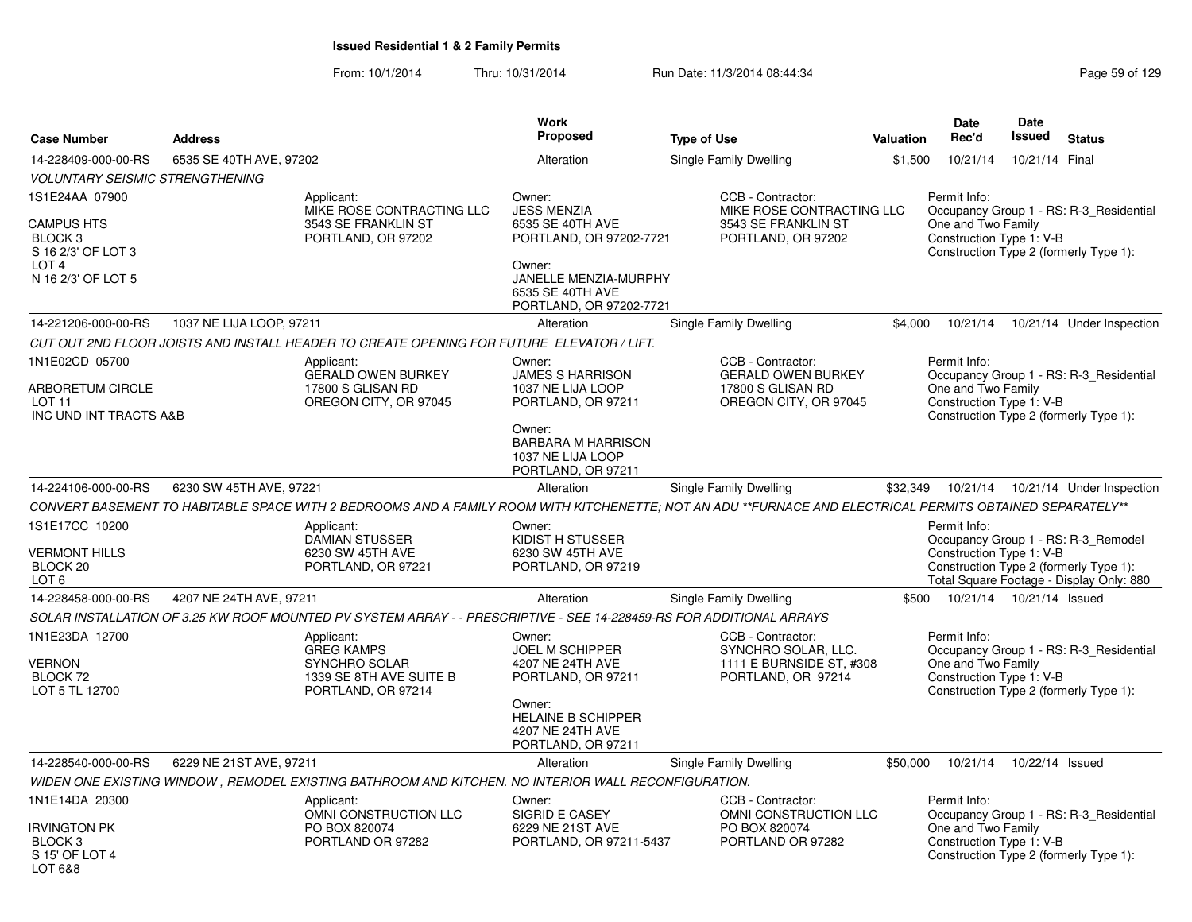## Issued Residential 1 & 2 Family Permits

From: 10/1/2014 Thru: 10/31/2014 Run Date: 11/3/2014 08:44:34

| Case Number | Address | Work Proposed | Type of Use | Valuation | Date Rec'd | Date Issued | Status |
|---|---|---|---|---|---|---|---|
| 14-228409-000-00-RS | 6535 SE 40TH AVE, 97202 | Alteration | Single Family Dwelling | $1,500 | 10/21/14 | 10/21/14 | Final |

*VOLUNTARY SEISMIC STRENGTHENING*

1S1E24AA 07900

CAMPUS HTS
BLOCK 3
S 16 2/3' OF LOT 3
LOT 4
N 16 2/3' OF LOT 5

Applicant:
MIKE ROSE CONTRACTING LLC
3543 SE FRANKLIN ST
PORTLAND, OR 97202

Owner:
JESS MENZIA
6535 SE 40TH AVE
PORTLAND, OR 97202-7721

Owner:
JANELLE MENZIA-MURPHY
6535 SE 40TH AVE
PORTLAND, OR 97202-7721

CCB - Contractor:
MIKE ROSE CONTRACTING LLC
3543 SE FRANKLIN ST
PORTLAND, OR 97202

Permit Info:
Occupancy Group 1 - RS: R-3_Residential One and Two Family
Construction Type 1: V-B
Construction Type 2 (formerly Type 1):

---

| Case Number | Address | Work Proposed | Type of Use | Valuation | Date Rec'd | Date Issued | Status |
|---|---|---|---|---|---|---|---|
| 14-221206-000-00-RS | 1037 NE LIJA LOOP, 97211 | Alteration | Single Family Dwelling | $4,000 | 10/21/14 | 10/21/14 | Under Inspection |

*CUT OUT 2ND FLOOR JOISTS AND INSTALL HEADER TO CREATE OPENING FOR FUTURE ELEVATOR / LIFT.*

1N1E02CD 05700

ARBORETUM CIRCLE
LOT 11
INC UND INT TRACTS A&B

Applicant:
GERALD OWEN BURKEY
17800 S GLISAN RD
OREGON CITY, OR 97045

Owner:
JAMES S HARRISON
1037 NE LIJA LOOP
PORTLAND, OR 97211

Owner:
BARBARA M HARRISON
1037 NE LIJA LOOP
PORTLAND, OR 97211

CCB - Contractor:
GERALD OWEN BURKEY
17800 S GLISAN RD
OREGON CITY, OR 97045

Permit Info:
Occupancy Group 1 - RS: R-3_Residential One and Two Family
Construction Type 1: V-B
Construction Type 2 (formerly Type 1):

---

| Case Number | Address | Work Proposed | Type of Use | Valuation | Date Rec'd | Date Issued | Status |
|---|---|---|---|---|---|---|---|
| 14-224106-000-00-RS | 6230 SW 45TH AVE, 97221 | Alteration | Single Family Dwelling | $32,349 | 10/21/14 | 10/21/14 | Under Inspection |

*CONVERT BASEMENT TO HABITABLE SPACE WITH 2 BEDROOMS AND A FAMILY ROOM WITH KITCHENETTE; NOT AN ADU **FURNACE AND ELECTRICAL PERMITS OBTAINED SEPARATELY***

1S1E17CC 10200

VERMONT HILLS
BLOCK 20
LOT 6

Applicant:
DAMIAN STUSSER
6230 SW 45TH AVE
PORTLAND, OR 97221

Owner:
KIDIST H STUSSER
6230 SW 45TH AVE
PORTLAND, OR 97219

Permit Info:
Occupancy Group 1 - RS: R-3_Remodel
Construction Type 1: V-B
Construction Type 2 (formerly Type 1):
Total Square Footage - Display Only: 880

---

| Case Number | Address | Work Proposed | Type of Use | Valuation | Date Rec'd | Date Issued | Status |
|---|---|---|---|---|---|---|---|
| 14-228458-000-00-RS | 4207 NE 24TH AVE, 97211 | Alteration | Single Family Dwelling | $500 | 10/21/14 | 10/21/14 | Issued |

*SOLAR INSTALLATION OF 3.25 KW ROOF MOUNTED PV SYSTEM ARRAY - - PRESCRIPTIVE - SEE 14-228459-RS FOR ADDITIONAL ARRAYS*

1N1E23DA 12700

VERNON
BLOCK 72
LOT 5 TL 12700

Applicant:
GREG KAMPS
SYNCHRO SOLAR
1339 SE 8TH AVE SUITE B
PORTLAND, OR 97214

Owner:
JOEL M SCHIPPER
4207 NE 24TH AVE
PORTLAND, OR 97211

Owner:
HELAINE B SCHIPPER
4207 NE 24TH AVE
PORTLAND, OR 97211

CCB - Contractor:
SYNCHRO SOLAR, LLC.
1111 E BURNSIDE ST, #308
PORTLAND, OR 97214

Permit Info:
Occupancy Group 1 - RS: R-3_Residential One and Two Family
Construction Type 1: V-B
Construction Type 2 (formerly Type 1):

---

| Case Number | Address | Work Proposed | Type of Use | Valuation | Date Rec'd | Date Issued | Status |
|---|---|---|---|---|---|---|---|
| 14-228540-000-00-RS | 6229 NE 21ST AVE, 97211 | Alteration | Single Family Dwelling | $50,000 | 10/21/14 | 10/22/14 | Issued |

*WIDEN ONE EXISTING WINDOW , REMODEL EXISTING BATHROOM AND KITCHEN. NO INTERIOR WALL RECONFIGURATION.*

1N1E14DA 20300

IRVINGTON PK
BLOCK 3
S 15' OF LOT 4
LOT 6&8

Applicant:
OMNI CONSTRUCTION LLC
PO BOX 820074
PORTLAND OR 97282

Owner:
SIGRID E CASEY
6229 NE 21ST AVE
PORTLAND, OR 97211-5437

CCB - Contractor:
OMNI CONSTRUCTION LLC
PO BOX 820074
PORTLAND OR 97282

Permit Info:
Occupancy Group 1 - RS: R-3_Residential One and Two Family
Construction Type 1: V-B
Construction Type 2 (formerly Type 1):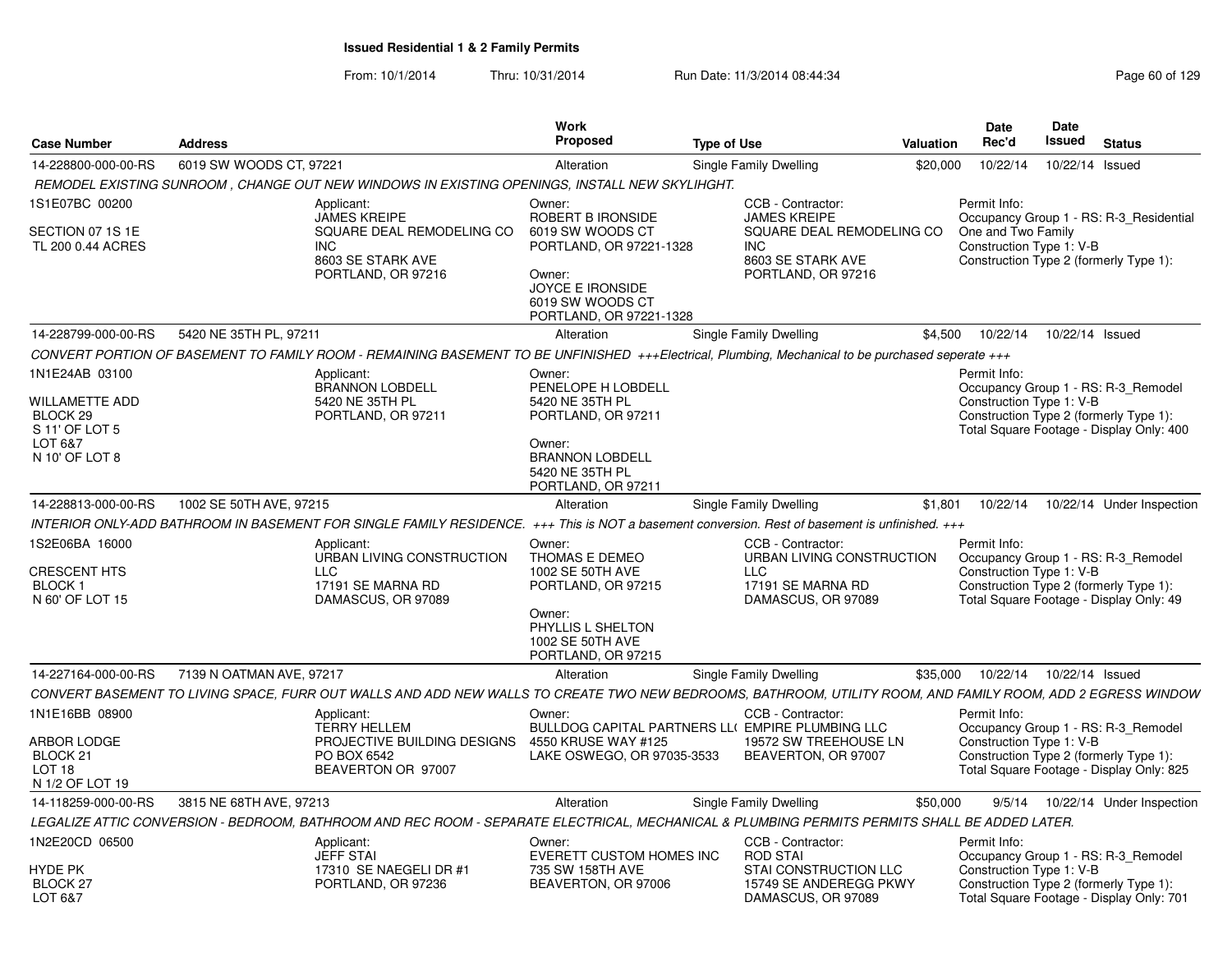# Issued Residential 1 & 2 Family Permits

From: 10/1/2014 Thru: 10/31/2014 Run Date: 11/3/2014 08:44:34

| Case Number | Address | Work Proposed | Type of Use | Valuation | Date Rec'd | Date Issued | Status |
|---|---|---|---|---|---|---|---|
| 14-228800-000-00-RS | 6019 SW WOODS CT, 97221 | Alteration | Single Family Dwelling | $20,000 | 10/22/14 | 10/22/14 | Issued |

*REMODEL EXISTING SUNROOM , CHANGE OUT NEW WINDOWS IN EXISTING OPENINGS, INSTALL NEW SKYLIHGHT.*

1S1E07BC 00200

SECTION 07 1S 1E
TL 200 0.44 ACRES

Applicant:
JAMES KREIPE
SQUARE DEAL REMODELING CO INC
8603 SE STARK AVE
PORTLAND, OR 97216

Owner:
ROBERT B IRONSIDE
6019 SW WOODS CT
PORTLAND, OR 97221-1328

Owner:
JOYCE E IRONSIDE
6019 SW WOODS CT
PORTLAND, OR 97221-1328

CCB - Contractor:
JAMES KREIPE
SQUARE DEAL REMODELING CO INC
8603 SE STARK AVE
PORTLAND, OR 97216

Permit Info:
Occupancy Group 1 - RS: R-3_Residential One and Two Family
Construction Type 1: V-B
Construction Type 2 (formerly Type 1):

| Case Number | Address | Work Proposed | Type of Use | Valuation | Date Rec'd | Date Issued | Status |
|---|---|---|---|---|---|---|---|
| 14-228799-000-00-RS | 5420 NE 35TH PL, 97211 | Alteration | Single Family Dwelling | $4,500 | 10/22/14 | 10/22/14 | Issued |

*CONVERT PORTION OF BASEMENT TO FAMILY ROOM - REMAINING BASEMENT TO BE UNFINISHED +++Electrical, Plumbing, Mechanical to be purchased seperate +++*

1N1E24AB 03100

WILLAMETTE ADD
BLOCK 29
S 11' OF LOT 5
LOT 6&7
N 10' OF LOT 8

Applicant:
BRANNON LOBDELL
5420 NE 35TH PL
PORTLAND, OR 97211

Owner:
PENELOPE H LOBDELL
5420 NE 35TH PL
PORTLAND, OR 97211

Owner:
BRANNON LOBDELL
5420 NE 35TH PL
PORTLAND, OR 97211

Permit Info:
Occupancy Group 1 - RS: R-3_Remodel
Construction Type 1: V-B
Construction Type 2 (formerly Type 1):
Total Square Footage - Display Only: 400

| Case Number | Address | Work Proposed | Type of Use | Valuation | Date Rec'd | Date Issued | Status |
|---|---|---|---|---|---|---|---|
| 14-228813-000-00-RS | 1002 SE 50TH AVE, 97215 | Alteration | Single Family Dwelling | $1,801 | 10/22/14 | 10/22/14 | Under Inspection |

*INTERIOR ONLY-ADD BATHROOM IN BASEMENT FOR SINGLE FAMILY RESIDENCE. +++ This is NOT a basement conversion. Rest of basement is unfinished. +++*

1S2E06BA 16000

CRESCENT HTS
BLOCK 1
N 60' OF LOT 15

Applicant:
URBAN LIVING CONSTRUCTION LLC
17191 SE MARNA RD
DAMASCUS, OR 97089

Owner:
THOMAS E DEMEO
1002 SE 50TH AVE
PORTLAND, OR 97215

Owner:
PHYLLIS L SHELTON
1002 SE 50TH AVE
PORTLAND, OR 97215

CCB - Contractor:
URBAN LIVING CONSTRUCTION LLC
17191 SE MARNA RD
DAMASCUS, OR 97089

Permit Info:
Occupancy Group 1 - RS: R-3_Remodel
Construction Type 1: V-B
Construction Type 2 (formerly Type 1):
Total Square Footage - Display Only: 49

| Case Number | Address | Work Proposed | Type of Use | Valuation | Date Rec'd | Date Issued | Status |
|---|---|---|---|---|---|---|---|
| 14-227164-000-00-RS | 7139 N OATMAN AVE, 97217 | Alteration | Single Family Dwelling | $35,000 | 10/22/14 | 10/22/14 | Issued |

*CONVERT BASEMENT TO LIVING SPACE, FURR OUT WALLS AND ADD NEW WALLS TO CREATE TWO NEW BEDROOMS, BATHROOM, UTILITY ROOM, AND FAMILY ROOM, ADD 2 EGRESS WINDOW*

1N1E16BB 08900

ARBOR LODGE
BLOCK 21
LOT 18
N 1/2 OF LOT 19

Applicant:
TERRY HELLEM
PROJECTIVE BUILDING DESIGNS
PO BOX 6542
BEAVERTON OR 97007

Owner:
BULLDOG CAPITAL PARTNERS LL(
4550 KRUSE WAY #125
LAKE OSWEGO, OR 97035-3533

CCB - Contractor:
EMPIRE PLUMBING LLC
19572 SW TREEHOUSE LN
BEAVERTON, OR 97007

Permit Info:
Occupancy Group 1 - RS: R-3_Remodel
Construction Type 1: V-B
Construction Type 2 (formerly Type 1):
Total Square Footage - Display Only: 825

| Case Number | Address | Work Proposed | Type of Use | Valuation | Date Rec'd | Date Issued | Status |
|---|---|---|---|---|---|---|---|
| 14-118259-000-00-RS | 3815 NE 68TH AVE, 97213 | Alteration | Single Family Dwelling | $50,000 | 9/5/14 | 10/22/14 | Under Inspection |

*LEGALIZE ATTIC CONVERSION - BEDROOM, BATHROOM AND REC ROOM - SEPARATE ELECTRICAL, MECHANICAL & PLUMBING PERMITS PERMITS SHALL BE ADDED LATER.*

1N2E20CD 06500

HYDE PK
BLOCK 27
LOT 6&7

Applicant:
JEFF STAI
17310 SE NAEGELI DR #1
PORTLAND, OR 97236

Owner:
EVERETT CUSTOM HOMES INC
735 SW 158TH AVE
BEAVERTON, OR 97006

CCB - Contractor:
ROD STAI
STAI CONSTRUCTION LLC
15749 SE ANDEREGG PKWY
DAMASCUS, OR 97089

Permit Info:
Occupancy Group 1 - RS: R-3_Remodel
Construction Type 1: V-B
Construction Type 2 (formerly Type 1):
Total Square Footage - Display Only: 701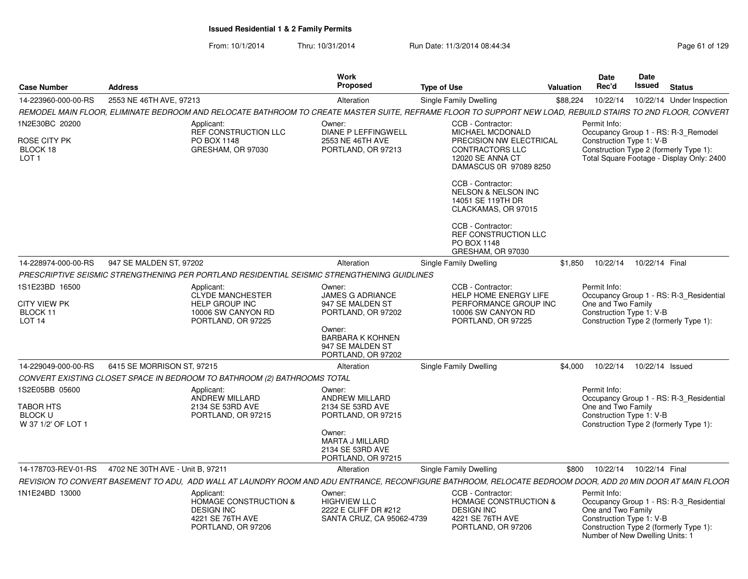# Issued Residential 1 & 2 Family Permits

From: 10/1/2014 Thru: 10/31/2014 Run Date: 11/3/2014 08:44:34

| Case Number | Address | Work Proposed | Type of Use | Valuation | Date Rec'd | Date Issued | Status |
|---|---|---|---|---|---|---|---|
| 14-223960-000-00-RS | 2553 NE 46TH AVE, 97213 | Alteration | Single Family Dwelling | $88,224 | 10/22/14 | 10/22/14 | Under Inspection |

*REMODEL MAIN FLOOR, ELIMINATE BEDROOM AND RELOCATE BATHROOM TO CREATE MASTER SUITE, REFRAME FLOOR TO SUPPORT NEW LOAD, REBUILD STAIRS TO 2ND FLOOR, CONVERT*

1N2E30BC 20200
ROSE CITY PK
BLOCK 18
LOT 1

Applicant:
REF CONSTRUCTION LLC
PO BOX 1148
GRESHAM, OR 97030

Owner:
DIANE P LEFFINGWELL
2553 NE 46TH AVE
PORTLAND, OR 97213

CCB - Contractor:
MICHAEL MCDONALD
PRECISION NW ELECTRICAL CONTRACTORS LLC
12020 SE ANNA CT
DAMASCUS 0R 97089 8250

CCB - Contractor:
NELSON & NELSON INC
14051 SE 119TH DR
CLACKAMAS, OR 97015

CCB - Contractor:
REF CONSTRUCTION LLC
PO BOX 1148
GRESHAM, OR 97030

Permit Info:
Occupancy Group 1 - RS: R-3_Remodel
Construction Type 1: V-B
Construction Type 2 (formerly Type 1):
Total Square Footage - Display Only: 2400

| Case Number | Address | Work Proposed | Type of Use | Valuation | Date Rec'd | Date Issued | Status |
|---|---|---|---|---|---|---|---|
| 14-228974-000-00-RS | 947 SE MALDEN ST, 97202 | Alteration | Single Family Dwelling | $1,850 | 10/22/14 | 10/22/14 | Final |

*PRESCRIPTIVE SEISMIC STRENGTHENING PER PORTLAND RESIDENTIAL SEISMIC STRENGTHENING GUIDLINES*

1S1E23BD 16500
CITY VIEW PK
BLOCK 11
LOT 14

Applicant:
CLYDE MANCHESTER
HELP GROUP INC
10006 SW CANYON RD
PORTLAND, OR 97225

Owner:
JAMES G ADRIANCE
947 SE MALDEN ST
PORTLAND, OR 97202

Owner:
BARBARA K KOHNEN
947 SE MALDEN ST
PORTLAND, OR 97202

CCB - Contractor:
HELP HOME ENERGY LIFE PERFORMANCE GROUP INC
10006 SW CANYON RD
PORTLAND, OR 97225

Permit Info:
Occupancy Group 1 - RS: R-3_Residential One and Two Family
Construction Type 1: V-B
Construction Type 2 (formerly Type 1):

| Case Number | Address | Work Proposed | Type of Use | Valuation | Date Rec'd | Date Issued | Status |
|---|---|---|---|---|---|---|---|
| 14-229049-000-00-RS | 6415 SE MORRISON ST, 97215 | Alteration | Single Family Dwelling | $4,000 | 10/22/14 | 10/22/14 | Issued |

*CONVERT EXISTING CLOSET SPACE IN BEDROOM TO BATHROOM (2) BATHROOMS TOTAL*

1S2E05BB 05600
TABOR HTS
BLOCK U
W 37 1/2' OF LOT 1

Applicant:
ANDREW MILLARD
2134 SE 53RD AVE
PORTLAND, OR 97215

Owner:
ANDREW MILLARD
2134 SE 53RD AVE
PORTLAND, OR 97215

Owner:
MARTA J MILLARD
2134 SE 53RD AVE
PORTLAND, OR 97215

Permit Info:
Occupancy Group 1 - RS: R-3_Residential One and Two Family
Construction Type 1: V-B
Construction Type 2 (formerly Type 1):

| Case Number | Address | Work Proposed | Type of Use | Valuation | Date Rec'd | Date Issued | Status |
|---|---|---|---|---|---|---|---|
| 14-178703-REV-01-RS | 4702 NE 30TH AVE - Unit B, 97211 | Alteration | Single Family Dwelling | $800 | 10/22/14 | 10/22/14 | Final |

*REVISION TO CONVERT BASEMENT TO ADU, ADD WALL AT LAUNDRY ROOM AND ADU ENTRANCE, RECONFIGURE BATHROOM, RELOCATE BEDROOM DOOR, ADD 20 MIN DOOR AT MAIN FLOOR*

1N1E24BD 13000

Applicant:
HOMAGE CONSTRUCTION & DESIGN INC
4221 SE 76TH AVE
PORTLAND, OR 97206

Owner:
HIGHVIEW LLC
2222 E CLIFF DR #212
SANTA CRUZ, CA 95062-4739

CCB - Contractor:
HOMAGE CONSTRUCTION & DESIGN INC
4221 SE 76TH AVE
PORTLAND, OR 97206

Permit Info:
Occupancy Group 1 - RS: R-3_Residential One and Two Family
Construction Type 1: V-B
Construction Type 2 (formerly Type 1):
Number of New Dwelling Units: 1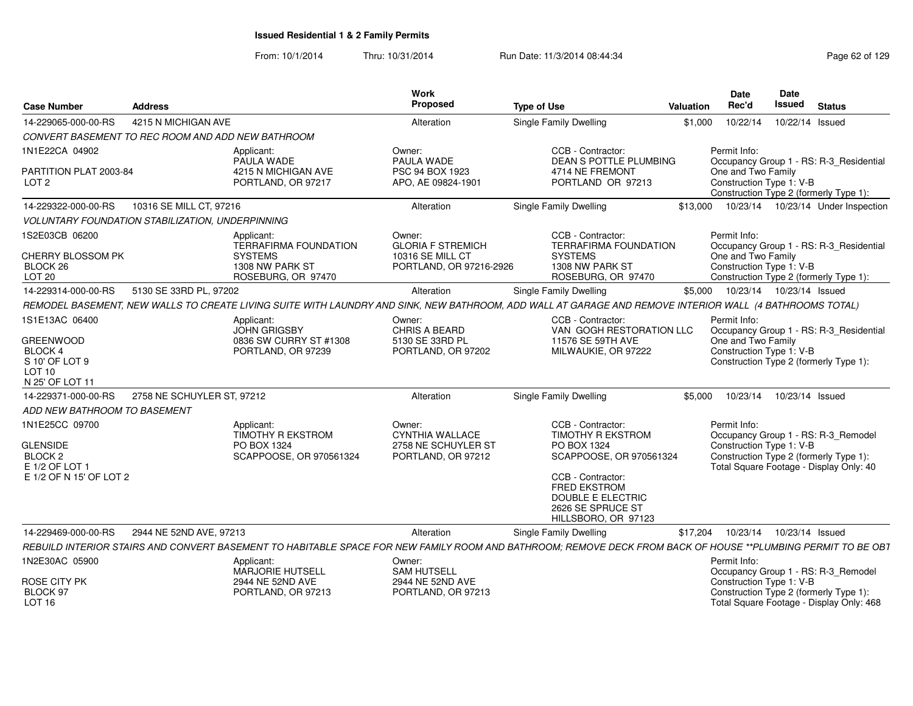# Issued Residential 1 & 2 Family Permits

From: 10/1/2014 Thru: 10/31/2014 Run Date: 11/3/2014 08:44:34

| Case Number | Address | Work Proposed | Type of Use | Valuation | Date Rec'd | Date Issued | Status |
|---|---|---|---|---|---|---|---|
| 14-229065-000-00-RS | 4215 N MICHIGAN AVE | Alteration | Single Family Dwelling | $1,000 | 10/22/14 | 10/22/14 | Issued |

*CONVERT BASEMENT TO REC ROOM AND ADD NEW BATHROOM*

1N1E22CA 04902
PARTITION PLAT 2003-84
LOT 2

Applicant: PAULA WADE, 4215 N MICHIGAN AVE, PORTLAND, OR 97217

Owner: PAULA WADE, PSC 94 BOX 1923, APO, AE 09824-1901

CCB - Contractor: DEAN S POTTLE PLUMBING, 4714 NE FREMONT, PORTLAND OR 97213

Permit Info: Occupancy Group 1 - RS: R-3_Residential One and Two Family; Construction Type 1: V-B; Construction Type 2 (formerly Type 1):

| Case Number | Address | Work Proposed | Type of Use | Valuation | Date Rec'd | Date Issued | Status |
|---|---|---|---|---|---|---|---|
| 14-229322-000-00-RS | 10316 SE MILL CT, 97216 | Alteration | Single Family Dwelling | $13,000 | 10/23/14 | 10/23/14 | Under Inspection |

*VOLUNTARY FOUNDATION STABILIZATION, UNDERPINNING*

1S2E03CB 06200
CHERRY BLOSSOM PK
BLOCK 26
LOT 20

Applicant: TERRAFIRMA FOUNDATION SYSTEMS, 1308 NW PARK ST, ROSEBURG, OR 97470

Owner: GLORIA F STREMICH, 10316 SE MILL CT, PORTLAND, OR 97216-2926

CCB - Contractor: TERRAFIRMA FOUNDATION SYSTEMS, 1308 NW PARK ST, ROSEBURG, OR 97470

Permit Info: Occupancy Group 1 - RS: R-3_Residential One and Two Family; Construction Type 1: V-B; Construction Type 2 (formerly Type 1):

| Case Number | Address | Work Proposed | Type of Use | Valuation | Date Rec'd | Date Issued | Status |
|---|---|---|---|---|---|---|---|
| 14-229314-000-00-RS | 5130 SE 33RD PL, 97202 | Alteration | Single Family Dwelling | $5,000 | 10/23/14 | 10/23/14 | Issued |

*REMODEL BASEMENT, NEW WALLS TO CREATE LIVING SUITE WITH LAUNDRY AND SINK, NEW BATHROOM, ADD WALL AT GARAGE AND REMOVE INTERIOR WALL (4 BATHROOMS TOTAL)*

1S1E13AC 06400
GREENWOOD
BLOCK 4
S 10' OF LOT 9
LOT 10
N 25' OF LOT 11

Applicant: JOHN GRIGSBY, 0836 SW CURRY ST #1308, PORTLAND, OR 97239

Owner: CHRIS A BEARD, 5130 SE 33RD PL, PORTLAND, OR 97202

CCB - Contractor: VAN GOGH RESTORATION LLC, 11576 SE 59TH AVE, MILWAUKIE, OR 97222

Permit Info: Occupancy Group 1 - RS: R-3_Residential One and Two Family; Construction Type 1: V-B; Construction Type 2 (formerly Type 1):

| Case Number | Address | Work Proposed | Type of Use | Valuation | Date Rec'd | Date Issued | Status |
|---|---|---|---|---|---|---|---|
| 14-229371-000-00-RS | 2758 NE SCHUYLER ST, 97212 | Alteration | Single Family Dwelling | $5,000 | 10/23/14 | 10/23/14 | Issued |

*ADD NEW BATHROOM TO BASEMENT*

1N1E25CC 09700
GLENSIDE
BLOCK 2
E 1/2 OF LOT 1
E 1/2 OF N 15' OF LOT 2

Applicant: TIMOTHY R EKSTROM, PO BOX 1324, SCAPPOOSE, OR 970561324

Owner: CYNTHIA WALLACE, 2758 NE SCHUYLER ST, PORTLAND, OR 97212

CCB - Contractor: TIMOTHY R EKSTROM, PO BOX 1324, SCAPPOOSE, OR 970561324

CCB - Contractor: FRED EKSTROM, DOUBLE E ELECTRIC, 2626 SE SPRUCE ST, HILLSBORO, OR 97123

Permit Info: Occupancy Group 1 - RS: R-3_Remodel; Construction Type 1: V-B; Construction Type 2 (formerly Type 1):; Total Square Footage - Display Only: 40

| Case Number | Address | Work Proposed | Type of Use | Valuation | Date Rec'd | Date Issued | Status |
|---|---|---|---|---|---|---|---|
| 14-229469-000-00-RS | 2944 NE 52ND AVE, 97213 | Alteration | Single Family Dwelling | $17,204 | 10/23/14 | 10/23/14 | Issued |

*REBUILD INTERIOR STAIRS AND CONVERT BASEMENT TO HABITABLE SPACE FOR NEW FAMILY ROOM AND BATHROOM; REMOVE DECK FROM BACK OF HOUSE **PLUMBING PERMIT TO BE OBT*

1N2E30AC 05900
ROSE CITY PK
BLOCK 97
LOT 16

Applicant: MARJORIE HUTSELL, 2944 NE 52ND AVE, PORTLAND, OR 97213

Owner: SAM HUTSELL, 2944 NE 52ND AVE, PORTLAND, OR 97213

Permit Info: Occupancy Group 1 - RS: R-3_Remodel; Construction Type 1: V-B; Construction Type 2 (formerly Type 1):; Total Square Footage - Display Only: 468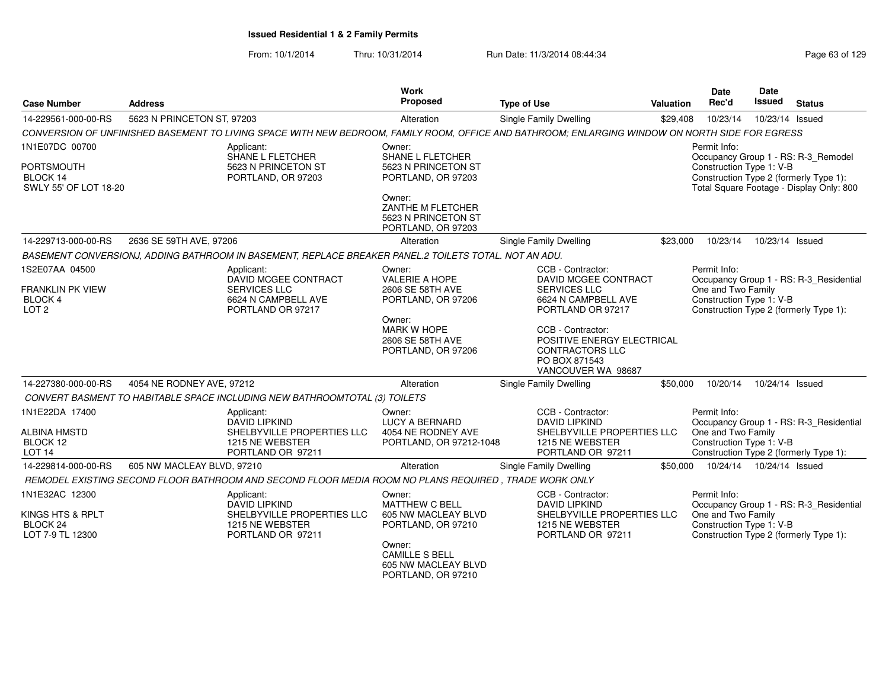# Issued Residential 1 & 2 Family Permits

From: 10/1/2014 Thru: 10/31/2014 Run Date: 11/3/2014 08:44:34

| Case Number | Address | Work Proposed | Type of Use | Valuation | Date Rec'd | Date Issued | Status |
|---|---|---|---|---|---|---|---|
| 14-229561-000-00-RS | 5623 N PRINCETON ST, 97203 | Alteration | Single Family Dwelling | $29,408 | 10/23/14 | 10/23/14 | Issued |

*CONVERSION OF UNFINISHED BASEMENT TO LIVING SPACE WITH NEW BEDROOM, FAMILY ROOM, OFFICE AND BATHROOM; ENLARGING WINDOW ON NORTH SIDE FOR EGRESS*

1N1E07DC 00700
PORTSMOUTH
BLOCK 14
SWLY 55' OF LOT 18-20

Applicant:
SHANE L FLETCHER
5623 N PRINCETON ST
PORTLAND, OR 97203

Owner:
SHANE L FLETCHER
5623 N PRINCETON ST
PORTLAND, OR 97203

Owner:
ZANTHE M FLETCHER
5623 N PRINCETON ST
PORTLAND, OR 97203

Permit Info:
Occupancy Group 1 - RS: R-3_Remodel
Construction Type 1: V-B
Construction Type 2 (formerly Type 1):
Total Square Footage - Display Only: 800

| Case Number | Address | Work Proposed | Type of Use | Valuation | Date Rec'd | Date Issued | Status |
|---|---|---|---|---|---|---|---|
| 14-229713-000-00-RS | 2636 SE 59TH AVE, 97206 | Alteration | Single Family Dwelling | $23,000 | 10/23/14 | 10/23/14 | Issued |

*BASEMENT CONVERSIONJ, ADDING BATHROOM IN BASEMENT, REPLACE BREAKER PANEL.2 TOILETS TOTAL. NOT AN ADU.*

1S2E07AA 04500
FRANKLIN PK VIEW
BLOCK 4
LOT 2

Applicant:
DAVID MCGEE CONTRACT SERVICES LLC
6624 N CAMPBELL AVE
PORTLAND OR 97217

Owner:
VALERIE A HOPE
2606 SE 58TH AVE
PORTLAND, OR 97206

Owner:
MARK W HOPE
2606 SE 58TH AVE
PORTLAND, OR 97206

CCB - Contractor:
DAVID MCGEE CONTRACT SERVICES LLC
6624 N CAMPBELL AVE
PORTLAND OR 97217

CCB - Contractor:
POSITIVE ENERGY ELECTRICAL CONTRACTORS LLC
PO BOX 871543
VANCOUVER WA 98687

Permit Info:
Occupancy Group 1 - RS: R-3_Residential One and Two Family
Construction Type 1: V-B
Construction Type 2 (formerly Type 1):

| Case Number | Address | Work Proposed | Type of Use | Valuation | Date Rec'd | Date Issued | Status |
|---|---|---|---|---|---|---|---|
| 14-227380-000-00-RS | 4054 NE RODNEY AVE, 97212 | Alteration | Single Family Dwelling | $50,000 | 10/20/14 | 10/24/14 | Issued |

*CONVERT BASMENT TO HABITABLE SPACE INCLUDING NEW BATHROOMTOTAL (3) TOILETS*

1N1E22DA 17400
ALBINA HMSTD
BLOCK 12
LOT 14

Applicant:
DAVID LIPKIND
SHELBYVILLE PROPERTIES LLC
1215 NE WEBSTER
PORTLAND OR 97211

Owner:
LUCY A BERNARD
4054 NE RODNEY AVE
PORTLAND, OR 97212-1048

CCB - Contractor:
DAVID LIPKIND
SHELBYVILLE PROPERTIES LLC
1215 NE WEBSTER
PORTLAND OR 97211

Permit Info:
Occupancy Group 1 - RS: R-3_Residential One and Two Family
Construction Type 1: V-B
Construction Type 2 (formerly Type 1):

| Case Number | Address | Work Proposed | Type of Use | Valuation | Date Rec'd | Date Issued | Status |
|---|---|---|---|---|---|---|---|
| 14-229814-000-00-RS | 605 NW MACLEAY BLVD, 97210 | Alteration | Single Family Dwelling | $50,000 | 10/24/14 | 10/24/14 | Issued |

*REMODEL EXISTING SECOND FLOOR BATHROOM AND SECOND FLOOR MEDIA ROOM NO PLANS REQUIRED , TRADE WORK ONLY*

1N1E32AC 12300
KINGS HTS & RPLT
BLOCK 24
LOT 7-9 TL 12300

Applicant:
DAVID LIPKIND
SHELBYVILLE PROPERTIES LLC
1215 NE WEBSTER
PORTLAND OR 97211

Owner:
MATTHEW C BELL
605 NW MACLEAY BLVD
PORTLAND, OR 97210

Owner:
CAMILLE S BELL
605 NW MACLEAY BLVD
PORTLAND, OR 97210

CCB - Contractor:
DAVID LIPKIND
SHELBYVILLE PROPERTIES LLC
1215 NE WEBSTER
PORTLAND OR 97211

Permit Info:
Occupancy Group 1 - RS: R-3_Residential One and Two Family
Construction Type 1: V-B
Construction Type 2 (formerly Type 1):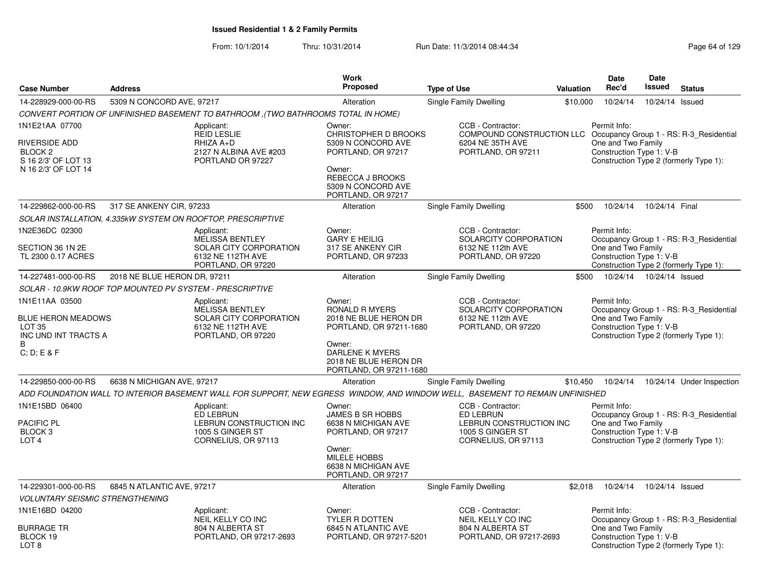# Issued Residential 1 & 2 Family Permits

From: 10/1/2014 Thru: 10/31/2014 Run Date: 11/3/2014 08:44:34

| Case Number | Address | Work Proposed | Type of Use | Valuation | Date Rec'd | Date Issued | Status |
|---|---|---|---|---|---|---|---|
| 14-228929-000-00-RS | 5309 N CONCORD AVE, 97217 | Alteration | Single Family Dwelling | $10,000 | 10/24/14 | 10/24/14 | Issued |

*CONVERT PORTION OF UNFINISHED BASEMENT TO BATHROOM ,(TWO BATHROOMS TOTAL IN HOME)*

1N1E21AA 07700

RIVERSIDE ADD
BLOCK 2
S 16 2/3' OF LOT 13
N 16 2/3' OF LOT 14

Applicant:
REID LESLIE
RHIZA A+D
2127 N ALBINA AVE #203
PORTLAND OR 97227

Owner:
CHRISTOPHER D BROOKS
5309 N CONCORD AVE
PORTLAND, OR 97217

Owner:
REBECCA J BROOKS
5309 N CONCORD AVE
PORTLAND, OR 97217

CCB - Contractor:
COMPOUND CONSTRUCTION LLC
6204 NE 35TH AVE
PORTLAND, OR 97211

Permit Info:
Occupancy Group 1 - RS: R-3_Residential One and Two Family
Construction Type 1: V-B
Construction Type 2 (formerly Type 1):

| Case Number | Address | Work Proposed | Type of Use | Valuation | Date Rec'd | Date Issued | Status |
|---|---|---|---|---|---|---|---|
| 14-229862-000-00-RS | 317 SE ANKENY CIR, 97233 | Alteration | Single Family Dwelling | $500 | 10/24/14 | 10/24/14 | Final |

*SOLAR INSTALLATION, 4.335kW SYSTEM ON ROOFTOP, PRESCRIPTIVE*

1N2E36DC 02300

SECTION 36 1N 2E
TL 2300 0.17 ACRES

Applicant:
MELISSA BENTLEY
SOLAR CITY CORPORATION
6132 NE 112TH AVE
PORTLAND, OR 97220

Owner:
GARY E HEILIG
317 SE ANKENY CIR
PORTLAND, OR 97233

CCB - Contractor:
SOLARCITY CORPORATION
6132 NE 112th AVE
PORTLAND, OR 97220

Permit Info:
Occupancy Group 1 - RS: R-3_Residential One and Two Family
Construction Type 1: V-B
Construction Type 2 (formerly Type 1):

| Case Number | Address | Work Proposed | Type of Use | Valuation | Date Rec'd | Date Issued | Status |
|---|---|---|---|---|---|---|---|
| 14-227481-000-00-RS | 2018 NE BLUE HERON DR, 97211 | Alteration | Single Family Dwelling | $500 | 10/24/14 | 10/24/14 | Issued |

*SOLAR - 10.9KW ROOF TOP MOUNTED PV SYSTEM - PRESCRIPTIVE*

1N1E11AA 03500

BLUE HERON MEADOWS
LOT 35
INC UND INT TRACTS A
B
C; D; E & F

Applicant:
MELISSA BENTLEY
SOLAR CITY CORPORATION
6132 NE 112TH AVE
PORTLAND, OR 97220

Owner:
RONALD R MYERS
2018 NE BLUE HERON DR
PORTLAND, OR 97211-1680

Owner:
DARLENE K MYERS
2018 NE BLUE HERON DR
PORTLAND, OR 97211-1680

CCB - Contractor:
SOLARCITY CORPORATION
6132 NE 112th AVE
PORTLAND, OR 97220

Permit Info:
Occupancy Group 1 - RS: R-3_Residential One and Two Family
Construction Type 1: V-B
Construction Type 2 (formerly Type 1):

| Case Number | Address | Work Proposed | Type of Use | Valuation | Date Rec'd | Date Issued | Status |
|---|---|---|---|---|---|---|---|
| 14-229850-000-00-RS | 6638 N MICHIGAN AVE, 97217 | Alteration | Single Family Dwelling | $10,450 | 10/24/14 | 10/24/14 | Under Inspection |

*ADD FOUNDATION WALL TO INTERIOR BASEMENT WALL FOR SUPPORT, NEW EGRESS WINDOW, AND WINDOW WELL, BASEMENT TO REMAIN UNFINISHED*

1N1E15BD 06400

PACIFIC PL
BLOCK 3
LOT 4

Applicant:
ED LEBRUN
LEBRUN CONSTRUCTION INC
1005 S GINGER ST
CORNELIUS, OR 97113

Owner:
JAMES B SR HOBBS
6638 N MICHIGAN AVE
PORTLAND, OR 97217

Owner:
MILELE HOBBS
6638 N MICHIGAN AVE
PORTLAND, OR 97217

CCB - Contractor:
ED LEBRUN
LEBRUN CONSTRUCTION INC
1005 S GINGER ST
CORNELIUS, OR 97113

Permit Info:
Occupancy Group 1 - RS: R-3_Residential One and Two Family
Construction Type 1: V-B
Construction Type 2 (formerly Type 1):

| Case Number | Address | Work Proposed | Type of Use | Valuation | Date Rec'd | Date Issued | Status |
|---|---|---|---|---|---|---|---|
| 14-229301-000-00-RS | 6845 N ATLANTIC AVE, 97217 | Alteration | Single Family Dwelling | $2,018 | 10/24/14 | 10/24/14 | Issued |

*VOLUNTARY SEISMIC STRENGTHENING*

1N1E16BD 04200

BURRAGE TR
BLOCK 19
LOT 8

Applicant:
NEIL KELLY CO INC
804 N ALBERTA ST
PORTLAND, OR 97217-2693

Owner:
TYLER R DOTTEN
6845 N ATLANTIC AVE
PORTLAND, OR 97217-5201

CCB - Contractor:
NEIL KELLY CO INC
804 N ALBERTA ST
PORTLAND, OR 97217-2693

Permit Info:
Occupancy Group 1 - RS: R-3_Residential One and Two Family
Construction Type 1: V-B
Construction Type 2 (formerly Type 1):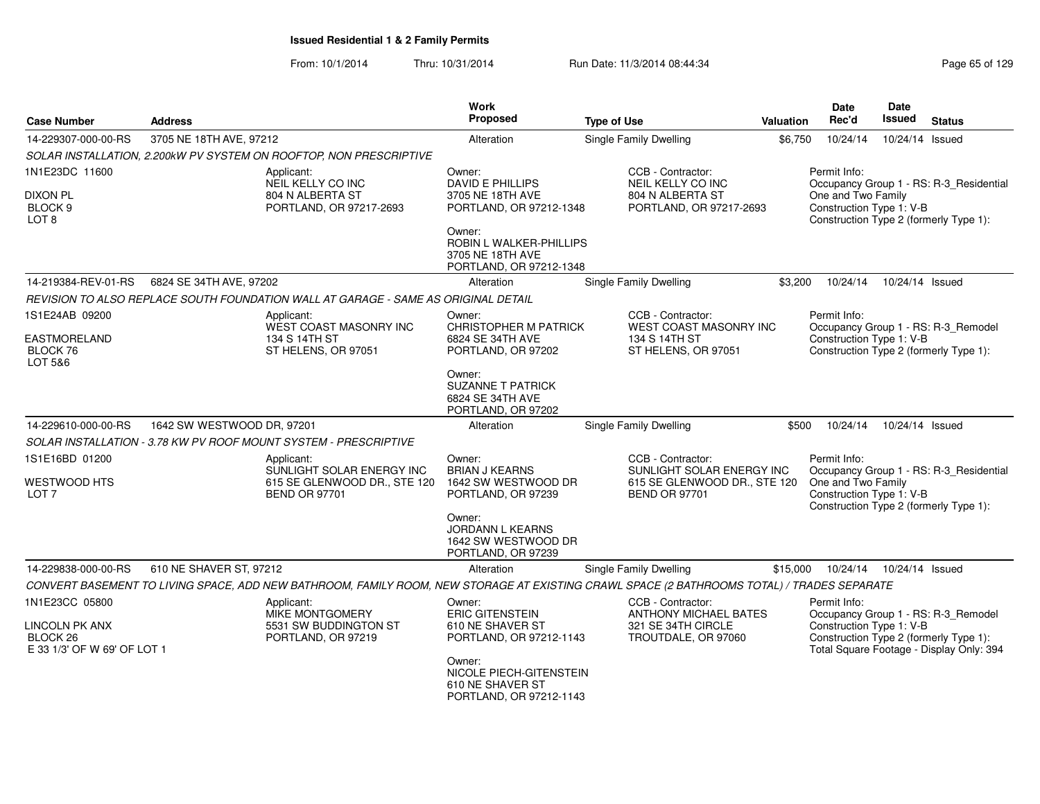# Issued Residential 1 & 2 Family Permits

From: 10/1/2014 Thru: 10/31/2014 Run Date: 11/3/2014 08:44:34

| Case Number | Address | Work Proposed | Type of Use | Valuation | Date Rec'd | Date Issued | Status |
|---|---|---|---|---|---|---|---|
| 14-229307-000-00-RS | 3705 NE 18TH AVE, 97212 | Alteration | Single Family Dwelling | $6,750 | 10/24/14 | 10/24/14 | Issued |

*SOLAR INSTALLATION, 2.200kW PV SYSTEM ON ROOFTOP, NON PRESCRIPTIVE*

1N1E23DC 11600
DIXON PL
BLOCK 9
LOT 8

Applicant:
NEIL KELLY CO INC
804 N ALBERTA ST
PORTLAND, OR 97217-2693

Owner:
DAVID E PHILLIPS
3705 NE 18TH AVE
PORTLAND, OR 97212-1348

Owner:
ROBIN L WALKER-PHILLIPS
3705 NE 18TH AVE
PORTLAND, OR 97212-1348

CCB - Contractor:
NEIL KELLY CO INC
804 N ALBERTA ST
PORTLAND, OR 97217-2693

Permit Info:
Occupancy Group 1 - RS: R-3_Residential One and Two Family
Construction Type 1: V-B
Construction Type 2 (formerly Type 1):

| Case Number | Address | Work Proposed | Type of Use | Valuation | Date Rec'd | Date Issued | Status |
|---|---|---|---|---|---|---|---|
| 14-219384-REV-01-RS | 6824 SE 34TH AVE, 97202 | Alteration | Single Family Dwelling | $3,200 | 10/24/14 | 10/24/14 | Issued |

*REVISION TO ALSO REPLACE SOUTH FOUNDATION WALL AT GARAGE - SAME AS ORIGINAL DETAIL*

1S1E24AB 09200
EASTMORELAND
BLOCK 76
LOT 5&6

Applicant:
WEST COAST MASONRY INC
134 S 14TH ST
ST HELENS, OR 97051

Owner:
CHRISTOPHER M PATRICK
6824 SE 34TH AVE
PORTLAND, OR 97202

Owner:
SUZANNE T PATRICK
6824 SE 34TH AVE
PORTLAND, OR 97202

CCB - Contractor:
WEST COAST MASONRY INC
134 S 14TH ST
ST HELENS, OR 97051

Permit Info:
Occupancy Group 1 - RS: R-3_Remodel
Construction Type 1: V-B
Construction Type 2 (formerly Type 1):

| Case Number | Address | Work Proposed | Type of Use | Valuation | Date Rec'd | Date Issued | Status |
|---|---|---|---|---|---|---|---|
| 14-229610-000-00-RS | 1642 SW WESTWOOD DR, 97201 | Alteration | Single Family Dwelling | $500 | 10/24/14 | 10/24/14 | Issued |

*SOLAR INSTALLATION - 3.78 KW PV ROOF MOUNT SYSTEM - PRESCRIPTIVE*

1S1E16BD 01200
WESTWOOD HTS
LOT 7

Applicant:
SUNLIGHT SOLAR ENERGY INC
615 SE GLENWOOD DR., STE 120
BEND OR 97701

Owner:
BRIAN J KEARNS
1642 SW WESTWOOD DR
PORTLAND, OR 97239

Owner:
JORDANN L KEARNS
1642 SW WESTWOOD DR
PORTLAND, OR 97239

CCB - Contractor:
SUNLIGHT SOLAR ENERGY INC
615 SE GLENWOOD DR., STE 120
BEND OR 97701

Permit Info:
Occupancy Group 1 - RS: R-3_Residential One and Two Family
Construction Type 1: V-B
Construction Type 2 (formerly Type 1):

| Case Number | Address | Work Proposed | Type of Use | Valuation | Date Rec'd | Date Issued | Status |
|---|---|---|---|---|---|---|---|
| 14-229838-000-00-RS | 610 NE SHAVER ST, 97212 | Alteration | Single Family Dwelling | $15,000 | 10/24/14 | 10/24/14 | Issued |

*CONVERT BASEMENT TO LIVING SPACE, ADD NEW BATHROOM, FAMILY ROOM, NEW STORAGE AT EXISTING CRAWL SPACE (2 BATHROOMS TOTAL) / TRADES SEPARATE*

1N1E23CC 05800
LINCOLN PK ANX
BLOCK 26
E 33 1/3' OF W 69' OF LOT 1

Applicant:
MIKE MONTGOMERY
5531 SW BUDDINGTON ST
PORTLAND, OR 97219

Owner:
ERIC GITENSTEIN
610 NE SHAVER ST
PORTLAND, OR 97212-1143

Owner:
NICOLE PIECH-GITENSTEIN
610 NE SHAVER ST
PORTLAND, OR 97212-1143

CCB - Contractor:
ANTHONY MICHAEL BATES
321 SE 34TH CIRCLE
TROUTDALE, OR 97060

Permit Info:
Occupancy Group 1 - RS: R-3_Remodel
Construction Type 1: V-B
Construction Type 2 (formerly Type 1):
Total Square Footage - Display Only: 394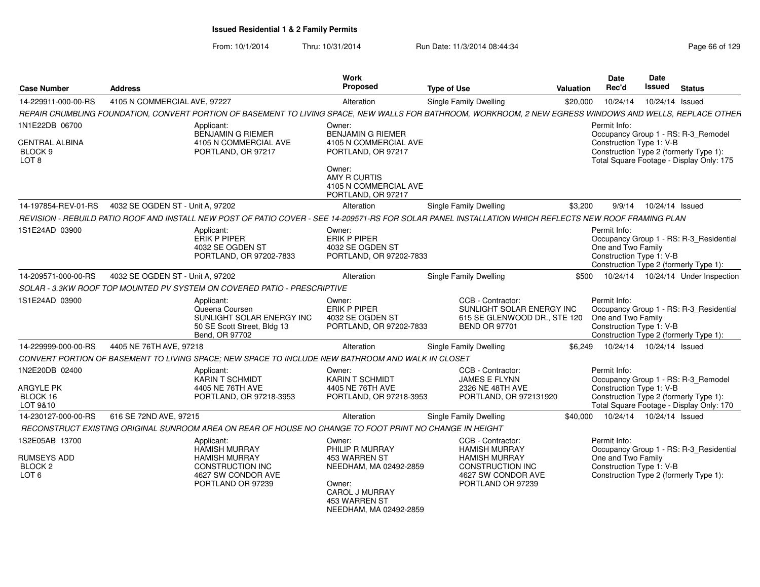**Issued Residential 1 & 2 Family Permits**

From: 10/1/2014 Thru: 10/31/2014 Run Date: 11/3/2014 08:44:34

| Case Number | Address | Work Proposed | Type of Use | Valuation | Date Rec'd | Date Issued | Status |
|---|---|---|---|---|---|---|---|
| 14-229911-000-00-RS | 4105 N COMMERCIAL AVE, 97227 | Alteration | Single Family Dwelling | $20,000 | 10/24/14 | 10/24/14 | Issued |

*REPAIR CRUMBLING FOUNDATION, CONVERT PORTION OF BASEMENT TO LIVING SPACE, NEW WALLS FOR BATHROOM, WORKROOM, 2 NEW EGRESS WINDOWS AND WELLS, REPLACE OTHER*

1N1E22DB 06700
CENTRAL ALBINA
BLOCK 9
LOT 8

Applicant: BENJAMIN G RIEMER, 4105 N COMMERCIAL AVE, PORTLAND, OR 97217

Owner: BENJAMIN G RIEMER, 4105 N COMMERCIAL AVE, PORTLAND, OR 97217

Owner: AMY R CURTIS, 4105 N COMMERCIAL AVE, PORTLAND, OR 97217

Permit Info: Occupancy Group 1 - RS: R-3_Remodel; Construction Type 1: V-B; Construction Type 2 (formerly Type 1):; Total Square Footage - Display Only: 175

| Case Number | Address | Work Proposed | Type of Use | Valuation | Date Rec'd | Date Issued | Status |
|---|---|---|---|---|---|---|---|
| 14-197854-REV-01-RS | 4032 SE OGDEN ST - Unit A, 97202 | Alteration | Single Family Dwelling | $3,200 | 9/9/14 | 10/24/14 | Issued |

*REVISION - REBUILD PATIO ROOF AND INSTALL NEW POST OF PATIO COVER - SEE 14-209571-RS FOR SOLAR PANEL INSTALLATION WHICH REFLECTS NEW ROOF FRAMING PLAN*

1S1E24AD 03900

Applicant: ERIK P PIPER, 4032 SE OGDEN ST, PORTLAND, OR 97202-7833

Owner: ERIK P PIPER, 4032 SE OGDEN ST, PORTLAND, OR 97202-7833

Permit Info: Occupancy Group 1 - RS: R-3_Residential One and Two Family; Construction Type 1: V-B; Construction Type 2 (formerly Type 1):

| Case Number | Address | Work Proposed | Type of Use | Valuation | Date Rec'd | Date Issued | Status |
|---|---|---|---|---|---|---|---|
| 14-209571-000-00-RS | 4032 SE OGDEN ST - Unit A, 97202 | Alteration | Single Family Dwelling | $500 | 10/24/14 | 10/24/14 | Under Inspection |

*SOLAR - 3.3KW ROOF TOP MOUNTED PV SYSTEM ON COVERED PATIO - PRESCRIPTIVE*

1S1E24AD 03900

Applicant: Queena Coursen, SUNLIGHT SOLAR ENERGY INC, 50 SE Scott Street, Bldg 13, Bend, OR 97702

Owner: ERIK P PIPER, 4032 SE OGDEN ST, PORTLAND, OR 97202-7833

CCB - Contractor: SUNLIGHT SOLAR ENERGY INC, 615 SE GLENWOOD DR., STE 120, BEND OR 97701

Permit Info: Occupancy Group 1 - RS: R-3_Residential One and Two Family; Construction Type 1: V-B; Construction Type 2 (formerly Type 1):

| Case Number | Address | Work Proposed | Type of Use | Valuation | Date Rec'd | Date Issued | Status |
|---|---|---|---|---|---|---|---|
| 14-229999-000-00-RS | 4405 NE 76TH AVE, 97218 | Alteration | Single Family Dwelling | $6,249 | 10/24/14 | 10/24/14 | Issued |

*CONVERT PORTION OF BASEMENT TO LIVING SPACE; NEW SPACE TO INCLUDE NEW BATHROOM AND WALK IN CLOSET*

1N2E20DB 02400
ARGYLE PK
BLOCK 16
LOT 9&10

Applicant: KARIN T SCHMIDT, 4405 NE 76TH AVE, PORTLAND, OR 97218-3953

Owner: KARIN T SCHMIDT, 4405 NE 76TH AVE, PORTLAND, OR 97218-3953

CCB - Contractor: JAMES E FLYNN, 2326 NE 48TH AVE, PORTLAND, OR 972131920

Permit Info: Occupancy Group 1 - RS: R-3_Remodel; Construction Type 1: V-B; Construction Type 2 (formerly Type 1):; Total Square Footage - Display Only: 170

| Case Number | Address | Work Proposed | Type of Use | Valuation | Date Rec'd | Date Issued | Status |
|---|---|---|---|---|---|---|---|
| 14-230127-000-00-RS | 616 SE 72ND AVE, 97215 | Alteration | Single Family Dwelling | $40,000 | 10/24/14 | 10/24/14 | Issued |

*RECONSTRUCT EXISTING ORIGINAL SUNROOM AREA ON REAR OF HOUSE NO CHANGE TO FOOT PRINT NO CHANGE IN HEIGHT*

1S2E05AB 13700
RUMSEYS ADD
BLOCK 2
LOT 6

Applicant: HAMISH MURRAY, HAMISH MURRAY CONSTRUCTION INC, 4627 SW CONDOR AVE, PORTLAND OR 97239

Owner: PHILIP R MURRAY, 453 WARREN ST, NEEDHAM, MA 02492-2859

Owner: CAROL J MURRAY, 453 WARREN ST, NEEDHAM, MA 02492-2859

CCB - Contractor: HAMISH MURRAY, HAMISH MURRAY CONSTRUCTION INC, 4627 SW CONDOR AVE, PORTLAND OR 97239

Permit Info: Occupancy Group 1 - RS: R-3_Residential One and Two Family; Construction Type 1: V-B; Construction Type 2 (formerly Type 1):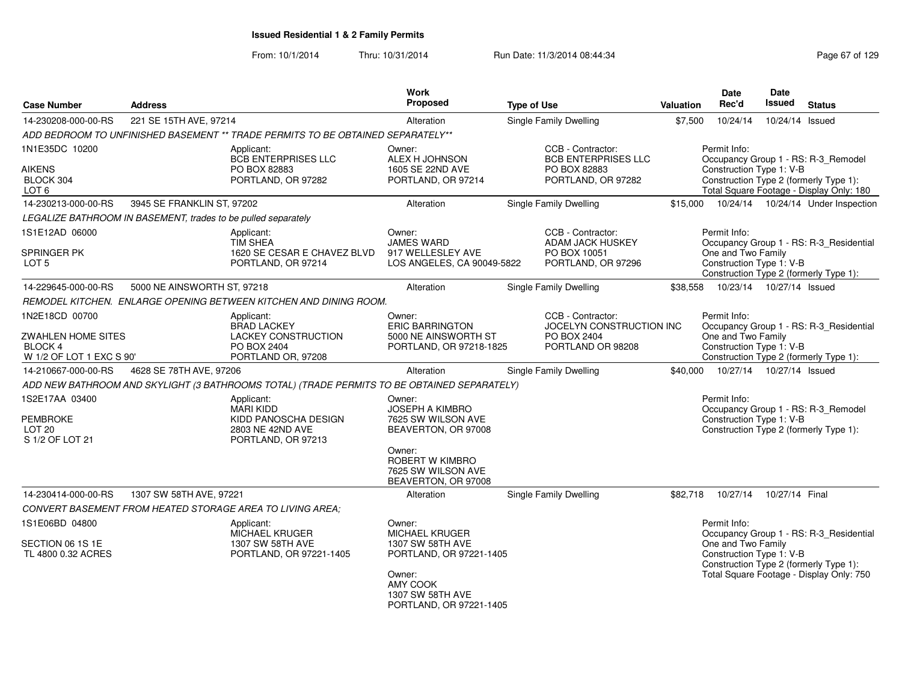**Issued Residential 1 & 2 Family Permits**

From: 10/1/2014 Thru: 10/31/2014 Run Date: 11/3/2014 08:44:34

| Case Number | Address | Work Proposed | Type of Use | Valuation | Date Rec'd | Date Issued | Status |
|---|---|---|---|---|---|---|---|
| 14-230208-000-00-RS | 221 SE 15TH AVE, 97214 | Alteration | Single Family Dwelling | $7,500 | 10/24/14 | 10/24/14 | Issued |

ADD BEDROOM TO UNFINISHED BASEMENT ** TRADE PERMITS TO BE OBTAINED SEPARATELY**

1N1E35DC 10200
AIKENS
BLOCK 304
LOT 6

Applicant: BCB ENTERPRISES LLC, PO BOX 82883, PORTLAND, OR 97282

Owner: ALEX H JOHNSON, 1605 SE 22ND AVE, PORTLAND, OR 97214

CCB - Contractor: BCB ENTERPRISES LLC, PO BOX 82883, PORTLAND, OR 97282

Permit Info: Occupancy Group 1 - RS: R-3_Remodel; Construction Type 1: V-B; Construction Type 2 (formerly Type 1):; Total Square Footage - Display Only: 180

| Case Number | Address | Work Proposed | Type of Use | Valuation | Date Rec'd | Date Issued | Status |
|---|---|---|---|---|---|---|---|
| 14-230213-000-00-RS | 3945 SE FRANKLIN ST, 97202 | Alteration | Single Family Dwelling | $15,000 | 10/24/14 | 10/24/14 | Under Inspection |

LEGALIZE BATHROOM IN BASEMENT, trades to be pulled separately

1S1E12AD 06000
SPRINGER PK
LOT 5

Applicant: TIM SHEA, 1620 SE CESAR E CHAVEZ BLVD, PORTLAND, OR 97214

Owner: JAMES WARD, 917 WELLESLEY AVE, LOS ANGELES, CA 90049-5822

CCB - Contractor: ADAM JACK HUSKEY, PO BOX 10051, PORTLAND, OR 97296

Permit Info: Occupancy Group 1 - RS: R-3_Residential One and Two Family; Construction Type 1: V-B; Construction Type 2 (formerly Type 1):

| Case Number | Address | Work Proposed | Type of Use | Valuation | Date Rec'd | Date Issued | Status |
|---|---|---|---|---|---|---|---|
| 14-229645-000-00-RS | 5000 NE AINSWORTH ST, 97218 | Alteration | Single Family Dwelling | $38,558 | 10/23/14 | 10/27/14 | Issued |

REMODEL KITCHEN. ENLARGE OPENING BETWEEN KITCHEN AND DINING ROOM.

1N2E18CD 00700
ZWAHLEN HOME SITES
BLOCK 4
W 1/2 OF LOT 1 EXC S 90'

Applicant: BRAD LACKEY, LACKEY CONSTRUCTION, PO BOX 2404, PORTLAND OR, 97208

Owner: ERIC BARRINGTON, 5000 NE AINSWORTH ST, PORTLAND, OR 97218-1825

CCB - Contractor: JOCELYN CONSTRUCTION INC, PO BOX 2404, PORTLAND OR 98208

Permit Info: Occupancy Group 1 - RS: R-3_Residential One and Two Family; Construction Type 1: V-B; Construction Type 2 (formerly Type 1):

| Case Number | Address | Work Proposed | Type of Use | Valuation | Date Rec'd | Date Issued | Status |
|---|---|---|---|---|---|---|---|
| 14-210667-000-00-RS | 4628 SE 78TH AVE, 97206 | Alteration | Single Family Dwelling | $40,000 | 10/27/14 | 10/27/14 | Issued |

ADD NEW BATHROOM AND SKYLIGHT (3 BATHROOMS TOTAL) (TRADE PERMITS TO BE OBTAINED SEPARATELY)

1S2E17AA 03400
PEMBROKE
LOT 20
S 1/2 OF LOT 21

Applicant: MARI KIDD, KIDD PANOSCHA DESIGN, 2803 NE 42ND AVE, PORTLAND, OR 97213

Owner: JOSEPH A KIMBRO, 7625 SW WILSON AVE, BEAVERTON, OR 97008

Owner: ROBERT W KIMBRO, 7625 SW WILSON AVE, BEAVERTON, OR 97008

Permit Info: Occupancy Group 1 - RS: R-3_Remodel; Construction Type 1: V-B; Construction Type 2 (formerly Type 1):

| Case Number | Address | Work Proposed | Type of Use | Valuation | Date Rec'd | Date Issued | Status |
|---|---|---|---|---|---|---|---|
| 14-230414-000-00-RS | 1307 SW 58TH AVE, 97221 | Alteration | Single Family Dwelling | $82,718 | 10/27/14 | 10/27/14 | Final |

CONVERT BASEMENT FROM HEATED STORAGE AREA TO LIVING AREA;

1S1E06BD 04800
SECTION 06 1S 1E
TL 4800 0.32 ACRES

Applicant: MICHAEL KRUGER, 1307 SW 58TH AVE, PORTLAND, OR 97221-1405

Owner: MICHAEL KRUGER, 1307 SW 58TH AVE, PORTLAND, OR 97221-1405

Owner: AMY COOK, 1307 SW 58TH AVE, PORTLAND, OR 97221-1405

Permit Info: Occupancy Group 1 - RS: R-3_Residential One and Two Family; Construction Type 1: V-B; Construction Type 2 (formerly Type 1):; Total Square Footage - Display Only: 750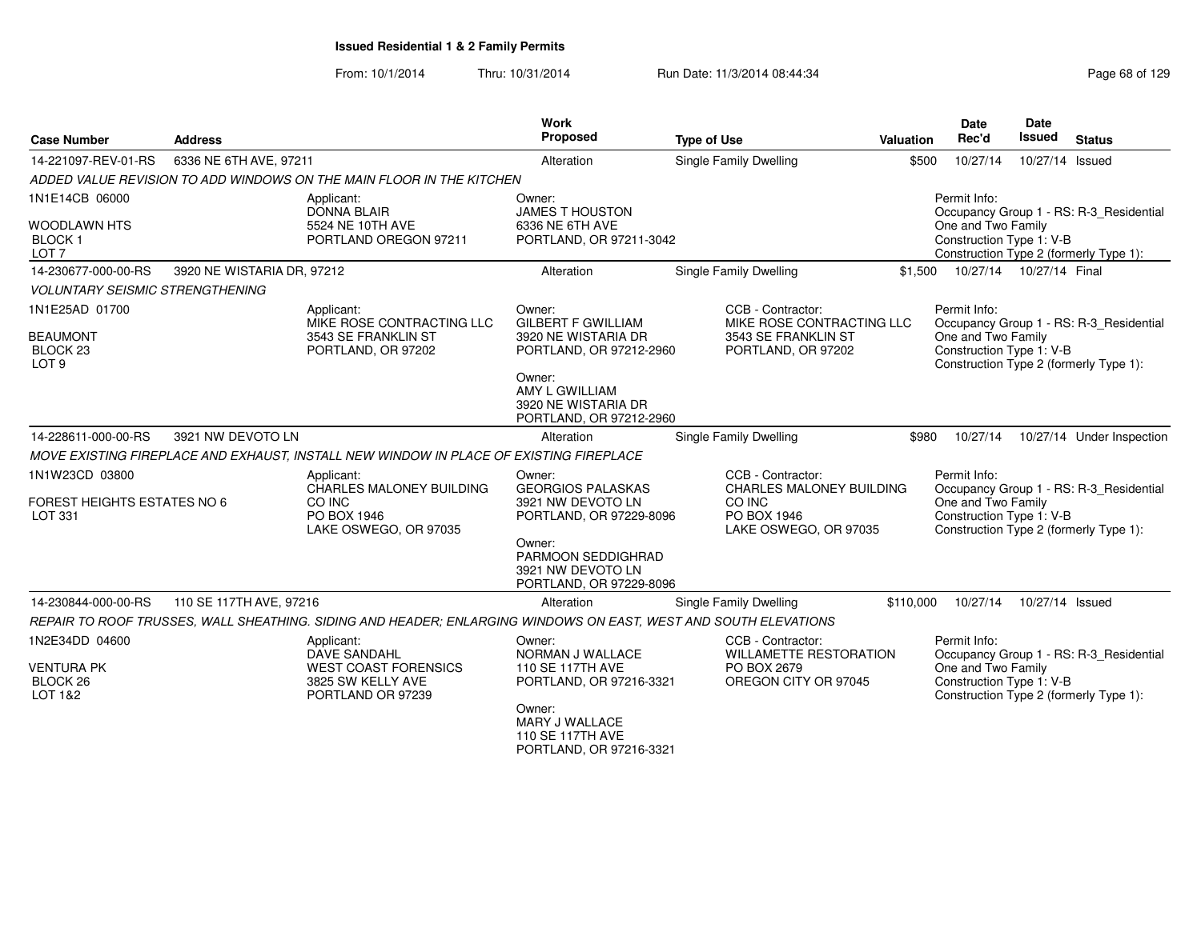# Issued Residential 1 & 2 Family Permits

From: 10/1/2014 Thru: 10/31/2014 Run Date: 11/3/2014 08:44:34

| Case Number | Address | Work Proposed | Type of Use | Valuation | Date Rec'd | Date Issued | Status |
|---|---|---|---|---|---|---|---|
| 14-221097-REV-01-RS | 6336 NE 6TH AVE, 97211 | Alteration | Single Family Dwelling | $500 | 10/27/14 | 10/27/14 | Issued |

*ADDED VALUE REVISION TO ADD WINDOWS ON THE MAIN FLOOR IN THE KITCHEN*

1N1E14CB 06000

WOODLAWN HTS
BLOCK 1
LOT 7

Applicant:
DONNA BLAIR
5524 NE 10TH AVE
PORTLAND OREGON 97211

Owner:
JAMES T HOUSTON
6336 NE 6TH AVE
PORTLAND, OR 97211-3042

Permit Info:
Occupancy Group 1 - RS: R-3_Residential One and Two Family
Construction Type 1: V-B
Construction Type 2 (formerly Type 1):

| Case Number | Address | Work Proposed | Type of Use | Valuation | Date Rec'd | Date Issued | Status |
|---|---|---|---|---|---|---|---|
| 14-230677-000-00-RS | 3920 NE WISTARIA DR, 97212 | Alteration | Single Family Dwelling | $1,500 | 10/27/14 | 10/27/14 | Final |

*VOLUNTARY SEISMIC STRENGTHENING*

1N1E25AD 01700

BEAUMONT
BLOCK 23
LOT 9

Applicant:
MIKE ROSE CONTRACTING LLC
3543 SE FRANKLIN ST
PORTLAND, OR 97202

Owner:
GILBERT F GWILLIAM
3920 NE WISTARIA DR
PORTLAND, OR 97212-2960

Owner:
AMY L GWILLIAM
3920 NE WISTARIA DR
PORTLAND, OR 97212-2960

CCB - Contractor:
MIKE ROSE CONTRACTING LLC
3543 SE FRANKLIN ST
PORTLAND, OR 97202

Permit Info:
Occupancy Group 1 - RS: R-3_Residential One and Two Family
Construction Type 1: V-B
Construction Type 2 (formerly Type 1):

| Case Number | Address | Work Proposed | Type of Use | Valuation | Date Rec'd | Date Issued | Status |
|---|---|---|---|---|---|---|---|
| 14-228611-000-00-RS | 3921 NW DEVOTO LN | Alteration | Single Family Dwelling | $980 | 10/27/14 | 10/27/14 | Under Inspection |

*MOVE EXISTING FIREPLACE AND EXHAUST, INSTALL NEW WINDOW IN PLACE OF EXISTING FIREPLACE*

1N1W23CD 03800

FOREST HEIGHTS ESTATES NO 6
LOT 331

Applicant:
CHARLES MALONEY BUILDING CO INC
PO BOX 1946
LAKE OSWEGO, OR 97035

Owner:
GEORGIOS PALASKAS
3921 NW DEVOTO LN
PORTLAND, OR 97229-8096

Owner:
PARMOON SEDDIGHRAD
3921 NW DEVOTO LN
PORTLAND, OR 97229-8096

CCB - Contractor:
CHARLES MALONEY BUILDING CO INC
PO BOX 1946
LAKE OSWEGO, OR 97035

Permit Info:
Occupancy Group 1 - RS: R-3_Residential One and Two Family
Construction Type 1: V-B
Construction Type 2 (formerly Type 1):

| Case Number | Address | Work Proposed | Type of Use | Valuation | Date Rec'd | Date Issued | Status |
|---|---|---|---|---|---|---|---|
| 14-230844-000-00-RS | 110 SE 117TH AVE, 97216 | Alteration | Single Family Dwelling | $110,000 | 10/27/14 | 10/27/14 | Issued |

*REPAIR TO ROOF TRUSSES, WALL SHEATHING. SIDING AND HEADER; ENLARGING WINDOWS ON EAST, WEST AND SOUTH ELEVATIONS*

1N2E34DD 04600

VENTURA PK
BLOCK 26
LOT 1&2

Applicant:
DAVE SANDAHL
WEST COAST FORENSICS
3825 SW KELLY AVE
PORTLAND OR 97239

Owner:
NORMAN J WALLACE
110 SE 117TH AVE
PORTLAND, OR 97216-3321

Owner:
MARY J WALLACE
110 SE 117TH AVE
PORTLAND, OR 97216-3321

CCB - Contractor:
WILLAMETTE RESTORATION
PO BOX 2679
OREGON CITY OR 97045

Permit Info:
Occupancy Group 1 - RS: R-3_Residential One and Two Family
Construction Type 1: V-B
Construction Type 2 (formerly Type 1):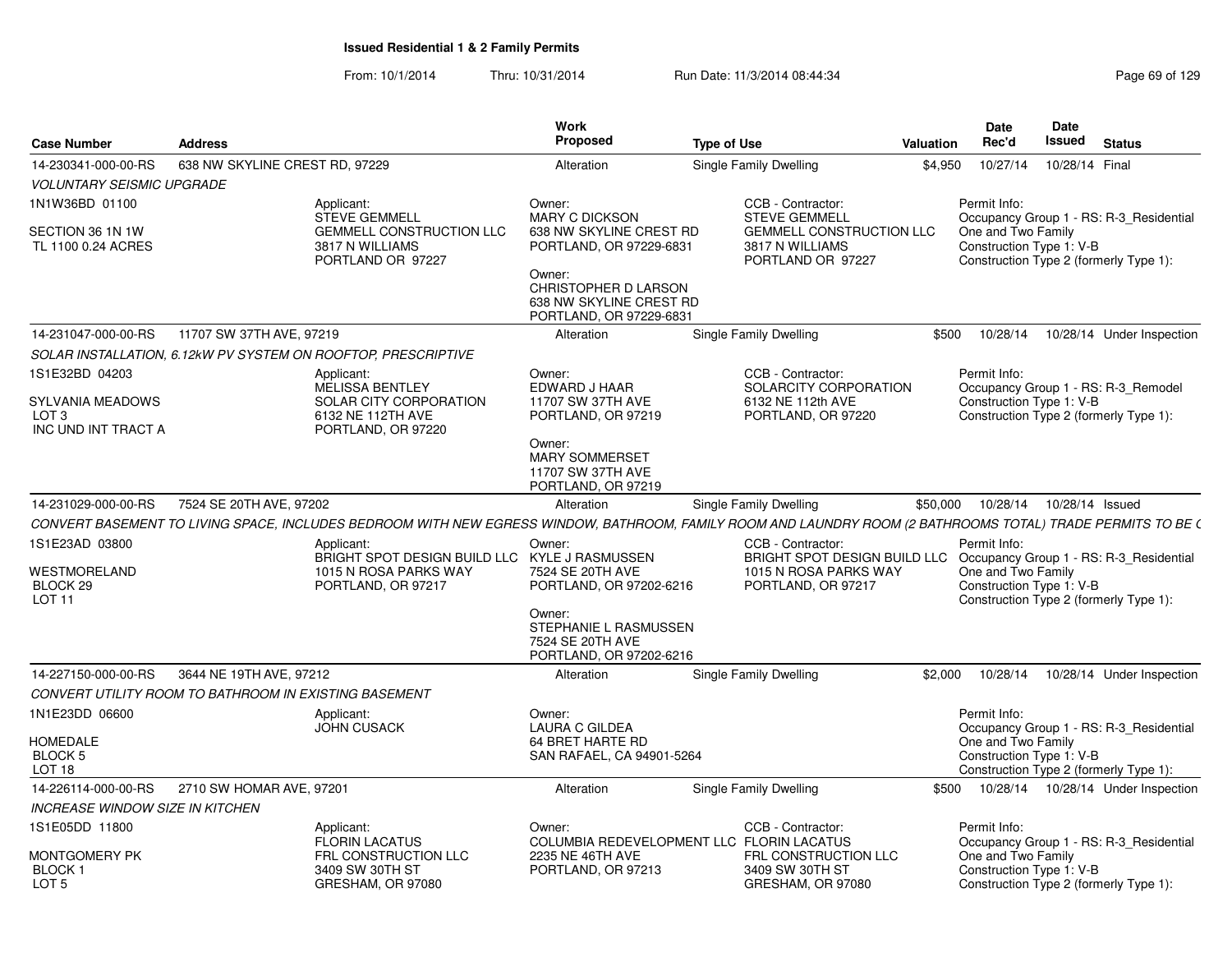**Issued Residential 1 & 2 Family Permits**

From: 10/1/2014 Thru: 10/31/2014 Run Date: 11/3/2014 08:44:34

| Case Number | Address | Work Proposed | Type of Use | Valuation | Date Rec'd | Date Issued | Status |
|---|---|---|---|---|---|---|---|
| 14-230341-000-00-RS | 638 NW SKYLINE CREST RD, 97229 | Alteration | Single Family Dwelling | $4,950 | 10/27/14 | 10/28/14 | Final |

*VOLUNTARY SEISMIC UPGRADE*

1N1W36BD 01100

SECTION 36 1N 1W
TL 1100 0.24 ACRES

Applicant:
STEVE GEMMELL
GEMMELL CONSTRUCTION LLC
3817 N WILLIAMS
PORTLAND OR 97227

Owner:
MARY C DICKSON
638 NW SKYLINE CREST RD
PORTLAND, OR 97229-6831

Owner:
CHRISTOPHER D LARSON
638 NW SKYLINE CREST RD
PORTLAND, OR 97229-6831

CCB - Contractor:
STEVE GEMMELL
GEMMELL CONSTRUCTION LLC
3817 N WILLIAMS
PORTLAND OR 97227

Permit Info:
Occupancy Group 1 - RS: R-3_Residential One and Two Family
Construction Type 1: V-B
Construction Type 2 (formerly Type 1):

| Case Number | Address | Work Proposed | Type of Use | Valuation | Date Rec'd | Date Issued | Status |
|---|---|---|---|---|---|---|---|
| 14-231047-000-00-RS | 11707 SW 37TH AVE, 97219 | Alteration | Single Family Dwelling | $500 | 10/28/14 | 10/28/14 | Under Inspection |

*SOLAR INSTALLATION, 6.12kW PV SYSTEM ON ROOFTOP, PRESCRIPTIVE*

1S1E32BD 04203

SYLVANIA MEADOWS
LOT 3
INC UND INT TRACT A

Applicant:
MELISSA BENTLEY
SOLAR CITY CORPORATION
6132 NE 112TH AVE
PORTLAND, OR 97220

Owner:
EDWARD J HAAR
11707 SW 37TH AVE
PORTLAND, OR 97219

Owner:
MARY SOMMERSET
11707 SW 37TH AVE
PORTLAND, OR 97219

CCB - Contractor:
SOLARCITY CORPORATION
6132 NE 112th AVE
PORTLAND, OR 97220

Permit Info:
Occupancy Group 1 - RS: R-3_Remodel
Construction Type 1: V-B
Construction Type 2 (formerly Type 1):

| Case Number | Address | Work Proposed | Type of Use | Valuation | Date Rec'd | Date Issued | Status |
|---|---|---|---|---|---|---|---|
| 14-231029-000-00-RS | 7524 SE 20TH AVE, 97202 | Alteration | Single Family Dwelling | $50,000 | 10/28/14 | 10/28/14 | Issued |

*CONVERT BASEMENT TO LIVING SPACE, INCLUDES BEDROOM WITH NEW EGRESS WINDOW, BATHROOM, FAMILY ROOM AND LAUNDRY ROOM (2 BATHROOMS TOTAL) TRADE PERMITS TO BE (*

1S1E23AD 03800

WESTMORELAND
BLOCK 29
LOT 11

Applicant:
BRIGHT SPOT DESIGN BUILD LLC
1015 N ROSA PARKS WAY
PORTLAND, OR 97217

Owner:
KYLE J RASMUSSEN
7524 SE 20TH AVE
PORTLAND, OR 97202-6216

Owner:
STEPHANIE L RASMUSSEN
7524 SE 20TH AVE
PORTLAND, OR 97202-6216

CCB - Contractor:
BRIGHT SPOT DESIGN BUILD LLC
1015 N ROSA PARKS WAY
PORTLAND, OR 97217

Permit Info:
Occupancy Group 1 - RS: R-3_Residential One and Two Family
Construction Type 1: V-B
Construction Type 2 (formerly Type 1):

| Case Number | Address | Work Proposed | Type of Use | Valuation | Date Rec'd | Date Issued | Status |
|---|---|---|---|---|---|---|---|
| 14-227150-000-00-RS | 3644 NE 19TH AVE, 97212 | Alteration | Single Family Dwelling | $2,000 | 10/28/14 | 10/28/14 | Under Inspection |

*CONVERT UTILITY ROOM TO BATHROOM IN EXISTING BASEMENT*

1N1E23DD 06600

HOMEDALE
BLOCK 5
LOT 18

Applicant:
JOHN CUSACK

Owner:
LAURA C GILDEA
64 BRET HARTE RD
SAN RAFAEL, CA 94901-5264

Permit Info:
Occupancy Group 1 - RS: R-3_Residential One and Two Family
Construction Type 1: V-B
Construction Type 2 (formerly Type 1):

| Case Number | Address | Work Proposed | Type of Use | Valuation | Date Rec'd | Date Issued | Status |
|---|---|---|---|---|---|---|---|
| 14-226114-000-00-RS | 2710 SW HOMAR AVE, 97201 | Alteration | Single Family Dwelling | $500 | 10/28/14 | 10/28/14 | Under Inspection |

*INCREASE WINDOW SIZE IN KITCHEN*

1S1E05DD 11800

MONTGOMERY PK
BLOCK 1
LOT 5

Applicant:
FLORIN LACATUS
FRL CONSTRUCTION LLC
3409 SW 30TH ST
GRESHAM, OR 97080

Owner:
COLUMBIA REDEVELOPMENT LLC
2235 NE 46TH AVE
PORTLAND, OR 97213

CCB - Contractor:
FLORIN LACATUS
FRL CONSTRUCTION LLC
3409 SW 30TH ST
GRESHAM, OR 97080

Permit Info:
Occupancy Group 1 - RS: R-3_Residential One and Two Family
Construction Type 1: V-B
Construction Type 2 (formerly Type 1):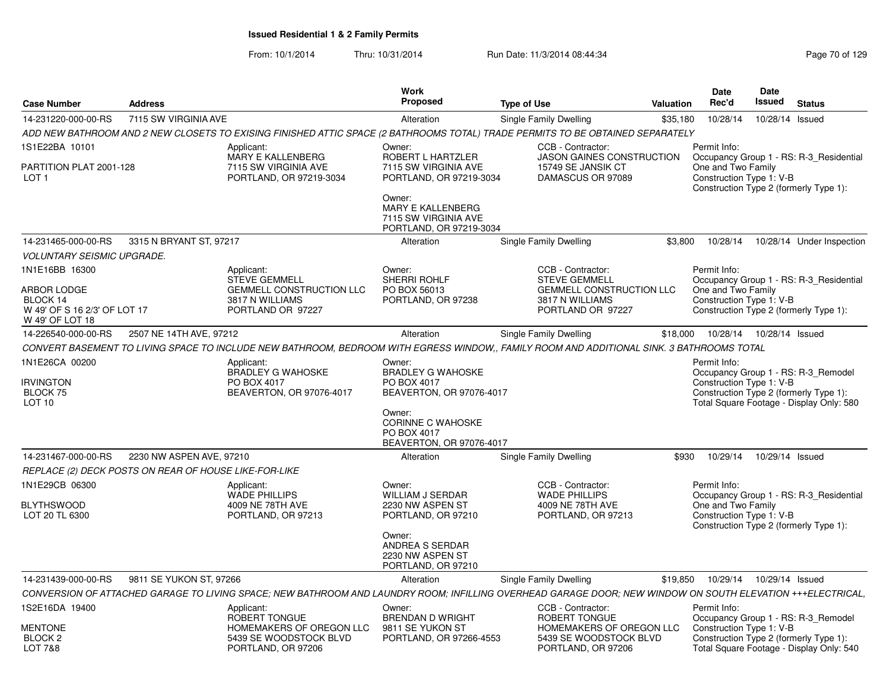**Issued Residential 1 & 2 Family Permits**

From: 10/1/2014 Thru: 10/31/2014 Run Date: 11/3/2014 08:44:34

| Case Number | Address | Work Proposed | Type of Use | Valuation | Date Rec'd | Date Issued | Status |
|---|---|---|---|---|---|---|---|
| 14-231220-000-00-RS | 7115 SW VIRGINIA AVE | Alteration | Single Family Dwelling | $35,180 | 10/28/14 | 10/28/14 | Issued |

*ADD NEW BATHROOM AND 2 NEW CLOSETS TO EXISING FINISHED ATTIC SPACE (2 BATHROOMS TOTAL) TRADE PERMITS TO BE OBTAINED SEPARATELY*

1S1E22BA 10101
PARTITION PLAT 2001-128
LOT 1

Applicant: MARY E KALLENBERG, 7115 SW VIRGINIA AVE, PORTLAND, OR 97219-3034

Owner: ROBERT L HARTZLER, 7115 SW VIRGINIA AVE, PORTLAND, OR 97219-3034

Owner: MARY E KALLENBERG, 7115 SW VIRGINIA AVE, PORTLAND, OR 97219-3034

CCB - Contractor: JASON GAINES CONSTRUCTION, 15749 SE JANSIK CT, DAMASCUS OR 97089

Permit Info: Occupancy Group 1 - RS: R-3_Residential One and Two Family; Construction Type 1: V-B; Construction Type 2 (formerly Type 1):

---

| Case Number | Address | Work Proposed | Type of Use | Valuation | Date Rec'd | Date Issued | Status |
|---|---|---|---|---|---|---|---|
| 14-231465-000-00-RS | 3315 N BRYANT ST, 97217 | Alteration | Single Family Dwelling | $3,800 | 10/28/14 | 10/28/14 | Under Inspection |

*VOLUNTARY SEISMIC UPGRADE.*

1N1E16BB 16300
ARBOR LODGE
BLOCK 14
W 49' OF S 16 2/3' OF LOT 17
W 49' OF LOT 18

Applicant: STEVE GEMMELL, GEMMELL CONSTRUCTION LLC, 3817 N WILLIAMS, PORTLAND OR 97227

Owner: SHERRI ROHLF, PO BOX 56013, PORTLAND, OR 97238

CCB - Contractor: STEVE GEMMELL, GEMMELL CONSTRUCTION LLC, 3817 N WILLIAMS, PORTLAND OR 97227

Permit Info: Occupancy Group 1 - RS: R-3_Residential One and Two Family; Construction Type 1: V-B; Construction Type 2 (formerly Type 1):

---

| Case Number | Address | Work Proposed | Type of Use | Valuation | Date Rec'd | Date Issued | Status |
|---|---|---|---|---|---|---|---|
| 14-226540-000-00-RS | 2507 NE 14TH AVE, 97212 | Alteration | Single Family Dwelling | $18,000 | 10/28/14 | 10/28/14 | Issued |

*CONVERT BASEMENT TO LIVING SPACE TO INCLUDE NEW BATHROOM, BEDROOM WITH EGRESS WINDOW,, FAMILY ROOM AND ADDITIONAL SINK. 3 BATHROOMS TOTAL*

1N1E26CA 00200
IRVINGTON
BLOCK 75
LOT 10

Applicant: BRADLEY G WAHOSKE, PO BOX 4017, BEAVERTON, OR 97076-4017

Owner: BRADLEY G WAHOSKE, PO BOX 4017, BEAVERTON, OR 97076-4017

Owner: CORINNE C WAHOSKE, PO BOX 4017, BEAVERTON, OR 97076-4017

Permit Info: Occupancy Group 1 - RS: R-3_Remodel; Construction Type 1: V-B; Construction Type 2 (formerly Type 1):; Total Square Footage - Display Only: 580

---

| Case Number | Address | Work Proposed | Type of Use | Valuation | Date Rec'd | Date Issued | Status |
|---|---|---|---|---|---|---|---|
| 14-231467-000-00-RS | 2230 NW ASPEN AVE, 97210 | Alteration | Single Family Dwelling | $930 | 10/29/14 | 10/29/14 | Issued |

*REPLACE (2) DECK POSTS ON REAR OF HOUSE LIKE-FOR-LIKE*

1N1E29CB 06300
BLYTHSWOOD
LOT 20 TL 6300

Applicant: WADE PHILLIPS, 4009 NE 78TH AVE, PORTLAND, OR 97213

Owner: WILLIAM J SERDAR, 2230 NW ASPEN ST, PORTLAND, OR 97210

Owner: ANDREA S SERDAR, 2230 NW ASPEN ST, PORTLAND, OR 97210

CCB - Contractor: WADE PHILLIPS, 4009 NE 78TH AVE, PORTLAND, OR 97213

Permit Info: Occupancy Group 1 - RS: R-3_Residential One and Two Family; Construction Type 1: V-B; Construction Type 2 (formerly Type 1):

---

| Case Number | Address | Work Proposed | Type of Use | Valuation | Date Rec'd | Date Issued | Status |
|---|---|---|---|---|---|---|---|
| 14-231439-000-00-RS | 9811 SE YUKON ST, 97266 | Alteration | Single Family Dwelling | $19,850 | 10/29/14 | 10/29/14 | Issued |

*CONVERSION OF ATTACHED GARAGE TO LIVING SPACE; NEW BATHROOM AND LAUNDRY ROOM; INFILLING OVERHEAD GARAGE DOOR; NEW WINDOW ON SOUTH ELEVATION +++ELECTRICAL,*

1S2E16DA 19400
MENTONE
BLOCK 2
LOT 7&8

Applicant: ROBERT TONGUE, HOMEMAKERS OF OREGON LLC, 5439 SE WOODSTOCK BLVD, PORTLAND, OR 97206

Owner: BRENDAN D WRIGHT, 9811 SE YUKON ST, PORTLAND, OR 97266-4553

CCB - Contractor: ROBERT TONGUE, HOMEMAKERS OF OREGON LLC, 5439 SE WOODSTOCK BLVD, PORTLAND, OR 97206

Permit Info: Occupancy Group 1 - RS: R-3_Remodel; Construction Type 1: V-B; Construction Type 2 (formerly Type 1):; Total Square Footage - Display Only: 540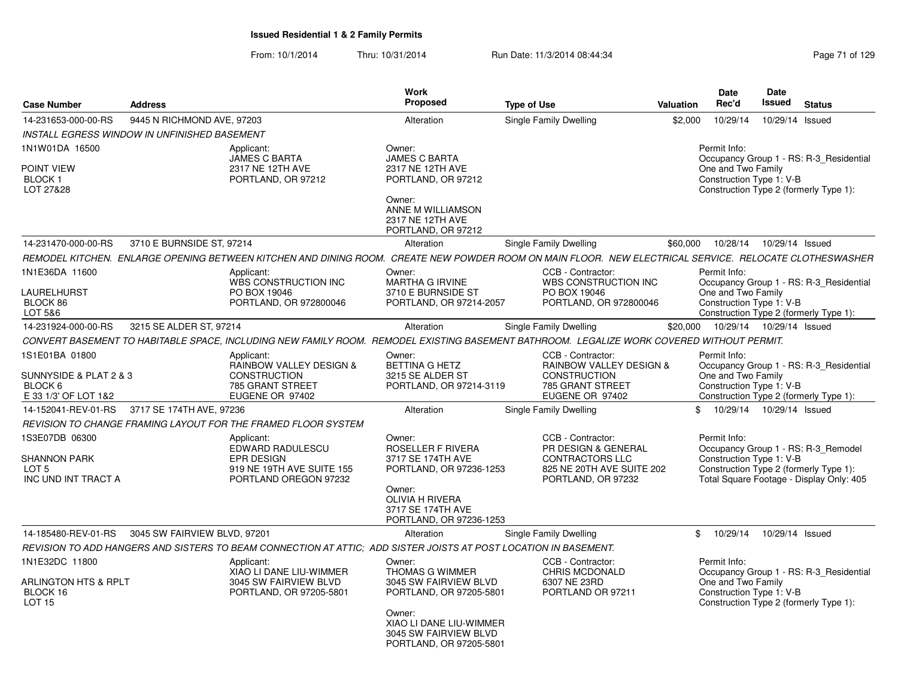**Issued Residential 1 & 2 Family Permits**

From: 10/1/2014 Thru: 10/31/2014 Run Date: 11/3/2014 08:44:34

| Case Number | Address | Work Proposed | Type of Use | Valuation | Date Rec'd | Date Issued | Status |
|---|---|---|---|---|---|---|---|
| 14-231653-000-00-RS | 9445 N RICHMOND AVE, 97203 | Alteration | Single Family Dwelling | $2,000 | 10/29/14 | 10/29/14 | Issued |

*INSTALL EGRESS WINDOW IN UNFINISHED BASEMENT*

1N1W01DA 16500
POINT VIEW
BLOCK 1
LOT 27&28

Applicant:
JAMES C BARTA
2317 NE 12TH AVE
PORTLAND, OR 97212

Owner:
JAMES C BARTA
2317 NE 12TH AVE
PORTLAND, OR 97212

Owner:
ANNE M WILLIAMSON
2317 NE 12TH AVE
PORTLAND, OR 97212

Permit Info:
Occupancy Group 1 - RS: R-3_Residential One and Two Family
Construction Type 1: V-B
Construction Type 2 (formerly Type 1):

| Case Number | Address | Work Proposed | Type of Use | Valuation | Date Rec'd | Date Issued | Status |
|---|---|---|---|---|---|---|---|
| 14-231470-000-00-RS | 3710 E BURNSIDE ST, 97214 | Alteration | Single Family Dwelling | $60,000 | 10/28/14 | 10/29/14 | Issued |

*REMODEL KITCHEN. ENLARGE OPENING BETWEEN KITCHEN AND DINING ROOM. CREATE NEW POWDER ROOM ON MAIN FLOOR. NEW ELECTRICAL SERVICE. RELOCATE CLOTHESWASHER*

1N1E36DA 11600
LAURELHURST
BLOCK 86
LOT 5&6

Applicant:
WBS CONSTRUCTION INC
PO BOX 19046
PORTLAND, OR 972800046

Owner:
MARTHA G IRVINE
3710 E BURNSIDE ST
PORTLAND, OR 97214-2057

CCB - Contractor:
WBS CONSTRUCTION INC
PO BOX 19046
PORTLAND, OR 972800046

Permit Info:
Occupancy Group 1 - RS: R-3_Residential One and Two Family
Construction Type 1: V-B
Construction Type 2 (formerly Type 1):

| Case Number | Address | Work Proposed | Type of Use | Valuation | Date Rec'd | Date Issued | Status |
|---|---|---|---|---|---|---|---|
| 14-231924-000-00-RS | 3215 SE ALDER ST, 97214 | Alteration | Single Family Dwelling | $20,000 | 10/29/14 | 10/29/14 | Issued |

*CONVERT BASEMENT TO HABITABLE SPACE, INCLUDING NEW FAMILY ROOM. REMODEL EXISTING BASEMENT BATHROOM. LEGALIZE WORK COVERED WITHOUT PERMIT.*

1S1E01BA 01800
SUNNYSIDE & PLAT 2 & 3
BLOCK 6
E 33 1/3' OF LOT 1&2

Applicant:
RAINBOW VALLEY DESIGN & CONSTRUCTION
785 GRANT STREET
EUGENE OR 97402

Owner:
BETTINA G HETZ
3215 SE ALDER ST
PORTLAND, OR 97214-3119

CCB - Contractor:
RAINBOW VALLEY DESIGN & CONSTRUCTION
785 GRANT STREET
EUGENE OR 97402

Permit Info:
Occupancy Group 1 - RS: R-3_Residential One and Two Family
Construction Type 1: V-B
Construction Type 2 (formerly Type 1):

| Case Number | Address | Work Proposed | Type of Use | Valuation | Date Rec'd | Date Issued | Status |
|---|---|---|---|---|---|---|---|
| 14-152041-REV-01-RS | 3717 SE 174TH AVE, 97236 | Alteration | Single Family Dwelling | $ | 10/29/14 | 10/29/14 | Issued |

*REVISION TO CHANGE FRAMING LAYOUT FOR THE FRAMED FLOOR SYSTEM*

1S3E07DB 06300
SHANNON PARK
LOT 5
INC UND INT TRACT A

Applicant:
EDWARD RADULESCU
EPR DESIGN
919 NE 19TH AVE SUITE 155
PORTLAND OREGON 97232

Owner:
ROSELLER F RIVERA
3717 SE 174TH AVE
PORTLAND, OR 97236-1253

Owner:
OLIVIA H RIVERA
3717 SE 174TH AVE
PORTLAND, OR 97236-1253

CCB - Contractor:
PR DESIGN & GENERAL CONTRACTORS LLC
825 NE 20TH AVE SUITE 202
PORTLAND, OR 97232

Permit Info:
Occupancy Group 1 - RS: R-3_Remodel
Construction Type 1: V-B
Construction Type 2 (formerly Type 1):
Total Square Footage - Display Only: 405

| Case Number | Address | Work Proposed | Type of Use | Valuation | Date Rec'd | Date Issued | Status |
|---|---|---|---|---|---|---|---|
| 14-185480-REV-01-RS | 3045 SW FAIRVIEW BLVD, 97201 | Alteration | Single Family Dwelling | $ | 10/29/14 | 10/29/14 | Issued |

*REVISION TO ADD HANGERS AND SISTERS TO BEAM CONNECTION AT ATTIC; ADD SISTER JOISTS AT POST LOCATION IN BASEMENT.*

1N1E32DC 11800
ARLINGTON HTS & RPLT
BLOCK 16
LOT 15

Applicant:
XIAO LI DANE LIU-WIMMER
3045 SW FAIRVIEW BLVD
PORTLAND, OR 97205-5801

Owner:
THOMAS G WIMMER
3045 SW FAIRVIEW BLVD
PORTLAND, OR 97205-5801

Owner:
XIAO LI DANE LIU-WIMMER
3045 SW FAIRVIEW BLVD
PORTLAND, OR 97205-5801

CCB - Contractor:
CHRIS MCDONALD
6307 NE 23RD
PORTLAND OR 97211

Permit Info:
Occupancy Group 1 - RS: R-3_Residential One and Two Family
Construction Type 1: V-B
Construction Type 2 (formerly Type 1):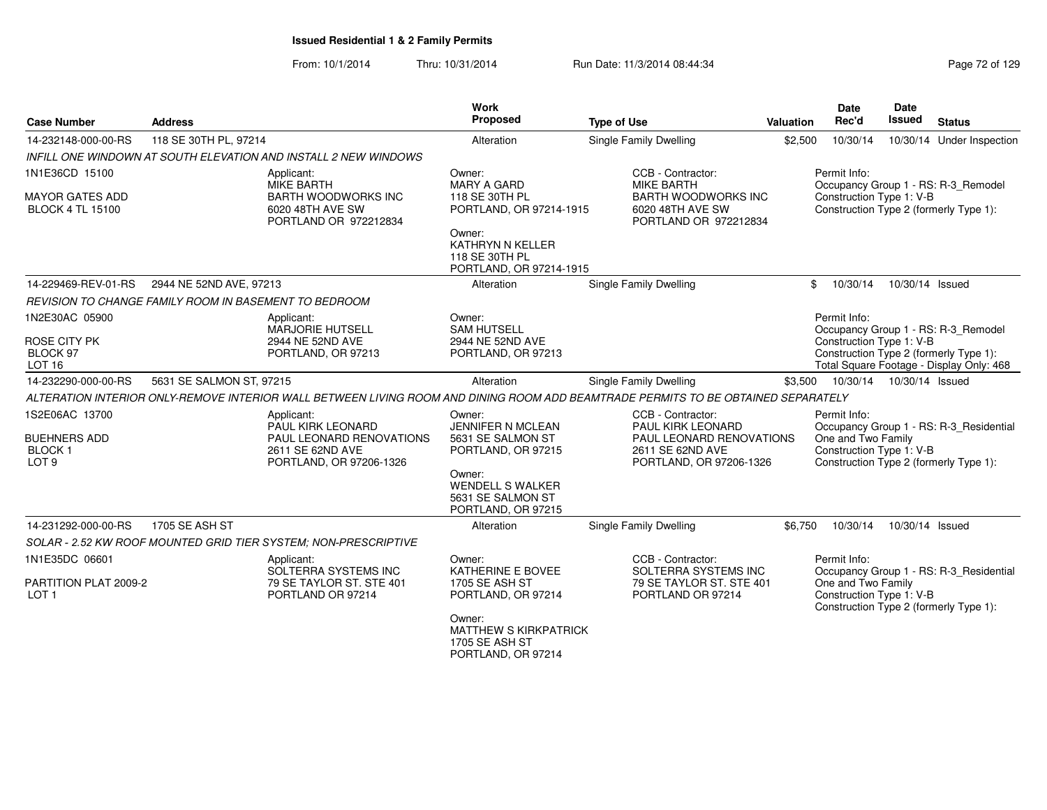## Issued Residential 1 & 2 Family Permits

From: 10/1/2014 Thru: 10/31/2014 Run Date: 11/3/2014 08:44:34

| Case Number | Address | Work Proposed | Type of Use | Valuation | Date Rec'd | Date Issued | Status |
|---|---|---|---|---|---|---|---|
| 14-232148-000-00-RS | 118 SE 30TH PL, 97214 | Alteration | Single Family Dwelling | $2,500 | 10/30/14 | 10/30/14 | Under Inspection |

*INFILL ONE WINDOWN AT SOUTH ELEVATION AND INSTALL 2 NEW WINDOWS*

1N1E36CD 15100
MAYOR GATES ADD
BLOCK 4 TL 15100

Applicant:
MIKE BARTH
BARTH WOODWORKS INC
6020 48TH AVE SW
PORTLAND OR 972212834

Owner:
MARY A GARD
118 SE 30TH PL
PORTLAND, OR 97214-1915

Owner:
KATHRYN N KELLER
118 SE 30TH PL
PORTLAND, OR 97214-1915

CCB - Contractor:
MIKE BARTH
BARTH WOODWORKS INC
6020 48TH AVE SW
PORTLAND OR 972212834

Permit Info:
Occupancy Group 1 - RS: R-3_Remodel
Construction Type 1: V-B
Construction Type 2 (formerly Type 1):

| Case Number | Address | Work Proposed | Type of Use | Valuation | Date Rec'd | Date Issued | Status |
|---|---|---|---|---|---|---|---|
| 14-229469-REV-01-RS | 2944 NE 52ND AVE, 97213 | Alteration | Single Family Dwelling | $ | 10/30/14 | 10/30/14 | Issued |

*REVISION TO CHANGE FAMILY ROOM IN BASEMENT TO BEDROOM*

1N2E30AC 05900
ROSE CITY PK
BLOCK 97
LOT 16

Applicant:
MARJORIE HUTSELL
2944 NE 52ND AVE
PORTLAND, OR 97213

Owner:
SAM HUTSELL
2944 NE 52ND AVE
PORTLAND, OR 97213

Permit Info:
Occupancy Group 1 - RS: R-3_Remodel
Construction Type 1: V-B
Construction Type 2 (formerly Type 1):
Total Square Footage - Display Only: 468

| Case Number | Address | Work Proposed | Type of Use | Valuation | Date Rec'd | Date Issued | Status |
|---|---|---|---|---|---|---|---|
| 14-232290-000-00-RS | 5631 SE SALMON ST, 97215 | Alteration | Single Family Dwelling | $3,500 | 10/30/14 | 10/30/14 | Issued |

*ALTERATION INTERIOR ONLY-REMOVE INTERIOR WALL BETWEEN LIVING ROOM AND DINING ROOM ADD BEAMTRADE PERMITS TO BE OBTAINED SEPARATELY*

1S2E06AC 13700
BUEHNERS ADD
BLOCK 1
LOT 9

Applicant:
PAUL KIRK LEONARD
PAUL LEONARD RENOVATIONS
2611 SE 62ND AVE
PORTLAND, OR 97206-1326

Owner:
JENNIFER N MCLEAN
5631 SE SALMON ST
PORTLAND, OR 97215

Owner:
WENDELL S WALKER
5631 SE SALMON ST
PORTLAND, OR 97215

CCB - Contractor:
PAUL KIRK LEONARD
PAUL LEONARD RENOVATIONS
2611 SE 62ND AVE
PORTLAND, OR 97206-1326

Permit Info:
Occupancy Group 1 - RS: R-3_Residential One and Two Family
Construction Type 1: V-B
Construction Type 2 (formerly Type 1):

| Case Number | Address | Work Proposed | Type of Use | Valuation | Date Rec'd | Date Issued | Status |
|---|---|---|---|---|---|---|---|
| 14-231292-000-00-RS | 1705 SE ASH ST | Alteration | Single Family Dwelling | $6,750 | 10/30/14 | 10/30/14 | Issued |

*SOLAR - 2.52 KW ROOF MOUNTED GRID TIER SYSTEM; NON-PRESCRIPTIVE*

1N1E35DC 06601
PARTITION PLAT 2009-2
LOT 1

Applicant:
SOLTERRA SYSTEMS INC
79 SE TAYLOR ST. STE 401
PORTLAND OR 97214

Owner:
KATHERINE E BOVEE
1705 SE ASH ST
PORTLAND, OR 97214

Owner:
MATTHEW S KIRKPATRICK
1705 SE ASH ST
PORTLAND, OR 97214

CCB - Contractor:
SOLTERRA SYSTEMS INC
79 SE TAYLOR ST. STE 401
PORTLAND OR 97214

Permit Info:
Occupancy Group 1 - RS: R-3_Residential One and Two Family
Construction Type 1: V-B
Construction Type 2 (formerly Type 1):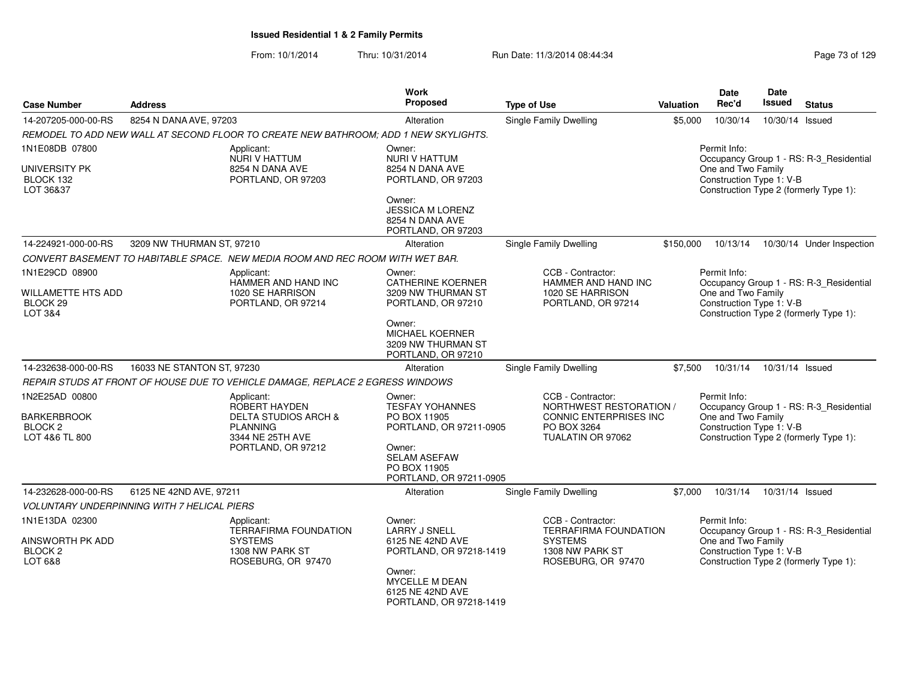# Issued Residential 1 & 2 Family Permits

From: 10/1/2014 Thru: 10/31/2014 Run Date: 11/3/2014 08:44:34

| Case Number | Address | Work Proposed | Type of Use | Valuation | Date Rec'd | Date Issued | Status |
|---|---|---|---|---|---|---|---|
| 14-207205-000-00-RS | 8254 N DANA AVE, 97203 | Alteration | Single Family Dwelling | $5,000 | 10/30/14 | 10/30/14 | Issued |

*REMODEL TO ADD NEW WALL AT SECOND FLOOR TO CREATE NEW BATHROOM; ADD 1 NEW SKYLIGHTS.*

1N1E08DB 07800
UNIVERSITY PK
BLOCK 132
LOT 36&37

Applicant:
NURI V HATTUM
8254 N DANA AVE
PORTLAND, OR 97203

Owner:
NURI V HATTUM
8254 N DANA AVE
PORTLAND, OR 97203

Owner:
JESSICA M LORENZ
8254 N DANA AVE
PORTLAND, OR 97203

Permit Info:
Occupancy Group 1 - RS: R-3_Residential One and Two Family
Construction Type 1: V-B
Construction Type 2 (formerly Type 1):

| Case Number | Address | Work Proposed | Type of Use | Valuation | Date Rec'd | Date Issued | Status |
|---|---|---|---|---|---|---|---|
| 14-224921-000-00-RS | 3209 NW THURMAN ST, 97210 | Alteration | Single Family Dwelling | $150,000 | 10/13/14 | 10/30/14 | Under Inspection |

*CONVERT BASEMENT TO HABITABLE SPACE. NEW MEDIA ROOM AND REC ROOM WITH WET BAR.*

1N1E29CD 08900
WILLAMETTE HTS ADD
BLOCK 29
LOT 3&4

Applicant:
HAMMER AND HAND INC
1020 SE HARRISON
PORTLAND, OR 97214

Owner:
CATHERINE KOERNER
3209 NW THURMAN ST
PORTLAND, OR 97210

Owner:
MICHAEL KOERNER
3209 NW THURMAN ST
PORTLAND, OR 97210

CCB - Contractor:
HAMMER AND HAND INC
1020 SE HARRISON
PORTLAND, OR 97214

Permit Info:
Occupancy Group 1 - RS: R-3_Residential One and Two Family
Construction Type 1: V-B
Construction Type 2 (formerly Type 1):

| Case Number | Address | Work Proposed | Type of Use | Valuation | Date Rec'd | Date Issued | Status |
|---|---|---|---|---|---|---|---|
| 14-232638-000-00-RS | 16033 NE STANTON ST, 97230 | Alteration | Single Family Dwelling | $7,500 | 10/31/14 | 10/31/14 | Issued |

*REPAIR STUDS AT FRONT OF HOUSE DUE TO VEHICLE DAMAGE, REPLACE 2 EGRESS WINDOWS*

1N2E25AD 00800
BARKERBROOK
BLOCK 2
LOT 4&6 TL 800

Applicant:
ROBERT HAYDEN
DELTA STUDIOS ARCH & PLANNING
3344 NE 25TH AVE
PORTLAND, OR 97212

Owner:
TESFAY YOHANNES
PO BOX 11905
PORTLAND, OR 97211-0905

Owner:
SELAM ASEFAW
PO BOX 11905
PORTLAND, OR 97211-0905

CCB - Contractor:
NORTHWEST RESTORATION / CONNIC ENTERPRISES INC
PO BOX 3264
TUALATIN OR 97062

Permit Info:
Occupancy Group 1 - RS: R-3_Residential One and Two Family
Construction Type 1: V-B
Construction Type 2 (formerly Type 1):

| Case Number | Address | Work Proposed | Type of Use | Valuation | Date Rec'd | Date Issued | Status |
|---|---|---|---|---|---|---|---|
| 14-232628-000-00-RS | 6125 NE 42ND AVE, 97211 | Alteration | Single Family Dwelling | $7,000 | 10/31/14 | 10/31/14 | Issued |

*VOLUNTARY UNDERPINNING WITH 7 HELICAL PIERS*

1N1E13DA 02300
AINSWORTH PK ADD
BLOCK 2
LOT 6&8

Applicant:
TERRAFIRMA FOUNDATION SYSTEMS
1308 NW PARK ST
ROSEBURG, OR 97470

Owner:
LARRY J SNELL
6125 NE 42ND AVE
PORTLAND, OR 97218-1419

Owner:
MYCELLE M DEAN
6125 NE 42ND AVE
PORTLAND, OR 97218-1419

CCB - Contractor:
TERRAFIRMA FOUNDATION SYSTEMS
1308 NW PARK ST
ROSEBURG, OR 97470

Permit Info:
Occupancy Group 1 - RS: R-3_Residential One and Two Family
Construction Type 1: V-B
Construction Type 2 (formerly Type 1):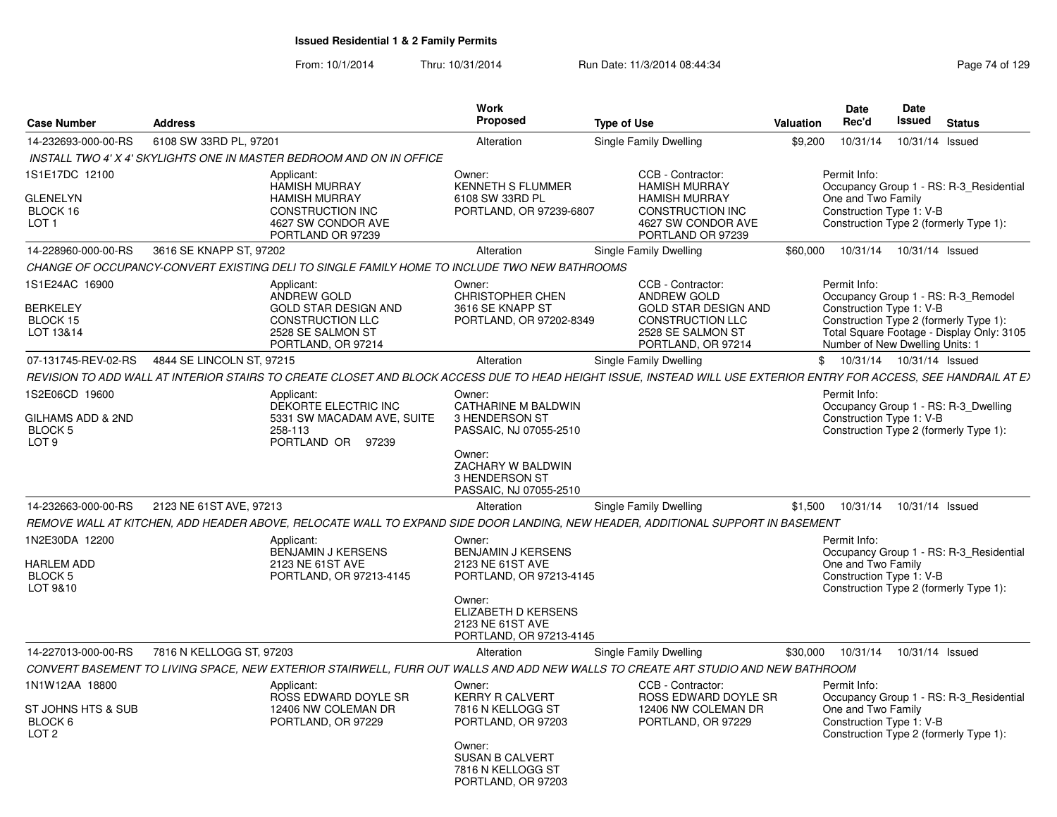## Issued Residential 1 & 2 Family Permits

From: 10/1/2014 Thru: 10/31/2014 Run Date: 11/3/2014 08:44:34

| Case Number | Address | Work Proposed | Type of Use | Valuation | Date Rec'd | Date Issued | Status |
|---|---|---|---|---|---|---|---|
| 14-232693-000-00-RS | 6108 SW 33RD PL, 97201 | Alteration | Single Family Dwelling | $9,200 | 10/31/14 | 10/31/14 | Issued |

*INSTALL TWO 4' X 4' SKYLIGHTS ONE IN MASTER BEDROOM AND ON IN OFFICE*

1S1E17DC 12100
GLENELYN
BLOCK 16
LOT 1

Applicant: HAMISH MURRAY, HAMISH MURRAY CONSTRUCTION INC, 4627 SW CONDOR AVE, PORTLAND OR 97239

Owner: KENNETH S FLUMMER, 6108 SW 33RD PL, PORTLAND, OR 97239-6807

CCB - Contractor: HAMISH MURRAY, HAMISH MURRAY CONSTRUCTION INC, 4627 SW CONDOR AVE, PORTLAND OR 97239

Permit Info: Occupancy Group 1 - RS: R-3_Residential One and Two Family; Construction Type 1: V-B; Construction Type 2 (formerly Type 1):

| Case Number | Address | Work Proposed | Type of Use | Valuation | Date Rec'd | Date Issued | Status |
|---|---|---|---|---|---|---|---|
| 14-228960-000-00-RS | 3616 SE KNAPP ST, 97202 | Alteration | Single Family Dwelling | $60,000 | 10/31/14 | 10/31/14 | Issued |

*CHANGE OF OCCUPANCY-CONVERT EXISTING DELI TO SINGLE FAMILY HOME TO INCLUDE TWO NEW BATHROOMS*

1S1E24AC 16900
BERKELEY
BLOCK 15
LOT 13&14

Applicant: ANDREW GOLD, GOLD STAR DESIGN AND CONSTRUCTION LLC, 2528 SE SALMON ST, PORTLAND, OR 97214

Owner: CHRISTOPHER CHEN, 3616 SE KNAPP ST, PORTLAND, OR 97202-8349

CCB - Contractor: ANDREW GOLD, GOLD STAR DESIGN AND CONSTRUCTION LLC, 2528 SE SALMON ST, PORTLAND, OR 97214

Permit Info: Occupancy Group 1 - RS: R-3_Remodel; Construction Type 1: V-B; Construction Type 2 (formerly Type 1):; Total Square Footage - Display Only: 3105; Number of New Dwelling Units: 1

| Case Number | Address | Work Proposed | Type of Use | Valuation | Date Rec'd | Date Issued | Status |
|---|---|---|---|---|---|---|---|
| 07-131745-REV-02-RS | 4844 SE LINCOLN ST, 97215 | Alteration | Single Family Dwelling | $ | 10/31/14 | 10/31/14 | Issued |

*REVISION TO ADD WALL AT INTERIOR STAIRS TO CREATE CLOSET AND BLOCK ACCESS DUE TO HEAD HEIGHT ISSUE, INSTEAD WILL USE EXTERIOR ENTRY FOR ACCESS, SEE HANDRAIL AT E*

1S2E06CD 19600
GILHAMS ADD & 2ND
BLOCK 5
LOT 9

Applicant: DEKORTE ELECTRIC INC, 5331 SW MACADAM AVE, SUITE 258-113, PORTLAND OR 97239

Owner: CATHARINE M BALDWIN, 3 HENDERSON ST, PASSAIC, NJ 07055-2510

Owner: ZACHARY W BALDWIN, 3 HENDERSON ST, PASSAIC, NJ 07055-2510

Permit Info: Occupancy Group 1 - RS: R-3_Dwelling; Construction Type 1: V-B; Construction Type 2 (formerly Type 1):

| Case Number | Address | Work Proposed | Type of Use | Valuation | Date Rec'd | Date Issued | Status |
|---|---|---|---|---|---|---|---|
| 14-232663-000-00-RS | 2123 NE 61ST AVE, 97213 | Alteration | Single Family Dwelling | $1,500 | 10/31/14 | 10/31/14 | Issued |

*REMOVE WALL AT KITCHEN, ADD HEADER ABOVE, RELOCATE WALL TO EXPAND SIDE DOOR LANDING, NEW HEADER, ADDITIONAL SUPPORT IN BASEMENT*

1N2E30DA 12200
HARLEM ADD
BLOCK 5
LOT 9&10

Applicant: BENJAMIN J KERSENS, 2123 NE 61ST AVE, PORTLAND, OR 97213-4145

Owner: BENJAMIN J KERSENS, 2123 NE 61ST AVE, PORTLAND, OR 97213-4145

Owner: ELIZABETH D KERSENS, 2123 NE 61ST AVE, PORTLAND, OR 97213-4145

Permit Info: Occupancy Group 1 - RS: R-3_Residential One and Two Family; Construction Type 1: V-B; Construction Type 2 (formerly Type 1):

| Case Number | Address | Work Proposed | Type of Use | Valuation | Date Rec'd | Date Issued | Status |
|---|---|---|---|---|---|---|---|
| 14-227013-000-00-RS | 7816 N KELLOGG ST, 97203 | Alteration | Single Family Dwelling | $30,000 | 10/31/14 | 10/31/14 | Issued |

*CONVERT BASEMENT TO LIVING SPACE, NEW EXTERIOR STAIRWELL, FURR OUT WALLS AND ADD NEW WALLS TO CREATE ART STUDIO AND NEW BATHROOM*

1N1W12AA 18800
ST JOHNS HTS & SUB
BLOCK 6
LOT 2

Applicant: ROSS EDWARD DOYLE SR, 12406 NW COLEMAN DR, PORTLAND, OR 97229

Owner: KERRY R CALVERT, 7816 N KELLOGG ST, PORTLAND, OR 97203

Owner: SUSAN B CALVERT, 7816 N KELLOGG ST, PORTLAND, OR 97203

CCB - Contractor: ROSS EDWARD DOYLE SR, 12406 NW COLEMAN DR, PORTLAND, OR 97229

Permit Info: Occupancy Group 1 - RS: R-3_Residential One and Two Family; Construction Type 1: V-B; Construction Type 2 (formerly Type 1):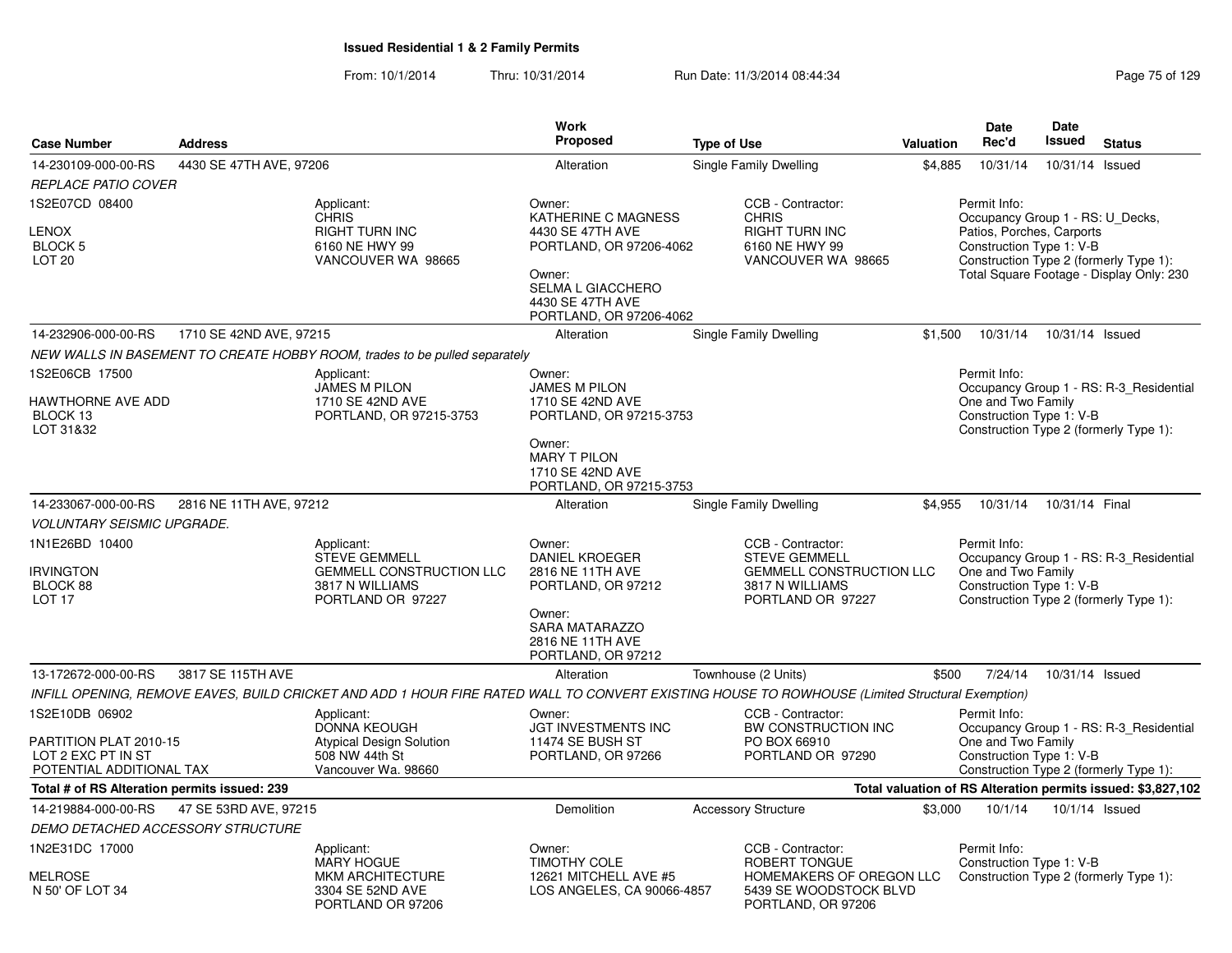## Issued Residential 1 & 2 Family Permits

From: 10/1/2014 Thru: 10/31/2014 Run Date: 11/3/2014 08:44:34

| Case Number | Address | Work Proposed | Type of Use | Valuation | Date Rec'd | Date Issued | Status |
|---|---|---|---|---|---|---|---|
| 14-230109-000-00-RS | 4430 SE 47TH AVE, 97206 | Alteration | Single Family Dwelling | $4,885 | 10/31/14 | 10/31/14 | Issued |

*REPLACE PATIO COVER*

1S2E07CD 08400
LENOX
BLOCK 5
LOT 20

Applicant:
CHRIS
RIGHT TURN INC
6160 NE HWY 99
VANCOUVER WA 98665

Owner:
KATHERINE C MAGNESS
4430 SE 47TH AVE
PORTLAND, OR 97206-4062

Owner:
SELMA L GIACCHERO
4430 SE 47TH AVE
PORTLAND, OR 97206-4062

CCB - Contractor:
CHRIS
RIGHT TURN INC
6160 NE HWY 99
VANCOUVER WA 98665

Permit Info:
Occupancy Group 1 - RS: U_Decks, Patios, Porches, Carports
Construction Type 1: V-B
Construction Type 2 (formerly Type 1):
Total Square Footage - Display Only: 230

| Case Number | Address | Work Proposed | Type of Use | Valuation | Date Rec'd | Date Issued | Status |
|---|---|---|---|---|---|---|---|
| 14-232906-000-00-RS | 1710 SE 42ND AVE, 97215 | Alteration | Single Family Dwelling | $1,500 | 10/31/14 | 10/31/14 | Issued |

*NEW WALLS IN BASEMENT TO CREATE HOBBY ROOM, trades to be pulled separately*

1S2E06CB 17500
HAWTHORNE AVE ADD
BLOCK 13
LOT 31&32

Applicant:
JAMES M PILON
1710 SE 42ND AVE
PORTLAND, OR 97215-3753

Owner:
JAMES M PILON
1710 SE 42ND AVE
PORTLAND, OR 97215-3753

Owner:
MARY T PILON
1710 SE 42ND AVE
PORTLAND, OR 97215-3753

Permit Info:
Occupancy Group 1 - RS: R-3_Residential One and Two Family
Construction Type 1: V-B
Construction Type 2 (formerly Type 1):

| Case Number | Address | Work Proposed | Type of Use | Valuation | Date Rec'd | Date Issued | Status |
|---|---|---|---|---|---|---|---|
| 14-233067-000-00-RS | 2816 NE 11TH AVE, 97212 | Alteration | Single Family Dwelling | $4,955 | 10/31/14 | 10/31/14 | Final |

*VOLUNTARY SEISMIC UPGRADE.*

1N1E26BD 10400
IRVINGTON
BLOCK 88
LOT 17

Applicant:
STEVE GEMMELL
GEMMELL CONSTRUCTION LLC
3817 N WILLIAMS
PORTLAND OR 97227

Owner:
DANIEL KROEGER
2816 NE 11TH AVE
PORTLAND, OR 97212

Owner:
SARA MATARAZZO
2816 NE 11TH AVE
PORTLAND, OR 97212

CCB - Contractor:
STEVE GEMMELL
GEMMELL CONSTRUCTION LLC
3817 N WILLIAMS
PORTLAND OR 97227

Permit Info:
Occupancy Group 1 - RS: R-3_Residential One and Two Family
Construction Type 1: V-B
Construction Type 2 (formerly Type 1):

| Case Number | Address | Work Proposed | Type of Use | Valuation | Date Rec'd | Date Issued | Status |
|---|---|---|---|---|---|---|---|
| 13-172672-000-00-RS | 3817 SE 115TH AVE | Alteration | Townhouse (2 Units) | $500 | 7/24/14 | 10/31/14 | Issued |

*INFILL OPENING, REMOVE EAVES, BUILD CRICKET AND ADD 1 HOUR FIRE RATED WALL TO CONVERT EXISTING HOUSE TO ROWHOUSE (Limited Structural Exemption)*

1S2E10DB 06902
PARTITION PLAT 2010-15
LOT 2 EXC PT IN ST
POTENTIAL ADDITIONAL TAX

Applicant:
DONNA KEOUGH
Atypical Design Solution
508 NW 44th St
Vancouver Wa. 98660

Owner:
JGT INVESTMENTS INC
11474 SE BUSH ST
PORTLAND, OR 97266

CCB - Contractor:
BW CONSTRUCTION INC
PO BOX 66910
PORTLAND OR 97290

Permit Info:
Occupancy Group 1 - RS: R-3_Residential One and Two Family
Construction Type 1: V-B
Construction Type 2 (formerly Type 1):

**Total # of RS Alteration permits issued: 239**

**Total valuation of RS Alteration permits issued: $3,827,102**

| Case Number | Address | Work Proposed | Type of Use | Valuation | Date Rec'd | Date Issued | Status |
|---|---|---|---|---|---|---|---|
| 14-219884-000-00-RS | 47 SE 53RD AVE, 97215 | Demolition | Accessory Structure | $3,000 | 10/1/14 | 10/1/14 | Issued |

*DEMO DETACHED ACCESSORY STRUCTURE*

1N2E31DC 17000
MELROSE
N 50' OF LOT 34

Applicant:
MARY HOGUE
MKM ARCHITECTURE
3304 SE 52ND AVE
PORTLAND OR 97206

Owner:
TIMOTHY COLE
12621 MITCHELL AVE #5
LOS ANGELES, CA 90066-4857

CCB - Contractor:
ROBERT TONGUE
HOMEMAKERS OF OREGON LLC
5439 SE WOODSTOCK BLVD
PORTLAND, OR 97206

Permit Info:
Construction Type 1: V-B
Construction Type 2 (formerly Type 1):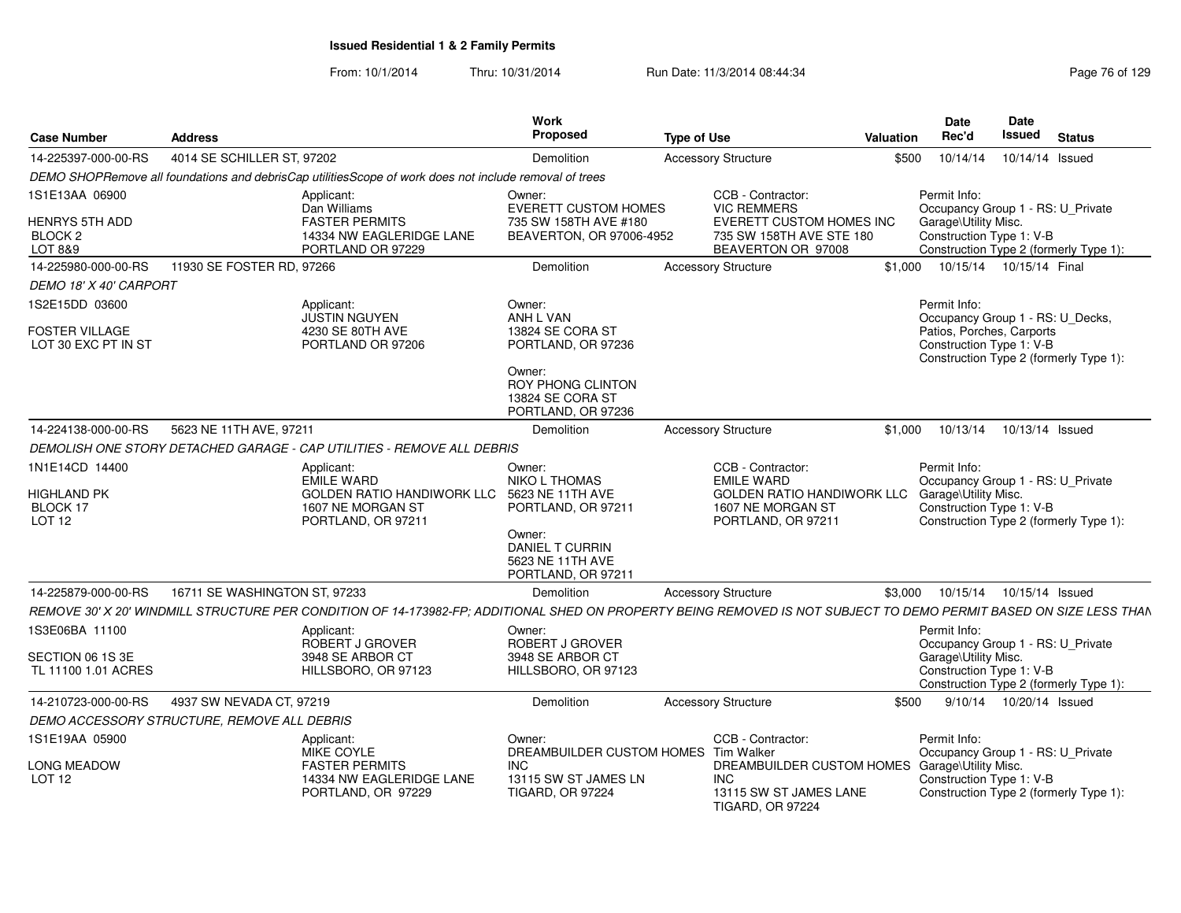# Issued Residential 1 & 2 Family Permits

From: 10/1/2014 Thru: 10/31/2014 Run Date: 11/3/2014 08:44:34

| Case Number | Address | Work Proposed | Type of Use | Valuation | Date Rec'd | Date Issued | Status |
|---|---|---|---|---|---|---|---|
| 14-225397-000-00-RS | 4014 SE SCHILLER ST, 97202 | Demolition | Accessory Structure | $500 | 10/14/14 | 10/14/14 | Issued |

*DEMO SHOPRemove all foundations and debrisCap utilitiesScope of work does not include removal of trees*

1S1E13AA 06900
HENRYS 5TH ADD
BLOCK 2
LOT 8&9

Applicant:
Dan Williams
FASTER PERMITS
14334 NW EAGLERIDGE LANE
PORTLAND OR 97229

Owner:
EVERETT CUSTOM HOMES
735 SW 158TH AVE #180
BEAVERTON, OR 97006-4952

CCB - Contractor:
VIC REMMERS
EVERETT CUSTOM HOMES INC
735 SW 158TH AVE STE 180
BEAVERTON OR 97008

Permit Info:
Occupancy Group 1 - RS: U_Private Garage\Utility Misc.
Construction Type 1: V-B
Construction Type 2 (formerly Type 1):

| Case Number | Address | Work Proposed | Type of Use | Valuation | Date Rec'd | Date Issued | Status |
|---|---|---|---|---|---|---|---|
| 14-225980-000-00-RS | 11930 SE FOSTER RD, 97266 | Demolition | Accessory Structure | $1,000 | 10/15/14 | 10/15/14 | Final |

*DEMO 18' X 40' CARPORT*

1S2E15DD 03600
FOSTER VILLAGE
LOT 30 EXC PT IN ST

Applicant:
JUSTIN NGUYEN
4230 SE 80TH AVE
PORTLAND OR 97206

Owner:
ANH L VAN
13824 SE CORA ST
PORTLAND, OR 97236

Owner:
ROY PHONG CLINTON
13824 SE CORA ST
PORTLAND, OR 97236

Permit Info:
Occupancy Group 1 - RS: U_Decks, Patios, Porches, Carports
Construction Type 1: V-B
Construction Type 2 (formerly Type 1):

| Case Number | Address | Work Proposed | Type of Use | Valuation | Date Rec'd | Date Issued | Status |
|---|---|---|---|---|---|---|---|
| 14-224138-000-00-RS | 5623 NE 11TH AVE, 97211 | Demolition | Accessory Structure | $1,000 | 10/13/14 | 10/13/14 | Issued |

*DEMOLISH ONE STORY DETACHED GARAGE - CAP UTILITIES - REMOVE ALL DEBRIS*

1N1E14CD 14400
HIGHLAND PK
BLOCK 17
LOT 12

Applicant:
EMILE WARD
GOLDEN RATIO HANDIWORK LLC
1607 NE MORGAN ST
PORTLAND, OR 97211

Owner:
NIKO L THOMAS
5623 NE 11TH AVE
PORTLAND, OR 97211

Owner:
DANIEL T CURRIN
5623 NE 11TH AVE
PORTLAND, OR 97211

CCB - Contractor:
EMILE WARD
GOLDEN RATIO HANDIWORK LLC
1607 NE MORGAN ST
PORTLAND, OR 97211

Permit Info:
Occupancy Group 1 - RS: U_Private Garage\Utility Misc.
Construction Type 1: V-B
Construction Type 2 (formerly Type 1):

| Case Number | Address | Work Proposed | Type of Use | Valuation | Date Rec'd | Date Issued | Status |
|---|---|---|---|---|---|---|---|
| 14-225879-000-00-RS | 16711 SE WASHINGTON ST, 97233 | Demolition | Accessory Structure | $3,000 | 10/15/14 | 10/15/14 | Issued |

*REMOVE 30' X 20' WINDMILL STRUCTURE PER CONDITION OF 14-173982-FP; ADDITIONAL SHED ON PROPERTY BEING REMOVED IS NOT SUBJECT TO DEMO PERMIT BASED ON SIZE LESS THAN*

1S3E06BA 11100
SECTION 06 1S 3E
TL 11100 1.01 ACRES

Applicant:
ROBERT J GROVER
3948 SE ARBOR CT
HILLSBORO, OR 97123

Owner:
ROBERT J GROVER
3948 SE ARBOR CT
HILLSBORO, OR 97123

Permit Info:
Occupancy Group 1 - RS: U_Private Garage\Utility Misc.
Construction Type 1: V-B
Construction Type 2 (formerly Type 1):

| Case Number | Address | Work Proposed | Type of Use | Valuation | Date Rec'd | Date Issued | Status |
|---|---|---|---|---|---|---|---|
| 14-210723-000-00-RS | 4937 SW NEVADA CT, 97219 | Demolition | Accessory Structure | $500 | 9/10/14 | 10/20/14 | Issued |

*DEMO ACCESSORY STRUCTURE, REMOVE ALL DEBRIS*

1S1E19AA 05900
LONG MEADOW
LOT 12

Applicant:
MIKE COYLE
FASTER PERMITS
14334 NW EAGLERIDGE LANE
PORTLAND, OR 97229

Owner:
DREAMBUILDER CUSTOM HOMES INC
13115 SW ST JAMES LN
TIGARD, OR 97224

CCB - Contractor:
Tim Walker
DREAMBUILDER CUSTOM HOMES INC
13115 SW ST JAMES LANE
TIGARD, OR 97224

Permit Info:
Occupancy Group 1 - RS: U_Private Garage\Utility Misc.
Construction Type 1: V-B
Construction Type 2 (formerly Type 1):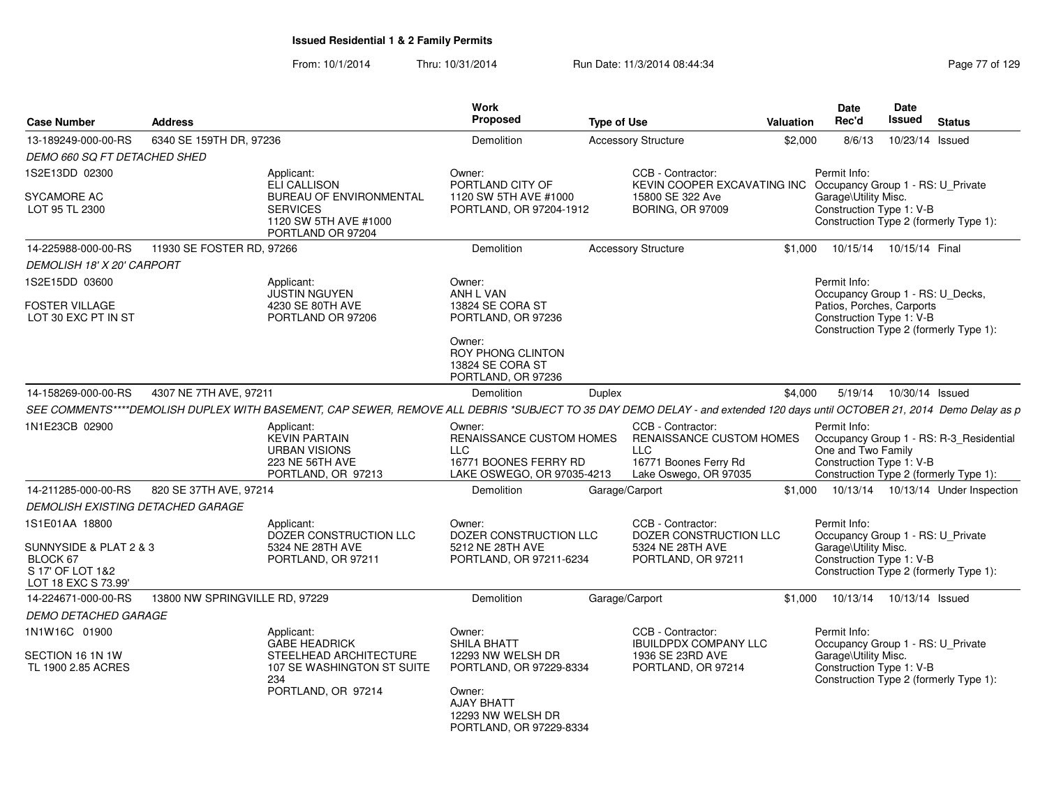# Issued Residential 1 & 2 Family Permits

From: 10/1/2014 Thru: 10/31/2014 Run Date: 11/3/2014 08:44:34

| Case Number | Address | Work Proposed | Type of Use | Valuation | Date Rec'd | Date Issued | Status |
|---|---|---|---|---|---|---|---|
| 13-189249-000-00-RS | 6340 SE 159TH DR, 97236 | Demolition | Accessory Structure | $2,000 | 8/6/13 | 10/23/14 | Issued |

*DEMO 660 SQ FT DETACHED SHED*

1S2E13DD 02300

SYCAMORE AC
LOT 95 TL 2300

Applicant:
ELI CALLISON
BUREAU OF ENVIRONMENTAL SERVICES
1120 SW 5TH AVE #1000
PORTLAND OR 97204

Owner:
PORTLAND CITY OF
1120 SW 5TH AVE #1000
PORTLAND, OR 97204-1912

CCB - Contractor:
KEVIN COOPER EXCAVATING INC
15800 SE 322 Ave
BORING, OR 97009

Permit Info:
Occupancy Group 1 - RS: U_Private Garage\Utility Misc.
Construction Type 1: V-B
Construction Type 2 (formerly Type 1):

| Case Number | Address | Work Proposed | Type of Use | Valuation | Date Rec'd | Date Issued | Status |
|---|---|---|---|---|---|---|---|
| 14-225988-000-00-RS | 11930 SE FOSTER RD, 97266 | Demolition | Accessory Structure | $1,000 | 10/15/14 | 10/15/14 | Final |

*DEMOLISH 18' X 20' CARPORT*

1S2E15DD 03600

FOSTER VILLAGE
LOT 30 EXC PT IN ST

Applicant:
JUSTIN NGUYEN
4230 SE 80TH AVE
PORTLAND OR 97206

Owner:
ANH L VAN
13824 SE CORA ST
PORTLAND, OR 97236

Owner:
ROY PHONG CLINTON
13824 SE CORA ST
PORTLAND, OR 97236

Permit Info:
Occupancy Group 1 - RS: U_Decks, Patios, Porches, Carports
Construction Type 1: V-B
Construction Type 2 (formerly Type 1):

| Case Number | Address | Work Proposed | Type of Use | Valuation | Date Rec'd | Date Issued | Status |
|---|---|---|---|---|---|---|---|
| 14-158269-000-00-RS | 4307 NE 7TH AVE, 97211 | Demolition | Duplex | $4,000 | 5/19/14 | 10/30/14 | Issued |

*SEE COMMENTS****DEMOLISH DUPLEX WITH BASEMENT, CAP SEWER, REMOVE ALL DEBRIS *SUBJECT TO 35 DAY DEMO DELAY - and extended 120 days until OCTOBER 21, 2014 Demo Delay as p*

1N1E23CB 02900

Applicant:
KEVIN PARTAIN
URBAN VISIONS
223 NE 56TH AVE
PORTLAND, OR 97213

Owner:
RENAISSANCE CUSTOM HOMES LLC
16771 BOONES FERRY RD
LAKE OSWEGO, OR 97035-4213

CCB - Contractor:
RENAISSANCE CUSTOM HOMES LLC
16771 Boones Ferry Rd
Lake Oswego, OR 97035

Permit Info:
Occupancy Group 1 - RS: R-3_Residential One and Two Family
Construction Type 1: V-B
Construction Type 2 (formerly Type 1):

| Case Number | Address | Work Proposed | Type of Use | Valuation | Date Rec'd | Date Issued | Status |
|---|---|---|---|---|---|---|---|
| 14-211285-000-00-RS | 820 SE 37TH AVE, 97214 | Demolition | Garage/Carport | $1,000 | 10/13/14 | 10/13/14 | Under Inspection |

*DEMOLISH EXISTING DETACHED GARAGE*

1S1E01AA 18800

SUNNYSIDE & PLAT 2 & 3
BLOCK 67
S 17' OF LOT 1&2
LOT 18 EXC S 73.99'

Applicant:
DOZER CONSTRUCTION LLC
5324 NE 28TH AVE
PORTLAND, OR 97211

Owner:
DOZER CONSTRUCTION LLC
5212 NE 28TH AVE
PORTLAND, OR 97211-6234

CCB - Contractor:
DOZER CONSTRUCTION LLC
5324 NE 28TH AVE
PORTLAND, OR 97211

Permit Info:
Occupancy Group 1 - RS: U_Private Garage\Utility Misc.
Construction Type 1: V-B
Construction Type 2 (formerly Type 1):

| Case Number | Address | Work Proposed | Type of Use | Valuation | Date Rec'd | Date Issued | Status |
|---|---|---|---|---|---|---|---|
| 14-224671-000-00-RS | 13800 NW SPRINGVILLE RD, 97229 | Demolition | Garage/Carport | $1,000 | 10/13/14 | 10/13/14 | Issued |

*DEMO DETACHED GARAGE*

1N1W16C 01900

SECTION 16 1N 1W
TL 1900 2.85 ACRES

Applicant:
GABE HEADRICK
STEELHEAD ARCHITECTURE
107 SE WASHINGTON ST SUITE 234
PORTLAND, OR 97214

Owner:
SHILA BHATT
12293 NW WELSH DR
PORTLAND, OR 97229-8334

Owner:
AJAY BHATT
12293 NW WELSH DR
PORTLAND, OR 97229-8334

CCB - Contractor:
IBUILDPDX COMPANY LLC
1936 SE 23RD AVE
PORTLAND, OR 97214

Permit Info:
Occupancy Group 1 - RS: U_Private Garage\Utility Misc.
Construction Type 1: V-B
Construction Type 2 (formerly Type 1):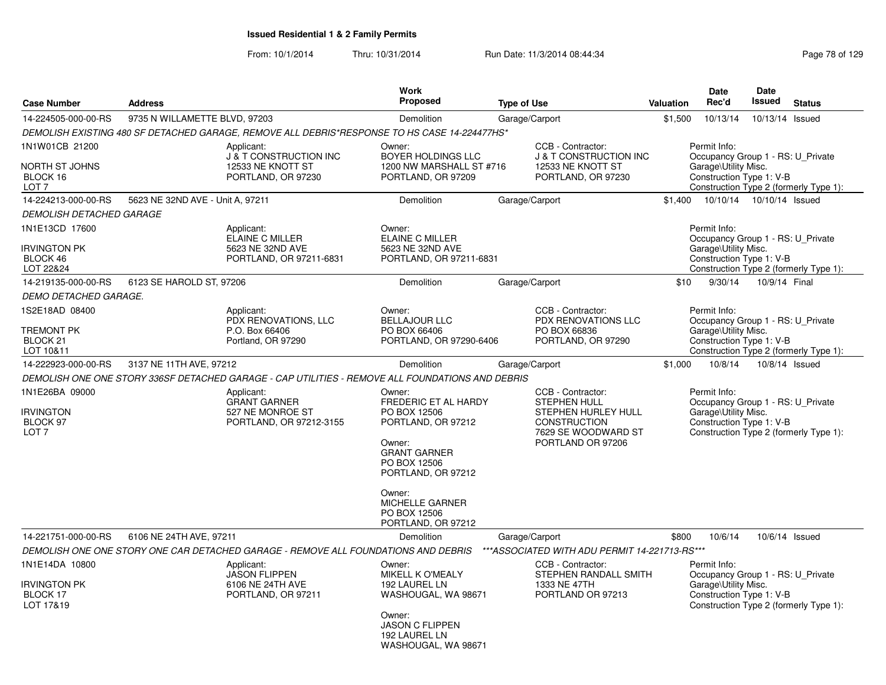# Issued Residential 1 & 2 Family Permits

From: 10/1/2014 Thru: 10/31/2014 Run Date: 11/3/2014 08:44:34

| Case Number | Address | Work Proposed | Type of Use | Valuation | Date Rec'd | Date Issued | Status |
|---|---|---|---|---|---|---|---|
| 14-224505-000-00-RS | 9735 N WILLAMETTE BLVD, 97203 | Demolition | Garage/Carport | $1,500 | 10/13/14 | 10/13/14 | Issued |

*DEMOLISH EXISTING 480 SF DETACHED GARAGE, REMOVE ALL DEBRIS*RESPONSE TO HS CASE 14-224477HS**

1N1W01CB 21200
NORTH ST JOHNS
BLOCK 16
LOT 7

Applicant:
J & T CONSTRUCTION INC
12533 NE KNOTT ST
PORTLAND, OR 97230

Owner:
BOYER HOLDINGS LLC
1200 NW MARSHALL ST #716
PORTLAND, OR 97209

CCB - Contractor:
J & T CONSTRUCTION INC
12533 NE KNOTT ST
PORTLAND, OR 97230

Permit Info:
Occupancy Group 1 - RS: U_Private Garage\Utility Misc.
Construction Type 1: V-B
Construction Type 2 (formerly Type 1):

| Case Number | Address | Work Proposed | Type of Use | Valuation | Date Rec'd | Date Issued | Status |
|---|---|---|---|---|---|---|---|
| 14-224213-000-00-RS | 5623 NE 32ND AVE - Unit A, 97211 | Demolition | Garage/Carport | $1,400 | 10/10/14 | 10/10/14 | Issued |

*DEMOLISH DETACHED GARAGE*

1N1E13CD 17600
IRVINGTON PK
BLOCK 46
LOT 22&24

Applicant:
ELAINE C MILLER
5623 NE 32ND AVE
PORTLAND, OR 97211-6831

Owner:
ELAINE C MILLER
5623 NE 32ND AVE
PORTLAND, OR 97211-6831

Permit Info:
Occupancy Group 1 - RS: U_Private Garage\Utility Misc.
Construction Type 1: V-B
Construction Type 2 (formerly Type 1):

| Case Number | Address | Work Proposed | Type of Use | Valuation | Date Rec'd | Date Issued | Status |
|---|---|---|---|---|---|---|---|
| 14-219135-000-00-RS | 6123 SE HAROLD ST, 97206 | Demolition | Garage/Carport | $10 | 9/30/14 | 10/9/14 | Final |

*DEMO DETACHED GARAGE.*

1S2E18AD 08400
TREMONT PK
BLOCK 21
LOT 10&11

Applicant:
PDX RENOVATIONS, LLC
P.O. Box 66406
Portland, OR 97290

Owner:
BELLAJOUR LLC
PO BOX 66406
PORTLAND, OR 97290-6406

CCB - Contractor:
PDX RENOVATIONS LLC
PO BOX 66836
PORTLAND, OR 97290

Permit Info:
Occupancy Group 1 - RS: U_Private Garage\Utility Misc.
Construction Type 1: V-B
Construction Type 2 (formerly Type 1):

| Case Number | Address | Work Proposed | Type of Use | Valuation | Date Rec'd | Date Issued | Status |
|---|---|---|---|---|---|---|---|
| 14-222923-000-00-RS | 3137 NE 11TH AVE, 97212 | Demolition | Garage/Carport | $1,000 | 10/8/14 | 10/8/14 | Issued |

*DEMOLISH ONE ONE STORY 336SF DETACHED GARAGE - CAP UTILITIES - REMOVE ALL FOUNDATIONS AND DEBRIS*

1N1E26BA 09000
IRVINGTON
BLOCK 97
LOT 7

Applicant:
GRANT GARNER
527 NE MONROE ST
PORTLAND, OR 97212-3155

Owner:
FREDERIC ET AL HARDY
PO BOX 12506
PORTLAND, OR 97212

Owner:
GRANT GARNER
PO BOX 12506
PORTLAND, OR 97212

Owner:
MICHELLE GARNER
PO BOX 12506
PORTLAND, OR 97212

CCB - Contractor:
STEPHEN HULL
STEPHEN HURLEY HULL CONSTRUCTION
7629 SE WOODWARD ST
PORTLAND OR 97206

Permit Info:
Occupancy Group 1 - RS: U_Private Garage\Utility Misc.
Construction Type 1: V-B
Construction Type 2 (formerly Type 1):

| Case Number | Address | Work Proposed | Type of Use | Valuation | Date Rec'd | Date Issued | Status |
|---|---|---|---|---|---|---|---|
| 14-221751-000-00-RS | 6106 NE 24TH AVE, 97211 | Demolition | Garage/Carport | $800 | 10/6/14 | 10/6/14 | Issued |

*DEMOLISH ONE ONE STORY ONE CAR DETACHED GARAGE - REMOVE ALL FOUNDATIONS AND DEBRIS \*\*\*ASSOCIATED WITH ADU PERMIT 14-221713-RS\*\*\**

1N1E14DA 10800
IRVINGTON PK
BLOCK 17
LOT 17&19

Applicant:
JASON FLIPPEN
6106 NE 24TH AVE
PORTLAND, OR 97211

Owner:
MIKELL K O'MEALY
192 LAUREL LN
WASHOUGAL, WA 98671

Owner:
JASON C FLIPPEN
192 LAUREL LN
WASHOUGAL, WA 98671

CCB - Contractor:
STEPHEN RANDALL SMITH
1333 NE 47TH
PORTLAND OR 97213

Permit Info:
Occupancy Group 1 - RS: U_Private Garage\Utility Misc.
Construction Type 1: V-B
Construction Type 2 (formerly Type 1):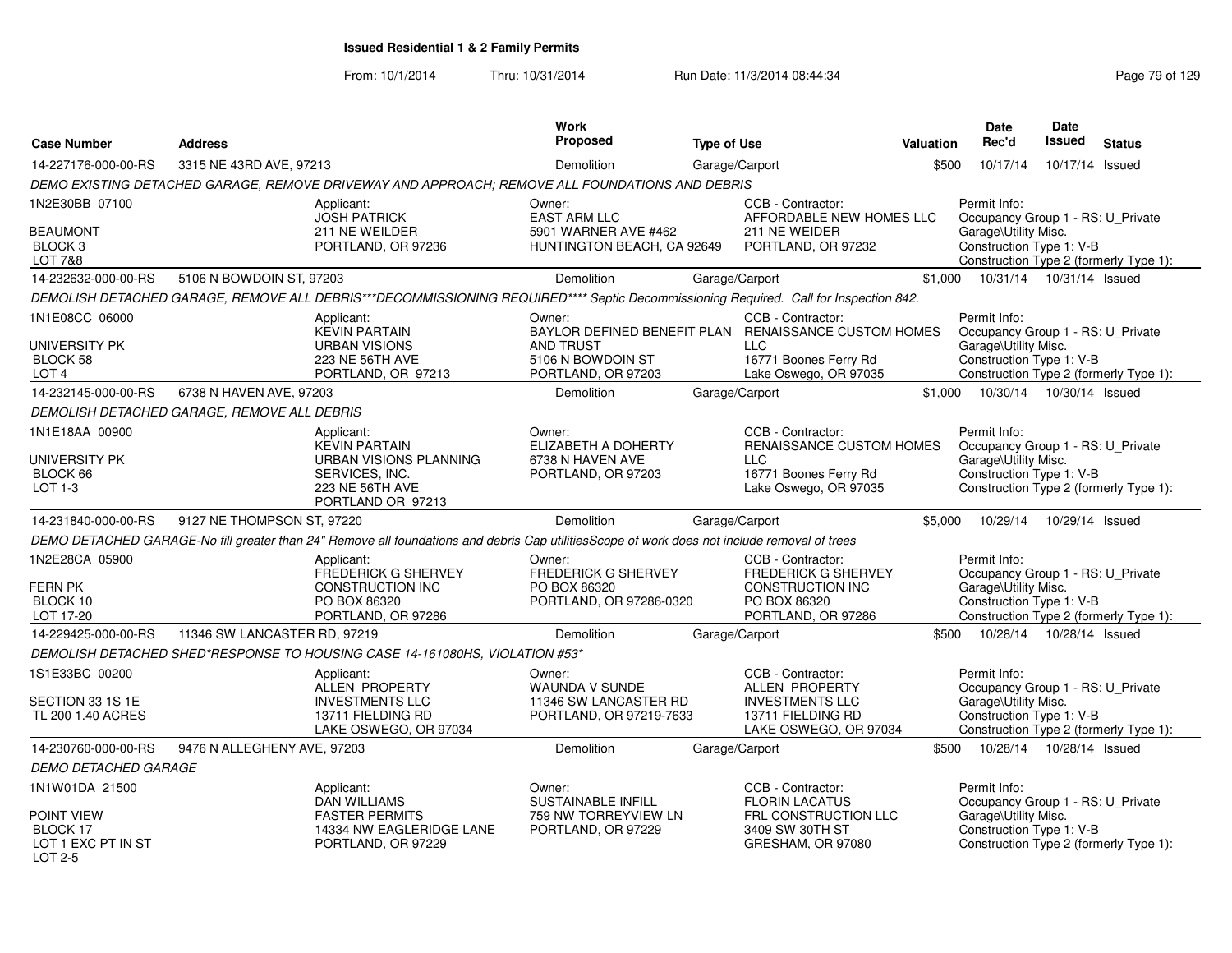## Issued Residential 1 & 2 Family Permits

From: 10/1/2014 Thru: 10/31/2014 Run Date: 11/3/2014 08:44:34

| Case Number | Address | Work Proposed | Type of Use | Valuation | Date Rec'd | Date Issued | Status |
|---|---|---|---|---|---|---|---|
| 14-227176-000-00-RS | 3315 NE 43RD AVE, 97213 | Demolition | Garage/Carport | $500 | 10/17/14 | 10/17/14 | Issued |

DEMO EXISTING DETACHED GARAGE, REMOVE DRIVEWAY AND APPROACH; REMOVE ALL FOUNDATIONS AND DEBRIS

| | Applicant | Owner | CCB - Contractor | Permit Info |
|---|---|---|---|---|
| 1N2E30BB 07100<br>BEAUMONT<br>BLOCK 3<br>LOT 7&8 | JOSH PATRICK<br>211 NE WEILDER<br>PORTLAND, OR 97236 | EAST ARM LLC<br>5901 WARNER AVE #462<br>HUNTINGTON BEACH, CA 92649 | AFFORDABLE NEW HOMES LLC<br>211 NE WEIDER<br>PORTLAND, OR 97232 | Occupancy Group 1 - RS: U_Private<br>Garage\Utility Misc.<br>Construction Type 1: V-B<br>Construction Type 2 (formerly Type 1): |

| Case Number | Address | Work Proposed | Type of Use | Valuation | Date Rec'd | Date Issued | Status |
|---|---|---|---|---|---|---|---|
| 14-232632-000-00-RS | 5106 N BOWDOIN ST, 97203 | Demolition | Garage/Carport | $1,000 | 10/31/14 | 10/31/14 | Issued |

DEMOLISH DETACHED GARAGE, REMOVE ALL DEBRIS***DECOMMISSIONING REQUIRED**** Septic Decommissioning Required. Call for Inspection 842.

| | Applicant | Owner | CCB - Contractor | Permit Info |
|---|---|---|---|---|
| 1N1E08CC 06000<br>UNIVERSITY PK<br>BLOCK 58<br>LOT 4 | KEVIN PARTAIN<br>URBAN VISIONS<br>223 NE 56TH AVE<br>PORTLAND, OR 97213 | BAYLOR DEFINED BENEFIT PLAN AND TRUST<br>5106 N BOWDOIN ST<br>PORTLAND, OR 97203 | RENAISSANCE CUSTOM HOMES LLC<br>16771 Boones Ferry Rd<br>Lake Oswego, OR 97035 | Occupancy Group 1 - RS: U_Private<br>Garage\Utility Misc.<br>Construction Type 1: V-B<br>Construction Type 2 (formerly Type 1): |

| Case Number | Address | Work Proposed | Type of Use | Valuation | Date Rec'd | Date Issued | Status |
|---|---|---|---|---|---|---|---|
| 14-232145-000-00-RS | 6738 N HAVEN AVE, 97203 | Demolition | Garage/Carport | $1,000 | 10/30/14 | 10/30/14 | Issued |

DEMOLISH DETACHED GARAGE, REMOVE ALL DEBRIS

| | Applicant | Owner | CCB - Contractor | Permit Info |
|---|---|---|---|---|
| 1N1E18AA 00900<br>UNIVERSITY PK<br>BLOCK 66<br>LOT 1-3 | KEVIN PARTAIN<br>URBAN VISIONS PLANNING SERVICES, INC.<br>223 NE 56TH AVE<br>PORTLAND OR 97213 | ELIZABETH A DOHERTY<br>6738 N HAVEN AVE<br>PORTLAND, OR 97203 | RENAISSANCE CUSTOM HOMES LLC<br>16771 Boones Ferry Rd<br>Lake Oswego, OR 97035 | Occupancy Group 1 - RS: U_Private<br>Garage\Utility Misc.<br>Construction Type 1: V-B<br>Construction Type 2 (formerly Type 1): |

| Case Number | Address | Work Proposed | Type of Use | Valuation | Date Rec'd | Date Issued | Status |
|---|---|---|---|---|---|---|---|
| 14-231840-000-00-RS | 9127 NE THOMPSON ST, 97220 | Demolition | Garage/Carport | $5,000 | 10/29/14 | 10/29/14 | Issued |

DEMO DETACHED GARAGE-No fill greater than 24" Remove all foundations and debris Cap utilitiesScope of work does not include removal of trees

| | Applicant | Owner | CCB - Contractor | Permit Info |
|---|---|---|---|---|
| 1N2E28CA 05900<br>FERN PK<br>BLOCK 10<br>LOT 17-20 | FREDERICK G SHERVEY CONSTRUCTION INC<br>PO BOX 86320<br>PORTLAND, OR 97286 | FREDERICK G SHERVEY<br>PO BOX 86320<br>PORTLAND, OR 97286-0320 | FREDERICK G SHERVEY CONSTRUCTION INC<br>PO BOX 86320<br>PORTLAND, OR 97286 | Occupancy Group 1 - RS: U_Private<br>Garage\Utility Misc.<br>Construction Type 1: V-B<br>Construction Type 2 (formerly Type 1): |

| Case Number | Address | Work Proposed | Type of Use | Valuation | Date Rec'd | Date Issued | Status |
|---|---|---|---|---|---|---|---|
| 14-229425-000-00-RS | 11346 SW LANCASTER RD, 97219 | Demolition | Garage/Carport | $500 | 10/28/14 | 10/28/14 | Issued |

DEMOLISH DETACHED SHED*RESPONSE TO HOUSING CASE 14-161080HS, VIOLATION #53*

| | Applicant | Owner | CCB - Contractor | Permit Info |
|---|---|---|---|---|
| 1S1E33BC 00200<br>SECTION 33 1S 1E<br>TL 200 1.40 ACRES | ALLEN PROPERTY INVESTMENTS LLC<br>13711 FIELDING RD<br>LAKE OSWEGO, OR 97034 | WAUNDA V SUNDE<br>11346 SW LANCASTER RD<br>PORTLAND, OR 97219-7633 | ALLEN PROPERTY INVESTMENTS LLC<br>13711 FIELDING RD<br>LAKE OSWEGO, OR 97034 | Occupancy Group 1 - RS: U_Private<br>Garage\Utility Misc.<br>Construction Type 1: V-B<br>Construction Type 2 (formerly Type 1): |

| Case Number | Address | Work Proposed | Type of Use | Valuation | Date Rec'd | Date Issued | Status |
|---|---|---|---|---|---|---|---|
| 14-230760-000-00-RS | 9476 N ALLEGHENY AVE, 97203 | Demolition | Garage/Carport | $500 | 10/28/14 | 10/28/14 | Issued |

DEMO DETACHED GARAGE

| | Applicant | Owner | CCB - Contractor | Permit Info |
|---|---|---|---|---|
| 1N1W01DA 21500<br>POINT VIEW<br>BLOCK 17<br>LOT 1 EXC PT IN ST<br>LOT 2-5 | DAN WILLIAMS<br>FASTER PERMITS<br>14334 NW EAGLERIDGE LANE<br>PORTLAND, OR 97229 | SUSTAINABLE INFILL<br>759 NW TORREYVIEW LN<br>PORTLAND, OR 97229 | FLORIN LACATUS<br>FRL CONSTRUCTION LLC<br>3409 SW 30TH ST<br>GRESHAM, OR 97080 | Occupancy Group 1 - RS: U_Private<br>Garage\Utility Misc.<br>Construction Type 1: V-B<br>Construction Type 2 (formerly Type 1): |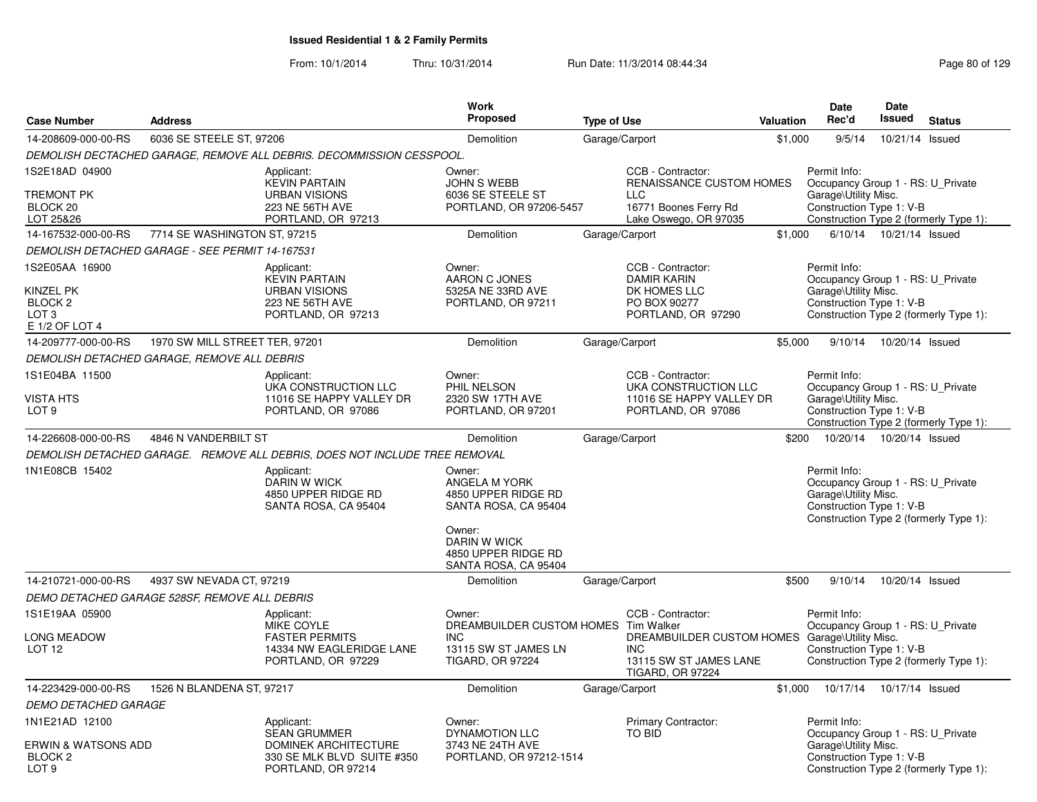# Issued Residential 1 & 2 Family Permits

From: 10/1/2014 Thru: 10/31/2014 Run Date: 11/3/2014 08:44:34

| Case Number | Address | Work Proposed | Type of Use | Valuation | Date Rec'd | Date Issued | Status |
|---|---|---|---|---|---|---|---|
| 14-208609-000-00-RS | 6036 SE STEELE ST, 97206 | Demolition | Garage/Carport | $1,000 | 9/5/14 | 10/21/14 | Issued |

*DEMOLISH DECTACHED GARAGE, REMOVE ALL DEBRIS. DECOMMISSION CESSPOOL.*

1S2E18AD 04900
TREMONT PK
BLOCK 20
LOT 25&26

Applicant:
KEVIN PARTAIN
URBAN VISIONS
223 NE 56TH AVE
PORTLAND, OR 97213

Owner:
JOHN S WEBB
6036 SE STEELE ST
PORTLAND, OR 97206-5457

CCB - Contractor:
RENAISSANCE CUSTOM HOMES LLC
16771 Boones Ferry Rd
Lake Oswego, OR 97035

Permit Info:
Occupancy Group 1 - RS: U_Private Garage\Utility Misc.
Construction Type 1: V-B
Construction Type 2 (formerly Type 1):

| Case Number | Address | Work Proposed | Type of Use | Valuation | Date Rec'd | Date Issued | Status |
|---|---|---|---|---|---|---|---|
| 14-167532-000-00-RS | 7714 SE WASHINGTON ST, 97215 | Demolition | Garage/Carport | $1,000 | 6/10/14 | 10/21/14 | Issued |

*DEMOLISH DETACHED GARAGE - SEE PERMIT 14-167531*

1S2E05AA 16900
KINZEL PK
BLOCK 2
LOT 3
E 1/2 OF LOT 4

Applicant:
KEVIN PARTAIN
URBAN VISIONS
223 NE 56TH AVE
PORTLAND, OR 97213

Owner:
AARON C JONES
5325A NE 33RD AVE
PORTLAND, OR 97211

CCB - Contractor:
DAMIR KARIN
DK HOMES LLC
PO BOX 90277
PORTLAND, OR 97290

Permit Info:
Occupancy Group 1 - RS: U_Private Garage\Utility Misc.
Construction Type 1: V-B
Construction Type 2 (formerly Type 1):

| Case Number | Address | Work Proposed | Type of Use | Valuation | Date Rec'd | Date Issued | Status |
|---|---|---|---|---|---|---|---|
| 14-209777-000-00-RS | 1970 SW MILL STREET TER, 97201 | Demolition | Garage/Carport | $5,000 | 9/10/14 | 10/20/14 | Issued |

*DEMOLISH DETACHED GARAGE, REMOVE ALL DEBRIS*

1S1E04BA 11500
VISTA HTS
LOT 9

Applicant:
UKA CONSTRUCTION LLC
11016 SE HAPPY VALLEY DR
PORTLAND, OR 97086

Owner:
PHIL NELSON
2320 SW 17TH AVE
PORTLAND, OR 97201

CCB - Contractor:
UKA CONSTRUCTION LLC
11016 SE HAPPY VALLEY DR
PORTLAND, OR 97086

Permit Info:
Occupancy Group 1 - RS: U_Private Garage\Utility Misc.
Construction Type 1: V-B
Construction Type 2 (formerly Type 1):

| Case Number | Address | Work Proposed | Type of Use | Valuation | Date Rec'd | Date Issued | Status |
|---|---|---|---|---|---|---|---|
| 14-226608-000-00-RS | 4846 N VANDERBILT ST | Demolition | Garage/Carport | $200 | 10/20/14 | 10/20/14 | Issued |

*DEMOLISH DETACHED GARAGE. REMOVE ALL DEBRIS, DOES NOT INCLUDE TREE REMOVAL*

1N1E08CB 15402

Applicant:
DARIN W WICK
4850 UPPER RIDGE RD
SANTA ROSA, CA 95404

Owner:
ANGELA M YORK
4850 UPPER RIDGE RD
SANTA ROSA, CA 95404

Owner:
DARIN W WICK
4850 UPPER RIDGE RD
SANTA ROSA, CA 95404

Permit Info:
Occupancy Group 1 - RS: U_Private Garage\Utility Misc.
Construction Type 1: V-B
Construction Type 2 (formerly Type 1):

| Case Number | Address | Work Proposed | Type of Use | Valuation | Date Rec'd | Date Issued | Status |
|---|---|---|---|---|---|---|---|
| 14-210721-000-00-RS | 4937 SW NEVADA CT, 97219 | Demolition | Garage/Carport | $500 | 9/10/14 | 10/20/14 | Issued |

*DEMO DETACHED GARAGE 528SF, REMOVE ALL DEBRIS*

1S1E19AA 05900
LONG MEADOW
LOT 12

Applicant:
MIKE COYLE
FASTER PERMITS
14334 NW EAGLERIDGE LANE
PORTLAND, OR 97229

Owner:
DREAMBUILDER CUSTOM HOMES INC
13115 SW ST JAMES LN
TIGARD, OR 97224

CCB - Contractor:
Tim Walker
DREAMBUILDER CUSTOM HOMES INC
13115 SW ST JAMES LANE
TIGARD, OR 97224

Permit Info:
Occupancy Group 1 - RS: U_Private Garage\Utility Misc.
Construction Type 1: V-B
Construction Type 2 (formerly Type 1):

| Case Number | Address | Work Proposed | Type of Use | Valuation | Date Rec'd | Date Issued | Status |
|---|---|---|---|---|---|---|---|
| 14-223429-000-00-RS | 1526 N BLANDENA ST, 97217 | Demolition | Garage/Carport | $1,000 | 10/17/14 | 10/17/14 | Issued |

*DEMO DETACHED GARAGE*

1N1E21AD 12100
ERWIN & WATSONS ADD
BLOCK 2
LOT 9

Applicant:
SEAN GRUMMER
DOMINEK ARCHITECTURE
330 SE MLK BLVD SUITE #350
PORTLAND, OR 97214

Owner:
DYNAMOTION LLC
3743 NE 24TH AVE
PORTLAND, OR 97212-1514

Primary Contractor:
TO BID

Permit Info:
Occupancy Group 1 - RS: U_Private Garage\Utility Misc.
Construction Type 1: V-B
Construction Type 2 (formerly Type 1):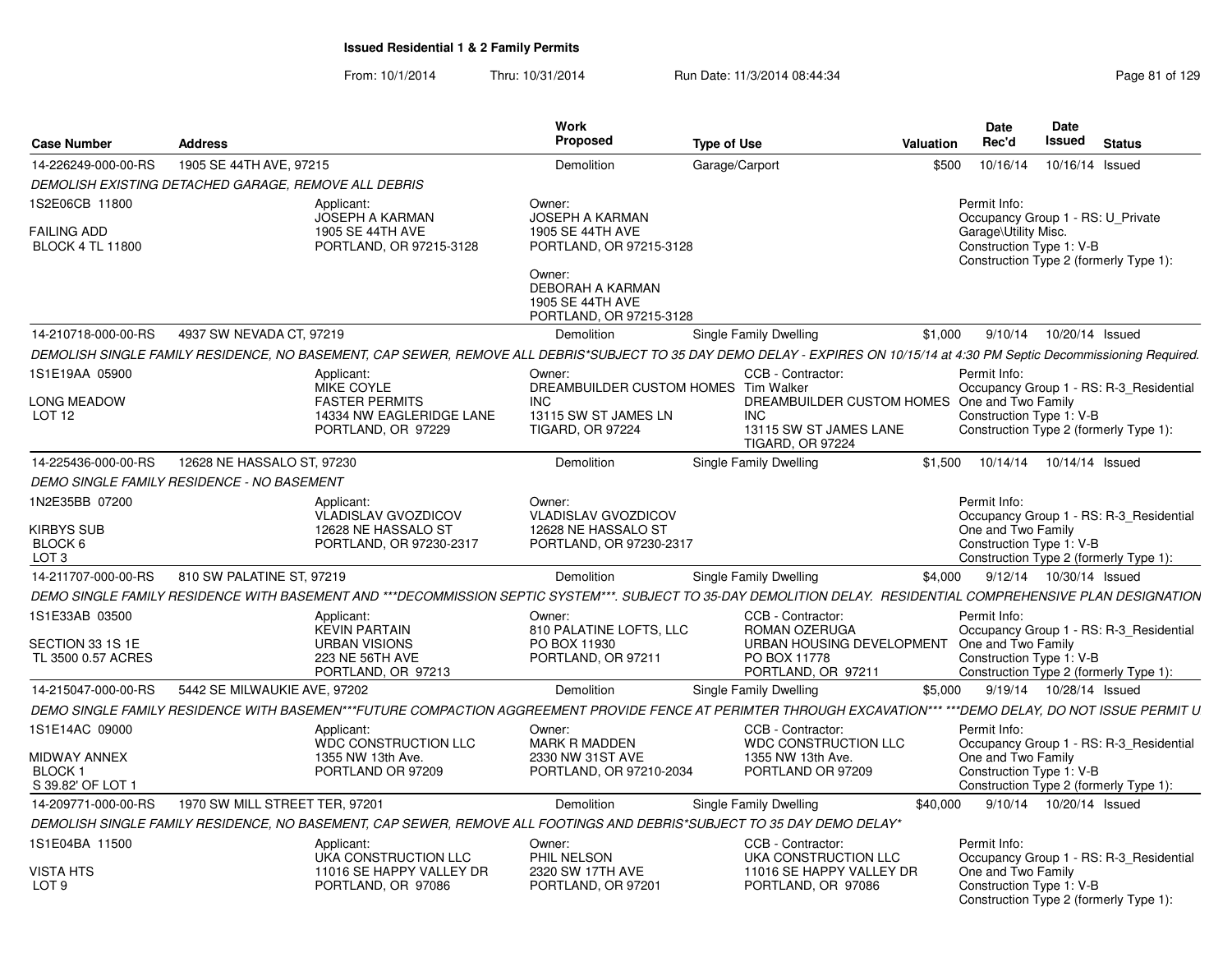# Issued Residential 1 & 2 Family Permits

From: 10/1/2014 Thru: 10/31/2014 Run Date: 11/3/2014 08:44:34

| Case Number | Address | Work Proposed | Type of Use | Valuation | Date Rec'd | Date Issued | Status |
|---|---|---|---|---|---|---|---|
| 14-226249-000-00-RS | 1905 SE 44TH AVE, 97215 | Demolition | Garage/Carport | $500 | 10/16/14 | 10/16/14 | Issued |

*DEMOLISH EXISTING DETACHED GARAGE, REMOVE ALL DEBRIS*

1S2E06CB 11800
FAILING ADD
BLOCK 4 TL 11800

Applicant: JOSEPH A KARMAN, 1905 SE 44TH AVE, PORTLAND, OR 97215-3128

Owner: JOSEPH A KARMAN, 1905 SE 44TH AVE, PORTLAND, OR 97215-3128

Owner: DEBORAH A KARMAN, 1905 SE 44TH AVE, PORTLAND, OR 97215-3128

Permit Info: Occupancy Group 1 - RS: U_Private Garage\Utility Misc. Construction Type 1: V-B Construction Type 2 (formerly Type 1):

| Case Number | Address | Work Proposed | Type of Use | Valuation | Date Rec'd | Date Issued | Status |
|---|---|---|---|---|---|---|---|
| 14-210718-000-00-RS | 4937 SW NEVADA CT, 97219 | Demolition | Single Family Dwelling | $1,000 | 9/10/14 | 10/20/14 | Issued |

*DEMOLISH SINGLE FAMILY RESIDENCE, NO BASEMENT, CAP SEWER, REMOVE ALL DEBRIS*SUBJECT TO 35 DAY DEMO DELAY - EXPIRES ON 10/15/14 at 4:30 PM Septic Decommissioning Required.*

1S1E19AA 05900
LONG MEADOW
LOT 12

Applicant: MIKE COYLE, FASTER PERMITS, 14334 NW EAGLERIDGE LANE, PORTLAND, OR 97229

Owner: DREAMBUILDER CUSTOM HOMES INC, 13115 SW ST JAMES LN, TIGARD, OR 97224

CCB - Contractor: Tim Walker, DREAMBUILDER CUSTOM HOMES INC, 13115 SW ST JAMES LANE, TIGARD, OR 97224

Permit Info: Occupancy Group 1 - RS: R-3_Residential One and Two Family Construction Type 1: V-B Construction Type 2 (formerly Type 1):

| Case Number | Address | Work Proposed | Type of Use | Valuation | Date Rec'd | Date Issued | Status |
|---|---|---|---|---|---|---|---|
| 14-225436-000-00-RS | 12628 NE HASSALO ST, 97230 | Demolition | Single Family Dwelling | $1,500 | 10/14/14 | 10/14/14 | Issued |

*DEMO SINGLE FAMILY RESIDENCE - NO BASEMENT*

1N2E35BB 07200
KIRBYS SUB
BLOCK 6
LOT 3

Applicant: VLADISLAV GVOZDICOV, 12628 NE HASSALO ST, PORTLAND, OR 97230-2317

Owner: VLADISLAV GVOZDICOV, 12628 NE HASSALO ST, PORTLAND, OR 97230-2317

Permit Info: Occupancy Group 1 - RS: R-3_Residential One and Two Family Construction Type 1: V-B Construction Type 2 (formerly Type 1):

| Case Number | Address | Work Proposed | Type of Use | Valuation | Date Rec'd | Date Issued | Status |
|---|---|---|---|---|---|---|---|
| 14-211707-000-00-RS | 810 SW PALATINE ST, 97219 | Demolition | Single Family Dwelling | $4,000 | 9/12/14 | 10/30/14 | Issued |

*DEMO SINGLE FAMILY RESIDENCE WITH BASEMENT AND ***DECOMMISSION SEPTIC SYSTEM***. SUBJECT TO 35-DAY DEMOLITION DELAY. RESIDENTIAL COMPREHENSIVE PLAN DESIGNATION*

1S1E33AB 03500
SECTION 33 1S 1E
TL 3500 0.57 ACRES

Applicant: KEVIN PARTAIN, URBAN VISIONS, 223 NE 56TH AVE, PORTLAND, OR 97213

Owner: 810 PALATINE LOFTS, LLC, PO BOX 11930, PORTLAND, OR 97211

CCB - Contractor: ROMAN OZERUGA, URBAN HOUSING DEVELOPMENT, PO BOX 11778, PORTLAND, OR 97211

Permit Info: Occupancy Group 1 - RS: R-3_Residential One and Two Family Construction Type 1: V-B Construction Type 2 (formerly Type 1):

| Case Number | Address | Work Proposed | Type of Use | Valuation | Date Rec'd | Date Issued | Status |
|---|---|---|---|---|---|---|---|
| 14-215047-000-00-RS | 5442 SE MILWAUKIE AVE, 97202 | Demolition | Single Family Dwelling | $5,000 | 9/19/14 | 10/28/14 | Issued |

*DEMO SINGLE FAMILY RESIDENCE WITH BASEMEN***FUTURE COMPACTION AGGREEMENT PROVIDE FENCE AT PERIMTER THROUGH EXCAVATION*** ***DEMO DELAY, DO NOT ISSUE PERMIT U*

1S1E14AC 09000
MIDWAY ANNEX
BLOCK 1
S 39.82' OF LOT 1

Applicant: WDC CONSTRUCTION LLC, 1355 NW 13th Ave., PORTLAND OR 97209

Owner: MARK R MADDEN, 2330 NW 31ST AVE, PORTLAND, OR 97210-2034

CCB - Contractor: WDC CONSTRUCTION LLC, 1355 NW 13th Ave., PORTLAND OR 97209

Permit Info: Occupancy Group 1 - RS: R-3_Residential One and Two Family Construction Type 1: V-B Construction Type 2 (formerly Type 1):

| Case Number | Address | Work Proposed | Type of Use | Valuation | Date Rec'd | Date Issued | Status |
|---|---|---|---|---|---|---|---|
| 14-209771-000-00-RS | 1970 SW MILL STREET TER, 97201 | Demolition | Single Family Dwelling | $40,000 | 9/10/14 | 10/20/14 | Issued |

*DEMOLISH SINGLE FAMILY RESIDENCE, NO BASEMENT, CAP SEWER, REMOVE ALL FOOTINGS AND DEBRIS*SUBJECT TO 35 DAY DEMO DELAY**

1S1E04BA 11500
VISTA HTS
LOT 9

Applicant: UKA CONSTRUCTION LLC, 11016 SE HAPPY VALLEY DR, PORTLAND, OR 97086

Owner: PHIL NELSON, 2320 SW 17TH AVE, PORTLAND, OR 97201

CCB - Contractor: UKA CONSTRUCTION LLC, 11016 SE HAPPY VALLEY DR, PORTLAND, OR 97086

Permit Info: Occupancy Group 1 - RS: R-3_Residential One and Two Family Construction Type 1: V-B Construction Type 2 (formerly Type 1):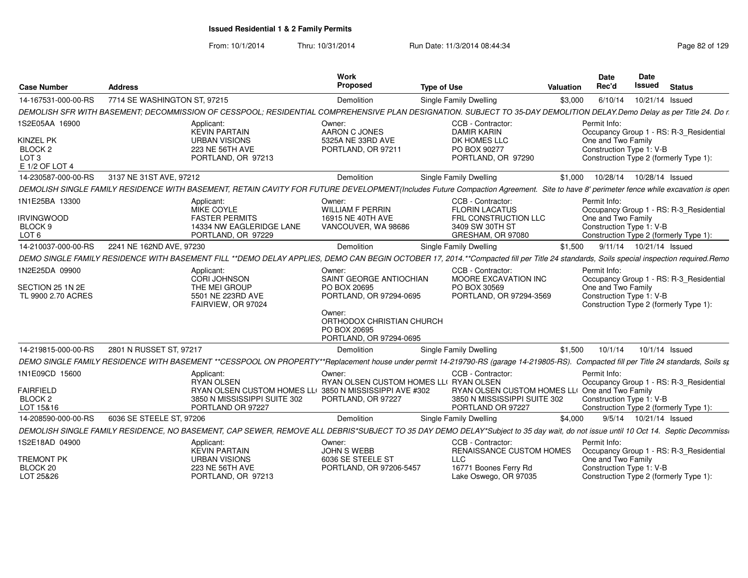# Issued Residential 1 & 2 Family Permits

From: 10/1/2014 Thru: 10/31/2014 Run Date: 11/3/2014 08:44:34

| Case Number | Address | Work Proposed | Type of Use | Valuation | Date Rec'd | Date Issued | Status |
|---|---|---|---|---|---|---|---|
| 14-167531-000-00-RS | 7714 SE WASHINGTON ST, 97215 | Demolition | Single Family Dwelling | $3,000 | 6/10/14 | 10/21/14 | Issued |

DEMOLISH SFR WITH BASEMENT; DECOMMISSION OF CESSPOOL; RESIDENTIAL COMPREHENSIVE PLAN DESIGNATION. SUBJECT TO 35-DAY DEMOLITION DELAY.Demo Delay as per Title 24. Do r

1S2E05AA 16900
KINZEL PK
BLOCK 2
LOT 3
E 1/2 OF LOT 4

Applicant: KEVIN PARTAIN, URBAN VISIONS, 223 NE 56TH AVE, PORTLAND, OR 97213

Owner: AARON C JONES, 5325A NE 33RD AVE, PORTLAND, OR 97211

CCB - Contractor: DAMIR KARIN, DK HOMES LLC, PO BOX 90277, PORTLAND, OR 97290

Permit Info: Occupancy Group 1 - RS: R-3_Residential One and Two Family; Construction Type 1: V-B; Construction Type 2 (formerly Type 1):

| Case Number | Address | Work Proposed | Type of Use | Valuation | Date Rec'd | Date Issued | Status |
|---|---|---|---|---|---|---|---|
| 14-230587-000-00-RS | 3137 NE 31ST AVE, 97212 | Demolition | Single Family Dwelling | $1,000 | 10/28/14 | 10/28/14 | Issued |

DEMOLISH SINGLE FAMILY RESIDENCE WITH BASEMENT, RETAIN CAVITY FOR FUTURE DEVELOPMENT(Includes Future Compaction Agreement. Site to have 8' perimeter fence while excavation is open

1N1E25BA 13300
IRVINGWOOD
BLOCK 9
LOT 6

Applicant: MIKE COYLE, FASTER PERMITS, 14334 NW EAGLERIDGE LANE, PORTLAND, OR 97229

Owner: WILLIAM F PERRIN, 16915 NE 40TH AVE, VANCOUVER, WA 98686

CCB - Contractor: FLORIN LACATUS, FRL CONSTRUCTION LLC, 3409 SW 30TH ST, GRESHAM, OR 97080

Permit Info: Occupancy Group 1 - RS: R-3_Residential One and Two Family; Construction Type 1: V-B; Construction Type 2 (formerly Type 1):

| Case Number | Address | Work Proposed | Type of Use | Valuation | Date Rec'd | Date Issued | Status |
|---|---|---|---|---|---|---|---|
| 14-210037-000-00-RS | 2241 NE 162ND AVE, 97230 | Demolition | Single Family Dwelling | $1,500 | 9/11/14 | 10/21/14 | Issued |

DEMO SINGLE FAMILY RESIDENCE WITH BASEMENT FILL **DEMO DELAY APPLIES, DEMO CAN BEGIN OCTOBER 17, 2014.**Compacted fill per Title 24 standards, Soils special inspection required.Remo

1N2E25DA 09900
SECTION 25 1N 2E
TL 9900 2.70 ACRES

Applicant: CORI JOHNSON, THE MEI GROUP, 5501 NE 223RD AVE, FAIRVIEW, OR 97024

Owner: SAINT GEORGE ANTIOCHIAN, PO BOX 20695, PORTLAND, OR 97294-0695

Owner: ORTHODOX CHRISTIAN CHURCH, PO BOX 20695, PORTLAND, OR 97294-0695

CCB - Contractor: MOORE EXCAVATION INC, PO BOX 30569, PORTLAND, OR 97294-3569

Permit Info: Occupancy Group 1 - RS: R-3_Residential One and Two Family; Construction Type 1: V-B; Construction Type 2 (formerly Type 1):

| Case Number | Address | Work Proposed | Type of Use | Valuation | Date Rec'd | Date Issued | Status |
|---|---|---|---|---|---|---|---|
| 14-219815-000-00-RS | 2801 N RUSSET ST, 97217 | Demolition | Single Family Dwelling | $1,500 | 10/1/14 | 10/1/14 | Issued |

DEMO SINGLE FAMILY RESIDENCE WITH BASEMENT **CESSPOOL ON PROPERTY**Replacement house under permit 14-219790-RS (garage 14-219805-RS). Compacted fill per Title 24 standards, Soils sp

1N1E09CD 15600
FAIRFIELD
BLOCK 2
LOT 15&16

Applicant: RYAN OLSEN, RYAN OLSEN CUSTOM HOMES LL(, 3850 N MISSISSIPPI SUITE 302, PORTLAND OR 97227

Owner: RYAN OLSEN CUSTOM HOMES LL(, 3850 N MISSISSIPPI AVE #302, PORTLAND, OR 97227

CCB - Contractor: RYAN OLSEN, RYAN OLSEN CUSTOM HOMES LL(, 3850 N MISSISSIPPI SUITE 302, PORTLAND OR 97227

Permit Info: Occupancy Group 1 - RS: R-3_Residential One and Two Family; Construction Type 1: V-B; Construction Type 2 (formerly Type 1):

| Case Number | Address | Work Proposed | Type of Use | Valuation | Date Rec'd | Date Issued | Status |
|---|---|---|---|---|---|---|---|
| 14-208590-000-00-RS | 6036 SE STEELE ST, 97206 | Demolition | Single Family Dwelling | $4,000 | 9/5/14 | 10/21/14 | Issued |

DEMOLISH SINGLE FAMILY RESIDENCE, NO BASEMENT, CAP SEWER, REMOVE ALL DEBRIS*SUBJECT TO 35 DAY DEMO DELAY*Subject to 35 day wait, do not issue until 10 Oct 14. Septic Decommissi

1S2E18AD 04900
TREMONT PK
BLOCK 20
LOT 25&26

Applicant: KEVIN PARTAIN, URBAN VISIONS, 223 NE 56TH AVE, PORTLAND, OR 97213

Owner: JOHN S WEBB, 6036 SE STEELE ST, PORTLAND, OR 97206-5457

CCB - Contractor: RENAISSANCE CUSTOM HOMES LLC, 16771 Boones Ferry Rd, Lake Oswego, OR 97035

Permit Info: Occupancy Group 1 - RS: R-3_Residential One and Two Family; Construction Type 1: V-B; Construction Type 2 (formerly Type 1):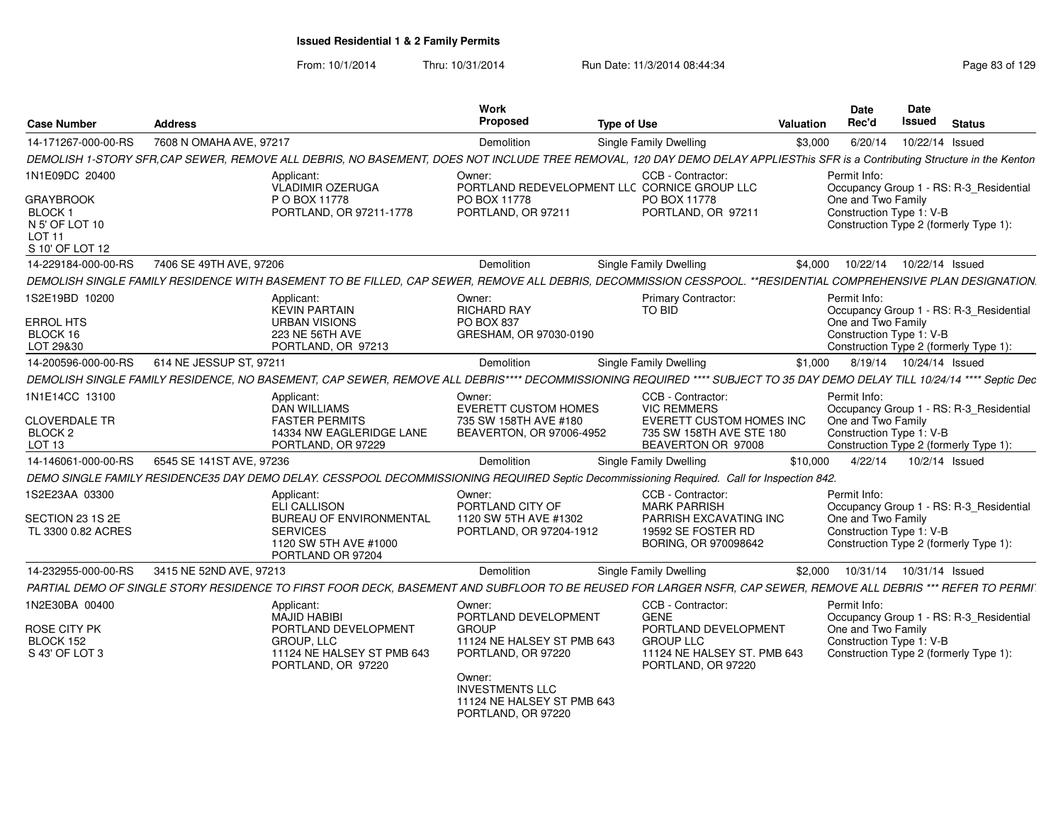**Issued Residential 1 & 2 Family Permits**

From: 10/1/2014 Thru: 10/31/2014 Run Date: 11/3/2014 08:44:34

| Case Number | Address | Work Proposed | Type of Use | Valuation | Date Rec'd | Date Issued | Status |
|---|---|---|---|---|---|---|---|
| 14-171267-000-00-RS | 7608 N OMAHA AVE, 97217 | Demolition | Single Family Dwelling | $3,000 | 6/20/14 | 10/22/14 | Issued |

*DEMOLISH 1-STORY SFR,CAP SEWER, REMOVE ALL DEBRIS, NO BASEMENT, DOES NOT INCLUDE TREE REMOVAL, 120 DAY DEMO DELAY APPLIESThis SFR is a Contributing Structure in the Kenton*

1N1E09DC 20400
GRAYBROOK
BLOCK 1
N 5' OF LOT 10
LOT 11
S 10' OF LOT 12

Applicant: VLADIMIR OZERUGA, P O BOX 11778, PORTLAND, OR 97211-1778

Owner: PORTLAND REDEVELOPMENT LLC, PO BOX 11778, PORTLAND, OR 97211

CCB - Contractor: CORNICE GROUP LLC, PO BOX 11778, PORTLAND, OR 97211

Permit Info: Occupancy Group 1 - RS: R-3_Residential One and Two Family; Construction Type 1: V-B; Construction Type 2 (formerly Type 1):

| Case Number | Address | Work Proposed | Type of Use | Valuation | Date Rec'd | Date Issued | Status |
|---|---|---|---|---|---|---|---|
| 14-229184-000-00-RS | 7406 SE 49TH AVE, 97206 | Demolition | Single Family Dwelling | $4,000 | 10/22/14 | 10/22/14 | Issued |

*DEMOLISH SINGLE FAMILY RESIDENCE WITH BASEMENT TO BE FILLED, CAP SEWER, REMOVE ALL DEBRIS, DECOMMISSION CESSPOOL. **RESIDENTIAL COMPREHENSIVE PLAN DESIGNATION.*

1S2E19BD 10200
ERROL HTS
BLOCK 16
LOT 29&30

Applicant: KEVIN PARTAIN, URBAN VISIONS, 223 NE 56TH AVE, PORTLAND, OR 97213

Owner: RICHARD RAY, PO BOX 837, GRESHAM, OR 97030-0190

Primary Contractor: TO BID

Permit Info: Occupancy Group 1 - RS: R-3_Residential One and Two Family; Construction Type 1: V-B; Construction Type 2 (formerly Type 1):

| Case Number | Address | Work Proposed | Type of Use | Valuation | Date Rec'd | Date Issued | Status |
|---|---|---|---|---|---|---|---|
| 14-200596-000-00-RS | 614 NE JESSUP ST, 97211 | Demolition | Single Family Dwelling | $1,000 | 8/19/14 | 10/24/14 | Issued |

*DEMOLISH SINGLE FAMILY RESIDENCE, NO BASEMENT, CAP SEWER, REMOVE ALL DEBRIS**** DECOMMISSIONING REQUIRED **** SUBJECT TO 35 DAY DEMO DELAY TILL 10/24/14 **** Septic Dec*

1N1E14CC 13100
CLOVERDALE TR
BLOCK 2
LOT 13

Applicant: DAN WILLIAMS, FASTER PERMITS, 14334 NW EAGLERIDGE LANE, PORTLAND, OR 97229

Owner: EVERETT CUSTOM HOMES, 735 SW 158TH AVE #180, BEAVERTON, OR 97006-4952

CCB - Contractor: VIC REMMERS, EVERETT CUSTOM HOMES INC, 735 SW 158TH AVE STE 180, BEAVERTON OR 97008

Permit Info: Occupancy Group 1 - RS: R-3_Residential One and Two Family; Construction Type 1: V-B; Construction Type 2 (formerly Type 1):

| Case Number | Address | Work Proposed | Type of Use | Valuation | Date Rec'd | Date Issued | Status |
|---|---|---|---|---|---|---|---|
| 14-146061-000-00-RS | 6545 SE 141ST AVE, 97236 | Demolition | Single Family Dwelling | $10,000 | 4/22/14 | 10/2/14 | Issued |

*DEMO SINGLE FAMILY RESIDENCE35 DAY DEMO DELAY. CESSPOOL DECOMMISSIONING REQUIRED Septic Decommissioning Required. Call for Inspection 842.*

1S2E23AA 03300
SECTION 23 1S 2E
TL 3300 0.82 ACRES

Applicant: ELI CALLISON, BUREAU OF ENVIRONMENTAL SERVICES, 1120 SW 5TH AVE #1000, PORTLAND OR 97204

Owner: PORTLAND CITY OF, 1120 SW 5TH AVE #1302, PORTLAND, OR 97204-1912

CCB - Contractor: MARK PARRISH, PARRISH EXCAVATING INC, 19592 SE FOSTER RD, BORING, OR 970098642

Permit Info: Occupancy Group 1 - RS: R-3_Residential One and Two Family; Construction Type 1: V-B; Construction Type 2 (formerly Type 1):

| Case Number | Address | Work Proposed | Type of Use | Valuation | Date Rec'd | Date Issued | Status |
|---|---|---|---|---|---|---|---|
| 14-232955-000-00-RS | 3415 NE 52ND AVE, 97213 | Demolition | Single Family Dwelling | $2,000 | 10/31/14 | 10/31/14 | Issued |

*PARTIAL DEMO OF SINGLE STORY RESIDENCE TO FIRST FOOR DECK, BASEMENT AND SUBFLOOR TO BE REUSED FOR LARGER NSFR, CAP SEWER, REMOVE ALL DEBRIS *** REFER TO PERMI*

1N2E30BA 00400
ROSE CITY PK
BLOCK 152
S 43' OF LOT 3

Applicant: MAJID HABIBI, PORTLAND DEVELOPMENT GROUP, LLC, 11124 NE HALSEY ST PMB 643, PORTLAND, OR 97220

Owner: PORTLAND DEVELOPMENT GROUP, 11124 NE HALSEY ST PMB 643, PORTLAND, OR 97220

Owner: INVESTMENTS LLC, 11124 NE HALSEY ST PMB 643, PORTLAND, OR 97220

CCB - Contractor: GENE, PORTLAND DEVELOPMENT GROUP LLC, 11124 NE HALSEY ST. PMB 643, PORTLAND, OR 97220

Permit Info: Occupancy Group 1 - RS: R-3_Residential One and Two Family; Construction Type 1: V-B; Construction Type 2 (formerly Type 1):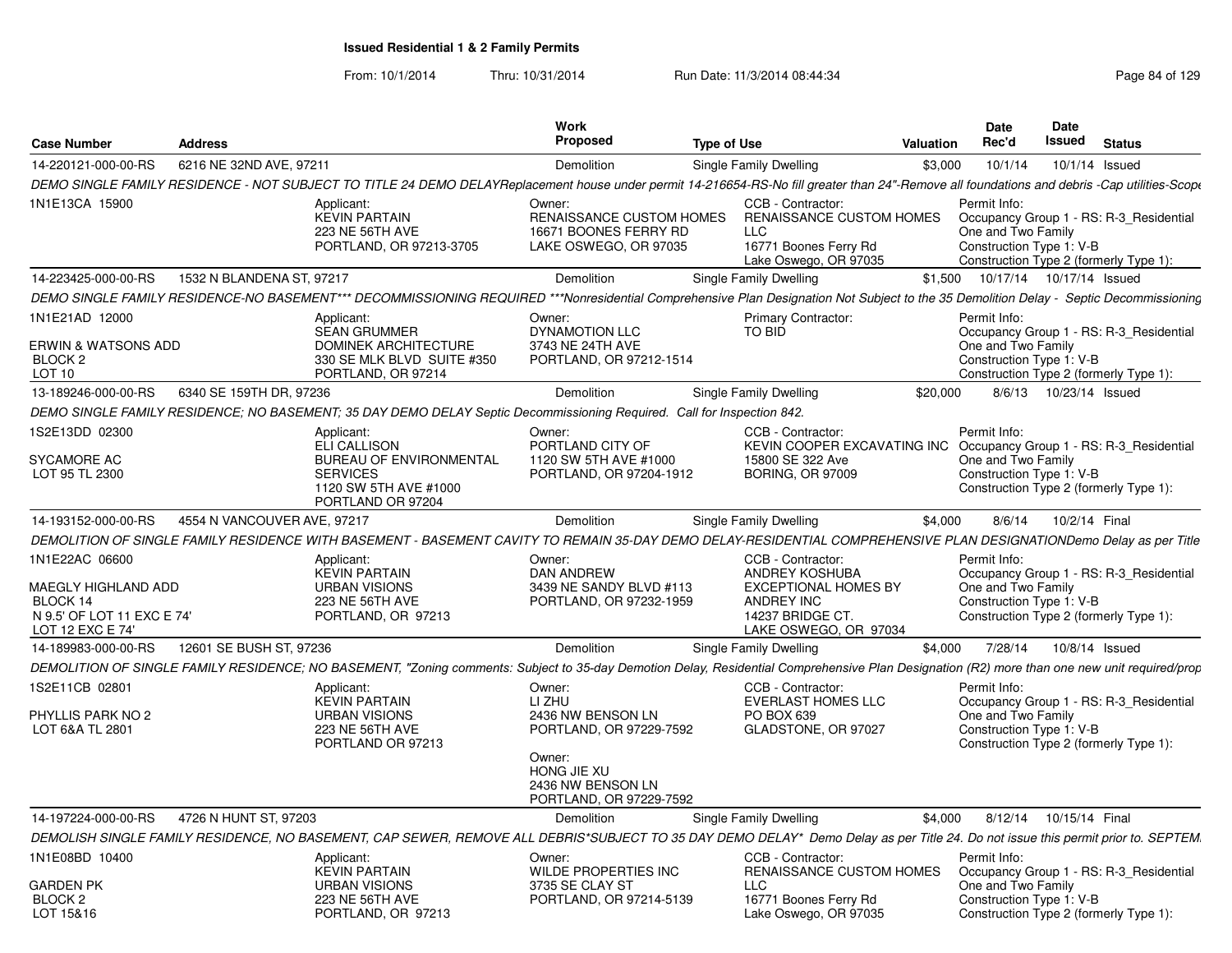# Issued Residential 1 & 2 Family Permits

From: 10/1/2014 Thru: 10/31/2014 Run Date: 11/3/2014 08:44:34

| Case Number | Address | Work Proposed | Type of Use | Valuation | Date Rec'd | Date Issued | Status |
|---|---|---|---|---|---|---|---|
| 14-220121-000-00-RS | 6216 NE 32ND AVE, 97211 | Demolition | Single Family Dwelling | $3,000 | 10/1/14 | 10/1/14 | Issued |

DEMO SINGLE FAMILY RESIDENCE - NOT SUBJECT TO TITLE 24 DEMO DELAYReplacement house under permit 14-216654-RS-No fill greater than 24"-Remove all foundations and debris -Cap utilities-Scope

1N1E13CA 15900

Applicant: KEVIN PARTAIN, 223 NE 56TH AVE, PORTLAND, OR 97213-3705

Owner: RENAISSANCE CUSTOM HOMES, 16671 BOONES FERRY RD, LAKE OSWEGO, OR 97035

CCB - Contractor: RENAISSANCE CUSTOM HOMES LLC, 16771 Boones Ferry Rd, Lake Oswego, OR 97035

Permit Info: Occupancy Group 1 - RS: R-3_Residential One and Two Family; Construction Type 1: V-B; Construction Type 2 (formerly Type 1):

| Case Number | Address | Work Proposed | Type of Use | Valuation | Date Rec'd | Date Issued | Status |
|---|---|---|---|---|---|---|---|
| 14-223425-000-00-RS | 1532 N BLANDENA ST, 97217 | Demolition | Single Family Dwelling | $1,500 | 10/17/14 | 10/17/14 | Issued |

DEMO SINGLE FAMILY RESIDENCE-NO BASEMENT*** DECOMMISSIONING REQUIRED ***Nonresidential Comprehensive Plan Designation Not Subject to the 35 Demolition Delay - Septic Decommissioning

1N1E21AD 12000

ERWIN & WATSONS ADD
BLOCK 2
LOT 10

Applicant: SEAN GRUMMER, DOMINEK ARCHITECTURE, 330 SE MLK BLVD SUITE #350, PORTLAND, OR 97214

Owner: DYNAMOTION LLC, 3743 NE 24TH AVE, PORTLAND, OR 97212-1514

Primary Contractor: TO BID

Permit Info: Occupancy Group 1 - RS: R-3_Residential One and Two Family; Construction Type 1: V-B; Construction Type 2 (formerly Type 1):

| Case Number | Address | Work Proposed | Type of Use | Valuation | Date Rec'd | Date Issued | Status |
|---|---|---|---|---|---|---|---|
| 13-189246-000-00-RS | 6340 SE 159TH DR, 97236 | Demolition | Single Family Dwelling | $20,000 | 8/6/13 | 10/23/14 | Issued |

DEMO SINGLE FAMILY RESIDENCE; NO BASEMENT; 35 DAY DEMO DELAY Septic Decommissioning Required. Call for Inspection 842.

1S2E13DD 02300

SYCAMORE AC
LOT 95 TL 2300

Applicant: ELI CALLISON, BUREAU OF ENVIRONMENTAL SERVICES, 1120 SW 5TH AVE #1000, PORTLAND OR 97204

Owner: PORTLAND CITY OF, 1120 SW 5TH AVE #1000, PORTLAND, OR 97204-1912

CCB - Contractor: KEVIN COOPER EXCAVATING INC, 15800 SE 322 Ave, BORING, OR 97009

Permit Info: Occupancy Group 1 - RS: R-3_Residential One and Two Family; Construction Type 1: V-B; Construction Type 2 (formerly Type 1):

| Case Number | Address | Work Proposed | Type of Use | Valuation | Date Rec'd | Date Issued | Status |
|---|---|---|---|---|---|---|---|
| 14-193152-000-00-RS | 4554 N VANCOUVER AVE, 97217 | Demolition | Single Family Dwelling | $4,000 | 8/6/14 | 10/2/14 | Final |

DEMOLITION OF SINGLE FAMILY RESIDENCE WITH BASEMENT - BASEMENT CAVITY TO REMAIN 35-DAY DEMO DELAY-RESIDENTIAL COMPREHENSIVE PLAN DESIGNATIONDemo Delay as per Title

1N1E22AC 06600

MAEGLY HIGHLAND ADD
BLOCK 14
N 9.5' OF LOT 11 EXC E 74'
LOT 12 EXC E 74'

Applicant: KEVIN PARTAIN, URBAN VISIONS, 223 NE 56TH AVE, PORTLAND, OR 97213

Owner: DAN ANDREW, 3439 NE SANDY BLVD #113, PORTLAND, OR 97232-1959

CCB - Contractor: ANDREY KOSHUBA, EXCEPTIONAL HOMES BY ANDREY INC, 14237 BRIDGE CT., LAKE OSWEGO, OR 97034

Permit Info: Occupancy Group 1 - RS: R-3_Residential One and Two Family; Construction Type 1: V-B; Construction Type 2 (formerly Type 1):

| Case Number | Address | Work Proposed | Type of Use | Valuation | Date Rec'd | Date Issued | Status |
|---|---|---|---|---|---|---|---|
| 14-189983-000-00-RS | 12601 SE BUSH ST, 97236 | Demolition | Single Family Dwelling | $4,000 | 7/28/14 | 10/8/14 | Issued |

DEMOLITION OF SINGLE FAMILY RESIDENCE; NO BASEMENT, "Zoning comments: Subject to 35-day Demotion Delay, Residential Comprehensive Plan Designation (R2) more than one new unit required/prop

1S2E11CB 02801

PHYLLIS PARK NO 2
LOT 6&A TL 2801

Applicant: KEVIN PARTAIN, URBAN VISIONS, 223 NE 56TH AVE, PORTLAND OR 97213

Owner: LI ZHU, 2436 NW BENSON LN, PORTLAND, OR 97229-7592

Owner: HONG JIE XU, 2436 NW BENSON LN, PORTLAND, OR 97229-7592

CCB - Contractor: EVERLAST HOMES LLC, PO BOX 639, GLADSTONE, OR 97027

Permit Info: Occupancy Group 1 - RS: R-3_Residential One and Two Family; Construction Type 1: V-B; Construction Type 2 (formerly Type 1):

| Case Number | Address | Work Proposed | Type of Use | Valuation | Date Rec'd | Date Issued | Status |
|---|---|---|---|---|---|---|---|
| 14-197224-000-00-RS | 4726 N HUNT ST, 97203 | Demolition | Single Family Dwelling | $4,000 | 8/12/14 | 10/15/14 | Final |

DEMOLISH SINGLE FAMILY RESIDENCE, NO BASEMENT, CAP SEWER, REMOVE ALL DEBRIS*SUBJECT TO 35 DAY DEMO DELAY* Demo Delay as per Title 24. Do not issue this permit prior to. SEPTEM

1N1E08BD 10400

GARDEN PK
BLOCK 2
LOT 15&16

Applicant: KEVIN PARTAIN, URBAN VISIONS, 223 NE 56TH AVE, PORTLAND, OR 97213

Owner: WILDE PROPERTIES INC, 3735 SE CLAY ST, PORTLAND, OR 97214-5139

CCB - Contractor: RENAISSANCE CUSTOM HOMES LLC, 16771 Boones Ferry Rd, Lake Oswego, OR 97035

Permit Info: Occupancy Group 1 - RS: R-3_Residential One and Two Family; Construction Type 1: V-B; Construction Type 2 (formerly Type 1):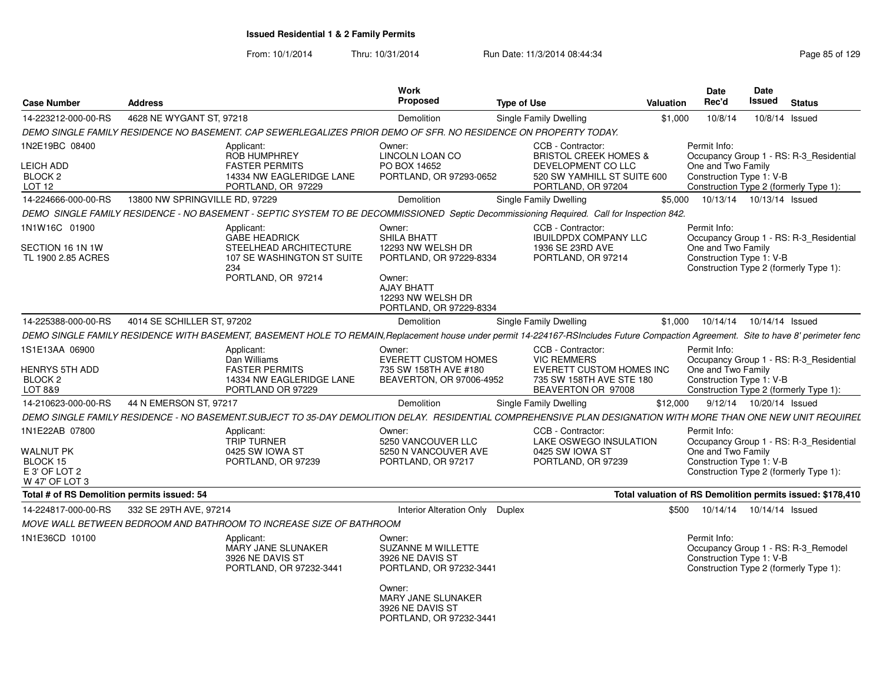**Issued Residential 1 & 2 Family Permits**

From: 10/1/2014 Thru: 10/31/2014 Run Date: 11/3/2014 08:44:34

| Case Number | Address | Work Proposed | Type of Use | Valuation | Date Rec'd | Date Issued | Status |
|---|---|---|---|---|---|---|---|
| 14-223212-000-00-RS | 4628 NE WYGANT ST, 97218 | Demolition | Single Family Dwelling | $1,000 | 10/8/14 | 10/8/14 | Issued |

*DEMO SINGLE FAMILY RESIDENCE NO BASEMENT. CAP SEWERLEGALIZES PRIOR DEMO OF SFR. NO RESIDENCE ON PROPERTY TODAY.*

1N2E19BC 08400
LEICH ADD
BLOCK 2
LOT 12

Applicant: ROB HUMPHREY, FASTER PERMITS, 14334 NW EAGLERIDGE LANE, PORTLAND, OR 97229

Owner: LINCOLN LOAN CO, PO BOX 14652, PORTLAND, OR 97293-0652

CCB - Contractor: BRISTOL CREEK HOMES & DEVELOPMENT CO LLC, 520 SW YAMHILL ST SUITE 600, PORTLAND, OR 97204

Permit Info: Occupancy Group 1 - RS: R-3_Residential One and Two Family; Construction Type 1: V-B; Construction Type 2 (formerly Type 1):

| Case Number | Address | Work Proposed | Type of Use | Valuation | Date Rec'd | Date Issued | Status |
|---|---|---|---|---|---|---|---|
| 14-224666-000-00-RS | 13800 NW SPRINGVILLE RD, 97229 | Demolition | Single Family Dwelling | $5,000 | 10/13/14 | 10/13/14 | Issued |

*DEMO SINGLE FAMILY RESIDENCE - NO BASEMENT - SEPTIC SYSTEM TO BE DECOMMISSIONED Septic Decommissioning Required. Call for Inspection 842.*

1N1W16C 01900
SECTION 16 1N 1W
TL 1900 2.85 ACRES

Applicant: GABE HEADRICK, STEELHEAD ARCHITECTURE, 107 SE WASHINGTON ST SUITE 234, PORTLAND, OR 97214

Owner: SHILA BHATT, 12293 NW WELSH DR, PORTLAND, OR 97229-8334

Owner: AJAY BHATT, 12293 NW WELSH DR, PORTLAND, OR 97229-8334

CCB - Contractor: IBUILDPDX COMPANY LLC, 1936 SE 23RD AVE, PORTLAND, OR 97214

Permit Info: Occupancy Group 1 - RS: R-3_Residential One and Two Family; Construction Type 1: V-B; Construction Type 2 (formerly Type 1):

| Case Number | Address | Work Proposed | Type of Use | Valuation | Date Rec'd | Date Issued | Status |
|---|---|---|---|---|---|---|---|
| 14-225388-000-00-RS | 4014 SE SCHILLER ST, 97202 | Demolition | Single Family Dwelling | $1,000 | 10/14/14 | 10/14/14 | Issued |

*DEMO SINGLE FAMILY RESIDENCE WITH BASEMENT, BASEMENT HOLE TO REMAIN,Replacement house under permit 14-224167-RSIncludes Future Compaction Agreement. Site to have 8' perimeter fenc*

1S1E13AA 06900
HENRYS 5TH ADD
BLOCK 2
LOT 8&9

Applicant: Dan Williams, FASTER PERMITS, 14334 NW EAGLERIDGE LANE, PORTLAND OR 97229

Owner: EVERETT CUSTOM HOMES, 735 SW 158TH AVE #180, BEAVERTON, OR 97006-4952

CCB - Contractor: VIC REMMERS, EVERETT CUSTOM HOMES INC, 735 SW 158TH AVE STE 180, BEAVERTON OR 97008

Permit Info: Occupancy Group 1 - RS: R-3_Residential One and Two Family; Construction Type 1: V-B; Construction Type 2 (formerly Type 1):

| Case Number | Address | Work Proposed | Type of Use | Valuation | Date Rec'd | Date Issued | Status |
|---|---|---|---|---|---|---|---|
| 14-210623-000-00-RS | 44 N EMERSON ST, 97217 | Demolition | Single Family Dwelling | $12,000 | 9/12/14 | 10/20/14 | Issued |

*DEMO SINGLE FAMILY RESIDENCE - NO BASEMENT.SUBJECT TO 35-DAY DEMOLITION DELAY. RESIDENTIAL COMPREHENSIVE PLAN DESIGNATION WITH MORE THAN ONE NEW UNIT REQUIREL*

1N1E22AB 07800
WALNUT PK
BLOCK 15
E 3' OF LOT 2
W 47' OF LOT 3

Applicant: TRIP TURNER, 0425 SW IOWA ST, PORTLAND, OR 97239

Owner: 5250 VANCOUVER LLC, 5250 N VANCOUVER AVE, PORTLAND, OR 97217

CCB - Contractor: LAKE OSWEGO INSULATION, 0425 SW IOWA ST, PORTLAND, OR 97239

Permit Info: Occupancy Group 1 - RS: R-3_Residential One and Two Family; Construction Type 1: V-B; Construction Type 2 (formerly Type 1):

**Total # of RS Demolition permits issued: 54**

**Total valuation of RS Demolition permits issued: $178,410**

| Case Number | Address | Work Proposed | Type of Use | Valuation | Date Rec'd | Date Issued | Status |
|---|---|---|---|---|---|---|---|
| 14-224817-000-00-RS | 332 SE 29TH AVE, 97214 | Interior Alteration Only | Duplex | $500 | 10/14/14 | 10/14/14 | Issued |

*MOVE WALL BETWEEN BEDROOM AND BATHROOM TO INCREASE SIZE OF BATHROOM*

1N1E36CD 10100

Applicant: MARY JANE SLUNAKER, 3926 NE DAVIS ST, PORTLAND, OR 97232-3441

Owner: SUZANNE M WILLETTE, 3926 NE DAVIS ST, PORTLAND, OR 97232-3441

Owner: MARY JANE SLUNAKER, 3926 NE DAVIS ST, PORTLAND, OR 97232-3441

Permit Info: Occupancy Group 1 - RS: R-3_Remodel; Construction Type 1: V-B; Construction Type 2 (formerly Type 1):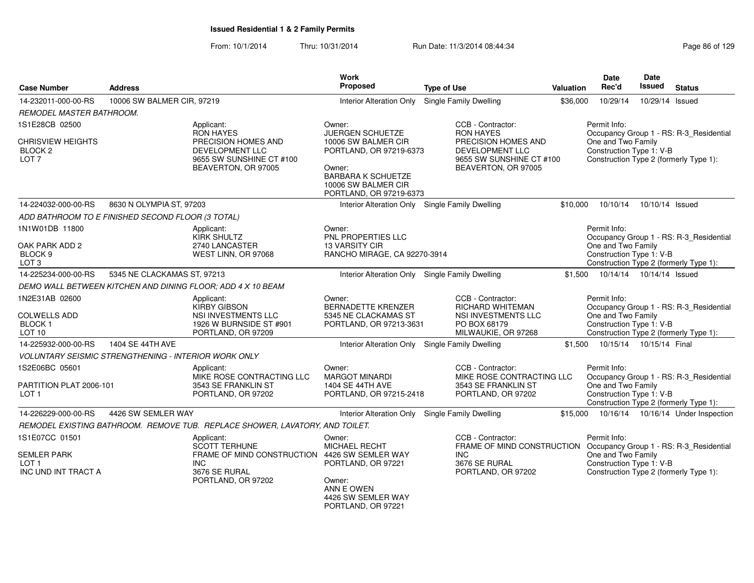# Issued Residential 1 & 2 Family Permits

From: 10/1/2014 Thru: 10/31/2014 Run Date: 11/3/2014 08:44:34

| Case Number | Address | Work Proposed | Type of Use | Valuation | Date Rec'd | Date Issued | Status |
|---|---|---|---|---|---|---|---|
| 14-232011-000-00-RS | 10006 SW BALMER CIR, 97219 | Interior Alteration Only | Single Family Dwelling | $36,000 | 10/29/14 | 10/29/14 | Issued |

*REMODEL MASTER BATHROOM.*

1S1E28CB 02500
CHRISVIEW HEIGHTS
BLOCK 2
LOT 7

Applicant: RON HAYES, PRECISION HOMES AND DEVELOPMENT LLC, 9655 SW SUNSHINE CT #100, BEAVERTON, OR 97005

Owner: JUERGEN SCHUETZE, 10006 SW BALMER CIR, PORTLAND, OR 97219-6373
Owner: BARBARA K SCHUETZE, 10006 SW BALMER CIR, PORTLAND, OR 97219-6373

CCB - Contractor: RON HAYES, PRECISION HOMES AND DEVELOPMENT LLC, 9655 SW SUNSHINE CT #100, BEAVERTON, OR 97005

Permit Info: Occupancy Group 1 - RS: R-3_Residential One and Two Family; Construction Type 1: V-B; Construction Type 2 (formerly Type 1):

| Case Number | Address | Work Proposed | Type of Use | Valuation | Date Rec'd | Date Issued | Status |
|---|---|---|---|---|---|---|---|
| 14-224032-000-00-RS | 8630 N OLYMPIA ST, 97203 | Interior Alteration Only | Single Family Dwelling | $10,000 | 10/10/14 | 10/10/14 | Issued |

*ADD BATHROOM TO E FINISHED SECOND FLOOR (3 TOTAL)*

1N1W01DB 11800
OAK PARK ADD 2
BLOCK 9
LOT 3

Applicant: KIRK SHULTZ, 2740 LANCASTER, WEST LINN, OR 97068

Owner: PNL PROPERTIES LLC, 13 VARSITY CIR, RANCHO MIRAGE, CA 92270-3914

Permit Info: Occupancy Group 1 - RS: R-3_Residential One and Two Family; Construction Type 1: V-B; Construction Type 2 (formerly Type 1):

| Case Number | Address | Work Proposed | Type of Use | Valuation | Date Rec'd | Date Issued | Status |
|---|---|---|---|---|---|---|---|
| 14-225234-000-00-RS | 5345 NE CLACKAMAS ST, 97213 | Interior Alteration Only | Single Family Dwelling | $1,500 | 10/14/14 | 10/14/14 | Issued |

*DEMO WALL BETWEEN KITCHEN AND DINING FLOOR; ADD 4 X 10 BEAM*

1N2E31AB 02600
COLWELLS ADD
BLOCK 1
LOT 10

Applicant: KIRBY GIBSON, NSI INVESTMENTS LLC, 1926 W BURNSIDE ST #901, PORTLAND, OR 97209

Owner: BERNADETTE KRENZER, 5345 NE CLACKAMAS ST, PORTLAND, OR 97213-3631

CCB - Contractor: RICHARD WHITEMAN, NSI INVESTMENTS LLC, PO BOX 68179, MILWAUKIE, OR 97268

Permit Info: Occupancy Group 1 - RS: R-3_Residential One and Two Family; Construction Type 1: V-B; Construction Type 2 (formerly Type 1):

| Case Number | Address | Work Proposed | Type of Use | Valuation | Date Rec'd | Date Issued | Status |
|---|---|---|---|---|---|---|---|
| 14-225932-000-00-RS | 1404 SE 44TH AVE | Interior Alteration Only | Single Family Dwelling | $1,500 | 10/15/14 | 10/15/14 | Final |

*VOLUNTARY SEISMIC STRENGTHENING - INTERIOR WORK ONLY*

1S2E06BC 05601
PARTITION PLAT 2006-101
LOT 1

Applicant: MIKE ROSE CONTRACTING LLC, 3543 SE FRANKLIN ST, PORTLAND, OR 97202

Owner: MARGOT MINARDI, 1404 SE 44TH AVE, PORTLAND, OR 97215-2418

CCB - Contractor: MIKE ROSE CONTRACTING LLC, 3543 SE FRANKLIN ST, PORTLAND, OR 97202

Permit Info: Occupancy Group 1 - RS: R-3_Residential One and Two Family; Construction Type 1: V-B; Construction Type 2 (formerly Type 1):

| Case Number | Address | Work Proposed | Type of Use | Valuation | Date Rec'd | Date Issued | Status |
|---|---|---|---|---|---|---|---|
| 14-226229-000-00-RS | 4426 SW SEMLER WAY | Interior Alteration Only | Single Family Dwelling | $15,000 | 10/16/14 | 10/16/14 | Under Inspection |

*REMODEL EXISTING BATHROOM. REMOVE TUB. REPLACE SHOWER, LAVATORY, AND TOILET.*

1S1E07CC 01501
SEMLER PARK
LOT 1
INC UND INT TRACT A

Applicant: SCOTT TERHUNE, FRAME OF MIND CONSTRUCTION INC, 3676 SE RURAL, PORTLAND, OR 97202

Owner: MICHAEL RECHT, 4426 SW SEMLER WAY, PORTLAND, OR 97221
Owner: ANN E OWEN, 4426 SW SEMLER WAY, PORTLAND, OR 97221

CCB - Contractor: FRAME OF MIND CONSTRUCTION INC, 3676 SE RURAL, PORTLAND, OR 97202

Permit Info: Occupancy Group 1 - RS: R-3_Residential One and Two Family; Construction Type 1: V-B; Construction Type 2 (formerly Type 1):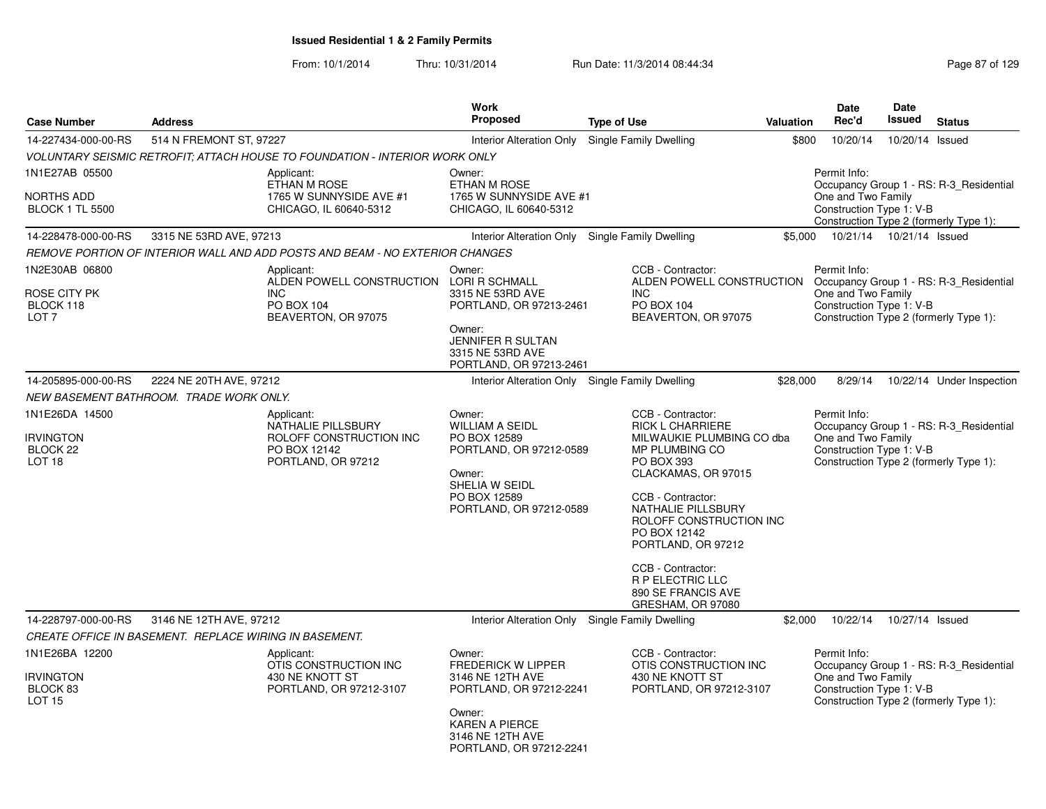# Issued Residential 1 & 2 Family Permits

From: 10/1/2014 Thru: 10/31/2014 Run Date: 11/3/2014 08:44:34

| Case Number | Address | Work Proposed | Type of Use | Valuation | Date Rec'd | Date Issued | Status |
|---|---|---|---|---|---|---|---|
| 14-227434-000-00-RS | 514 N FREMONT ST, 97227 | Interior Alteration Only | Single Family Dwelling | $800 | 10/20/14 | 10/20/14 | Issued |

*VOLUNTARY SEISMIC RETROFIT; ATTACH HOUSE TO FOUNDATION - INTERIOR WORK ONLY*

1N1E27AB 05500
NORTHS ADD
BLOCK 1 TL 5500

Applicant:
ETHAN M ROSE
1765 W SUNNYSIDE AVE #1
CHICAGO, IL 60640-5312

Owner:
ETHAN M ROSE
1765 W SUNNYSIDE AVE #1
CHICAGO, IL 60640-5312

Permit Info:
Occupancy Group 1 - RS: R-3_Residential One and Two Family
Construction Type 1: V-B
Construction Type 2 (formerly Type 1):

| Case Number | Address | Work Proposed | Type of Use | Valuation | Date Rec'd | Date Issued | Status |
|---|---|---|---|---|---|---|---|
| 14-228478-000-00-RS | 3315 NE 53RD AVE, 97213 | Interior Alteration Only | Single Family Dwelling | $5,000 | 10/21/14 | 10/21/14 | Issued |

*REMOVE PORTION OF INTERIOR WALL AND ADD POSTS AND BEAM - NO EXTERIOR CHANGES*

1N2E30AB 06800
ROSE CITY PK
BLOCK 118
LOT 7

Applicant:
ALDEN POWELL CONSTRUCTION INC
PO BOX 104
BEAVERTON, OR 97075

Owner:
LORI R SCHMALL
3315 NE 53RD AVE
PORTLAND, OR 97213-2461

Owner:
JENNIFER R SULTAN
3315 NE 53RD AVE
PORTLAND, OR 97213-2461

CCB - Contractor:
ALDEN POWELL CONSTRUCTION INC
PO BOX 104
BEAVERTON, OR 97075

Permit Info:
Occupancy Group 1 - RS: R-3_Residential One and Two Family
Construction Type 1: V-B
Construction Type 2 (formerly Type 1):

| Case Number | Address | Work Proposed | Type of Use | Valuation | Date Rec'd | Date Issued | Status |
|---|---|---|---|---|---|---|---|
| 14-205895-000-00-RS | 2224 NE 20TH AVE, 97212 | Interior Alteration Only | Single Family Dwelling | $28,000 | 8/29/14 | 10/22/14 | Under Inspection |

*NEW BASEMENT BATHROOM. TRADE WORK ONLY.*

1N1E26DA 14500
IRVINGTON
BLOCK 22
LOT 18

Applicant:
NATHALIE PILLSBURY
ROLOFF CONSTRUCTION INC
PO BOX 12142
PORTLAND, OR 97212

Owner:
WILLIAM A SEIDL
PO BOX 12589
PORTLAND, OR 97212-0589

Owner:
SHELIA W SEIDL
PO BOX 12589
PORTLAND, OR 97212-0589

CCB - Contractor:
RICK L CHARRIERE
MILWAUKIE PLUMBING CO dba MP PLUMBING CO
PO BOX 393
CLACKAMAS, OR 97015

CCB - Contractor:
NATHALIE PILLSBURY
ROLOFF CONSTRUCTION INC
PO BOX 12142
PORTLAND, OR 97212

CCB - Contractor:
R P ELECTRIC LLC
890 SE FRANCIS AVE
GRESHAM, OR 97080

Permit Info:
Occupancy Group 1 - RS: R-3_Residential One and Two Family
Construction Type 1: V-B
Construction Type 2 (formerly Type 1):

| Case Number | Address | Work Proposed | Type of Use | Valuation | Date Rec'd | Date Issued | Status |
|---|---|---|---|---|---|---|---|
| 14-228797-000-00-RS | 3146 NE 12TH AVE, 97212 | Interior Alteration Only | Single Family Dwelling | $2,000 | 10/22/14 | 10/27/14 | Issued |

*CREATE OFFICE IN BASEMENT. REPLACE WIRING IN BASEMENT.*

1N1E26BA 12200
IRVINGTON
BLOCK 83
LOT 15

Applicant:
OTIS CONSTRUCTION INC
430 NE KNOTT ST
PORTLAND, OR 97212-3107

Owner:
FREDERICK W LIPPER
3146 NE 12TH AVE
PORTLAND, OR 97212-2241

Owner:
KAREN A PIERCE
3146 NE 12TH AVE
PORTLAND, OR 97212-2241

CCB - Contractor:
OTIS CONSTRUCTION INC
430 NE KNOTT ST
PORTLAND, OR 97212-3107

Permit Info:
Occupancy Group 1 - RS: R-3_Residential One and Two Family
Construction Type 1: V-B
Construction Type 2 (formerly Type 1):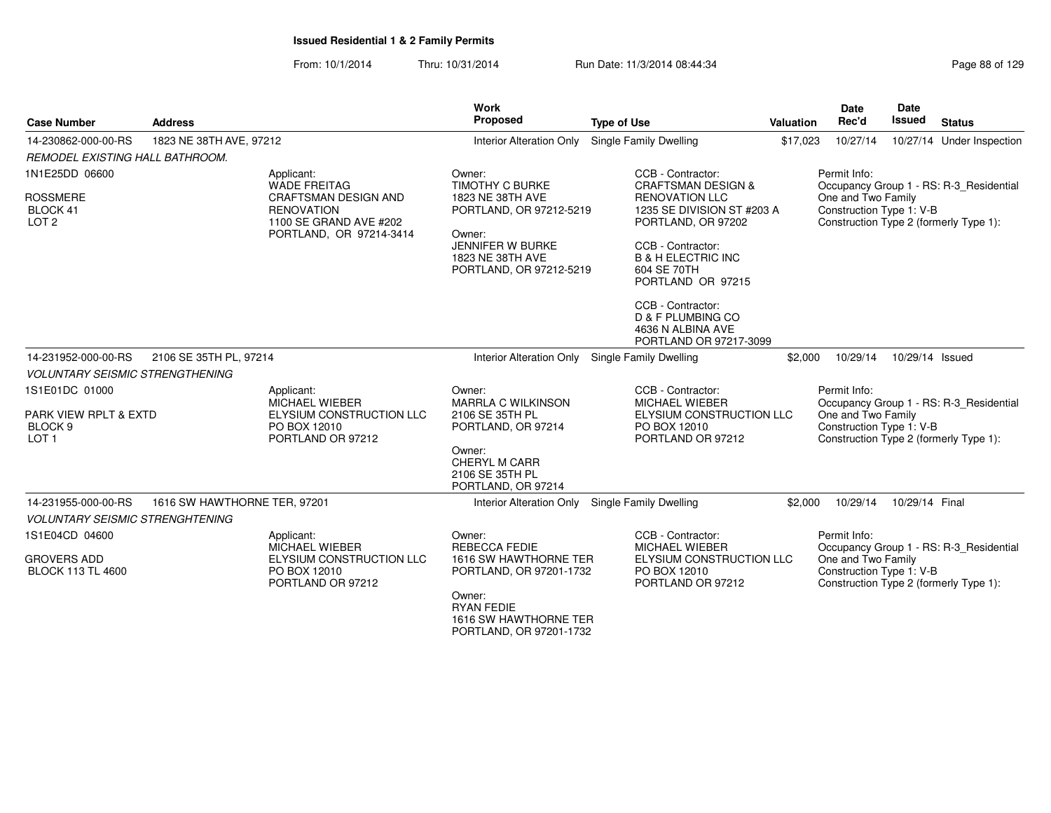# Issued Residential 1 & 2 Family Permits

From: 10/1/2014 Thru: 10/31/2014 Run Date: 11/3/2014 08:44:34

| Case Number | Address | Work Proposed | Type of Use | Valuation | Date Rec'd | Date Issued | Status |
|---|---|---|---|---|---|---|---|
| 14-230862-000-00-RS | 1823 NE 38TH AVE, 97212 | Interior Alteration Only | Single Family Dwelling | $17,023 | 10/27/14 | 10/27/14 | Under Inspection |

REMODEL EXISTING HALL BATHROOM.

1N1E25DD 06600
ROSSMERE
BLOCK 41
LOT 2

Applicant:
WADE FREITAG
CRAFTSMAN DESIGN AND RENOVATION
1100 SE GRAND AVE #202
PORTLAND, OR 97214-3414

Owner:
TIMOTHY C BURKE
1823 NE 38TH AVE
PORTLAND, OR 97212-5219

Owner:
JENNIFER W BURKE
1823 NE 38TH AVE
PORTLAND, OR 97212-5219

CCB - Contractor:
CRAFTSMAN DESIGN & RENOVATION LLC
1235 SE DIVISION ST #203 A
PORTLAND, OR 97202

CCB - Contractor:
B & H ELECTRIC INC
604 SE 70TH
PORTLAND OR 97215

CCB - Contractor:
D & F PLUMBING CO
4636 N ALBINA AVE
PORTLAND OR 97217-3099

Permit Info:
Occupancy Group 1 - RS: R-3_Residential One and Two Family
Construction Type 1: V-B
Construction Type 2 (formerly Type 1):

| Case Number | Address | Work Proposed | Type of Use | Valuation | Date Rec'd | Date Issued | Status |
|---|---|---|---|---|---|---|---|
| 14-231952-000-00-RS | 2106 SE 35TH PL, 97214 | Interior Alteration Only | Single Family Dwelling | $2,000 | 10/29/14 | 10/29/14 | Issued |

VOLUNTARY SEISMIC STRENGTHENING

1S1E01DC 01000
PARK VIEW RPLT & EXTD
BLOCK 9
LOT 1

Applicant:
MICHAEL WIEBER
ELYSIUM CONSTRUCTION LLC
PO BOX 12010
PORTLAND OR 97212

Owner:
MARRLA C WILKINSON
2106 SE 35TH PL
PORTLAND, OR 97214

Owner:
CHERYL M CARR
2106 SE 35TH PL
PORTLAND, OR 97214

CCB - Contractor:
MICHAEL WIEBER
ELYSIUM CONSTRUCTION LLC
PO BOX 12010
PORTLAND OR 97212

Permit Info:
Occupancy Group 1 - RS: R-3_Residential One and Two Family
Construction Type 1: V-B
Construction Type 2 (formerly Type 1):

| Case Number | Address | Work Proposed | Type of Use | Valuation | Date Rec'd | Date Issued | Status |
|---|---|---|---|---|---|---|---|
| 14-231955-000-00-RS | 1616 SW HAWTHORNE TER, 97201 | Interior Alteration Only | Single Family Dwelling | $2,000 | 10/29/14 | 10/29/14 | Final |

VOLUNTARY SEISMIC STRENGHTENING

1S1E04CD 04600
GROVERS ADD
BLOCK 113 TL 4600

Applicant:
MICHAEL WIEBER
ELYSIUM CONSTRUCTION LLC
PO BOX 12010
PORTLAND OR 97212

Owner:
REBECCA FEDIE
1616 SW HAWTHORNE TER
PORTLAND, OR 97201-1732

Owner:
RYAN FEDIE
1616 SW HAWTHORNE TER
PORTLAND, OR 97201-1732

CCB - Contractor:
MICHAEL WIEBER
ELYSIUM CONSTRUCTION LLC
PO BOX 12010
PORTLAND OR 97212

Permit Info:
Occupancy Group 1 - RS: R-3_Residential One and Two Family
Construction Type 1: V-B
Construction Type 2 (formerly Type 1):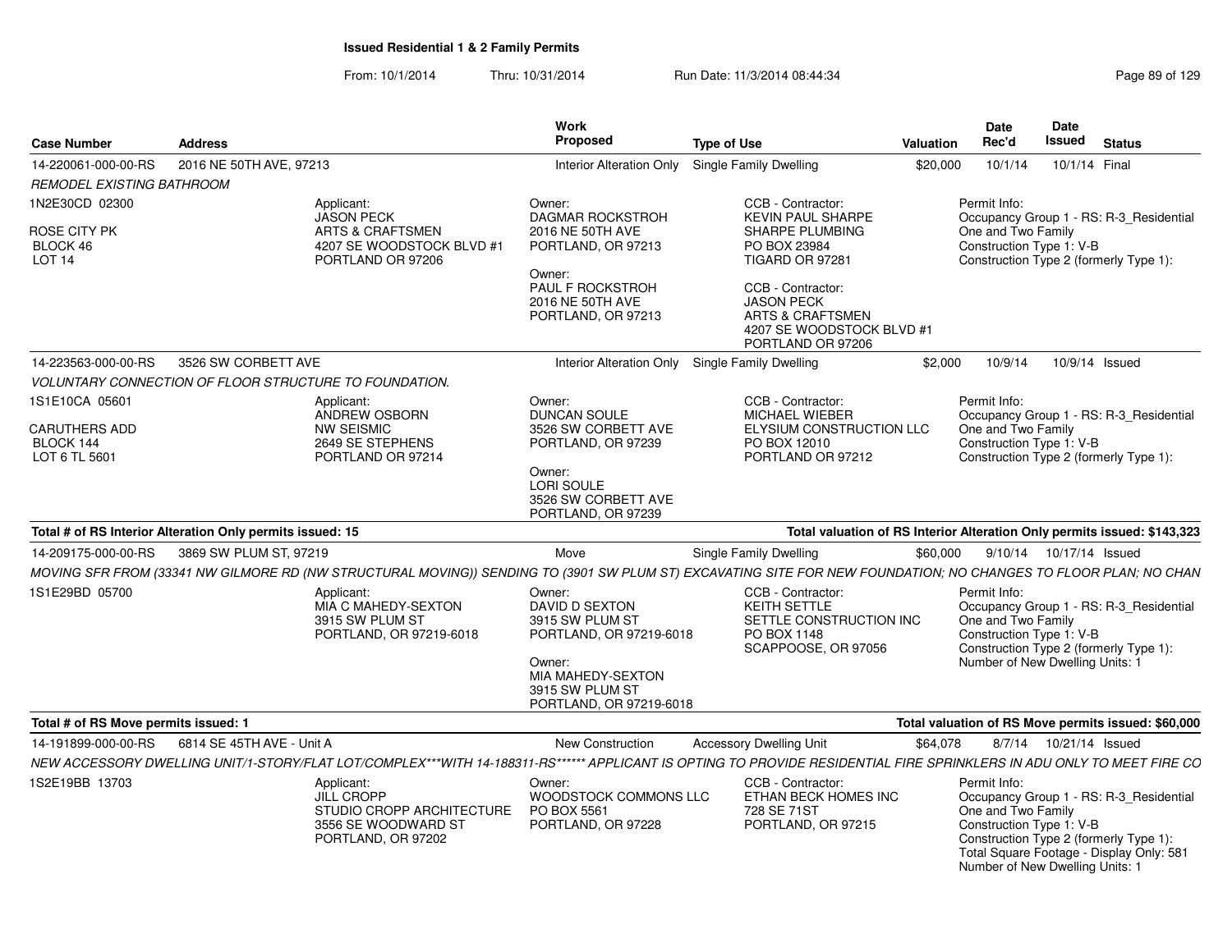## Issued Residential 1 & 2 Family Permits

From: 10/1/2014 Thru: 10/31/2014 Run Date: 11/3/2014 08:44:34

| Case Number | Address | Work Proposed | Type of Use | Valuation | Date Rec'd | Date Issued | Status |
|---|---|---|---|---|---|---|---|
| 14-220061-000-00-RS | 2016 NE 50TH AVE, 97213 | Interior Alteration Only | Single Family Dwelling | $20,000 | 10/1/14 | 10/1/14 | Final |

*REMODEL EXISTING BATHROOM*

1N2E30CD 02300
ROSE CITY PK
BLOCK 46
LOT 14

Applicant:
JASON PECK
ARTS & CRAFTSMEN
4207 SE WOODSTOCK BLVD #1
PORTLAND OR 97206

Owner:
DAGMAR ROCKSTROH
2016 NE 50TH AVE
PORTLAND, OR 97213

Owner:
PAUL F ROCKSTROH
2016 NE 50TH AVE
PORTLAND, OR 97213

CCB - Contractor:
KEVIN PAUL SHARPE
SHARPE PLUMBING
PO BOX 23984
TIGARD OR 97281

CCB - Contractor:
JASON PECK
ARTS & CRAFTSMEN
4207 SE WOODSTOCK BLVD #1
PORTLAND OR 97206

Permit Info:
Occupancy Group 1 - RS: R-3_Residential One and Two Family
Construction Type 1: V-B
Construction Type 2 (formerly Type 1):

| Case Number | Address | Work Proposed | Type of Use | Valuation | Date Rec'd | Date Issued | Status |
|---|---|---|---|---|---|---|---|
| 14-223563-000-00-RS | 3526 SW CORBETT AVE | Interior Alteration Only | Single Family Dwelling | $2,000 | 10/9/14 | 10/9/14 | Issued |

*VOLUNTARY CONNECTION OF FLOOR STRUCTURE TO FOUNDATION.*

1S1E10CA 05601
CARUTHERS ADD
BLOCK 144
LOT 6 TL 5601

Applicant:
ANDREW OSBORN
NW SEISMIC
2649 SE STEPHENS
PORTLAND OR 97214

Owner:
DUNCAN SOULE
3526 SW CORBETT AVE
PORTLAND, OR 97239

Owner:
LORI SOULE
3526 SW CORBETT AVE
PORTLAND, OR 97239

CCB - Contractor:
MICHAEL WIEBER
ELYSIUM CONSTRUCTION LLC
PO BOX 12010
PORTLAND OR 97212

Permit Info:
Occupancy Group 1 - RS: R-3_Residential One and Two Family
Construction Type 1: V-B
Construction Type 2 (formerly Type 1):

**Total # of RS Interior Alteration Only permits issued: 15** — **Total valuation of RS Interior Alteration Only permits issued: $143,323**

| Case Number | Address | Work Proposed | Type of Use | Valuation | Date Rec'd | Date Issued | Status |
|---|---|---|---|---|---|---|---|
| 14-209175-000-00-RS | 3869 SW PLUM ST, 97219 | Move | Single Family Dwelling | $60,000 | 9/10/14 | 10/17/14 | Issued |

*MOVING SFR FROM (33341 NW GILMORE RD (NW STRUCTURAL MOVING)) SENDING TO (3901 SW PLUM ST) EXCAVATING SITE FOR NEW FOUNDATION; NO CHANGES TO FLOOR PLAN; NO CHAN*

1S1E29BD 05700

Applicant:
MIA C MAHEDY-SEXTON
3915 SW PLUM ST
PORTLAND, OR 97219-6018

Owner:
DAVID D SEXTON
3915 SW PLUM ST
PORTLAND, OR 97219-6018

Owner:
MIA MAHEDY-SEXTON
3915 SW PLUM ST
PORTLAND, OR 97219-6018

CCB - Contractor:
KEITH SETTLE
SETTLE CONSTRUCTION INC
PO BOX 1148
SCAPPOOSE, OR 97056

Permit Info:
Occupancy Group 1 - RS: R-3_Residential One and Two Family
Construction Type 1: V-B
Construction Type 2 (formerly Type 1):
Number of New Dwelling Units: 1

**Total # of RS Move permits issued: 1** — **Total valuation of RS Move permits issued: $60,000**

| Case Number | Address | Work Proposed | Type of Use | Valuation | Date Rec'd | Date Issued | Status |
|---|---|---|---|---|---|---|---|
| 14-191899-000-00-RS | 6814 SE 45TH AVE - Unit A | New Construction | Accessory Dwelling Unit | $64,078 | 8/7/14 | 10/21/14 | Issued |

*NEW ACCESSORY DWELLING UNIT/1-STORY/FLAT LOT/COMPLEX***WITH 14-188311-RS****** APPLICANT IS OPTING TO PROVIDE RESIDENTIAL FIRE SPRINKLERS IN ADU ONLY TO MEET FIRE CO*

1S2E19BB 13703

Applicant:
JILL CROPP
STUDIO CROPP ARCHITECTURE
3556 SE WOODWARD ST
PORTLAND, OR 97202

Owner:
WOODSTOCK COMMONS LLC
PO BOX 5561
PORTLAND, OR 97228

CCB - Contractor:
ETHAN BECK HOMES INC
728 SE 71ST
PORTLAND, OR 97215

Permit Info:
Occupancy Group 1 - RS: R-3_Residential One and Two Family
Construction Type 1: V-B
Construction Type 2 (formerly Type 1):
Total Square Footage - Display Only: 581
Number of New Dwelling Units: 1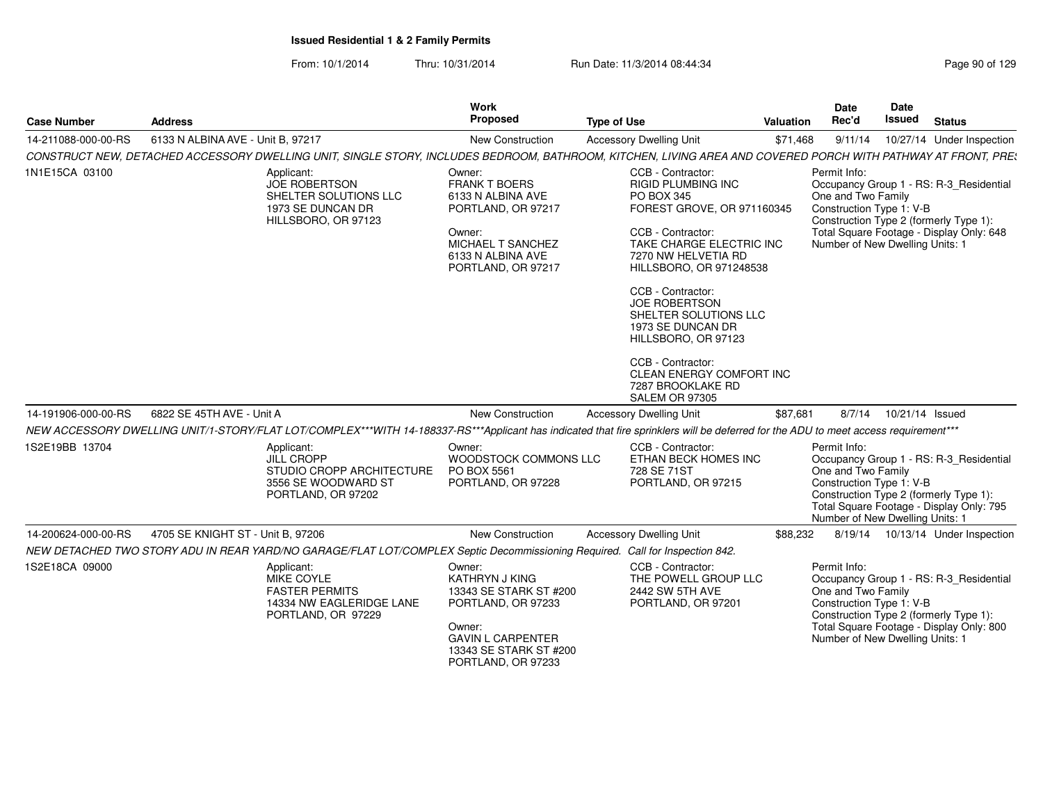## Issued Residential 1 & 2 Family Permits

From: 10/1/2014 Thru: 10/31/2014 Run Date: 11/3/2014 08:44:34

| Case Number | Address | Work Proposed | Type of Use | Valuation | Date Rec'd | Date Issued | Status |
|---|---|---|---|---|---|---|---|
| 14-211088-000-00-RS | 6133 N ALBINA AVE - Unit B, 97217 | New Construction | Accessory Dwelling Unit | $71,468 | 9/11/14 | 10/27/14 | Under Inspection |

*CONSTRUCT NEW, DETACHED ACCESSORY DWELLING UNIT, SINGLE STORY, INCLUDES BEDROOM, BATHROOM, KITCHEN, LIVING AREA AND COVERED PORCH WITH PATHWAY AT FRONT, PRES*

1N1E15CA 03100

Applicant:
JOE ROBERTSON
SHELTER SOLUTIONS LLC
1973 SE DUNCAN DR
HILLSBORO, OR 97123

Owner:
FRANK T BOERS
6133 N ALBINA AVE
PORTLAND, OR 97217

Owner:
MICHAEL T SANCHEZ
6133 N ALBINA AVE
PORTLAND, OR 97217

CCB - Contractor:
RIGID PLUMBING INC
PO BOX 345
FOREST GROVE, OR 971160345

CCB - Contractor:
TAKE CHARGE ELECTRIC INC
7270 NW HELVETIA RD
HILLSBORO, OR 971248538

CCB - Contractor:
JOE ROBERTSON
SHELTER SOLUTIONS LLC
1973 SE DUNCAN DR
HILLSBORO, OR 97123

CCB - Contractor:
CLEAN ENERGY COMFORT INC
7287 BROOKLAKE RD
SALEM OR 97305

Permit Info:
Occupancy Group 1 - RS: R-3_Residential One and Two Family
Construction Type 1: V-B
Construction Type 2 (formerly Type 1):
Total Square Footage - Display Only: 648
Number of New Dwelling Units: 1

| Case Number | Address | Work Proposed | Type of Use | Valuation | Date Rec'd | Date Issued | Status |
|---|---|---|---|---|---|---|---|
| 14-191906-000-00-RS | 6822 SE 45TH AVE - Unit A | New Construction | Accessory Dwelling Unit | $87,681 | 8/7/14 | 10/21/14 | Issued |

*NEW ACCESSORY DWELLING UNIT/1-STORY/FLAT LOT/COMPLEX***WITH 14-188337-RS***Applicant has indicated that fire sprinklers will be deferred for the ADU to meet access requirement****

1S2E19BB 13704

Applicant:
JILL CROPP
STUDIO CROPP ARCHITECTURE
3556 SE WOODWARD ST
PORTLAND, OR 97202

Owner:
WOODSTOCK COMMONS LLC
PO BOX 5561
PORTLAND, OR 97228

CCB - Contractor:
ETHAN BECK HOMES INC
728 SE 71ST
PORTLAND, OR 97215

Permit Info:
Occupancy Group 1 - RS: R-3_Residential One and Two Family
Construction Type 1: V-B
Construction Type 2 (formerly Type 1):
Total Square Footage - Display Only: 795
Number of New Dwelling Units: 1

| Case Number | Address | Work Proposed | Type of Use | Valuation | Date Rec'd | Date Issued | Status |
|---|---|---|---|---|---|---|---|
| 14-200624-000-00-RS | 4705 SE KNIGHT ST - Unit B, 97206 | New Construction | Accessory Dwelling Unit | $88,232 | 8/19/14 | 10/13/14 | Under Inspection |

*NEW DETACHED TWO STORY ADU IN REAR YARD/NO GARAGE/FLAT LOT/COMPLEX Septic Decommissioning Required. Call for Inspection 842.*

1S2E18CA 09000

Applicant:
MIKE COYLE
FASTER PERMITS
14334 NW EAGLERIDGE LANE
PORTLAND, OR 97229

Owner:
KATHRYN J KING
13343 SE STARK ST #200
PORTLAND, OR 97233

Owner:
GAVIN L CARPENTER
13343 SE STARK ST #200
PORTLAND, OR 97233

CCB - Contractor:
THE POWELL GROUP LLC
2442 SW 5TH AVE
PORTLAND, OR 97201

Permit Info:
Occupancy Group 1 - RS: R-3_Residential One and Two Family
Construction Type 1: V-B
Construction Type 2 (formerly Type 1):
Total Square Footage - Display Only: 800
Number of New Dwelling Units: 1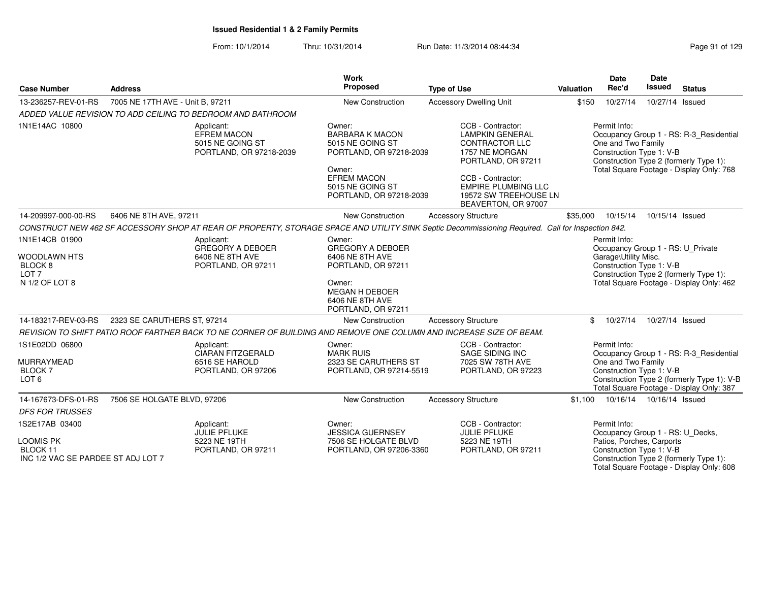**Issued Residential 1 & 2 Family Permits**

From: 10/1/2014 Thru: 10/31/2014 Run Date: 11/3/2014 08:44:34

| Case Number | Address | Work Proposed | Type of Use | Valuation | Date Rec'd | Date Issued | Status |
|---|---|---|---|---|---|---|---|
| 13-236257-REV-01-RS | 7005 NE 17TH AVE - Unit B, 97211 | New Construction | Accessory Dwelling Unit | $150 | 10/27/14 | 10/27/14 | Issued |
| ADDED VALUE REVISION TO ADD CEILING TO BEDROOM AND BATHROOM | | | | | | | |
| 1N1E14AC 10800 | Applicant: EFREM MACON 5015 NE GOING ST PORTLAND, OR 97218-2039 | Owner: BARBARA K MACON 5015 NE GOING ST PORTLAND, OR 97218-2039 Owner: EFREM MACON 5015 NE GOING ST PORTLAND, OR 97218-2039 | CCB - Contractor: LAMPKIN GENERAL CONTRACTOR LLC 1757 NE MORGAN PORTLAND, OR 97211 CCB - Contractor: EMPIRE PLUMBING LLC 19572 SW TREEHOUSE LN BEAVERTON, OR 97007 | | Permit Info: Occupancy Group 1 - RS: R-3_Residential One and Two Family Construction Type 1: V-B Construction Type 2 (formerly Type 1): Total Square Footage - Display Only: 768 | | |
| 14-209997-000-00-RS | 6406 NE 8TH AVE, 97211 | New Construction | Accessory Structure | $35,000 | 10/15/14 | 10/15/14 | Issued |
| CONSTRUCT NEW 462 SF ACCESSORY SHOP AT REAR OF PROPERTY, STORAGE SPACE AND UTILITY SINK Septic Decommissioning Required. Call for Inspection 842. | | | | | | | |
| 1N1E14CB 01900 WOODLAWN HTS BLOCK 8 LOT 7 N 1/2 OF LOT 8 | Applicant: GREGORY A DEBOER 6406 NE 8TH AVE PORTLAND, OR 97211 | Owner: GREGORY A DEBOER 6406 NE 8TH AVE PORTLAND, OR 97211 Owner: MEGAN H DEBOER 6406 NE 8TH AVE PORTLAND, OR 97211 | | | Permit Info: Occupancy Group 1 - RS: U_Private Garage\Utility Misc. Construction Type 1: V-B Construction Type 2 (formerly Type 1): Total Square Footage - Display Only: 462 | | |
| 14-183217-REV-03-RS | 2323 SE CARUTHERS ST, 97214 | New Construction | Accessory Structure | $ | 10/27/14 | 10/27/14 | Issued |
| REVISION TO SHIFT PATIO ROOF FARTHER BACK TO NE CORNER OF BUILDING AND REMOVE ONE COLUMN AND INCREASE SIZE OF BEAM. | | | | | | | |
| 1S1E02DD 06800 MURRAYMEAD BLOCK 7 LOT 6 | Applicant: CIARAN FITZGERALD 6516 SE HAROLD PORTLAND, OR 97206 | Owner: MARK RUIS 2323 SE CARUTHERS ST PORTLAND, OR 97214-5519 | CCB - Contractor: SAGE SIDING INC 7025 SW 78TH AVE PORTLAND, OR 97223 | | Permit Info: Occupancy Group 1 - RS: R-3_Residential One and Two Family Construction Type 1: V-B Construction Type 2 (formerly Type 1): V-B Total Square Footage - Display Only: 387 | | |
| 14-167673-DFS-01-RS | 7506 SE HOLGATE BLVD, 97206 | New Construction | Accessory Structure | $1,100 | 10/16/14 | 10/16/14 | Issued |
| DFS FOR TRUSSES | | | | | | | |
| 1S2E17AB 03400 LOOMIS PK BLOCK 11 INC 1/2 VAC SE PARDEE ST ADJ LOT 7 | Applicant: JULIE PFLUKE 5223 NE 19TH PORTLAND, OR 97211 | Owner: JESSICA GUERNSEY 7506 SE HOLGATE BLVD PORTLAND, OR 97206-3360 | CCB - Contractor: JULIE PFLUKE 5223 NE 19TH PORTLAND, OR 97211 | | Permit Info: Occupancy Group 1 - RS: U_Decks, Patios, Porches, Carports Construction Type 1: V-B Construction Type 2 (formerly Type 1): Total Square Footage - Display Only: 608 | | |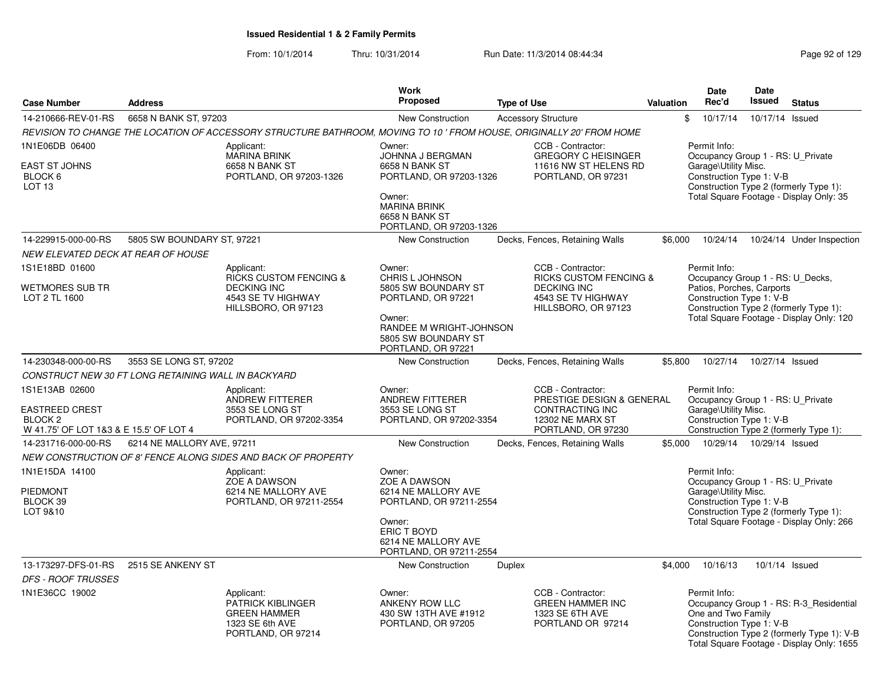**Issued Residential 1 & 2 Family Permits**

From: 10/1/2014 Thru: 10/31/2014 Run Date: 11/3/2014 08:44:34

| Case Number | Address | Work Proposed | Type of Use | Valuation | Date Rec'd | Date Issued | Status |
|---|---|---|---|---|---|---|---|
| 14-210666-REV-01-RS | 6658 N BANK ST, 97203 | New Construction | Accessory Structure | $ | 10/17/14 | 10/17/14 | Issued |

*REVISION TO CHANGE THE LOCATION OF ACCESSORY STRUCTURE BATHROOM, MOVING TO 10 ' FROM HOUSE, ORIGINALLY 20' FROM HOME*

1N1E06DB 06400
EAST ST JOHNS
BLOCK 6
LOT 13

Applicant: MARINA BRINK, 6658 N BANK ST, PORTLAND, OR 97203-1326

Owner: JOHNNA J BERGMAN, 6658 N BANK ST, PORTLAND, OR 97203-1326
Owner: MARINA BRINK, 6658 N BANK ST, PORTLAND, OR 97203-1326

CCB - Contractor: GREGORY C HEISINGER, 11616 NW ST HELENS RD, PORTLAND, OR 97231

Permit Info:
Occupancy Group 1 - RS: U_Private Garage\Utility Misc.
Construction Type 1: V-B
Construction Type 2 (formerly Type 1):
Total Square Footage - Display Only: 35

| Case Number | Address | Work Proposed | Type of Use | Valuation | Date Rec'd | Date Issued | Status |
|---|---|---|---|---|---|---|---|
| 14-229915-000-00-RS | 5805 SW BOUNDARY ST, 97221 | New Construction | Decks, Fences, Retaining Walls | $6,000 | 10/24/14 | 10/24/14 | Under Inspection |

*NEW ELEVATED DECK AT REAR OF HOUSE*

1S1E18BD 01600
WETMORES SUB TR
LOT 2 TL 1600

Applicant: RICKS CUSTOM FENCING & DECKING INC, 4543 SE TV HIGHWAY, HILLSBORO, OR 97123

Owner: CHRIS L JOHNSON, 5805 SW BOUNDARY ST, PORTLAND, OR 97221
Owner: RANDEE M WRIGHT-JOHNSON, 5805 SW BOUNDARY ST, PORTLAND, OR 97221

CCB - Contractor: RICKS CUSTOM FENCING & DECKING INC, 4543 SE TV HIGHWAY, HILLSBORO, OR 97123

Permit Info:
Occupancy Group 1 - RS: U_Decks, Patios, Porches, Carports
Construction Type 1: V-B
Construction Type 2 (formerly Type 1):
Total Square Footage - Display Only: 120

| Case Number | Address | Work Proposed | Type of Use | Valuation | Date Rec'd | Date Issued | Status |
|---|---|---|---|---|---|---|---|
| 14-230348-000-00-RS | 3553 SE LONG ST, 97202 | New Construction | Decks, Fences, Retaining Walls | $5,800 | 10/27/14 | 10/27/14 | Issued |

*CONSTRUCT NEW 30 FT LONG RETAINING WALL IN BACKYARD*

1S1E13AB 02600
EASTREED CREST
BLOCK 2
W 41.75' OF LOT 1&3 & E 15.5' OF LOT 4

Applicant: ANDREW FITTERER, 3553 SE LONG ST, PORTLAND, OR 97202-3354

Owner: ANDREW FITTERER, 3553 SE LONG ST, PORTLAND, OR 97202-3354

CCB - Contractor: PRESTIGE DESIGN & GENERAL CONTRACTING INC, 12302 NE MARX ST, PORTLAND, OR 97230

Permit Info:
Occupancy Group 1 - RS: U_Private Garage\Utility Misc.
Construction Type 1: V-B
Construction Type 2 (formerly Type 1):

| Case Number | Address | Work Proposed | Type of Use | Valuation | Date Rec'd | Date Issued | Status |
|---|---|---|---|---|---|---|---|
| 14-231716-000-00-RS | 6214 NE MALLORY AVE, 97211 | New Construction | Decks, Fences, Retaining Walls | $5,000 | 10/29/14 | 10/29/14 | Issued |

*NEW CONSTRUCTION OF 8' FENCE ALONG SIDES AND BACK OF PROPERTY*

1N1E15DA 14100
PIEDMONT
BLOCK 39
LOT 9&10

Applicant: ZOE A DAWSON, 6214 NE MALLORY AVE, PORTLAND, OR 97211-2554

Owner: ZOE A DAWSON, 6214 NE MALLORY AVE, PORTLAND, OR 97211-2554
Owner: ERIC T BOYD, 6214 NE MALLORY AVE, PORTLAND, OR 97211-2554

Permit Info:
Occupancy Group 1 - RS: U_Private Garage\Utility Misc.
Construction Type 1: V-B
Construction Type 2 (formerly Type 1):
Total Square Footage - Display Only: 266

| Case Number | Address | Work Proposed | Type of Use | Valuation | Date Rec'd | Date Issued | Status |
|---|---|---|---|---|---|---|---|
| 13-173297-DFS-01-RS | 2515 SE ANKENY ST | New Construction | Duplex | $4,000 | 10/16/13 | 10/1/14 | Issued |

*DFS - ROOF TRUSSES*

1N1E36CC 19002

Applicant: PATRICK KIBLINGER, GREEN HAMMER, 1323 SE 6th AVE, PORTLAND, OR 97214

Owner: ANKENY ROW LLC, 430 SW 13TH AVE #1912, PORTLAND, OR 97205

CCB - Contractor: GREEN HAMMER INC, 1323 SE 6TH AVE, PORTLAND OR 97214

Permit Info:
Occupancy Group 1 - RS: R-3_Residential One and Two Family
Construction Type 1: V-B
Construction Type 2 (formerly Type 1): V-B
Total Square Footage - Display Only: 1655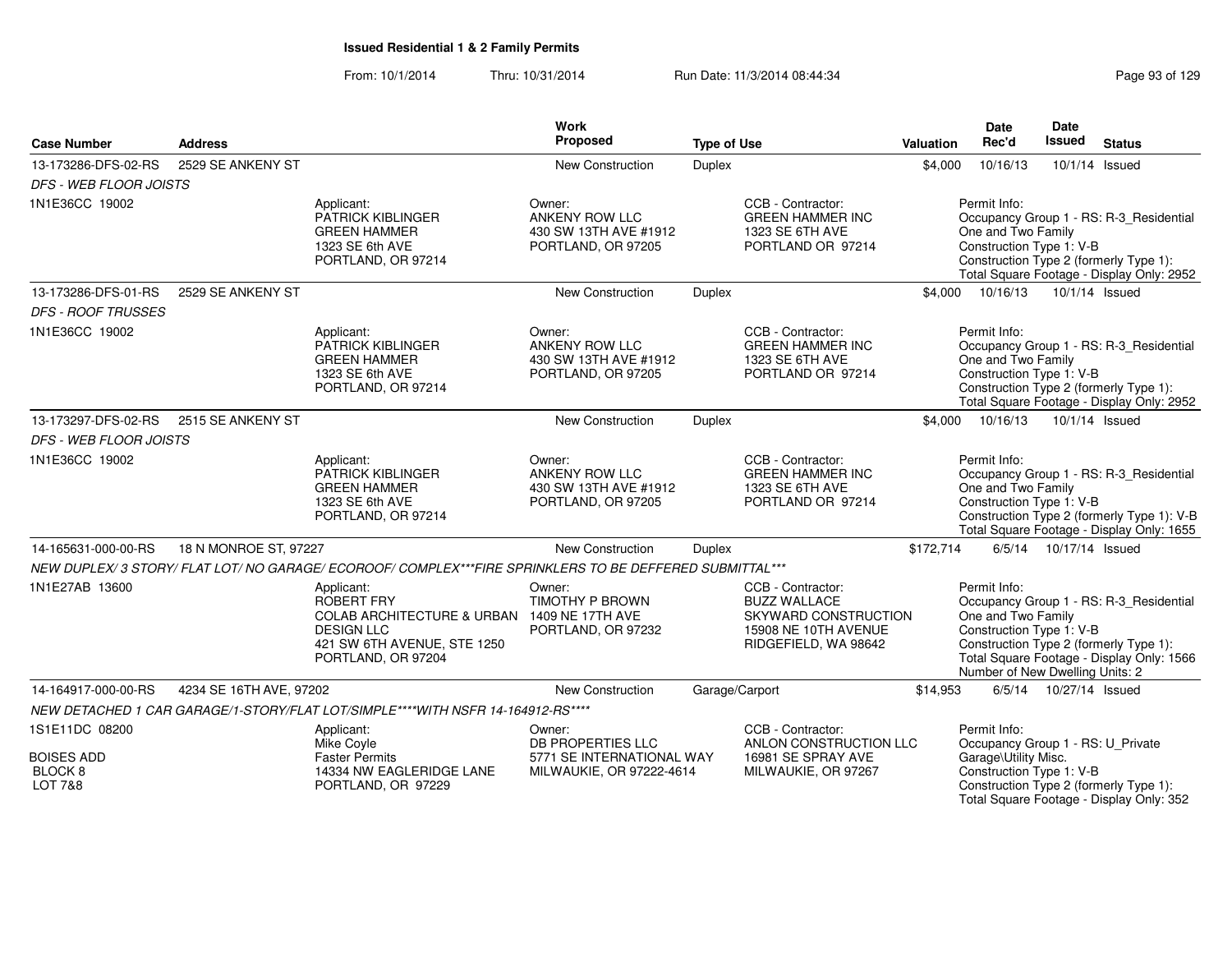# Issued Residential 1 & 2 Family Permits

From: 10/1/2014 Thru: 10/31/2014 Run Date: 11/3/2014 08:44:34

| Case Number | Address | | Work Proposed | Type of Use | | Valuation | Date Rec'd | Date Issued | Status |
|---|---|---|---|---|---|---|---|---|---|
| 13-173286-DFS-02-RS | 2529 SE ANKENY ST | | New Construction | Duplex | | $4,000 | 10/16/13 | 10/1/14 | Issued |
| *DFS - WEB FLOOR JOISTS* | | | | | | | | | |
| 1N1E36CC 19002 | | Applicant: PATRICK KIBLINGER GREEN HAMMER 1323 SE 6th AVE PORTLAND, OR 97214 | Owner: ANKENY ROW LLC 430 SW 13TH AVE #1912 PORTLAND, OR 97205 | | CCB - Contractor: GREEN HAMMER INC 1323 SE 6TH AVE PORTLAND OR 97214 | | Permit Info: Occupancy Group 1 - RS: R-3_Residential One and Two Family Construction Type 1: V-B Construction Type 2 (formerly Type 1): Total Square Footage - Display Only: 2952 | | |
| 13-173286-DFS-01-RS | 2529 SE ANKENY ST | | New Construction | Duplex | | $4,000 | 10/16/13 | 10/1/14 | Issued |
| *DFS - ROOF TRUSSES* | | | | | | | | | |
| 1N1E36CC 19002 | | Applicant: PATRICK KIBLINGER GREEN HAMMER 1323 SE 6th AVE PORTLAND, OR 97214 | Owner: ANKENY ROW LLC 430 SW 13TH AVE #1912 PORTLAND, OR 97205 | | CCB - Contractor: GREEN HAMMER INC 1323 SE 6TH AVE PORTLAND OR 97214 | | Permit Info: Occupancy Group 1 - RS: R-3_Residential One and Two Family Construction Type 1: V-B Construction Type 2 (formerly Type 1): Total Square Footage - Display Only: 2952 | | |
| 13-173297-DFS-02-RS | 2515 SE ANKENY ST | | New Construction | Duplex | | $4,000 | 10/16/13 | 10/1/14 | Issued |
| *DFS - WEB FLOOR JOISTS* | | | | | | | | | |
| 1N1E36CC 19002 | | Applicant: PATRICK KIBLINGER GREEN HAMMER 1323 SE 6th AVE PORTLAND, OR 97214 | Owner: ANKENY ROW LLC 430 SW 13TH AVE #1912 PORTLAND, OR 97205 | | CCB - Contractor: GREEN HAMMER INC 1323 SE 6TH AVE PORTLAND OR 97214 | | Permit Info: Occupancy Group 1 - RS: R-3_Residential One and Two Family Construction Type 1: V-B Construction Type 2 (formerly Type 1): V-B Total Square Footage - Display Only: 1655 | | |
| 14-165631-000-00-RS | 18 N MONROE ST, 97227 | | New Construction | Duplex | | $172,714 | 6/5/14 | 10/17/14 | Issued |
| *NEW DUPLEX/ 3 STORY/ FLAT LOT/ NO GARAGE/ ECOROOF/ COMPLEX***FIRE SPRINKLERS TO BE DEFFERED SUBMITTAL**** | | | | | | | | | |
| 1N1E27AB 13600 | | Applicant: ROBERT FRY COLAB ARCHITECTURE & URBAN DESIGN LLC 421 SW 6TH AVENUE, STE 1250 PORTLAND, OR 97204 | Owner: TIMOTHY P BROWN 1409 NE 17TH AVE PORTLAND, OR 97232 | | CCB - Contractor: BUZZ WALLACE SKYWARD CONSTRUCTION 15908 NE 10TH AVENUE RIDGEFIELD, WA 98642 | | Permit Info: Occupancy Group 1 - RS: R-3_Residential One and Two Family Construction Type 1: V-B Construction Type 2 (formerly Type 1): Total Square Footage - Display Only: 1566 Number of New Dwelling Units: 2 | | |
| 14-164917-000-00-RS | 4234 SE 16TH AVE, 97202 | | New Construction | Garage/Carport | | $14,953 | 6/5/14 | 10/27/14 | Issued |
| *NEW DETACHED 1 CAR GARAGE/1-STORY/FLAT LOT/SIMPLE****WITH NSFR 14-164912-RS**** | | | | | | | | | |
| 1S1E11DC 08200 BOISES ADD BLOCK 8 LOT 7&8 | | Applicant: Mike Coyle Faster Permits 14334 NW EAGLERIDGE LANE PORTLAND, OR 97229 | Owner: DB PROPERTIES LLC 5771 SE INTERNATIONAL WAY MILWAUKIE, OR 97222-4614 | | CCB - Contractor: ANLON CONSTRUCTION LLC 16981 SE SPRAY AVE MILWAUKIE, OR 97267 | | Permit Info: Occupancy Group 1 - RS: U_Private Garage\Utility Misc. Construction Type 1: V-B Construction Type 2 (formerly Type 1): Total Square Footage - Display Only: 352 | | |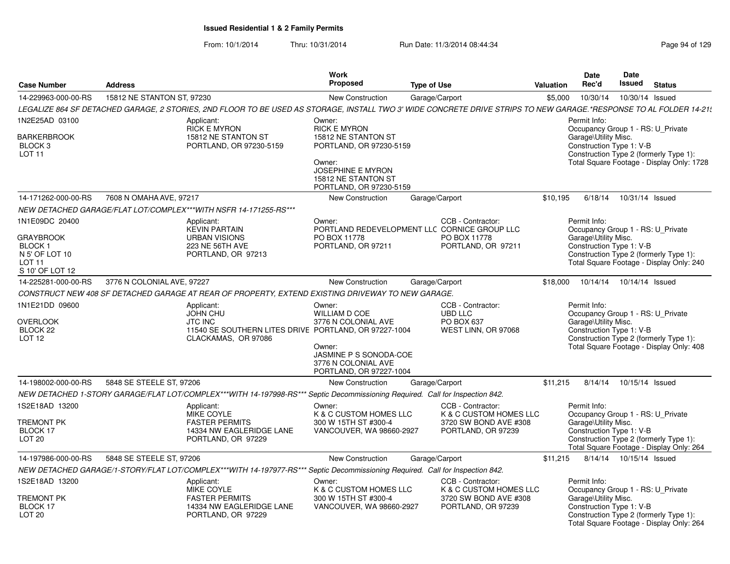# Issued Residential 1 & 2 Family Permits

From: 10/1/2014 Thru: 10/31/2014 Run Date: 11/3/2014 08:44:34

| Case Number | Address | Work Proposed | Type of Use | Valuation | Date Rec'd | Date Issued | Status |
|---|---|---|---|---|---|---|---|
| 14-229963-000-00-RS | 15812 NE STANTON ST, 97230 | New Construction | Garage/Carport | $5,000 | 10/30/14 | 10/30/14 | Issued |

LEGALIZE 864 SF DETACHED GARAGE, 2 STORIES, 2ND FLOOR TO BE USED AS STORAGE, INSTALL TWO 3' WIDE CONCRETE DRIVE STRIPS TO NEW GARAGE.*RESPONSE TO AL FOLDER 14-21!

1N2E25AD 03100
BARKERBROOK
BLOCK 3
LOT 11

Applicant:
RICK E MYRON
15812 NE STANTON ST
PORTLAND, OR 97230-5159

Owner:
RICK E MYRON
15812 NE STANTON ST
PORTLAND, OR 97230-5159

Owner:
JOSEPHINE E MYRON
15812 NE STANTON ST
PORTLAND, OR 97230-5159

Permit Info:
Occupancy Group 1 - RS: U_Private
Garage\Utility Misc.
Construction Type 1: V-B
Construction Type 2 (formerly Type 1):
Total Square Footage - Display Only: 1728

| Case Number | Address | Work Proposed | Type of Use | Valuation | Date Rec'd | Date Issued | Status |
|---|---|---|---|---|---|---|---|
| 14-171262-000-00-RS | 7608 N OMAHA AVE, 97217 | New Construction | Garage/Carport | $10,195 | 6/18/14 | 10/31/14 | Issued |

NEW DETACHED GARAGE/FLAT LOT/COMPLEX***WITH NSFR 14-171255-RS***

1N1E09DC 20400
GRAYBROOK
BLOCK 1
N 5' OF LOT 10
LOT 11
S 10' OF LOT 12

Applicant:
KEVIN PARTAIN
URBAN VISIONS
223 NE 56TH AVE
PORTLAND, OR 97213

Owner:
PORTLAND REDEVELOPMENT LLC
PO BOX 11778
PORTLAND, OR 97211

CCB - Contractor:
CORNICE GROUP LLC
PO BOX 11778
PORTLAND, OR 97211

Permit Info:
Occupancy Group 1 - RS: U_Private
Garage\Utility Misc.
Construction Type 1: V-B
Construction Type 2 (formerly Type 1):
Total Square Footage - Display Only: 240

| Case Number | Address | Work Proposed | Type of Use | Valuation | Date Rec'd | Date Issued | Status |
|---|---|---|---|---|---|---|---|
| 14-225281-000-00-RS | 3776 N COLONIAL AVE, 97227 | New Construction | Garage/Carport | $18,000 | 10/14/14 | 10/14/14 | Issued |

CONSTRUCT NEW 408 SF DETACHED GARAGE AT REAR OF PROPERTY, EXTEND EXISTING DRIVEWAY TO NEW GARAGE.

1N1E21DD 09600
OVERLOOK
BLOCK 22
LOT 12

Applicant:
JOHN CHU
JTC INC
11540 SE SOUTHERN LITES DRIVE
CLACKAMAS, OR 97086

Owner:
WILLIAM D COE
3776 N COLONIAL AVE
PORTLAND, OR 97227-1004

Owner:
JASMINE P S SONODA-COE
3776 N COLONIAL AVE
PORTLAND, OR 97227-1004

CCB - Contractor:
UBD LLC
PO BOX 637
WEST LINN, OR 97068

Permit Info:
Occupancy Group 1 - RS: U_Private
Garage\Utility Misc.
Construction Type 1: V-B
Construction Type 2 (formerly Type 1):
Total Square Footage - Display Only: 408

| Case Number | Address | Work Proposed | Type of Use | Valuation | Date Rec'd | Date Issued | Status |
|---|---|---|---|---|---|---|---|
| 14-198002-000-00-RS | 5848 SE STEELE ST, 97206 | New Construction | Garage/Carport | $11,215 | 8/14/14 | 10/15/14 | Issued |

NEW DETACHED 1-STORY GARAGE/FLAT LOT/COMPLEX***WITH 14-197998-RS*** Septic Decommissioning Required. Call for Inspection 842.

1S2E18AD 13200
TREMONT PK
BLOCK 17
LOT 20

Applicant:
MIKE COYLE
FASTER PERMITS
14334 NW EAGLERIDGE LANE
PORTLAND, OR 97229

Owner:
K & C CUSTOM HOMES LLC
300 W 15TH ST #300-4
VANCOUVER, WA 98660-2927

CCB - Contractor:
K & C CUSTOM HOMES LLC
3720 SW BOND AVE #308
PORTLAND, OR 97239

Permit Info:
Occupancy Group 1 - RS: U_Private
Garage\Utility Misc.
Construction Type 1: V-B
Construction Type 2 (formerly Type 1):
Total Square Footage - Display Only: 264

| Case Number | Address | Work Proposed | Type of Use | Valuation | Date Rec'd | Date Issued | Status |
|---|---|---|---|---|---|---|---|
| 14-197986-000-00-RS | 5848 SE STEELE ST, 97206 | New Construction | Garage/Carport | $11,215 | 8/14/14 | 10/15/14 | Issued |

NEW DETACHED GARAGE/1-STORY/FLAT LOT/COMPLEX***WITH 14-197977-RS*** Septic Decommissioning Required. Call for Inspection 842.

1S2E18AD 13200
TREMONT PK
BLOCK 17
LOT 20

Applicant:
MIKE COYLE
FASTER PERMITS
14334 NW EAGLERIDGE LANE
PORTLAND, OR 97229

Owner:
K & C CUSTOM HOMES LLC
300 W 15TH ST #300-4
VANCOUVER, WA 98660-2927

CCB - Contractor:
K & C CUSTOM HOMES LLC
3720 SW BOND AVE #308
PORTLAND, OR 97239

Permit Info:
Occupancy Group 1 - RS: U_Private
Garage\Utility Misc.
Construction Type 1: V-B
Construction Type 2 (formerly Type 1):
Total Square Footage - Display Only: 264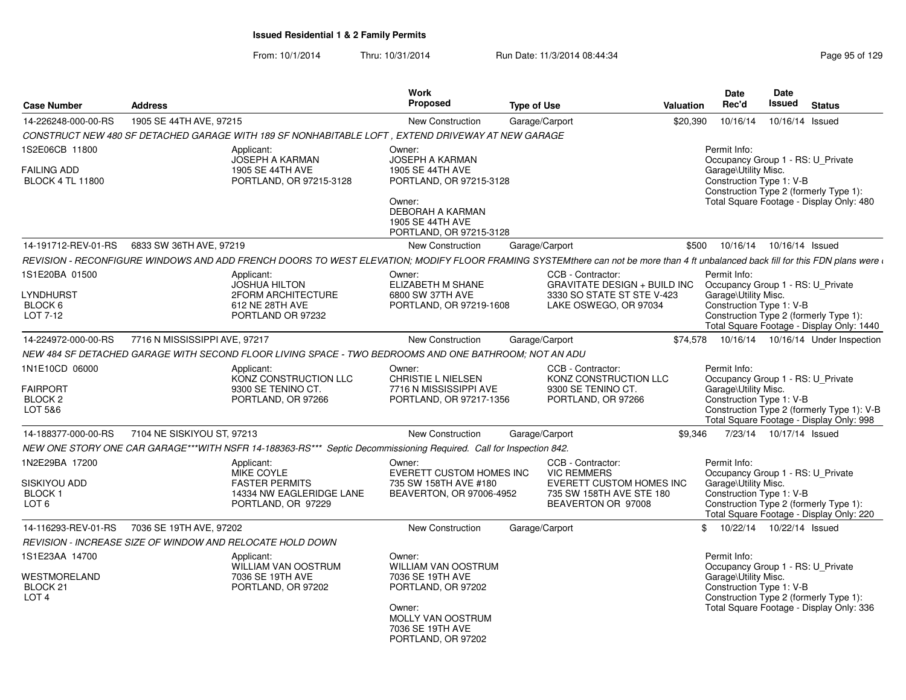# Issued Residential 1 & 2 Family Permits

From: 10/1/2014 Thru: 10/31/2014 Run Date: 11/3/2014 08:44:34

| Case Number | Address | Work Proposed | Type of Use | Valuation | Date Rec'd | Date Issued | Status |
|---|---|---|---|---|---|---|---|
| 14-226248-000-00-RS | 1905 SE 44TH AVE, 97215 | New Construction | Garage/Carport | $20,390 | 10/16/14 | 10/16/14 | Issued |

CONSTRUCT NEW 480 SF DETACHED GARAGE WITH 189 SF NONHABITABLE LOFT , EXTEND DRIVEWAY AT NEW GARAGE

1S2E06CB 11800
FAILING ADD
BLOCK 4 TL 11800

Applicant: JOSEPH A KARMAN, 1905 SE 44TH AVE, PORTLAND, OR 97215-3128

Owner: JOSEPH A KARMAN, 1905 SE 44TH AVE, PORTLAND, OR 97215-3128

Owner: DEBORAH A KARMAN, 1905 SE 44TH AVE, PORTLAND, OR 97215-3128

Permit Info: Occupancy Group 1 - RS: U_Private Garage\Utility Misc. Construction Type 1: V-B Construction Type 2 (formerly Type 1): Total Square Footage - Display Only: 480

| Case Number | Address | Work Proposed | Type of Use | Valuation | Date Rec'd | Date Issued | Status |
|---|---|---|---|---|---|---|---|
| 14-191712-REV-01-RS | 6833 SW 36TH AVE, 97219 | New Construction | Garage/Carport | $500 | 10/16/14 | 10/16/14 | Issued |

REVISION - RECONFIGURE WINDOWS AND ADD FRENCH DOORS TO WEST ELEVATION; MODIFY FLOOR FRAMING SYSTEMthere can not be more than 4 ft unbalanced back fill for this FDN plans were

1S1E20BA 01500
LYNDHURST
BLOCK 6
LOT 7-12

Applicant: JOSHUA HILTON, 2FORM ARCHITECTURE, 612 NE 28TH AVE, PORTLAND OR 97232

Owner: ELIZABETH M SHANE, 6800 SW 37TH AVE, PORTLAND, OR 97219-1608

CCB - Contractor: GRAVITATE DESIGN + BUILD INC, 3330 SO STATE ST STE V-423, LAKE OSWEGO, OR 97034

Permit Info: Occupancy Group 1 - RS: U_Private Garage\Utility Misc. Construction Type 1: V-B Construction Type 2 (formerly Type 1): Total Square Footage - Display Only: 1440

| Case Number | Address | Work Proposed | Type of Use | Valuation | Date Rec'd | Date Issued | Status |
|---|---|---|---|---|---|---|---|
| 14-224972-000-00-RS | 7716 N MISSISSIPPI AVE, 97217 | New Construction | Garage/Carport | $74,578 | 10/16/14 | 10/16/14 | Under Inspection |

NEW 484 SF DETACHED GARAGE WITH SECOND FLOOR LIVING SPACE - TWO BEDROOMS AND ONE BATHROOM; NOT AN ADU

1N1E10CD 06000
FAIRPORT
BLOCK 2
LOT 5&6

Applicant: KONZ CONSTRUCTION LLC, 9300 SE TENINO CT., PORTLAND, OR 97266

Owner: CHRISTIE L NIELSEN, 7716 N MISSISSIPPI AVE, PORTLAND, OR 97217-1356

CCB - Contractor: KONZ CONSTRUCTION LLC, 9300 SE TENINO CT., PORTLAND, OR 97266

Permit Info: Occupancy Group 1 - RS: U_Private Garage\Utility Misc. Construction Type 1: V-B Construction Type 2 (formerly Type 1): V-B Total Square Footage - Display Only: 998

| Case Number | Address | Work Proposed | Type of Use | Valuation | Date Rec'd | Date Issued | Status |
|---|---|---|---|---|---|---|---|
| 14-188377-000-00-RS | 7104 NE SISKIYOU ST, 97213 | New Construction | Garage/Carport | $9,346 | 7/23/14 | 10/17/14 | Issued |

NEW ONE STORY ONE CAR GARAGE***WITH NSFR 14-188363-RS*** Septic Decommissioning Required. Call for Inspection 842.

1N2E29BA 17200
SISKIYOU ADD
BLOCK 1
LOT 6

Applicant: MIKE COYLE, FASTER PERMITS, 14334 NW EAGLERIDGE LANE, PORTLAND, OR 97229

Owner: EVERETT CUSTOM HOMES INC, 735 SW 158TH AVE #180, BEAVERTON, OR 97006-4952

CCB - Contractor: VIC REMMERS, EVERETT CUSTOM HOMES INC, 735 SW 158TH AVE STE 180, BEAVERTON OR 97008

Permit Info: Occupancy Group 1 - RS: U_Private Garage\Utility Misc. Construction Type 1: V-B Construction Type 2 (formerly Type 1): Total Square Footage - Display Only: 220

| Case Number | Address | Work Proposed | Type of Use | Valuation | Date Rec'd | Date Issued | Status |
|---|---|---|---|---|---|---|---|
| 14-116293-REV-01-RS | 7036 SE 19TH AVE, 97202 | New Construction | Garage/Carport | $ | 10/22/14 | 10/22/14 | Issued |

REVISION - INCREASE SIZE OF WINDOW AND RELOCATE HOLD DOWN

1S1E23AA 14700
WESTMORELAND
BLOCK 21
LOT 4

Applicant: WILLIAM VAN OOSTRUM, 7036 SE 19TH AVE, PORTLAND, OR 97202

Owner: WILLIAM VAN OOSTRUM, 7036 SE 19TH AVE, PORTLAND, OR 97202

Owner: MOLLY VAN OOSTRUM, 7036 SE 19TH AVE, PORTLAND, OR 97202

Permit Info: Occupancy Group 1 - RS: U_Private Garage\Utility Misc. Construction Type 1: V-B Construction Type 2 (formerly Type 1): Total Square Footage - Display Only: 336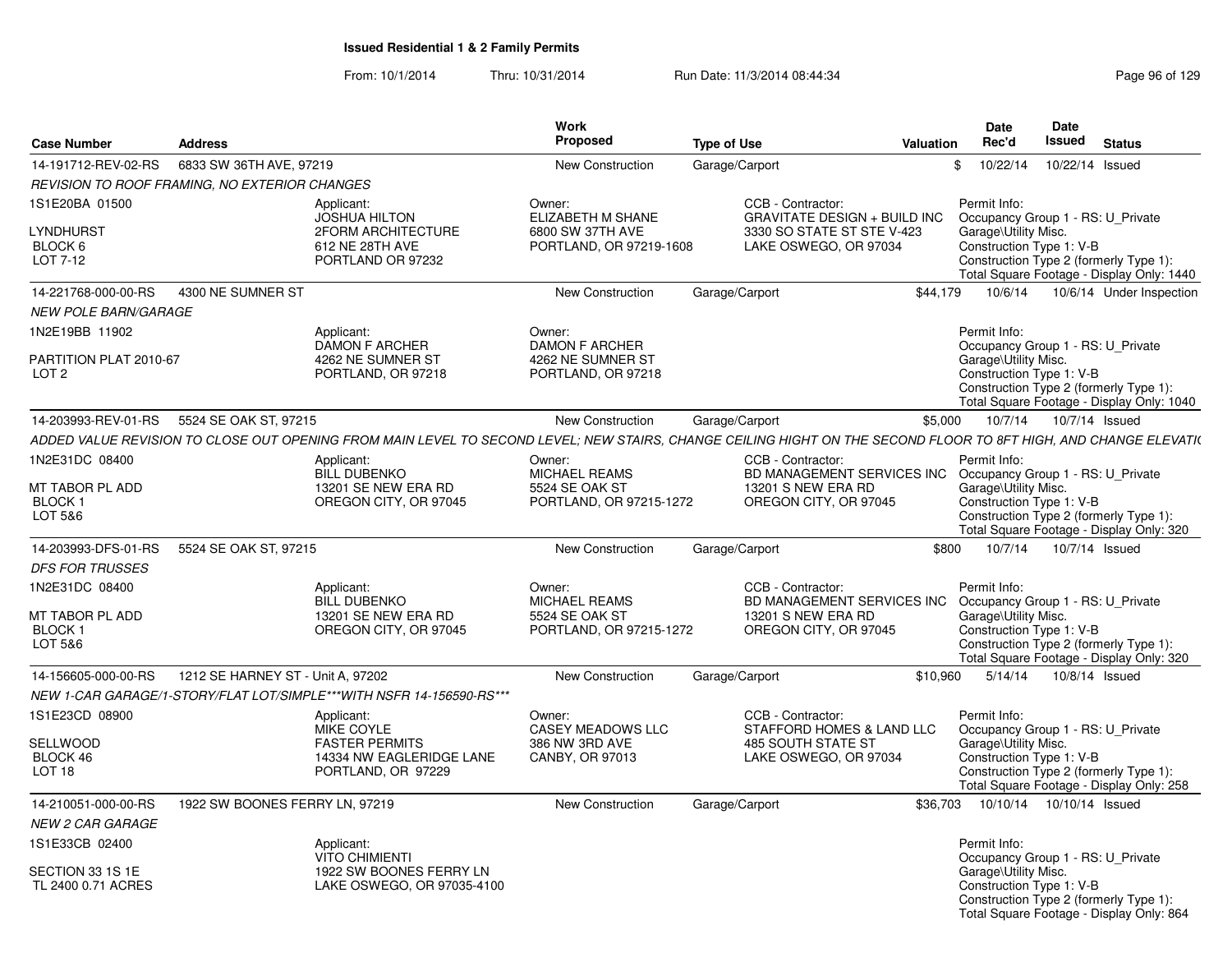# Issued Residential 1 & 2 Family Permits

From: 10/1/2014 Thru: 10/31/2014 Run Date: 11/3/2014 08:44:34

| Case Number | Address | Work Proposed | Type of Use | Valuation | Date Rec'd | Date Issued | Status |
|---|---|---|---|---|---|---|---|
| 14-191712-REV-02-RS | 6833 SW 36TH AVE, 97219 | New Construction | Garage/Carport | $ | 10/22/14 | 10/22/14 | Issued |

*REVISION TO ROOF FRAMING, NO EXTERIOR CHANGES*

1S1E20BA 01500
LYNDHURST
BLOCK 6
LOT 7-12

Applicant: JOSHUA HILTON, 2FORM ARCHITECTURE, 612 NE 28TH AVE, PORTLAND OR 97232

Owner: ELIZABETH M SHANE, 6800 SW 37TH AVE, PORTLAND, OR 97219-1608

CCB - Contractor: GRAVITATE DESIGN + BUILD INC, 3330 SO STATE ST STE V-423, LAKE OSWEGO, OR 97034

Permit Info: Occupancy Group 1 - RS: U_Private Garage\Utility Misc. Construction Type 1: V-B Construction Type 2 (formerly Type 1): Total Square Footage - Display Only: 1440

| Case Number | Address | Work Proposed | Type of Use | Valuation | Date Rec'd | Date Issued | Status |
|---|---|---|---|---|---|---|---|
| 14-221768-000-00-RS | 4300 NE SUMNER ST | New Construction | Garage/Carport | $44,179 | 10/6/14 | 10/6/14 | Under Inspection |

*NEW POLE BARN/GARAGE*

1N2E19BB 11902
PARTITION PLAT 2010-67
LOT 2

Applicant: DAMON F ARCHER, 4262 NE SUMNER ST, PORTLAND, OR 97218

Owner: DAMON F ARCHER, 4262 NE SUMNER ST, PORTLAND, OR 97218

Permit Info: Occupancy Group 1 - RS: U_Private Garage\Utility Misc. Construction Type 1: V-B Construction Type 2 (formerly Type 1): Total Square Footage - Display Only: 1040

| Case Number | Address | Work Proposed | Type of Use | Valuation | Date Rec'd | Date Issued | Status |
|---|---|---|---|---|---|---|---|
| 14-203993-REV-01-RS | 5524 SE OAK ST, 97215 | New Construction | Garage/Carport | $5,000 | 10/7/14 | 10/7/14 | Issued |

*ADDED VALUE REVISION TO CLOSE OUT OPENING FROM MAIN LEVEL TO SECOND LEVEL; NEW STAIRS, CHANGE CEILING HIGHT ON THE SECOND FLOOR TO 8FT HIGH, AND CHANGE ELEVATI(*

1N2E31DC 08400
MT TABOR PL ADD
BLOCK 1
LOT 5&6

Applicant: BILL DUBENKO, 13201 SE NEW ERA RD, OREGON CITY, OR 97045

Owner: MICHAEL REAMS, 5524 SE OAK ST, PORTLAND, OR 97215-1272

CCB - Contractor: BD MANAGEMENT SERVICES INC, 13201 S NEW ERA RD, OREGON CITY, OR 97045

Permit Info: Occupancy Group 1 - RS: U_Private Garage\Utility Misc. Construction Type 1: V-B Construction Type 2 (formerly Type 1): Total Square Footage - Display Only: 320

| Case Number | Address | Work Proposed | Type of Use | Valuation | Date Rec'd | Date Issued | Status |
|---|---|---|---|---|---|---|---|
| 14-203993-DFS-01-RS | 5524 SE OAK ST, 97215 | New Construction | Garage/Carport | $800 | 10/7/14 | 10/7/14 | Issued |

*DFS FOR TRUSSES*

1N2E31DC 08400
MT TABOR PL ADD
BLOCK 1
LOT 5&6

Applicant: BILL DUBENKO, 13201 SE NEW ERA RD, OREGON CITY, OR 97045

Owner: MICHAEL REAMS, 5524 SE OAK ST, PORTLAND, OR 97215-1272

CCB - Contractor: BD MANAGEMENT SERVICES INC, 13201 S NEW ERA RD, OREGON CITY, OR 97045

Permit Info: Occupancy Group 1 - RS: U_Private Garage\Utility Misc. Construction Type 1: V-B Construction Type 2 (formerly Type 1): Total Square Footage - Display Only: 320

| Case Number | Address | Work Proposed | Type of Use | Valuation | Date Rec'd | Date Issued | Status |
|---|---|---|---|---|---|---|---|
| 14-156605-000-00-RS | 1212 SE HARNEY ST - Unit A, 97202 | New Construction | Garage/Carport | $10,960 | 5/14/14 | 10/8/14 | Issued |

*NEW 1-CAR GARAGE/1-STORY/FLAT LOT/SIMPLE\*\*\*WITH NSFR 14-156590-RS\*\*\**

1S1E23CD 08900
SELLWOOD
BLOCK 46
LOT 18

Applicant: MIKE COYLE, FASTER PERMITS, 14334 NW EAGLERIDGE LANE, PORTLAND, OR 97229

Owner: CASEY MEADOWS LLC, 386 NW 3RD AVE, CANBY, OR 97013

CCB - Contractor: STAFFORD HOMES & LAND LLC, 485 SOUTH STATE ST, LAKE OSWEGO, OR 97034

Permit Info: Occupancy Group 1 - RS: U_Private Garage\Utility Misc. Construction Type 1: V-B Construction Type 2 (formerly Type 1): Total Square Footage - Display Only: 258

| Case Number | Address | Work Proposed | Type of Use | Valuation | Date Rec'd | Date Issued | Status |
|---|---|---|---|---|---|---|---|
| 14-210051-000-00-RS | 1922 SW BOONES FERRY LN, 97219 | New Construction | Garage/Carport | $36,703 | 10/10/14 | 10/10/14 | Issued |

*NEW 2 CAR GARAGE*

1S1E33CB 02400
SECTION 33 1S 1E
TL 2400 0.71 ACRES

Applicant: VITO CHIMIENTI, 1922 SW BOONES FERRY LN, LAKE OSWEGO, OR 97035-4100

Permit Info: Occupancy Group 1 - RS: U_Private Garage\Utility Misc. Construction Type 1: V-B Construction Type 2 (formerly Type 1): Total Square Footage - Display Only: 864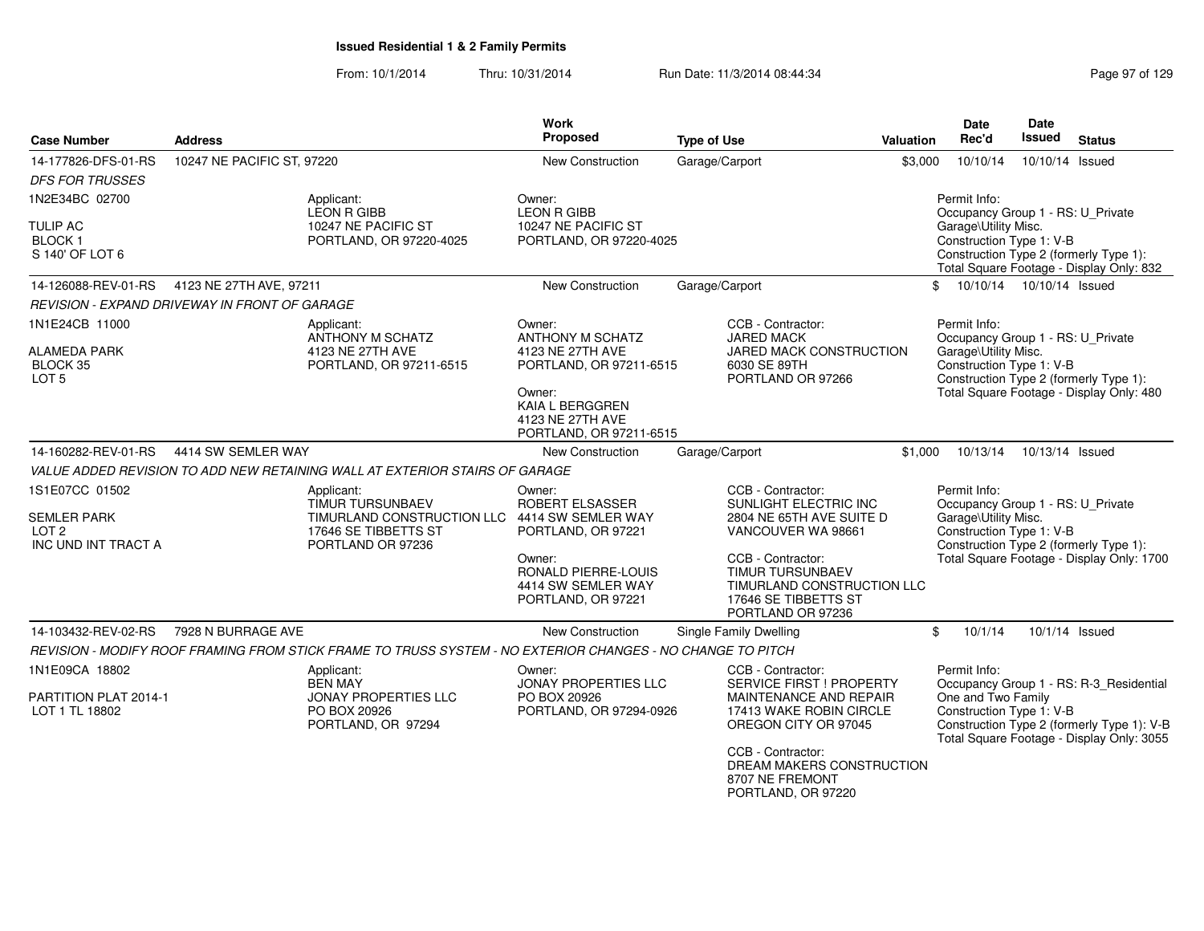**Issued Residential 1 & 2 Family Permits**

From: 10/1/2014 Thru: 10/31/2014 Run Date: 11/3/2014 08:44:34

| Case Number | Address | Work Proposed | Type of Use | Valuation | Date Rec'd | Date Issued | Status |
|---|---|---|---|---|---|---|---|
| 14-177826-DFS-01-RS | 10247 NE PACIFIC ST, 97220 | New Construction | Garage/Carport | $3,000 | 10/10/14 | 10/10/14 | Issued |

*DFS FOR TRUSSES*

1N2E34BC 02700

TULIP AC
BLOCK 1
S 140' OF LOT 6

Applicant:
LEON R GIBB
10247 NE PACIFIC ST
PORTLAND, OR 97220-4025

Owner:
LEON R GIBB
10247 NE PACIFIC ST
PORTLAND, OR 97220-4025

Permit Info:
Occupancy Group 1 - RS: U_Private Garage\Utility Misc.
Construction Type 1: V-B
Construction Type 2 (formerly Type 1):
Total Square Footage - Display Only: 832

| Case Number | Address | Work Proposed | Type of Use | Valuation | Date Rec'd | Date Issued | Status |
|---|---|---|---|---|---|---|---|
| 14-126088-REV-01-RS | 4123 NE 27TH AVE, 97211 | New Construction | Garage/Carport | $ | 10/10/14 | 10/10/14 | Issued |

*REVISION - EXPAND DRIVEWAY IN FRONT OF GARAGE*

1N1E24CB 11000

ALAMEDA PARK
BLOCK 35
LOT 5

Applicant:
ANTHONY M SCHATZ
4123 NE 27TH AVE
PORTLAND, OR 97211-6515

Owner:
ANTHONY M SCHATZ
4123 NE 27TH AVE
PORTLAND, OR 97211-6515

Owner:
KAIA L BERGGREN
4123 NE 27TH AVE
PORTLAND, OR 97211-6515

CCB - Contractor:
JARED MACK
JARED MACK CONSTRUCTION
6030 SE 89TH
PORTLAND OR 97266

Permit Info:
Occupancy Group 1 - RS: U_Private Garage\Utility Misc.
Construction Type 1: V-B
Construction Type 2 (formerly Type 1):
Total Square Footage - Display Only: 480

| Case Number | Address | Work Proposed | Type of Use | Valuation | Date Rec'd | Date Issued | Status |
|---|---|---|---|---|---|---|---|
| 14-160282-REV-01-RS | 4414 SW SEMLER WAY | New Construction | Garage/Carport | $1,000 | 10/13/14 | 10/13/14 | Issued |

*VALUE ADDED REVISION TO ADD NEW RETAINING WALL AT EXTERIOR STAIRS OF GARAGE*

1S1E07CC 01502

SEMLER PARK
LOT 2
INC UND INT TRACT A

Applicant:
TIMUR TURSUNBAEV
TIMURLAND CONSTRUCTION LLC
17646 SE TIBBETTS ST
PORTLAND OR 97236

Owner:
ROBERT ELSASSER
4414 SW SEMLER WAY
PORTLAND, OR 97221

Owner:
RONALD PIERRE-LOUIS
4414 SW SEMLER WAY
PORTLAND, OR 97221

CCB - Contractor:
SUNLIGHT ELECTRIC INC
2804 NE 65TH AVE SUITE D
VANCOUVER WA 98661

CCB - Contractor:
TIMUR TURSUNBAEV
TIMURLAND CONSTRUCTION LLC
17646 SE TIBBETTS ST
PORTLAND OR 97236

Permit Info:
Occupancy Group 1 - RS: U_Private Garage\Utility Misc.
Construction Type 1: V-B
Construction Type 2 (formerly Type 1):
Total Square Footage - Display Only: 1700

| Case Number | Address | Work Proposed | Type of Use | Valuation | Date Rec'd | Date Issued | Status |
|---|---|---|---|---|---|---|---|
| 14-103432-REV-02-RS | 7928 N BURRAGE AVE | New Construction | Single Family Dwelling | $ | 10/1/14 | 10/1/14 | Issued |

*REVISION - MODIFY ROOF FRAMING FROM STICK FRAME TO TRUSS SYSTEM - NO EXTERIOR CHANGES - NO CHANGE TO PITCH*

1N1E09CA 18802

PARTITION PLAT 2014-1
LOT 1 TL 18802

Applicant:
BEN MAY
JONAY PROPERTIES LLC
PO BOX 20926
PORTLAND, OR 97294

Owner:
JONAY PROPERTIES LLC
PO BOX 20926
PORTLAND, OR 97294-0926

CCB - Contractor:
SERVICE FIRST ! PROPERTY MAINTENANCE AND REPAIR
17413 WAKE ROBIN CIRCLE
OREGON CITY OR 97045

CCB - Contractor:
DREAM MAKERS CONSTRUCTION
8707 NE FREMONT
PORTLAND, OR 97220

Permit Info:
Occupancy Group 1 - RS: R-3_Residential One and Two Family
Construction Type 1: V-B
Construction Type 2 (formerly Type 1): V-B
Total Square Footage - Display Only: 3055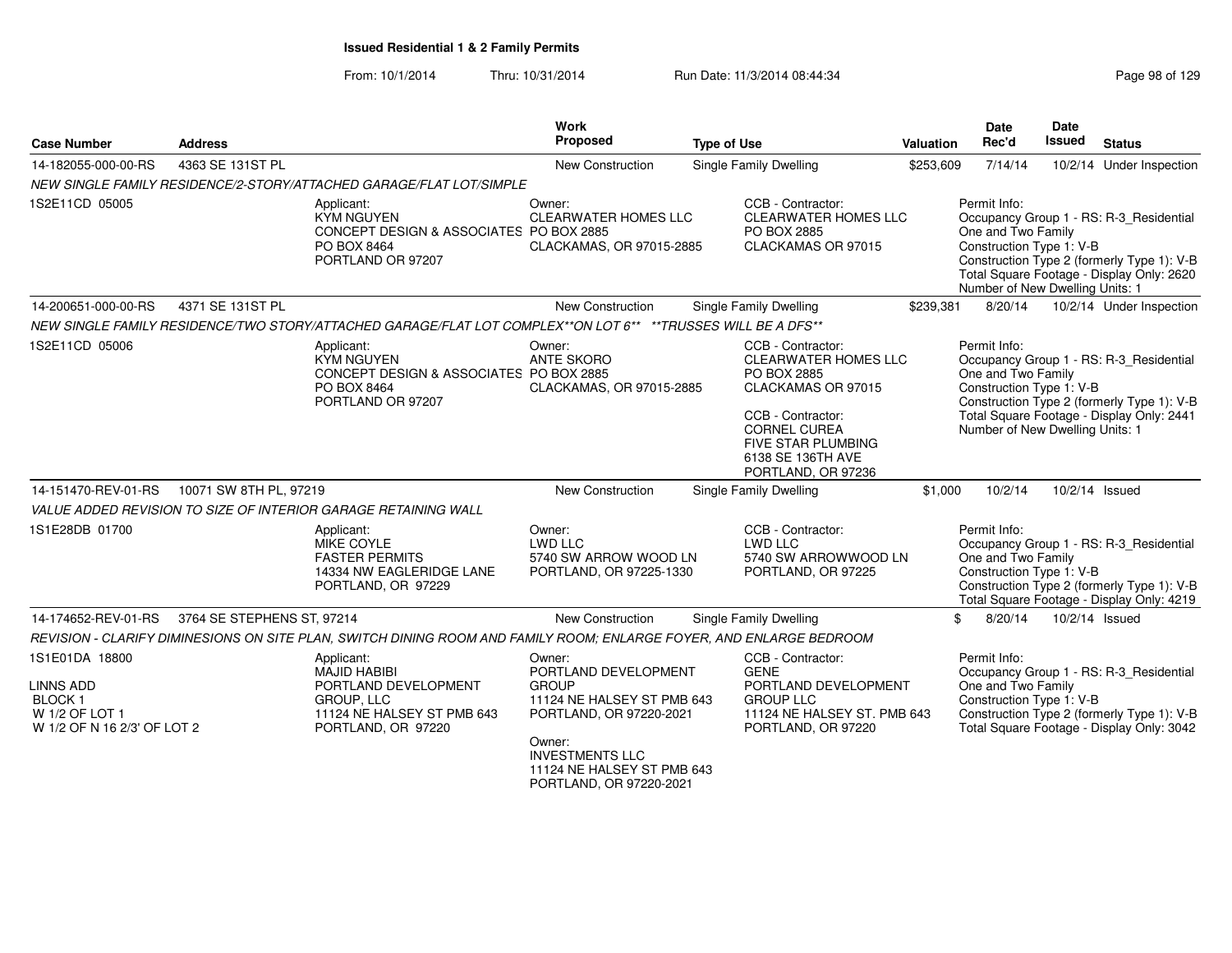**Issued Residential 1 & 2 Family Permits**

From: 10/1/2014 Thru: 10/31/2014 Run Date: 11/3/2014 08:44:34

| Case Number | Address | Work Proposed | Type of Use | Valuation | Date Rec'd | Date Issued | Status |
|---|---|---|---|---|---|---|---|
| 14-182055-000-00-RS | 4363 SE 131ST PL | New Construction | Single Family Dwelling | $253,609 | 7/14/14 | 10/2/14 | Under Inspection |

*NEW SINGLE FAMILY RESIDENCE/2-STORY/ATTACHED GARAGE/FLAT LOT/SIMPLE*

1S2E11CD 05005

Applicant: KYM NGUYEN, CONCEPT DESIGN & ASSOCIATES, PO BOX 8464, PORTLAND OR 97207

Owner: CLEARWATER HOMES LLC, PO BOX 2885, CLACKAMAS, OR 97015-2885

CCB - Contractor: CLEARWATER HOMES LLC, PO BOX 2885, CLACKAMAS OR 97015

Permit Info: Occupancy Group 1 - RS: R-3_Residential One and Two Family; Construction Type 1: V-B; Construction Type 2 (formerly Type 1): V-B; Total Square Footage - Display Only: 2620; Number of New Dwelling Units: 1

| Case Number | Address | Work Proposed | Type of Use | Valuation | Date Rec'd | Date Issued | Status |
|---|---|---|---|---|---|---|---|
| 14-200651-000-00-RS | 4371 SE 131ST PL | New Construction | Single Family Dwelling | $239,381 | 8/20/14 | 10/2/14 | Under Inspection |

*NEW SINGLE FAMILY RESIDENCE/TWO STORY/ATTACHED GARAGE/FLAT LOT COMPLEX**ON LOT 6** **TRUSSES WILL BE A DFS***

1S2E11CD 05006

Applicant: KYM NGUYEN, CONCEPT DESIGN & ASSOCIATES, PO BOX 8464, PORTLAND OR 97207

Owner: ANTE SKORO, PO BOX 2885, CLACKAMAS, OR 97015-2885

CCB - Contractor: CLEARWATER HOMES LLC, PO BOX 2885, CLACKAMAS OR 97015

CCB - Contractor: CORNEL CUREA, FIVE STAR PLUMBING, 6138 SE 136TH AVE, PORTLAND, OR 97236

Permit Info: Occupancy Group 1 - RS: R-3_Residential One and Two Family; Construction Type 1: V-B; Construction Type 2 (formerly Type 1): V-B; Total Square Footage - Display Only: 2441; Number of New Dwelling Units: 1

| Case Number | Address | Work Proposed | Type of Use | Valuation | Date Rec'd | Date Issued | Status |
|---|---|---|---|---|---|---|---|
| 14-151470-REV-01-RS | 10071 SW 8TH PL, 97219 | New Construction | Single Family Dwelling | $1,000 | 10/2/14 | 10/2/14 | Issued |

*VALUE ADDED REVISION TO SIZE OF INTERIOR GARAGE RETAINING WALL*

1S1E28DB 01700

Applicant: MIKE COYLE, FASTER PERMITS, 14334 NW EAGLERIDGE LANE, PORTLAND, OR 97229

Owner: LWD LLC, 5740 SW ARROW WOOD LN, PORTLAND, OR 97225-1330

CCB - Contractor: LWD LLC, 5740 SW ARROWWOOD LN, PORTLAND, OR 97225

Permit Info: Occupancy Group 1 - RS: R-3_Residential One and Two Family; Construction Type 1: V-B; Construction Type 2 (formerly Type 1): V-B; Total Square Footage - Display Only: 4219

| Case Number | Address | Work Proposed | Type of Use | Valuation | Date Rec'd | Date Issued | Status |
|---|---|---|---|---|---|---|---|
| 14-174652-REV-01-RS | 3764 SE STEPHENS ST, 97214 | New Construction | Single Family Dwelling | $ | 8/20/14 | 10/2/14 | Issued |

*REVISION - CLARIFY DIMINESIONS ON SITE PLAN, SWITCH DINING ROOM AND FAMILY ROOM; ENLARGE FOYER, AND ENLARGE BEDROOM*

1S1E01DA 18800

LINNS ADD
BLOCK 1
W 1/2 OF LOT 1
W 1/2 OF N 16 2/3' OF LOT 2

Applicant: MAJID HABIBI, PORTLAND DEVELOPMENT GROUP, LLC, 11124 NE HALSEY ST PMB 643, PORTLAND, OR 97220

Owner: PORTLAND DEVELOPMENT GROUP, 11124 NE HALSEY ST PMB 643, PORTLAND, OR 97220-2021

Owner: INVESTMENTS LLC, 11124 NE HALSEY ST PMB 643, PORTLAND, OR 97220-2021

CCB - Contractor: GENE, PORTLAND DEVELOPMENT GROUP LLC, 11124 NE HALSEY ST. PMB 643, PORTLAND, OR 97220

Permit Info: Occupancy Group 1 - RS: R-3_Residential One and Two Family; Construction Type 1: V-B; Construction Type 2 (formerly Type 1): V-B; Total Square Footage - Display Only: 3042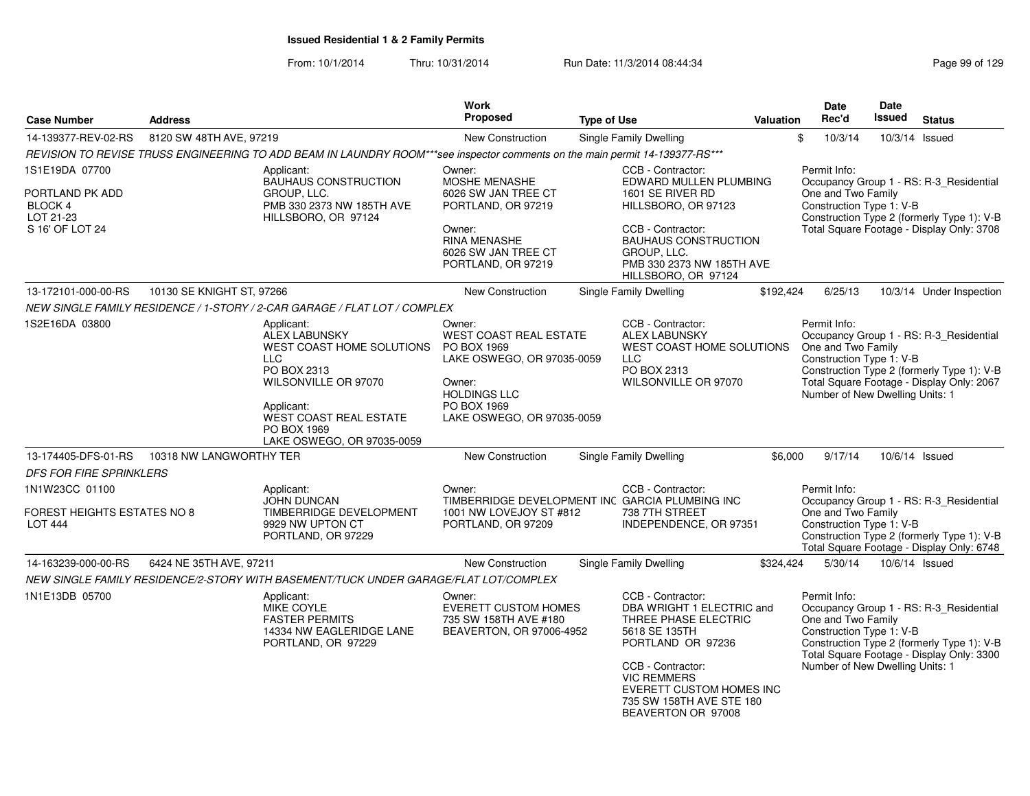**Issued Residential 1 & 2 Family Permits**

From: 10/1/2014 Thru: 10/31/2014 Run Date: 11/3/2014 08:44:34

| Case Number | Address | Work Proposed | Type of Use | Valuation | Date Rec'd | Date Issued | Status |
|---|---|---|---|---|---|---|---|
| 14-139377-REV-02-RS | 8120 SW 48TH AVE, 97219 | New Construction | Single Family Dwelling | $ | 10/3/14 | 10/3/14 | Issued |

*REVISION TO REVISE TRUSS ENGINEERING TO ADD BEAM IN LAUNDRY ROOM***see inspector comments on the main permit 14-139377-RS****

1S1E19DA 07700

PORTLAND PK ADD
BLOCK 4
LOT 21-23
S 16' OF LOT 24

Applicant:
BAUHAUS CONSTRUCTION GROUP, LLC.
PMB 330 2373 NW 185TH AVE
HILLSBORO, OR 97124

Owner:
MOSHE MENASHE
6026 SW JAN TREE CT
PORTLAND, OR 97219

Owner:
RINA MENASHE
6026 SW JAN TREE CT
PORTLAND, OR 97219

CCB - Contractor:
EDWARD MULLEN PLUMBING
1601 SE RIVER RD
HILLSBORO, OR 97123

CCB - Contractor:
BAUHAUS CONSTRUCTION GROUP, LLC.
PMB 330 2373 NW 185TH AVE
HILLSBORO, OR 97124

Permit Info:
Occupancy Group 1 - RS: R-3_Residential One and Two Family
Construction Type 1: V-B
Construction Type 2 (formerly Type 1): V-B
Total Square Footage - Display Only: 3708

---

| Case Number | Address | Work Proposed | Type of Use | Valuation | Date Rec'd | Date Issued | Status |
|---|---|---|---|---|---|---|---|
| 13-172101-000-00-RS | 10130 SE KNIGHT ST, 97266 | New Construction | Single Family Dwelling | $192,424 | 6/25/13 | 10/3/14 | Under Inspection |

*NEW SINGLE FAMILY RESIDENCE / 1-STORY / 2-CAR GARAGE / FLAT LOT / COMPLEX*

1S2E16DA 03800

Applicant:
ALEX LABUNSKY
WEST COAST HOME SOLUTIONS LLC
PO BOX 2313
WILSONVILLE OR 97070

Applicant:
WEST COAST REAL ESTATE
PO BOX 1969
LAKE OSWEGO, OR 97035-0059

Owner:
WEST COAST REAL ESTATE
PO BOX 1969
LAKE OSWEGO, OR 97035-0059

Owner:
HOLDINGS LLC
PO BOX 1969
LAKE OSWEGO, OR 97035-0059

CCB - Contractor:
ALEX LABUNSKY
WEST COAST HOME SOLUTIONS LLC
PO BOX 2313
WILSONVILLE OR 97070

Permit Info:
Occupancy Group 1 - RS: R-3_Residential One and Two Family
Construction Type 1: V-B
Construction Type 2 (formerly Type 1): V-B
Total Square Footage - Display Only: 2067
Number of New Dwelling Units: 1

---

| Case Number | Address | Work Proposed | Type of Use | Valuation | Date Rec'd | Date Issued | Status |
|---|---|---|---|---|---|---|---|
| 13-174405-DFS-01-RS | 10318 NW LANGWORTHY TER | New Construction | Single Family Dwelling | $6,000 | 9/17/14 | 10/6/14 | Issued |

*DFS FOR FIRE SPRINKLERS*

1N1W23CC 01100

FOREST HEIGHTS ESTATES NO 8
LOT 444

Applicant:
JOHN DUNCAN
TIMBERRIDGE DEVELOPMENT
9929 NW UPTON CT
PORTLAND, OR 97229

Owner:
TIMBERRIDGE DEVELOPMENT INC
1001 NW LOVEJOY ST #812
PORTLAND, OR 97209

CCB - Contractor:
GARCIA PLUMBING INC
738 7TH STREET
INDEPENDENCE, OR 97351

Permit Info:
Occupancy Group 1 - RS: R-3_Residential One and Two Family
Construction Type 1: V-B
Construction Type 2 (formerly Type 1): V-B
Total Square Footage - Display Only: 6748

---

| Case Number | Address | Work Proposed | Type of Use | Valuation | Date Rec'd | Date Issued | Status |
|---|---|---|---|---|---|---|---|
| 14-163239-000-00-RS | 6424 NE 35TH AVE, 97211 | New Construction | Single Family Dwelling | $324,424 | 5/30/14 | 10/6/14 | Issued |

*NEW SINGLE FAMILY RESIDENCE/2-STORY WITH BASEMENT/TUCK UNDER GARAGE/FLAT LOT/COMPLEX*

1N1E13DB 05700

Applicant:
MIKE COYLE
FASTER PERMITS
14334 NW EAGLERIDGE LANE
PORTLAND, OR 97229

Owner:
EVERETT CUSTOM HOMES
735 SW 158TH AVE #180
BEAVERTON, OR 97006-4952

CCB - Contractor:
DBA WRIGHT 1 ELECTRIC and THREE PHASE ELECTRIC
5618 SE 135TH
PORTLAND OR 97236

CCB - Contractor:
VIC REMMERS
EVERETT CUSTOM HOMES INC
735 SW 158TH AVE STE 180
BEAVERTON OR 97008

Permit Info:
Occupancy Group 1 - RS: R-3_Residential One and Two Family
Construction Type 1: V-B
Construction Type 2 (formerly Type 1): V-B
Total Square Footage - Display Only: 3300
Number of New Dwelling Units: 1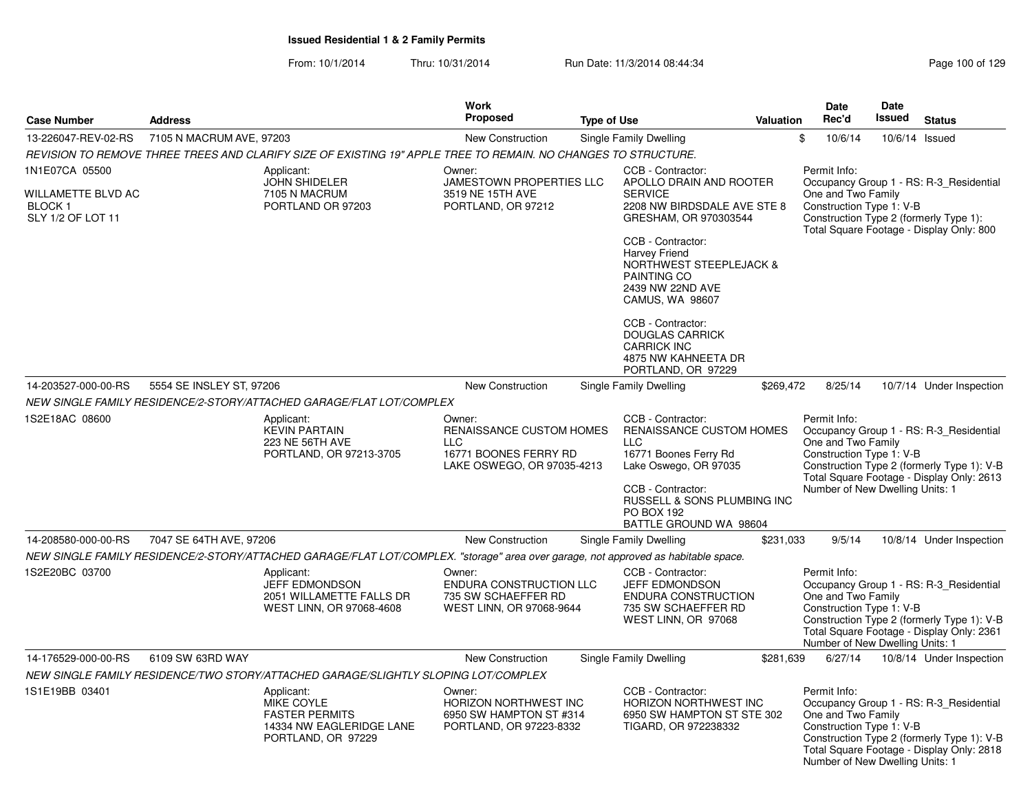# Issued Residential 1 & 2 Family Permits

From: 10/1/2014 Thru: 10/31/2014 Run Date: 11/3/2014 08:44:34

| Case Number | Address | Work Proposed | Type of Use | Valuation | Date Rec'd | Date Issued | Status |
|---|---|---|---|---|---|---|---|
| 13-226047-REV-02-RS | 7105 N MACRUM AVE, 97203 | New Construction | Single Family Dwelling | $ | 10/6/14 | 10/6/14 | Issued |

*REVISION TO REMOVE THREE TREES AND CLARIFY SIZE OF EXISTING 19" APPLE TREE TO REMAIN. NO CHANGES TO STRUCTURE.*

1N1E07CA 05500

WILLAMETTE BLVD AC
BLOCK 1
SLY 1/2 OF LOT 11

Applicant:
JOHN SHIDELER
7105 N MACRUM
PORTLAND OR 97203

Owner:
JAMESTOWN PROPERTIES LLC
3519 NE 15TH AVE
PORTLAND, OR 97212

CCB - Contractor:
APOLLO DRAIN AND ROOTER SERVICE
2208 NW BIRDSDALE AVE STE 8
GRESHAM, OR 970303544

CCB - Contractor:
Harvey Friend
NORTHWEST STEEPLEJACK & PAINTING CO
2439 NW 22ND AVE
CAMUS, WA 98607

CCB - Contractor:
DOUGLAS CARRICK
CARRICK INC
4875 NW KAHNEETA DR
PORTLAND, OR 97229

Permit Info:
Occupancy Group 1 - RS: R-3_Residential One and Two Family
Construction Type 1: V-B
Construction Type 2 (formerly Type 1):
Total Square Footage - Display Only: 800

| Case Number | Address | Work Proposed | Type of Use | Valuation | Date Rec'd | Date Issued | Status |
|---|---|---|---|---|---|---|---|
| 14-203527-000-00-RS | 5554 SE INSLEY ST, 97206 | New Construction | Single Family Dwelling | $269,472 | 8/25/14 | 10/7/14 | Under Inspection |

*NEW SINGLE FAMILY RESIDENCE/2-STORY/ATTACHED GARAGE/FLAT LOT/COMPLEX*

1S2E18AC 08600

Applicant:
KEVIN PARTAIN
223 NE 56TH AVE
PORTLAND, OR 97213-3705

Owner:
RENAISSANCE CUSTOM HOMES LLC
16771 BOONES FERRY RD
LAKE OSWEGO, OR 97035-4213

CCB - Contractor:
RENAISSANCE CUSTOM HOMES LLC
16771 Boones Ferry Rd
Lake Oswego, OR 97035

CCB - Contractor:
RUSSELL & SONS PLUMBING INC
PO BOX 192
BATTLE GROUND WA 98604

Permit Info:
Occupancy Group 1 - RS: R-3_Residential One and Two Family
Construction Type 1: V-B
Construction Type 2 (formerly Type 1): V-B
Total Square Footage - Display Only: 2613
Number of New Dwelling Units: 1

| Case Number | Address | Work Proposed | Type of Use | Valuation | Date Rec'd | Date Issued | Status |
|---|---|---|---|---|---|---|---|
| 14-208580-000-00-RS | 7047 SE 64TH AVE, 97206 | New Construction | Single Family Dwelling | $231,033 | 9/5/14 | 10/8/14 | Under Inspection |

*NEW SINGLE FAMILY RESIDENCE/2-STORY/ATTACHED GARAGE/FLAT LOT/COMPLEX. "storage" area over garage, not approved as habitable space.*

1S2E20BC 03700

Applicant:
JEFF EDMONDSON
2051 WILLAMETTE FALLS DR
WEST LINN, OR 97068-4608

Owner:
ENDURA CONSTRUCTION LLC
735 SW SCHAEFFER RD
WEST LINN, OR 97068-9644

CCB - Contractor:
JEFF EDMONDSON
ENDURA CONSTRUCTION
735 SW SCHAEFFER RD
WEST LINN, OR 97068

Permit Info:
Occupancy Group 1 - RS: R-3_Residential One and Two Family
Construction Type 1: V-B
Construction Type 2 (formerly Type 1): V-B
Total Square Footage - Display Only: 2361
Number of New Dwelling Units: 1

| Case Number | Address | Work Proposed | Type of Use | Valuation | Date Rec'd | Date Issued | Status |
|---|---|---|---|---|---|---|---|
| 14-176529-000-00-RS | 6109 SW 63RD WAY | New Construction | Single Family Dwelling | $281,639 | 6/27/14 | 10/8/14 | Under Inspection |

*NEW SINGLE FAMILY RESIDENCE/TWO STORY/ATTACHED GARAGE/SLIGHTLY SLOPING LOT/COMPLEX*

1S1E19BB 03401

Applicant:
MIKE COYLE
FASTER PERMITS
14334 NW EAGLERIDGE LANE
PORTLAND, OR 97229

Owner:
HORIZON NORTHWEST INC
6950 SW HAMPTON ST #314
PORTLAND, OR 97223-8332

CCB - Contractor:
HORIZON NORTHWEST INC
6950 SW HAMPTON ST STE 302
TIGARD, OR 972238332

Permit Info:
Occupancy Group 1 - RS: R-3_Residential One and Two Family
Construction Type 1: V-B
Construction Type 2 (formerly Type 1): V-B
Total Square Footage - Display Only: 2818
Number of New Dwelling Units: 1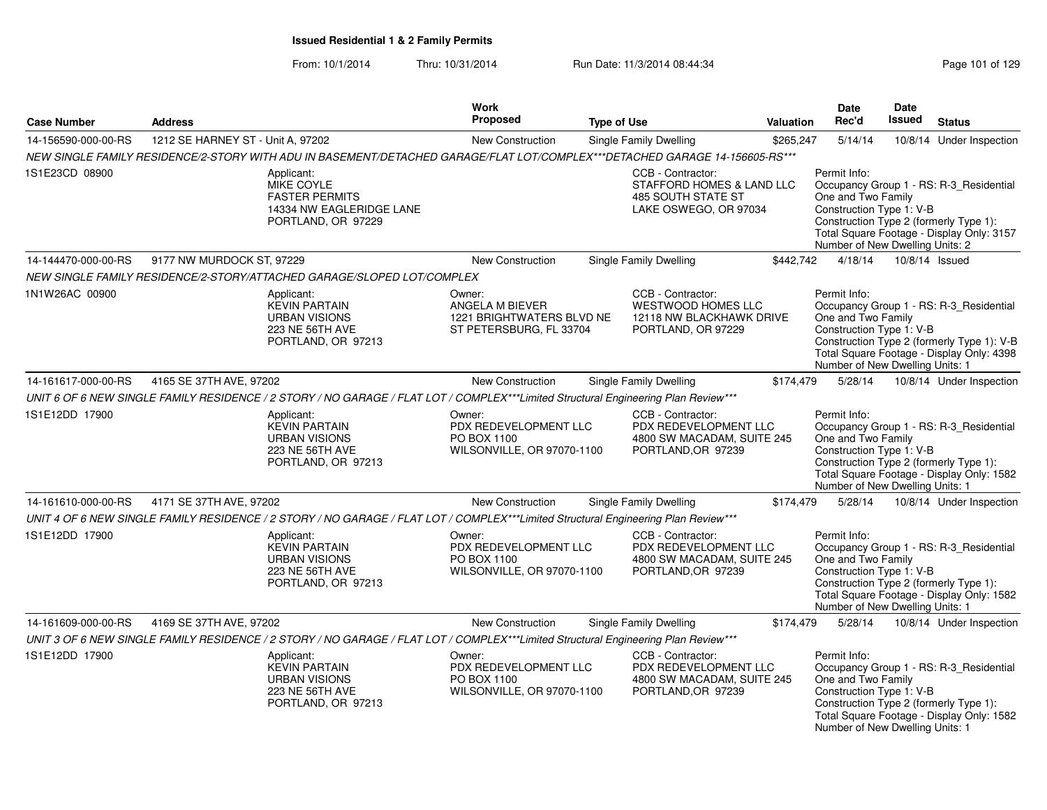**Issued Residential 1 & 2 Family Permits**

From: 10/1/2014 Thru: 10/31/2014 Run Date: 11/3/2014 08:44:34

| Case Number | Address | Work Proposed | Type of Use | Valuation | Date Rec'd | Date Issued | Status |
|---|---|---|---|---|---|---|---|
| 14-156590-000-00-RS | 1212 SE HARNEY ST - Unit A, 97202 | New Construction | Single Family Dwelling | $265,247 | 5/14/14 | 10/8/14 | Under Inspection |

*NEW SINGLE FAMILY RESIDENCE/2-STORY WITH ADU IN BASEMENT/DETACHED GARAGE/FLAT LOT/COMPLEX***DETACHED GARAGE 14-156605-RS****

1S1E23CD 08900

Applicant: MIKE COYLE, FASTER PERMITS, 14334 NW EAGLERIDGE LANE, PORTLAND, OR 97229

CCB - Contractor: STAFFORD HOMES & LAND LLC, 485 SOUTH STATE ST, LAKE OSWEGO, OR 97034

Permit Info: Occupancy Group 1 - RS: R-3_Residential One and Two Family; Construction Type 1: V-B; Construction Type 2 (formerly Type 1):; Total Square Footage - Display Only: 3157; Number of New Dwelling Units: 2

| Case Number | Address | Work Proposed | Type of Use | Valuation | Date Rec'd | Date Issued | Status |
|---|---|---|---|---|---|---|---|
| 14-144470-000-00-RS | 9177 NW MURDOCK ST, 97229 | New Construction | Single Family Dwelling | $442,742 | 4/18/14 | 10/8/14 | Issued |

*NEW SINGLE FAMILY RESIDENCE/2-STORY/ATTACHED GARAGE/SLOPED LOT/COMPLEX*

1N1W26AC 00900

Applicant: KEVIN PARTAIN, URBAN VISIONS, 223 NE 56TH AVE, PORTLAND, OR 97213

Owner: ANGELA M BIEVER, 1221 BRIGHTWATERS BLVD NE, ST PETERSBURG, FL 33704

CCB - Contractor: WESTWOOD HOMES LLC, 12118 NW BLACKHAWK DRIVE, PORTLAND, OR 97229

Permit Info: Occupancy Group 1 - RS: R-3_Residential One and Two Family; Construction Type 1: V-B; Construction Type 2 (formerly Type 1): V-B; Total Square Footage - Display Only: 4398; Number of New Dwelling Units: 1

| Case Number | Address | Work Proposed | Type of Use | Valuation | Date Rec'd | Date Issued | Status |
|---|---|---|---|---|---|---|---|
| 14-161617-000-00-RS | 4165 SE 37TH AVE, 97202 | New Construction | Single Family Dwelling | $174,479 | 5/28/14 | 10/8/14 | Under Inspection |

*UNIT 6 OF 6 NEW SINGLE FAMILY RESIDENCE / 2 STORY / NO GARAGE / FLAT LOT / COMPLEX***Limited Structural Engineering Plan Review****

1S1E12DD 17900

Applicant: KEVIN PARTAIN, URBAN VISIONS, 223 NE 56TH AVE, PORTLAND, OR 97213

Owner: PDX REDEVELOPMENT LLC, PO BOX 1100, WILSONVILLE, OR 97070-1100

CCB - Contractor: PDX REDEVELOPMENT LLC, 4800 SW MACADAM, SUITE 245, PORTLAND,OR 97239

Permit Info: Occupancy Group 1 - RS: R-3_Residential One and Two Family; Construction Type 1: V-B; Construction Type 2 (formerly Type 1):; Total Square Footage - Display Only: 1582; Number of New Dwelling Units: 1

| Case Number | Address | Work Proposed | Type of Use | Valuation | Date Rec'd | Date Issued | Status |
|---|---|---|---|---|---|---|---|
| 14-161610-000-00-RS | 4171 SE 37TH AVE, 97202 | New Construction | Single Family Dwelling | $174,479 | 5/28/14 | 10/8/14 | Under Inspection |

*UNIT 4 OF 6 NEW SINGLE FAMILY RESIDENCE / 2 STORY / NO GARAGE / FLAT LOT / COMPLEX***Limited Structural Engineering Plan Review****

1S1E12DD 17900

Applicant: KEVIN PARTAIN, URBAN VISIONS, 223 NE 56TH AVE, PORTLAND, OR 97213

Owner: PDX REDEVELOPMENT LLC, PO BOX 1100, WILSONVILLE, OR 97070-1100

CCB - Contractor: PDX REDEVELOPMENT LLC, 4800 SW MACADAM, SUITE 245, PORTLAND,OR 97239

Permit Info: Occupancy Group 1 - RS: R-3_Residential One and Two Family; Construction Type 1: V-B; Construction Type 2 (formerly Type 1):; Total Square Footage - Display Only: 1582; Number of New Dwelling Units: 1

| Case Number | Address | Work Proposed | Type of Use | Valuation | Date Rec'd | Date Issued | Status |
|---|---|---|---|---|---|---|---|
| 14-161609-000-00-RS | 4169 SE 37TH AVE, 97202 | New Construction | Single Family Dwelling | $174,479 | 5/28/14 | 10/8/14 | Under Inspection |

*UNIT 3 OF 6 NEW SINGLE FAMILY RESIDENCE / 2 STORY / NO GARAGE / FLAT LOT / COMPLEX***Limited Structural Engineering Plan Review****

1S1E12DD 17900

Applicant: KEVIN PARTAIN, URBAN VISIONS, 223 NE 56TH AVE, PORTLAND, OR 97213

Owner: PDX REDEVELOPMENT LLC, PO BOX 1100, WILSONVILLE, OR 97070-1100

CCB - Contractor: PDX REDEVELOPMENT LLC, 4800 SW MACADAM, SUITE 245, PORTLAND,OR 97239

Permit Info: Occupancy Group 1 - RS: R-3_Residential One and Two Family; Construction Type 1: V-B; Construction Type 2 (formerly Type 1):; Total Square Footage - Display Only: 1582; Number of New Dwelling Units: 1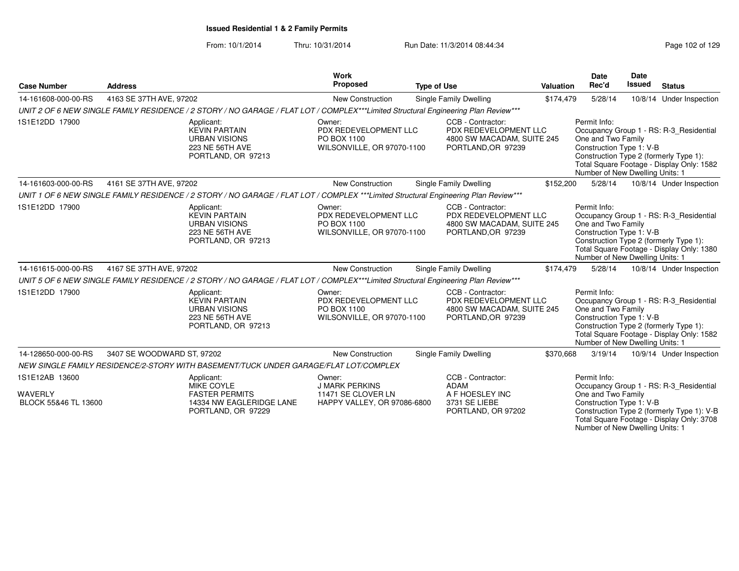## Issued Residential 1 & 2 Family Permits

From: 10/1/2014 Thru: 10/31/2014 Run Date: 11/3/2014 08:44:34

| Case Number | Address | Work Proposed | Type of Use | Valuation | Date Rec'd | Date Issued | Status |
|---|---|---|---|---|---|---|---|
| 14-161608-000-00-RS | 4163 SE 37TH AVE, 97202 | New Construction | Single Family Dwelling | $174,479 | 5/28/14 | 10/8/14 | Under Inspection |
| UNIT 2 OF 6 NEW SINGLE FAMILY RESIDENCE / 2 STORY / NO GARAGE / FLAT LOT / COMPLEX***Limited Structural Engineering Plan Review*** | | | | | | | |
| 1S1E12DD 17900 | Applicant: KEVIN PARTAIN URBAN VISIONS 223 NE 56TH AVE PORTLAND, OR 97213 | Owner: PDX REDEVELOPMENT LLC PO BOX 1100 WILSONVILLE, OR 97070-1100 | CCB - Contractor: PDX REDEVELOPMENT LLC 4800 SW MACADAM, SUITE 245 PORTLAND,OR 97239 | Permit Info: Occupancy Group 1 - RS: R-3_Residential One and Two Family Construction Type 1: V-B Construction Type 2 (formerly Type 1): Total Square Footage - Display Only: 1582 Number of New Dwelling Units: 1 | | | |
| 14-161603-000-00-RS | 4161 SE 37TH AVE, 97202 | New Construction | Single Family Dwelling | $152,200 | 5/28/14 | 10/8/14 | Under Inspection |
| UNIT 1 OF 6 NEW SINGLE FAMILY RESIDENCE / 2 STORY / NO GARAGE / FLAT LOT / COMPLEX ***Limited Structural Engineering Plan Review*** | | | | | | | |
| 1S1E12DD 17900 | Applicant: KEVIN PARTAIN URBAN VISIONS 223 NE 56TH AVE PORTLAND, OR 97213 | Owner: PDX REDEVELOPMENT LLC PO BOX 1100 WILSONVILLE, OR 97070-1100 | CCB - Contractor: PDX REDEVELOPMENT LLC 4800 SW MACADAM, SUITE 245 PORTLAND,OR 97239 | Permit Info: Occupancy Group 1 - RS: R-3_Residential One and Two Family Construction Type 1: V-B Construction Type 2 (formerly Type 1): Total Square Footage - Display Only: 1380 Number of New Dwelling Units: 1 | | | |
| 14-161615-000-00-RS | 4167 SE 37TH AVE, 97202 | New Construction | Single Family Dwelling | $174,479 | 5/28/14 | 10/8/14 | Under Inspection |
| UNIT 5 OF 6 NEW SINGLE FAMILY RESIDENCE / 2 STORY / NO GARAGE / FLAT LOT / COMPLEX***Limited Structural Engineering Plan Review*** | | | | | | | |
| 1S1E12DD 17900 | Applicant: KEVIN PARTAIN URBAN VISIONS 223 NE 56TH AVE PORTLAND, OR 97213 | Owner: PDX REDEVELOPMENT LLC PO BOX 1100 WILSONVILLE, OR 97070-1100 | CCB - Contractor: PDX REDEVELOPMENT LLC 4800 SW MACADAM, SUITE 245 PORTLAND,OR 97239 | Permit Info: Occupancy Group 1 - RS: R-3_Residential One and Two Family Construction Type 1: V-B Construction Type 2 (formerly Type 1): Total Square Footage - Display Only: 1582 Number of New Dwelling Units: 1 | | | |
| 14-128650-000-00-RS | 3407 SE WOODWARD ST, 97202 | New Construction | Single Family Dwelling | $370,668 | 3/19/14 | 10/9/14 | Under Inspection |
| NEW SINGLE FAMILY RESIDENCE/2-STORY WITH BASEMENT/TUCK UNDER GARAGE/FLAT LOT/COMPLEX | | | | | | | |
| 1S1E12AB 13600 WAVERLY BLOCK 55&46 TL 13600 | Applicant: MIKE COYLE FASTER PERMITS 14334 NW EAGLERIDGE LANE PORTLAND, OR 97229 | Owner: J MARK PERKINS 11471 SE CLOVER LN HAPPY VALLEY, OR 97086-6800 | CCB - Contractor: ADAM A F HOESLEY INC 3731 SE LIEBE PORTLAND, OR 97202 | Permit Info: Occupancy Group 1 - RS: R-3_Residential One and Two Family Construction Type 1: V-B Construction Type 2 (formerly Type 1): V-B Total Square Footage - Display Only: 3708 Number of New Dwelling Units: 1 | | | |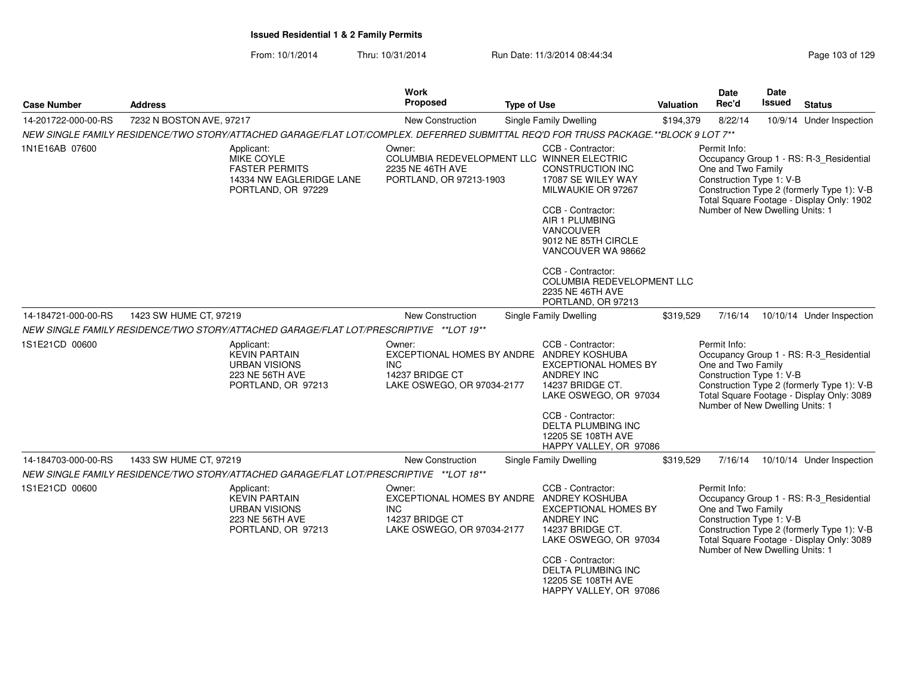# Issued Residential 1 & 2 Family Permits

From: 10/1/2014 Thru: 10/31/2014 Run Date: 11/3/2014 08:44:34

| Case Number | Address | Work Proposed | Type of Use | Valuation | Date Rec'd | Date Issued | Status |
|---|---|---|---|---|---|---|---|
| 14-201722-000-00-RS | 7232 N BOSTON AVE, 97217 | New Construction | Single Family Dwelling | $194,379 | 8/22/14 | 10/9/14 | Under Inspection |

NEW SINGLE FAMILY RESIDENCE/TWO STORY/ATTACHED GARAGE/FLAT LOT/COMPLEX. DEFERRED SUBMITTAL REQ'D FOR TRUSS PACKAGE.**BLOCK 9 LOT 7**

1N1E16AB 07600

Applicant:
MIKE COYLE
FASTER PERMITS
14334 NW EAGLERIDGE LANE
PORTLAND, OR 97229

Owner:
COLUMBIA REDEVELOPMENT LLC
2235 NE 46TH AVE
PORTLAND, OR 97213-1903

CCB - Contractor:
WINNER ELECTRIC CONSTRUCTION INC
17087 SE WILEY WAY
MILWAUKIE OR 97267

CCB - Contractor:
AIR 1 PLUMBING VANCOUVER
9012 NE 85TH CIRCLE
VANCOUVER WA 98662

CCB - Contractor:
COLUMBIA REDEVELOPMENT LLC
2235 NE 46TH AVE
PORTLAND, OR 97213

Permit Info:
Occupancy Group 1 - RS: R-3_Residential One and Two Family
Construction Type 1: V-B
Construction Type 2 (formerly Type 1): V-B
Total Square Footage - Display Only: 1902
Number of New Dwelling Units: 1

| Case Number | Address | Work Proposed | Type of Use | Valuation | Date Rec'd | Date Issued | Status |
|---|---|---|---|---|---|---|---|
| 14-184721-000-00-RS | 1423 SW HUME CT, 97219 | New Construction | Single Family Dwelling | $319,529 | 7/16/14 | 10/10/14 | Under Inspection |

NEW SINGLE FAMILY RESIDENCE/TWO STORY/ATTACHED GARAGE/FLAT LOT/PRESCRIPTIVE **LOT 19**

1S1E21CD 00600

Applicant:
KEVIN PARTAIN
URBAN VISIONS
223 NE 56TH AVE
PORTLAND, OR 97213

Owner:
EXCEPTIONAL HOMES BY ANDRE INC
14237 BRIDGE CT
LAKE OSWEGO, OR 97034-2177

CCB - Contractor:
ANDREY KOSHUBA
EXCEPTIONAL HOMES BY ANDREY INC
14237 BRIDGE CT.
LAKE OSWEGO, OR 97034

CCB - Contractor:
DELTA PLUMBING INC
12205 SE 108TH AVE
HAPPY VALLEY, OR 97086

Permit Info:
Occupancy Group 1 - RS: R-3_Residential One and Two Family
Construction Type 1: V-B
Construction Type 2 (formerly Type 1): V-B
Total Square Footage - Display Only: 3089
Number of New Dwelling Units: 1

| Case Number | Address | Work Proposed | Type of Use | Valuation | Date Rec'd | Date Issued | Status |
|---|---|---|---|---|---|---|---|
| 14-184703-000-00-RS | 1433 SW HUME CT, 97219 | New Construction | Single Family Dwelling | $319,529 | 7/16/14 | 10/10/14 | Under Inspection |

NEW SINGLE FAMILY RESIDENCE/TWO STORY/ATTACHED GARAGE/FLAT LOT/PRESCRIPTIVE **LOT 18**

1S1E21CD 00600

Applicant:
KEVIN PARTAIN
URBAN VISIONS
223 NE 56TH AVE
PORTLAND, OR 97213

Owner:
EXCEPTIONAL HOMES BY ANDRE INC
14237 BRIDGE CT
LAKE OSWEGO, OR 97034-2177

CCB - Contractor:
ANDREY KOSHUBA
EXCEPTIONAL HOMES BY ANDREY INC
14237 BRIDGE CT.
LAKE OSWEGO, OR 97034

CCB - Contractor:
DELTA PLUMBING INC
12205 SE 108TH AVE
HAPPY VALLEY, OR 97086

Permit Info:
Occupancy Group 1 - RS: R-3_Residential One and Two Family
Construction Type 1: V-B
Construction Type 2 (formerly Type 1): V-B
Total Square Footage - Display Only: 3089
Number of New Dwelling Units: 1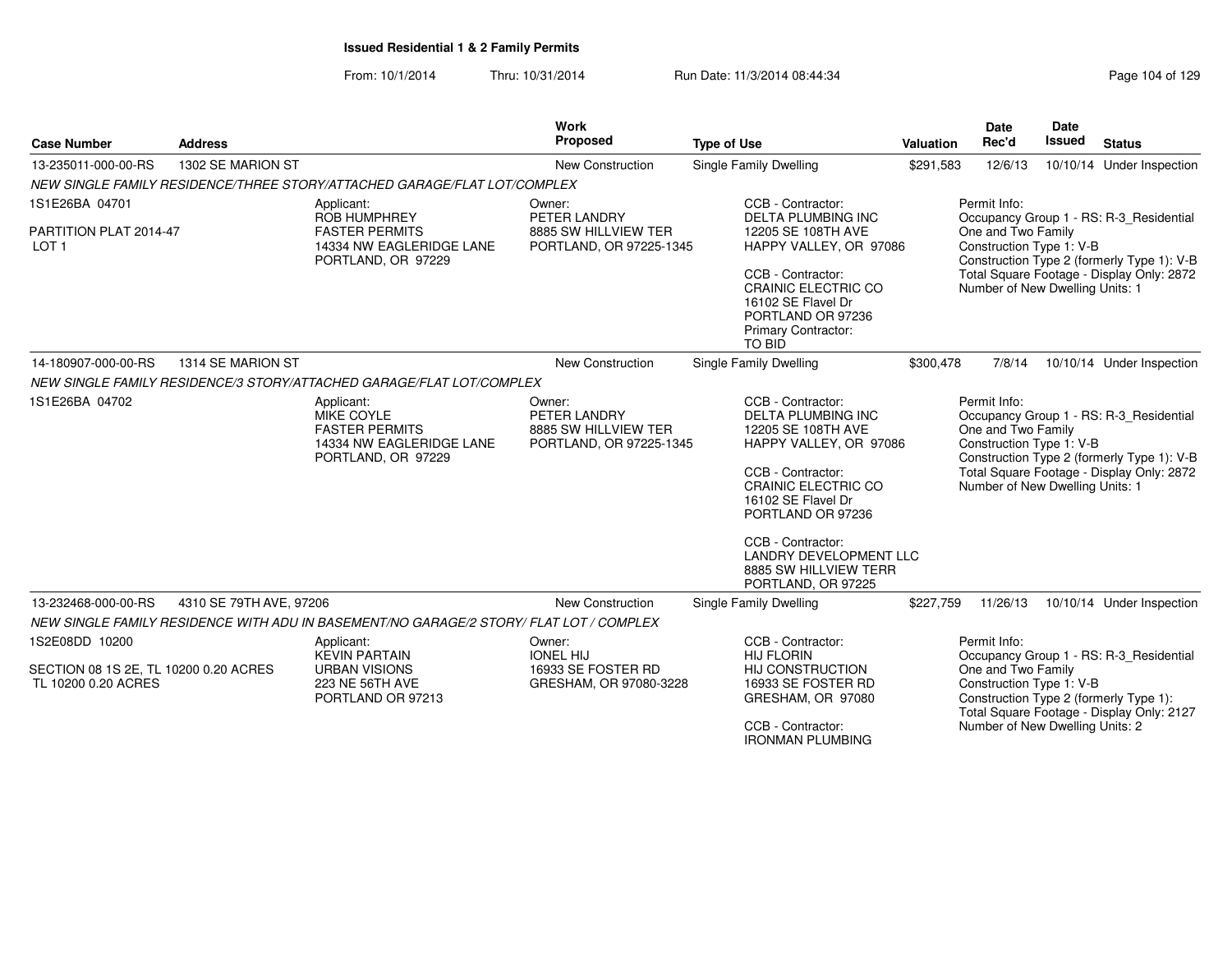## Issued Residential 1 & 2 Family Permits

From: 10/1/2014 Thru: 10/31/2014 Run Date: 11/3/2014 08:44:34

| Case Number | Address | Work Proposed | Type of Use | Valuation | Date Rec'd | Date Issued | Status |
|---|---|---|---|---|---|---|---|
| 13-235011-000-00-RS | 1302 SE MARION ST | New Construction | Single Family Dwelling | $291,583 | 12/6/13 | 10/10/14 | Under Inspection |

*NEW SINGLE FAMILY RESIDENCE/THREE STORY/ATTACHED GARAGE/FLAT LOT/COMPLEX*

1S1E26BA 04701

PARTITION PLAT 2014-47
LOT 1

Applicant:
ROB HUMPHREY
FASTER PERMITS
14334 NW EAGLERIDGE LANE
PORTLAND, OR 97229

Owner:
PETER LANDRY
8885 SW HILLVIEW TER
PORTLAND, OR 97225-1345

CCB - Contractor:
DELTA PLUMBING INC
12205 SE 108TH AVE
HAPPY VALLEY, OR 97086

CCB - Contractor:
CRAINIC ELECTRIC CO
16102 SE Flavel Dr
PORTLAND OR 97236
Primary Contractor:
TO BID

Permit Info:
Occupancy Group 1 - RS: R-3_Residential One and Two Family
Construction Type 1: V-B
Construction Type 2 (formerly Type 1): V-B
Total Square Footage - Display Only: 2872
Number of New Dwelling Units: 1

| Case Number | Address | Work Proposed | Type of Use | Valuation | Date Rec'd | Date Issued | Status |
|---|---|---|---|---|---|---|---|
| 14-180907-000-00-RS | 1314 SE MARION ST | New Construction | Single Family Dwelling | $300,478 | 7/8/14 | 10/10/14 | Under Inspection |

*NEW SINGLE FAMILY RESIDENCE/3 STORY/ATTACHED GARAGE/FLAT LOT/COMPLEX*

1S1E26BA 04702

Applicant:
MIKE COYLE
FASTER PERMITS
14334 NW EAGLERIDGE LANE
PORTLAND, OR 97229

Owner:
PETER LANDRY
8885 SW HILLVIEW TER
PORTLAND, OR 97225-1345

CCB - Contractor:
DELTA PLUMBING INC
12205 SE 108TH AVE
HAPPY VALLEY, OR 97086

CCB - Contractor:
CRAINIC ELECTRIC CO
16102 SE Flavel Dr
PORTLAND OR 97236

CCB - Contractor:
LANDRY DEVELOPMENT LLC
8885 SW HILLVIEW TERR
PORTLAND, OR 97225

Permit Info:
Occupancy Group 1 - RS: R-3_Residential One and Two Family
Construction Type 1: V-B
Construction Type 2 (formerly Type 1): V-B
Total Square Footage - Display Only: 2872
Number of New Dwelling Units: 1

| Case Number | Address | Work Proposed | Type of Use | Valuation | Date Rec'd | Date Issued | Status |
|---|---|---|---|---|---|---|---|
| 13-232468-000-00-RS | 4310 SE 79TH AVE, 97206 | New Construction | Single Family Dwelling | $227,759 | 11/26/13 | 10/10/14 | Under Inspection |

*NEW SINGLE FAMILY RESIDENCE WITH ADU IN BASEMENT/NO GARAGE/2 STORY/ FLAT LOT / COMPLEX*

1S2E08DD 10200

SECTION 08 1S 2E, TL 10200 0.20 ACRES
TL 10200 0.20 ACRES

Applicant:
KEVIN PARTAIN
URBAN VISIONS
223 NE 56TH AVE
PORTLAND OR 97213

Owner:
IONEL HIJ
16933 SE FOSTER RD
GRESHAM, OR 97080-3228

CCB - Contractor:
HIJ FLORIN
HIJ CONSTRUCTION
16933 SE FOSTER RD
GRESHAM, OR 97080

CCB - Contractor:
IRONMAN PLUMBING

Permit Info:
Occupancy Group 1 - RS: R-3_Residential One and Two Family
Construction Type 1: V-B
Construction Type 2 (formerly Type 1):
Total Square Footage - Display Only: 2127
Number of New Dwelling Units: 2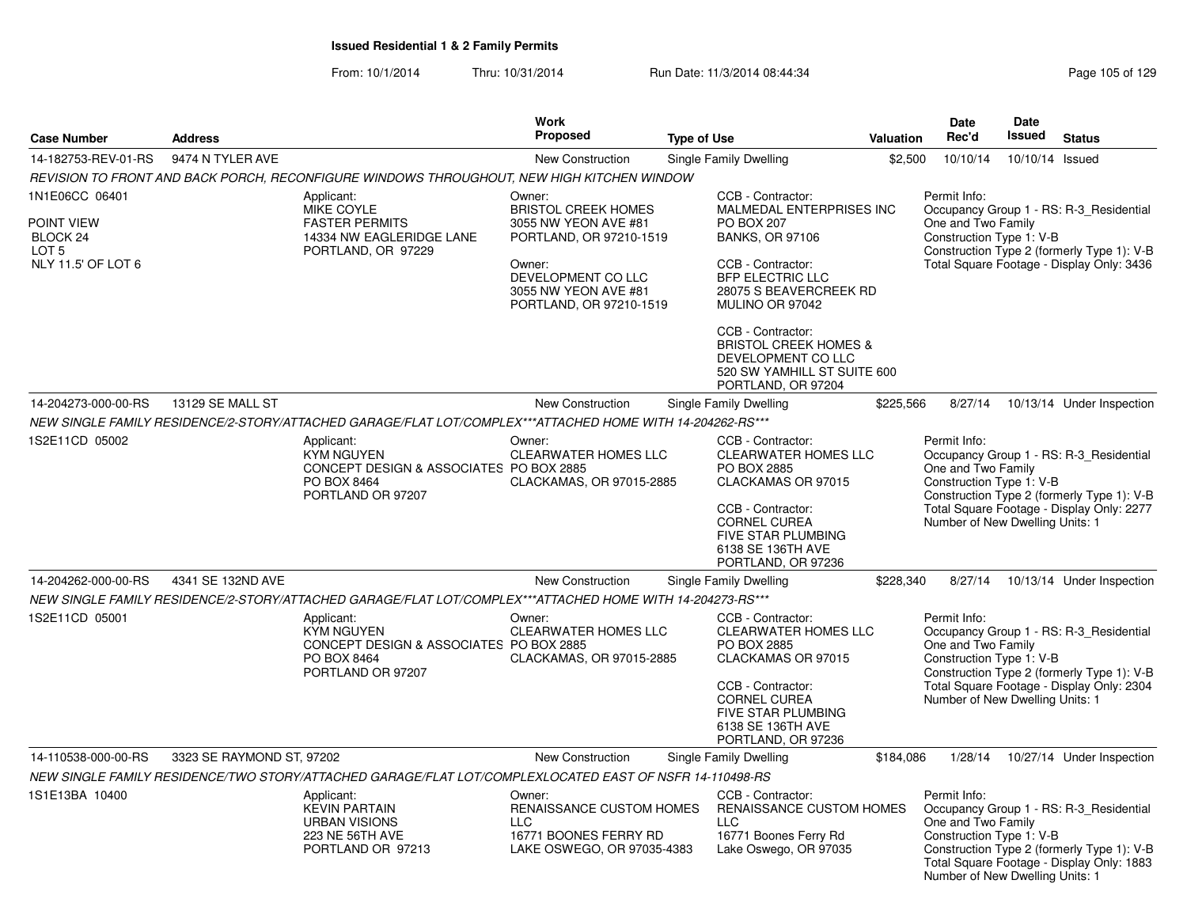**Issued Residential 1 & 2 Family Permits**

From: 10/1/2014 Thru: 10/31/2014 Run Date: 11/3/2014 08:44:34

| Case Number | Address | Work Proposed | Type of Use | Valuation | Date Rec'd | Date Issued | Status |
|---|---|---|---|---|---|---|---|
| 14-182753-REV-01-RS | 9474 N TYLER AVE | New Construction | Single Family Dwelling | $2,500 | 10/10/14 | 10/10/14 | Issued |

*REVISION TO FRONT AND BACK PORCH, RECONFIGURE WINDOWS THROUGHOUT, NEW HIGH KITCHEN WINDOW*

1N1E06CC 06401
POINT VIEW
BLOCK 24
LOT 5
NLY 11.5' OF LOT 6

Applicant:
MIKE COYLE
FASTER PERMITS
14334 NW EAGLERIDGE LANE
PORTLAND, OR 97229

Owner:
BRISTOL CREEK HOMES
3055 NW YEON AVE #81
PORTLAND, OR 97210-1519

Owner:
DEVELOPMENT CO LLC
3055 NW YEON AVE #81
PORTLAND, OR 97210-1519

CCB - Contractor:
MALMEDAL ENTERPRISES INC
PO BOX 207
BANKS, OR 97106

CCB - Contractor:
BFP ELECTRIC LLC
28075 S BEAVERCREEK RD
MULINO OR 97042

CCB - Contractor:
BRISTOL CREEK HOMES &
DEVELOPMENT CO LLC
520 SW YAMHILL ST SUITE 600
PORTLAND, OR 97204

Permit Info:
Occupancy Group 1 - RS: R-3_Residential One and Two Family
Construction Type 1: V-B
Construction Type 2 (formerly Type 1): V-B
Total Square Footage - Display Only: 3436

| Case Number | Address | Work Proposed | Type of Use | Valuation | Date Rec'd | Date Issued | Status |
|---|---|---|---|---|---|---|---|
| 14-204273-000-00-RS | 13129 SE MALL ST | New Construction | Single Family Dwelling | $225,566 | 8/27/14 | 10/13/14 | Under Inspection |

*NEW SINGLE FAMILY RESIDENCE/2-STORY/ATTACHED GARAGE/FLAT LOT/COMPLEX***ATTACHED HOME WITH 14-204262-RS****

1S2E11CD 05002

Applicant:
KYM NGUYEN
CONCEPT DESIGN & ASSOCIATES
PO BOX 8464
PORTLAND OR 97207

Owner:
CLEARWATER HOMES LLC
PO BOX 2885
CLACKAMAS, OR 97015-2885

CCB - Contractor:
CLEARWATER HOMES LLC
PO BOX 2885
CLACKAMAS OR 97015

CCB - Contractor:
CORNEL CUREA
FIVE STAR PLUMBING
6138 SE 136TH AVE
PORTLAND, OR 97236

Permit Info:
Occupancy Group 1 - RS: R-3_Residential One and Two Family
Construction Type 1: V-B
Construction Type 2 (formerly Type 1): V-B
Total Square Footage - Display Only: 2277
Number of New Dwelling Units: 1

| Case Number | Address | Work Proposed | Type of Use | Valuation | Date Rec'd | Date Issued | Status |
|---|---|---|---|---|---|---|---|
| 14-204262-000-00-RS | 4341 SE 132ND AVE | New Construction | Single Family Dwelling | $228,340 | 8/27/14 | 10/13/14 | Under Inspection |

*NEW SINGLE FAMILY RESIDENCE/2-STORY/ATTACHED GARAGE/FLAT LOT/COMPLEX***ATTACHED HOME WITH 14-204273-RS****

1S2E11CD 05001

Applicant:
KYM NGUYEN
CONCEPT DESIGN & ASSOCIATES
PO BOX 8464
PORTLAND OR 97207

Owner:
CLEARWATER HOMES LLC
PO BOX 2885
CLACKAMAS, OR 97015-2885

CCB - Contractor:
CLEARWATER HOMES LLC
PO BOX 2885
CLACKAMAS OR 97015

CCB - Contractor:
CORNEL CUREA
FIVE STAR PLUMBING
6138 SE 136TH AVE
PORTLAND, OR 97236

Permit Info:
Occupancy Group 1 - RS: R-3_Residential One and Two Family
Construction Type 1: V-B
Construction Type 2 (formerly Type 1): V-B
Total Square Footage - Display Only: 2304
Number of New Dwelling Units: 1

| Case Number | Address | Work Proposed | Type of Use | Valuation | Date Rec'd | Date Issued | Status |
|---|---|---|---|---|---|---|---|
| 14-110538-000-00-RS | 3323 SE RAYMOND ST, 97202 | New Construction | Single Family Dwelling | $184,086 | 1/28/14 | 10/27/14 | Under Inspection |

*NEW SINGLE FAMILY RESIDENCE/TWO STORY/ATTACHED GARAGE/FLAT LOT/COMPLEXLOCATED EAST OF NSFR 14-110498-RS*

1S1E13BA 10400

Applicant:
KEVIN PARTAIN
URBAN VISIONS
223 NE 56TH AVE
PORTLAND OR 97213

Owner:
RENAISSANCE CUSTOM HOMES LLC
16771 BOONES FERRY RD
LAKE OSWEGO, OR 97035-4383

CCB - Contractor:
RENAISSANCE CUSTOM HOMES LLC
16771 Boones Ferry Rd
Lake Oswego, OR 97035

Permit Info:
Occupancy Group 1 - RS: R-3_Residential One and Two Family
Construction Type 1: V-B
Construction Type 2 (formerly Type 1): V-B
Total Square Footage - Display Only: 1883
Number of New Dwelling Units: 1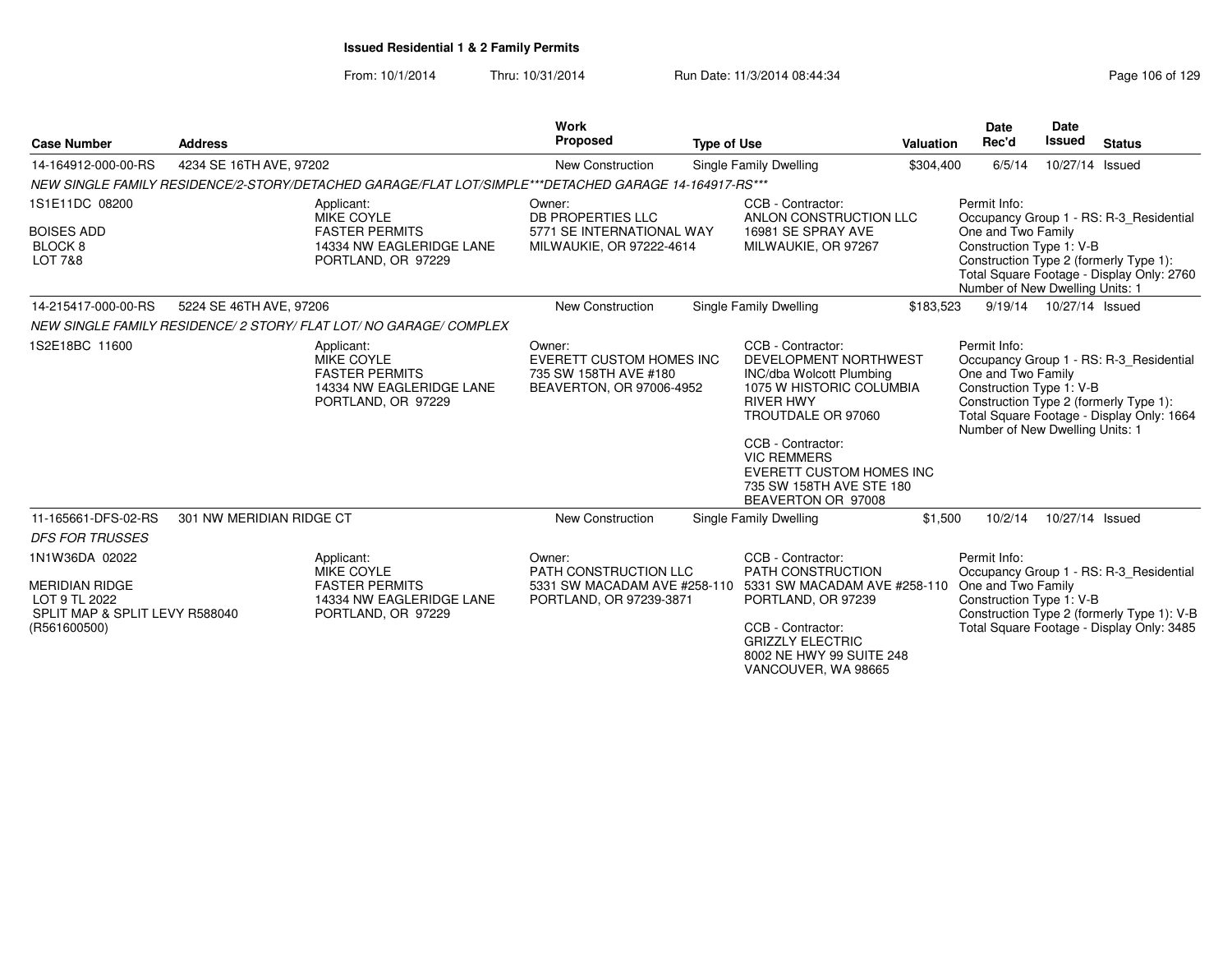**Issued Residential 1 & 2 Family Permits**

From: 10/1/2014 Thru: 10/31/2014 Run Date: 11/3/2014 08:44:34

| Case Number | Address | Work Proposed | Type of Use | Valuation | Date Rec'd | Date Issued | Status |
|---|---|---|---|---|---|---|---|
| 14-164912-000-00-RS | 4234 SE 16TH AVE, 97202 | New Construction | Single Family Dwelling | $304,400 | 6/5/14 | 10/27/14 | Issued |

*NEW SINGLE FAMILY RESIDENCE/2-STORY/DETACHED GARAGE/FLAT LOT/SIMPLE***DETACHED GARAGE 14-164917-RS****

1S1E11DC 08200

BOISES ADD
BLOCK 8
LOT 7&8

Applicant:
MIKE COYLE
FASTER PERMITS
14334 NW EAGLERIDGE LANE
PORTLAND, OR 97229

Owner:
DB PROPERTIES LLC
5771 SE INTERNATIONAL WAY
MILWAUKIE, OR 97222-4614

CCB - Contractor:
ANLON CONSTRUCTION LLC
16981 SE SPRAY AVE
MILWAUKIE, OR 97267

Permit Info:
Occupancy Group 1 - RS: R-3_Residential One and Two Family
Construction Type 1: V-B
Construction Type 2 (formerly Type 1):
Total Square Footage - Display Only: 2760
Number of New Dwelling Units: 1

| Case Number | Address | Work Proposed | Type of Use | Valuation | Date Rec'd | Date Issued | Status |
|---|---|---|---|---|---|---|---|
| 14-215417-000-00-RS | 5224 SE 46TH AVE, 97206 | New Construction | Single Family Dwelling | $183,523 | 9/19/14 | 10/27/14 | Issued |

*NEW SINGLE FAMILY RESIDENCE/ 2 STORY/ FLAT LOT/ NO GARAGE/ COMPLEX*

1S2E18BC 11600

Applicant:
MIKE COYLE
FASTER PERMITS
14334 NW EAGLERIDGE LANE
PORTLAND, OR 97229

Owner:
EVERETT CUSTOM HOMES INC
735 SW 158TH AVE #180
BEAVERTON, OR 97006-4952

CCB - Contractor:
DEVELOPMENT NORTHWEST INC/dba Wolcott Plumbing
1075 W HISTORIC COLUMBIA RIVER HWY
TROUTDALE OR 97060

CCB - Contractor:
VIC REMMERS
EVERETT CUSTOM HOMES INC
735 SW 158TH AVE STE 180
BEAVERTON OR 97008

Permit Info:
Occupancy Group 1 - RS: R-3_Residential One and Two Family
Construction Type 1: V-B
Construction Type 2 (formerly Type 1):
Total Square Footage - Display Only: 1664
Number of New Dwelling Units: 1

| Case Number | Address | Work Proposed | Type of Use | Valuation | Date Rec'd | Date Issued | Status |
|---|---|---|---|---|---|---|---|
| 11-165661-DFS-02-RS | 301 NW MERIDIAN RIDGE CT | New Construction | Single Family Dwelling | $1,500 | 10/2/14 | 10/27/14 | Issued |

*DFS FOR TRUSSES*

1N1W36DA 02022

MERIDIAN RIDGE
LOT 9 TL 2022
SPLIT MAP & SPLIT LEVY R588040 (R561600500)

Applicant:
MIKE COYLE
FASTER PERMITS
14334 NW EAGLERIDGE LANE
PORTLAND, OR 97229

Owner:
PATH CONSTRUCTION LLC
5331 SW MACADAM AVE #258-110
PORTLAND, OR 97239-3871

CCB - Contractor:
PATH CONSTRUCTION
5331 SW MACADAM AVE #258-110
PORTLAND, OR 97239

CCB - Contractor:
GRIZZLY ELECTRIC
8002 NE HWY 99 SUITE 248
VANCOUVER, WA 98665

Permit Info:
Occupancy Group 1 - RS: R-3_Residential One and Two Family
Construction Type 1: V-B
Construction Type 2 (formerly Type 1): V-B
Total Square Footage - Display Only: 3485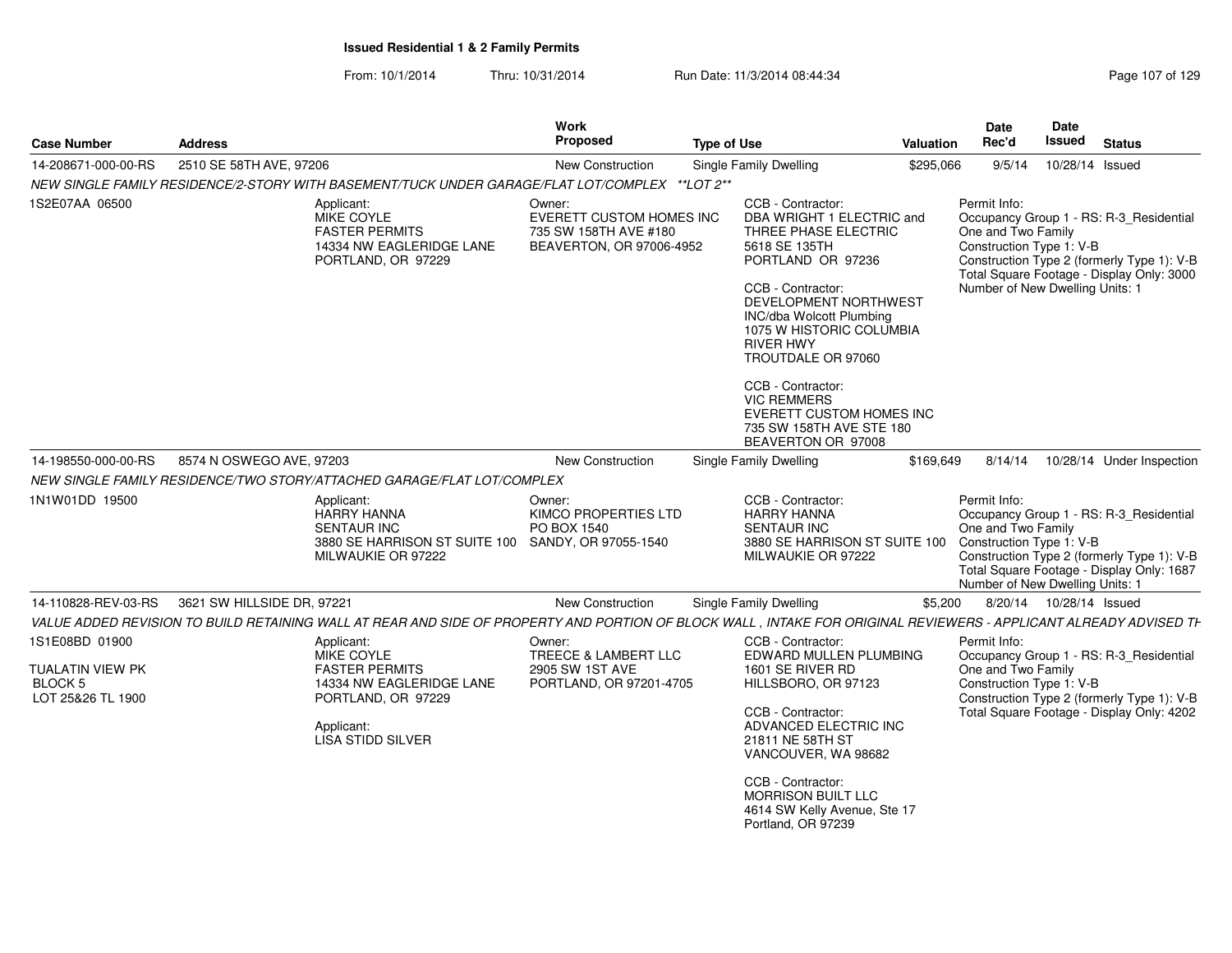## Issued Residential 1 & 2 Family Permits

From: 10/1/2014 Thru: 10/31/2014 Run Date: 11/3/2014 08:44:34

| Case Number | Address | Work Proposed | Type of Use | Valuation | Date Rec'd | Date Issued | Status |
|---|---|---|---|---|---|---|---|
| 14-208671-000-00-RS | 2510 SE 58TH AVE, 97206 | New Construction | Single Family Dwelling | $295,066 | 9/5/14 | 10/28/14 | Issued |

*NEW SINGLE FAMILY RESIDENCE/2-STORY WITH BASEMENT/TUCK UNDER GARAGE/FLAT LOT/COMPLEX **LOT 2***

1S2E07AA 06500

Applicant:
MIKE COYLE
FASTER PERMITS
14334 NW EAGLERIDGE LANE
PORTLAND, OR 97229

Owner:
EVERETT CUSTOM HOMES INC
735 SW 158TH AVE #180
BEAVERTON, OR 97006-4952

CCB - Contractor:
DBA WRIGHT 1 ELECTRIC and THREE PHASE ELECTRIC
5618 SE 135TH
PORTLAND OR 97236

CCB - Contractor:
DEVELOPMENT NORTHWEST INC/dba Wolcott Plumbing
1075 W HISTORIC COLUMBIA RIVER HWY
TROUTDALE OR 97060

CCB - Contractor:
VIC REMMERS
EVERETT CUSTOM HOMES INC
735 SW 158TH AVE STE 180
BEAVERTON OR 97008

Permit Info:
Occupancy Group 1 - RS: R-3_Residential One and Two Family
Construction Type 1: V-B
Construction Type 2 (formerly Type 1): V-B
Total Square Footage - Display Only: 3000
Number of New Dwelling Units: 1

| Case Number | Address | Work Proposed | Type of Use | Valuation | Date Rec'd | Date Issued | Status |
|---|---|---|---|---|---|---|---|
| 14-198550-000-00-RS | 8574 N OSWEGO AVE, 97203 | New Construction | Single Family Dwelling | $169,649 | 8/14/14 | 10/28/14 | Under Inspection |

*NEW SINGLE FAMILY RESIDENCE/TWO STORY/ATTACHED GARAGE/FLAT LOT/COMPLEX*

1N1W01DD 19500

Applicant:
HARRY HANNA
SENTAUR INC
3880 SE HARRISON ST SUITE 100
MILWAUKIE OR 97222

Owner:
KIMCO PROPERTIES LTD
PO BOX 1540
SANDY, OR 97055-1540

CCB - Contractor:
HARRY HANNA
SENTAUR INC
3880 SE HARRISON ST SUITE 100
MILWAUKIE OR 97222

Permit Info:
Occupancy Group 1 - RS: R-3_Residential One and Two Family
Construction Type 1: V-B
Construction Type 2 (formerly Type 1): V-B
Total Square Footage - Display Only: 1687
Number of New Dwelling Units: 1

| Case Number | Address | Work Proposed | Type of Use | Valuation | Date Rec'd | Date Issued | Status |
|---|---|---|---|---|---|---|---|
| 14-110828-REV-03-RS | 3621 SW HILLSIDE DR, 97221 | New Construction | Single Family Dwelling | $5,200 | 8/20/14 | 10/28/14 | Issued |

*VALUE ADDED REVISION TO BUILD RETAINING WALL AT REAR AND SIDE OF PROPERTY AND PORTION OF BLOCK WALL , INTAKE FOR ORIGINAL REVIEWERS - APPLICANT ALREADY ADVISED TH*

1S1E08BD 01900

TUALATIN VIEW PK
BLOCK 5
LOT 25&26 TL 1900

Applicant:
MIKE COYLE
FASTER PERMITS
14334 NW EAGLERIDGE LANE
PORTLAND, OR 97229

Applicant:
LISA STIDD SILVER

Owner:
TREECE & LAMBERT LLC
2905 SW 1ST AVE
PORTLAND, OR 97201-4705

CCB - Contractor:
EDWARD MULLEN PLUMBING
1601 SE RIVER RD
HILLSBORO, OR 97123

CCB - Contractor:
ADVANCED ELECTRIC INC
21811 NE 58TH ST
VANCOUVER, WA 98682

CCB - Contractor:
MORRISON BUILT LLC
4614 SW Kelly Avenue, Ste 17
Portland, OR 97239

Permit Info:
Occupancy Group 1 - RS: R-3_Residential One and Two Family
Construction Type 1: V-B
Construction Type 2 (formerly Type 1): V-B
Total Square Footage - Display Only: 4202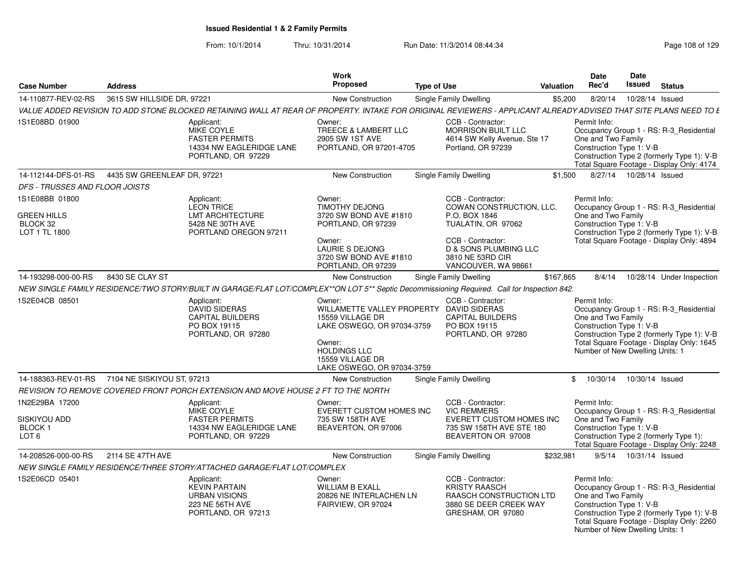**Issued Residential 1 & 2 Family Permits**

From: 10/1/2014 Thru: 10/31/2014 Run Date: 11/3/2014 08:44:34

| Case Number | Address | Work Proposed | Type of Use | Valuation | Date Rec'd | Date Issued | Status |
|---|---|---|---|---|---|---|---|
| 14-110877-REV-02-RS | 3615 SW HILLSIDE DR, 97221 | New Construction | Single Family Dwelling | $5,200 | 8/20/14 | 10/28/14 | Issued |

*VALUE ADDED REVISION TO ADD STONE BLOCKED RETAINING WALL AT REAR OF PROPERTY. INTAKE FOR ORIGINAL REVIEWERS - APPLICANT ALREADY ADVISED THAT SITE PLANS NEED TO E*

1S1E08BD 01900

Applicant: MIKE COYLE, FASTER PERMITS, 14334 NW EAGLERIDGE LANE, PORTLAND, OR 97229

Owner: TREECE & LAMBERT LLC, 2905 SW 1ST AVE, PORTLAND, OR 97201-4705

CCB - Contractor: MORRISON BUILT LLC, 4614 SW Kelly Avenue, Ste 17, Portland, OR 97239

Permit Info: Occupancy Group 1 - RS: R-3_Residential One and Two Family; Construction Type 1: V-B; Construction Type 2 (formerly Type 1): V-B; Total Square Footage - Display Only: 4174

| Case Number | Address | Work Proposed | Type of Use | Valuation | Date Rec'd | Date Issued | Status |
|---|---|---|---|---|---|---|---|
| 14-112144-DFS-01-RS | 4435 SW GREENLEAF DR, 97221 | New Construction | Single Family Dwelling | $1,500 | 8/27/14 | 10/28/14 | Issued |

*DFS - TRUSSES AND FLOOR JOISTS*

1S1E08BB 01800

GREEN HILLS
BLOCK 32
LOT 1 TL 1800

Applicant: LEON TRICE, LMT ARCHITECTURE, 5428 NE 30TH AVE, PORTLAND OREGON 97211

Owner: TIMOTHY DEJONG, 3720 SW BOND AVE #1810, PORTLAND, OR 97239

Owner: LAURIE S DEJONG, 3720 SW BOND AVE #1810, PORTLAND, OR 97239

CCB - Contractor: COWAN CONSTRUCTION, LLC., P.O. BOX 1846, TUALATIN, OR 97062

CCB - Contractor: D & SONS PLUMBING LLC, 3810 NE 53RD CIR, VANCOUVER, WA 98661

Permit Info: Occupancy Group 1 - RS: R-3_Residential One and Two Family; Construction Type 1: V-B; Construction Type 2 (formerly Type 1): V-B; Total Square Footage - Display Only: 4894

| Case Number | Address | Work Proposed | Type of Use | Valuation | Date Rec'd | Date Issued | Status |
|---|---|---|---|---|---|---|---|
| 14-193298-000-00-RS | 8430 SE CLAY ST | New Construction | Single Family Dwelling | $167,865 | 8/4/14 | 10/28/14 | Under Inspection |

*NEW SINGLE FAMILY RESIDENCE/TWO STORY/BUILT IN GARAGE/FLAT LOT/COMPLEX**ON LOT 5** Septic Decommissioning Required. Call for Inspection 842.*

1S2E04CB 08501

Applicant: DAVID SIDERAS, CAPITAL BUILDERS, PO BOX 19115, PORTLAND, OR 97280

Owner: WILLAMETTE VALLEY PROPERTY, 15559 VILLAGE DR, LAKE OSWEGO, OR 97034-3759

Owner: HOLDINGS LLC, 15559 VILLAGE DR, LAKE OSWEGO, OR 97034-3759

CCB - Contractor: DAVID SIDERAS, CAPITAL BUILDERS, PO BOX 19115, PORTLAND, OR 97280

Permit Info: Occupancy Group 1 - RS: R-3_Residential One and Two Family; Construction Type 1: V-B; Construction Type 2 (formerly Type 1): V-B; Total Square Footage - Display Only: 1645; Number of New Dwelling Units: 1

| Case Number | Address | Work Proposed | Type of Use | Valuation | Date Rec'd | Date Issued | Status |
|---|---|---|---|---|---|---|---|
| 14-188363-REV-01-RS | 7104 NE SISKIYOU ST, 97213 | New Construction | Single Family Dwelling | $ | 10/30/14 | 10/30/14 | Issued |

*REVISION TO REMOVE COVERED FRONT PORCH EXTENSION AND MOVE HOUSE 2 FT TO THE NORTH*

1N2E29BA 17200

SISKIYOU ADD
BLOCK 1
LOT 6

Applicant: MIKE COYLE, FASTER PERMITS, 14334 NW EAGLERIDGE LANE, PORTLAND, OR 97229

Owner: EVERETT CUSTOM HOMES INC, 735 SW 158TH AVE, BEAVERTON, OR 97006

CCB - Contractor: VIC REMMERS, EVERETT CUSTOM HOMES INC, 735 SW 158TH AVE STE 180, BEAVERTON OR 97008

Permit Info: Occupancy Group 1 - RS: R-3_Residential One and Two Family; Construction Type 1: V-B; Construction Type 2 (formerly Type 1):; Total Square Footage - Display Only: 2248

| Case Number | Address | Work Proposed | Type of Use | Valuation | Date Rec'd | Date Issued | Status |
|---|---|---|---|---|---|---|---|
| 14-208526-000-00-RS | 2114 SE 47TH AVE | New Construction | Single Family Dwelling | $232,981 | 9/5/14 | 10/31/14 | Issued |

*NEW SINGLE FAMILY RESIDENCE/THREE STORY/ATTACHED GARAGE/FLAT LOT/COMPLEX*

1S2E06CD 05401

Applicant: KEVIN PARTAIN, URBAN VISIONS, 223 NE 56TH AVE, PORTLAND, OR 97213

Owner: WILLIAM B EXALL, 20826 NE INTERLACHEN LN, FAIRVIEW, OR 97024

CCB - Contractor: KRISTY RAASCH, RAASCH CONSTRUCTION LTD, 3880 SE DEER CREEK WAY, GRESHAM, OR 97080

Permit Info: Occupancy Group 1 - RS: R-3_Residential One and Two Family; Construction Type 1: V-B; Construction Type 2 (formerly Type 1): V-B; Total Square Footage - Display Only: 2260; Number of New Dwelling Units: 1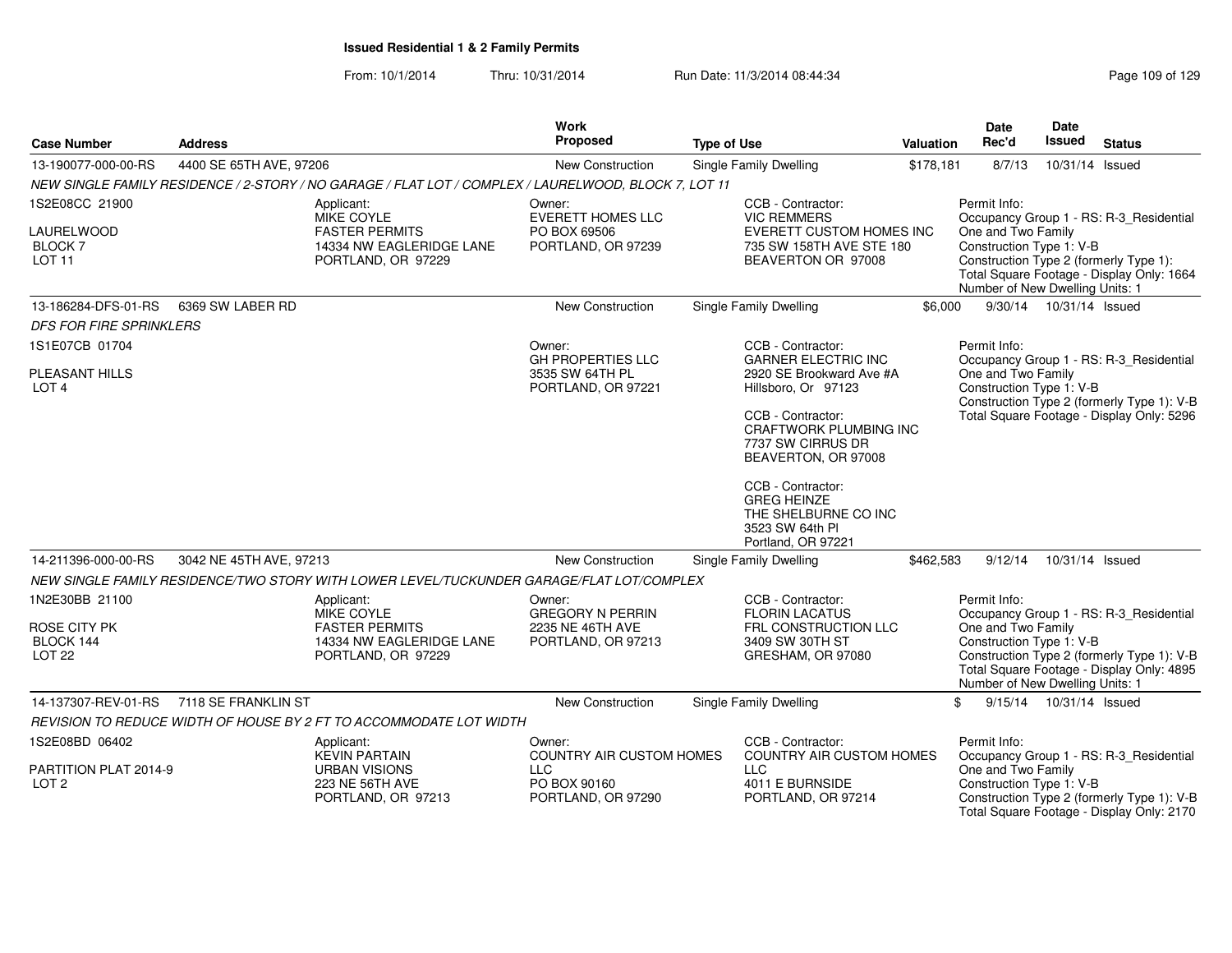# Issued Residential 1 & 2 Family Permits

From: 10/1/2014 Thru: 10/31/2014 Run Date: 11/3/2014 08:44:34

| Case Number | Address | Work Proposed | Type of Use | Valuation | Date Rec'd | Date Issued | Status |
|---|---|---|---|---|---|---|---|
| 13-190077-000-00-RS | 4400 SE 65TH AVE, 97206 | New Construction | Single Family Dwelling | $178,181 | 8/7/13 | 10/31/14 | Issued |

*NEW SINGLE FAMILY RESIDENCE / 2-STORY / NO GARAGE / FLAT LOT / COMPLEX / LAURELWOOD, BLOCK 7, LOT 11*

1S2E08CC 21900
LAURELWOOD
BLOCK 7
LOT 11

Applicant:
MIKE COYLE
FASTER PERMITS
14334 NW EAGLERIDGE LANE
PORTLAND, OR 97229

Owner:
EVERETT HOMES LLC
PO BOX 69506
PORTLAND, OR 97239

CCB - Contractor:
VIC REMMERS
EVERETT CUSTOM HOMES INC
735 SW 158TH AVE STE 180
BEAVERTON OR 97008

Permit Info:
Occupancy Group 1 - RS: R-3_Residential One and Two Family
Construction Type 1: V-B
Construction Type 2 (formerly Type 1):
Total Square Footage - Display Only: 1664
Number of New Dwelling Units: 1

| Case Number | Address | Work Proposed | Type of Use | Valuation | Date Rec'd | Date Issued | Status |
|---|---|---|---|---|---|---|---|
| 13-186284-DFS-01-RS | 6369 SW LABER RD | New Construction | Single Family Dwelling | $6,000 | 9/30/14 | 10/31/14 | Issued |

*DFS FOR FIRE SPRINKLERS*

1S1E07CB 01704
PLEASANT HILLS
LOT 4

Owner:
GH PROPERTIES LLC
3535 SW 64TH PL
PORTLAND, OR 97221

CCB - Contractor:
GARNER ELECTRIC INC
2920 SE Brookward Ave #A
Hillsboro, Or 97123

CCB - Contractor:
CRAFTWORK PLUMBING INC
7737 SW CIRRUS DR
BEAVERTON, OR 97008

CCB - Contractor:
GREG HEINZE
THE SHELBURNE CO INC
3523 SW 64th Pl
Portland, OR 97221

Permit Info:
Occupancy Group 1 - RS: R-3_Residential One and Two Family
Construction Type 1: V-B
Construction Type 2 (formerly Type 1): V-B
Total Square Footage - Display Only: 5296

| Case Number | Address | Work Proposed | Type of Use | Valuation | Date Rec'd | Date Issued | Status |
|---|---|---|---|---|---|---|---|
| 14-211396-000-00-RS | 3042 NE 45TH AVE, 97213 | New Construction | Single Family Dwelling | $462,583 | 9/12/14 | 10/31/14 | Issued |

*NEW SINGLE FAMILY RESIDENCE/TWO STORY WITH LOWER LEVEL/TUCKUNDER GARAGE/FLAT LOT/COMPLEX*

1N2E30BB 21100
ROSE CITY PK
BLOCK 144
LOT 22

Applicant:
MIKE COYLE
FASTER PERMITS
14334 NW EAGLERIDGE LANE
PORTLAND, OR 97229

Owner:
GREGORY N PERRIN
2235 NE 46TH AVE
PORTLAND, OR 97213

CCB - Contractor:
FLORIN LACATUS
FRL CONSTRUCTION LLC
3409 SW 30TH ST
GRESHAM, OR 97080

Permit Info:
Occupancy Group 1 - RS: R-3_Residential One and Two Family
Construction Type 1: V-B
Construction Type 2 (formerly Type 1): V-B
Total Square Footage - Display Only: 4895
Number of New Dwelling Units: 1

| Case Number | Address | Work Proposed | Type of Use | Valuation | Date Rec'd | Date Issued | Status |
|---|---|---|---|---|---|---|---|
| 14-137307-REV-01-RS | 7118 SE FRANKLIN ST | New Construction | Single Family Dwelling | $ | 9/15/14 | 10/31/14 | Issued |

*REVISION TO REDUCE WIDTH OF HOUSE BY 2 FT TO ACCOMMODATE LOT WIDTH*

1S2E08BD 06402
PARTITION PLAT 2014-9
LOT 2

Applicant:
KEVIN PARTAIN
URBAN VISIONS
223 NE 56TH AVE
PORTLAND, OR 97213

Owner:
COUNTRY AIR CUSTOM HOMES LLC
PO BOX 90160
PORTLAND, OR 97290

CCB - Contractor:
COUNTRY AIR CUSTOM HOMES LLC
4011 E BURNSIDE
PORTLAND, OR 97214

Permit Info:
Occupancy Group 1 - RS: R-3_Residential One and Two Family
Construction Type 1: V-B
Construction Type 2 (formerly Type 1): V-B
Total Square Footage - Display Only: 2170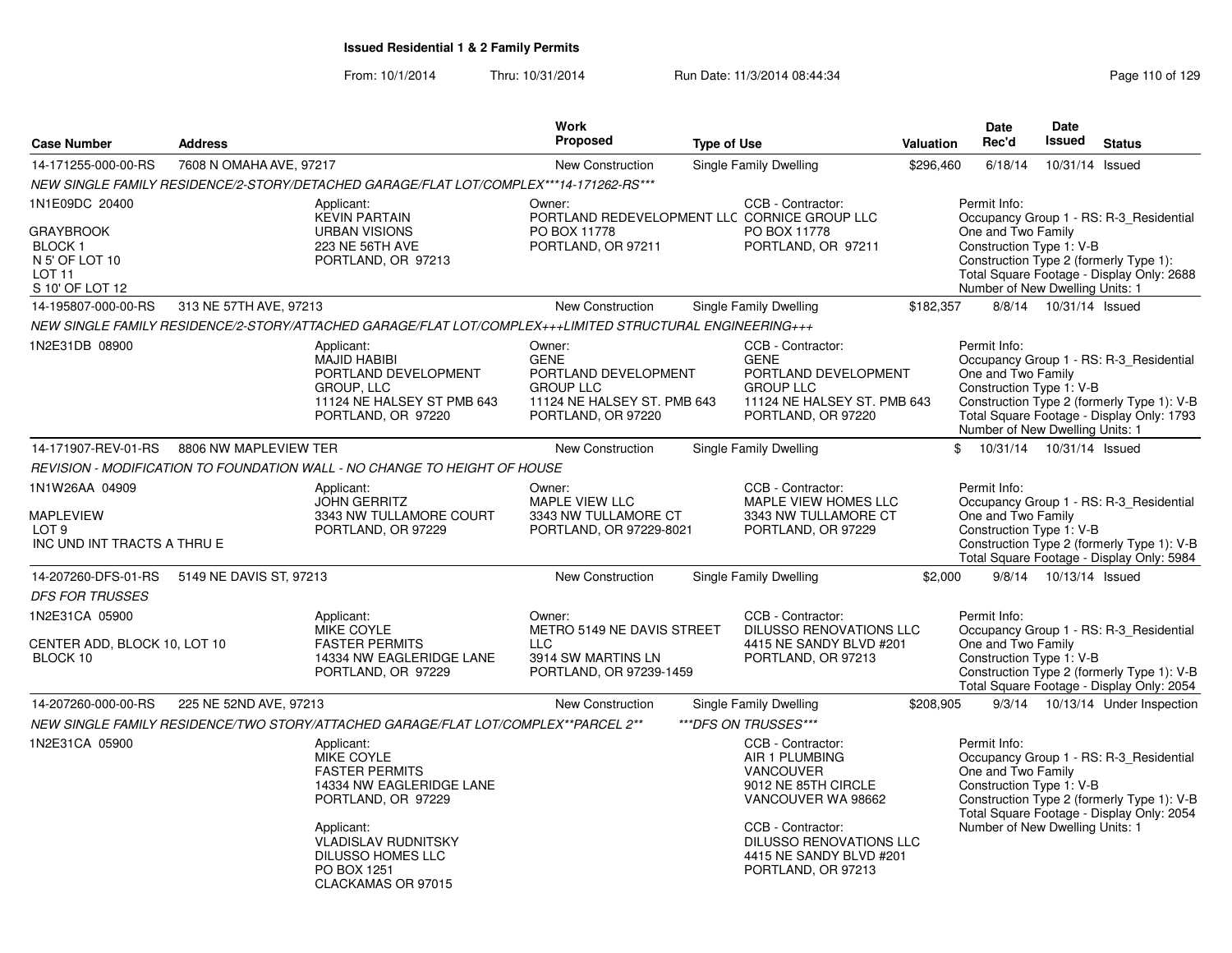# Issued Residential 1 & 2 Family Permits

From: 10/1/2014 Thru: 10/31/2014 Run Date: 11/3/2014 08:44:34

| Case Number | Address | Work Proposed | Type of Use | Valuation | Date Rec'd | Date Issued | Status |
|---|---|---|---|---|---|---|---|
| 14-171255-000-00-RS | 7608 N OMAHA AVE, 97217 | New Construction | Single Family Dwelling | $296,460 | 6/18/14 | 10/31/14 | Issued |

*NEW SINGLE FAMILY RESIDENCE/2-STORY/DETACHED GARAGE/FLAT LOT/COMPLEX***14-171262-RS****

1N1E09DC 20400
GRAYBROOK
BLOCK 1
N 5' OF LOT 10
LOT 11
S 10' OF LOT 12

Applicant:
KEVIN PARTAIN
URBAN VISIONS
223 NE 56TH AVE
PORTLAND, OR 97213

Owner:
PORTLAND REDEVELOPMENT LLC
PO BOX 11778
PORTLAND, OR 97211

CCB - Contractor:
CORNICE GROUP LLC
PO BOX 11778
PORTLAND, OR 97211

Permit Info:
Occupancy Group 1 - RS: R-3_Residential One and Two Family
Construction Type 1: V-B
Construction Type 2 (formerly Type 1):
Total Square Footage - Display Only: 2688
Number of New Dwelling Units: 1

| Case Number | Address | Work Proposed | Type of Use | Valuation | Date Rec'd | Date Issued | Status |
|---|---|---|---|---|---|---|---|
| 14-195807-000-00-RS | 313 NE 57TH AVE, 97213 | New Construction | Single Family Dwelling | $182,357 | 8/8/14 | 10/31/14 | Issued |

*NEW SINGLE FAMILY RESIDENCE/2-STORY/ATTACHED GARAGE/FLAT LOT/COMPLEX+++LIMITED STRUCTURAL ENGINEERING+++*

1N2E31DB 08900

Applicant:
MAJID HABIBI
PORTLAND DEVELOPMENT GROUP, LLC
11124 NE HALSEY ST PMB 643
PORTLAND, OR 97220

Owner:
GENE
PORTLAND DEVELOPMENT GROUP LLC
11124 NE HALSEY ST. PMB 643
PORTLAND, OR 97220

CCB - Contractor:
GENE
PORTLAND DEVELOPMENT GROUP LLC
11124 NE HALSEY ST. PMB 643
PORTLAND, OR 97220

Permit Info:
Occupancy Group 1 - RS: R-3_Residential One and Two Family
Construction Type 1: V-B
Construction Type 2 (formerly Type 1): V-B
Total Square Footage - Display Only: 1793
Number of New Dwelling Units: 1

| Case Number | Address | Work Proposed | Type of Use | Valuation | Date Rec'd | Date Issued | Status |
|---|---|---|---|---|---|---|---|
| 14-171907-REV-01-RS | 8806 NW MAPLEVIEW TER | New Construction | Single Family Dwelling | $ | 10/31/14 | 10/31/14 | Issued |

*REVISION - MODIFICATION TO FOUNDATION WALL - NO CHANGE TO HEIGHT OF HOUSE*

1N1W26AA 04909
MAPLEVIEW
LOT 9
INC UND INT TRACTS A THRU E

Applicant:
JOHN GERRITZ
3343 NW TULLAMORE COURT
PORTLAND, OR 97229

Owner:
MAPLE VIEW LLC
3343 NW TULLAMORE CT
PORTLAND, OR 97229-8021

CCB - Contractor:
MAPLE VIEW HOMES LLC
3343 NW TULLAMORE CT
PORTLAND, OR 97229

Permit Info:
Occupancy Group 1 - RS: R-3_Residential One and Two Family
Construction Type 1: V-B
Construction Type 2 (formerly Type 1): V-B
Total Square Footage - Display Only: 5984

| Case Number | Address | Work Proposed | Type of Use | Valuation | Date Rec'd | Date Issued | Status |
|---|---|---|---|---|---|---|---|
| 14-207260-DFS-01-RS | 5149 NE DAVIS ST, 97213 | New Construction | Single Family Dwelling | $2,000 | 9/8/14 | 10/13/14 | Issued |

*DFS FOR TRUSSES*

1N2E31CA 05900
CENTER ADD, BLOCK 10, LOT 10
BLOCK 10

Applicant:
MIKE COYLE
FASTER PERMITS
14334 NW EAGLERIDGE LANE
PORTLAND, OR 97229

Owner:
METRO 5149 NE DAVIS STREET LLC
3914 SW MARTINS LN
PORTLAND, OR 97239-1459

CCB - Contractor:
DILUSSO RENOVATIONS LLC
4415 NE SANDY BLVD #201
PORTLAND, OR 97213

Permit Info:
Occupancy Group 1 - RS: R-3_Residential One and Two Family
Construction Type 1: V-B
Construction Type 2 (formerly Type 1): V-B
Total Square Footage - Display Only: 2054

| Case Number | Address | Work Proposed | Type of Use | Valuation | Date Rec'd | Date Issued | Status |
|---|---|---|---|---|---|---|---|
| 14-207260-000-00-RS | 225 NE 52ND AVE, 97213 | New Construction | Single Family Dwelling | $208,905 | 9/3/14 | 10/13/14 | Under Inspection |

*NEW SINGLE FAMILY RESIDENCE/TWO STORY/ATTACHED GARAGE/FLAT LOT/COMPLEX**PARCEL 2** ***DFS ON TRUSSES****

1N2E31CA 05900

Applicant:
MIKE COYLE
FASTER PERMITS
14334 NW EAGLERIDGE LANE
PORTLAND, OR 97229

Applicant:
VLADISLAV RUDNITSKY
DILUSSO HOMES LLC
PO BOX 1251
CLACKAMAS OR 97015

CCB - Contractor:
AIR 1 PLUMBING VANCOUVER
9012 NE 85TH CIRCLE
VANCOUVER WA 98662

CCB - Contractor:
DILUSSO RENOVATIONS LLC
4415 NE SANDY BLVD #201
PORTLAND, OR 97213

Permit Info:
Occupancy Group 1 - RS: R-3_Residential One and Two Family
Construction Type 1: V-B
Construction Type 2 (formerly Type 1): V-B
Total Square Footage - Display Only: 2054
Number of New Dwelling Units: 1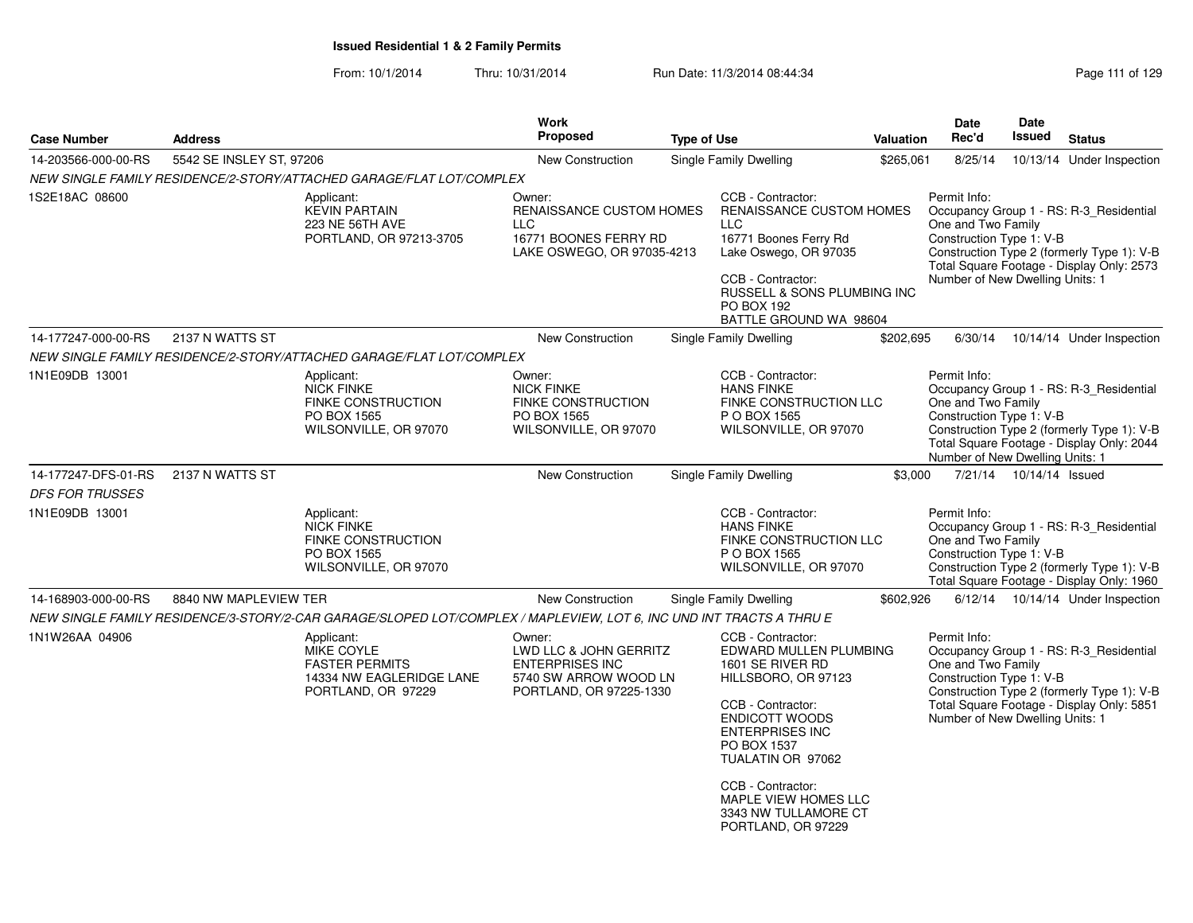# Issued Residential 1 & 2 Family Permits

From: 10/1/2014 Thru: 10/31/2014 Run Date: 11/3/2014 08:44:34

| Case Number | Address | Work Proposed | Type of Use | Valuation | Date Rec'd | Date Issued | Status |
|---|---|---|---|---|---|---|---|
| 14-203566-000-00-RS | 5542 SE INSLEY ST, 97206 | New Construction | Single Family Dwelling | $265,061 | 8/25/14 | 10/13/14 | Under Inspection |

*NEW SINGLE FAMILY RESIDENCE/2-STORY/ATTACHED GARAGE/FLAT LOT/COMPLEX*

1S2E18AC 08600

Applicant:
KEVIN PARTAIN
223 NE 56TH AVE
PORTLAND, OR 97213-3705

Owner:
RENAISSANCE CUSTOM HOMES LLC
16771 BOONES FERRY RD
LAKE OSWEGO, OR 97035-4213

CCB - Contractor:
RENAISSANCE CUSTOM HOMES LLC
16771 Boones Ferry Rd
Lake Oswego, OR 97035

CCB - Contractor:
RUSSELL & SONS PLUMBING INC
PO BOX 192
BATTLE GROUND WA 98604

Permit Info:
Occupancy Group 1 - RS: R-3_Residential One and Two Family
Construction Type 1: V-B
Construction Type 2 (formerly Type 1): V-B
Total Square Footage - Display Only: 2573
Number of New Dwelling Units: 1

| Case Number | Address | Work Proposed | Type of Use | Valuation | Date Rec'd | Date Issued | Status |
|---|---|---|---|---|---|---|---|
| 14-177247-000-00-RS | 2137 N WATTS ST | New Construction | Single Family Dwelling | $202,695 | 6/30/14 | 10/14/14 | Under Inspection |

*NEW SINGLE FAMILY RESIDENCE/2-STORY/ATTACHED GARAGE/FLAT LOT/COMPLEX*

1N1E09DB 13001

Applicant:
NICK FINKE
FINKE CONSTRUCTION
PO BOX 1565
WILSONVILLE, OR 97070

Owner:
NICK FINKE
FINKE CONSTRUCTION
PO BOX 1565
WILSONVILLE, OR 97070

CCB - Contractor:
HANS FINKE
FINKE CONSTRUCTION LLC
P O BOX 1565
WILSONVILLE, OR 97070

Permit Info:
Occupancy Group 1 - RS: R-3_Residential One and Two Family
Construction Type 1: V-B
Construction Type 2 (formerly Type 1): V-B
Total Square Footage - Display Only: 2044
Number of New Dwelling Units: 1

| Case Number | Address | Work Proposed | Type of Use | Valuation | Date Rec'd | Date Issued | Status |
|---|---|---|---|---|---|---|---|
| 14-177247-DFS-01-RS | 2137 N WATTS ST | New Construction | Single Family Dwelling | $3,000 | 7/21/14 | 10/14/14 | Issued |

*DFS FOR TRUSSES*

1N1E09DB 13001

Applicant:
NICK FINKE
FINKE CONSTRUCTION
PO BOX 1565
WILSONVILLE, OR 97070

CCB - Contractor:
HANS FINKE
FINKE CONSTRUCTION LLC
P O BOX 1565
WILSONVILLE, OR 97070

Permit Info:
Occupancy Group 1 - RS: R-3_Residential One and Two Family
Construction Type 1: V-B
Construction Type 2 (formerly Type 1): V-B
Total Square Footage - Display Only: 1960

| Case Number | Address | Work Proposed | Type of Use | Valuation | Date Rec'd | Date Issued | Status |
|---|---|---|---|---|---|---|---|
| 14-168903-000-00-RS | 8840 NW MAPLEVIEW TER | New Construction | Single Family Dwelling | $602,926 | 6/12/14 | 10/14/14 | Under Inspection |

*NEW SINGLE FAMILY RESIDENCE/3-STORY/2-CAR GARAGE/SLOPED LOT/COMPLEX / MAPLEVIEW, LOT 6, INC UND INT TRACTS A THRU E*

1N1W26AA 04906

Applicant:
MIKE COYLE
FASTER PERMITS
14334 NW EAGLERIDGE LANE
PORTLAND, OR 97229

Owner:
LWD LLC & JOHN GERRITZ ENTERPRISES INC
5740 SW ARROW WOOD LN
PORTLAND, OR 97225-1330

CCB - Contractor:
EDWARD MULLEN PLUMBING
1601 SE RIVER RD
HILLSBORO, OR 97123

CCB - Contractor:
ENDICOTT WOODS ENTERPRISES INC
PO BOX 1537
TUALATIN OR 97062

CCB - Contractor:
MAPLE VIEW HOMES LLC
3343 NW TULLAMORE CT
PORTLAND, OR 97229

Permit Info:
Occupancy Group 1 - RS: R-3_Residential One and Two Family
Construction Type 1: V-B
Construction Type 2 (formerly Type 1): V-B
Total Square Footage - Display Only: 5851
Number of New Dwelling Units: 1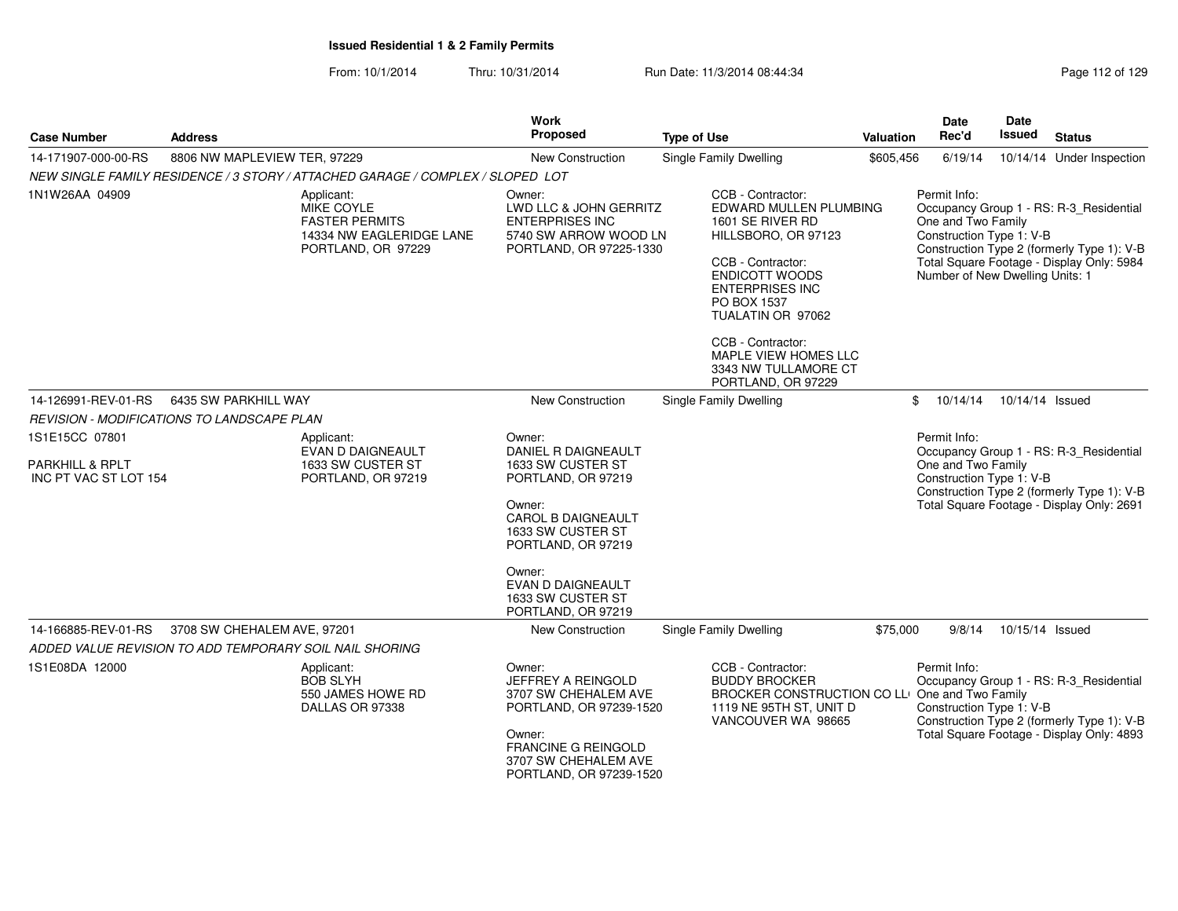**Issued Residential 1 & 2 Family Permits**

From: 10/1/2014 Thru: 10/31/2014 Run Date: 11/3/2014 08:44:34

| Case Number | Address | Work Proposed | Type of Use | Valuation | Date Rec'd | Date Issued | Status |
|---|---|---|---|---|---|---|---|
| 14-171907-000-00-RS | 8806 NW MAPLEVIEW TER, 97229 | New Construction | Single Family Dwelling | $605,456 | 6/19/14 | 10/14/14 | Under Inspection |

*NEW SINGLE FAMILY RESIDENCE / 3 STORY / ATTACHED GARAGE / COMPLEX / SLOPED LOT*

1N1W26AA 04909

Applicant:
MIKE COYLE
FASTER PERMITS
14334 NW EAGLERIDGE LANE
PORTLAND, OR 97229

Owner:
LWD LLC & JOHN GERRITZ ENTERPRISES INC
5740 SW ARROW WOOD LN
PORTLAND, OR 97225-1330

CCB - Contractor:
EDWARD MULLEN PLUMBING
1601 SE RIVER RD
HILLSBORO, OR 97123

CCB - Contractor:
ENDICOTT WOODS ENTERPRISES INC
PO BOX 1537
TUALATIN OR 97062

CCB - Contractor:
MAPLE VIEW HOMES LLC
3343 NW TULLAMORE CT
PORTLAND, OR 97229

Permit Info:
Occupancy Group 1 - RS: R-3_Residential One and Two Family
Construction Type 1: V-B
Construction Type 2 (formerly Type 1): V-B
Total Square Footage - Display Only: 5984
Number of New Dwelling Units: 1

| Case Number | Address | Work Proposed | Type of Use | Valuation | Date Rec'd | Date Issued | Status |
|---|---|---|---|---|---|---|---|
| 14-126991-REV-01-RS | 6435 SW PARKHILL WAY | New Construction | Single Family Dwelling | $ | 10/14/14 | 10/14/14 | Issued |

*REVISION - MODIFICATIONS TO LANDSCAPE PLAN*

1S1E15CC 07801

PARKHILL & RPLT
INC PT VAC ST LOT 154

Applicant:
EVAN D DAIGNEAULT
1633 SW CUSTER ST
PORTLAND, OR 97219

Owner:
DANIEL R DAIGNEAULT
1633 SW CUSTER ST
PORTLAND, OR 97219

Owner:
CAROL B DAIGNEAULT
1633 SW CUSTER ST
PORTLAND, OR 97219

Owner:
EVAN D DAIGNEAULT
1633 SW CUSTER ST
PORTLAND, OR 97219

Permit Info:
Occupancy Group 1 - RS: R-3_Residential One and Two Family
Construction Type 1: V-B
Construction Type 2 (formerly Type 1): V-B
Total Square Footage - Display Only: 2691

| Case Number | Address | Work Proposed | Type of Use | Valuation | Date Rec'd | Date Issued | Status |
|---|---|---|---|---|---|---|---|
| 14-166885-REV-01-RS | 3708 SW CHEHALEM AVE, 97201 | New Construction | Single Family Dwelling | $75,000 | 9/8/14 | 10/15/14 | Issued |

*ADDED VALUE REVISION TO ADD TEMPORARY SOIL NAIL SHORING*

1S1E08DA 12000

Applicant:
BOB SLYH
550 JAMES HOWE RD
DALLAS OR 97338

Owner:
JEFFREY A REINGOLD
3707 SW CHEHALEM AVE
PORTLAND, OR 97239-1520

Owner:
FRANCINE G REINGOLD
3707 SW CHEHALEM AVE
PORTLAND, OR 97239-1520

CCB - Contractor:
BUDDY BROCKER
BROCKER CONSTRUCTION CO LLC
1119 NE 95TH ST, UNIT D
VANCOUVER WA 98665

Permit Info:
Occupancy Group 1 - RS: R-3_Residential One and Two Family
Construction Type 1: V-B
Construction Type 2 (formerly Type 1): V-B
Total Square Footage - Display Only: 4893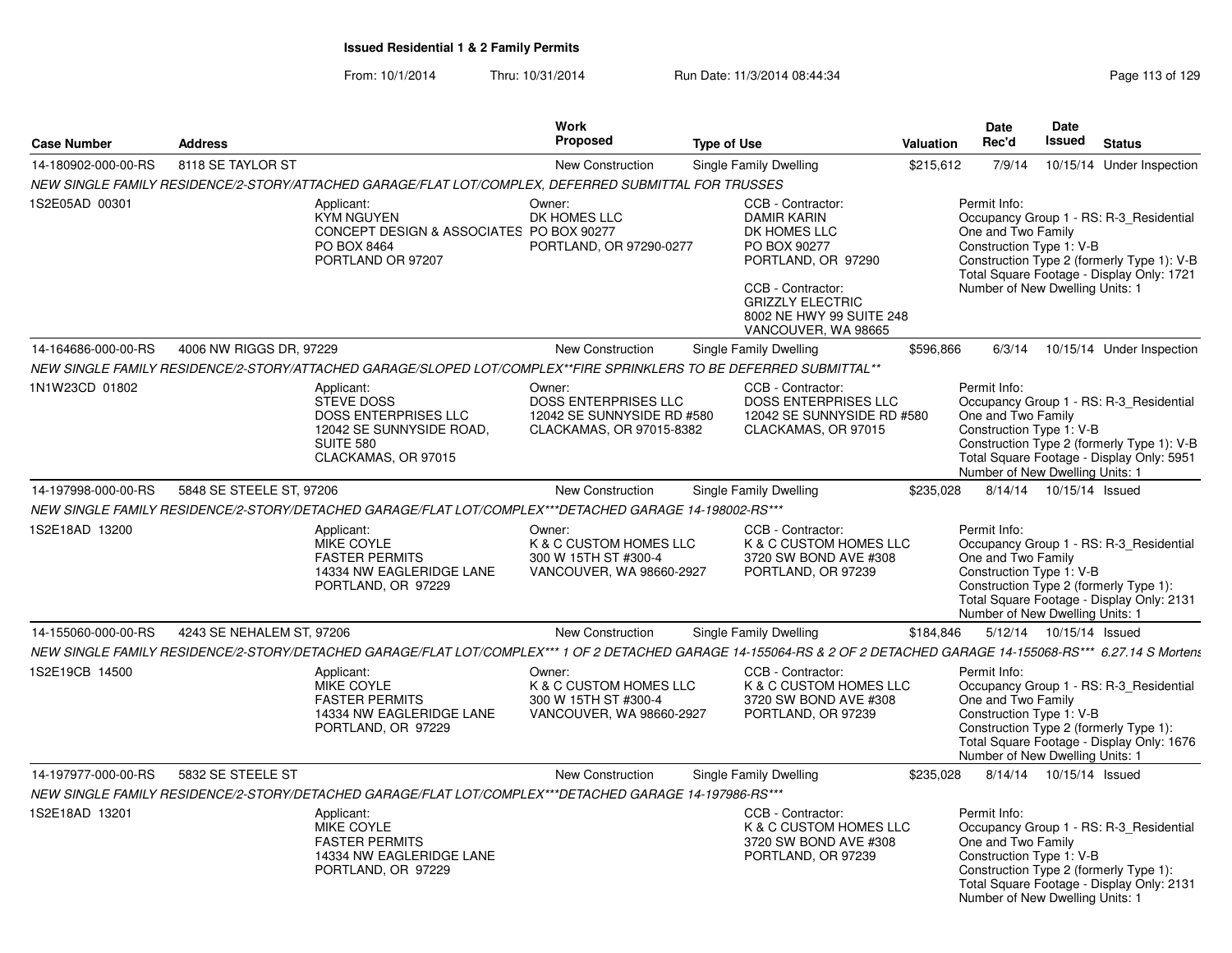# Issued Residential 1 & 2 Family Permits

From: 10/1/2014 Thru: 10/31/2014 Run Date: 11/3/2014 08:44:34

| Case Number | Address | Work Proposed | Type of Use | Valuation | Date Rec'd | Date Issued | Status |
|---|---|---|---|---|---|---|---|
| 14-180902-000-00-RS | 8118 SE TAYLOR ST | New Construction | Single Family Dwelling | $215,612 | 7/9/14 | 10/15/14 | Under Inspection |

NEW SINGLE FAMILY RESIDENCE/2-STORY/ATTACHED GARAGE/FLAT LOT/COMPLEX, DEFERRED SUBMITTAL FOR TRUSSES

1S2E05AD 00301

Applicant: KYM NGUYEN, CONCEPT DESIGN & ASSOCIATES, PO BOX 8464, PORTLAND OR 97207

Owner: DK HOMES LLC, PO BOX 90277, PORTLAND, OR 97290-0277

CCB - Contractor: DAMIR KARIN, DK HOMES LLC, PO BOX 90277, PORTLAND, OR 97290

CCB - Contractor: GRIZZLY ELECTRIC, 8002 NE HWY 99 SUITE 248, VANCOUVER, WA 98665

Permit Info: Occupancy Group 1 - RS: R-3_Residential One and Two Family; Construction Type 1: V-B; Construction Type 2 (formerly Type 1): V-B; Total Square Footage - Display Only: 1721; Number of New Dwelling Units: 1

| Case Number | Address | Work Proposed | Type of Use | Valuation | Date Rec'd | Date Issued | Status |
|---|---|---|---|---|---|---|---|
| 14-164686-000-00-RS | 4006 NW RIGGS DR, 97229 | New Construction | Single Family Dwelling | $596,866 | 6/3/14 | 10/15/14 | Under Inspection |

NEW SINGLE FAMILY RESIDENCE/2-STORY/ATTACHED GARAGE/SLOPED LOT/COMPLEX**FIRE SPRINKLERS TO BE DEFERRED SUBMITTAL**

1N1W23CD 01802

Applicant: STEVE DOSS, DOSS ENTERPRISES LLC, 12042 SE SUNNYSIDE ROAD, SUITE 580, CLACKAMAS, OR 97015

Owner: DOSS ENTERPRISES LLC, 12042 SE SUNNYSIDE RD #580, CLACKAMAS, OR 97015-8382

CCB - Contractor: DOSS ENTERPRISES LLC, 12042 SE SUNNYSIDE RD #580, CLACKAMAS, OR 97015

Permit Info: Occupancy Group 1 - RS: R-3_Residential One and Two Family; Construction Type 1: V-B; Construction Type 2 (formerly Type 1): V-B; Total Square Footage - Display Only: 5951; Number of New Dwelling Units: 1

| Case Number | Address | Work Proposed | Type of Use | Valuation | Date Rec'd | Date Issued | Status |
|---|---|---|---|---|---|---|---|
| 14-197998-000-00-RS | 5848 SE STEELE ST, 97206 | New Construction | Single Family Dwelling | $235,028 | 8/14/14 | 10/15/14 | Issued |

NEW SINGLE FAMILY RESIDENCE/2-STORY/DETACHED GARAGE/FLAT LOT/COMPLEX***DETACHED GARAGE 14-198002-RS***

1S2E18AD 13200

Applicant: MIKE COYLE, FASTER PERMITS, 14334 NW EAGLERIDGE LANE, PORTLAND, OR 97229

Owner: K & C CUSTOM HOMES LLC, 300 W 15TH ST #300-4, VANCOUVER, WA 98660-2927

CCB - Contractor: K & C CUSTOM HOMES LLC, 3720 SW BOND AVE #308, PORTLAND, OR 97239

Permit Info: Occupancy Group 1 - RS: R-3_Residential One and Two Family; Construction Type 1: V-B; Construction Type 2 (formerly Type 1):; Total Square Footage - Display Only: 2131; Number of New Dwelling Units: 1

| Case Number | Address | Work Proposed | Type of Use | Valuation | Date Rec'd | Date Issued | Status |
|---|---|---|---|---|---|---|---|
| 14-155060-000-00-RS | 4243 SE NEHALEM ST, 97206 | New Construction | Single Family Dwelling | $184,846 | 5/12/14 | 10/15/14 | Issued |

NEW SINGLE FAMILY RESIDENCE/2-STORY/DETACHED GARAGE/FLAT LOT/COMPLEX*** 1 OF 2 DETACHED GARAGE 14-155064-RS & 2 OF 2 DETACHED GARAGE 14-155068-RS*** 6.27.14 S Mortens

1S2E19CB 14500

Applicant: MIKE COYLE, FASTER PERMITS, 14334 NW EAGLERIDGE LANE, PORTLAND, OR 97229

Owner: K & C CUSTOM HOMES LLC, 300 W 15TH ST #300-4, VANCOUVER, WA 98660-2927

CCB - Contractor: K & C CUSTOM HOMES LLC, 3720 SW BOND AVE #308, PORTLAND, OR 97239

Permit Info: Occupancy Group 1 - RS: R-3_Residential One and Two Family; Construction Type 1: V-B; Construction Type 2 (formerly Type 1):; Total Square Footage - Display Only: 1676; Number of New Dwelling Units: 1

| Case Number | Address | Work Proposed | Type of Use | Valuation | Date Rec'd | Date Issued | Status |
|---|---|---|---|---|---|---|---|
| 14-197977-000-00-RS | 5832 SE STEELE ST | New Construction | Single Family Dwelling | $235,028 | 8/14/14 | 10/15/14 | Issued |

NEW SINGLE FAMILY RESIDENCE/2-STORY/DETACHED GARAGE/FLAT LOT/COMPLEX***DETACHED GARAGE 14-197986-RS***

1S2E18AD 13201

Applicant: MIKE COYLE, FASTER PERMITS, 14334 NW EAGLERIDGE LANE, PORTLAND, OR 97229

CCB - Contractor: K & C CUSTOM HOMES LLC, 3720 SW BOND AVE #308, PORTLAND, OR 97239

Permit Info: Occupancy Group 1 - RS: R-3_Residential One and Two Family; Construction Type 1: V-B; Construction Type 2 (formerly Type 1):; Total Square Footage - Display Only: 2131; Number of New Dwelling Units: 1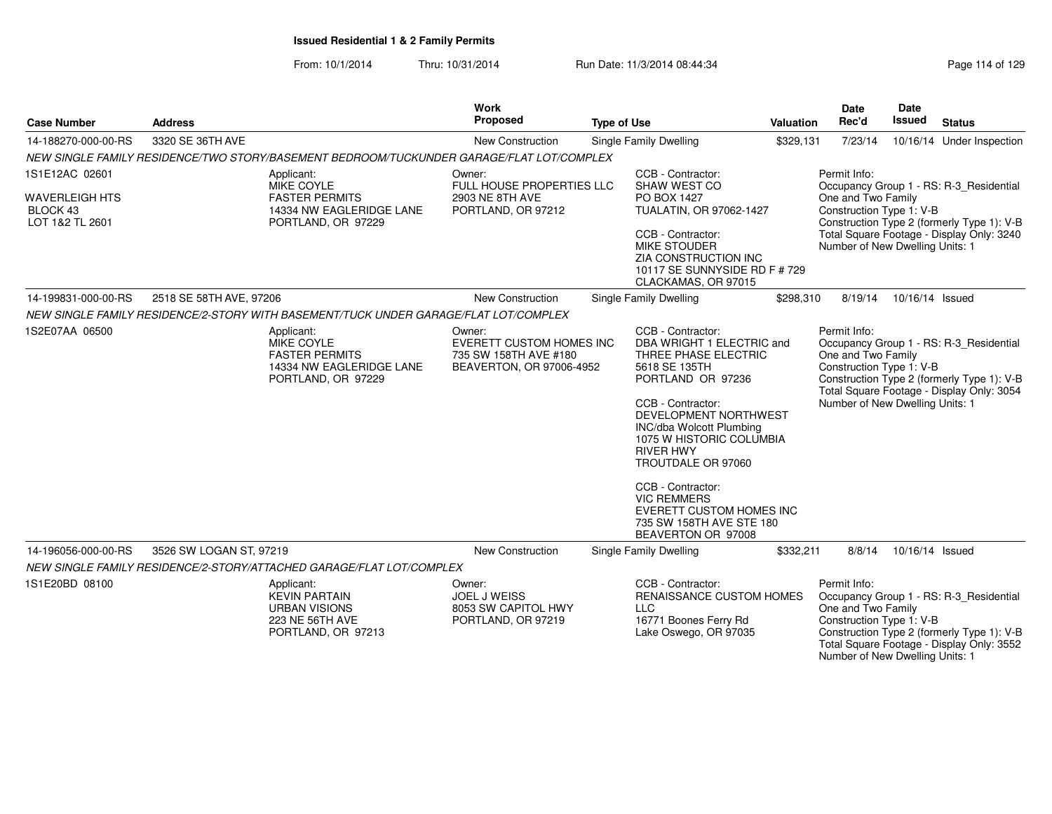# Issued Residential 1 & 2 Family Permits

From: 10/1/2014 Thru: 10/31/2014 Run Date: 11/3/2014 08:44:34

| Case Number | Address | Work Proposed | Type of Use | Valuation | Date Rec'd | Date Issued | Status |
|---|---|---|---|---|---|---|---|
| 14-188270-000-00-RS | 3320 SE 36TH AVE | New Construction | Single Family Dwelling | $329,131 | 7/23/14 | 10/16/14 | Under Inspection |

NEW SINGLE FAMILY RESIDENCE/TWO STORY/BASEMENT BEDROOM/TUCKUNDER GARAGE/FLAT LOT/COMPLEX

1S1E12AC 02601

WAVERLEIGH HTS
BLOCK 43
LOT 1&2 TL 2601

Applicant:
MIKE COYLE
FASTER PERMITS
14334 NW EAGLERIDGE LANE
PORTLAND, OR 97229

Owner:
FULL HOUSE PROPERTIES LLC
2903 NE 8TH AVE
PORTLAND, OR 97212

CCB - Contractor:
SHAW WEST CO
PO BOX 1427
TUALATIN, OR 97062-1427

CCB - Contractor:
MIKE STOUDER
ZIA CONSTRUCTION INC
10117 SE SUNNYSIDE RD F # 729
CLACKAMAS, OR 97015

Permit Info:
Occupancy Group 1 - RS: R-3_Residential One and Two Family
Construction Type 1: V-B
Construction Type 2 (formerly Type 1): V-B
Total Square Footage - Display Only: 3240
Number of New Dwelling Units: 1

| Case Number | Address | Work Proposed | Type of Use | Valuation | Date Rec'd | Date Issued | Status |
|---|---|---|---|---|---|---|---|
| 14-199831-000-00-RS | 2518 SE 58TH AVE, 97206 | New Construction | Single Family Dwelling | $298,310 | 8/19/14 | 10/16/14 | Issued |

NEW SINGLE FAMILY RESIDENCE/2-STORY WITH BASEMENT/TUCK UNDER GARAGE/FLAT LOT/COMPLEX

1S2E07AA 06500

Applicant:
MIKE COYLE
FASTER PERMITS
14334 NW EAGLERIDGE LANE
PORTLAND, OR 97229

Owner:
EVERETT CUSTOM HOMES INC
735 SW 158TH AVE #180
BEAVERTON, OR 97006-4952

CCB - Contractor:
DBA WRIGHT 1 ELECTRIC and THREE PHASE ELECTRIC
5618 SE 135TH
PORTLAND OR 97236

CCB - Contractor:
DEVELOPMENT NORTHWEST INC/dba Wolcott Plumbing
1075 W HISTORIC COLUMBIA RIVER HWY
TROUTDALE OR 97060

CCB - Contractor:
VIC REMMERS
EVERETT CUSTOM HOMES INC
735 SW 158TH AVE STE 180
BEAVERTON OR 97008

Permit Info:
Occupancy Group 1 - RS: R-3_Residential One and Two Family
Construction Type 1: V-B
Construction Type 2 (formerly Type 1): V-B
Total Square Footage - Display Only: 3054
Number of New Dwelling Units: 1

| Case Number | Address | Work Proposed | Type of Use | Valuation | Date Rec'd | Date Issued | Status |
|---|---|---|---|---|---|---|---|
| 14-196056-000-00-RS | 3526 SW LOGAN ST, 97219 | New Construction | Single Family Dwelling | $332,211 | 8/8/14 | 10/16/14 | Issued |

NEW SINGLE FAMILY RESIDENCE/2-STORY/ATTACHED GARAGE/FLAT LOT/COMPLEX

1S1E20BD 08100

Applicant:
KEVIN PARTAIN
URBAN VISIONS
223 NE 56TH AVE
PORTLAND, OR 97213

Owner:
JOEL J WEISS
8053 SW CAPITOL HWY
PORTLAND, OR 97219

CCB - Contractor:
RENAISSANCE CUSTOM HOMES LLC
16771 Boones Ferry Rd
Lake Oswego, OR 97035

Permit Info:
Occupancy Group 1 - RS: R-3_Residential One and Two Family
Construction Type 1: V-B
Construction Type 2 (formerly Type 1): V-B
Total Square Footage - Display Only: 3552
Number of New Dwelling Units: 1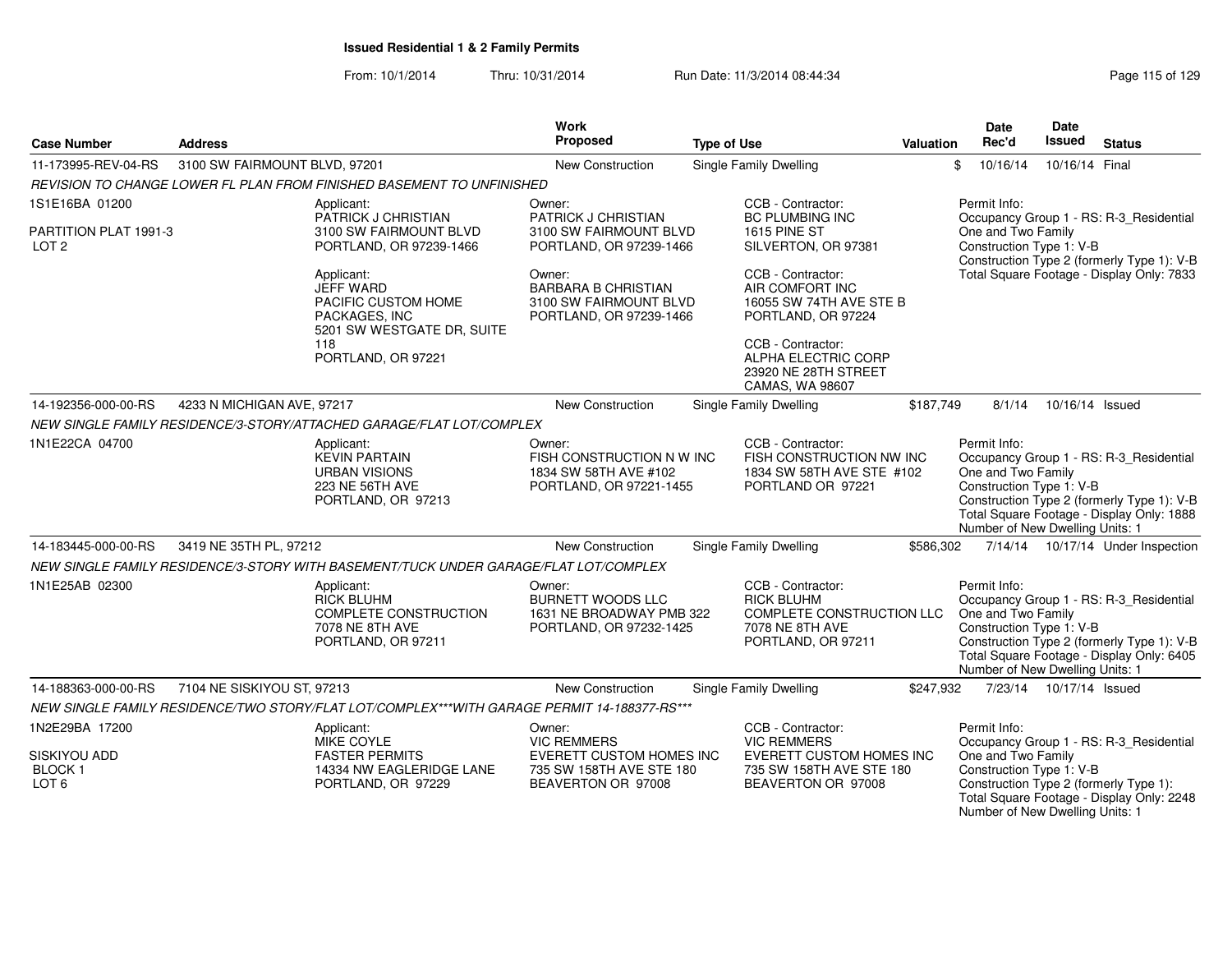**Issued Residential 1 & 2 Family Permits**

From: 10/1/2014 Thru: 10/31/2014 Run Date: 11/3/2014 08:44:34

| Case Number | Address | Work Proposed | Type of Use | Valuation | Date Rec'd | Date Issued | Status |
|---|---|---|---|---|---|---|---|
| 11-173995-REV-04-RS | 3100 SW FAIRMOUNT BLVD, 97201 | New Construction | Single Family Dwelling | $ | 10/16/14 | 10/16/14 | Final |

REVISION TO CHANGE LOWER FL PLAN FROM FINISHED BASEMENT TO UNFINISHED

1S1E16BA 01200

PARTITION PLAT 1991-3
LOT 2

Applicant:
PATRICK J CHRISTIAN
3100 SW FAIRMOUNT BLVD
PORTLAND, OR 97239-1466

Applicant:
JEFF WARD
PACIFIC CUSTOM HOME PACKAGES, INC
5201 SW WESTGATE DR, SUITE 118
PORTLAND, OR 97221

Owner:
PATRICK J CHRISTIAN
3100 SW FAIRMOUNT BLVD
PORTLAND, OR 97239-1466

Owner:
BARBARA B CHRISTIAN
3100 SW FAIRMOUNT BLVD
PORTLAND, OR 97239-1466

CCB - Contractor:
BC PLUMBING INC
1615 PINE ST
SILVERTON, OR 97381

CCB - Contractor:
AIR COMFORT INC
16055 SW 74TH AVE STE B
PORTLAND, OR 97224

CCB - Contractor:
ALPHA ELECTRIC CORP
23920 NE 28TH STREET
CAMAS, WA 98607

Permit Info:
Occupancy Group 1 - RS: R-3_Residential One and Two Family
Construction Type 1: V-B
Construction Type 2 (formerly Type 1): V-B
Total Square Footage - Display Only: 7833

| Case Number | Address | Work Proposed | Type of Use | Valuation | Date Rec'd | Date Issued | Status |
|---|---|---|---|---|---|---|---|
| 14-192356-000-00-RS | 4233 N MICHIGAN AVE, 97217 | New Construction | Single Family Dwelling | $187,749 | 8/1/14 | 10/16/14 | Issued |

NEW SINGLE FAMILY RESIDENCE/3-STORY/ATTACHED GARAGE/FLAT LOT/COMPLEX

1N1E22CA 04700

Applicant:
KEVIN PARTAIN
URBAN VISIONS
223 NE 56TH AVE
PORTLAND, OR 97213

Owner:
FISH CONSTRUCTION N W INC
1834 SW 58TH AVE #102
PORTLAND, OR 97221-1455

CCB - Contractor:
FISH CONSTRUCTION NW INC
1834 SW 58TH AVE STE #102
PORTLAND OR 97221

Permit Info:
Occupancy Group 1 - RS: R-3_Residential One and Two Family
Construction Type 1: V-B
Construction Type 2 (formerly Type 1): V-B
Total Square Footage - Display Only: 1888
Number of New Dwelling Units: 1

| Case Number | Address | Work Proposed | Type of Use | Valuation | Date Rec'd | Date Issued | Status |
|---|---|---|---|---|---|---|---|
| 14-183445-000-00-RS | 3419 NE 35TH PL, 97212 | New Construction | Single Family Dwelling | $586,302 | 7/14/14 | 10/17/14 | Under Inspection |

NEW SINGLE FAMILY RESIDENCE/3-STORY WITH BASEMENT/TUCK UNDER GARAGE/FLAT LOT/COMPLEX

1N1E25AB 02300

Applicant:
RICK BLUHM
COMPLETE CONSTRUCTION
7078 NE 8TH AVE
PORTLAND, OR 97211

Owner:
BURNETT WOODS LLC
1631 NE BROADWAY PMB 322
PORTLAND, OR 97232-1425

CCB - Contractor:
RICK BLUHM
COMPLETE CONSTRUCTION LLC
7078 NE 8TH AVE
PORTLAND, OR 97211

Permit Info:
Occupancy Group 1 - RS: R-3_Residential One and Two Family
Construction Type 1: V-B
Construction Type 2 (formerly Type 1): V-B
Total Square Footage - Display Only: 6405
Number of New Dwelling Units: 1

| Case Number | Address | Work Proposed | Type of Use | Valuation | Date Rec'd | Date Issued | Status |
|---|---|---|---|---|---|---|---|
| 14-188363-000-00-RS | 7104 NE SISKIYOU ST, 97213 | New Construction | Single Family Dwelling | $247,932 | 7/23/14 | 10/17/14 | Issued |

NEW SINGLE FAMILY RESIDENCE/TWO STORY/FLAT LOT/COMPLEX***WITH GARAGE PERMIT 14-188377-RS***

1N2E29BA 17200

SISKIYOU ADD
BLOCK 1
LOT 6

Applicant:
MIKE COYLE
FASTER PERMITS
14334 NW EAGLERIDGE LANE
PORTLAND, OR 97229

Owner:
VIC REMMERS
EVERETT CUSTOM HOMES INC
735 SW 158TH AVE STE 180
BEAVERTON OR 97008

CCB - Contractor:
VIC REMMERS
EVERETT CUSTOM HOMES INC
735 SW 158TH AVE STE 180
BEAVERTON OR 97008

Permit Info:
Occupancy Group 1 - RS: R-3_Residential One and Two Family
Construction Type 1: V-B
Construction Type 2 (formerly Type 1):
Total Square Footage - Display Only: 2248
Number of New Dwelling Units: 1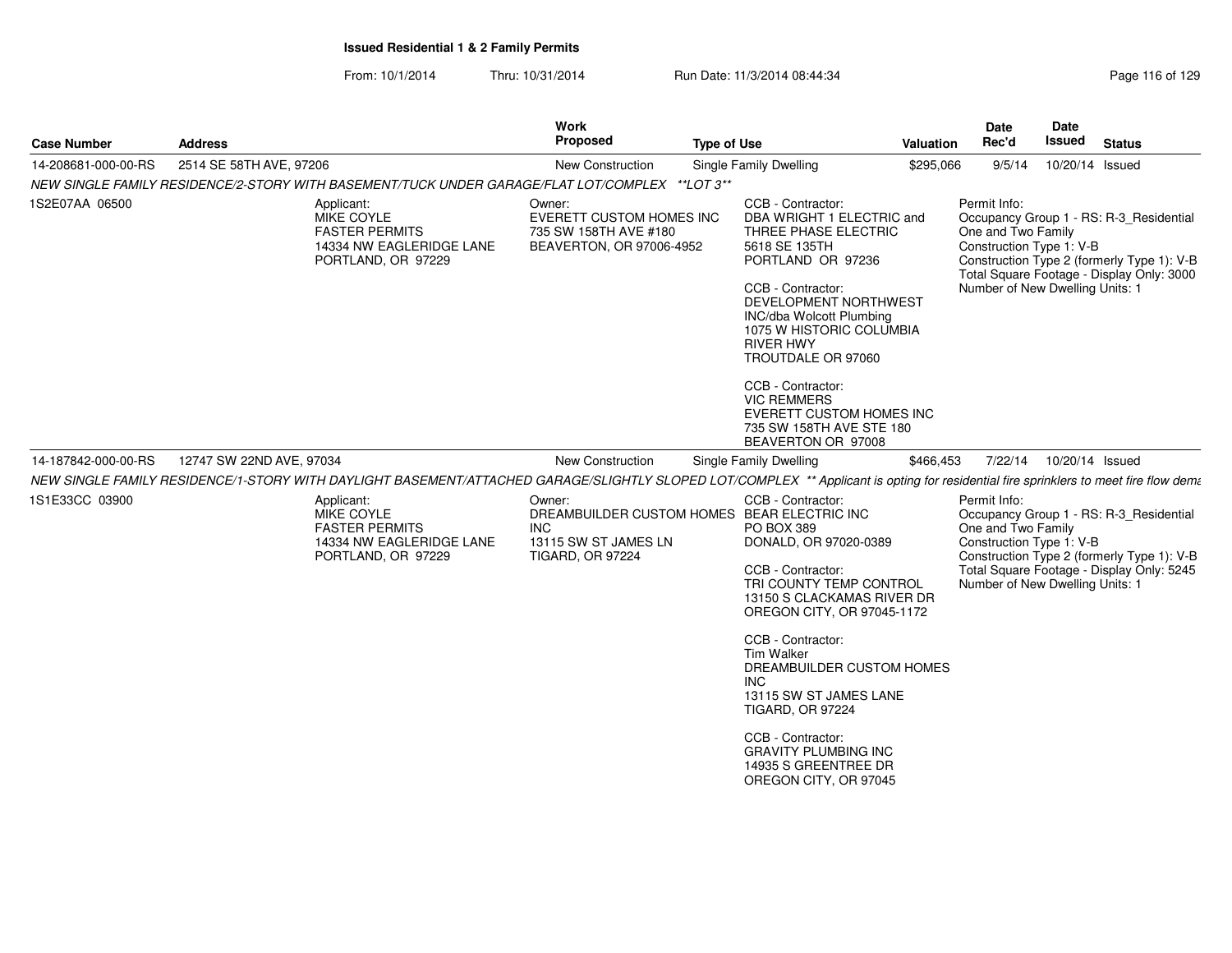## Issued Residential 1 & 2 Family Permits

From: 10/1/2014 Thru: 10/31/2014 Run Date: 11/3/2014 08:44:34

| Case Number | Address | Work Proposed | Type of Use | Valuation | Date Rec'd | Date Issued | Status |
|---|---|---|---|---|---|---|---|
| 14-208681-000-00-RS | 2514 SE 58TH AVE, 97206 | New Construction | Single Family Dwelling | $295,066 | 9/5/14 | 10/20/14 | Issued |

*NEW SINGLE FAMILY RESIDENCE/2-STORY WITH BASEMENT/TUCK UNDER GARAGE/FLAT LOT/COMPLEX \*\*LOT 3\*\**

1S2E07AA 06500

Applicant:
MIKE COYLE
FASTER PERMITS
14334 NW EAGLERIDGE LANE
PORTLAND, OR 97229

Owner:
EVERETT CUSTOM HOMES INC
735 SW 158TH AVE #180
BEAVERTON, OR 97006-4952

CCB - Contractor:
DBA WRIGHT 1 ELECTRIC and THREE PHASE ELECTRIC
5618 SE 135TH
PORTLAND OR 97236

CCB - Contractor:
DEVELOPMENT NORTHWEST INC/dba Wolcott Plumbing
1075 W HISTORIC COLUMBIA RIVER HWY
TROUTDALE OR 97060

CCB - Contractor:
VIC REMMERS
EVERETT CUSTOM HOMES INC
735 SW 158TH AVE STE 180
BEAVERTON OR 97008

Permit Info:
Occupancy Group 1 - RS: R-3_Residential One and Two Family
Construction Type 1: V-B
Construction Type 2 (formerly Type 1): V-B
Total Square Footage - Display Only: 3000
Number of New Dwelling Units: 1

| Case Number | Address | Work Proposed | Type of Use | Valuation | Date Rec'd | Date Issued | Status |
|---|---|---|---|---|---|---|---|
| 14-187842-000-00-RS | 12747 SW 22ND AVE, 97034 | New Construction | Single Family Dwelling | $466,453 | 7/22/14 | 10/20/14 | Issued |

*NEW SINGLE FAMILY RESIDENCE/1-STORY WITH DAYLIGHT BASEMENT/ATTACHED GARAGE/SLIGHTLY SLOPED LOT/COMPLEX \*\* Applicant is opting for residential fire sprinklers to meet fire flow dema*

1S1E33CC 03900

Applicant:
MIKE COYLE
FASTER PERMITS
14334 NW EAGLERIDGE LANE
PORTLAND, OR 97229

Owner:
DREAMBUILDER CUSTOM HOMES INC
13115 SW ST JAMES LN
TIGARD, OR 97224

CCB - Contractor:
BEAR ELECTRIC INC
PO BOX 389
DONALD, OR 97020-0389

CCB - Contractor:
TRI COUNTY TEMP CONTROL
13150 S CLACKAMAS RIVER DR
OREGON CITY, OR 97045-1172

CCB - Contractor:
Tim Walker
DREAMBUILDER CUSTOM HOMES INC
13115 SW ST JAMES LANE
TIGARD, OR 97224

CCB - Contractor:
GRAVITY PLUMBING INC
14935 S GREENTREE DR
OREGON CITY, OR 97045

Permit Info:
Occupancy Group 1 - RS: R-3_Residential One and Two Family
Construction Type 1: V-B
Construction Type 2 (formerly Type 1): V-B
Total Square Footage - Display Only: 5245
Number of New Dwelling Units: 1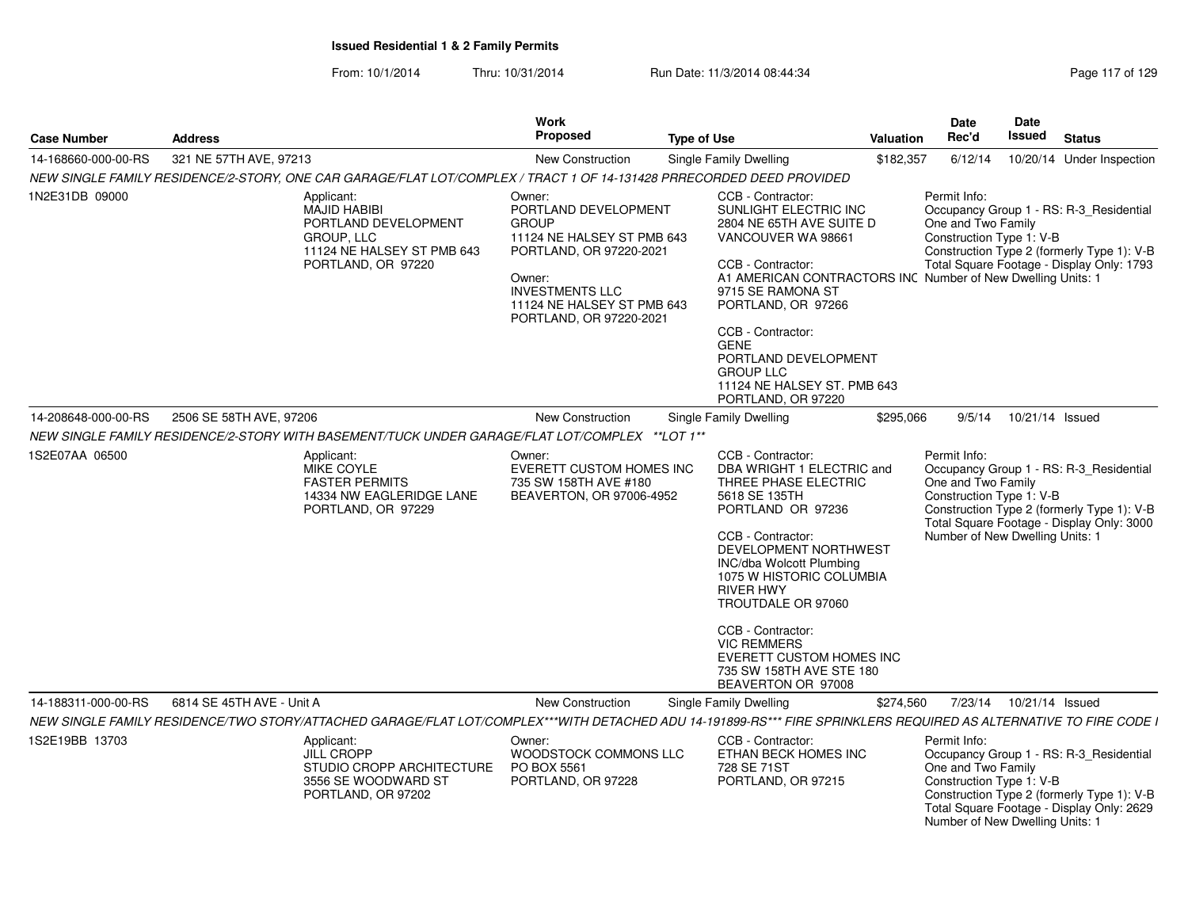**Issued Residential 1 & 2 Family Permits**

From: 10/1/2014 Thru: 10/31/2014 Run Date: 11/3/2014 08:44:34

| Case Number | Address | Work Proposed | Type of Use | Valuation | Date Rec'd | Date Issued | Status |
|---|---|---|---|---|---|---|---|
| 14-168660-000-00-RS | 321 NE 57TH AVE, 97213 | New Construction | Single Family Dwelling | $182,357 | 6/12/14 | 10/20/14 | Under Inspection |

*NEW SINGLE FAMILY RESIDENCE/2-STORY, ONE CAR GARAGE/FLAT LOT/COMPLEX / TRACT 1 OF 14-131428 PRRECORDED DEED PROVIDED*

1N2E31DB 09000

Applicant:
MAJID HABIBI
PORTLAND DEVELOPMENT GROUP, LLC
11124 NE HALSEY ST PMB 643
PORTLAND, OR 97220

Owner:
PORTLAND DEVELOPMENT GROUP
11124 NE HALSEY ST PMB 643
PORTLAND, OR 97220-2021

Owner:
INVESTMENTS LLC
11124 NE HALSEY ST PMB 643
PORTLAND, OR 97220-2021

CCB - Contractor:
SUNLIGHT ELECTRIC INC
2804 NE 65TH AVE SUITE D
VANCOUVER WA 98661

CCB - Contractor:
A1 AMERICAN CONTRACTORS INC
9715 SE RAMONA ST
PORTLAND, OR 97266

CCB - Contractor:
GENE
PORTLAND DEVELOPMENT GROUP LLC
11124 NE HALSEY ST. PMB 643
PORTLAND, OR 97220

Permit Info:
Occupancy Group 1 - RS: R-3_Residential One and Two Family
Construction Type 1: V-B
Construction Type 2 (formerly Type 1): V-B
Total Square Footage - Display Only: 1793
Number of New Dwelling Units: 1

| Case Number | Address | Work Proposed | Type of Use | Valuation | Date Rec'd | Date Issued | Status |
|---|---|---|---|---|---|---|---|
| 14-208648-000-00-RS | 2506 SE 58TH AVE, 97206 | New Construction | Single Family Dwelling | $295,066 | 9/5/14 | 10/21/14 | Issued |

*NEW SINGLE FAMILY RESIDENCE/2-STORY WITH BASEMENT/TUCK UNDER GARAGE/FLAT LOT/COMPLEX \*\*LOT 1\*\**

1S2E07AA 06500

Applicant:
MIKE COYLE
FASTER PERMITS
14334 NW EAGLERIDGE LANE
PORTLAND, OR 97229

Owner:
EVERETT CUSTOM HOMES INC
735 SW 158TH AVE #180
BEAVERTON, OR 97006-4952

CCB - Contractor:
DBA WRIGHT 1 ELECTRIC and THREE PHASE ELECTRIC
5618 SE 135TH
PORTLAND OR 97236

CCB - Contractor:
DEVELOPMENT NORTHWEST INC/dba Wolcott Plumbing
1075 W HISTORIC COLUMBIA RIVER HWY
TROUTDALE OR 97060

CCB - Contractor:
VIC REMMERS
EVERETT CUSTOM HOMES INC
735 SW 158TH AVE STE 180
BEAVERTON OR 97008

Permit Info:
Occupancy Group 1 - RS: R-3_Residential One and Two Family
Construction Type 1: V-B
Construction Type 2 (formerly Type 1): V-B
Total Square Footage - Display Only: 3000
Number of New Dwelling Units: 1

| Case Number | Address | Work Proposed | Type of Use | Valuation | Date Rec'd | Date Issued | Status |
|---|---|---|---|---|---|---|---|
| 14-188311-000-00-RS | 6814 SE 45TH AVE - Unit A | New Construction | Single Family Dwelling | $274,560 | 7/23/14 | 10/21/14 | Issued |

*NEW SINGLE FAMILY RESIDENCE/TWO STORY/ATTACHED GARAGE/FLAT LOT/COMPLEX\*\*\*WITH DETACHED ADU 14-191899-RS\*\*\* FIRE SPRINKLERS REQUIRED AS ALTERNATIVE TO FIRE CODE I*

1S2E19BB 13703

Applicant:
JILL CROPP
STUDIO CROPP ARCHITECTURE
3556 SE WOODWARD ST
PORTLAND, OR 97202

Owner:
WOODSTOCK COMMONS LLC
PO BOX 5561
PORTLAND, OR 97228

CCB - Contractor:
ETHAN BECK HOMES INC
728 SE 71ST
PORTLAND, OR 97215

Permit Info:
Occupancy Group 1 - RS: R-3_Residential One and Two Family
Construction Type 1: V-B
Construction Type 2 (formerly Type 1): V-B
Total Square Footage - Display Only: 2629
Number of New Dwelling Units: 1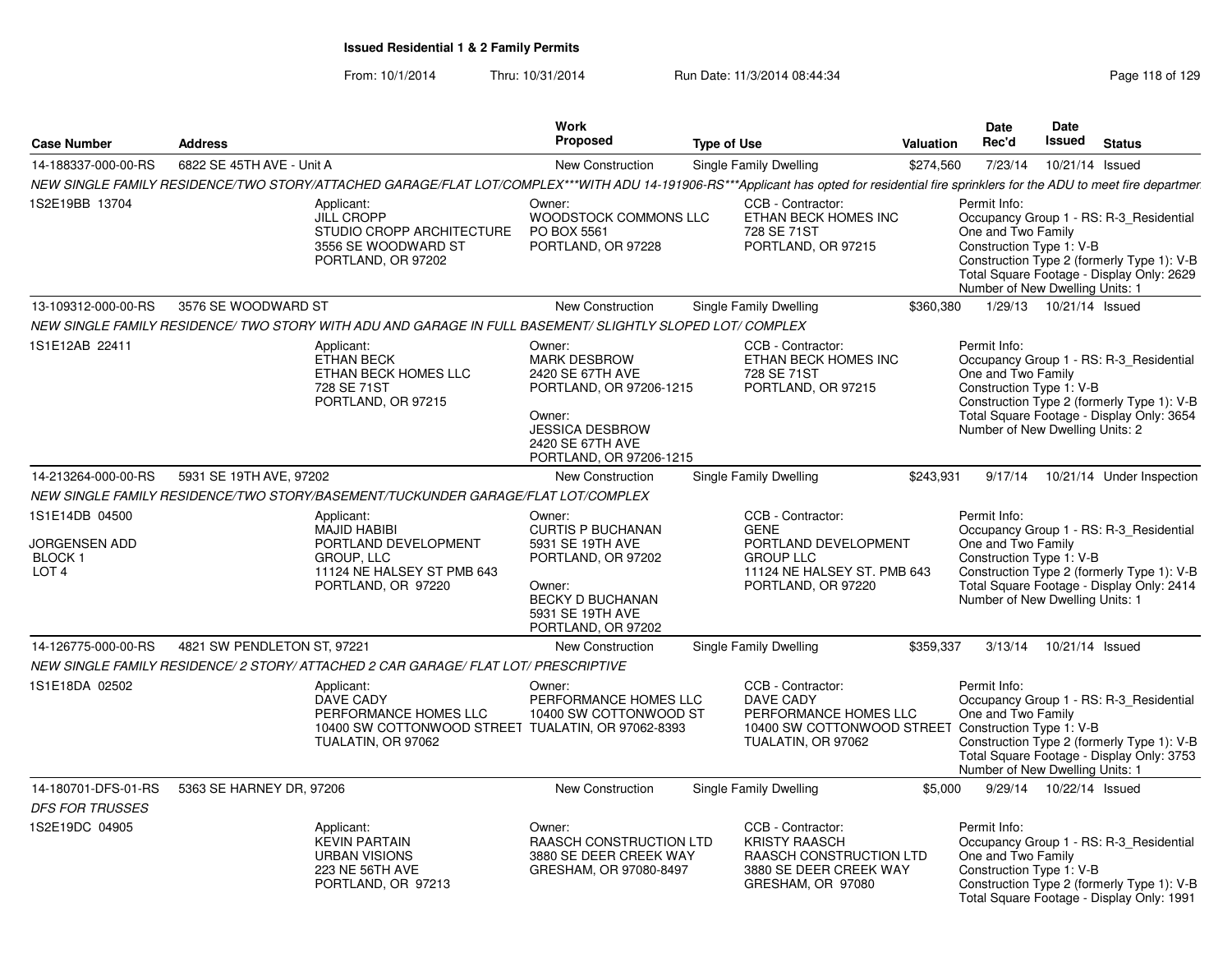**Issued Residential 1 & 2 Family Permits**

From: 10/1/2014 Thru: 10/31/2014 Run Date: 11/3/2014 08:44:34

| Case Number | Address | Work Proposed | Type of Use | Valuation | Date Rec'd | Date Issued | Status |
|---|---|---|---|---|---|---|---|
| 14-188337-000-00-RS | 6822 SE 45TH AVE - Unit A | New Construction | Single Family Dwelling | $274,560 | 7/23/14 | 10/21/14 | Issued |

*NEW SINGLE FAMILY RESIDENCE/TWO STORY/ATTACHED GARAGE/FLAT LOT/COMPLEX\*\*\*WITH ADU 14-191906-RS\*\*\*Applicant has opted for residential fire sprinklers for the ADU to meet fire departmer*

1S2E19BB 13704

Applicant: JILL CROPP, STUDIO CROPP ARCHITECTURE, 3556 SE WOODWARD ST, PORTLAND, OR 97202

Owner: WOODSTOCK COMMONS LLC, PO BOX 5561, PORTLAND, OR 97228

CCB - Contractor: ETHAN BECK HOMES INC, 728 SE 71ST, PORTLAND, OR 97215

Permit Info: Occupancy Group 1 - RS: R-3_Residential One and Two Family; Construction Type 1: V-B; Construction Type 2 (formerly Type 1): V-B; Total Square Footage - Display Only: 2629; Number of New Dwelling Units: 1

| Case Number | Address | Work Proposed | Type of Use | Valuation | Date Rec'd | Date Issued | Status |
|---|---|---|---|---|---|---|---|
| 13-109312-000-00-RS | 3576 SE WOODWARD ST | New Construction | Single Family Dwelling | $360,380 | 1/29/13 | 10/21/14 | Issued |

*NEW SINGLE FAMILY RESIDENCE/ TWO STORY WITH ADU AND GARAGE IN FULL BASEMENT/ SLIGHTLY SLOPED LOT/ COMPLEX*

1S1E12AB 22411

Applicant: ETHAN BECK, ETHAN BECK HOMES LLC, 728 SE 71ST, PORTLAND, OR 97215

Owner: MARK DESBROW, 2420 SE 67TH AVE, PORTLAND, OR 97206-1215

Owner: JESSICA DESBROW, 2420 SE 67TH AVE, PORTLAND, OR 97206-1215

CCB - Contractor: ETHAN BECK HOMES INC, 728 SE 71ST, PORTLAND, OR 97215

Permit Info: Occupancy Group 1 - RS: R-3_Residential One and Two Family; Construction Type 1: V-B; Construction Type 2 (formerly Type 1): V-B; Total Square Footage - Display Only: 3654; Number of New Dwelling Units: 2

| Case Number | Address | Work Proposed | Type of Use | Valuation | Date Rec'd | Date Issued | Status |
|---|---|---|---|---|---|---|---|
| 14-213264-000-00-RS | 5931 SE 19TH AVE, 97202 | New Construction | Single Family Dwelling | $243,931 | 9/17/14 | 10/21/14 | Under Inspection |

*NEW SINGLE FAMILY RESIDENCE/TWO STORY/BASEMENT/TUCKUNDER GARAGE/FLAT LOT/COMPLEX*

1S1E14DB 04500

JORGENSEN ADD
BLOCK 1
LOT 4

Applicant: MAJID HABIBI, PORTLAND DEVELOPMENT GROUP, LLC, 11124 NE HALSEY ST PMB 643, PORTLAND, OR 97220

Owner: CURTIS P BUCHANAN, 5931 SE 19TH AVE, PORTLAND, OR 97202

Owner: BECKY D BUCHANAN, 5931 SE 19TH AVE, PORTLAND, OR 97202

CCB - Contractor: GENE, PORTLAND DEVELOPMENT GROUP LLC, 11124 NE HALSEY ST. PMB 643, PORTLAND, OR 97220

Permit Info: Occupancy Group 1 - RS: R-3_Residential One and Two Family; Construction Type 1: V-B; Construction Type 2 (formerly Type 1): V-B; Total Square Footage - Display Only: 2414; Number of New Dwelling Units: 1

| Case Number | Address | Work Proposed | Type of Use | Valuation | Date Rec'd | Date Issued | Status |
|---|---|---|---|---|---|---|---|
| 14-126775-000-00-RS | 4821 SW PENDLETON ST, 97221 | New Construction | Single Family Dwelling | $359,337 | 3/13/14 | 10/21/14 | Issued |

*NEW SINGLE FAMILY RESIDENCE/ 2 STORY/ ATTACHED 2 CAR GARAGE/ FLAT LOT/ PRESCRIPTIVE*

1S1E18DA 02502

Applicant: DAVE CADY, PERFORMANCE HOMES LLC, 10400 SW COTTONWOOD STREET, TUALATIN, OR 97062

Owner: PERFORMANCE HOMES LLC, 10400 SW COTTONWOOD ST, TUALATIN, OR 97062-8393

CCB - Contractor: DAVE CADY, PERFORMANCE HOMES LLC, 10400 SW COTTONWOOD STREET, TUALATIN, OR 97062

Permit Info: Occupancy Group 1 - RS: R-3_Residential One and Two Family; Construction Type 1: V-B; Construction Type 2 (formerly Type 1): V-B; Total Square Footage - Display Only: 3753; Number of New Dwelling Units: 1

| Case Number | Address | Work Proposed | Type of Use | Valuation | Date Rec'd | Date Issued | Status |
|---|---|---|---|---|---|---|---|
| 14-180701-DFS-01-RS | 5363 SE HARNEY DR, 97206 | New Construction | Single Family Dwelling | $5,000 | 9/29/14 | 10/22/14 | Issued |

*DFS FOR TRUSSES*

1S2E19DC 04905

Applicant: KEVIN PARTAIN, URBAN VISIONS, 223 NE 56TH AVE, PORTLAND, OR 97213

Owner: RAASCH CONSTRUCTION LTD, 3880 SE DEER CREEK WAY, GRESHAM, OR 97080-8497

CCB - Contractor: KRISTY RAASCH, RAASCH CONSTRUCTION LTD, 3880 SE DEER CREEK WAY, GRESHAM, OR 97080

Permit Info: Occupancy Group 1 - RS: R-3_Residential One and Two Family; Construction Type 1: V-B; Construction Type 2 (formerly Type 1): V-B; Total Square Footage - Display Only: 1991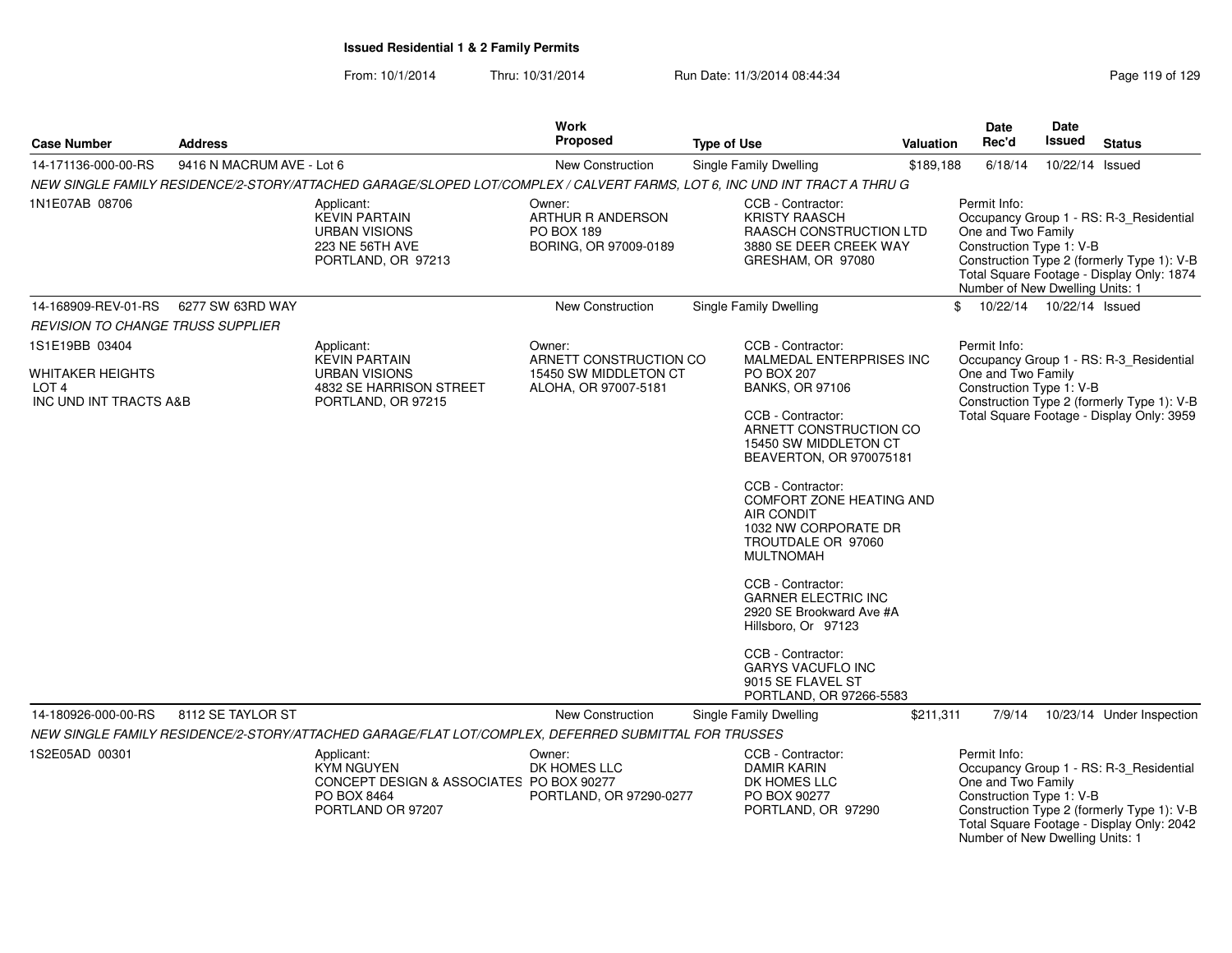# Issued Residential 1 & 2 Family Permits

From: 10/1/2014 Thru: 10/31/2014 Run Date: 11/3/2014 08:44:34

| Case Number | Address | Work Proposed | Type of Use | Valuation | Date Rec'd | Date Issued | Status |
|---|---|---|---|---|---|---|---|
| 14-171136-000-00-RS | 9416 N MACRUM AVE - Lot 6 | New Construction | Single Family Dwelling | $189,188 | 6/18/14 | 10/22/14 | Issued |
| 14-168909-REV-01-RS | 6277 SW 63RD WAY | New Construction | Single Family Dwelling | $ | 10/22/14 | 10/22/14 | Issued |
| 14-180926-000-00-RS | 8112 SE TAYLOR ST | New Construction | Single Family Dwelling | $211,311 | 7/9/14 | 10/23/14 | Under Inspection |

## 14-171136-000-00-RS — 9416 N MACRUM AVE - Lot 6

*NEW SINGLE FAMILY RESIDENCE/2-STORY/ATTACHED GARAGE/SLOPED LOT/COMPLEX / CALVERT FARMS, LOT 6, INC UND INT TRACT A THRU G*

1N1E07AB 08706

Applicant:
KEVIN PARTAIN
URBAN VISIONS
223 NE 56TH AVE
PORTLAND, OR 97213

Owner:
ARTHUR R ANDERSON
PO BOX 189
BORING, OR 97009-0189

CCB - Contractor:
KRISTY RAASCH
RAASCH CONSTRUCTION LTD
3880 SE DEER CREEK WAY
GRESHAM, OR 97080

Permit Info:
Occupancy Group 1 - RS: R-3_Residential One and Two Family
Construction Type 1: V-B
Construction Type 2 (formerly Type 1): V-B
Total Square Footage - Display Only: 1874
Number of New Dwelling Units: 1

## 14-168909-REV-01-RS — 6277 SW 63RD WAY

*REVISION TO CHANGE TRUSS SUPPLIER*

1S1E19BB 03404

WHITAKER HEIGHTS
LOT 4
INC UND INT TRACTS A&B

Applicant:
KEVIN PARTAIN
URBAN VISIONS
4832 SE HARRISON STREET
PORTLAND, OR 97215

Owner:
ARNETT CONSTRUCTION CO
15450 SW MIDDLETON CT
ALOHA, OR 97007-5181

CCB - Contractor:
MALMEDAL ENTERPRISES INC
PO BOX 207
BANKS, OR 97106

CCB - Contractor:
ARNETT CONSTRUCTION CO
15450 SW MIDDLETON CT
BEAVERTON, OR 970075181

CCB - Contractor:
COMFORT ZONE HEATING AND AIR CONDIT
1032 NW CORPORATE DR
TROUTDALE OR 97060
MULTNOMAH

CCB - Contractor:
GARNER ELECTRIC INC
2920 SE Brookward Ave #A
Hillsboro, Or 97123

CCB - Contractor:
GARYS VACUFLO INC
9015 SE FLAVEL ST
PORTLAND, OR 97266-5583

Permit Info:
Occupancy Group 1 - RS: R-3_Residential One and Two Family
Construction Type 1: V-B
Construction Type 2 (formerly Type 1): V-B
Total Square Footage - Display Only: 3959

## 14-180926-000-00-RS — 8112 SE TAYLOR ST

*NEW SINGLE FAMILY RESIDENCE/2-STORY/ATTACHED GARAGE/FLAT LOT/COMPLEX, DEFERRED SUBMITTAL FOR TRUSSES*

1S2E05AD 00301

Applicant:
KYM NGUYEN
CONCEPT DESIGN & ASSOCIATES
PO BOX 8464
PORTLAND OR 97207

Owner:
DK HOMES LLC
PO BOX 90277
PORTLAND, OR 97290-0277

CCB - Contractor:
DAMIR KARIN
DK HOMES LLC
PO BOX 90277
PORTLAND, OR 97290

Permit Info:
Occupancy Group 1 - RS: R-3_Residential One and Two Family
Construction Type 1: V-B
Construction Type 2 (formerly Type 1): V-B
Total Square Footage - Display Only: 2042
Number of New Dwelling Units: 1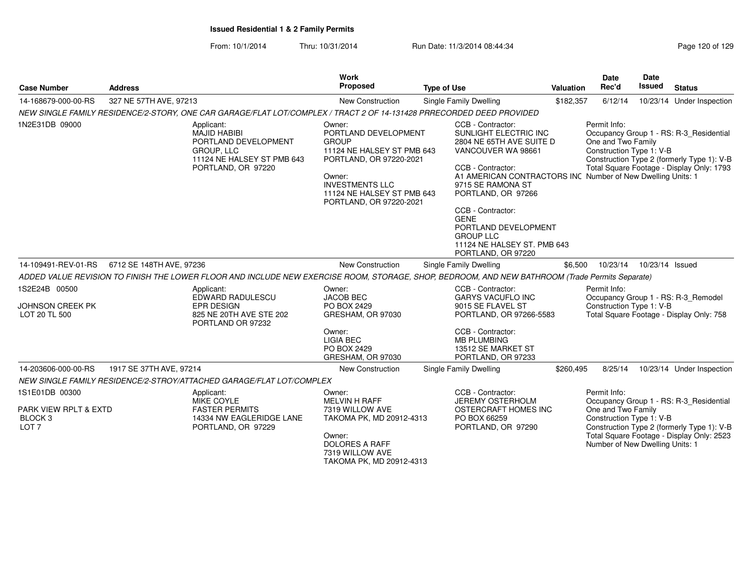# Issued Residential 1 & 2 Family Permits

From: 10/1/2014 Thru: 10/31/2014 Run Date: 11/3/2014 08:44:34

| Case Number | Address | Work Proposed | Type of Use | Valuation | Date Rec'd | Date Issued | Status |
|---|---|---|---|---|---|---|---|
| 14-168679-000-00-RS | 327 NE 57TH AVE, 97213 | New Construction | Single Family Dwelling | $182,357 | 6/12/14 | 10/23/14 | Under Inspection |

*NEW SINGLE FAMILY RESIDENCE/2-STORY, ONE CAR GARAGE/FLAT LOT/COMPLEX / TRACT 2 OF 14-131428 PRRECORDED DEED PROVIDED*

1N2E31DB 09000

Applicant:
MAJID HABIBI
PORTLAND DEVELOPMENT GROUP, LLC
11124 NE HALSEY ST PMB 643
PORTLAND, OR 97220

Owner:
PORTLAND DEVELOPMENT GROUP
11124 NE HALSEY ST PMB 643
PORTLAND, OR 97220-2021

Owner:
INVESTMENTS LLC
11124 NE HALSEY ST PMB 643
PORTLAND, OR 97220-2021

CCB - Contractor:
SUNLIGHT ELECTRIC INC
2804 NE 65TH AVE SUITE D
VANCOUVER WA 98661

CCB - Contractor:
A1 AMERICAN CONTRACTORS INC
9715 SE RAMONA ST
PORTLAND, OR 97266

CCB - Contractor:
GENE
PORTLAND DEVELOPMENT GROUP LLC
11124 NE HALSEY ST. PMB 643
PORTLAND, OR 97220

Permit Info:
Occupancy Group 1 - RS: R-3_Residential One and Two Family
Construction Type 1: V-B
Construction Type 2 (formerly Type 1): V-B
Total Square Footage - Display Only: 1793
Number of New Dwelling Units: 1

| Case Number | Address | Work Proposed | Type of Use | Valuation | Date Rec'd | Date Issued | Status |
|---|---|---|---|---|---|---|---|
| 14-109491-REV-01-RS | 6712 SE 148TH AVE, 97236 | New Construction | Single Family Dwelling | $6,500 | 10/23/14 | 10/23/14 | Issued |

*ADDED VALUE REVISION TO FINISH THE LOWER FLOOR AND INCLUDE NEW EXERCISE ROOM, STORAGE, SHOP, BEDROOM, AND NEW BATHROOM (Trade Permits Separate)*

1S2E24B 00500
JOHNSON CREEK PK
LOT 20 TL 500

Applicant:
EDWARD RADULESCU
EPR DESIGN
825 NE 20TH AVE STE 202
PORTLAND OR 97232

Owner:
JACOB BEC
PO BOX 2429
GRESHAM, OR 97030

Owner:
LIGIA BEC
PO BOX 2429
GRESHAM, OR 97030

CCB - Contractor:
GARYS VACUFLO INC
9015 SE FLAVEL ST
PORTLAND, OR 97266-5583

CCB - Contractor:
MB PLUMBING
13512 SE MARKET ST
PORTLAND, OR 97233

Permit Info:
Occupancy Group 1 - RS: R-3_Remodel
Construction Type 1: V-B
Total Square Footage - Display Only: 758

| Case Number | Address | Work Proposed | Type of Use | Valuation | Date Rec'd | Date Issued | Status |
|---|---|---|---|---|---|---|---|
| 14-203606-000-00-RS | 1917 SE 37TH AVE, 97214 | New Construction | Single Family Dwelling | $260,495 | 8/25/14 | 10/23/14 | Under Inspection |

*NEW SINGLE FAMILY RESIDENCE/2-STROY/ATTACHED GARAGE/FLAT LOT/COMPLEX*

1S1E01DB 00300
PARK VIEW RPLT & EXTD
BLOCK 3
LOT 7

Applicant:
MIKE COYLE
FASTER PERMITS
14334 NW EAGLERIDGE LANE
PORTLAND, OR 97229

Owner:
MELVIN H RAFF
7319 WILLOW AVE
TAKOMA PK, MD 20912-4313

Owner:
DOLORES A RAFF
7319 WILLOW AVE
TAKOMA PK, MD 20912-4313

CCB - Contractor:
JEREMY OSTERHOLM
OSTERCRAFT HOMES INC
PO BOX 66259
PORTLAND, OR 97290

Permit Info:
Occupancy Group 1 - RS: R-3_Residential One and Two Family
Construction Type 1: V-B
Construction Type 2 (formerly Type 1): V-B
Total Square Footage - Display Only: 2523
Number of New Dwelling Units: 1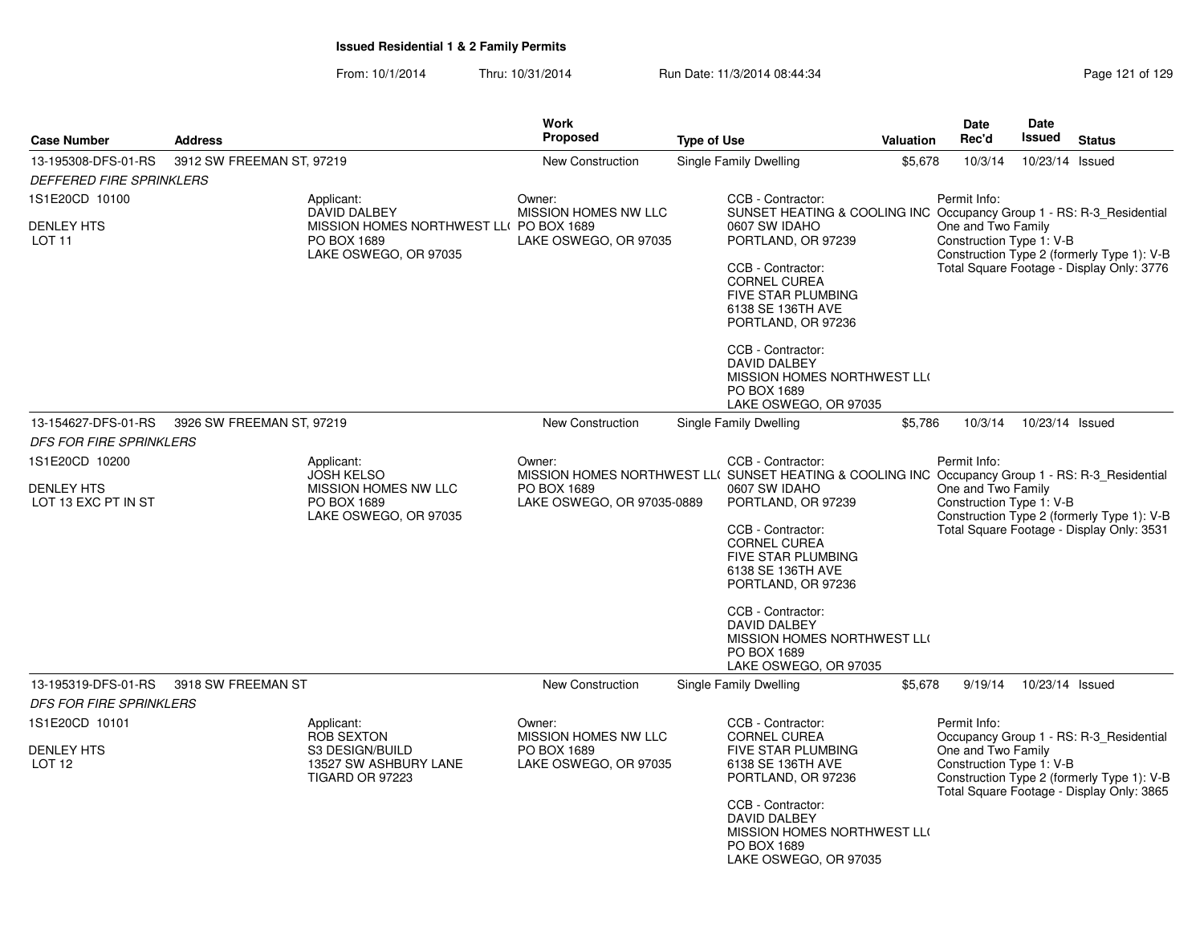# Issued Residential 1 & 2 Family Permits

From: 10/1/2014 Thru: 10/31/2014 Run Date: 11/3/2014 08:44:34

| Case Number | Address | Work Proposed | Type of Use | Valuation | Date Rec'd | Date Issued | Status |
|---|---|---|---|---|---|---|---|
| 13-195308-DFS-01-RS | 3912 SW FREEMAN ST, 97219 | New Construction | Single Family Dwelling | $5,678 | 10/3/14 | 10/23/14 | Issued |

*DEFFERED FIRE SPRINKLERS*

1S1E20CD 10100
DENLEY HTS
LOT 11

Applicant:
DAVID DALBEY
MISSION HOMES NORTHWEST LL(
PO BOX 1689
LAKE OSWEGO, OR 97035

Owner:
MISSION HOMES NW LLC
PO BOX 1689
LAKE OSWEGO, OR 97035

CCB - Contractor:
SUNSET HEATING & COOLING INC
0607 SW IDAHO
PORTLAND, OR 97239

CCB - Contractor:
CORNEL CUREA
FIVE STAR PLUMBING
6138 SE 136TH AVE
PORTLAND, OR 97236

CCB - Contractor:
DAVID DALBEY
MISSION HOMES NORTHWEST LL(
PO BOX 1689
LAKE OSWEGO, OR 97035

Permit Info:
Occupancy Group 1 - RS: R-3_Residential One and Two Family
Construction Type 1: V-B
Construction Type 2 (formerly Type 1): V-B
Total Square Footage - Display Only: 3776

| Case Number | Address | Work Proposed | Type of Use | Valuation | Date Rec'd | Date Issued | Status |
|---|---|---|---|---|---|---|---|
| 13-154627-DFS-01-RS | 3926 SW FREEMAN ST, 97219 | New Construction | Single Family Dwelling | $5,786 | 10/3/14 | 10/23/14 | Issued |

*DFS FOR FIRE SPRINKLERS*

1S1E20CD 10200
DENLEY HTS
LOT 13 EXC PT IN ST

Applicant:
JOSH KELSO
MISSION HOMES NW LLC
PO BOX 1689
LAKE OSWEGO, OR 97035

Owner:
MISSION HOMES NORTHWEST LL(
PO BOX 1689
LAKE OSWEGO, OR 97035-0889

CCB - Contractor:
SUNSET HEATING & COOLING INC
0607 SW IDAHO
PORTLAND, OR 97239

CCB - Contractor:
CORNEL CUREA
FIVE STAR PLUMBING
6138 SE 136TH AVE
PORTLAND, OR 97236

CCB - Contractor:
DAVID DALBEY
MISSION HOMES NORTHWEST LL(
PO BOX 1689
LAKE OSWEGO, OR 97035

Permit Info:
Occupancy Group 1 - RS: R-3_Residential One and Two Family
Construction Type 1: V-B
Construction Type 2 (formerly Type 1): V-B
Total Square Footage - Display Only: 3531

| Case Number | Address | Work Proposed | Type of Use | Valuation | Date Rec'd | Date Issued | Status |
|---|---|---|---|---|---|---|---|
| 13-195319-DFS-01-RS | 3918 SW FREEMAN ST | New Construction | Single Family Dwelling | $5,678 | 9/19/14 | 10/23/14 | Issued |

*DFS FOR FIRE SPRINKLERS*

1S1E20CD 10101
DENLEY HTS
LOT 12

Applicant:
ROB SEXTON
S3 DESIGN/BUILD
13527 SW ASHBURY LANE
TIGARD OR 97223

Owner:
MISSION HOMES NW LLC
PO BOX 1689
LAKE OSWEGO, OR 97035

CCB - Contractor:
CORNEL CUREA
FIVE STAR PLUMBING
6138 SE 136TH AVE
PORTLAND, OR 97236

CCB - Contractor:
DAVID DALBEY
MISSION HOMES NORTHWEST LL(
PO BOX 1689
LAKE OSWEGO, OR 97035

Permit Info:
Occupancy Group 1 - RS: R-3_Residential One and Two Family
Construction Type 1: V-B
Construction Type 2 (formerly Type 1): V-B
Total Square Footage - Display Only: 3865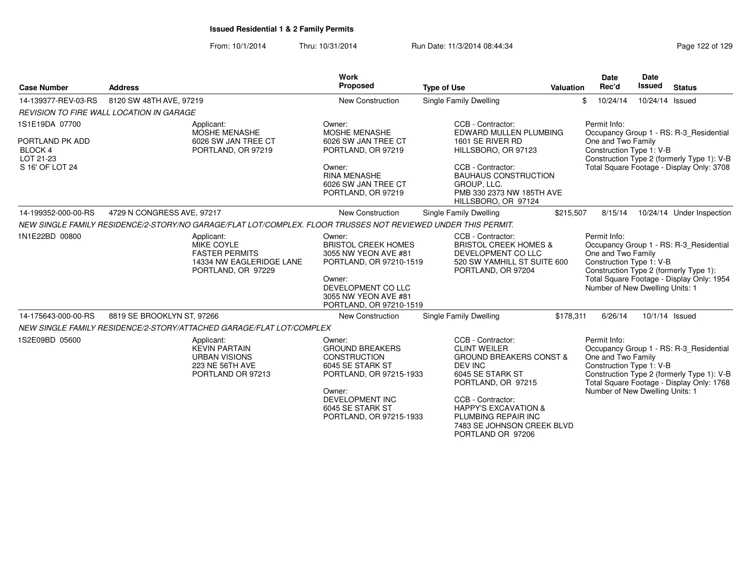# Issued Residential 1 & 2 Family Permits

From: 10/1/2014 Thru: 10/31/2014 Run Date: 11/3/2014 08:44:34

| Case Number | Address | Work Proposed | Type of Use | Valuation | Date Rec'd | Date Issued | Status |
|---|---|---|---|---|---|---|---|
| 14-139377-REV-03-RS | 8120 SW 48TH AVE, 97219 | New Construction | Single Family Dwelling | $ | 10/24/14 | 10/24/14 | Issued |

*REVISION TO FIRE WALL LOCATION IN GARAGE*

1S1E19DA 07700
PORTLAND PK ADD
BLOCK 4
LOT 21-23
S 16' OF LOT 24

Applicant:
MOSHE MENASHE
6026 SW JAN TREE CT
PORTLAND, OR 97219

Owner:
MOSHE MENASHE
6026 SW JAN TREE CT
PORTLAND, OR 97219

Owner:
RINA MENASHE
6026 SW JAN TREE CT
PORTLAND, OR 97219

CCB - Contractor:
EDWARD MULLEN PLUMBING
1601 SE RIVER RD
HILLSBORO, OR 97123

CCB - Contractor:
BAUHAUS CONSTRUCTION
GROUP, LLC.
PMB 330 2373 NW 185TH AVE
HILLSBORO, OR 97124

Permit Info:
Occupancy Group 1 - RS: R-3_Residential One and Two Family
Construction Type 1: V-B
Construction Type 2 (formerly Type 1): V-B
Total Square Footage - Display Only: 3708

| Case Number | Address | Work Proposed | Type of Use | Valuation | Date Rec'd | Date Issued | Status |
|---|---|---|---|---|---|---|---|
| 14-199352-000-00-RS | 4729 N CONGRESS AVE, 97217 | New Construction | Single Family Dwelling | $215,507 | 8/15/14 | 10/24/14 | Under Inspection |

*NEW SINGLE FAMILY RESIDENCE/2-STORY/NO GARAGE/FLAT LOT/COMPLEX. FLOOR TRUSSES NOT REVIEWED UNDER THIS PERMIT.*

1N1E22BD 00800

Applicant:
MIKE COYLE
FASTER PERMITS
14334 NW EAGLERIDGE LANE
PORTLAND, OR 97229

Owner:
BRISTOL CREEK HOMES
3055 NW YEON AVE #81
PORTLAND, OR 97210-1519

Owner:
DEVELOPMENT CO LLC
3055 NW YEON AVE #81
PORTLAND, OR 97210-1519

CCB - Contractor:
BRISTOL CREEK HOMES &
DEVELOPMENT CO LLC
520 SW YAMHILL ST SUITE 600
PORTLAND, OR 97204

Permit Info:
Occupancy Group 1 - RS: R-3_Residential One and Two Family
Construction Type 1: V-B
Construction Type 2 (formerly Type 1):
Total Square Footage - Display Only: 1954
Number of New Dwelling Units: 1

| Case Number | Address | Work Proposed | Type of Use | Valuation | Date Rec'd | Date Issued | Status |
|---|---|---|---|---|---|---|---|
| 14-175643-000-00-RS | 8819 SE BROOKLYN ST, 97266 | New Construction | Single Family Dwelling | $178,311 | 6/26/14 | 10/1/14 | Issued |

*NEW SINGLE FAMILY RESIDENCE/2-STORY/ATTACHED GARAGE/FLAT LOT/COMPLEX*

1S2E09BD 05600

Applicant:
KEVIN PARTAIN
URBAN VISIONS
223 NE 56TH AVE
PORTLAND OR 97213

Owner:
GROUND BREAKERS
CONSTRUCTION
6045 SE STARK ST
PORTLAND, OR 97215-1933

Owner:
DEVELOPMENT INC
6045 SE STARK ST
PORTLAND, OR 97215-1933

CCB - Contractor:
CLINT WEILER
GROUND BREAKERS CONST &
DEV INC
6045 SE STARK ST
PORTLAND, OR 97215

CCB - Contractor:
HAPPY'S EXCAVATION &
PLUMBING REPAIR INC
7483 SE JOHNSON CREEK BLVD
PORTLAND OR 97206

Permit Info:
Occupancy Group 1 - RS: R-3_Residential One and Two Family
Construction Type 1: V-B
Construction Type 2 (formerly Type 1): V-B
Total Square Footage - Display Only: 1768
Number of New Dwelling Units: 1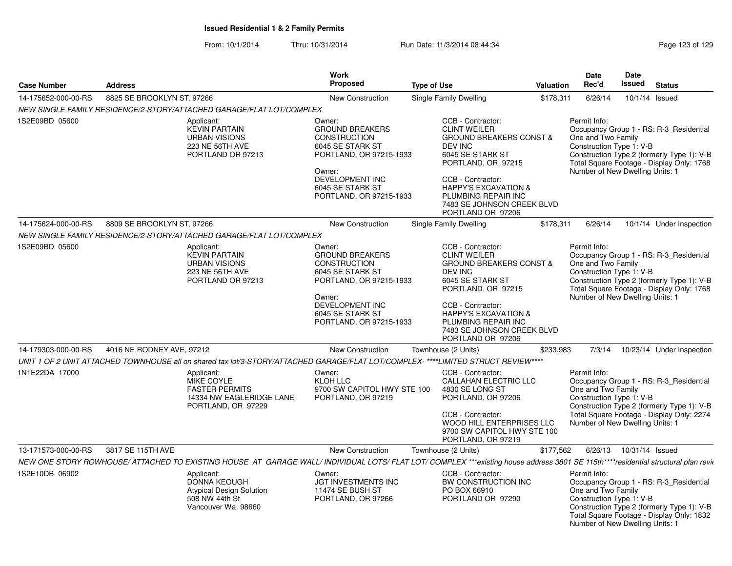# Issued Residential 1 & 2 Family Permits

From: 10/1/2014 Thru: 10/31/2014 Run Date: 11/3/2014 08:44:34

| Case Number | Address | Work Proposed | Type of Use | Valuation | Date Rec'd | Date Issued | Status |
|---|---|---|---|---|---|---|---|
| 14-175652-000-00-RS | 8825 SE BROOKLYN ST, 97266 | New Construction | Single Family Dwelling | $178,311 | 6/26/14 | 10/1/14 | Issued |

*NEW SINGLE FAMILY RESIDENCE/2-STORY/ATTACHED GARAGE/FLAT LOT/COMPLEX*

1S2E09BD 05600

Applicant:
KEVIN PARTAIN
URBAN VISIONS
223 NE 56TH AVE
PORTLAND OR 97213

Owner:
GROUND BREAKERS CONSTRUCTION
6045 SE STARK ST
PORTLAND, OR 97215-1933

Owner:
DEVELOPMENT INC
6045 SE STARK ST
PORTLAND, OR 97215-1933

CCB - Contractor:
CLINT WEILER
GROUND BREAKERS CONST & DEV INC
6045 SE STARK ST
PORTLAND, OR 97215

CCB - Contractor:
HAPPY'S EXCAVATION & PLUMBING REPAIR INC
7483 SE JOHNSON CREEK BLVD
PORTLAND OR 97206

Permit Info:
Occupancy Group 1 - RS: R-3_Residential One and Two Family
Construction Type 1: V-B
Construction Type 2 (formerly Type 1): V-B
Total Square Footage - Display Only: 1768
Number of New Dwelling Units: 1

| Case Number | Address | Work Proposed | Type of Use | Valuation | Date Rec'd | Date Issued | Status |
|---|---|---|---|---|---|---|---|
| 14-175624-000-00-RS | 8809 SE BROOKLYN ST, 97266 | New Construction | Single Family Dwelling | $178,311 | 6/26/14 | 10/1/14 | Under Inspection |

*NEW SINGLE FAMILY RESIDENCE/2-STORY/ATTACHED GARAGE/FLAT LOT/COMPLEX*

1S2E09BD 05600

Applicant:
KEVIN PARTAIN
URBAN VISIONS
223 NE 56TH AVE
PORTLAND OR 97213

Owner:
GROUND BREAKERS CONSTRUCTION
6045 SE STARK ST
PORTLAND, OR 97215-1933

Owner:
DEVELOPMENT INC
6045 SE STARK ST
PORTLAND, OR 97215-1933

CCB - Contractor:
CLINT WEILER
GROUND BREAKERS CONST & DEV INC
6045 SE STARK ST
PORTLAND, OR 97215

CCB - Contractor:
HAPPY'S EXCAVATION & PLUMBING REPAIR INC
7483 SE JOHNSON CREEK BLVD
PORTLAND OR 97206

Permit Info:
Occupancy Group 1 - RS: R-3_Residential One and Two Family
Construction Type 1: V-B
Construction Type 2 (formerly Type 1): V-B
Total Square Footage - Display Only: 1768
Number of New Dwelling Units: 1

| Case Number | Address | Work Proposed | Type of Use | Valuation | Date Rec'd | Date Issued | Status |
|---|---|---|---|---|---|---|---|
| 14-179303-000-00-RS | 4016 NE RODNEY AVE, 97212 | New Construction | Townhouse (2 Units) | $233,983 | 7/3/14 | 10/23/14 | Under Inspection |

*UNIT 1 OF 2 UNIT ATTACHED TOWNHOUSE all on shared tax lot/3-STORY/ATTACHED GARAGE/FLAT LOT/COMPLEX- ****LIMITED STRUCT REVIEW*****

1N1E22DA 17000

Applicant:
MIKE COYLE
FASTER PERMITS
14334 NW EAGLERIDGE LANE
PORTLAND, OR 97229

Owner:
KLOH LLC
9700 SW CAPITOL HWY STE 100
PORTLAND, OR 97219

CCB - Contractor:
CALLAHAN ELECTRIC LLC
4830 SE LONG ST
PORTLAND, OR 97206

CCB - Contractor:
WOOD HILL ENTERPRISES LLC
9700 SW CAPITOL HWY STE 100
PORTLAND, OR 97219

Permit Info:
Occupancy Group 1 - RS: R-3_Residential One and Two Family
Construction Type 1: V-B
Construction Type 2 (formerly Type 1): V-B
Total Square Footage - Display Only: 2274
Number of New Dwelling Units: 1

| Case Number | Address | Work Proposed | Type of Use | Valuation | Date Rec'd | Date Issued | Status |
|---|---|---|---|---|---|---|---|
| 13-171573-000-00-RS | 3817 SE 115TH AVE | New Construction | Townhouse (2 Units) | $177,562 | 6/26/13 | 10/31/14 | Issued |

*NEW ONE STORY ROWHOUSE/ ATTACHED TO EXISTING HOUSE AT GARAGE WALL/ INDIVIDUAL LOTS/ FLAT LOT/ COMPLEX ***existing house address 3801 SE 115th****residential structural plan revi*

1S2E10DB 06902

Applicant:
DONNA KEOUGH
Atypical Design Solution
508 NW 44th St
Vancouver Wa. 98660

Owner:
JGT INVESTMENTS INC
11474 SE BUSH ST
PORTLAND, OR 97266

CCB - Contractor:
BW CONSTRUCTION INC
PO BOX 66910
PORTLAND OR 97290

Permit Info:
Occupancy Group 1 - RS: R-3_Residential One and Two Family
Construction Type 1: V-B
Construction Type 2 (formerly Type 1): V-B
Total Square Footage - Display Only: 1832
Number of New Dwelling Units: 1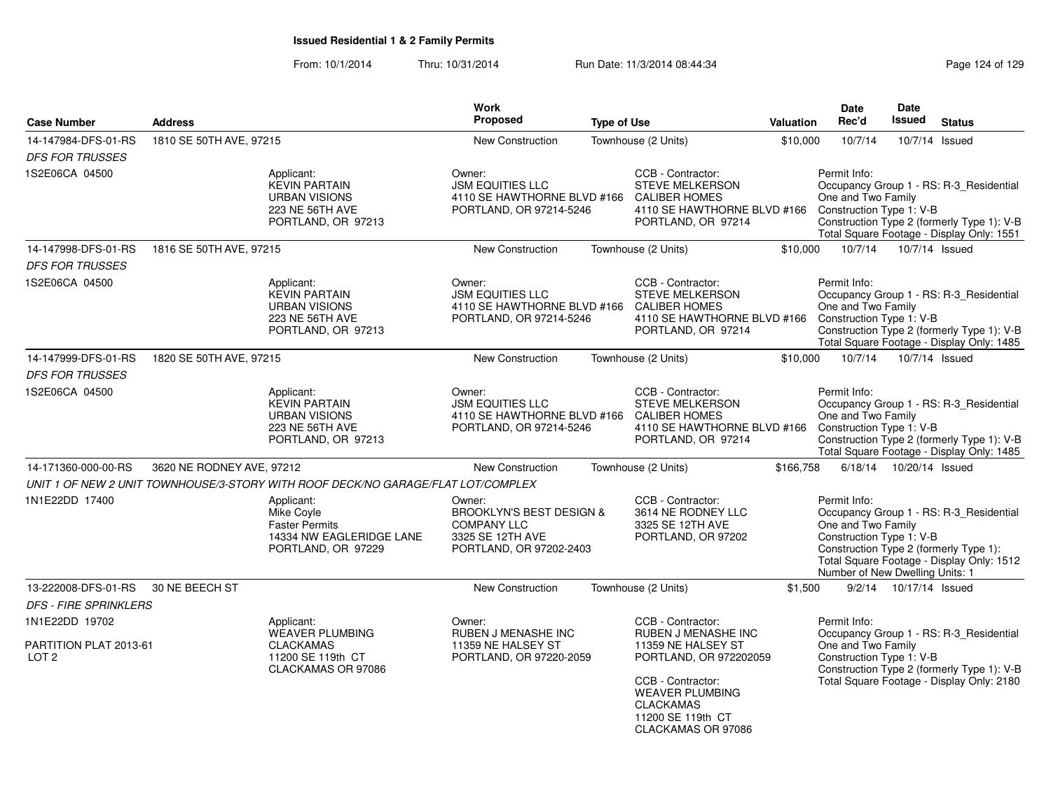**Issued Residential 1 & 2 Family Permits**

From: 10/1/2014 Thru: 10/31/2014 Run Date: 11/3/2014 08:44:34

| Case Number | Address | Work Proposed | Type of Use | Valuation | Date Rec'd | Date Issued | Status |
|---|---|---|---|---|---|---|---|
| 14-147984-DFS-01-RS | 1810 SE 50TH AVE, 97215 | New Construction | Townhouse (2 Units) | $10,000 | 10/7/14 | 10/7/14 | Issued |

*DFS FOR TRUSSES*

1S2E06CA 04500

Applicant: KEVIN PARTAIN, URBAN VISIONS, 223 NE 56TH AVE, PORTLAND, OR 97213

Owner: JSM EQUITIES LLC, 4110 SE HAWTHORNE BLVD #166, PORTLAND, OR 97214-5246

CCB - Contractor: STEVE MELKERSON, CALIBER HOMES, 4110 SE HAWTHORNE BLVD #166, PORTLAND, OR 97214

Permit Info: Occupancy Group 1 - RS: R-3_Residential One and Two Family; Construction Type 1: V-B; Construction Type 2 (formerly Type 1): V-B; Total Square Footage - Display Only: 1551

| Case Number | Address | Work Proposed | Type of Use | Valuation | Date Rec'd | Date Issued | Status |
|---|---|---|---|---|---|---|---|
| 14-147998-DFS-01-RS | 1816 SE 50TH AVE, 97215 | New Construction | Townhouse (2 Units) | $10,000 | 10/7/14 | 10/7/14 | Issued |

*DFS FOR TRUSSES*

1S2E06CA 04500

Applicant: KEVIN PARTAIN, URBAN VISIONS, 223 NE 56TH AVE, PORTLAND, OR 97213

Owner: JSM EQUITIES LLC, 4110 SE HAWTHORNE BLVD #166, PORTLAND, OR 97214-5246

CCB - Contractor: STEVE MELKERSON, CALIBER HOMES, 4110 SE HAWTHORNE BLVD #166, PORTLAND, OR 97214

Permit Info: Occupancy Group 1 - RS: R-3_Residential One and Two Family; Construction Type 1: V-B; Construction Type 2 (formerly Type 1): V-B; Total Square Footage - Display Only: 1485

| Case Number | Address | Work Proposed | Type of Use | Valuation | Date Rec'd | Date Issued | Status |
|---|---|---|---|---|---|---|---|
| 14-147999-DFS-01-RS | 1820 SE 50TH AVE, 97215 | New Construction | Townhouse (2 Units) | $10,000 | 10/7/14 | 10/7/14 | Issued |

*DFS FOR TRUSSES*

1S2E06CA 04500

Applicant: KEVIN PARTAIN, URBAN VISIONS, 223 NE 56TH AVE, PORTLAND, OR 97213

Owner: JSM EQUITIES LLC, 4110 SE HAWTHORNE BLVD #166, PORTLAND, OR 97214-5246

CCB - Contractor: STEVE MELKERSON, CALIBER HOMES, 4110 SE HAWTHORNE BLVD #166, PORTLAND, OR 97214

Permit Info: Occupancy Group 1 - RS: R-3_Residential One and Two Family; Construction Type 1: V-B; Construction Type 2 (formerly Type 1): V-B; Total Square Footage - Display Only: 1485

| Case Number | Address | Work Proposed | Type of Use | Valuation | Date Rec'd | Date Issued | Status |
|---|---|---|---|---|---|---|---|
| 14-171360-000-00-RS | 3620 NE RODNEY AVE, 97212 | New Construction | Townhouse (2 Units) | $166,758 | 6/18/14 | 10/20/14 | Issued |

*UNIT 1 OF NEW 2 UNIT TOWNHOUSE/3-STORY WITH ROOF DECK/NO GARAGE/FLAT LOT/COMPLEX*

1N1E22DD 17400

Applicant: Mike Coyle, Faster Permits, 14334 NW EAGLERIDGE LANE, PORTLAND, OR 97229

Owner: BROOKLYN'S BEST DESIGN & COMPANY LLC, 3325 SE 12TH AVE, PORTLAND, OR 97202-2403

CCB - Contractor: 3614 NE RODNEY LLC, 3325 SE 12TH AVE, PORTLAND, OR 97202

Permit Info: Occupancy Group 1 - RS: R-3_Residential One and Two Family; Construction Type 1: V-B; Construction Type 2 (formerly Type 1):; Total Square Footage - Display Only: 1512; Number of New Dwelling Units: 1

| Case Number | Address | Work Proposed | Type of Use | Valuation | Date Rec'd | Date Issued | Status |
|---|---|---|---|---|---|---|---|
| 13-222008-DFS-01-RS | 30 NE BEECH ST | New Construction | Townhouse (2 Units) | $1,500 | 9/2/14 | 10/17/14 | Issued |

*DFS - FIRE SPRINKLERS*

1N1E22DD 19702

PARTITION PLAT 2013-61 LOT 2

Applicant: WEAVER PLUMBING, CLACKAMAS, 11200 SE 119th CT, CLACKAMAS OR 97086

Owner: RUBEN J MENASHE INC, 11359 NE HALSEY ST, PORTLAND, OR 97220-2059

CCB - Contractor: RUBEN J MENASHE INC, 11359 NE HALSEY ST, PORTLAND, OR 972202059

CCB - Contractor: WEAVER PLUMBING, CLACKAMAS, 11200 SE 119th CT, CLACKAMAS OR 97086

Permit Info: Occupancy Group 1 - RS: R-3_Residential One and Two Family; Construction Type 1: V-B; Construction Type 2 (formerly Type 1): V-B; Total Square Footage - Display Only: 2180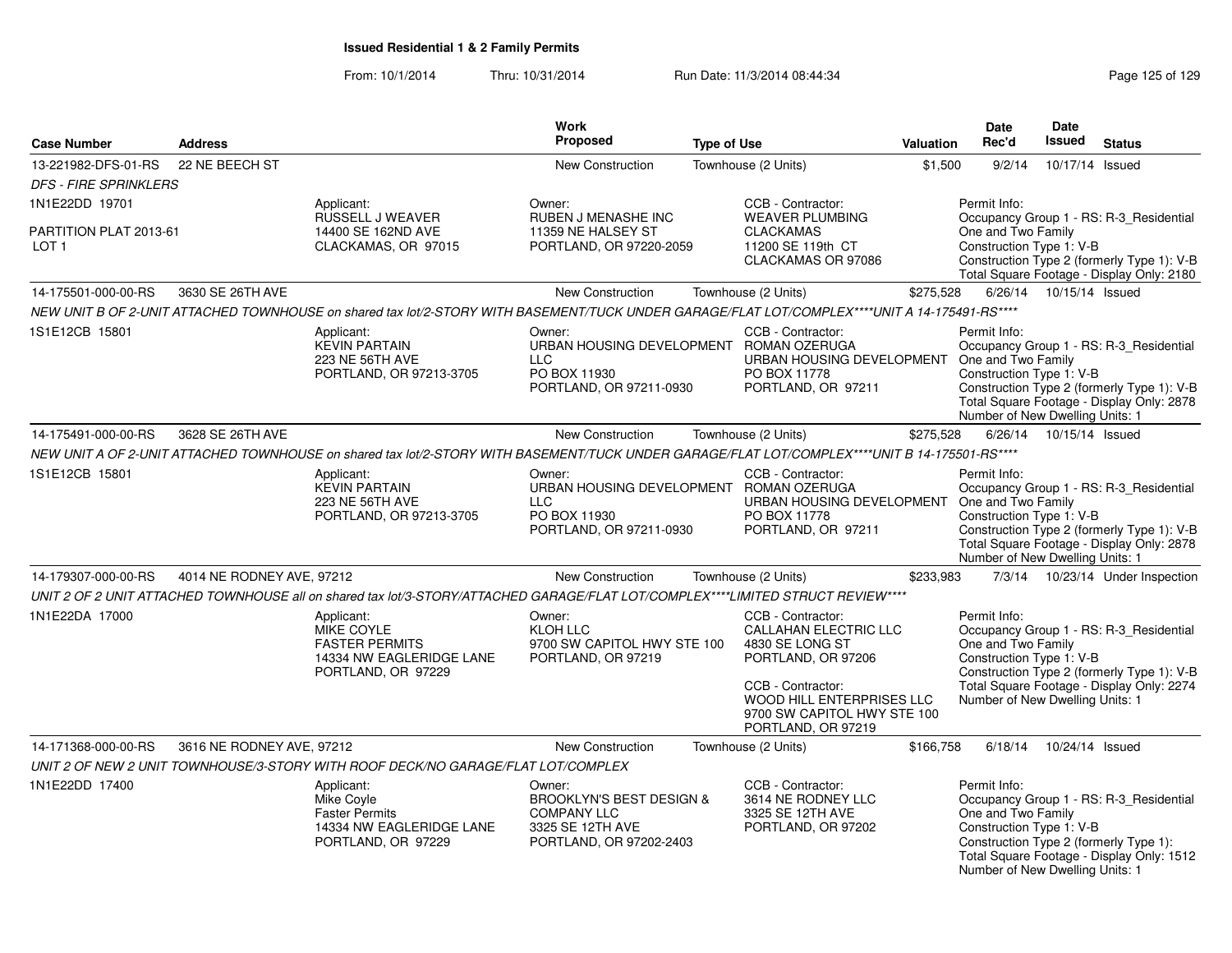**Issued Residential 1 & 2 Family Permits**

From: 10/1/2014 Thru: 10/31/2014 Run Date: 11/3/2014 08:44:34

| Case Number | Address | Work Proposed | Type of Use | Valuation | Date Rec'd | Date Issued | Status |
|---|---|---|---|---|---|---|---|
| 13-221982-DFS-01-RS | 22 NE BEECH ST | New Construction | Townhouse (2 Units) | $1,500 | 9/2/14 | 10/17/14 | Issued |

*DFS - FIRE SPRINKLERS*

1N1E22DD 19701

PARTITION PLAT 2013-61
LOT 1

Applicant: RUSSELL J WEAVER, 14400 SE 162ND AVE, CLACKAMAS, OR 97015

Owner: RUBEN J MENASHE INC, 11359 NE HALSEY ST, PORTLAND, OR 97220-2059

CCB - Contractor: WEAVER PLUMBING, CLACKAMAS, 11200 SE 119th CT, CLACKAMAS OR 97086

Permit Info: Occupancy Group 1 - RS: R-3_Residential One and Two Family; Construction Type 1: V-B; Construction Type 2 (formerly Type 1): V-B; Total Square Footage - Display Only: 2180

| Case Number | Address | Work Proposed | Type of Use | Valuation | Date Rec'd | Date Issued | Status |
|---|---|---|---|---|---|---|---|
| 14-175501-000-00-RS | 3630 SE 26TH AVE | New Construction | Townhouse (2 Units) | $275,528 | 6/26/14 | 10/15/14 | Issued |

*NEW UNIT B OF 2-UNIT ATTACHED TOWNHOUSE on shared tax lot/2-STORY WITH BASEMENT/TUCK UNDER GARAGE/FLAT LOT/COMPLEX****UNIT A 14-175491-RS*****

1S1E12CB 15801

Applicant: KEVIN PARTAIN, 223 NE 56TH AVE, PORTLAND, OR 97213-3705

Owner: URBAN HOUSING DEVELOPMENT LLC, PO BOX 11930, PORTLAND, OR 97211-0930

CCB - Contractor: ROMAN OZERUGA, URBAN HOUSING DEVELOPMENT, PO BOX 11778, PORTLAND, OR 97211

Permit Info: Occupancy Group 1 - RS: R-3_Residential One and Two Family; Construction Type 1: V-B; Construction Type 2 (formerly Type 1): V-B; Total Square Footage - Display Only: 2878; Number of New Dwelling Units: 1

| Case Number | Address | Work Proposed | Type of Use | Valuation | Date Rec'd | Date Issued | Status |
|---|---|---|---|---|---|---|---|
| 14-175491-000-00-RS | 3628 SE 26TH AVE | New Construction | Townhouse (2 Units) | $275,528 | 6/26/14 | 10/15/14 | Issued |

*NEW UNIT A OF 2-UNIT ATTACHED TOWNHOUSE on shared tax lot/2-STORY WITH BASEMENT/TUCK UNDER GARAGE/FLAT LOT/COMPLEX****UNIT B 14-175501-RS*****

1S1E12CB 15801

Applicant: KEVIN PARTAIN, 223 NE 56TH AVE, PORTLAND, OR 97213-3705

Owner: URBAN HOUSING DEVELOPMENT LLC, PO BOX 11930, PORTLAND, OR 97211-0930

CCB - Contractor: ROMAN OZERUGA, URBAN HOUSING DEVELOPMENT, PO BOX 11778, PORTLAND, OR 97211

Permit Info: Occupancy Group 1 - RS: R-3_Residential One and Two Family; Construction Type 1: V-B; Construction Type 2 (formerly Type 1): V-B; Total Square Footage - Display Only: 2878; Number of New Dwelling Units: 1

| Case Number | Address | Work Proposed | Type of Use | Valuation | Date Rec'd | Date Issued | Status |
|---|---|---|---|---|---|---|---|
| 14-179307-000-00-RS | 4014 NE RODNEY AVE, 97212 | New Construction | Townhouse (2 Units) | $233,983 | 7/3/14 | 10/23/14 | Under Inspection |

*UNIT 2 OF 2 UNIT ATTACHED TOWNHOUSE all on shared tax lot/3-STORY/ATTACHED GARAGE/FLAT LOT/COMPLEX****LIMITED STRUCT REVIEW*****

1N1E22DA 17000

Applicant: MIKE COYLE, FASTER PERMITS, 14334 NW EAGLERIDGE LANE, PORTLAND, OR 97229

Owner: KLOH LLC, 9700 SW CAPITOL HWY STE 100, PORTLAND, OR 97219

CCB - Contractor: CALLAHAN ELECTRIC LLC, 4830 SE LONG ST, PORTLAND, OR 97206

CCB - Contractor: WOOD HILL ENTERPRISES LLC, 9700 SW CAPITOL HWY STE 100, PORTLAND, OR 97219

Permit Info: Occupancy Group 1 - RS: R-3_Residential One and Two Family; Construction Type 1: V-B; Construction Type 2 (formerly Type 1): V-B; Total Square Footage - Display Only: 2274; Number of New Dwelling Units: 1

| Case Number | Address | Work Proposed | Type of Use | Valuation | Date Rec'd | Date Issued | Status |
|---|---|---|---|---|---|---|---|
| 14-171368-000-00-RS | 3616 NE RODNEY AVE, 97212 | New Construction | Townhouse (2 Units) | $166,758 | 6/18/14 | 10/24/14 | Issued |

*UNIT 2 OF NEW 2 UNIT TOWNHOUSE/3-STORY WITH ROOF DECK/NO GARAGE/FLAT LOT/COMPLEX*

1N1E22DD 17400

Applicant: Mike Coyle, Faster Permits, 14334 NW EAGLERIDGE LANE, PORTLAND, OR 97229

Owner: BROOKLYN'S BEST DESIGN & COMPANY LLC, 3325 SE 12TH AVE, PORTLAND, OR 97202-2403

CCB - Contractor: 3614 NE RODNEY LLC, 3325 SE 12TH AVE, PORTLAND, OR 97202

Permit Info: Occupancy Group 1 - RS: R-3_Residential One and Two Family; Construction Type 1: V-B; Construction Type 2 (formerly Type 1):; Total Square Footage - Display Only: 1512; Number of New Dwelling Units: 1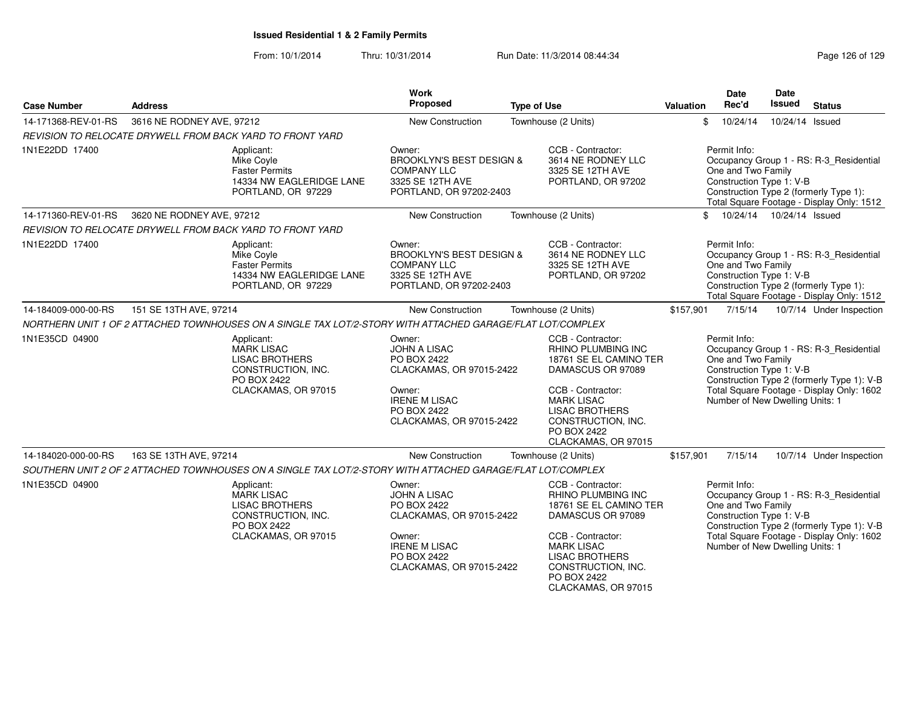# Issued Residential 1 & 2 Family Permits

From: 10/1/2014 Thru: 10/31/2014 Run Date: 11/3/2014 08:44:34

| Case Number | Address | Work Proposed | Type of Use | Valuation | Date Rec'd | Date Issued | Status |
|---|---|---|---|---|---|---|---|
| 14-171368-REV-01-RS | 3616 NE RODNEY AVE, 97212 | New Construction | Townhouse (2 Units) | $ | 10/24/14 | 10/24/14 | Issued |

REVISION TO RELOCATE DRYWELL FROM BACK YARD TO FRONT YARD

1N1E22DD 17400

Applicant: Mike Coyle, Faster Permits, 14334 NW EAGLERIDGE LANE, PORTLAND, OR 97229

Owner: BROOKLYN'S BEST DESIGN & COMPANY LLC, 3325 SE 12TH AVE, PORTLAND, OR 97202-2403

CCB - Contractor: 3614 NE RODNEY LLC, 3325 SE 12TH AVE, PORTLAND, OR 97202

Permit Info: Occupancy Group 1 - RS: R-3_Residential One and Two Family; Construction Type 1: V-B; Construction Type 2 (formerly Type 1):; Total Square Footage - Display Only: 1512

| Case Number | Address | Work Proposed | Type of Use | Valuation | Date Rec'd | Date Issued | Status |
|---|---|---|---|---|---|---|---|
| 14-171360-REV-01-RS | 3620 NE RODNEY AVE, 97212 | New Construction | Townhouse (2 Units) | $ | 10/24/14 | 10/24/14 | Issued |

REVISION TO RELOCATE DRYWELL FROM BACK YARD TO FRONT YARD

1N1E22DD 17400

Applicant: Mike Coyle, Faster Permits, 14334 NW EAGLERIDGE LANE, PORTLAND, OR 97229

Owner: BROOKLYN'S BEST DESIGN & COMPANY LLC, 3325 SE 12TH AVE, PORTLAND, OR 97202-2403

CCB - Contractor: 3614 NE RODNEY LLC, 3325 SE 12TH AVE, PORTLAND, OR 97202

Permit Info: Occupancy Group 1 - RS: R-3_Residential One and Two Family; Construction Type 1: V-B; Construction Type 2 (formerly Type 1):; Total Square Footage - Display Only: 1512

| Case Number | Address | Work Proposed | Type of Use | Valuation | Date Rec'd | Date Issued | Status |
|---|---|---|---|---|---|---|---|
| 14-184009-000-00-RS | 151 SE 13TH AVE, 97214 | New Construction | Townhouse (2 Units) | $157,901 | 7/15/14 | 10/7/14 | Under Inspection |

NORTHERN UNIT 1 OF 2 ATTACHED TOWNHOUSES ON A SINGLE TAX LOT/2-STORY WITH ATTACHED GARAGE/FLAT LOT/COMPLEX

1N1E35CD 04900

Applicant: MARK LISAC, LISAC BROTHERS CONSTRUCTION, INC., PO BOX 2422, CLACKAMAS, OR 97015

Owner: JOHN A LISAC, PO BOX 2422, CLACKAMAS, OR 97015-2422

Owner: IRENE M LISAC, PO BOX 2422, CLACKAMAS, OR 97015-2422

CCB - Contractor: RHINO PLUMBING INC, 18761 SE EL CAMINO TER, DAMASCUS OR 97089

CCB - Contractor: MARK LISAC, LISAC BROTHERS CONSTRUCTION, INC., PO BOX 2422, CLACKAMAS, OR 97015

Permit Info: Occupancy Group 1 - RS: R-3_Residential One and Two Family; Construction Type 1: V-B; Construction Type 2 (formerly Type 1): V-B; Total Square Footage - Display Only: 1602; Number of New Dwelling Units: 1

| Case Number | Address | Work Proposed | Type of Use | Valuation | Date Rec'd | Date Issued | Status |
|---|---|---|---|---|---|---|---|
| 14-184020-000-00-RS | 163 SE 13TH AVE, 97214 | New Construction | Townhouse (2 Units) | $157,901 | 7/15/14 | 10/7/14 | Under Inspection |

SOUTHERN UNIT 2 OF 2 ATTACHED TOWNHOUSES ON A SINGLE TAX LOT/2-STORY WITH ATTACHED GARAGE/FLAT LOT/COMPLEX

1N1E35CD 04900

Applicant: MARK LISAC, LISAC BROTHERS CONSTRUCTION, INC., PO BOX 2422, CLACKAMAS, OR 97015

Owner: JOHN A LISAC, PO BOX 2422, CLACKAMAS, OR 97015-2422

Owner: IRENE M LISAC, PO BOX 2422, CLACKAMAS, OR 97015-2422

CCB - Contractor: RHINO PLUMBING INC, 18761 SE EL CAMINO TER, DAMASCUS OR 97089

CCB - Contractor: MARK LISAC, LISAC BROTHERS CONSTRUCTION, INC., PO BOX 2422, CLACKAMAS, OR 97015

Permit Info: Occupancy Group 1 - RS: R-3_Residential One and Two Family; Construction Type 1: V-B; Construction Type 2 (formerly Type 1): V-B; Total Square Footage - Display Only: 1602; Number of New Dwelling Units: 1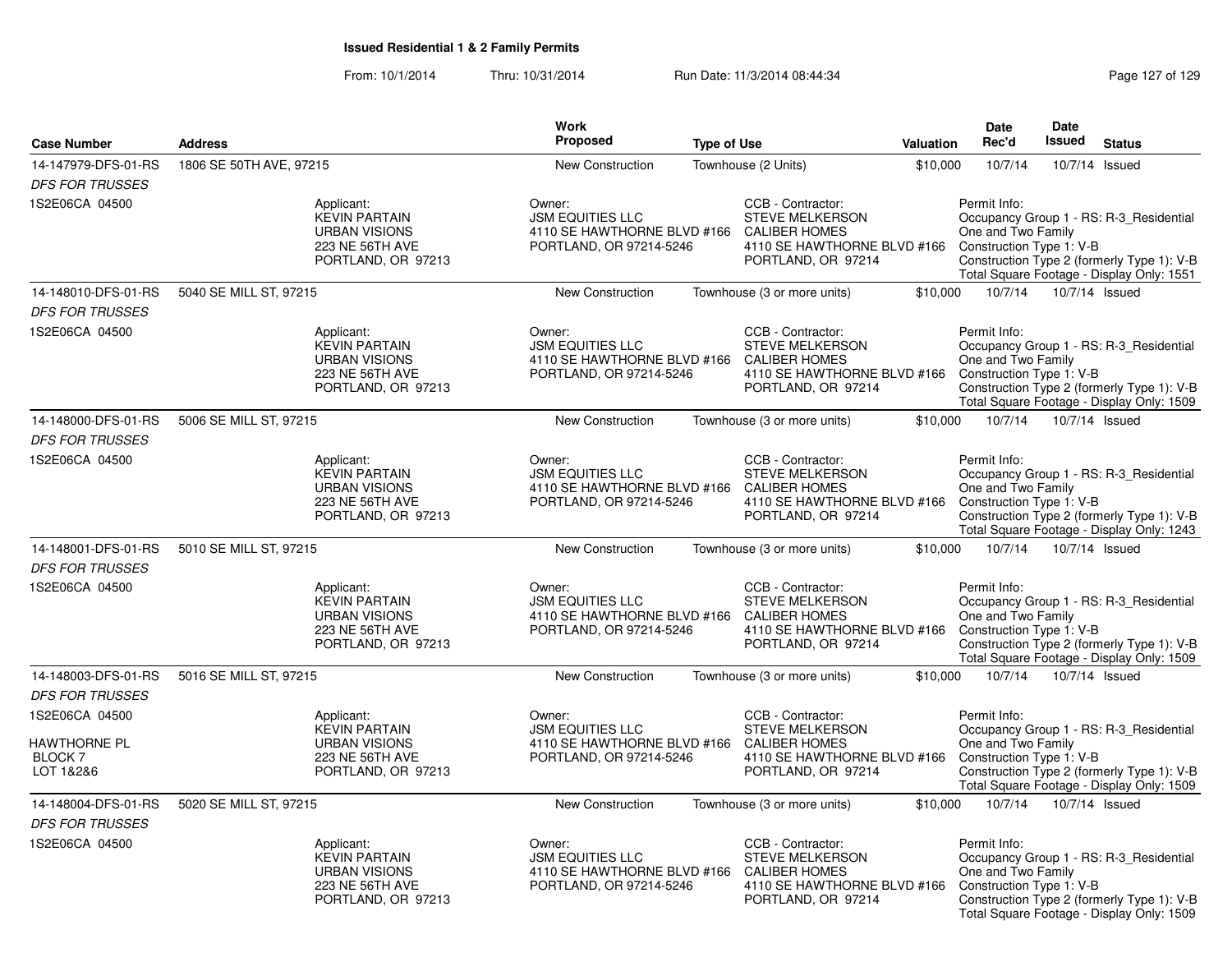## Issued Residential 1 & 2 Family Permits

From: 10/1/2014 Thru: 10/31/2014 Run Date: 11/3/2014 08:44:34

| Case Number | Address | Work Proposed | Type of Use | Valuation | Date Rec'd | Date Issued | Status |
|---|---|---|---|---|---|---|---|
| 14-147979-DFS-01-RS | 1806 SE 50TH AVE, 97215 | New Construction | Townhouse (2 Units) | $10,000 | 10/7/14 | 10/7/14 | Issued |
| *DFS FOR TRUSSES* | | | | | | | |
| 1S2E06CA 04500 | Applicant: KEVIN PARTAIN URBAN VISIONS 223 NE 56TH AVE PORTLAND, OR 97213 | Owner: JSM EQUITIES LLC 4110 SE HAWTHORNE BLVD #166 PORTLAND, OR 97214-5246 | CCB - Contractor: STEVE MELKERSON CALIBER HOMES 4110 SE HAWTHORNE BLVD #166 PORTLAND, OR 97214 | Permit Info: Occupancy Group 1 - RS: R-3_Residential One and Two Family Construction Type 1: V-B Construction Type 2 (formerly Type 1): V-B Total Square Footage - Display Only: 1551 | | | |
| 14-148010-DFS-01-RS | 5040 SE MILL ST, 97215 | New Construction | Townhouse (3 or more units) | $10,000 | 10/7/14 | 10/7/14 | Issued |
| *DFS FOR TRUSSES* | | | | | | | |
| 1S2E06CA 04500 | Applicant: KEVIN PARTAIN URBAN VISIONS 223 NE 56TH AVE PORTLAND, OR 97213 | Owner: JSM EQUITIES LLC 4110 SE HAWTHORNE BLVD #166 PORTLAND, OR 97214-5246 | CCB - Contractor: STEVE MELKERSON CALIBER HOMES 4110 SE HAWTHORNE BLVD #166 PORTLAND, OR 97214 | Permit Info: Occupancy Group 1 - RS: R-3_Residential One and Two Family Construction Type 1: V-B Construction Type 2 (formerly Type 1): V-B Total Square Footage - Display Only: 1509 | | | |
| 14-148000-DFS-01-RS | 5006 SE MILL ST, 97215 | New Construction | Townhouse (3 or more units) | $10,000 | 10/7/14 | 10/7/14 | Issued |
| *DFS FOR TRUSSES* | | | | | | | |
| 1S2E06CA 04500 | Applicant: KEVIN PARTAIN URBAN VISIONS 223 NE 56TH AVE PORTLAND, OR 97213 | Owner: JSM EQUITIES LLC 4110 SE HAWTHORNE BLVD #166 PORTLAND, OR 97214-5246 | CCB - Contractor: STEVE MELKERSON CALIBER HOMES 4110 SE HAWTHORNE BLVD #166 PORTLAND, OR 97214 | Permit Info: Occupancy Group 1 - RS: R-3_Residential One and Two Family Construction Type 1: V-B Construction Type 2 (formerly Type 1): V-B Total Square Footage - Display Only: 1243 | | | |
| 14-148001-DFS-01-RS | 5010 SE MILL ST, 97215 | New Construction | Townhouse (3 or more units) | $10,000 | 10/7/14 | 10/7/14 | Issued |
| *DFS FOR TRUSSES* | | | | | | | |
| 1S2E06CA 04500 | Applicant: KEVIN PARTAIN URBAN VISIONS 223 NE 56TH AVE PORTLAND, OR 97213 | Owner: JSM EQUITIES LLC 4110 SE HAWTHORNE BLVD #166 PORTLAND, OR 97214-5246 | CCB - Contractor: STEVE MELKERSON CALIBER HOMES 4110 SE HAWTHORNE BLVD #166 PORTLAND, OR 97214 | Permit Info: Occupancy Group 1 - RS: R-3_Residential One and Two Family Construction Type 1: V-B Construction Type 2 (formerly Type 1): V-B Total Square Footage - Display Only: 1509 | | | |
| 14-148003-DFS-01-RS | 5016 SE MILL ST, 97215 | New Construction | Townhouse (3 or more units) | $10,000 | 10/7/14 | 10/7/14 | Issued |
| *DFS FOR TRUSSES* | | | | | | | |
| 1S2E06CA 04500 HAWTHORNE PL BLOCK 7 LOT 1&2&6 | Applicant: KEVIN PARTAIN URBAN VISIONS 223 NE 56TH AVE PORTLAND, OR 97213 | Owner: JSM EQUITIES LLC 4110 SE HAWTHORNE BLVD #166 PORTLAND, OR 97214-5246 | CCB - Contractor: STEVE MELKERSON CALIBER HOMES 4110 SE HAWTHORNE BLVD #166 PORTLAND, OR 97214 | Permit Info: Occupancy Group 1 - RS: R-3_Residential One and Two Family Construction Type 1: V-B Construction Type 2 (formerly Type 1): V-B Total Square Footage - Display Only: 1509 | | | |
| 14-148004-DFS-01-RS | 5020 SE MILL ST, 97215 | New Construction | Townhouse (3 or more units) | $10,000 | 10/7/14 | 10/7/14 | Issued |
| *DFS FOR TRUSSES* | | | | | | | |
| 1S2E06CA 04500 | Applicant: KEVIN PARTAIN URBAN VISIONS 223 NE 56TH AVE PORTLAND, OR 97213 | Owner: JSM EQUITIES LLC 4110 SE HAWTHORNE BLVD #166 PORTLAND, OR 97214-5246 | CCB - Contractor: STEVE MELKERSON CALIBER HOMES 4110 SE HAWTHORNE BLVD #166 PORTLAND, OR 97214 | Permit Info: Occupancy Group 1 - RS: R-3_Residential One and Two Family Construction Type 1: V-B Construction Type 2 (formerly Type 1): V-B Total Square Footage - Display Only: 1509 | | | |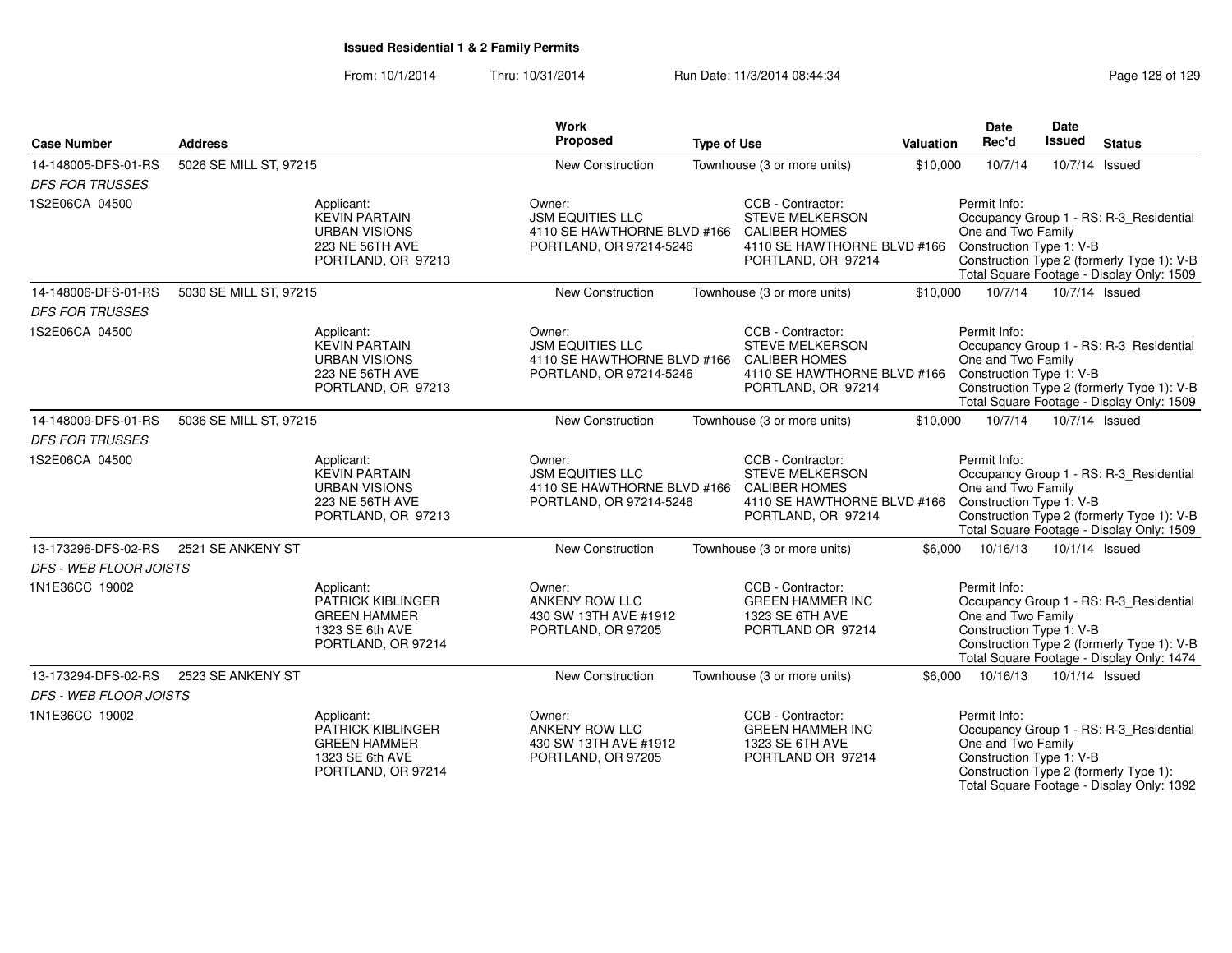**Issued Residential 1 & 2 Family Permits**

From: 10/1/2014 Thru: 10/31/2014 Run Date: 11/3/2014 08:44:34

| Case Number | Address | Work Proposed | Type of Use | Valuation | Date Rec'd | Date Issued | Status |
|---|---|---|---|---|---|---|---|
| 14-148005-DFS-01-RS | 5026 SE MILL ST, 97215 | New Construction | Townhouse (3 or more units) | $10,000 | 10/7/14 | 10/7/14 | Issued |
| *DFS FOR TRUSSES* | | | | | | | |
| 1S2E06CA 04500 | Applicant: KEVIN PARTAIN URBAN VISIONS 223 NE 56TH AVE PORTLAND, OR 97213 | Owner: JSM EQUITIES LLC 4110 SE HAWTHORNE BLVD #166 PORTLAND, OR 97214-5246 | CCB - Contractor: STEVE MELKERSON CALIBER HOMES 4110 SE HAWTHORNE BLVD #166 PORTLAND, OR 97214 | Permit Info: Occupancy Group 1 - RS: R-3_Residential One and Two Family Construction Type 1: V-B Construction Type 2 (formerly Type 1): V-B Total Square Footage - Display Only: 1509 | | | |
| 14-148006-DFS-01-RS | 5030 SE MILL ST, 97215 | New Construction | Townhouse (3 or more units) | $10,000 | 10/7/14 | 10/7/14 | Issued |
| *DFS FOR TRUSSES* | | | | | | | |
| 1S2E06CA 04500 | Applicant: KEVIN PARTAIN URBAN VISIONS 223 NE 56TH AVE PORTLAND, OR 97213 | Owner: JSM EQUITIES LLC 4110 SE HAWTHORNE BLVD #166 PORTLAND, OR 97214-5246 | CCB - Contractor: STEVE MELKERSON CALIBER HOMES 4110 SE HAWTHORNE BLVD #166 PORTLAND, OR 97214 | Permit Info: Occupancy Group 1 - RS: R-3_Residential One and Two Family Construction Type 1: V-B Construction Type 2 (formerly Type 1): V-B Total Square Footage - Display Only: 1509 | | | |
| 14-148009-DFS-01-RS | 5036 SE MILL ST, 97215 | New Construction | Townhouse (3 or more units) | $10,000 | 10/7/14 | 10/7/14 | Issued |
| *DFS FOR TRUSSES* | | | | | | | |
| 1S2E06CA 04500 | Applicant: KEVIN PARTAIN URBAN VISIONS 223 NE 56TH AVE PORTLAND, OR 97213 | Owner: JSM EQUITIES LLC 4110 SE HAWTHORNE BLVD #166 PORTLAND, OR 97214-5246 | CCB - Contractor: STEVE MELKERSON CALIBER HOMES 4110 SE HAWTHORNE BLVD #166 PORTLAND, OR 97214 | Permit Info: Occupancy Group 1 - RS: R-3_Residential One and Two Family Construction Type 1: V-B Construction Type 2 (formerly Type 1): V-B Total Square Footage - Display Only: 1509 | | | |
| 13-173296-DFS-02-RS | 2521 SE ANKENY ST | New Construction | Townhouse (3 or more units) | $6,000 | 10/16/13 | 10/1/14 | Issued |
| *DFS - WEB FLOOR JOISTS* | | | | | | | |
| 1N1E36CC 19002 | Applicant: PATRICK KIBLINGER GREEN HAMMER 1323 SE 6th AVE PORTLAND, OR 97214 | Owner: ANKENY ROW LLC 430 SW 13TH AVE #1912 PORTLAND, OR 97205 | CCB - Contractor: GREEN HAMMER INC 1323 SE 6TH AVE PORTLAND OR 97214 | Permit Info: Occupancy Group 1 - RS: R-3_Residential One and Two Family Construction Type 1: V-B Construction Type 2 (formerly Type 1): V-B Total Square Footage - Display Only: 1474 | | | |
| 13-173294-DFS-02-RS | 2523 SE ANKENY ST | New Construction | Townhouse (3 or more units) | $6,000 | 10/16/13 | 10/1/14 | Issued |
| *DFS - WEB FLOOR JOISTS* | | | | | | | |
| 1N1E36CC 19002 | Applicant: PATRICK KIBLINGER GREEN HAMMER 1323 SE 6th AVE PORTLAND, OR 97214 | Owner: ANKENY ROW LLC 430 SW 13TH AVE #1912 PORTLAND, OR 97205 | CCB - Contractor: GREEN HAMMER INC 1323 SE 6TH AVE PORTLAND OR 97214 | Permit Info: Occupancy Group 1 - RS: R-3_Residential One and Two Family Construction Type 1: V-B Construction Type 2 (formerly Type 1): Total Square Footage - Display Only: 1392 | | | |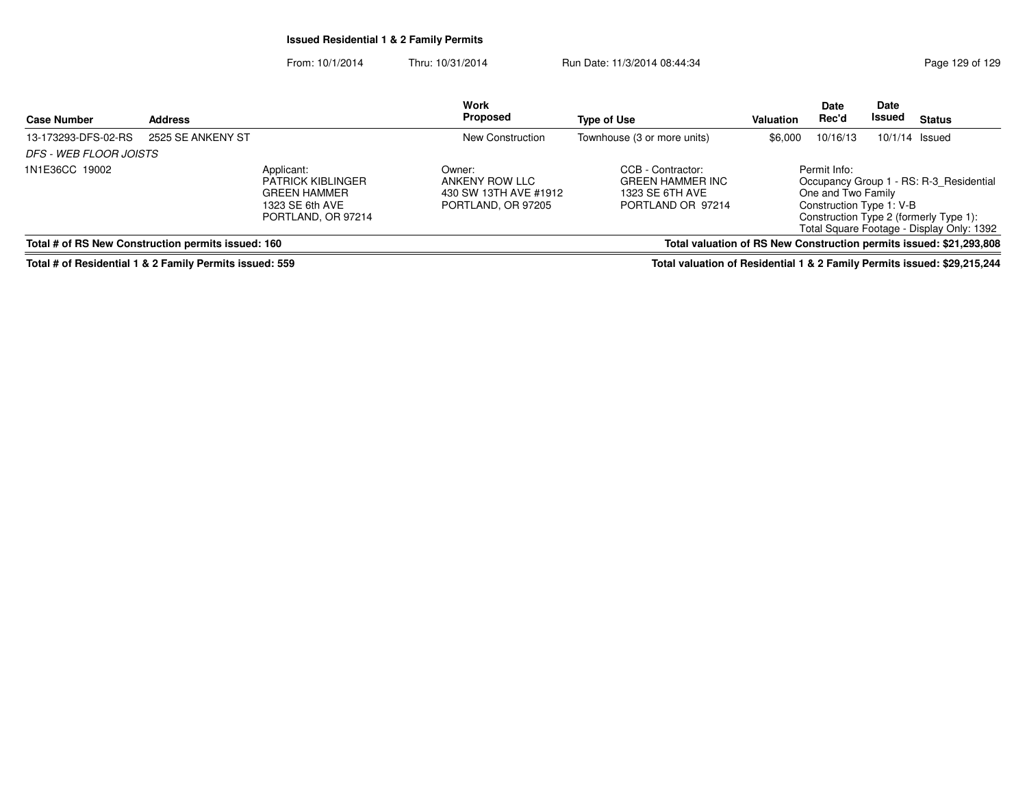**Issued Residential 1 & 2 Family Permits**

From: 10/1/2014 Thru: 10/31/2014 Run Date: 11/3/2014 08:44:34

| Case Number | Address | | Work Proposed | Type of Use | Valuation | Date Rec'd | Date Issued | Status |
|---|---|---|---|---|---|---|---|---|
| 13-173293-DFS-02-RS | 2525 SE ANKENY ST | | New Construction | Townhouse (3 or more units) | $6,000 | 10/16/13 | 10/1/14 | Issued |
| *DFS - WEB FLOOR JOISTS* | | | | | | | | |
| 1N1E36CC 19002 | | Applicant: PATRICK KIBLINGER GREEN HAMMER 1323 SE 6th AVE PORTLAND, OR 97214 | Owner: ANKENY ROW LLC 430 SW 13TH AVE #1912 PORTLAND, OR 97205 | CCB - Contractor: GREEN HAMMER INC 1323 SE 6TH AVE PORTLAND OR 97214 | | Permit Info: Occupancy Group 1 - RS: R-3_Residential One and Two Family Construction Type 1: V-B Construction Type 2 (formerly Type 1): Total Square Footage - Display Only: 1392 | | |

**Total # of RS New Construction permits issued: 160**

**Total valuation of RS New Construction permits issued: $21,293,808**

**Total # of Residential 1 & 2 Family Permits issued: 559**

**Total valuation of Residential 1 & 2 Family Permits issued: $29,215,244**